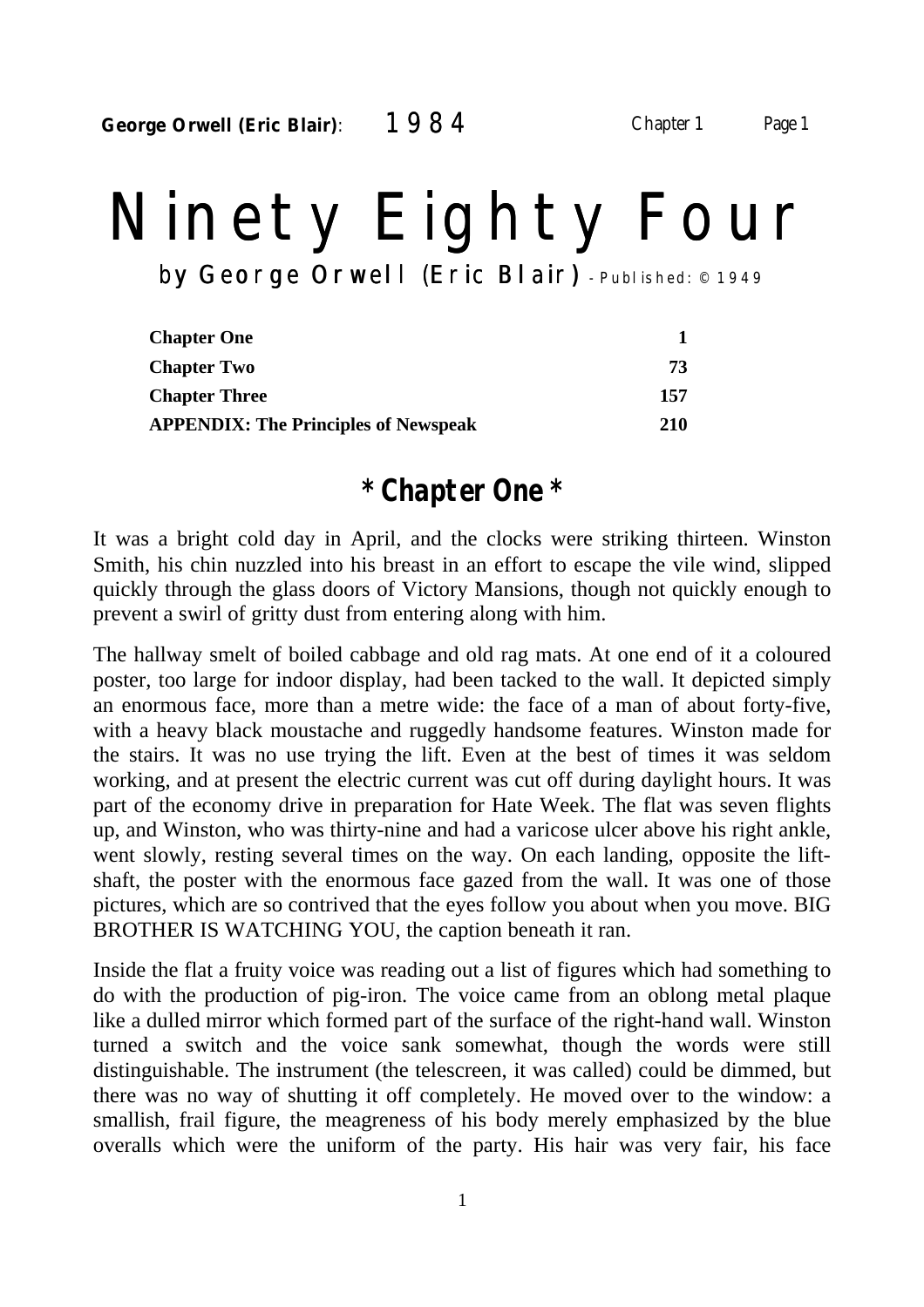# Ninety Eighty Four

by George Orwell (Eric Blair) - Published: © 1949

| | |
|---|---|
| **Chapter One** | **1** |
| **Chapter Two** | **73** |
| **Chapter Three** | **157** |
| **APPENDIX: The Principles of Newspeak** | **210** |

## * Chapter One *

It was a bright cold day in April, and the clocks were striking thirteen. Winston Smith, his chin nuzzled into his breast in an effort to escape the vile wind, slipped quickly through the glass doors of Victory Mansions, though not quickly enough to prevent a swirl of gritty dust from entering along with him.

The hallway smelt of boiled cabbage and old rag mats. At one end of it a coloured poster, too large for indoor display, had been tacked to the wall. It depicted simply an enormous face, more than a metre wide: the face of a man of about forty-five, with a heavy black moustache and ruggedly handsome features. Winston made for the stairs. It was no use trying the lift. Even at the best of times it was seldom working, and at present the electric current was cut off during daylight hours. It was part of the economy drive in preparation for Hate Week. The flat was seven flights up, and Winston, who was thirty-nine and had a varicose ulcer above his right ankle, went slowly, resting several times on the way. On each landing, opposite the lift-shaft, the poster with the enormous face gazed from the wall. It was one of those pictures, which are so contrived that the eyes follow you about when you move. BIG BROTHER IS WATCHING YOU, the caption beneath it ran.

Inside the flat a fruity voice was reading out a list of figures which had something to do with the production of pig-iron. The voice came from an oblong metal plaque like a dulled mirror which formed part of the surface of the right-hand wall. Winston turned a switch and the voice sank somewhat, though the words were still distinguishable. The instrument (the telescreen, it was called) could be dimmed, but there was no way of shutting it off completely. He moved over to the window: a smallish, frail figure, the meagreness of his body merely emphasized by the blue overalls which were the uniform of the party. His hair was very fair, his face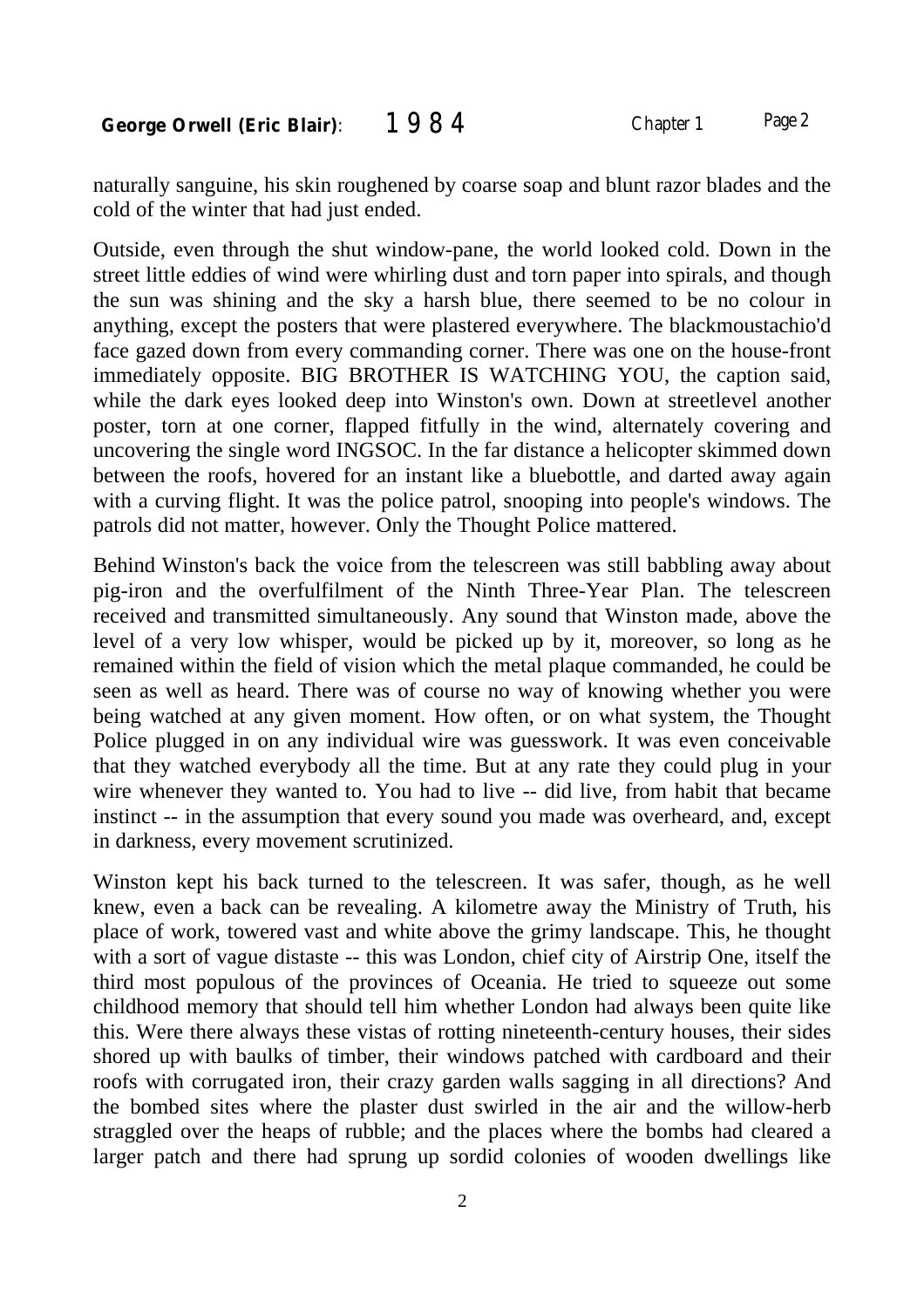naturally sanguine, his skin roughened by coarse soap and blunt razor blades and the cold of the winter that had just ended.

Outside, even through the shut window-pane, the world looked cold. Down in the street little eddies of wind were whirling dust and torn paper into spirals, and though the sun was shining and the sky a harsh blue, there seemed to be no colour in anything, except the posters that were plastered everywhere. The blackmoustachio'd face gazed down from every commanding corner. There was one on the house-front immediately opposite. BIG BROTHER IS WATCHING YOU, the caption said, while the dark eyes looked deep into Winston's own. Down at streetlevel another poster, torn at one corner, flapped fitfully in the wind, alternately covering and uncovering the single word INGSOC. In the far distance a helicopter skimmed down between the roofs, hovered for an instant like a bluebottle, and darted away again with a curving flight. It was the police patrol, snooping into people's windows. The patrols did not matter, however. Only the Thought Police mattered.

Behind Winston's back the voice from the telescreen was still babbling away about pig-iron and the overfulfilment of the Ninth Three-Year Plan. The telescreen received and transmitted simultaneously. Any sound that Winston made, above the level of a very low whisper, would be picked up by it, moreover, so long as he remained within the field of vision which the metal plaque commanded, he could be seen as well as heard. There was of course no way of knowing whether you were being watched at any given moment. How often, or on what system, the Thought Police plugged in on any individual wire was guesswork. It was even conceivable that they watched everybody all the time. But at any rate they could plug in your wire whenever they wanted to. You had to live -- did live, from habit that became instinct -- in the assumption that every sound you made was overheard, and, except in darkness, every movement scrutinized.

Winston kept his back turned to the telescreen. It was safer, though, as he well knew, even a back can be revealing. A kilometre away the Ministry of Truth, his place of work, towered vast and white above the grimy landscape. This, he thought with a sort of vague distaste -- this was London, chief city of Airstrip One, itself the third most populous of the provinces of Oceania. He tried to squeeze out some childhood memory that should tell him whether London had always been quite like this. Were there always these vistas of rotting nineteenth-century houses, their sides shored up with baulks of timber, their windows patched with cardboard and their roofs with corrugated iron, their crazy garden walls sagging in all directions? And the bombed sites where the plaster dust swirled in the air and the willow-herb straggled over the heaps of rubble; and the places where the bombs had cleared a larger patch and there had sprung up sordid colonies of wooden dwellings like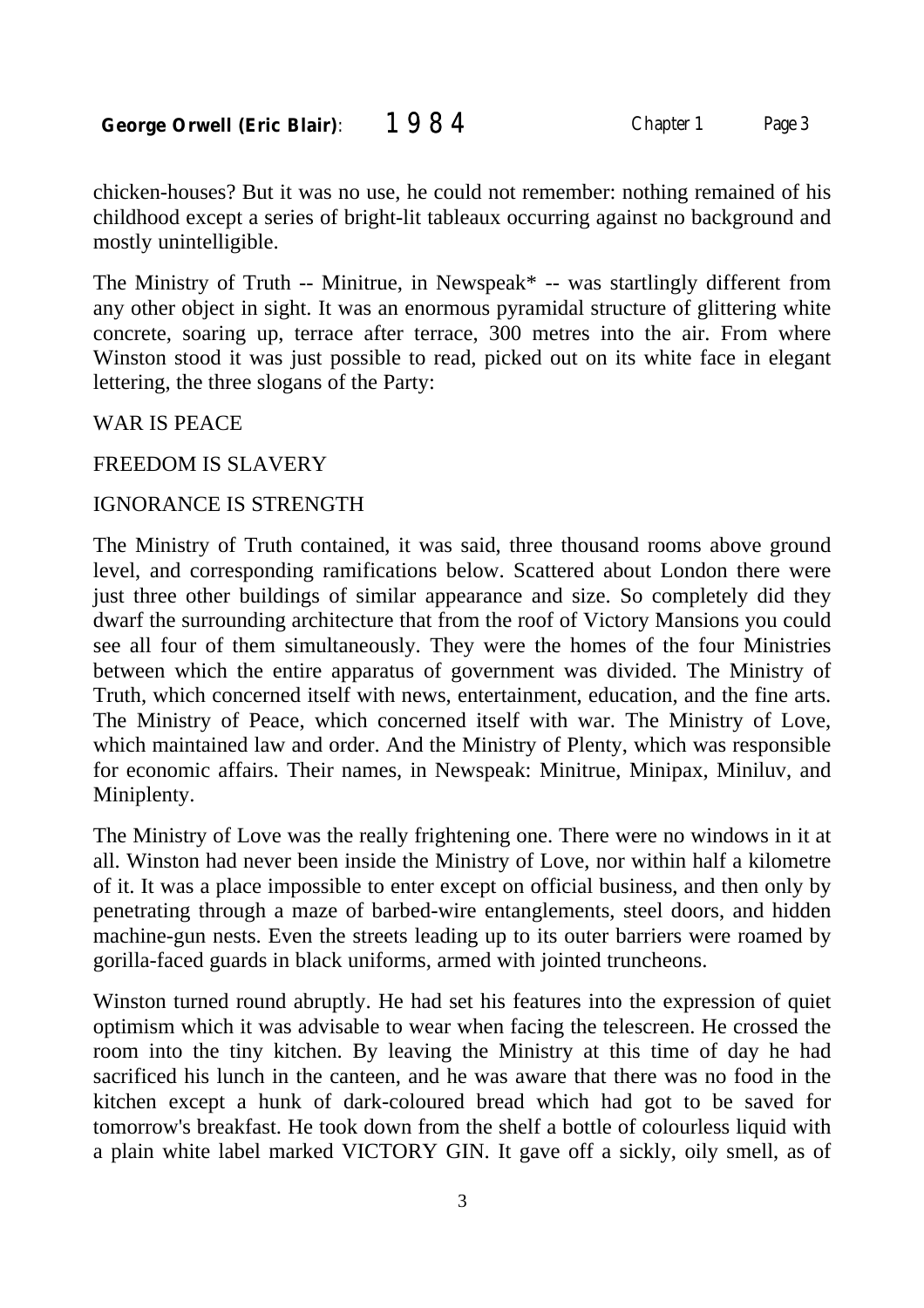chicken-houses? But it was no use, he could not remember: nothing remained of his childhood except a series of bright-lit tableaux occurring against no background and mostly unintelligible.

The Ministry of Truth -- Minitrue, in Newspeak* -- was startlingly different from any other object in sight. It was an enormous pyramidal structure of glittering white concrete, soaring up, terrace after terrace, 300 metres into the air. From where Winston stood it was just possible to read, picked out on its white face in elegant lettering, the three slogans of the Party:

WAR IS PEACE

FREEDOM IS SLAVERY

IGNORANCE IS STRENGTH

The Ministry of Truth contained, it was said, three thousand rooms above ground level, and corresponding ramifications below. Scattered about London there were just three other buildings of similar appearance and size. So completely did they dwarf the surrounding architecture that from the roof of Victory Mansions you could see all four of them simultaneously. They were the homes of the four Ministries between which the entire apparatus of government was divided. The Ministry of Truth, which concerned itself with news, entertainment, education, and the fine arts. The Ministry of Peace, which concerned itself with war. The Ministry of Love, which maintained law and order. And the Ministry of Plenty, which was responsible for economic affairs. Their names, in Newspeak: Minitrue, Minipax, Miniluv, and Miniplenty.

The Ministry of Love was the really frightening one. There were no windows in it at all. Winston had never been inside the Ministry of Love, nor within half a kilometre of it. It was a place impossible to enter except on official business, and then only by penetrating through a maze of barbed-wire entanglements, steel doors, and hidden machine-gun nests. Even the streets leading up to its outer barriers were roamed by gorilla-faced guards in black uniforms, armed with jointed truncheons.

Winston turned round abruptly. He had set his features into the expression of quiet optimism which it was advisable to wear when facing the telescreen. He crossed the room into the tiny kitchen. By leaving the Ministry at this time of day he had sacrificed his lunch in the canteen, and he was aware that there was no food in the kitchen except a hunk of dark-coloured bread which had got to be saved for tomorrow's breakfast. He took down from the shelf a bottle of colourless liquid with a plain white label marked VICTORY GIN. It gave off a sickly, oily smell, as of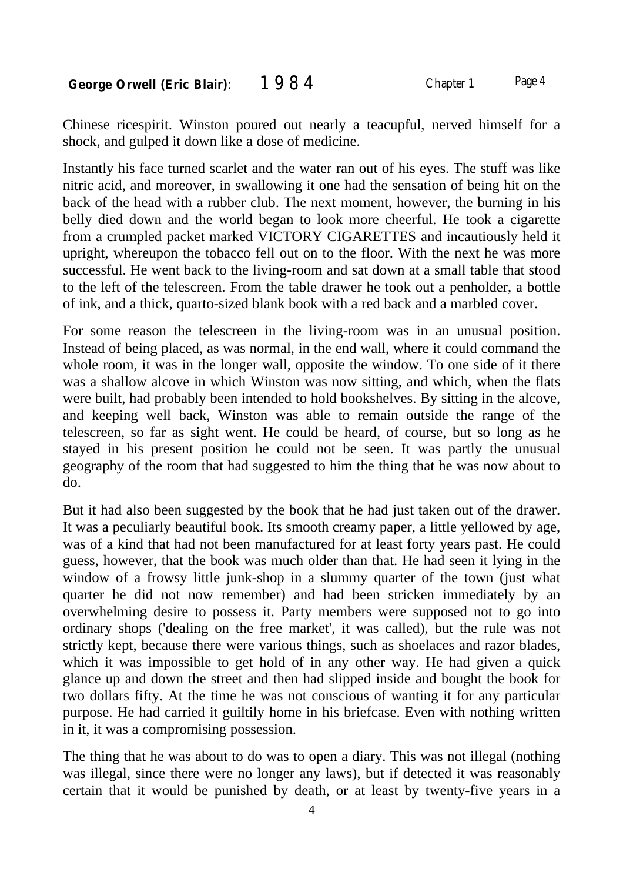Chinese ricespirit. Winston poured out nearly a teacupful, nerved himself for a shock, and gulped it down like a dose of medicine.

Instantly his face turned scarlet and the water ran out of his eyes. The stuff was like nitric acid, and moreover, in swallowing it one had the sensation of being hit on the back of the head with a rubber club. The next moment, however, the burning in his belly died down and the world began to look more cheerful. He took a cigarette from a crumpled packet marked VICTORY CIGARETTES and incautiously held it upright, whereupon the tobacco fell out on to the floor. With the next he was more successful. He went back to the living-room and sat down at a small table that stood to the left of the telescreen. From the table drawer he took out a penholder, a bottle of ink, and a thick, quarto-sized blank book with a red back and a marbled cover.

For some reason the telescreen in the living-room was in an unusual position. Instead of being placed, as was normal, in the end wall, where it could command the whole room, it was in the longer wall, opposite the window. To one side of it there was a shallow alcove in which Winston was now sitting, and which, when the flats were built, had probably been intended to hold bookshelves. By sitting in the alcove, and keeping well back, Winston was able to remain outside the range of the telescreen, so far as sight went. He could be heard, of course, but so long as he stayed in his present position he could not be seen. It was partly the unusual geography of the room that had suggested to him the thing that he was now about to do.

But it had also been suggested by the book that he had just taken out of the drawer. It was a peculiarly beautiful book. Its smooth creamy paper, a little yellowed by age, was of a kind that had not been manufactured for at least forty years past. He could guess, however, that the book was much older than that. He had seen it lying in the window of a frowsy little junk-shop in a slummy quarter of the town (just what quarter he did not now remember) and had been stricken immediately by an overwhelming desire to possess it. Party members were supposed not to go into ordinary shops ('dealing on the free market', it was called), but the rule was not strictly kept, because there were various things, such as shoelaces and razor blades, which it was impossible to get hold of in any other way. He had given a quick glance up and down the street and then had slipped inside and bought the book for two dollars fifty. At the time he was not conscious of wanting it for any particular purpose. He had carried it guiltily home in his briefcase. Even with nothing written in it, it was a compromising possession.

The thing that he was about to do was to open a diary. This was not illegal (nothing was illegal, since there were no longer any laws), but if detected it was reasonably certain that it would be punished by death, or at least by twenty-five years in a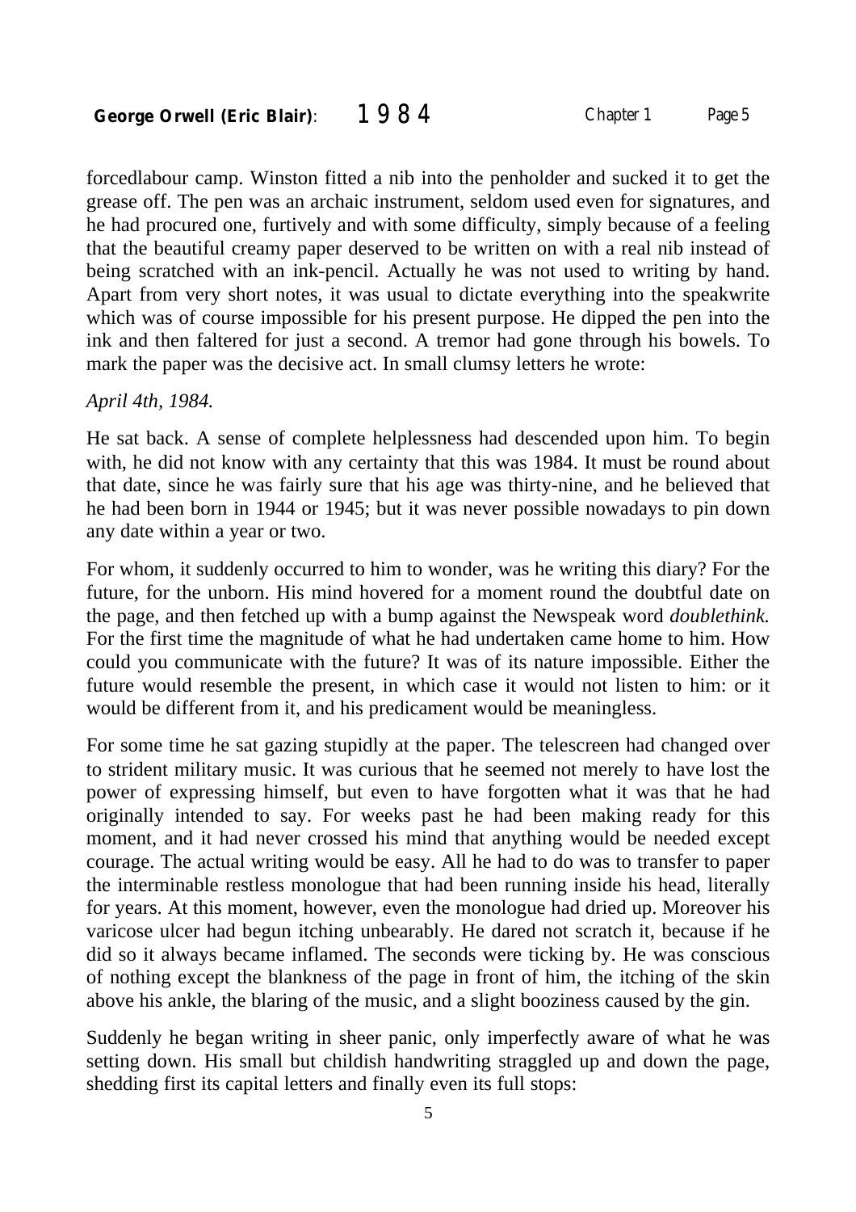forcedlabour camp. Winston fitted a nib into the penholder and sucked it to get the grease off. The pen was an archaic instrument, seldom used even for signatures, and he had procured one, furtively and with some difficulty, simply because of a feeling that the beautiful creamy paper deserved to be written on with a real nib instead of being scratched with an ink-pencil. Actually he was not used to writing by hand. Apart from very short notes, it was usual to dictate everything into the speakwrite which was of course impossible for his present purpose. He dipped the pen into the ink and then faltered for just a second. A tremor had gone through his bowels. To mark the paper was the decisive act. In small clumsy letters he wrote:

*April 4th, 1984.*

He sat back. A sense of complete helplessness had descended upon him. To begin with, he did not know with any certainty that this was 1984. It must be round about that date, since he was fairly sure that his age was thirty-nine, and he believed that he had been born in 1944 or 1945; but it was never possible nowadays to pin down any date within a year or two.

For whom, it suddenly occurred to him to wonder, was he writing this diary? For the future, for the unborn. His mind hovered for a moment round the doubtful date on the page, and then fetched up with a bump against the Newspeak word *doublethink.* For the first time the magnitude of what he had undertaken came home to him. How could you communicate with the future? It was of its nature impossible. Either the future would resemble the present, in which case it would not listen to him: or it would be different from it, and his predicament would be meaningless.

For some time he sat gazing stupidly at the paper. The telescreen had changed over to strident military music. It was curious that he seemed not merely to have lost the power of expressing himself, but even to have forgotten what it was that he had originally intended to say. For weeks past he had been making ready for this moment, and it had never crossed his mind that anything would be needed except courage. The actual writing would be easy. All he had to do was to transfer to paper the interminable restless monologue that had been running inside his head, literally for years. At this moment, however, even the monologue had dried up. Moreover his varicose ulcer had begun itching unbearably. He dared not scratch it, because if he did so it always became inflamed. The seconds were ticking by. He was conscious of nothing except the blankness of the page in front of him, the itching of the skin above his ankle, the blaring of the music, and a slight booziness caused by the gin.

Suddenly he began writing in sheer panic, only imperfectly aware of what he was setting down. His small but childish handwriting straggled up and down the page, shedding first its capital letters and finally even its full stops: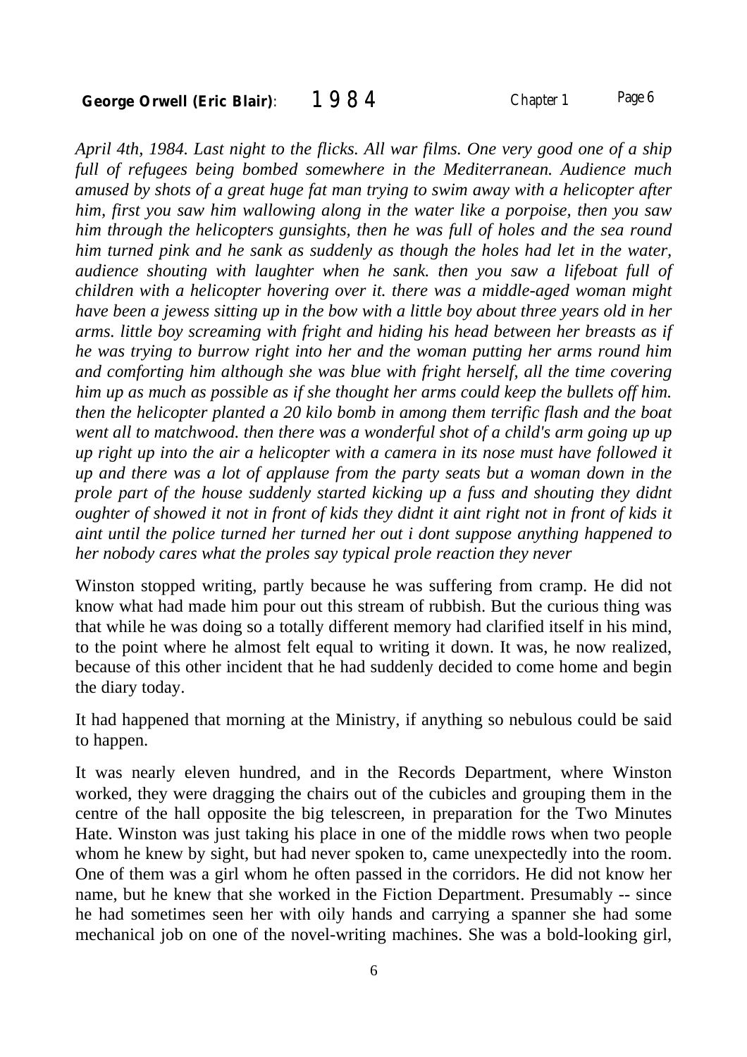*April 4th, 1984. Last night to the flicks. All war films. One very good one of a ship full of refugees being bombed somewhere in the Mediterranean. Audience much amused by shots of a great huge fat man trying to swim away with a helicopter after him, first you saw him wallowing along in the water like a porpoise, then you saw him through the helicopters gunsights, then he was full of holes and the sea round him turned pink and he sank as suddenly as though the holes had let in the water, audience shouting with laughter when he sank. then you saw a lifeboat full of children with a helicopter hovering over it. there was a middle-aged woman might have been a jewess sitting up in the bow with a little boy about three years old in her arms. little boy screaming with fright and hiding his head between her breasts as if he was trying to burrow right into her and the woman putting her arms round him and comforting him although she was blue with fright herself, all the time covering him up as much as possible as if she thought her arms could keep the bullets off him. then the helicopter planted a 20 kilo bomb in among them terrific flash and the boat went all to matchwood. then there was a wonderful shot of a child's arm going up up up right up into the air a helicopter with a camera in its nose must have followed it up and there was a lot of applause from the party seats but a woman down in the prole part of the house suddenly started kicking up a fuss and shouting they didnt oughter of showed it not in front of kids they didnt it aint right not in front of kids it aint until the police turned her turned her out i dont suppose anything happened to her nobody cares what the proles say typical prole reaction they never*

Winston stopped writing, partly because he was suffering from cramp. He did not know what had made him pour out this stream of rubbish. But the curious thing was that while he was doing so a totally different memory had clarified itself in his mind, to the point where he almost felt equal to writing it down. It was, he now realized, because of this other incident that he had suddenly decided to come home and begin the diary today.

It had happened that morning at the Ministry, if anything so nebulous could be said to happen.

It was nearly eleven hundred, and in the Records Department, where Winston worked, they were dragging the chairs out of the cubicles and grouping them in the centre of the hall opposite the big telescreen, in preparation for the Two Minutes Hate. Winston was just taking his place in one of the middle rows when two people whom he knew by sight, but had never spoken to, came unexpectedly into the room. One of them was a girl whom he often passed in the corridors. He did not know her name, but he knew that she worked in the Fiction Department. Presumably -- since he had sometimes seen her with oily hands and carrying a spanner she had some mechanical job on one of the novel-writing machines. She was a bold-looking girl,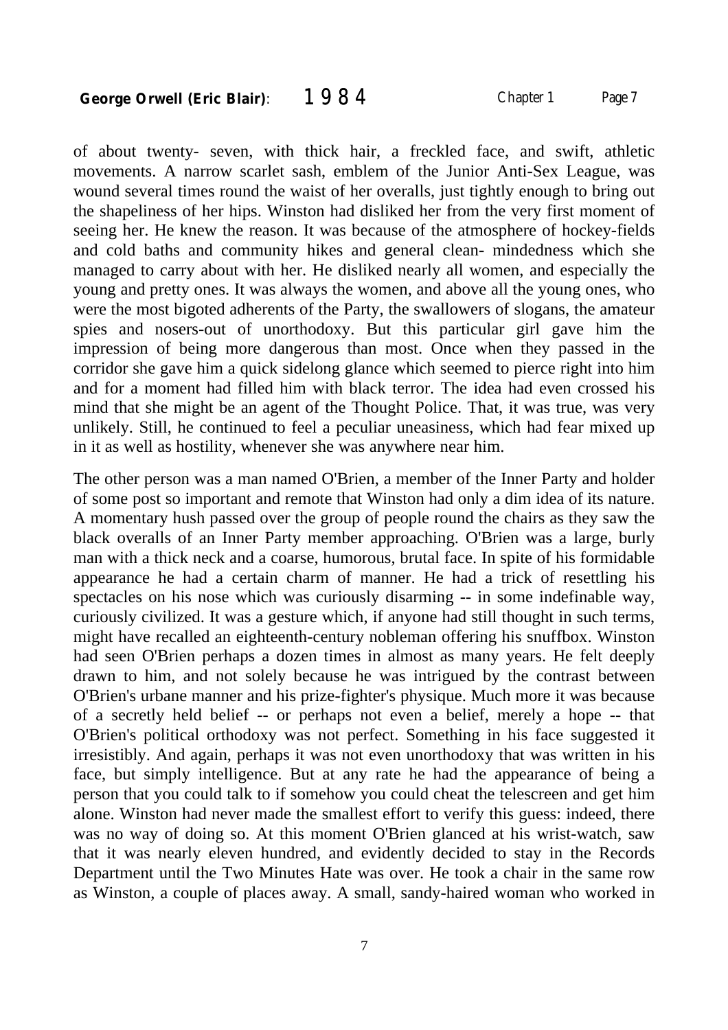of about twenty- seven, with thick hair, a freckled face, and swift, athletic movements. A narrow scarlet sash, emblem of the Junior Anti-Sex League, was wound several times round the waist of her overalls, just tightly enough to bring out the shapeliness of her hips. Winston had disliked her from the very first moment of seeing her. He knew the reason. It was because of the atmosphere of hockey-fields and cold baths and community hikes and general clean- mindedness which she managed to carry about with her. He disliked nearly all women, and especially the young and pretty ones. It was always the women, and above all the young ones, who were the most bigoted adherents of the Party, the swallowers of slogans, the amateur spies and nosers-out of unorthodoxy. But this particular girl gave him the impression of being more dangerous than most. Once when they passed in the corridor she gave him a quick sidelong glance which seemed to pierce right into him and for a moment had filled him with black terror. The idea had even crossed his mind that she might be an agent of the Thought Police. That, it was true, was very unlikely. Still, he continued to feel a peculiar uneasiness, which had fear mixed up in it as well as hostility, whenever she was anywhere near him.

The other person was a man named O'Brien, a member of the Inner Party and holder of some post so important and remote that Winston had only a dim idea of its nature. A momentary hush passed over the group of people round the chairs as they saw the black overalls of an Inner Party member approaching. O'Brien was a large, burly man with a thick neck and a coarse, humorous, brutal face. In spite of his formidable appearance he had a certain charm of manner. He had a trick of resettling his spectacles on his nose which was curiously disarming -- in some indefinable way, curiously civilized. It was a gesture which, if anyone had still thought in such terms, might have recalled an eighteenth-century nobleman offering his snuffbox. Winston had seen O'Brien perhaps a dozen times in almost as many years. He felt deeply drawn to him, and not solely because he was intrigued by the contrast between O'Brien's urbane manner and his prize-fighter's physique. Much more it was because of a secretly held belief -- or perhaps not even a belief, merely a hope -- that O'Brien's political orthodoxy was not perfect. Something in his face suggested it irresistibly. And again, perhaps it was not even unorthodoxy that was written in his face, but simply intelligence. But at any rate he had the appearance of being a person that you could talk to if somehow you could cheat the telescreen and get him alone. Winston had never made the smallest effort to verify this guess: indeed, there was no way of doing so. At this moment O'Brien glanced at his wrist-watch, saw that it was nearly eleven hundred, and evidently decided to stay in the Records Department until the Two Minutes Hate was over. He took a chair in the same row as Winston, a couple of places away. A small, sandy-haired woman who worked in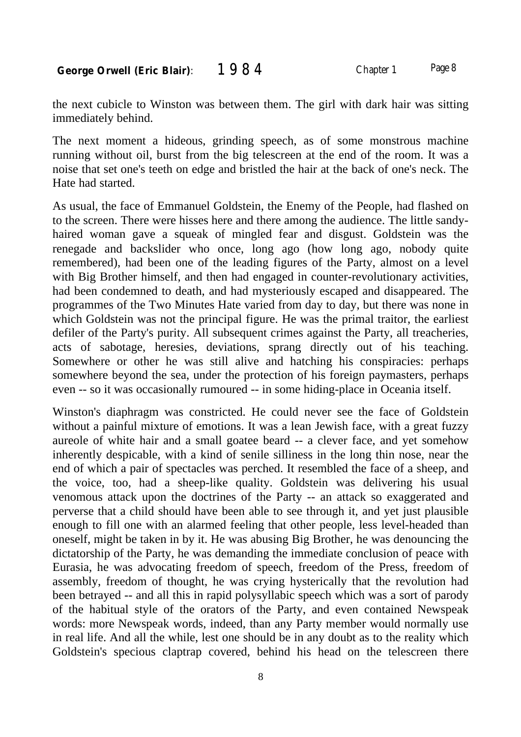the next cubicle to Winston was between them. The girl with dark hair was sitting immediately behind.

The next moment a hideous, grinding speech, as of some monstrous machine running without oil, burst from the big telescreen at the end of the room. It was a noise that set one's teeth on edge and bristled the hair at the back of one's neck. The Hate had started.

As usual, the face of Emmanuel Goldstein, the Enemy of the People, had flashed on to the screen. There were hisses here and there among the audience. The little sandy-haired woman gave a squeak of mingled fear and disgust. Goldstein was the renegade and backslider who once, long ago (how long ago, nobody quite remembered), had been one of the leading figures of the Party, almost on a level with Big Brother himself, and then had engaged in counter-revolutionary activities, had been condemned to death, and had mysteriously escaped and disappeared. The programmes of the Two Minutes Hate varied from day to day, but there was none in which Goldstein was not the principal figure. He was the primal traitor, the earliest defiler of the Party's purity. All subsequent crimes against the Party, all treacheries, acts of sabotage, heresies, deviations, sprang directly out of his teaching. Somewhere or other he was still alive and hatching his conspiracies: perhaps somewhere beyond the sea, under the protection of his foreign paymasters, perhaps even -- so it was occasionally rumoured -- in some hiding-place in Oceania itself.

Winston's diaphragm was constricted. He could never see the face of Goldstein without a painful mixture of emotions. It was a lean Jewish face, with a great fuzzy aureole of white hair and a small goatee beard -- a clever face, and yet somehow inherently despicable, with a kind of senile silliness in the long thin nose, near the end of which a pair of spectacles was perched. It resembled the face of a sheep, and the voice, too, had a sheep-like quality. Goldstein was delivering his usual venomous attack upon the doctrines of the Party -- an attack so exaggerated and perverse that a child should have been able to see through it, and yet just plausible enough to fill one with an alarmed feeling that other people, less level-headed than oneself, might be taken in by it. He was abusing Big Brother, he was denouncing the dictatorship of the Party, he was demanding the immediate conclusion of peace with Eurasia, he was advocating freedom of speech, freedom of the Press, freedom of assembly, freedom of thought, he was crying hysterically that the revolution had been betrayed -- and all this in rapid polysyllabic speech which was a sort of parody of the habitual style of the orators of the Party, and even contained Newspeak words: more Newspeak words, indeed, than any Party member would normally use in real life. And all the while, lest one should be in any doubt as to the reality which Goldstein's specious claptrap covered, behind his head on the telescreen there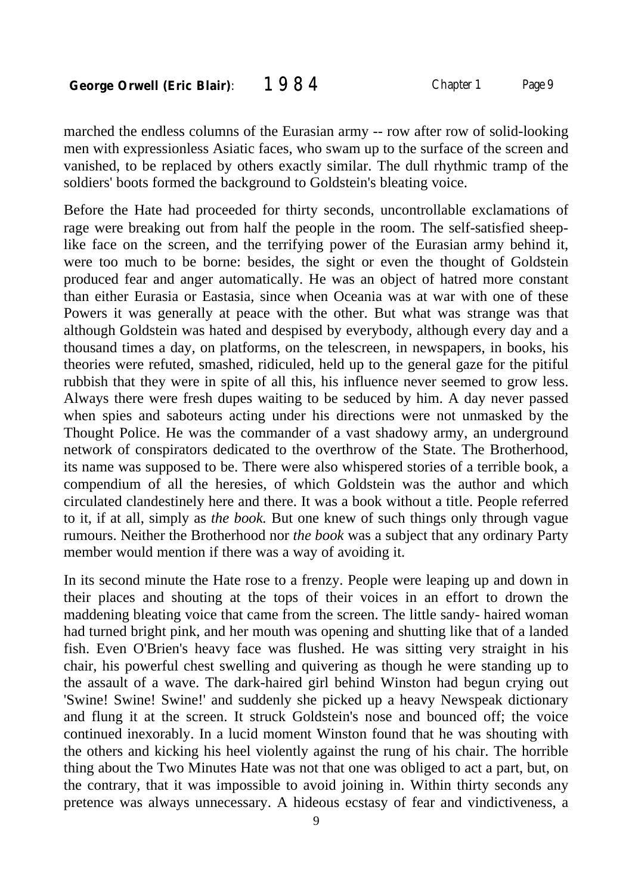marched the endless columns of the Eurasian army -- row after row of solid-looking men with expressionless Asiatic faces, who swam up to the surface of the screen and vanished, to be replaced by others exactly similar. The dull rhythmic tramp of the soldiers' boots formed the background to Goldstein's bleating voice.

Before the Hate had proceeded for thirty seconds, uncontrollable exclamations of rage were breaking out from half the people in the room. The self-satisfied sheep-like face on the screen, and the terrifying power of the Eurasian army behind it, were too much to be borne: besides, the sight or even the thought of Goldstein produced fear and anger automatically. He was an object of hatred more constant than either Eurasia or Eastasia, since when Oceania was at war with one of these Powers it was generally at peace with the other. But what was strange was that although Goldstein was hated and despised by everybody, although every day and a thousand times a day, on platforms, on the telescreen, in newspapers, in books, his theories were refuted, smashed, ridiculed, held up to the general gaze for the pitiful rubbish that they were in spite of all this, his influence never seemed to grow less. Always there were fresh dupes waiting to be seduced by him. A day never passed when spies and saboteurs acting under his directions were not unmasked by the Thought Police. He was the commander of a vast shadowy army, an underground network of conspirators dedicated to the overthrow of the State. The Brotherhood, its name was supposed to be. There were also whispered stories of a terrible book, a compendium of all the heresies, of which Goldstein was the author and which circulated clandestinely here and there. It was a book without a title. People referred to it, if at all, simply as *the book.* But one knew of such things only through vague rumours. Neither the Brotherhood nor *the book* was a subject that any ordinary Party member would mention if there was a way of avoiding it.

In its second minute the Hate rose to a frenzy. People were leaping up and down in their places and shouting at the tops of their voices in an effort to drown the maddening bleating voice that came from the screen. The little sandy- haired woman had turned bright pink, and her mouth was opening and shutting like that of a landed fish. Even O'Brien's heavy face was flushed. He was sitting very straight in his chair, his powerful chest swelling and quivering as though he were standing up to the assault of a wave. The dark-haired girl behind Winston had begun crying out 'Swine! Swine! Swine!' and suddenly she picked up a heavy Newspeak dictionary and flung it at the screen. It struck Goldstein's nose and bounced off; the voice continued inexorably. In a lucid moment Winston found that he was shouting with the others and kicking his heel violently against the rung of his chair. The horrible thing about the Two Minutes Hate was not that one was obliged to act a part, but, on the contrary, that it was impossible to avoid joining in. Within thirty seconds any pretence was always unnecessary. A hideous ecstasy of fear and vindictiveness, a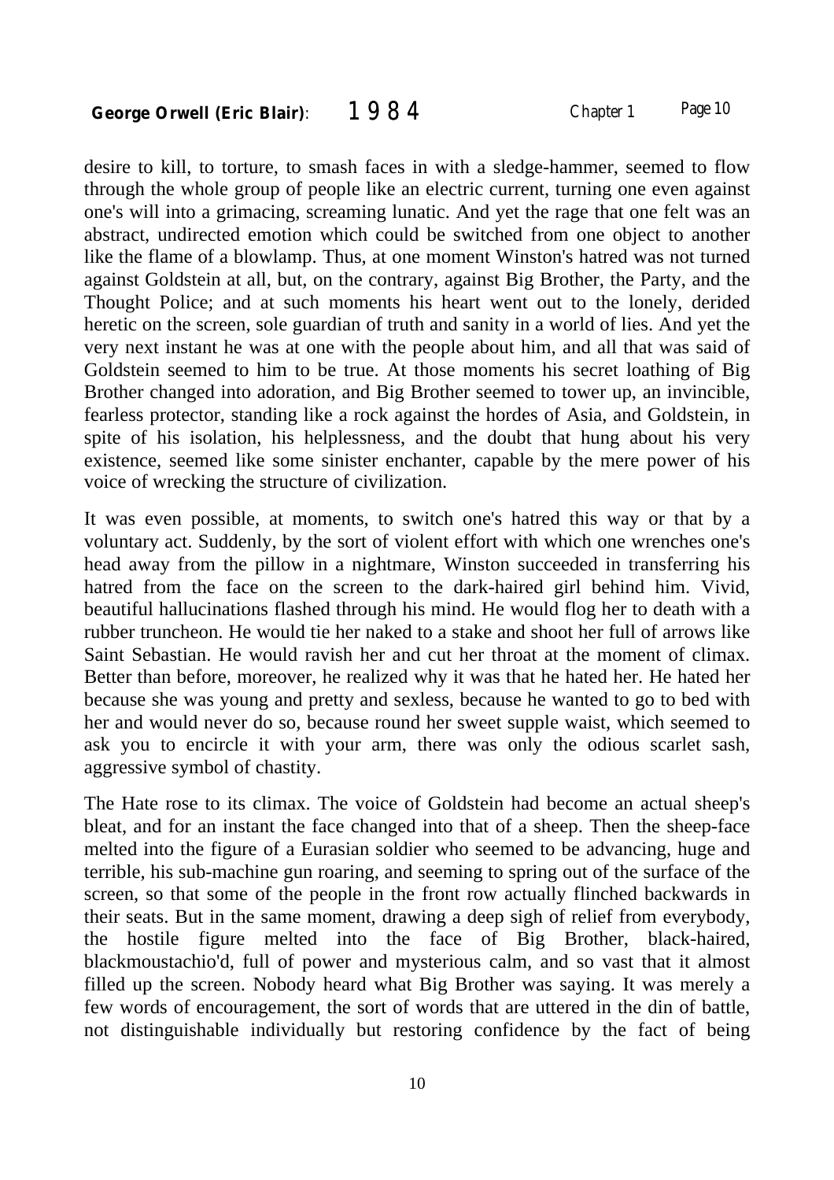desire to kill, to torture, to smash faces in with a sledge-hammer, seemed to flow through the whole group of people like an electric current, turning one even against one's will into a grimacing, screaming lunatic. And yet the rage that one felt was an abstract, undirected emotion which could be switched from one object to another like the flame of a blowlamp. Thus, at one moment Winston's hatred was not turned against Goldstein at all, but, on the contrary, against Big Brother, the Party, and the Thought Police; and at such moments his heart went out to the lonely, derided heretic on the screen, sole guardian of truth and sanity in a world of lies. And yet the very next instant he was at one with the people about him, and all that was said of Goldstein seemed to him to be true. At those moments his secret loathing of Big Brother changed into adoration, and Big Brother seemed to tower up, an invincible, fearless protector, standing like a rock against the hordes of Asia, and Goldstein, in spite of his isolation, his helplessness, and the doubt that hung about his very existence, seemed like some sinister enchanter, capable by the mere power of his voice of wrecking the structure of civilization.

It was even possible, at moments, to switch one's hatred this way or that by a voluntary act. Suddenly, by the sort of violent effort with which one wrenches one's head away from the pillow in a nightmare, Winston succeeded in transferring his hatred from the face on the screen to the dark-haired girl behind him. Vivid, beautiful hallucinations flashed through his mind. He would flog her to death with a rubber truncheon. He would tie her naked to a stake and shoot her full of arrows like Saint Sebastian. He would ravish her and cut her throat at the moment of climax. Better than before, moreover, he realized why it was that he hated her. He hated her because she was young and pretty and sexless, because he wanted to go to bed with her and would never do so, because round her sweet supple waist, which seemed to ask you to encircle it with your arm, there was only the odious scarlet sash, aggressive symbol of chastity.

The Hate rose to its climax. The voice of Goldstein had become an actual sheep's bleat, and for an instant the face changed into that of a sheep. Then the sheep-face melted into the figure of a Eurasian soldier who seemed to be advancing, huge and terrible, his sub-machine gun roaring, and seeming to spring out of the surface of the screen, so that some of the people in the front row actually flinched backwards in their seats. But in the same moment, drawing a deep sigh of relief from everybody, the hostile figure melted into the face of Big Brother, black-haired, blackmoustachio'd, full of power and mysterious calm, and so vast that it almost filled up the screen. Nobody heard what Big Brother was saying. It was merely a few words of encouragement, the sort of words that are uttered in the din of battle, not distinguishable individually but restoring confidence by the fact of being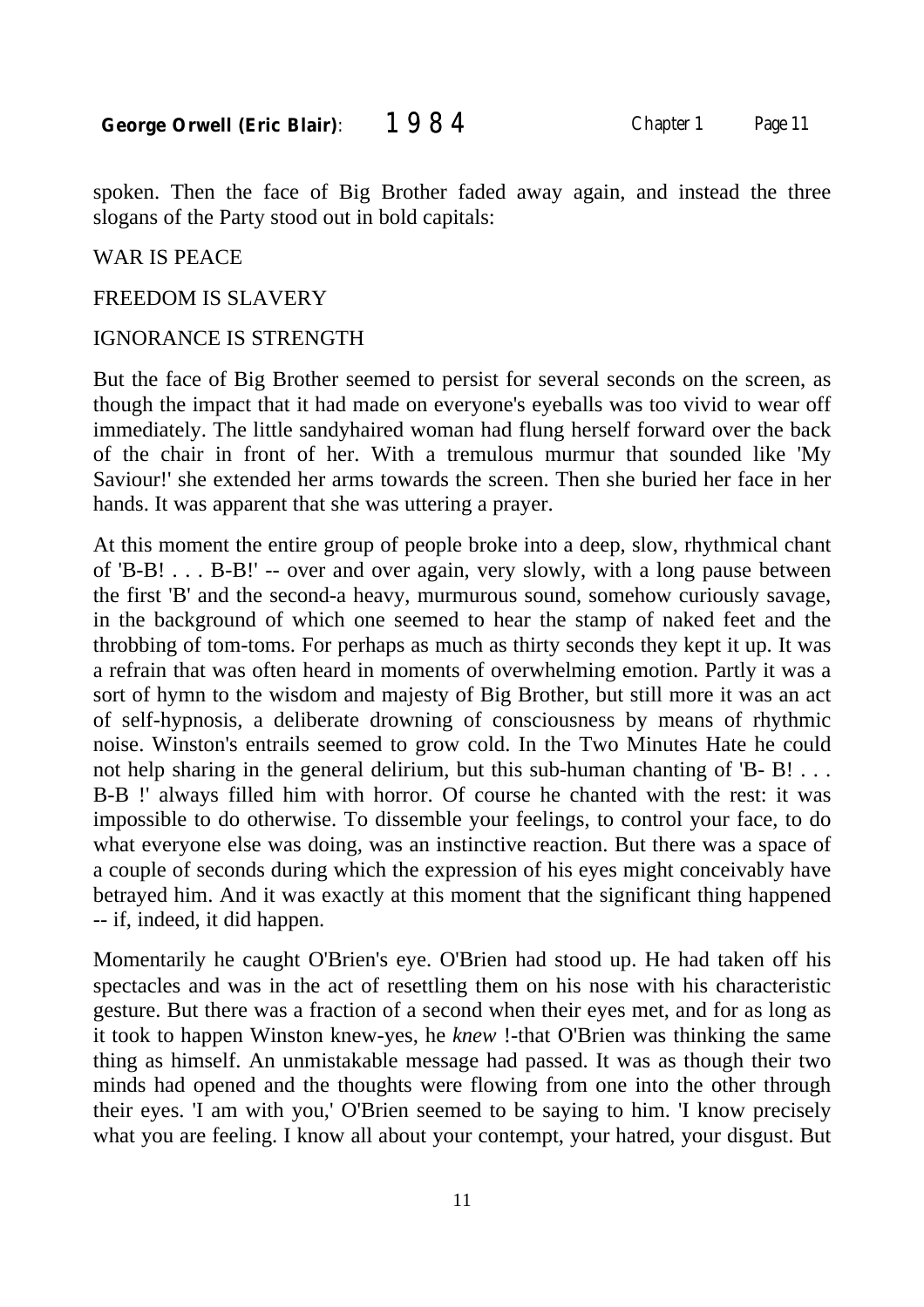spoken. Then the face of Big Brother faded away again, and instead the three slogans of the Party stood out in bold capitals:

WAR IS PEACE

FREEDOM IS SLAVERY

IGNORANCE IS STRENGTH

But the face of Big Brother seemed to persist for several seconds on the screen, as though the impact that it had made on everyone's eyeballs was too vivid to wear off immediately. The little sandyhaired woman had flung herself forward over the back of the chair in front of her. With a tremulous murmur that sounded like 'My Saviour!' she extended her arms towards the screen. Then she buried her face in her hands. It was apparent that she was uttering a prayer.

At this moment the entire group of people broke into a deep, slow, rhythmical chant of 'B-B! . . . B-B!' -- over and over again, very slowly, with a long pause between the first 'B' and the second-a heavy, murmurous sound, somehow curiously savage, in the background of which one seemed to hear the stamp of naked feet and the throbbing of tom-toms. For perhaps as much as thirty seconds they kept it up. It was a refrain that was often heard in moments of overwhelming emotion. Partly it was a sort of hymn to the wisdom and majesty of Big Brother, but still more it was an act of self-hypnosis, a deliberate drowning of consciousness by means of rhythmic noise. Winston's entrails seemed to grow cold. In the Two Minutes Hate he could not help sharing in the general delirium, but this sub-human chanting of 'B- B! . . . B-B !' always filled him with horror. Of course he chanted with the rest: it was impossible to do otherwise. To dissemble your feelings, to control your face, to do what everyone else was doing, was an instinctive reaction. But there was a space of a couple of seconds during which the expression of his eyes might conceivably have betrayed him. And it was exactly at this moment that the significant thing happened -- if, indeed, it did happen.

Momentarily he caught O'Brien's eye. O'Brien had stood up. He had taken off his spectacles and was in the act of resettling them on his nose with his characteristic gesture. But there was a fraction of a second when their eyes met, and for as long as it took to happen Winston knew-yes, he *knew* !-that O'Brien was thinking the same thing as himself. An unmistakable message had passed. It was as though their two minds had opened and the thoughts were flowing from one into the other through their eyes. 'I am with you,' O'Brien seemed to be saying to him. 'I know precisely what you are feeling. I know all about your contempt, your hatred, your disgust. But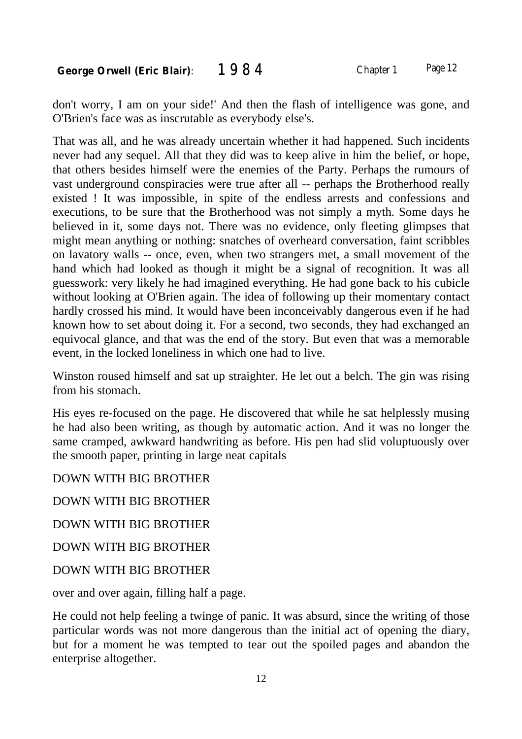don't worry, I am on your side!' And then the flash of intelligence was gone, and O'Brien's face was as inscrutable as everybody else's.

That was all, and he was already uncertain whether it had happened. Such incidents never had any sequel. All that they did was to keep alive in him the belief, or hope, that others besides himself were the enemies of the Party. Perhaps the rumours of vast underground conspiracies were true after all -- perhaps the Brotherhood really existed ! It was impossible, in spite of the endless arrests and confessions and executions, to be sure that the Brotherhood was not simply a myth. Some days he believed in it, some days not. There was no evidence, only fleeting glimpses that might mean anything or nothing: snatches of overheard conversation, faint scribbles on lavatory walls -- once, even, when two strangers met, a small movement of the hand which had looked as though it might be a signal of recognition. It was all guesswork: very likely he had imagined everything. He had gone back to his cubicle without looking at O'Brien again. The idea of following up their momentary contact hardly crossed his mind. It would have been inconceivably dangerous even if he had known how to set about doing it. For a second, two seconds, they had exchanged an equivocal glance, and that was the end of the story. But even that was a memorable event, in the locked loneliness in which one had to live.

Winston roused himself and sat up straighter. He let out a belch. The gin was rising from his stomach.

His eyes re-focused on the page. He discovered that while he sat helplessly musing he had also been writing, as though by automatic action. And it was no longer the same cramped, awkward handwriting as before. His pen had slid voluptuously over the smooth paper, printing in large neat capitals

DOWN WITH BIG BROTHER

DOWN WITH BIG BROTHER

DOWN WITH BIG BROTHER

DOWN WITH BIG BROTHER

DOWN WITH BIG BROTHER

over and over again, filling half a page.

He could not help feeling a twinge of panic. It was absurd, since the writing of those particular words was not more dangerous than the initial act of opening the diary, but for a moment he was tempted to tear out the spoiled pages and abandon the enterprise altogether.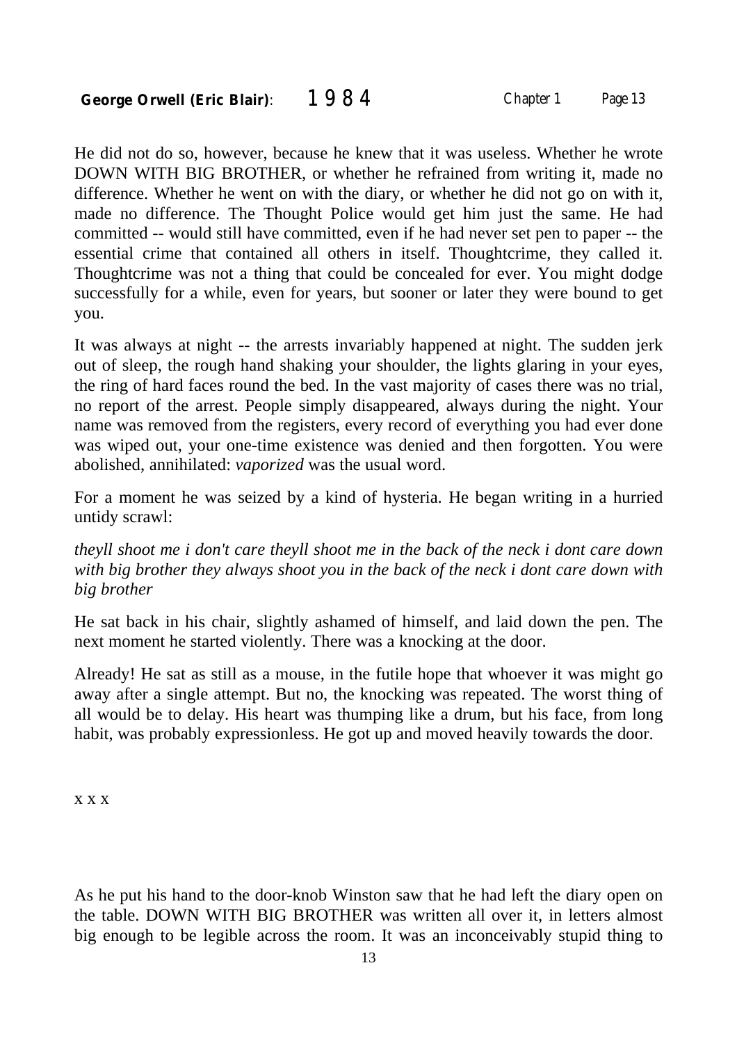He did not do so, however, because he knew that it was useless. Whether he wrote DOWN WITH BIG BROTHER, or whether he refrained from writing it, made no difference. Whether he went on with the diary, or whether he did not go on with it, made no difference. The Thought Police would get him just the same. He had committed -- would still have committed, even if he had never set pen to paper -- the essential crime that contained all others in itself. Thoughtcrime, they called it. Thoughtcrime was not a thing that could be concealed for ever. You might dodge successfully for a while, even for years, but sooner or later they were bound to get you.

It was always at night -- the arrests invariably happened at night. The sudden jerk out of sleep, the rough hand shaking your shoulder, the lights glaring in your eyes, the ring of hard faces round the bed. In the vast majority of cases there was no trial, no report of the arrest. People simply disappeared, always during the night. Your name was removed from the registers, every record of everything you had ever done was wiped out, your one-time existence was denied and then forgotten. You were abolished, annihilated: *vaporized* was the usual word.

For a moment he was seized by a kind of hysteria. He began writing in a hurried untidy scrawl:

*theyll shoot me i don't care theyll shoot me in the back of the neck i dont care down with big brother they always shoot you in the back of the neck i dont care down with big brother*

He sat back in his chair, slightly ashamed of himself, and laid down the pen. The next moment he started violently. There was a knocking at the door.

Already! He sat as still as a mouse, in the futile hope that whoever it was might go away after a single attempt. But no, the knocking was repeated. The worst thing of all would be to delay. His heart was thumping like a drum, but his face, from long habit, was probably expressionless. He got up and moved heavily towards the door.

x x x

As he put his hand to the door-knob Winston saw that he had left the diary open on the table. DOWN WITH BIG BROTHER was written all over it, in letters almost big enough to be legible across the room. It was an inconceivably stupid thing to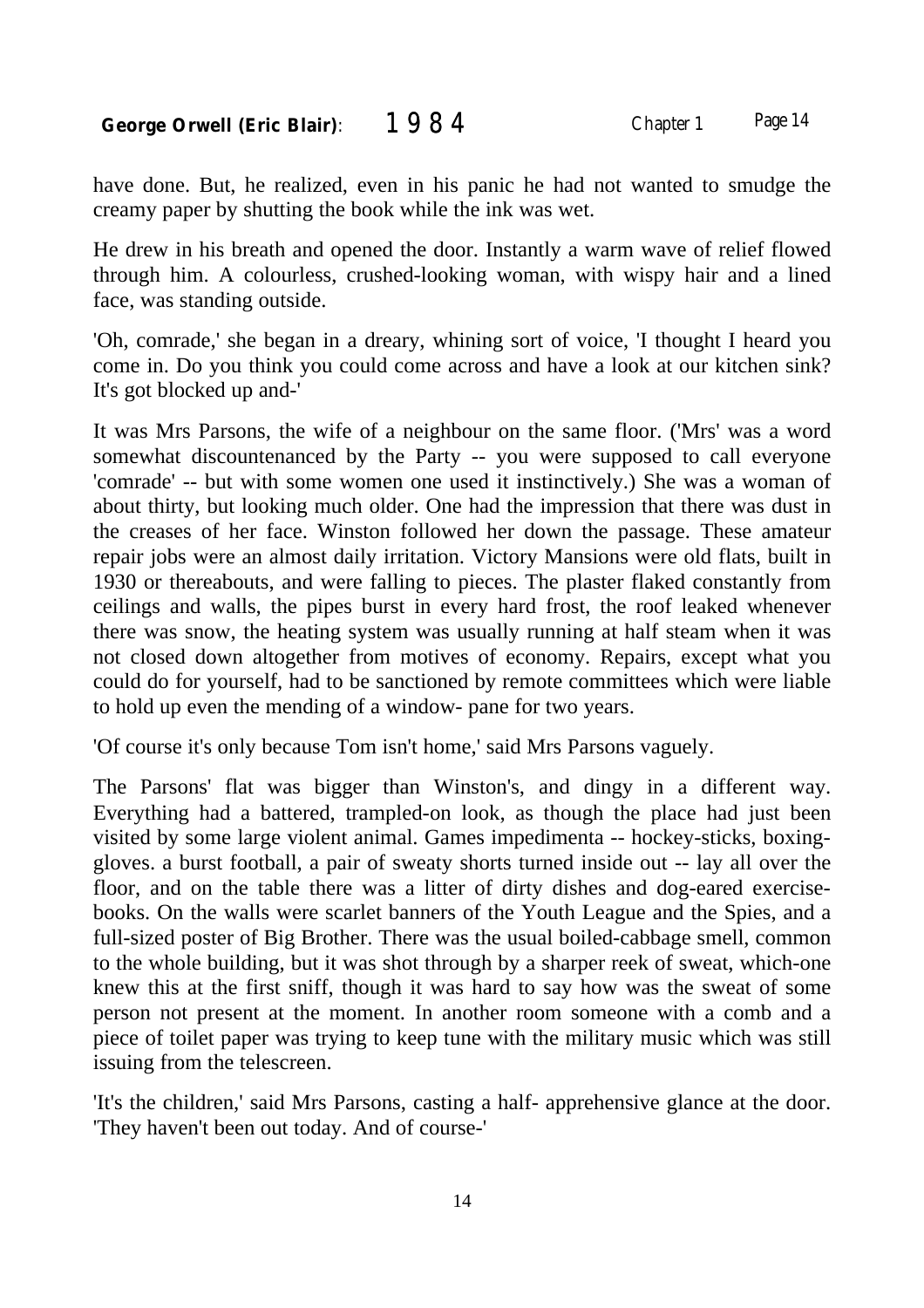have done. But, he realized, even in his panic he had not wanted to smudge the creamy paper by shutting the book while the ink was wet.

He drew in his breath and opened the door. Instantly a warm wave of relief flowed through him. A colourless, crushed-looking woman, with wispy hair and a lined face, was standing outside.

'Oh, comrade,' she began in a dreary, whining sort of voice, 'I thought I heard you come in. Do you think you could come across and have a look at our kitchen sink? It's got blocked up and-'

It was Mrs Parsons, the wife of a neighbour on the same floor. ('Mrs' was a word somewhat discountenanced by the Party -- you were supposed to call everyone 'comrade' -- but with some women one used it instinctively.) She was a woman of about thirty, but looking much older. One had the impression that there was dust in the creases of her face. Winston followed her down the passage. These amateur repair jobs were an almost daily irritation. Victory Mansions were old flats, built in 1930 or thereabouts, and were falling to pieces. The plaster flaked constantly from ceilings and walls, the pipes burst in every hard frost, the roof leaked whenever there was snow, the heating system was usually running at half steam when it was not closed down altogether from motives of economy. Repairs, except what you could do for yourself, had to be sanctioned by remote committees which were liable to hold up even the mending of a window- pane for two years.

'Of course it's only because Tom isn't home,' said Mrs Parsons vaguely.

The Parsons' flat was bigger than Winston's, and dingy in a different way. Everything had a battered, trampled-on look, as though the place had just been visited by some large violent animal. Games impedimenta -- hockey-sticks, boxing-gloves. a burst football, a pair of sweaty shorts turned inside out -- lay all over the floor, and on the table there was a litter of dirty dishes and dog-eared exercise-books. On the walls were scarlet banners of the Youth League and the Spies, and a full-sized poster of Big Brother. There was the usual boiled-cabbage smell, common to the whole building, but it was shot through by a sharper reek of sweat, which-one knew this at the first sniff, though it was hard to say how was the sweat of some person not present at the moment. In another room someone with a comb and a piece of toilet paper was trying to keep tune with the military music which was still issuing from the telescreen.

'It's the children,' said Mrs Parsons, casting a half- apprehensive glance at the door. 'They haven't been out today. And of course-'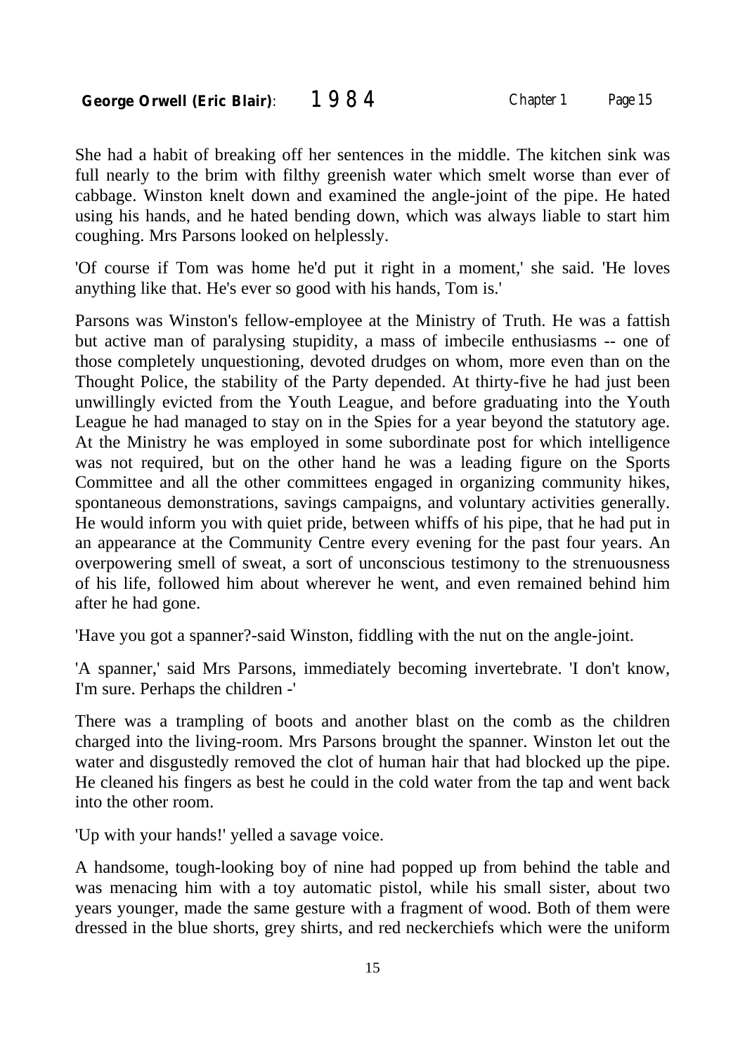She had a habit of breaking off her sentences in the middle. The kitchen sink was full nearly to the brim with filthy greenish water which smelt worse than ever of cabbage. Winston knelt down and examined the angle-joint of the pipe. He hated using his hands, and he hated bending down, which was always liable to start him coughing. Mrs Parsons looked on helplessly.

'Of course if Tom was home he'd put it right in a moment,' she said. 'He loves anything like that. He's ever so good with his hands, Tom is.'

Parsons was Winston's fellow-employee at the Ministry of Truth. He was a fattish but active man of paralysing stupidity, a mass of imbecile enthusiasms -- one of those completely unquestioning, devoted drudges on whom, more even than on the Thought Police, the stability of the Party depended. At thirty-five he had just been unwillingly evicted from the Youth League, and before graduating into the Youth League he had managed to stay on in the Spies for a year beyond the statutory age. At the Ministry he was employed in some subordinate post for which intelligence was not required, but on the other hand he was a leading figure on the Sports Committee and all the other committees engaged in organizing community hikes, spontaneous demonstrations, savings campaigns, and voluntary activities generally. He would inform you with quiet pride, between whiffs of his pipe, that he had put in an appearance at the Community Centre every evening for the past four years. An overpowering smell of sweat, a sort of unconscious testimony to the strenuousness of his life, followed him about wherever he went, and even remained behind him after he had gone.

'Have you got a spanner?-said Winston, fiddling with the nut on the angle-joint.

'A spanner,' said Mrs Parsons, immediately becoming invertebrate. 'I don't know, I'm sure. Perhaps the children -'

There was a trampling of boots and another blast on the comb as the children charged into the living-room. Mrs Parsons brought the spanner. Winston let out the water and disgustedly removed the clot of human hair that had blocked up the pipe. He cleaned his fingers as best he could in the cold water from the tap and went back into the other room.

'Up with your hands!' yelled a savage voice.

A handsome, tough-looking boy of nine had popped up from behind the table and was menacing him with a toy automatic pistol, while his small sister, about two years younger, made the same gesture with a fragment of wood. Both of them were dressed in the blue shorts, grey shirts, and red neckerchiefs which were the uniform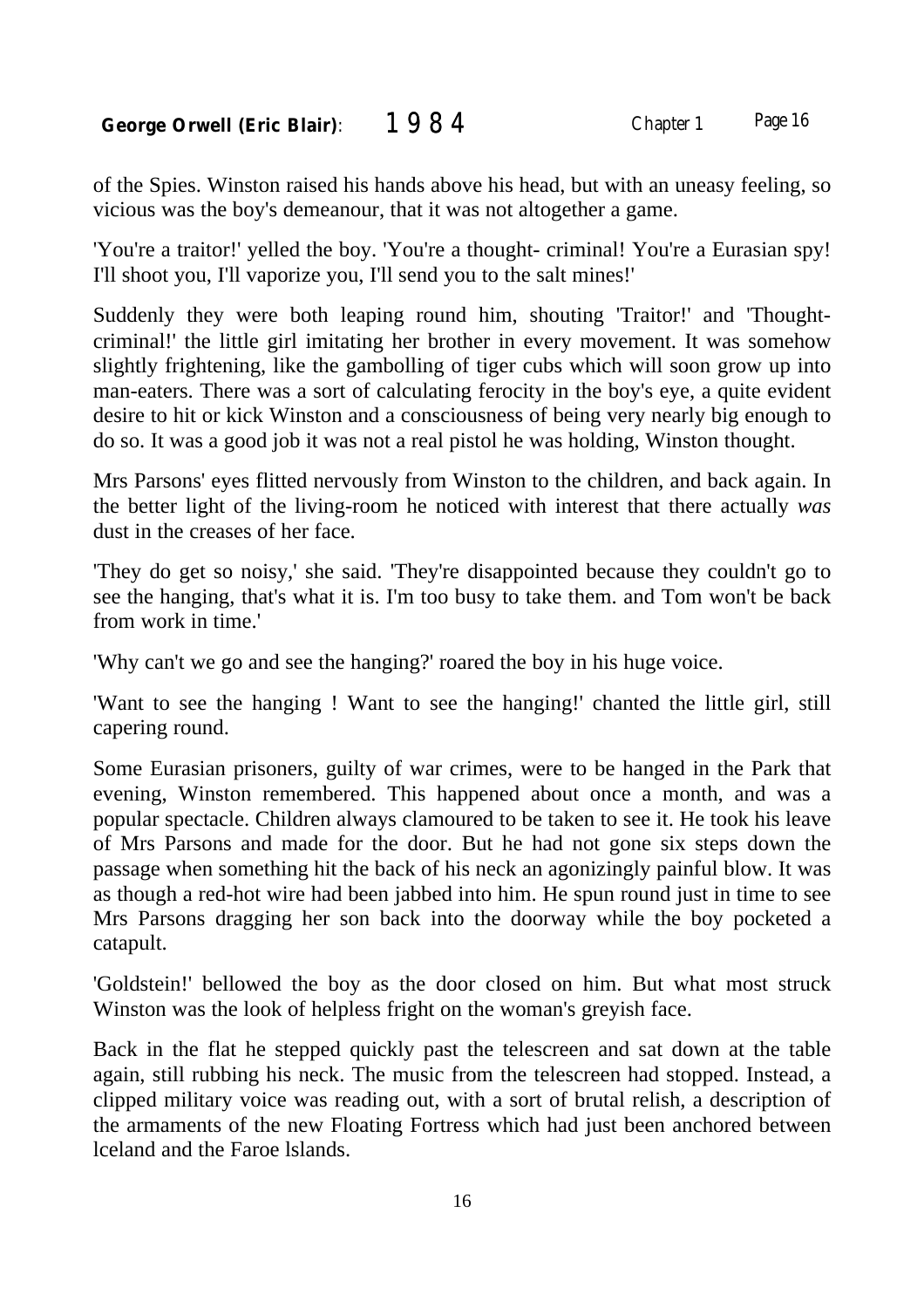of the Spies. Winston raised his hands above his head, but with an uneasy feeling, so vicious was the boy's demeanour, that it was not altogether a game.

'You're a traitor!' yelled the boy. 'You're a thought- criminal! You're a Eurasian spy! I'll shoot you, I'll vaporize you, I'll send you to the salt mines!'

Suddenly they were both leaping round him, shouting 'Traitor!' and 'Thought-criminal!' the little girl imitating her brother in every movement. It was somehow slightly frightening, like the gambolling of tiger cubs which will soon grow up into man-eaters. There was a sort of calculating ferocity in the boy's eye, a quite evident desire to hit or kick Winston and a consciousness of being very nearly big enough to do so. It was a good job it was not a real pistol he was holding, Winston thought.

Mrs Parsons' eyes flitted nervously from Winston to the children, and back again. In the better light of the living-room he noticed with interest that there actually *was* dust in the creases of her face.

'They do get so noisy,' she said. 'They're disappointed because they couldn't go to see the hanging, that's what it is. I'm too busy to take them. and Tom won't be back from work in time.'

'Why can't we go and see the hanging?' roared the boy in his huge voice.

'Want to see the hanging ! Want to see the hanging!' chanted the little girl, still capering round.

Some Eurasian prisoners, guilty of war crimes, were to be hanged in the Park that evening, Winston remembered. This happened about once a month, and was a popular spectacle. Children always clamoured to be taken to see it. He took his leave of Mrs Parsons and made for the door. But he had not gone six steps down the passage when something hit the back of his neck an agonizingly painful blow. It was as though a red-hot wire had been jabbed into him. He spun round just in time to see Mrs Parsons dragging her son back into the doorway while the boy pocketed a catapult.

'Goldstein!' bellowed the boy as the door closed on him. But what most struck Winston was the look of helpless fright on the woman's greyish face.

Back in the flat he stepped quickly past the telescreen and sat down at the table again, still rubbing his neck. The music from the telescreen had stopped. Instead, a clipped military voice was reading out, with a sort of brutal relish, a description of the armaments of the new Floating Fortress which had just been anchored between lceland and the Faroe lslands.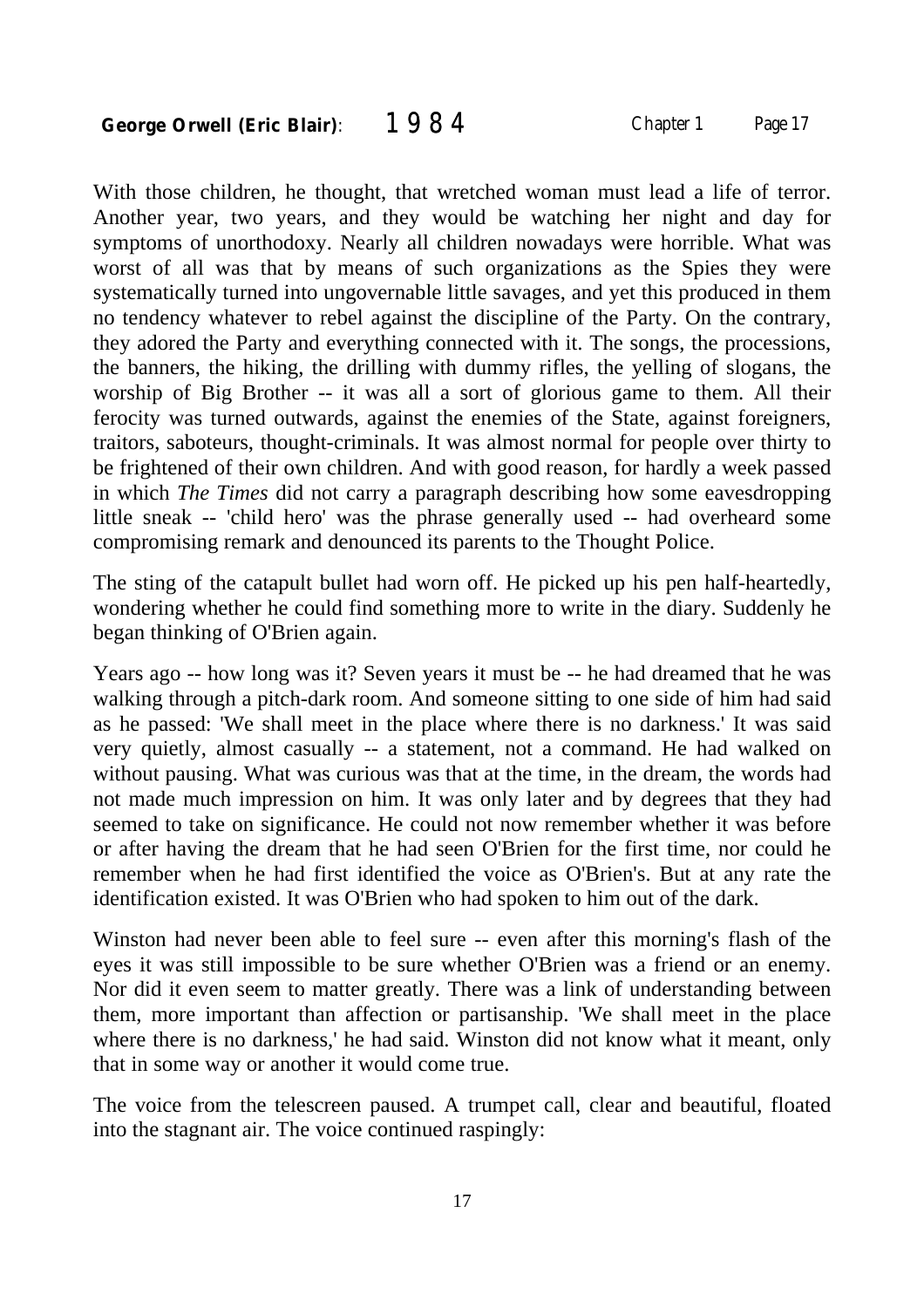With those children, he thought, that wretched woman must lead a life of terror. Another year, two years, and they would be watching her night and day for symptoms of unorthodoxy. Nearly all children nowadays were horrible. What was worst of all was that by means of such organizations as the Spies they were systematically turned into ungovernable little savages, and yet this produced in them no tendency whatever to rebel against the discipline of the Party. On the contrary, they adored the Party and everything connected with it. The songs, the processions, the banners, the hiking, the drilling with dummy rifles, the yelling of slogans, the worship of Big Brother -- it was all a sort of glorious game to them. All their ferocity was turned outwards, against the enemies of the State, against foreigners, traitors, saboteurs, thought-criminals. It was almost normal for people over thirty to be frightened of their own children. And with good reason, for hardly a week passed in which *The Times* did not carry a paragraph describing how some eavesdropping little sneak -- 'child hero' was the phrase generally used -- had overheard some compromising remark and denounced its parents to the Thought Police.

The sting of the catapult bullet had worn off. He picked up his pen half-heartedly, wondering whether he could find something more to write in the diary. Suddenly he began thinking of O'Brien again.

Years ago -- how long was it? Seven years it must be -- he had dreamed that he was walking through a pitch-dark room. And someone sitting to one side of him had said as he passed: 'We shall meet in the place where there is no darkness.' It was said very quietly, almost casually -- a statement, not a command. He had walked on without pausing. What was curious was that at the time, in the dream, the words had not made much impression on him. It was only later and by degrees that they had seemed to take on significance. He could not now remember whether it was before or after having the dream that he had seen O'Brien for the first time, nor could he remember when he had first identified the voice as O'Brien's. But at any rate the identification existed. It was O'Brien who had spoken to him out of the dark.

Winston had never been able to feel sure -- even after this morning's flash of the eyes it was still impossible to be sure whether O'Brien was a friend or an enemy. Nor did it even seem to matter greatly. There was a link of understanding between them, more important than affection or partisanship. 'We shall meet in the place where there is no darkness,' he had said. Winston did not know what it meant, only that in some way or another it would come true.

The voice from the telescreen paused. A trumpet call, clear and beautiful, floated into the stagnant air. The voice continued raspingly: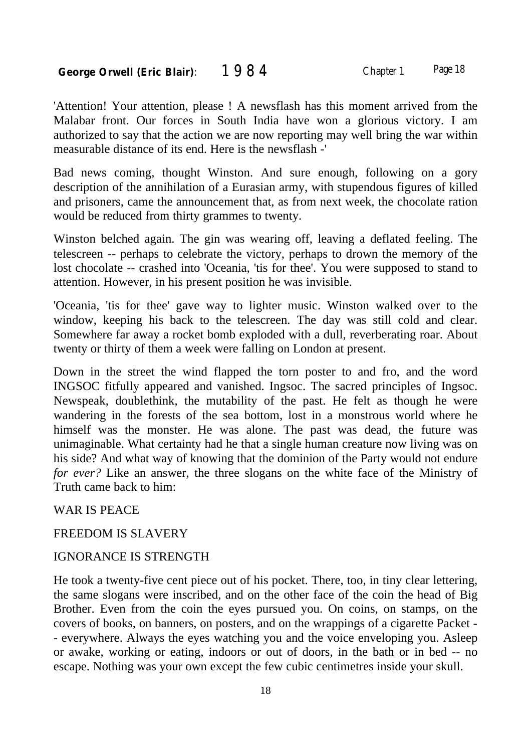'Attention! Your attention, please ! A newsflash has this moment arrived from the Malabar front. Our forces in South India have won a glorious victory. I am authorized to say that the action we are now reporting may well bring the war within measurable distance of its end. Here is the newsflash -'

Bad news coming, thought Winston. And sure enough, following on a gory description of the annihilation of a Eurasian army, with stupendous figures of killed and prisoners, came the announcement that, as from next week, the chocolate ration would be reduced from thirty grammes to twenty.

Winston belched again. The gin was wearing off, leaving a deflated feeling. The telescreen -- perhaps to celebrate the victory, perhaps to drown the memory of the lost chocolate -- crashed into 'Oceania, 'tis for thee'. You were supposed to stand to attention. However, in his present position he was invisible.

'Oceania, 'tis for thee' gave way to lighter music. Winston walked over to the window, keeping his back to the telescreen. The day was still cold and clear. Somewhere far away a rocket bomb exploded with a dull, reverberating roar. About twenty or thirty of them a week were falling on London at present.

Down in the street the wind flapped the torn poster to and fro, and the word INGSOC fitfully appeared and vanished. Ingsoc. The sacred principles of Ingsoc. Newspeak, doublethink, the mutability of the past. He felt as though he were wandering in the forests of the sea bottom, lost in a monstrous world where he himself was the monster. He was alone. The past was dead, the future was unimaginable. What certainty had he that a single human creature now living was on his side? And what way of knowing that the dominion of the Party would not endure *for ever?* Like an answer, the three slogans on the white face of the Ministry of Truth came back to him:

WAR IS PEACE

FREEDOM IS SLAVERY

IGNORANCE IS STRENGTH

He took a twenty-five cent piece out of his pocket. There, too, in tiny clear lettering, the same slogans were inscribed, and on the other face of the coin the head of Big Brother. Even from the coin the eyes pursued you. On coins, on stamps, on the covers of books, on banners, on posters, and on the wrappings of a cigarette Packet -- everywhere. Always the eyes watching you and the voice enveloping you. Asleep or awake, working or eating, indoors or out of doors, in the bath or in bed -- no escape. Nothing was your own except the few cubic centimetres inside your skull.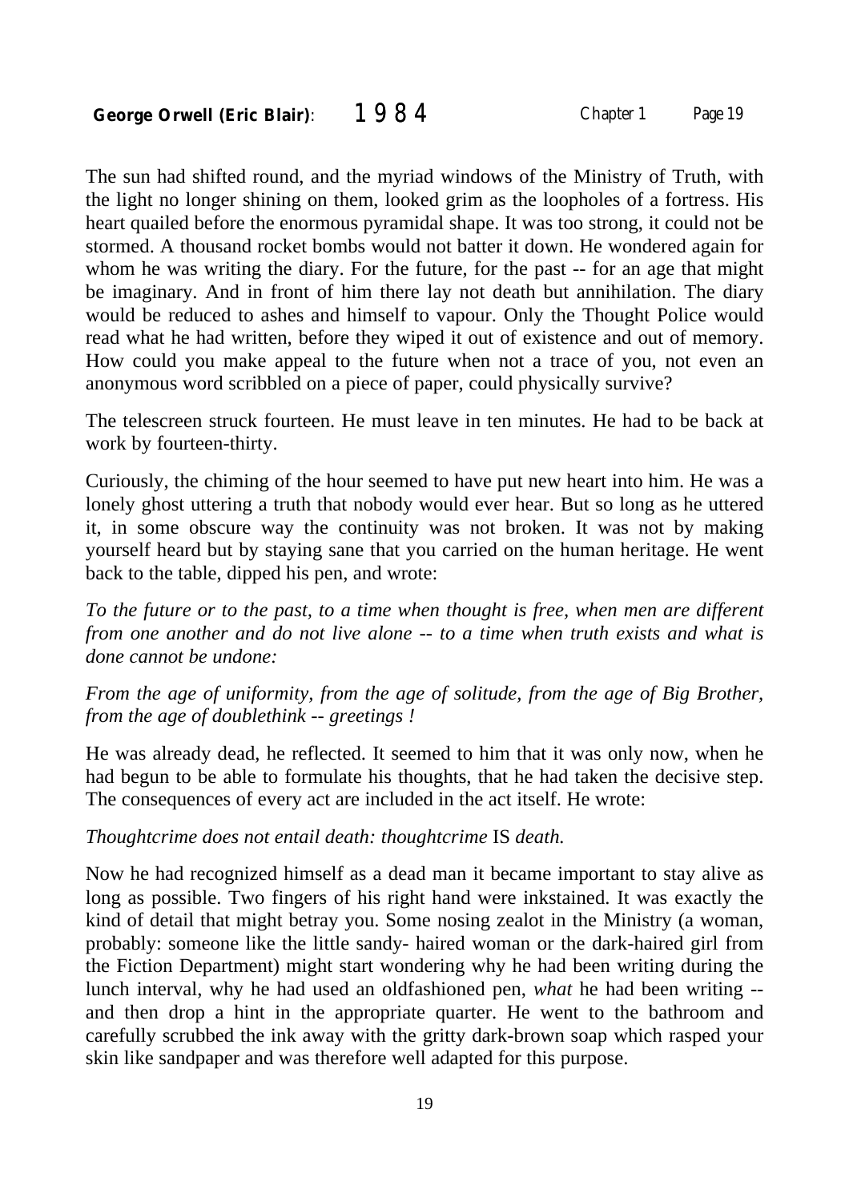The sun had shifted round, and the myriad windows of the Ministry of Truth, with the light no longer shining on them, looked grim as the loopholes of a fortress. His heart quailed before the enormous pyramidal shape. It was too strong, it could not be stormed. A thousand rocket bombs would not batter it down. He wondered again for whom he was writing the diary. For the future, for the past -- for an age that might be imaginary. And in front of him there lay not death but annihilation. The diary would be reduced to ashes and himself to vapour. Only the Thought Police would read what he had written, before they wiped it out of existence and out of memory. How could you make appeal to the future when not a trace of you, not even an anonymous word scribbled on a piece of paper, could physically survive?

The telescreen struck fourteen. He must leave in ten minutes. He had to be back at work by fourteen-thirty.

Curiously, the chiming of the hour seemed to have put new heart into him. He was a lonely ghost uttering a truth that nobody would ever hear. But so long as he uttered it, in some obscure way the continuity was not broken. It was not by making yourself heard but by staying sane that you carried on the human heritage. He went back to the table, dipped his pen, and wrote:

*To the future or to the past, to a time when thought is free, when men are different from one another and do not live alone -- to a time when truth exists and what is done cannot be undone:*

*From the age of uniformity, from the age of solitude, from the age of Big Brother, from the age of doublethink -- greetings !*

He was already dead, he reflected. It seemed to him that it was only now, when he had begun to be able to formulate his thoughts, that he had taken the decisive step. The consequences of every act are included in the act itself. He wrote:

*Thoughtcrime does not entail death: thoughtcrime* IS *death.*

Now he had recognized himself as a dead man it became important to stay alive as long as possible. Two fingers of his right hand were inkstained. It was exactly the kind of detail that might betray you. Some nosing zealot in the Ministry (a woman, probably: someone like the little sandy- haired woman or the dark-haired girl from the Fiction Department) might start wondering why he had been writing during the lunch interval, why he had used an oldfashioned pen, *what* he had been writing -- and then drop a hint in the appropriate quarter. He went to the bathroom and carefully scrubbed the ink away with the gritty dark-brown soap which rasped your skin like sandpaper and was therefore well adapted for this purpose.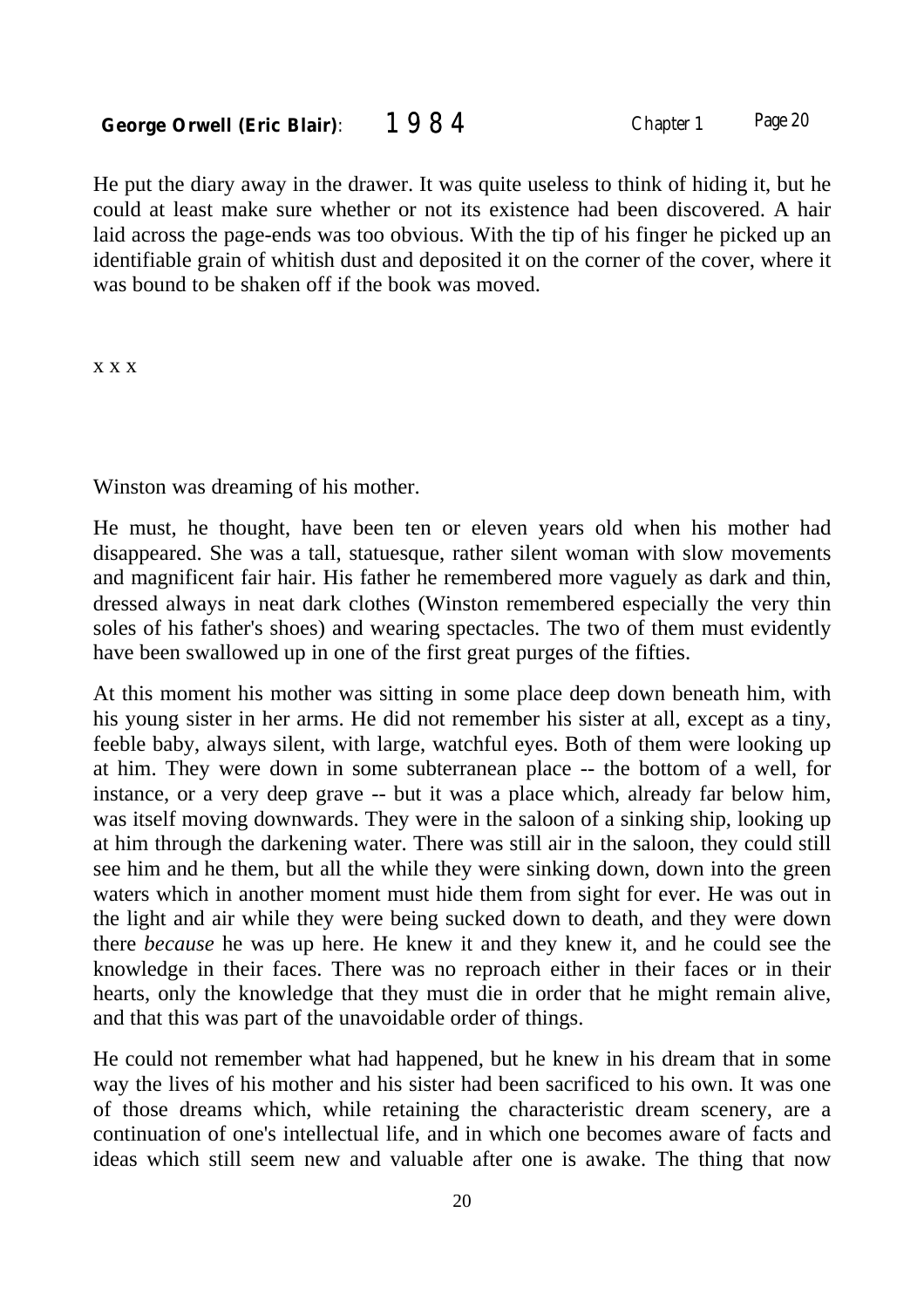He put the diary away in the drawer. It was quite useless to think of hiding it, but he could at least make sure whether or not its existence had been discovered. A hair laid across the page-ends was too obvious. With the tip of his finger he picked up an identifiable grain of whitish dust and deposited it on the corner of the cover, where it was bound to be shaken off if the book was moved.

x x x

Winston was dreaming of his mother.

He must, he thought, have been ten or eleven years old when his mother had disappeared. She was a tall, statuesque, rather silent woman with slow movements and magnificent fair hair. His father he remembered more vaguely as dark and thin, dressed always in neat dark clothes (Winston remembered especially the very thin soles of his father's shoes) and wearing spectacles. The two of them must evidently have been swallowed up in one of the first great purges of the fifties.

At this moment his mother was sitting in some place deep down beneath him, with his young sister in her arms. He did not remember his sister at all, except as a tiny, feeble baby, always silent, with large, watchful eyes. Both of them were looking up at him. They were down in some subterranean place -- the bottom of a well, for instance, or a very deep grave -- but it was a place which, already far below him, was itself moving downwards. They were in the saloon of a sinking ship, looking up at him through the darkening water. There was still air in the saloon, they could still see him and he them, but all the while they were sinking down, down into the green waters which in another moment must hide them from sight for ever. He was out in the light and air while they were being sucked down to death, and they were down there *because* he was up here. He knew it and they knew it, and he could see the knowledge in their faces. There was no reproach either in their faces or in their hearts, only the knowledge that they must die in order that he might remain alive, and that this was part of the unavoidable order of things.

He could not remember what had happened, but he knew in his dream that in some way the lives of his mother and his sister had been sacrificed to his own. It was one of those dreams which, while retaining the characteristic dream scenery, are a continuation of one's intellectual life, and in which one becomes aware of facts and ideas which still seem new and valuable after one is awake. The thing that now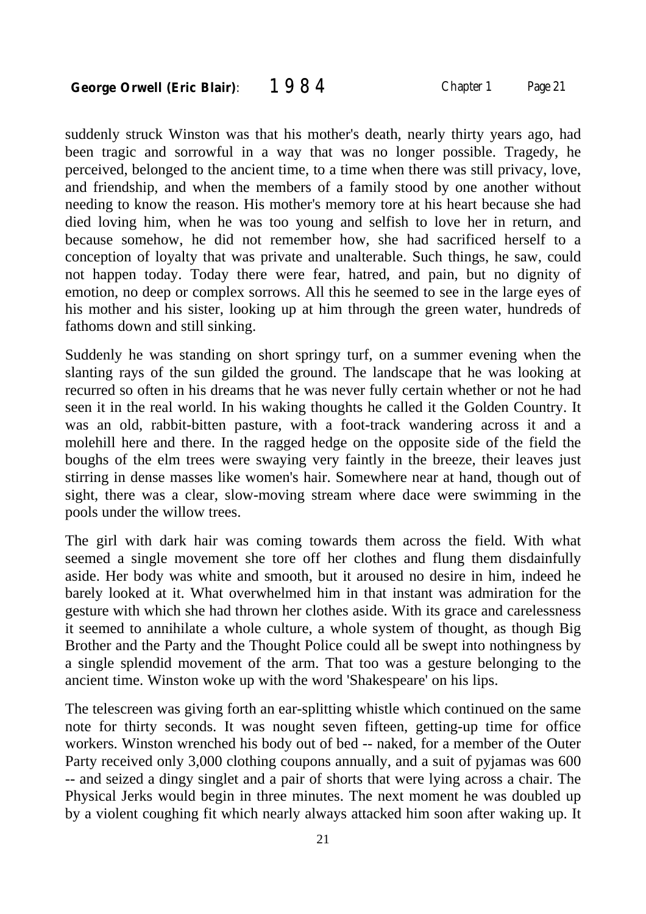suddenly struck Winston was that his mother's death, nearly thirty years ago, had been tragic and sorrowful in a way that was no longer possible. Tragedy, he perceived, belonged to the ancient time, to a time when there was still privacy, love, and friendship, and when the members of a family stood by one another without needing to know the reason. His mother's memory tore at his heart because she had died loving him, when he was too young and selfish to love her in return, and because somehow, he did not remember how, she had sacrificed herself to a conception of loyalty that was private and unalterable. Such things, he saw, could not happen today. Today there were fear, hatred, and pain, but no dignity of emotion, no deep or complex sorrows. All this he seemed to see in the large eyes of his mother and his sister, looking up at him through the green water, hundreds of fathoms down and still sinking.

Suddenly he was standing on short springy turf, on a summer evening when the slanting rays of the sun gilded the ground. The landscape that he was looking at recurred so often in his dreams that he was never fully certain whether or not he had seen it in the real world. In his waking thoughts he called it the Golden Country. It was an old, rabbit-bitten pasture, with a foot-track wandering across it and a molehill here and there. In the ragged hedge on the opposite side of the field the boughs of the elm trees were swaying very faintly in the breeze, their leaves just stirring in dense masses like women's hair. Somewhere near at hand, though out of sight, there was a clear, slow-moving stream where dace were swimming in the pools under the willow trees.

The girl with dark hair was coming towards them across the field. With what seemed a single movement she tore off her clothes and flung them disdainfully aside. Her body was white and smooth, but it aroused no desire in him, indeed he barely looked at it. What overwhelmed him in that instant was admiration for the gesture with which she had thrown her clothes aside. With its grace and carelessness it seemed to annihilate a whole culture, a whole system of thought, as though Big Brother and the Party and the Thought Police could all be swept into nothingness by a single splendid movement of the arm. That too was a gesture belonging to the ancient time. Winston woke up with the word 'Shakespeare' on his lips.

The telescreen was giving forth an ear-splitting whistle which continued on the same note for thirty seconds. It was nought seven fifteen, getting-up time for office workers. Winston wrenched his body out of bed -- naked, for a member of the Outer Party received only 3,000 clothing coupons annually, and a suit of pyjamas was 600 -- and seized a dingy singlet and a pair of shorts that were lying across a chair. The Physical Jerks would begin in three minutes. The next moment he was doubled up by a violent coughing fit which nearly always attacked him soon after waking up. It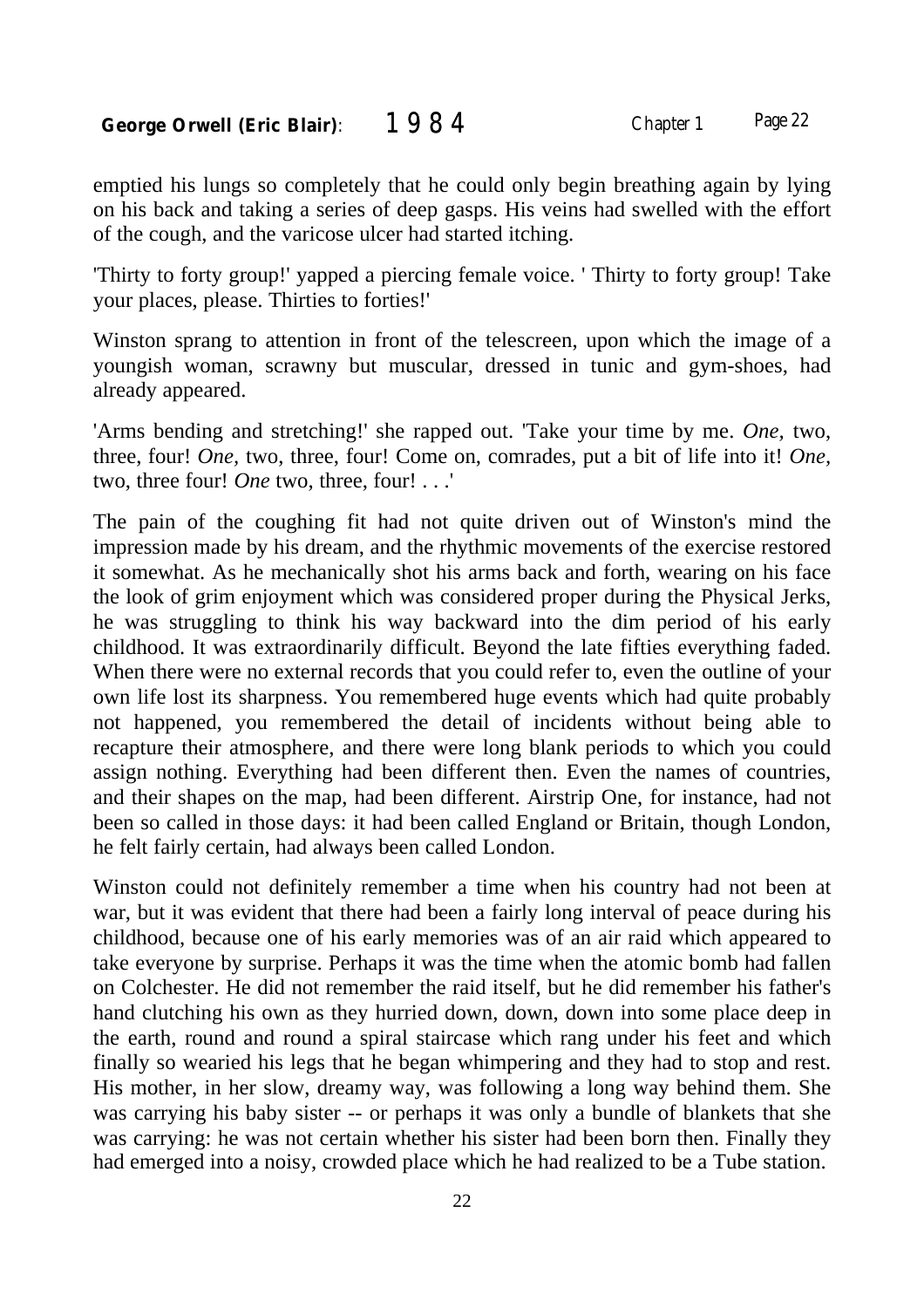emptied his lungs so completely that he could only begin breathing again by lying on his back and taking a series of deep gasps. His veins had swelled with the effort of the cough, and the varicose ulcer had started itching.

'Thirty to forty group!' yapped a piercing female voice. ' Thirty to forty group! Take your places, please. Thirties to forties!'

Winston sprang to attention in front of the telescreen, upon which the image of a youngish woman, scrawny but muscular, dressed in tunic and gym-shoes, had already appeared.

'Arms bending and stretching!' she rapped out. 'Take your time by me. *One*, two, three, four! *One*, two, three, four! Come on, comrades, put a bit of life into it! *One*, two, three four! *One* two, three, four! . . .'

The pain of the coughing fit had not quite driven out of Winston's mind the impression made by his dream, and the rhythmic movements of the exercise restored it somewhat. As he mechanically shot his arms back and forth, wearing on his face the look of grim enjoyment which was considered proper during the Physical Jerks, he was struggling to think his way backward into the dim period of his early childhood. It was extraordinarily difficult. Beyond the late fifties everything faded. When there were no external records that you could refer to, even the outline of your own life lost its sharpness. You remembered huge events which had quite probably not happened, you remembered the detail of incidents without being able to recapture their atmosphere, and there were long blank periods to which you could assign nothing. Everything had been different then. Even the names of countries, and their shapes on the map, had been different. Airstrip One, for instance, had not been so called in those days: it had been called England or Britain, though London, he felt fairly certain, had always been called London.

Winston could not definitely remember a time when his country had not been at war, but it was evident that there had been a fairly long interval of peace during his childhood, because one of his early memories was of an air raid which appeared to take everyone by surprise. Perhaps it was the time when the atomic bomb had fallen on Colchester. He did not remember the raid itself, but he did remember his father's hand clutching his own as they hurried down, down, down into some place deep in the earth, round and round a spiral staircase which rang under his feet and which finally so wearied his legs that he began whimpering and they had to stop and rest. His mother, in her slow, dreamy way, was following a long way behind them. She was carrying his baby sister -- or perhaps it was only a bundle of blankets that she was carrying: he was not certain whether his sister had been born then. Finally they had emerged into a noisy, crowded place which he had realized to be a Tube station.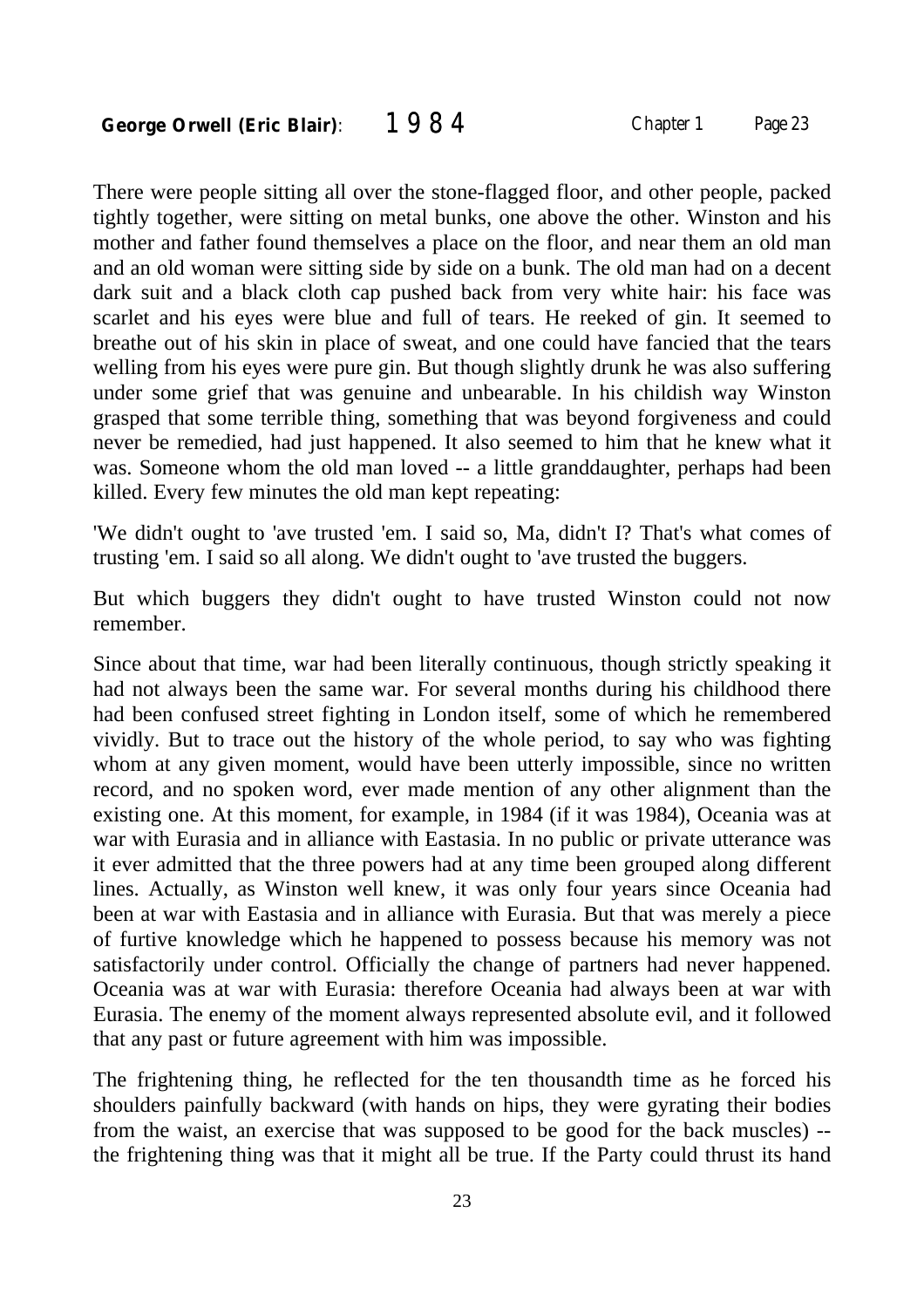There were people sitting all over the stone-flagged floor, and other people, packed tightly together, were sitting on metal bunks, one above the other. Winston and his mother and father found themselves a place on the floor, and near them an old man and an old woman were sitting side by side on a bunk. The old man had on a decent dark suit and a black cloth cap pushed back from very white hair: his face was scarlet and his eyes were blue and full of tears. He reeked of gin. It seemed to breathe out of his skin in place of sweat, and one could have fancied that the tears welling from his eyes were pure gin. But though slightly drunk he was also suffering under some grief that was genuine and unbearable. In his childish way Winston grasped that some terrible thing, something that was beyond forgiveness and could never be remedied, had just happened. It also seemed to him that he knew what it was. Someone whom the old man loved -- a little granddaughter, perhaps had been killed. Every few minutes the old man kept repeating:

'We didn't ought to 'ave trusted 'em. I said so, Ma, didn't I? That's what comes of trusting 'em. I said so all along. We didn't ought to 'ave trusted the buggers.

But which buggers they didn't ought to have trusted Winston could not now remember.

Since about that time, war had been literally continuous, though strictly speaking it had not always been the same war. For several months during his childhood there had been confused street fighting in London itself, some of which he remembered vividly. But to trace out the history of the whole period, to say who was fighting whom at any given moment, would have been utterly impossible, since no written record, and no spoken word, ever made mention of any other alignment than the existing one. At this moment, for example, in 1984 (if it was 1984), Oceania was at war with Eurasia and in alliance with Eastasia. In no public or private utterance was it ever admitted that the three powers had at any time been grouped along different lines. Actually, as Winston well knew, it was only four years since Oceania had been at war with Eastasia and in alliance with Eurasia. But that was merely a piece of furtive knowledge which he happened to possess because his memory was not satisfactorily under control. Officially the change of partners had never happened. Oceania was at war with Eurasia: therefore Oceania had always been at war with Eurasia. The enemy of the moment always represented absolute evil, and it followed that any past or future agreement with him was impossible.

The frightening thing, he reflected for the ten thousandth time as he forced his shoulders painfully backward (with hands on hips, they were gyrating their bodies from the waist, an exercise that was supposed to be good for the back muscles) -- the frightening thing was that it might all be true. If the Party could thrust its hand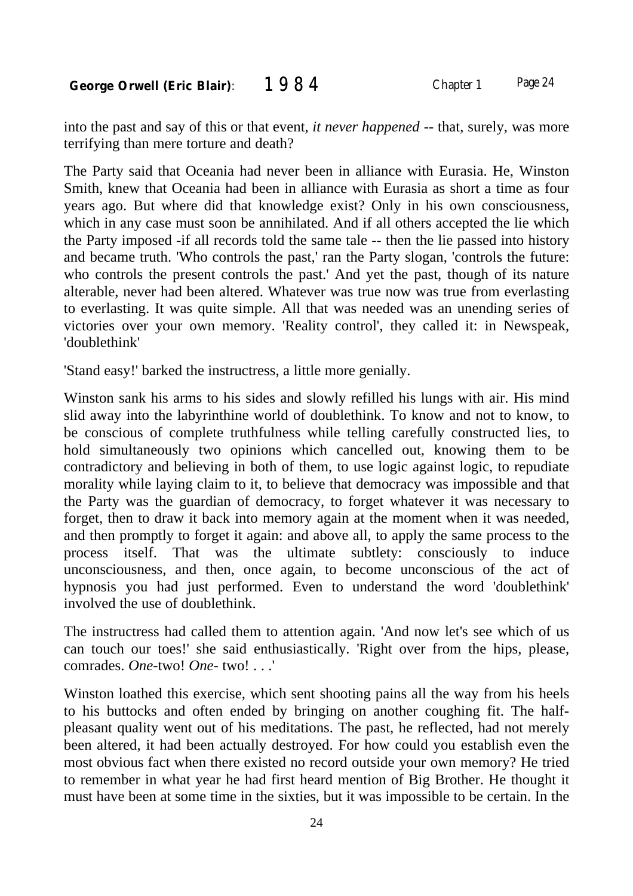into the past and say of this or that event, *it never happened* -- that, surely, was more terrifying than mere torture and death?

The Party said that Oceania had never been in alliance with Eurasia. He, Winston Smith, knew that Oceania had been in alliance with Eurasia as short a time as four years ago. But where did that knowledge exist? Only in his own consciousness, which in any case must soon be annihilated. And if all others accepted the lie which the Party imposed -if all records told the same tale -- then the lie passed into history and became truth. 'Who controls the past,' ran the Party slogan, 'controls the future: who controls the present controls the past.' And yet the past, though of its nature alterable, never had been altered. Whatever was true now was true from everlasting to everlasting. It was quite simple. All that was needed was an unending series of victories over your own memory. 'Reality control', they called it: in Newspeak, 'doublethink'

'Stand easy!' barked the instructress, a little more genially.

Winston sank his arms to his sides and slowly refilled his lungs with air. His mind slid away into the labyrinthine world of doublethink. To know and not to know, to be conscious of complete truthfulness while telling carefully constructed lies, to hold simultaneously two opinions which cancelled out, knowing them to be contradictory and believing in both of them, to use logic against logic, to repudiate morality while laying claim to it, to believe that democracy was impossible and that the Party was the guardian of democracy, to forget whatever it was necessary to forget, then to draw it back into memory again at the moment when it was needed, and then promptly to forget it again: and above all, to apply the same process to the process itself. That was the ultimate subtlety: consciously to induce unconsciousness, and then, once again, to become unconscious of the act of hypnosis you had just performed. Even to understand the word 'doublethink' involved the use of doublethink.

The instructress had called them to attention again. 'And now let's see which of us can touch our toes!' she said enthusiastically. 'Right over from the hips, please, comrades. *One*-two! *One*- two! . . .'

Winston loathed this exercise, which sent shooting pains all the way from his heels to his buttocks and often ended by bringing on another coughing fit. The half-pleasant quality went out of his meditations. The past, he reflected, had not merely been altered, it had been actually destroyed. For how could you establish even the most obvious fact when there existed no record outside your own memory? He tried to remember in what year he had first heard mention of Big Brother. He thought it must have been at some time in the sixties, but it was impossible to be certain. In the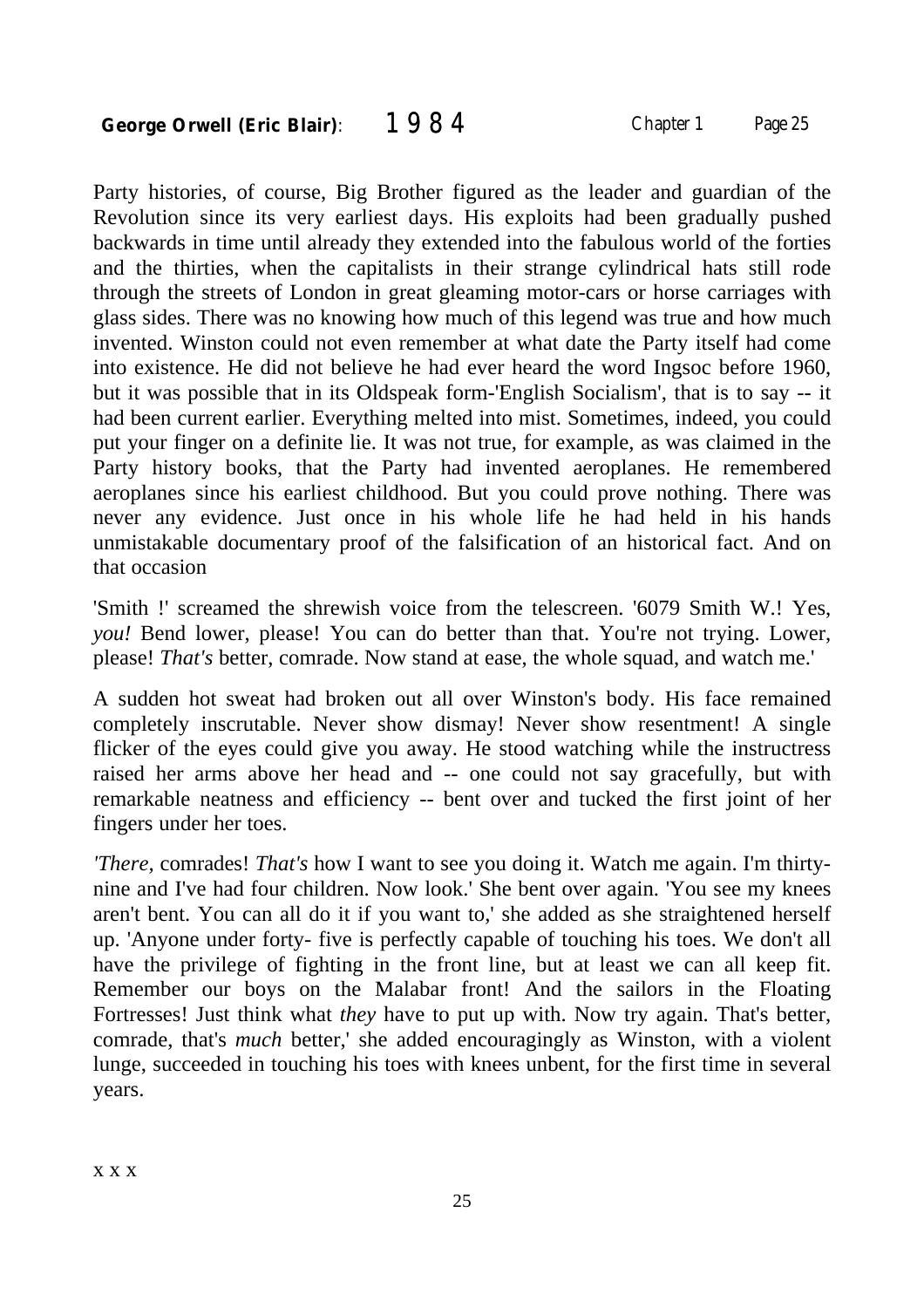Party histories, of course, Big Brother figured as the leader and guardian of the Revolution since its very earliest days. His exploits had been gradually pushed backwards in time until already they extended into the fabulous world of the forties and the thirties, when the capitalists in their strange cylindrical hats still rode through the streets of London in great gleaming motor-cars or horse carriages with glass sides. There was no knowing how much of this legend was true and how much invented. Winston could not even remember at what date the Party itself had come into existence. He did not believe he had ever heard the word Ingsoc before 1960, but it was possible that in its Oldspeak form-'English Socialism', that is to say -- it had been current earlier. Everything melted into mist. Sometimes, indeed, you could put your finger on a definite lie. It was not true, for example, as was claimed in the Party history books, that the Party had invented aeroplanes. He remembered aeroplanes since his earliest childhood. But you could prove nothing. There was never any evidence. Just once in his whole life he had held in his hands unmistakable documentary proof of the falsification of an historical fact. And on that occasion

'Smith !' screamed the shrewish voice from the telescreen. '6079 Smith W.! Yes, *you!* Bend lower, please! You can do better than that. You're not trying. Lower, please! *That's* better, comrade. Now stand at ease, the whole squad, and watch me.'

A sudden hot sweat had broken out all over Winston's body. His face remained completely inscrutable. Never show dismay! Never show resentment! A single flicker of the eyes could give you away. He stood watching while the instructress raised her arms above her head and -- one could not say gracefully, but with remarkable neatness and efficiency -- bent over and tucked the first joint of her fingers under her toes.

*'There*, comrades! *That's* how I want to see you doing it. Watch me again. I'm thirty-nine and I've had four children. Now look.' She bent over again. 'You see my knees aren't bent. You can all do it if you want to,' she added as she straightened herself up. 'Anyone under forty- five is perfectly capable of touching his toes. We don't all have the privilege of fighting in the front line, but at least we can all keep fit. Remember our boys on the Malabar front! And the sailors in the Floating Fortresses! Just think what *they* have to put up with. Now try again. That's better, comrade, that's *much* better,' she added encouragingly as Winston, with a violent lunge, succeeded in touching his toes with knees unbent, for the first time in several years.

x x x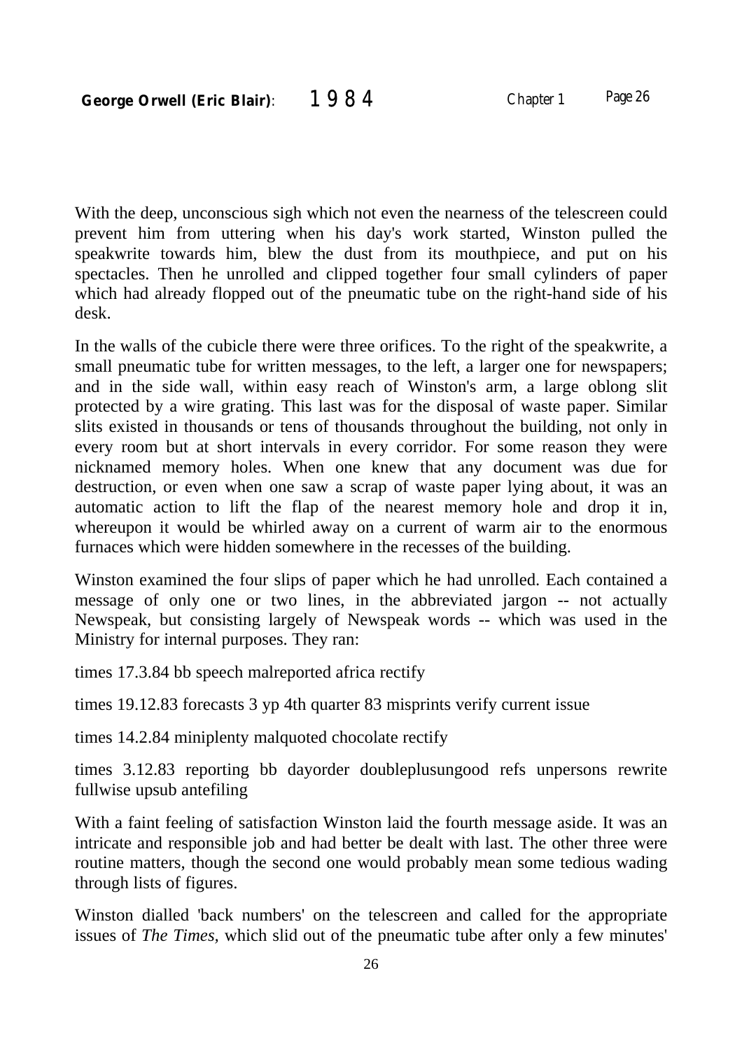With the deep, unconscious sigh which not even the nearness of the telescreen could prevent him from uttering when his day's work started, Winston pulled the speakwrite towards him, blew the dust from its mouthpiece, and put on his spectacles. Then he unrolled and clipped together four small cylinders of paper which had already flopped out of the pneumatic tube on the right-hand side of his desk.

In the walls of the cubicle there were three orifices. To the right of the speakwrite, a small pneumatic tube for written messages, to the left, a larger one for newspapers; and in the side wall, within easy reach of Winston's arm, a large oblong slit protected by a wire grating. This last was for the disposal of waste paper. Similar slits existed in thousands or tens of thousands throughout the building, not only in every room but at short intervals in every corridor. For some reason they were nicknamed memory holes. When one knew that any document was due for destruction, or even when one saw a scrap of waste paper lying about, it was an automatic action to lift the flap of the nearest memory hole and drop it in, whereupon it would be whirled away on a current of warm air to the enormous furnaces which were hidden somewhere in the recesses of the building.

Winston examined the four slips of paper which he had unrolled. Each contained a message of only one or two lines, in the abbreviated jargon -- not actually Newspeak, but consisting largely of Newspeak words -- which was used in the Ministry for internal purposes. They ran:

times 17.3.84 bb speech malreported africa rectify

times 19.12.83 forecasts 3 yp 4th quarter 83 misprints verify current issue

times 14.2.84 miniplenty malquoted chocolate rectify

times 3.12.83 reporting bb dayorder doubleplusungood refs unpersons rewrite fullwise upsub antefiling

With a faint feeling of satisfaction Winston laid the fourth message aside. It was an intricate and responsible job and had better be dealt with last. The other three were routine matters, though the second one would probably mean some tedious wading through lists of figures.

Winston dialled 'back numbers' on the telescreen and called for the appropriate issues of *The Times*, which slid out of the pneumatic tube after only a few minutes'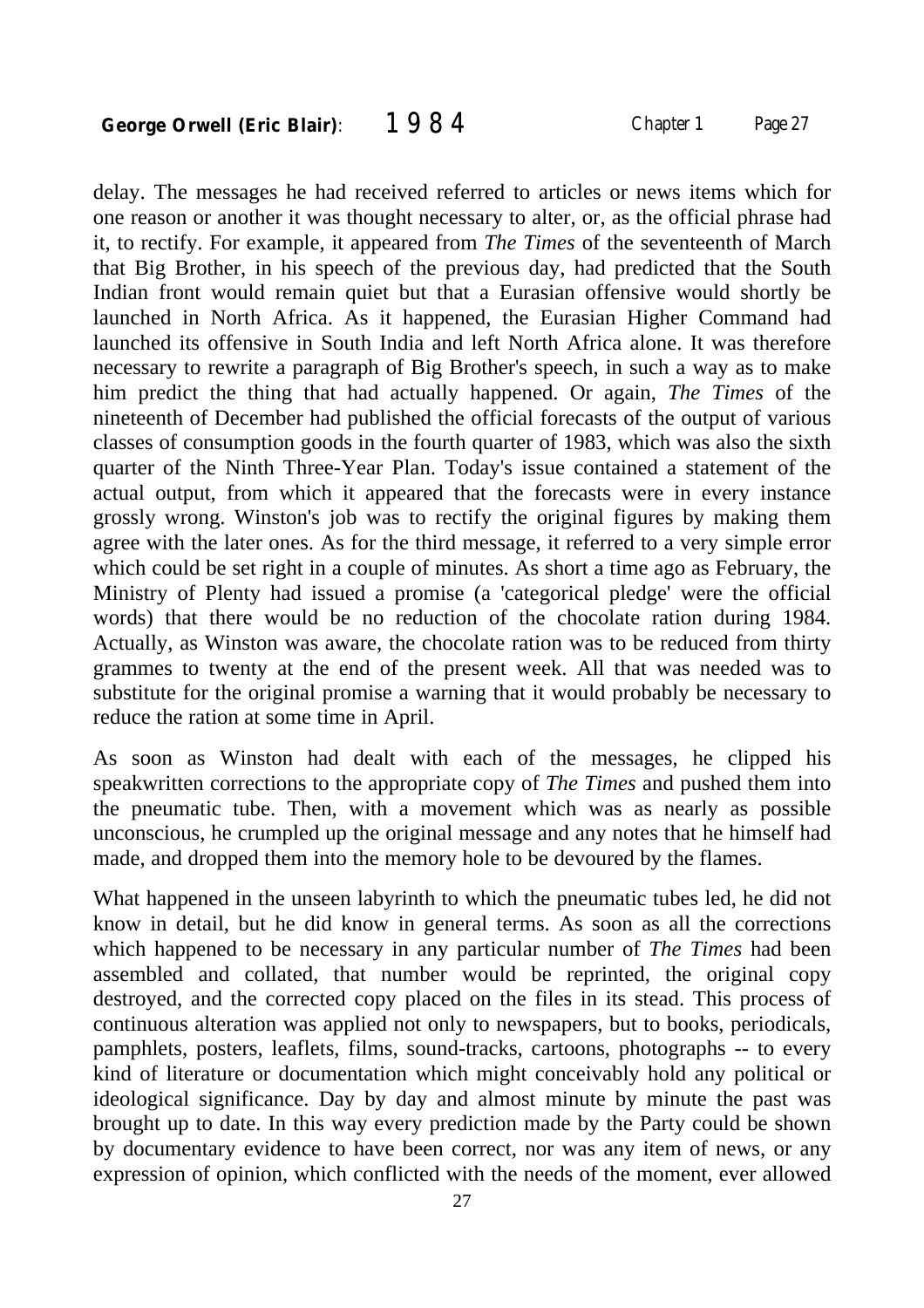delay. The messages he had received referred to articles or news items which for one reason or another it was thought necessary to alter, or, as the official phrase had it, to rectify. For example, it appeared from *The Times* of the seventeenth of March that Big Brother, in his speech of the previous day, had predicted that the South Indian front would remain quiet but that a Eurasian offensive would shortly be launched in North Africa. As it happened, the Eurasian Higher Command had launched its offensive in South India and left North Africa alone. It was therefore necessary to rewrite a paragraph of Big Brother's speech, in such a way as to make him predict the thing that had actually happened. Or again, *The Times* of the nineteenth of December had published the official forecasts of the output of various classes of consumption goods in the fourth quarter of 1983, which was also the sixth quarter of the Ninth Three-Year Plan. Today's issue contained a statement of the actual output, from which it appeared that the forecasts were in every instance grossly wrong. Winston's job was to rectify the original figures by making them agree with the later ones. As for the third message, it referred to a very simple error which could be set right in a couple of minutes. As short a time ago as February, the Ministry of Plenty had issued a promise (a 'categorical pledge' were the official words) that there would be no reduction of the chocolate ration during 1984. Actually, as Winston was aware, the chocolate ration was to be reduced from thirty grammes to twenty at the end of the present week. All that was needed was to substitute for the original promise a warning that it would probably be necessary to reduce the ration at some time in April.

As soon as Winston had dealt with each of the messages, he clipped his speakwritten corrections to the appropriate copy of *The Times* and pushed them into the pneumatic tube. Then, with a movement which was as nearly as possible unconscious, he crumpled up the original message and any notes that he himself had made, and dropped them into the memory hole to be devoured by the flames.

What happened in the unseen labyrinth to which the pneumatic tubes led, he did not know in detail, but he did know in general terms. As soon as all the corrections which happened to be necessary in any particular number of *The Times* had been assembled and collated, that number would be reprinted, the original copy destroyed, and the corrected copy placed on the files in its stead. This process of continuous alteration was applied not only to newspapers, but to books, periodicals, pamphlets, posters, leaflets, films, sound-tracks, cartoons, photographs -- to every kind of literature or documentation which might conceivably hold any political or ideological significance. Day by day and almost minute by minute the past was brought up to date. In this way every prediction made by the Party could be shown by documentary evidence to have been correct, nor was any item of news, or any expression of opinion, which conflicted with the needs of the moment, ever allowed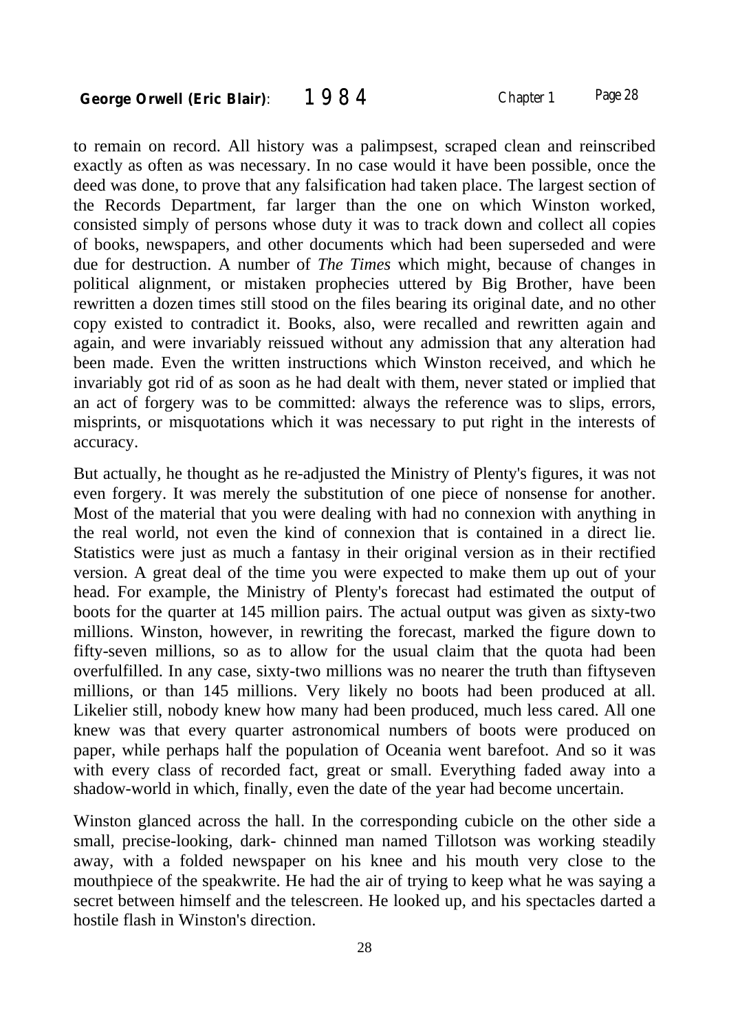to remain on record. All history was a palimpsest, scraped clean and reinscribed exactly as often as was necessary. In no case would it have been possible, once the deed was done, to prove that any falsification had taken place. The largest section of the Records Department, far larger than the one on which Winston worked, consisted simply of persons whose duty it was to track down and collect all copies of books, newspapers, and other documents which had been superseded and were due for destruction. A number of *The Times* which might, because of changes in political alignment, or mistaken prophecies uttered by Big Brother, have been rewritten a dozen times still stood on the files bearing its original date, and no other copy existed to contradict it. Books, also, were recalled and rewritten again and again, and were invariably reissued without any admission that any alteration had been made. Even the written instructions which Winston received, and which he invariably got rid of as soon as he had dealt with them, never stated or implied that an act of forgery was to be committed: always the reference was to slips, errors, misprints, or misquotations which it was necessary to put right in the interests of accuracy.

But actually, he thought as he re-adjusted the Ministry of Plenty's figures, it was not even forgery. It was merely the substitution of one piece of nonsense for another. Most of the material that you were dealing with had no connexion with anything in the real world, not even the kind of connexion that is contained in a direct lie. Statistics were just as much a fantasy in their original version as in their rectified version. A great deal of the time you were expected to make them up out of your head. For example, the Ministry of Plenty's forecast had estimated the output of boots for the quarter at 145 million pairs. The actual output was given as sixty-two millions. Winston, however, in rewriting the forecast, marked the figure down to fifty-seven millions, so as to allow for the usual claim that the quota had been overfulfilled. In any case, sixty-two millions was no nearer the truth than fiftyseven millions, or than 145 millions. Very likely no boots had been produced at all. Likelier still, nobody knew how many had been produced, much less cared. All one knew was that every quarter astronomical numbers of boots were produced on paper, while perhaps half the population of Oceania went barefoot. And so it was with every class of recorded fact, great or small. Everything faded away into a shadow-world in which, finally, even the date of the year had become uncertain.

Winston glanced across the hall. In the corresponding cubicle on the other side a small, precise-looking, dark- chinned man named Tillotson was working steadily away, with a folded newspaper on his knee and his mouth very close to the mouthpiece of the speakwrite. He had the air of trying to keep what he was saying a secret between himself and the telescreen. He looked up, and his spectacles darted a hostile flash in Winston's direction.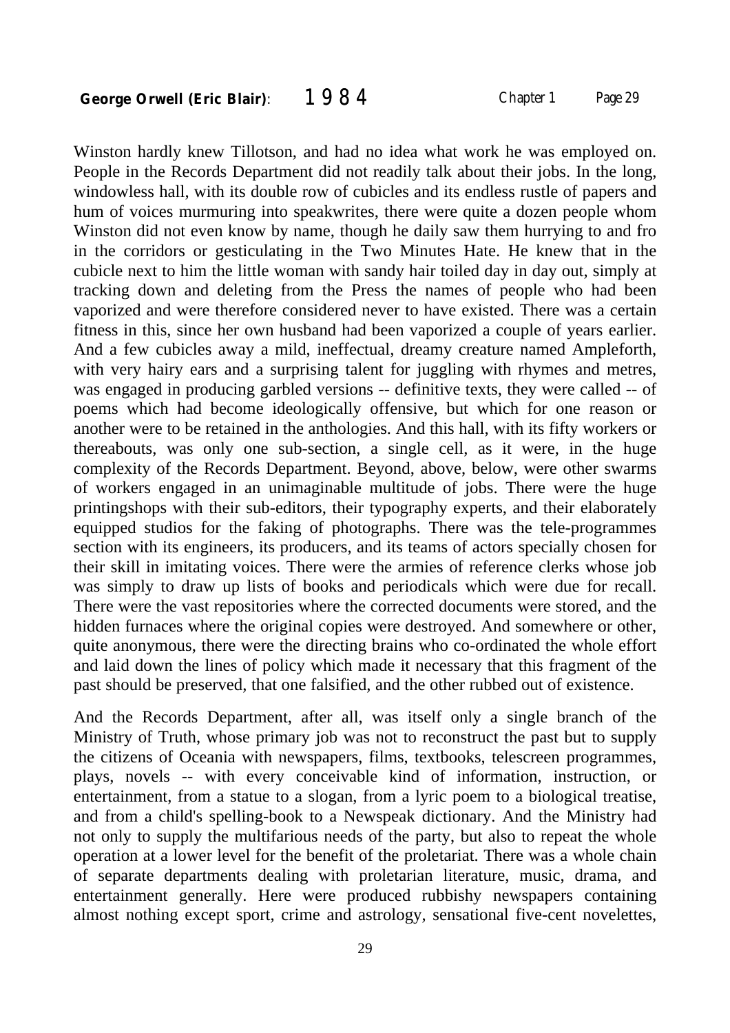Winston hardly knew Tillotson, and had no idea what work he was employed on. People in the Records Department did not readily talk about their jobs. In the long, windowless hall, with its double row of cubicles and its endless rustle of papers and hum of voices murmuring into speakwrites, there were quite a dozen people whom Winston did not even know by name, though he daily saw them hurrying to and fro in the corridors or gesticulating in the Two Minutes Hate. He knew that in the cubicle next to him the little woman with sandy hair toiled day in day out, simply at tracking down and deleting from the Press the names of people who had been vaporized and were therefore considered never to have existed. There was a certain fitness in this, since her own husband had been vaporized a couple of years earlier. And a few cubicles away a mild, ineffectual, dreamy creature named Ampleforth, with very hairy ears and a surprising talent for juggling with rhymes and metres, was engaged in producing garbled versions -- definitive texts, they were called -- of poems which had become ideologically offensive, but which for one reason or another were to be retained in the anthologies. And this hall, with its fifty workers or thereabouts, was only one sub-section, a single cell, as it were, in the huge complexity of the Records Department. Beyond, above, below, were other swarms of workers engaged in an unimaginable multitude of jobs. There were the huge printingshops with their sub-editors, their typography experts, and their elaborately equipped studios for the faking of photographs. There was the tele-programmes section with its engineers, its producers, and its teams of actors specially chosen for their skill in imitating voices. There were the armies of reference clerks whose job was simply to draw up lists of books and periodicals which were due for recall. There were the vast repositories where the corrected documents were stored, and the hidden furnaces where the original copies were destroyed. And somewhere or other, quite anonymous, there were the directing brains who co-ordinated the whole effort and laid down the lines of policy which made it necessary that this fragment of the past should be preserved, that one falsified, and the other rubbed out of existence.

And the Records Department, after all, was itself only a single branch of the Ministry of Truth, whose primary job was not to reconstruct the past but to supply the citizens of Oceania with newspapers, films, textbooks, telescreen programmes, plays, novels -- with every conceivable kind of information, instruction, or entertainment, from a statue to a slogan, from a lyric poem to a biological treatise, and from a child's spelling-book to a Newspeak dictionary. And the Ministry had not only to supply the multifarious needs of the party, but also to repeat the whole operation at a lower level for the benefit of the proletariat. There was a whole chain of separate departments dealing with proletarian literature, music, drama, and entertainment generally. Here were produced rubbishy newspapers containing almost nothing except sport, crime and astrology, sensational five-cent novelettes,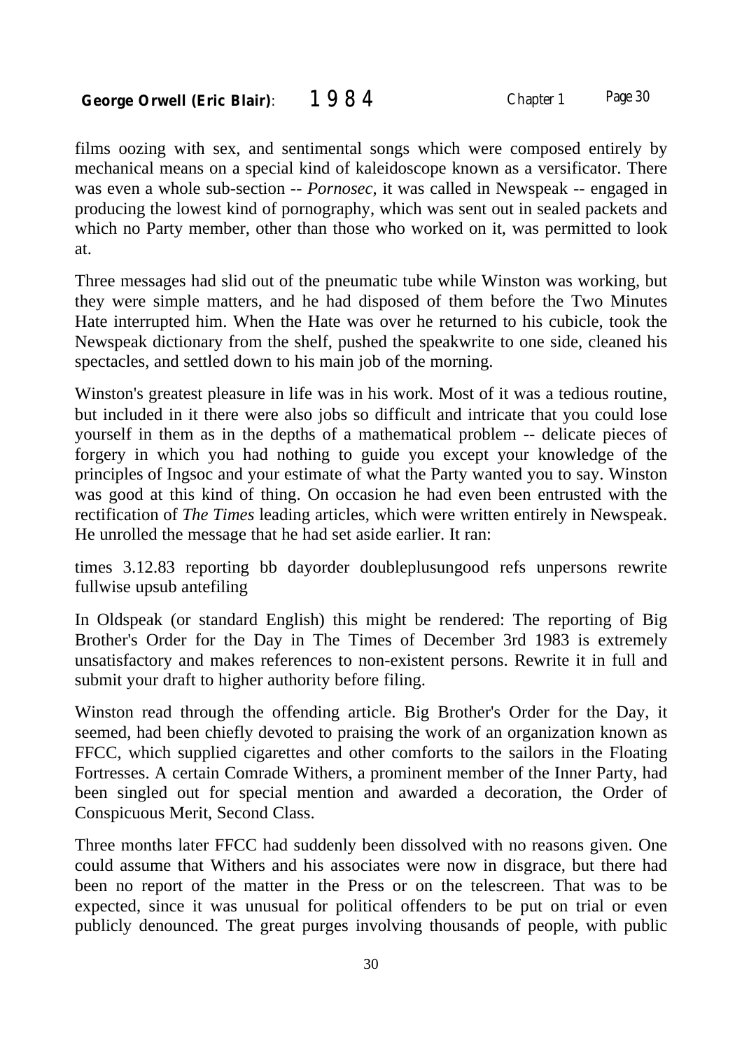films oozing with sex, and sentimental songs which were composed entirely by mechanical means on a special kind of kaleidoscope known as a versificator. There was even a whole sub-section -- *Pornosec*, it was called in Newspeak -- engaged in producing the lowest kind of pornography, which was sent out in sealed packets and which no Party member, other than those who worked on it, was permitted to look at.

Three messages had slid out of the pneumatic tube while Winston was working, but they were simple matters, and he had disposed of them before the Two Minutes Hate interrupted him. When the Hate was over he returned to his cubicle, took the Newspeak dictionary from the shelf, pushed the speakwrite to one side, cleaned his spectacles, and settled down to his main job of the morning.

Winston's greatest pleasure in life was in his work. Most of it was a tedious routine, but included in it there were also jobs so difficult and intricate that you could lose yourself in them as in the depths of a mathematical problem -- delicate pieces of forgery in which you had nothing to guide you except your knowledge of the principles of Ingsoc and your estimate of what the Party wanted you to say. Winston was good at this kind of thing. On occasion he had even been entrusted with the rectification of *The Times* leading articles, which were written entirely in Newspeak. He unrolled the message that he had set aside earlier. It ran:

times 3.12.83 reporting bb dayorder doubleplusungood refs unpersons rewrite fullwise upsub antefiling

In Oldspeak (or standard English) this might be rendered: The reporting of Big Brother's Order for the Day in The Times of December 3rd 1983 is extremely unsatisfactory and makes references to non-existent persons. Rewrite it in full and submit your draft to higher authority before filing.

Winston read through the offending article. Big Brother's Order for the Day, it seemed, had been chiefly devoted to praising the work of an organization known as FFCC, which supplied cigarettes and other comforts to the sailors in the Floating Fortresses. A certain Comrade Withers, a prominent member of the Inner Party, had been singled out for special mention and awarded a decoration, the Order of Conspicuous Merit, Second Class.

Three months later FFCC had suddenly been dissolved with no reasons given. One could assume that Withers and his associates were now in disgrace, but there had been no report of the matter in the Press or on the telescreen. That was to be expected, since it was unusual for political offenders to be put on trial or even publicly denounced. The great purges involving thousands of people, with public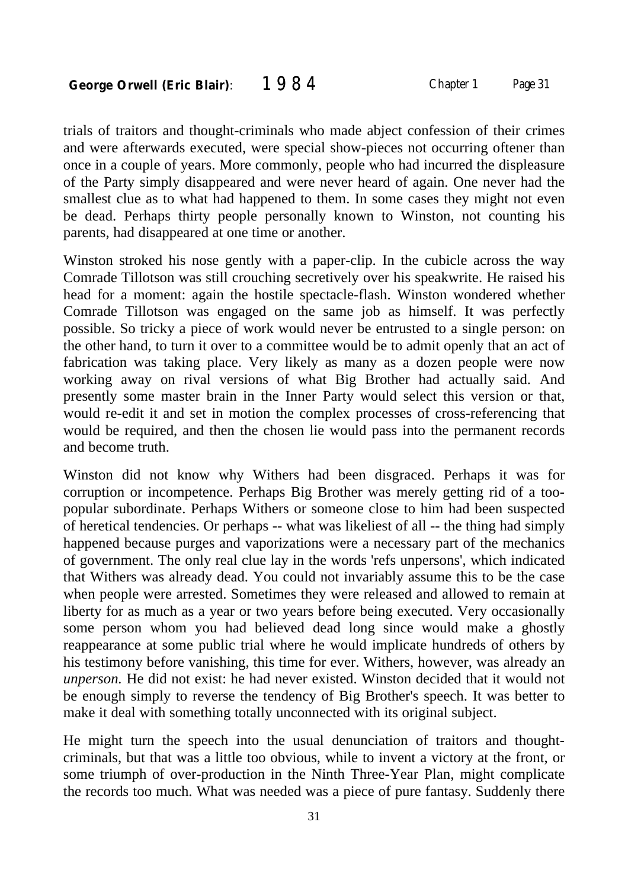trials of traitors and thought-criminals who made abject confession of their crimes and were afterwards executed, were special show-pieces not occurring oftener than once in a couple of years. More commonly, people who had incurred the displeasure of the Party simply disappeared and were never heard of again. One never had the smallest clue as to what had happened to them. In some cases they might not even be dead. Perhaps thirty people personally known to Winston, not counting his parents, had disappeared at one time or another.

Winston stroked his nose gently with a paper-clip. In the cubicle across the way Comrade Tillotson was still crouching secretively over his speakwrite. He raised his head for a moment: again the hostile spectacle-flash. Winston wondered whether Comrade Tillotson was engaged on the same job as himself. It was perfectly possible. So tricky a piece of work would never be entrusted to a single person: on the other hand, to turn it over to a committee would be to admit openly that an act of fabrication was taking place. Very likely as many as a dozen people were now working away on rival versions of what Big Brother had actually said. And presently some master brain in the Inner Party would select this version or that, would re-edit it and set in motion the complex processes of cross-referencing that would be required, and then the chosen lie would pass into the permanent records and become truth.

Winston did not know why Withers had been disgraced. Perhaps it was for corruption or incompetence. Perhaps Big Brother was merely getting rid of a too-popular subordinate. Perhaps Withers or someone close to him had been suspected of heretical tendencies. Or perhaps -- what was likeliest of all -- the thing had simply happened because purges and vaporizations were a necessary part of the mechanics of government. The only real clue lay in the words 'refs unpersons', which indicated that Withers was already dead. You could not invariably assume this to be the case when people were arrested. Sometimes they were released and allowed to remain at liberty for as much as a year or two years before being executed. Very occasionally some person whom you had believed dead long since would make a ghostly reappearance at some public trial where he would implicate hundreds of others by his testimony before vanishing, this time for ever. Withers, however, was already an *unperson.* He did not exist: he had never existed. Winston decided that it would not be enough simply to reverse the tendency of Big Brother's speech. It was better to make it deal with something totally unconnected with its original subject.

He might turn the speech into the usual denunciation of traitors and thought-criminals, but that was a little too obvious, while to invent a victory at the front, or some triumph of over-production in the Ninth Three-Year Plan, might complicate the records too much. What was needed was a piece of pure fantasy. Suddenly there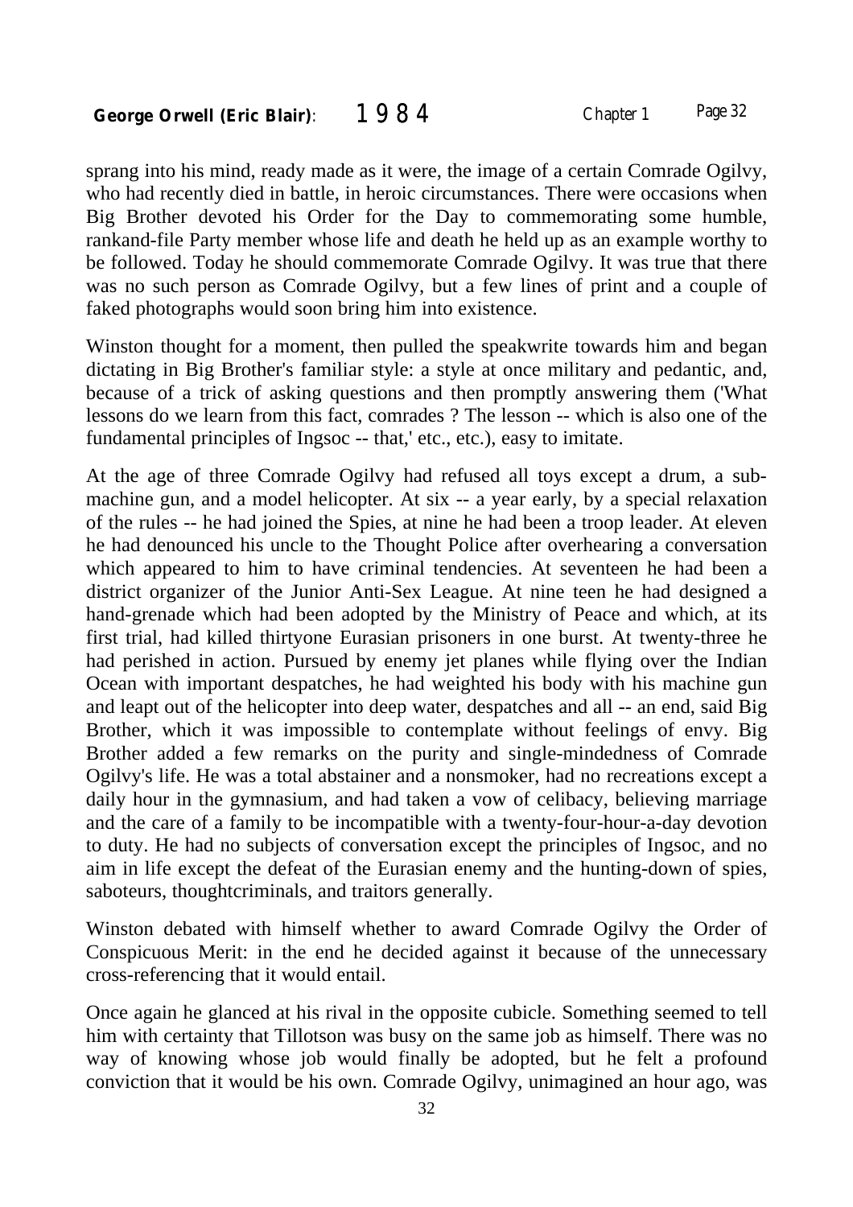sprang into his mind, ready made as it were, the image of a certain Comrade Ogilvy, who had recently died in battle, in heroic circumstances. There were occasions when Big Brother devoted his Order for the Day to commemorating some humble, rankand-file Party member whose life and death he held up as an example worthy to be followed. Today he should commemorate Comrade Ogilvy. It was true that there was no such person as Comrade Ogilvy, but a few lines of print and a couple of faked photographs would soon bring him into existence.

Winston thought for a moment, then pulled the speakwrite towards him and began dictating in Big Brother's familiar style: a style at once military and pedantic, and, because of a trick of asking questions and then promptly answering them ('What lessons do we learn from this fact, comrades ? The lesson -- which is also one of the fundamental principles of Ingsoc -- that,' etc., etc.), easy to imitate.

At the age of three Comrade Ogilvy had refused all toys except a drum, a sub-machine gun, and a model helicopter. At six -- a year early, by a special relaxation of the rules -- he had joined the Spies, at nine he had been a troop leader. At eleven he had denounced his uncle to the Thought Police after overhearing a conversation which appeared to him to have criminal tendencies. At seventeen he had been a district organizer of the Junior Anti-Sex League. At nine teen he had designed a hand-grenade which had been adopted by the Ministry of Peace and which, at its first trial, had killed thirtyone Eurasian prisoners in one burst. At twenty-three he had perished in action. Pursued by enemy jet planes while flying over the Indian Ocean with important despatches, he had weighted his body with his machine gun and leapt out of the helicopter into deep water, despatches and all -- an end, said Big Brother, which it was impossible to contemplate without feelings of envy. Big Brother added a few remarks on the purity and single-mindedness of Comrade Ogilvy's life. He was a total abstainer and a nonsmoker, had no recreations except a daily hour in the gymnasium, and had taken a vow of celibacy, believing marriage and the care of a family to be incompatible with a twenty-four-hour-a-day devotion to duty. He had no subjects of conversation except the principles of Ingsoc, and no aim in life except the defeat of the Eurasian enemy and the hunting-down of spies, saboteurs, thoughtcriminals, and traitors generally.

Winston debated with himself whether to award Comrade Ogilvy the Order of Conspicuous Merit: in the end he decided against it because of the unnecessary cross-referencing that it would entail.

Once again he glanced at his rival in the opposite cubicle. Something seemed to tell him with certainty that Tillotson was busy on the same job as himself. There was no way of knowing whose job would finally be adopted, but he felt a profound conviction that it would be his own. Comrade Ogilvy, unimagined an hour ago, was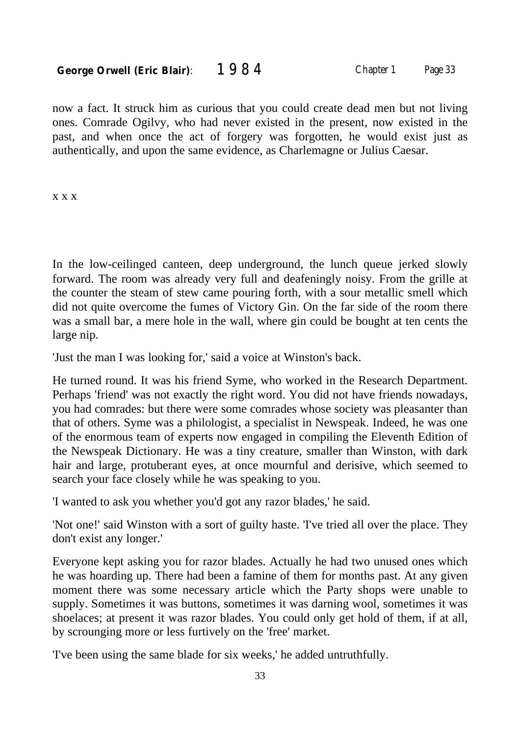now a fact. It struck him as curious that you could create dead men but not living ones. Comrade Ogilvy, who had never existed in the present, now existed in the past, and when once the act of forgery was forgotten, he would exist just as authentically, and upon the same evidence, as Charlemagne or Julius Caesar.

x x x

In the low-ceilinged canteen, deep underground, the lunch queue jerked slowly forward. The room was already very full and deafeningly noisy. From the grille at the counter the steam of stew came pouring forth, with a sour metallic smell which did not quite overcome the fumes of Victory Gin. On the far side of the room there was a small bar, a mere hole in the wall, where gin could be bought at ten cents the large nip.

'Just the man I was looking for,' said a voice at Winston's back.

He turned round. It was his friend Syme, who worked in the Research Department. Perhaps 'friend' was not exactly the right word. You did not have friends nowadays, you had comrades: but there were some comrades whose society was pleasanter than that of others. Syme was a philologist, a specialist in Newspeak. Indeed, he was one of the enormous team of experts now engaged in compiling the Eleventh Edition of the Newspeak Dictionary. He was a tiny creature, smaller than Winston, with dark hair and large, protuberant eyes, at once mournful and derisive, which seemed to search your face closely while he was speaking to you.

'I wanted to ask you whether you'd got any razor blades,' he said.

'Not one!' said Winston with a sort of guilty haste. 'I've tried all over the place. They don't exist any longer.'

Everyone kept asking you for razor blades. Actually he had two unused ones which he was hoarding up. There had been a famine of them for months past. At any given moment there was some necessary article which the Party shops were unable to supply. Sometimes it was buttons, sometimes it was darning wool, sometimes it was shoelaces; at present it was razor blades. You could only get hold of them, if at all, by scrounging more or less furtively on the 'free' market.

'I've been using the same blade for six weeks,' he added untruthfully.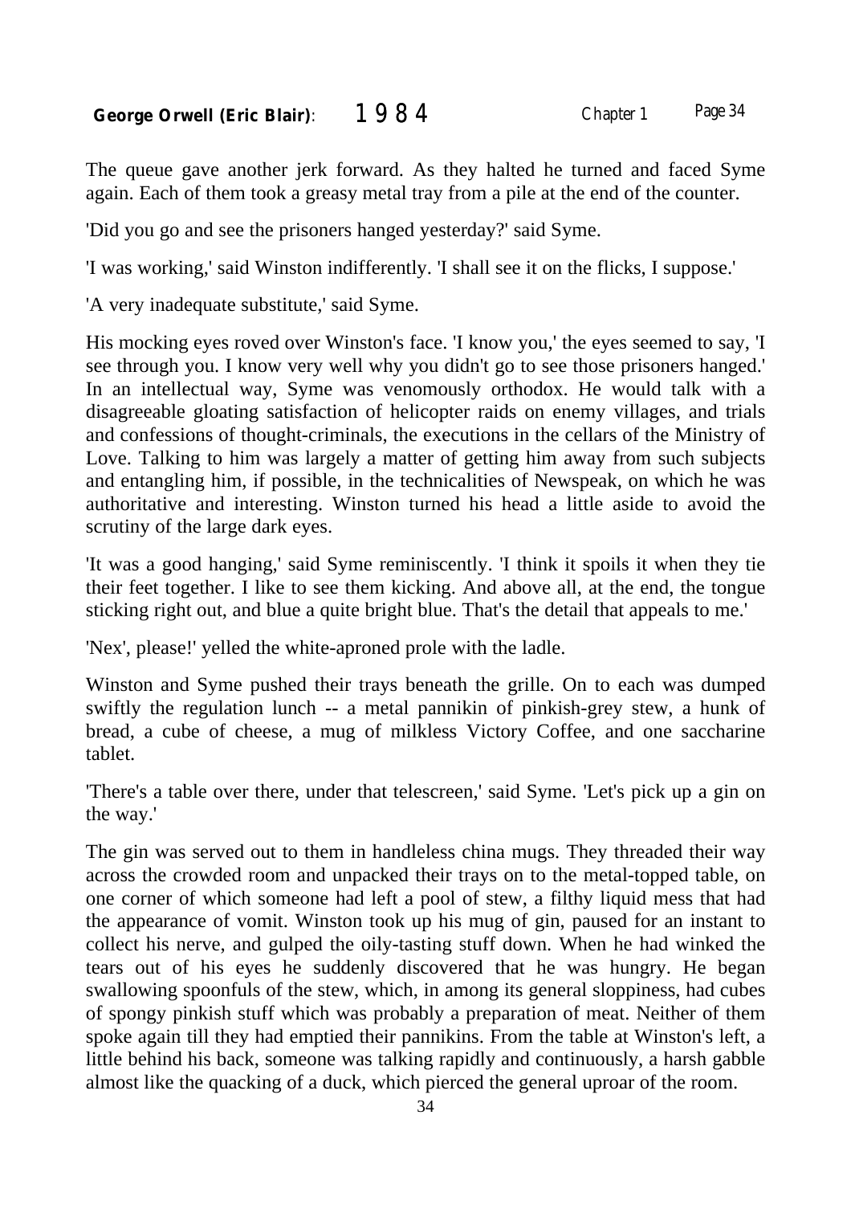The queue gave another jerk forward. As they halted he turned and faced Syme again. Each of them took a greasy metal tray from a pile at the end of the counter.

'Did you go and see the prisoners hanged yesterday?' said Syme.

'I was working,' said Winston indifferently. 'I shall see it on the flicks, I suppose.'

'A very inadequate substitute,' said Syme.

His mocking eyes roved over Winston's face. 'I know you,' the eyes seemed to say, 'I see through you. I know very well why you didn't go to see those prisoners hanged.' In an intellectual way, Syme was venomously orthodox. He would talk with a disagreeable gloating satisfaction of helicopter raids on enemy villages, and trials and confessions of thought-criminals, the executions in the cellars of the Ministry of Love. Talking to him was largely a matter of getting him away from such subjects and entangling him, if possible, in the technicalities of Newspeak, on which he was authoritative and interesting. Winston turned his head a little aside to avoid the scrutiny of the large dark eyes.

'It was a good hanging,' said Syme reminiscently. 'I think it spoils it when they tie their feet together. I like to see them kicking. And above all, at the end, the tongue sticking right out, and blue a quite bright blue. That's the detail that appeals to me.'

'Nex', please!' yelled the white-aproned prole with the ladle.

Winston and Syme pushed their trays beneath the grille. On to each was dumped swiftly the regulation lunch -- a metal pannikin of pinkish-grey stew, a hunk of bread, a cube of cheese, a mug of milkless Victory Coffee, and one saccharine tablet.

'There's a table over there, under that telescreen,' said Syme. 'Let's pick up a gin on the way.'

The gin was served out to them in handleless china mugs. They threaded their way across the crowded room and unpacked their trays on to the metal-topped table, on one corner of which someone had left a pool of stew, a filthy liquid mess that had the appearance of vomit. Winston took up his mug of gin, paused for an instant to collect his nerve, and gulped the oily-tasting stuff down. When he had winked the tears out of his eyes he suddenly discovered that he was hungry. He began swallowing spoonfuls of the stew, which, in among its general sloppiness, had cubes of spongy pinkish stuff which was probably a preparation of meat. Neither of them spoke again till they had emptied their pannikins. From the table at Winston's left, a little behind his back, someone was talking rapidly and continuously, a harsh gabble almost like the quacking of a duck, which pierced the general uproar of the room.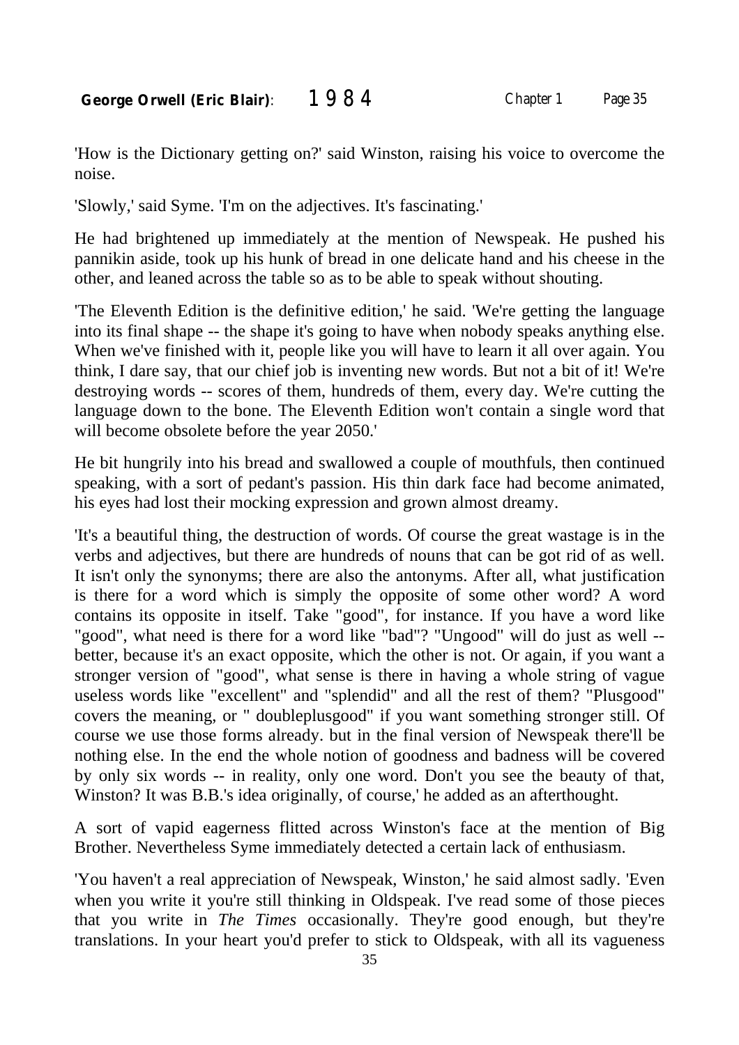'How is the Dictionary getting on?' said Winston, raising his voice to overcome the noise.

'Slowly,' said Syme. 'I'm on the adjectives. It's fascinating.'

He had brightened up immediately at the mention of Newspeak. He pushed his pannikin aside, took up his hunk of bread in one delicate hand and his cheese in the other, and leaned across the table so as to be able to speak without shouting.

'The Eleventh Edition is the definitive edition,' he said. 'We're getting the language into its final shape -- the shape it's going to have when nobody speaks anything else. When we've finished with it, people like you will have to learn it all over again. You think, I dare say, that our chief job is inventing new words. But not a bit of it! We're destroying words -- scores of them, hundreds of them, every day. We're cutting the language down to the bone. The Eleventh Edition won't contain a single word that will become obsolete before the year 2050.'

He bit hungrily into his bread and swallowed a couple of mouthfuls, then continued speaking, with a sort of pedant's passion. His thin dark face had become animated, his eyes had lost their mocking expression and grown almost dreamy.

'It's a beautiful thing, the destruction of words. Of course the great wastage is in the verbs and adjectives, but there are hundreds of nouns that can be got rid of as well. It isn't only the synonyms; there are also the antonyms. After all, what justification is there for a word which is simply the opposite of some other word? A word contains its opposite in itself. Take "good", for instance. If you have a word like "good", what need is there for a word like "bad"? "Ungood" will do just as well -- better, because it's an exact opposite, which the other is not. Or again, if you want a stronger version of "good", what sense is there in having a whole string of vague useless words like "excellent" and "splendid" and all the rest of them? "Plusgood" covers the meaning, or " doubleplusgood" if you want something stronger still. Of course we use those forms already. but in the final version of Newspeak there'll be nothing else. In the end the whole notion of goodness and badness will be covered by only six words -- in reality, only one word. Don't you see the beauty of that, Winston? It was B.B.'s idea originally, of course,' he added as an afterthought.

A sort of vapid eagerness flitted across Winston's face at the mention of Big Brother. Nevertheless Syme immediately detected a certain lack of enthusiasm.

'You haven't a real appreciation of Newspeak, Winston,' he said almost sadly. 'Even when you write it you're still thinking in Oldspeak. I've read some of those pieces that you write in *The Times* occasionally. They're good enough, but they're translations. In your heart you'd prefer to stick to Oldspeak, with all its vagueness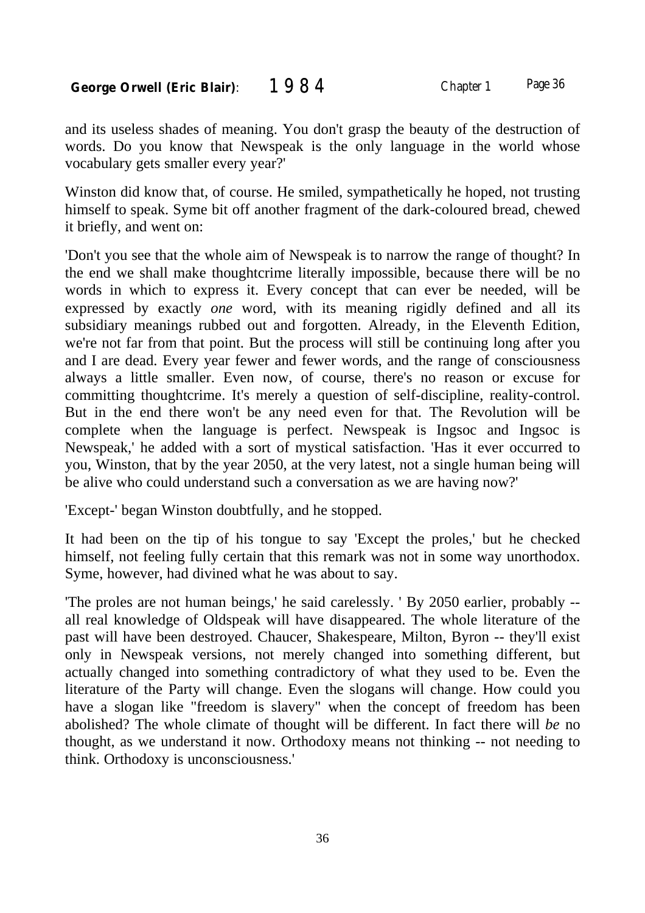and its useless shades of meaning. You don't grasp the beauty of the destruction of words. Do you know that Newspeak is the only language in the world whose vocabulary gets smaller every year?'

Winston did know that, of course. He smiled, sympathetically he hoped, not trusting himself to speak. Syme bit off another fragment of the dark-coloured bread, chewed it briefly, and went on:

'Don't you see that the whole aim of Newspeak is to narrow the range of thought? In the end we shall make thoughtcrime literally impossible, because there will be no words in which to express it. Every concept that can ever be needed, will be expressed by exactly *one* word, with its meaning rigidly defined and all its subsidiary meanings rubbed out and forgotten. Already, in the Eleventh Edition, we're not far from that point. But the process will still be continuing long after you and I are dead. Every year fewer and fewer words, and the range of consciousness always a little smaller. Even now, of course, there's no reason or excuse for committing thoughtcrime. It's merely a question of self-discipline, reality-control. But in the end there won't be any need even for that. The Revolution will be complete when the language is perfect. Newspeak is Ingsoc and Ingsoc is Newspeak,' he added with a sort of mystical satisfaction. 'Has it ever occurred to you, Winston, that by the year 2050, at the very latest, not a single human being will be alive who could understand such a conversation as we are having now?'

'Except-' began Winston doubtfully, and he stopped.

It had been on the tip of his tongue to say 'Except the proles,' but he checked himself, not feeling fully certain that this remark was not in some way unorthodox. Syme, however, had divined what he was about to say.

'The proles are not human beings,' he said carelessly. ' By 2050 earlier, probably -- all real knowledge of Oldspeak will have disappeared. The whole literature of the past will have been destroyed. Chaucer, Shakespeare, Milton, Byron -- they'll exist only in Newspeak versions, not merely changed into something different, but actually changed into something contradictory of what they used to be. Even the literature of the Party will change. Even the slogans will change. How could you have a slogan like "freedom is slavery" when the concept of freedom has been abolished? The whole climate of thought will be different. In fact there will *be* no thought, as we understand it now. Orthodoxy means not thinking -- not needing to think. Orthodoxy is unconsciousness.'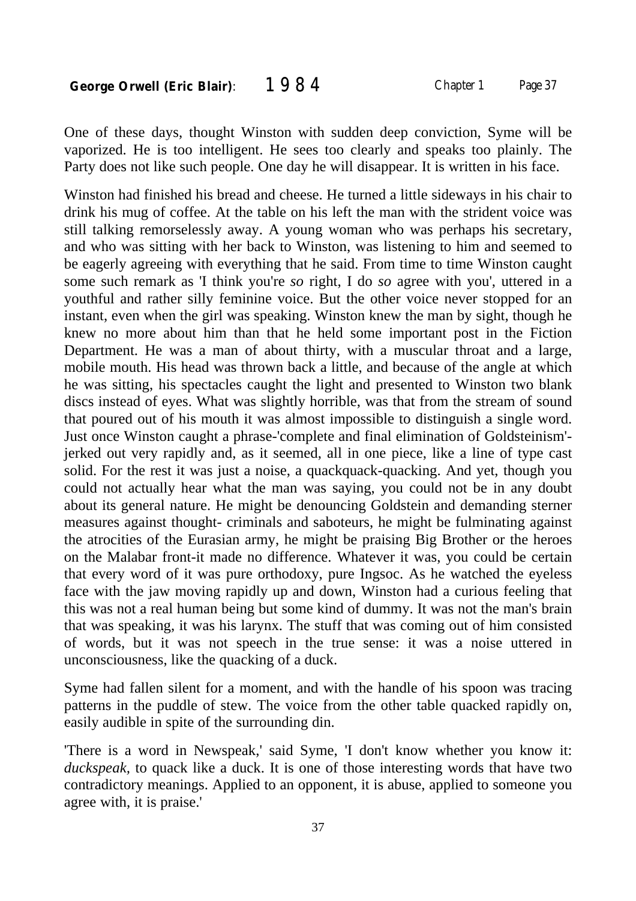One of these days, thought Winston with sudden deep conviction, Syme will be vaporized. He is too intelligent. He sees too clearly and speaks too plainly. The Party does not like such people. One day he will disappear. It is written in his face.

Winston had finished his bread and cheese. He turned a little sideways in his chair to drink his mug of coffee. At the table on his left the man with the strident voice was still talking remorselessly away. A young woman who was perhaps his secretary, and who was sitting with her back to Winston, was listening to him and seemed to be eagerly agreeing with everything that he said. From time to time Winston caught some such remark as 'I think you're *so* right, I do *so* agree with you', uttered in a youthful and rather silly feminine voice. But the other voice never stopped for an instant, even when the girl was speaking. Winston knew the man by sight, though he knew no more about him than that he held some important post in the Fiction Department. He was a man of about thirty, with a muscular throat and a large, mobile mouth. His head was thrown back a little, and because of the angle at which he was sitting, his spectacles caught the light and presented to Winston two blank discs instead of eyes. What was slightly horrible, was that from the stream of sound that poured out of his mouth it was almost impossible to distinguish a single word. Just once Winston caught a phrase-'complete and final elimination of Goldsteinism'-jerked out very rapidly and, as it seemed, all in one piece, like a line of type cast solid. For the rest it was just a noise, a quackquack-quacking. And yet, though you could not actually hear what the man was saying, you could not be in any doubt about its general nature. He might be denouncing Goldstein and demanding sterner measures against thought- criminals and saboteurs, he might be fulminating against the atrocities of the Eurasian army, he might be praising Big Brother or the heroes on the Malabar front-it made no difference. Whatever it was, you could be certain that every word of it was pure orthodoxy, pure Ingsoc. As he watched the eyeless face with the jaw moving rapidly up and down, Winston had a curious feeling that this was not a real human being but some kind of dummy. It was not the man's brain that was speaking, it was his larynx. The stuff that was coming out of him consisted of words, but it was not speech in the true sense: it was a noise uttered in unconsciousness, like the quacking of a duck.

Syme had fallen silent for a moment, and with the handle of his spoon was tracing patterns in the puddle of stew. The voice from the other table quacked rapidly on, easily audible in spite of the surrounding din.

'There is a word in Newspeak,' said Syme, 'I don't know whether you know it: *duckspeak*, to quack like a duck. It is one of those interesting words that have two contradictory meanings. Applied to an opponent, it is abuse, applied to someone you agree with, it is praise.'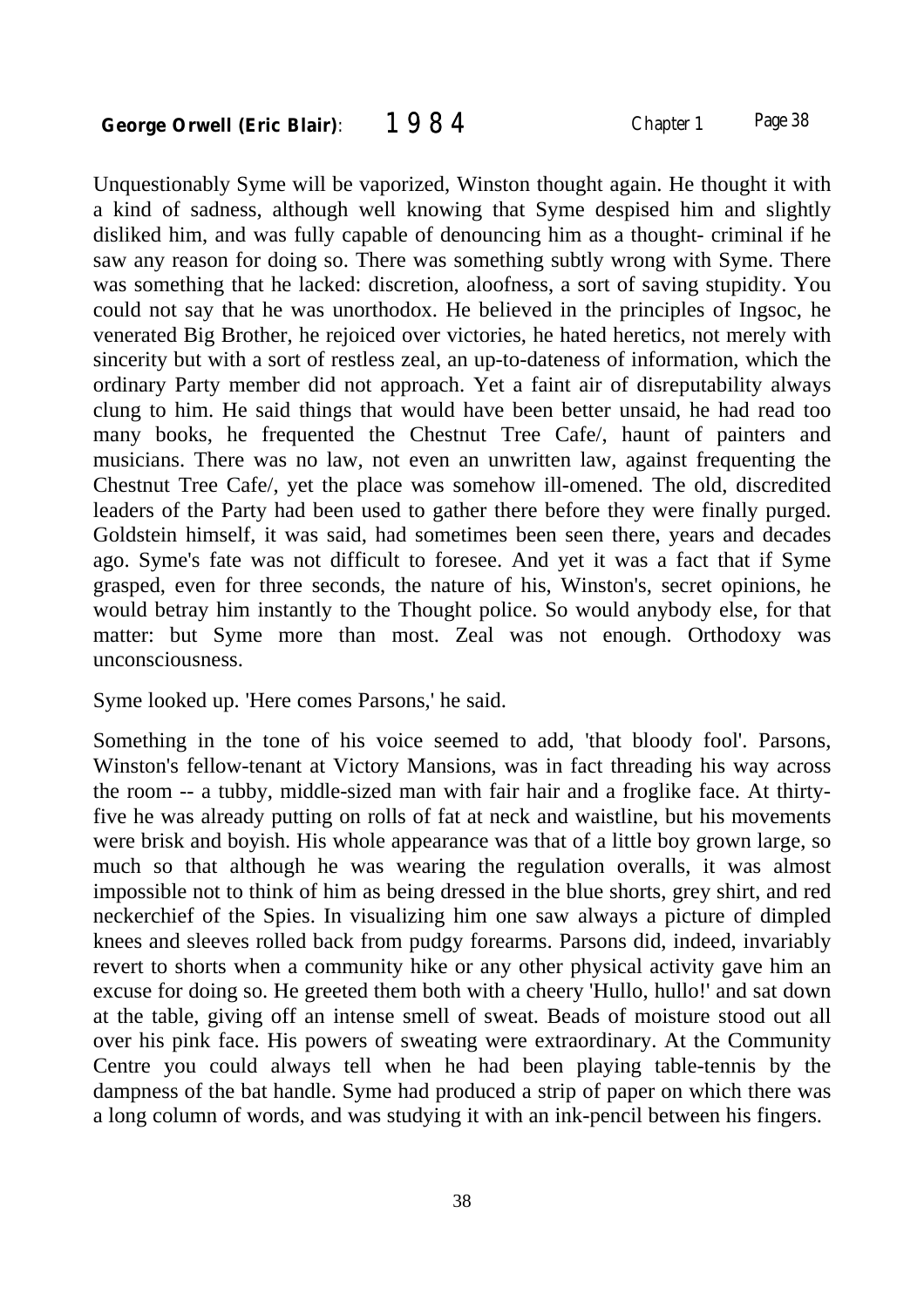Unquestionably Syme will be vaporized, Winston thought again. He thought it with a kind of sadness, although well knowing that Syme despised him and slightly disliked him, and was fully capable of denouncing him as a thought- criminal if he saw any reason for doing so. There was something subtly wrong with Syme. There was something that he lacked: discretion, aloofness, a sort of saving stupidity. You could not say that he was unorthodox. He believed in the principles of Ingsoc, he venerated Big Brother, he rejoiced over victories, he hated heretics, not merely with sincerity but with a sort of restless zeal, an up-to-dateness of information, which the ordinary Party member did not approach. Yet a faint air of disreputability always clung to him. He said things that would have been better unsaid, he had read too many books, he frequented the Chestnut Tree Cafe/, haunt of painters and musicians. There was no law, not even an unwritten law, against frequenting the Chestnut Tree Cafe/, yet the place was somehow ill-omened. The old, discredited leaders of the Party had been used to gather there before they were finally purged. Goldstein himself, it was said, had sometimes been seen there, years and decades ago. Syme's fate was not difficult to foresee. And yet it was a fact that if Syme grasped, even for three seconds, the nature of his, Winston's, secret opinions, he would betray him instantly to the Thought police. So would anybody else, for that matter: but Syme more than most. Zeal was not enough. Orthodoxy was unconsciousness.

Syme looked up. 'Here comes Parsons,' he said.

Something in the tone of his voice seemed to add, 'that bloody fool'. Parsons, Winston's fellow-tenant at Victory Mansions, was in fact threading his way across the room -- a tubby, middle-sized man with fair hair and a froglike face. At thirty-five he was already putting on rolls of fat at neck and waistline, but his movements were brisk and boyish. His whole appearance was that of a little boy grown large, so much so that although he was wearing the regulation overalls, it was almost impossible not to think of him as being dressed in the blue shorts, grey shirt, and red neckerchief of the Spies. In visualizing him one saw always a picture of dimpled knees and sleeves rolled back from pudgy forearms. Parsons did, indeed, invariably revert to shorts when a community hike or any other physical activity gave him an excuse for doing so. He greeted them both with a cheery 'Hullo, hullo!' and sat down at the table, giving off an intense smell of sweat. Beads of moisture stood out all over his pink face. His powers of sweating were extraordinary. At the Community Centre you could always tell when he had been playing table-tennis by the dampness of the bat handle. Syme had produced a strip of paper on which there was a long column of words, and was studying it with an ink-pencil between his fingers.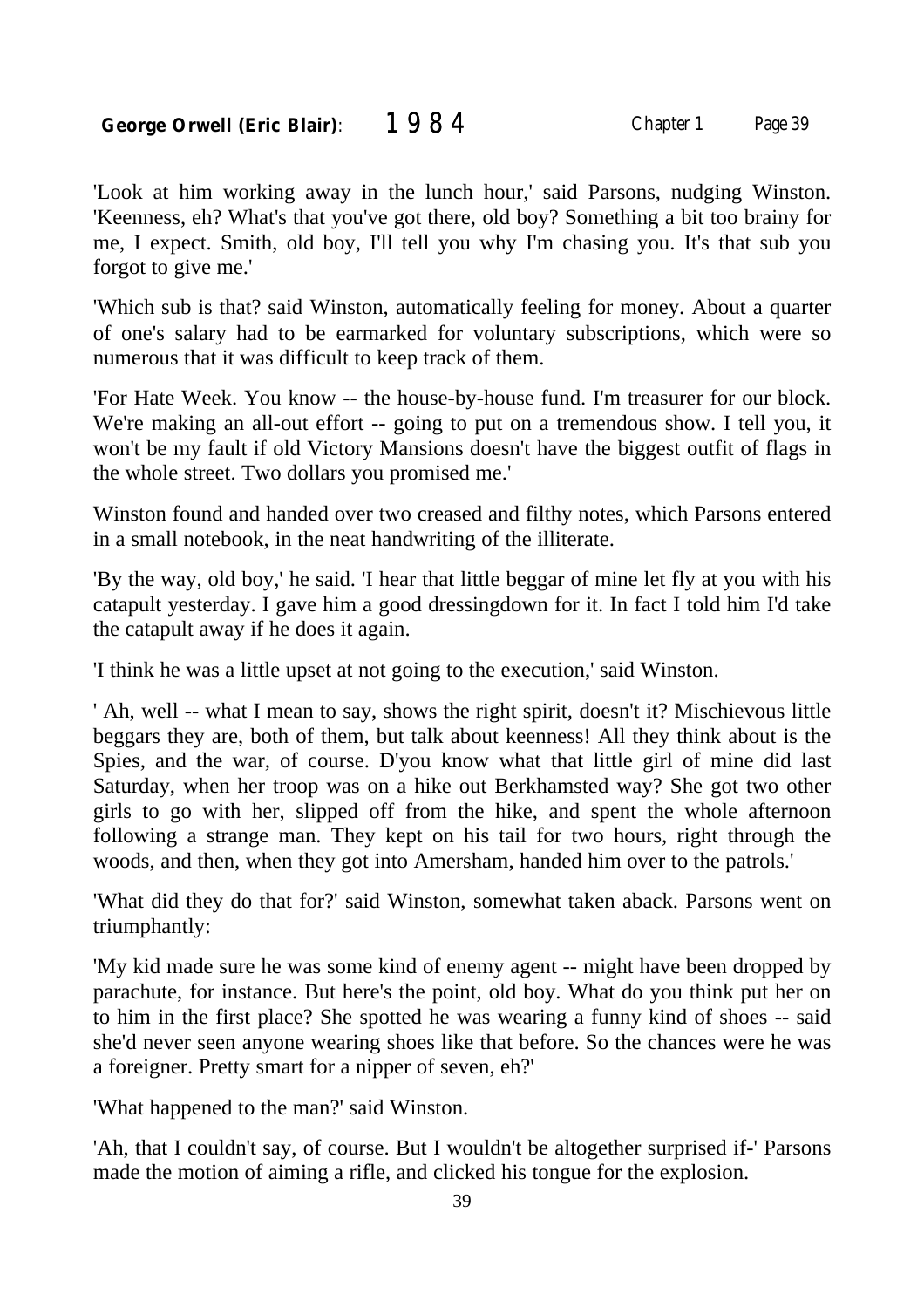'Look at him working away in the lunch hour,' said Parsons, nudging Winston. 'Keenness, eh? What's that you've got there, old boy? Something a bit too brainy for me, I expect. Smith, old boy, I'll tell you why I'm chasing you. It's that sub you forgot to give me.'

'Which sub is that? said Winston, automatically feeling for money. About a quarter of one's salary had to be earmarked for voluntary subscriptions, which were so numerous that it was difficult to keep track of them.

'For Hate Week. You know -- the house-by-house fund. I'm treasurer for our block. We're making an all-out effort -- going to put on a tremendous show. I tell you, it won't be my fault if old Victory Mansions doesn't have the biggest outfit of flags in the whole street. Two dollars you promised me.'

Winston found and handed over two creased and filthy notes, which Parsons entered in a small notebook, in the neat handwriting of the illiterate.

'By the way, old boy,' he said. 'I hear that little beggar of mine let fly at you with his catapult yesterday. I gave him a good dressingdown for it. In fact I told him I'd take the catapult away if he does it again.

'I think he was a little upset at not going to the execution,' said Winston.

' Ah, well -- what I mean to say, shows the right spirit, doesn't it? Mischievous little beggars they are, both of them, but talk about keenness! All they think about is the Spies, and the war, of course. D'you know what that little girl of mine did last Saturday, when her troop was on a hike out Berkhamsted way? She got two other girls to go with her, slipped off from the hike, and spent the whole afternoon following a strange man. They kept on his tail for two hours, right through the woods, and then, when they got into Amersham, handed him over to the patrols.'

'What did they do that for?' said Winston, somewhat taken aback. Parsons went on triumphantly:

'My kid made sure he was some kind of enemy agent -- might have been dropped by parachute, for instance. But here's the point, old boy. What do you think put her on to him in the first place? She spotted he was wearing a funny kind of shoes -- said she'd never seen anyone wearing shoes like that before. So the chances were he was a foreigner. Pretty smart for a nipper of seven, eh?'

'What happened to the man?' said Winston.

'Ah, that I couldn't say, of course. But I wouldn't be altogether surprised if-' Parsons made the motion of aiming a rifle, and clicked his tongue for the explosion.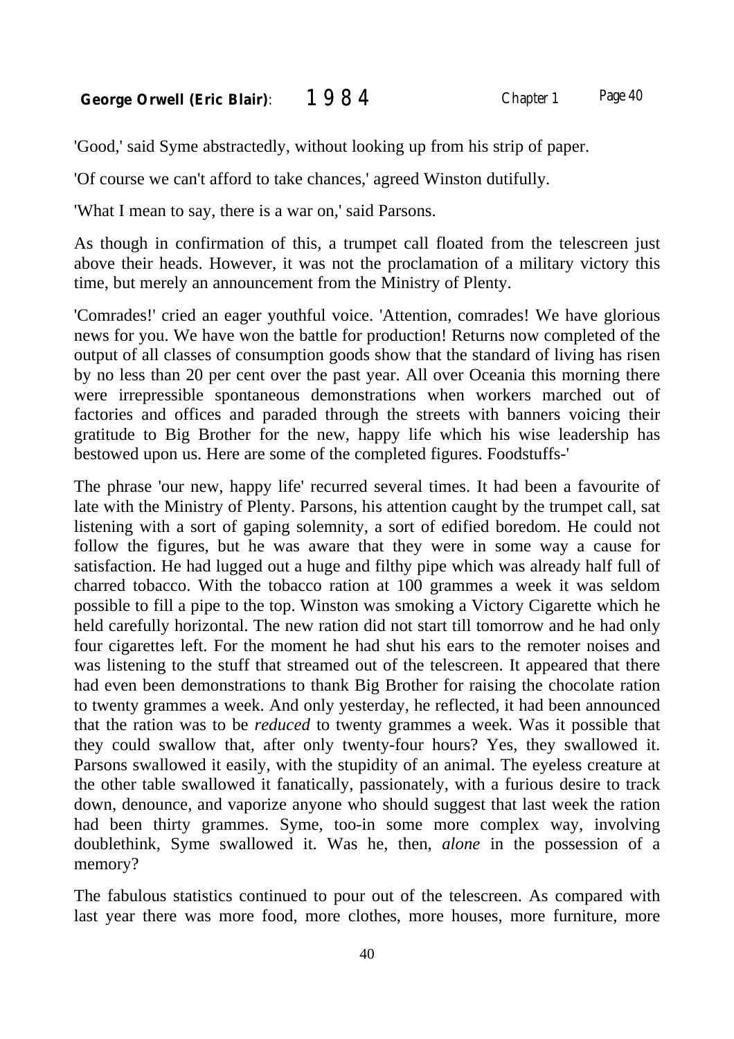'Good,' said Syme abstractedly, without looking up from his strip of paper.

'Of course we can't afford to take chances,' agreed Winston dutifully.

'What I mean to say, there is a war on,' said Parsons.

As though in confirmation of this, a trumpet call floated from the telescreen just above their heads. However, it was not the proclamation of a military victory this time, but merely an announcement from the Ministry of Plenty.

'Comrades!' cried an eager youthful voice. 'Attention, comrades! We have glorious news for you. We have won the battle for production! Returns now completed of the output of all classes of consumption goods show that the standard of living has risen by no less than 20 per cent over the past year. All over Oceania this morning there were irrepressible spontaneous demonstrations when workers marched out of factories and offices and paraded through the streets with banners voicing their gratitude to Big Brother for the new, happy life which his wise leadership has bestowed upon us. Here are some of the completed figures. Foodstuffs-'

The phrase 'our new, happy life' recurred several times. It had been a favourite of late with the Ministry of Plenty. Parsons, his attention caught by the trumpet call, sat listening with a sort of gaping solemnity, a sort of edified boredom. He could not follow the figures, but he was aware that they were in some way a cause for satisfaction. He had lugged out a huge and filthy pipe which was already half full of charred tobacco. With the tobacco ration at 100 grammes a week it was seldom possible to fill a pipe to the top. Winston was smoking a Victory Cigarette which he held carefully horizontal. The new ration did not start till tomorrow and he had only four cigarettes left. For the moment he had shut his ears to the remoter noises and was listening to the stuff that streamed out of the telescreen. It appeared that there had even been demonstrations to thank Big Brother for raising the chocolate ration to twenty grammes a week. And only yesterday, he reflected, it had been announced that the ration was to be *reduced* to twenty grammes a week. Was it possible that they could swallow that, after only twenty-four hours? Yes, they swallowed it. Parsons swallowed it easily, with the stupidity of an animal. The eyeless creature at the other table swallowed it fanatically, passionately, with a furious desire to track down, denounce, and vaporize anyone who should suggest that last week the ration had been thirty grammes. Syme, too-in some more complex way, involving doublethink, Syme swallowed it. Was he, then, *alone* in the possession of a memory?

The fabulous statistics continued to pour out of the telescreen. As compared with last year there was more food, more clothes, more houses, more furniture, more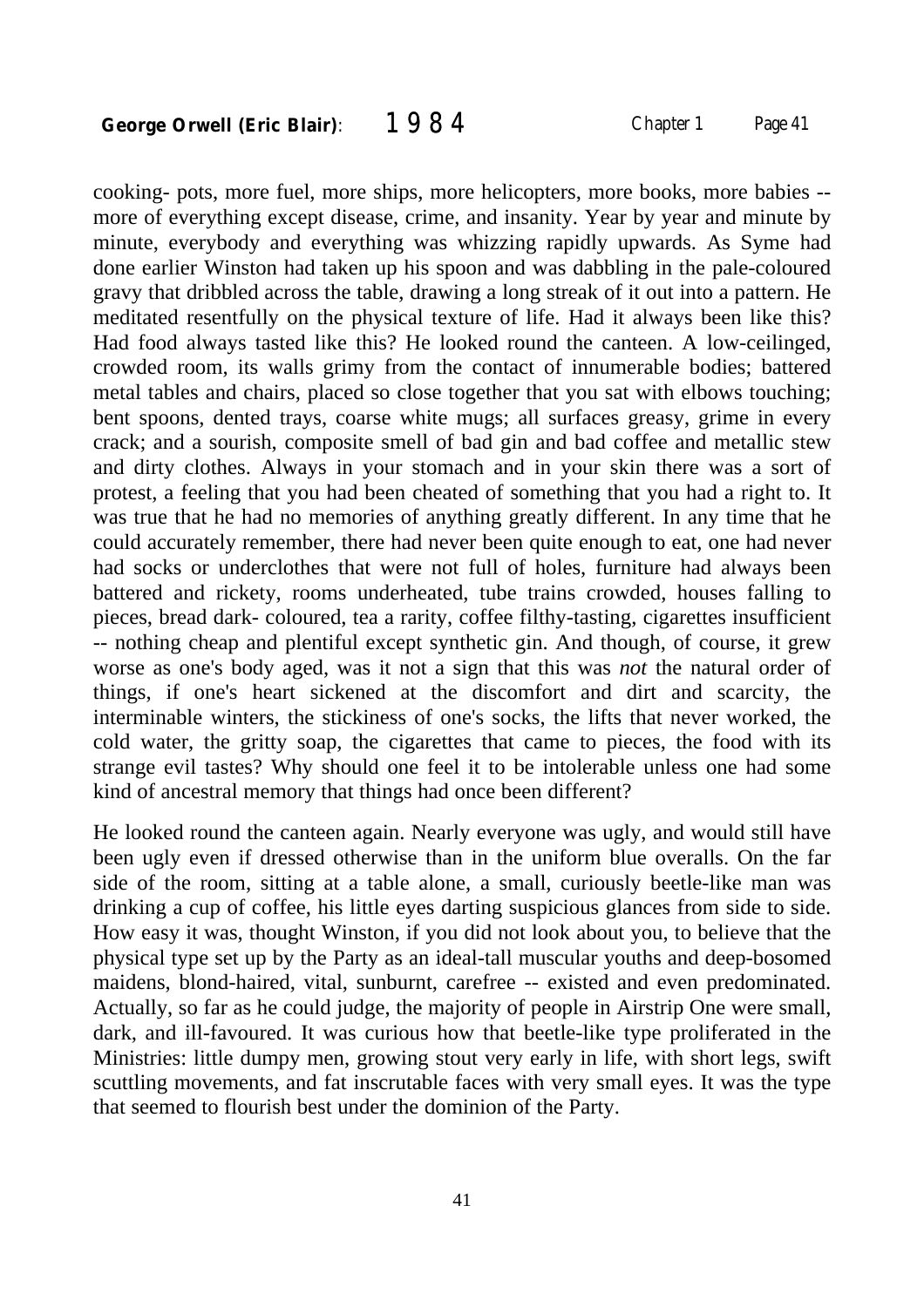cooking- pots, more fuel, more ships, more helicopters, more books, more babies -- more of everything except disease, crime, and insanity. Year by year and minute by minute, everybody and everything was whizzing rapidly upwards. As Syme had done earlier Winston had taken up his spoon and was dabbling in the pale-coloured gravy that dribbled across the table, drawing a long streak of it out into a pattern. He meditated resentfully on the physical texture of life. Had it always been like this? Had food always tasted like this? He looked round the canteen. A low-ceilinged, crowded room, its walls grimy from the contact of innumerable bodies; battered metal tables and chairs, placed so close together that you sat with elbows touching; bent spoons, dented trays, coarse white mugs; all surfaces greasy, grime in every crack; and a sourish, composite smell of bad gin and bad coffee and metallic stew and dirty clothes. Always in your stomach and in your skin there was a sort of protest, a feeling that you had been cheated of something that you had a right to. It was true that he had no memories of anything greatly different. In any time that he could accurately remember, there had never been quite enough to eat, one had never had socks or underclothes that were not full of holes, furniture had always been battered and rickety, rooms underheated, tube trains crowded, houses falling to pieces, bread dark- coloured, tea a rarity, coffee filthy-tasting, cigarettes insufficient -- nothing cheap and plentiful except synthetic gin. And though, of course, it grew worse as one's body aged, was it not a sign that this was *not* the natural order of things, if one's heart sickened at the discomfort and dirt and scarcity, the interminable winters, the stickiness of one's socks, the lifts that never worked, the cold water, the gritty soap, the cigarettes that came to pieces, the food with its strange evil tastes? Why should one feel it to be intolerable unless one had some kind of ancestral memory that things had once been different?

He looked round the canteen again. Nearly everyone was ugly, and would still have been ugly even if dressed otherwise than in the uniform blue overalls. On the far side of the room, sitting at a table alone, a small, curiously beetle-like man was drinking a cup of coffee, his little eyes darting suspicious glances from side to side. How easy it was, thought Winston, if you did not look about you, to believe that the physical type set up by the Party as an ideal-tall muscular youths and deep-bosomed maidens, blond-haired, vital, sunburnt, carefree -- existed and even predominated. Actually, so far as he could judge, the majority of people in Airstrip One were small, dark, and ill-favoured. It was curious how that beetle-like type proliferated in the Ministries: little dumpy men, growing stout very early in life, with short legs, swift scuttling movements, and fat inscrutable faces with very small eyes. It was the type that seemed to flourish best under the dominion of the Party.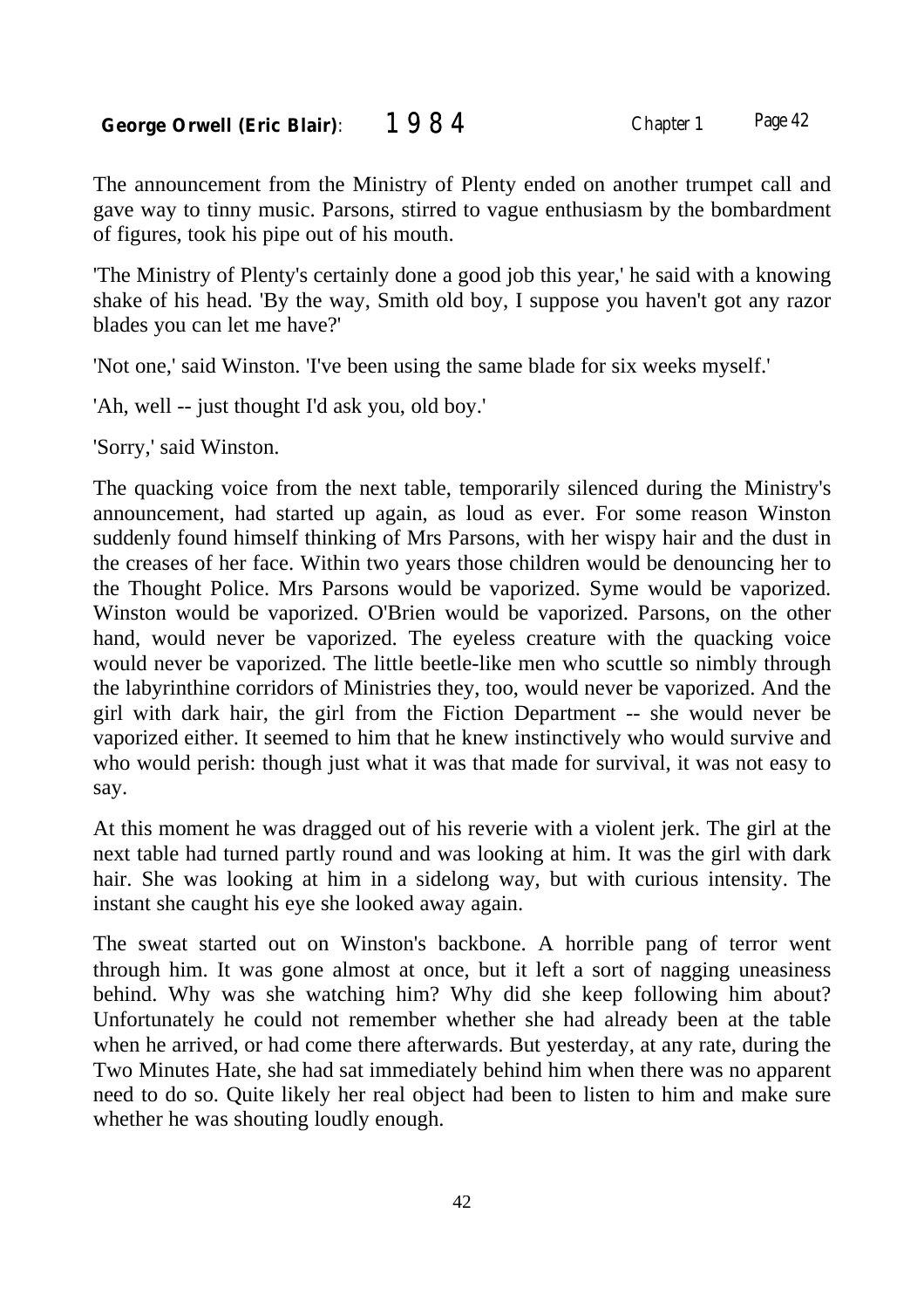The announcement from the Ministry of Plenty ended on another trumpet call and gave way to tinny music. Parsons, stirred to vague enthusiasm by the bombardment of figures, took his pipe out of his mouth.

'The Ministry of Plenty's certainly done a good job this year,' he said with a knowing shake of his head. 'By the way, Smith old boy, I suppose you haven't got any razor blades you can let me have?'

'Not one,' said Winston. 'I've been using the same blade for six weeks myself.'

'Ah, well -- just thought I'd ask you, old boy.'

'Sorry,' said Winston.

The quacking voice from the next table, temporarily silenced during the Ministry's announcement, had started up again, as loud as ever. For some reason Winston suddenly found himself thinking of Mrs Parsons, with her wispy hair and the dust in the creases of her face. Within two years those children would be denouncing her to the Thought Police. Mrs Parsons would be vaporized. Syme would be vaporized. Winston would be vaporized. O'Brien would be vaporized. Parsons, on the other hand, would never be vaporized. The eyeless creature with the quacking voice would never be vaporized. The little beetle-like men who scuttle so nimbly through the labyrinthine corridors of Ministries they, too, would never be vaporized. And the girl with dark hair, the girl from the Fiction Department -- she would never be vaporized either. It seemed to him that he knew instinctively who would survive and who would perish: though just what it was that made for survival, it was not easy to say.

At this moment he was dragged out of his reverie with a violent jerk. The girl at the next table had turned partly round and was looking at him. It was the girl with dark hair. She was looking at him in a sidelong way, but with curious intensity. The instant she caught his eye she looked away again.

The sweat started out on Winston's backbone. A horrible pang of terror went through him. It was gone almost at once, but it left a sort of nagging uneasiness behind. Why was she watching him? Why did she keep following him about? Unfortunately he could not remember whether she had already been at the table when he arrived, or had come there afterwards. But yesterday, at any rate, during the Two Minutes Hate, she had sat immediately behind him when there was no apparent need to do so. Quite likely her real object had been to listen to him and make sure whether he was shouting loudly enough.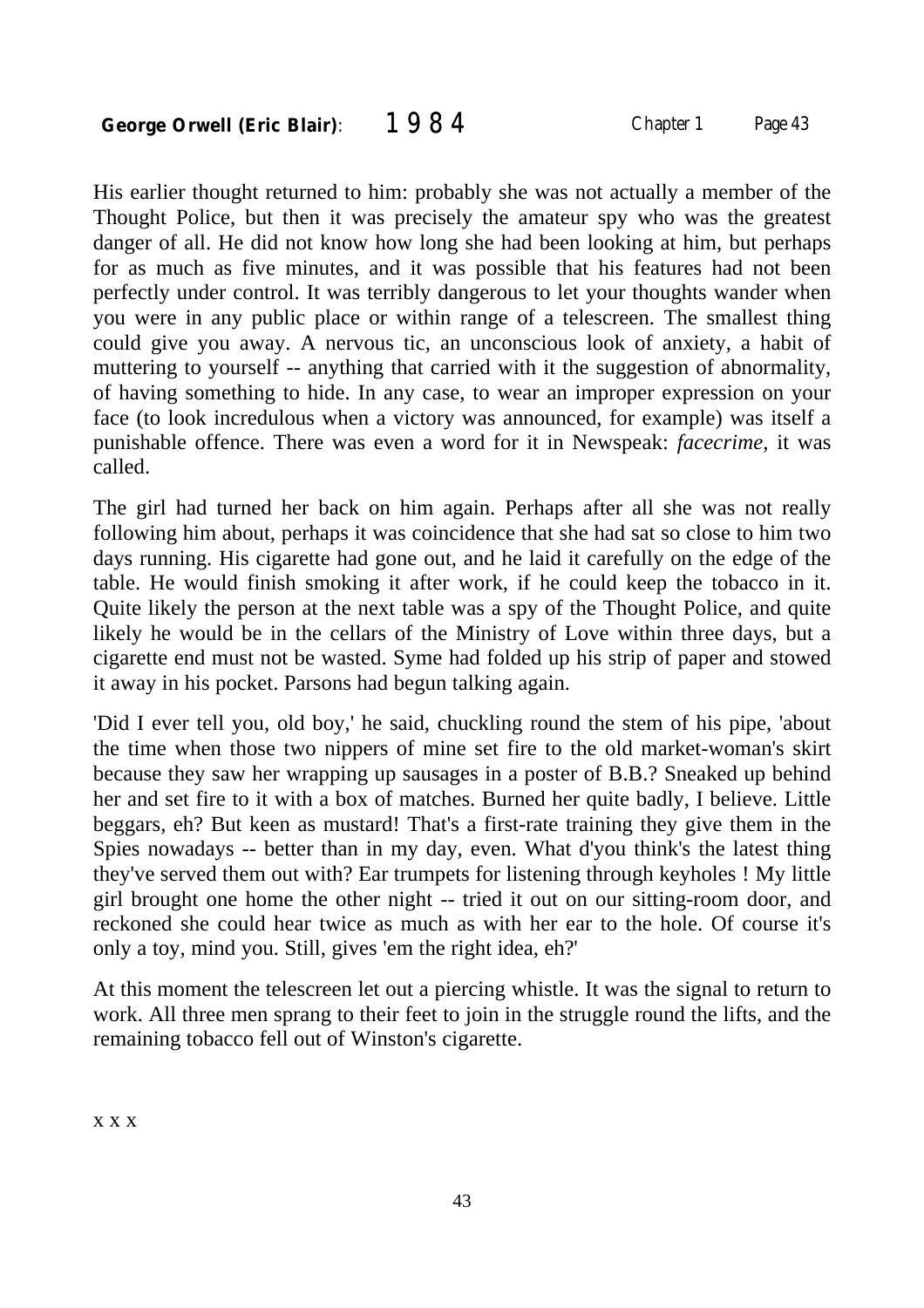His earlier thought returned to him: probably she was not actually a member of the Thought Police, but then it was precisely the amateur spy who was the greatest danger of all. He did not know how long she had been looking at him, but perhaps for as much as five minutes, and it was possible that his features had not been perfectly under control. It was terribly dangerous to let your thoughts wander when you were in any public place or within range of a telescreen. The smallest thing could give you away. A nervous tic, an unconscious look of anxiety, a habit of muttering to yourself -- anything that carried with it the suggestion of abnormality, of having something to hide. In any case, to wear an improper expression on your face (to look incredulous when a victory was announced, for example) was itself a punishable offence. There was even a word for it in Newspeak: *facecrime,* it was called.

The girl had turned her back on him again. Perhaps after all she was not really following him about, perhaps it was coincidence that she had sat so close to him two days running. His cigarette had gone out, and he laid it carefully on the edge of the table. He would finish smoking it after work, if he could keep the tobacco in it. Quite likely the person at the next table was a spy of the Thought Police, and quite likely he would be in the cellars of the Ministry of Love within three days, but a cigarette end must not be wasted. Syme had folded up his strip of paper and stowed it away in his pocket. Parsons had begun talking again.

'Did I ever tell you, old boy,' he said, chuckling round the stem of his pipe, 'about the time when those two nippers of mine set fire to the old market-woman's skirt because they saw her wrapping up sausages in a poster of B.B.? Sneaked up behind her and set fire to it with a box of matches. Burned her quite badly, I believe. Little beggars, eh? But keen as mustard! That's a first-rate training they give them in the Spies nowadays -- better than in my day, even. What d'you think's the latest thing they've served them out with? Ear trumpets for listening through keyholes ! My little girl brought one home the other night -- tried it out on our sitting-room door, and reckoned she could hear twice as much as with her ear to the hole. Of course it's only a toy, mind you. Still, gives 'em the right idea, eh?'

At this moment the telescreen let out a piercing whistle. It was the signal to return to work. All three men sprang to their feet to join in the struggle round the lifts, and the remaining tobacco fell out of Winston's cigarette.

x x x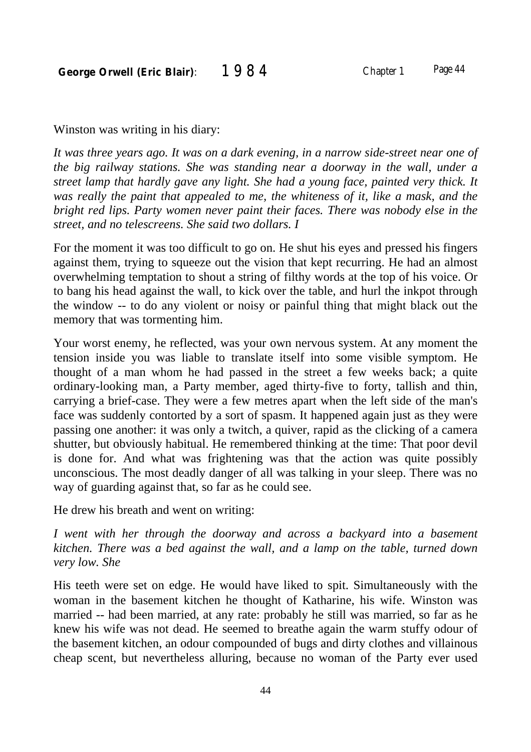Winston was writing in his diary:

*It was three years ago. It was on a dark evening, in a narrow side-street near one of the big railway stations. She was standing near a doorway in the wall, under a street lamp that hardly gave any light. She had a young face, painted very thick. It was really the paint that appealed to me, the whiteness of it, like a mask, and the bright red lips. Party women never paint their faces. There was nobody else in the street, and no telescreens. She said two dollars. I*

For the moment it was too difficult to go on. He shut his eyes and pressed his fingers against them, trying to squeeze out the vision that kept recurring. He had an almost overwhelming temptation to shout a string of filthy words at the top of his voice. Or to bang his head against the wall, to kick over the table, and hurl the inkpot through the window -- to do any violent or noisy or painful thing that might black out the memory that was tormenting him.

Your worst enemy, he reflected, was your own nervous system. At any moment the tension inside you was liable to translate itself into some visible symptom. He thought of a man whom he had passed in the street a few weeks back; a quite ordinary-looking man, a Party member, aged thirty-five to forty, tallish and thin, carrying a brief-case. They were a few metres apart when the left side of the man's face was suddenly contorted by a sort of spasm. It happened again just as they were passing one another: it was only a twitch, a quiver, rapid as the clicking of a camera shutter, but obviously habitual. He remembered thinking at the time: That poor devil is done for. And what was frightening was that the action was quite possibly unconscious. The most deadly danger of all was talking in your sleep. There was no way of guarding against that, so far as he could see.

He drew his breath and went on writing:

*I went with her through the doorway and across a backyard into a basement kitchen. There was a bed against the wall, and a lamp on the table, turned down very low. She*

His teeth were set on edge. He would have liked to spit. Simultaneously with the woman in the basement kitchen he thought of Katharine, his wife. Winston was married -- had been married, at any rate: probably he still was married, so far as he knew his wife was not dead. He seemed to breathe again the warm stuffy odour of the basement kitchen, an odour compounded of bugs and dirty clothes and villainous cheap scent, but nevertheless alluring, because no woman of the Party ever used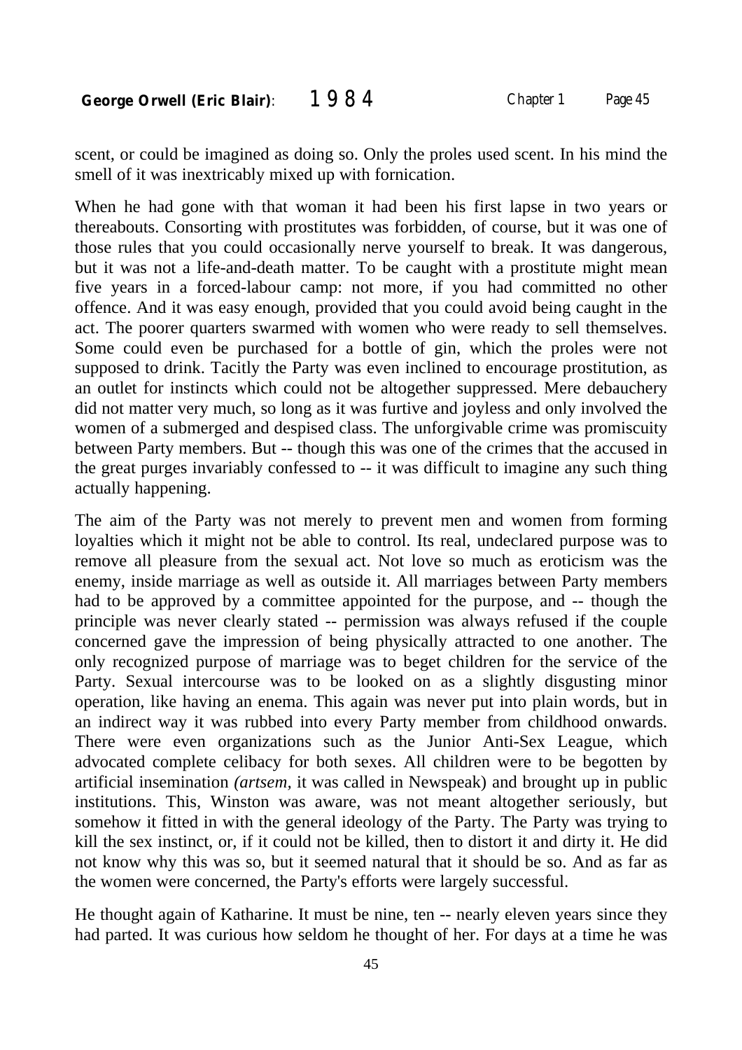scent, or could be imagined as doing so. Only the proles used scent. In his mind the smell of it was inextricably mixed up with fornication.

When he had gone with that woman it had been his first lapse in two years or thereabouts. Consorting with prostitutes was forbidden, of course, but it was one of those rules that you could occasionally nerve yourself to break. It was dangerous, but it was not a life-and-death matter. To be caught with a prostitute might mean five years in a forced-labour camp: not more, if you had committed no other offence. And it was easy enough, provided that you could avoid being caught in the act. The poorer quarters swarmed with women who were ready to sell themselves. Some could even be purchased for a bottle of gin, which the proles were not supposed to drink. Tacitly the Party was even inclined to encourage prostitution, as an outlet for instincts which could not be altogether suppressed. Mere debauchery did not matter very much, so long as it was furtive and joyless and only involved the women of a submerged and despised class. The unforgivable crime was promiscuity between Party members. But -- though this was one of the crimes that the accused in the great purges invariably confessed to -- it was difficult to imagine any such thing actually happening.

The aim of the Party was not merely to prevent men and women from forming loyalties which it might not be able to control. Its real, undeclared purpose was to remove all pleasure from the sexual act. Not love so much as eroticism was the enemy, inside marriage as well as outside it. All marriages between Party members had to be approved by a committee appointed for the purpose, and -- though the principle was never clearly stated -- permission was always refused if the couple concerned gave the impression of being physically attracted to one another. The only recognized purpose of marriage was to beget children for the service of the Party. Sexual intercourse was to be looked on as a slightly disgusting minor operation, like having an enema. This again was never put into plain words, but in an indirect way it was rubbed into every Party member from childhood onwards. There were even organizations such as the Junior Anti-Sex League, which advocated complete celibacy for both sexes. All children were to be begotten by artificial insemination *(artsem,* it was called in Newspeak) and brought up in public institutions. This, Winston was aware, was not meant altogether seriously, but somehow it fitted in with the general ideology of the Party. The Party was trying to kill the sex instinct, or, if it could not be killed, then to distort it and dirty it. He did not know why this was so, but it seemed natural that it should be so. And as far as the women were concerned, the Party's efforts were largely successful.

He thought again of Katharine. It must be nine, ten -- nearly eleven years since they had parted. It was curious how seldom he thought of her. For days at a time he was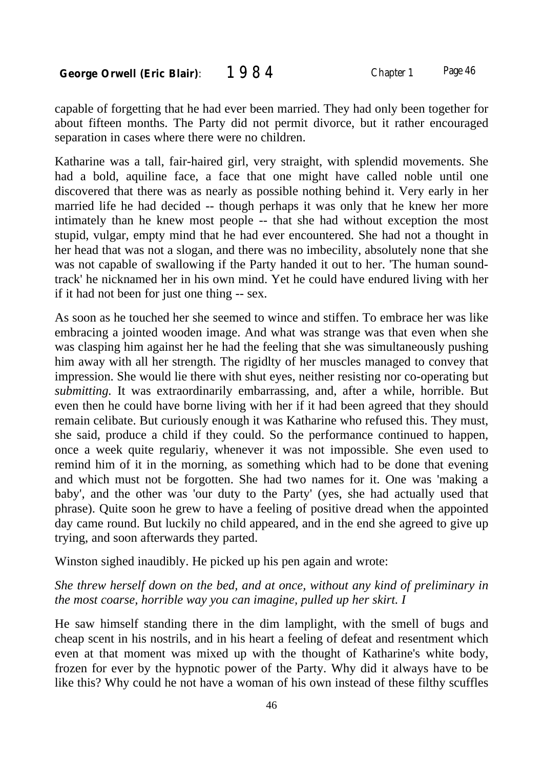capable of forgetting that he had ever been married. They had only been together for about fifteen months. The Party did not permit divorce, but it rather encouraged separation in cases where there were no children.

Katharine was a tall, fair-haired girl, very straight, with splendid movements. She had a bold, aquiline face, a face that one might have called noble until one discovered that there was as nearly as possible nothing behind it. Very early in her married life he had decided -- though perhaps it was only that he knew her more intimately than he knew most people -- that she had without exception the most stupid, vulgar, empty mind that he had ever encountered. She had not a thought in her head that was not a slogan, and there was no imbecility, absolutely none that she was not capable of swallowing if the Party handed it out to her. 'The human sound-track' he nicknamed her in his own mind. Yet he could have endured living with her if it had not been for just one thing -- sex.

As soon as he touched her she seemed to wince and stiffen. To embrace her was like embracing a jointed wooden image. And what was strange was that even when she was clasping him against her he had the feeling that she was simultaneously pushing him away with all her strength. The rigidlty of her muscles managed to convey that impression. She would lie there with shut eyes, neither resisting nor co-operating but *submitting.* It was extraordinarily embarrassing, and, after a while, horrible. But even then he could have borne living with her if it had been agreed that they should remain celibate. But curiously enough it was Katharine who refused this. They must, she said, produce a child if they could. So the performance continued to happen, once a week quite regulariy, whenever it was not impossible. She even used to remind him of it in the morning, as something which had to be done that evening and which must not be forgotten. She had two names for it. One was 'making a baby', and the other was 'our duty to the Party' (yes, she had actually used that phrase). Quite soon he grew to have a feeling of positive dread when the appointed day came round. But luckily no child appeared, and in the end she agreed to give up trying, and soon afterwards they parted.

Winston sighed inaudibly. He picked up his pen again and wrote:

*She threw herself down on the bed, and at once, without any kind of preliminary in the most coarse, horrible way you can imagine, pulled up her skirt. I*

He saw himself standing there in the dim lamplight, with the smell of bugs and cheap scent in his nostrils, and in his heart a feeling of defeat and resentment which even at that moment was mixed up with the thought of Katharine's white body, frozen for ever by the hypnotic power of the Party. Why did it always have to be like this? Why could he not have a woman of his own instead of these filthy scuffles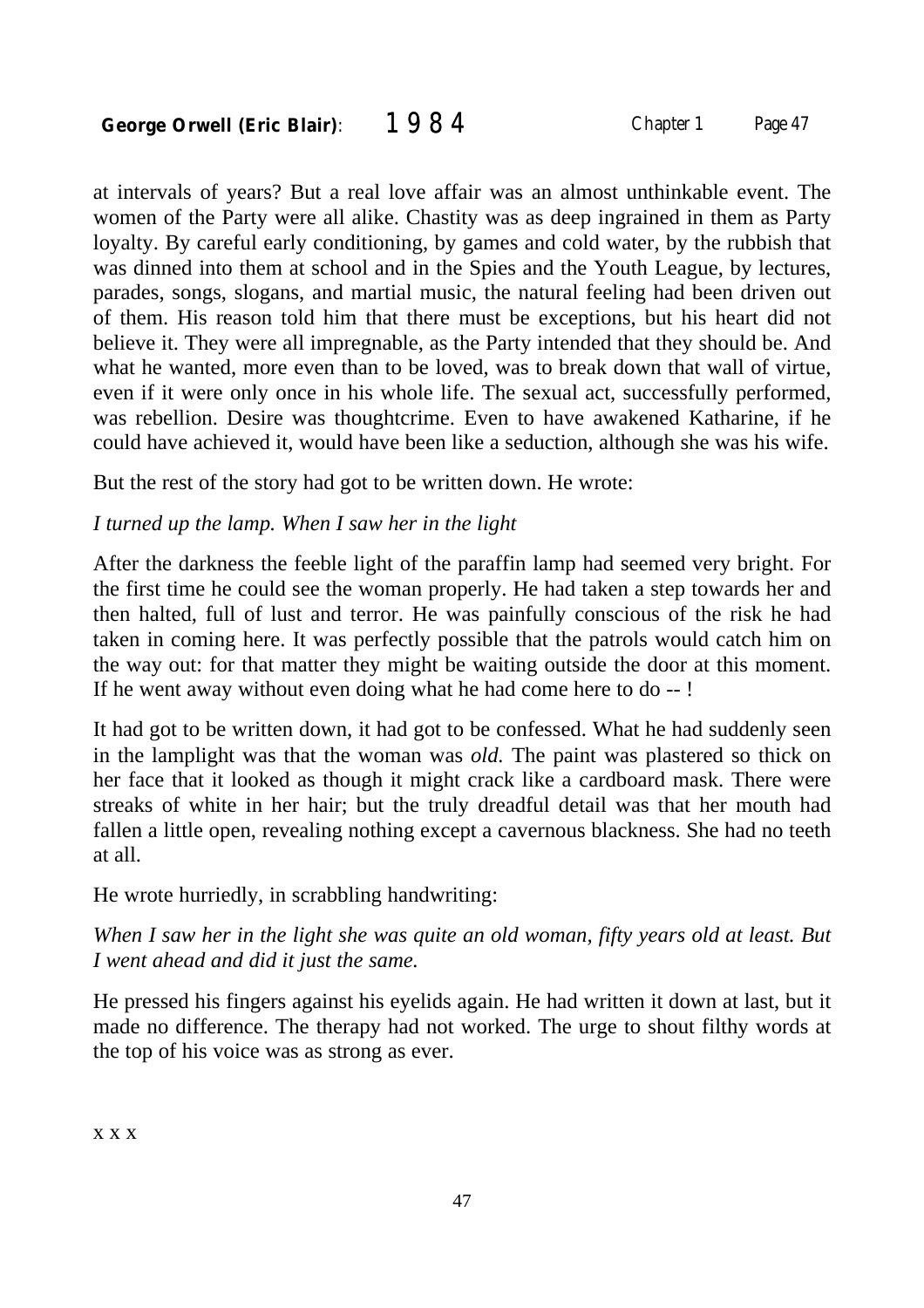at intervals of years? But a real love affair was an almost unthinkable event. The women of the Party were all alike. Chastity was as deep ingrained in them as Party loyalty. By careful early conditioning, by games and cold water, by the rubbish that was dinned into them at school and in the Spies and the Youth League, by lectures, parades, songs, slogans, and martial music, the natural feeling had been driven out of them. His reason told him that there must be exceptions, but his heart did not believe it. They were all impregnable, as the Party intended that they should be. And what he wanted, more even than to be loved, was to break down that wall of virtue, even if it were only once in his whole life. The sexual act, successfully performed, was rebellion. Desire was thoughtcrime. Even to have awakened Katharine, if he could have achieved it, would have been like a seduction, although she was his wife.

But the rest of the story had got to be written down. He wrote:

*I turned up the lamp. When I saw her in the light*

After the darkness the feeble light of the paraffin lamp had seemed very bright. For the first time he could see the woman properly. He had taken a step towards her and then halted, full of lust and terror. He was painfully conscious of the risk he had taken in coming here. It was perfectly possible that the patrols would catch him on the way out: for that matter they might be waiting outside the door at this moment. If he went away without even doing what he had come here to do -- !

It had got to be written down, it had got to be confessed. What he had suddenly seen in the lamplight was that the woman was *old.* The paint was plastered so thick on her face that it looked as though it might crack like a cardboard mask. There were streaks of white in her hair; but the truly dreadful detail was that her mouth had fallen a little open, revealing nothing except a cavernous blackness. She had no teeth at all.

He wrote hurriedly, in scrabbling handwriting:

*When I saw her in the light she was quite an old woman, fifty years old at least. But I went ahead and did it just the same.*

He pressed his fingers against his eyelids again. He had written it down at last, but it made no difference. The therapy had not worked. The urge to shout filthy words at the top of his voice was as strong as ever.

x x x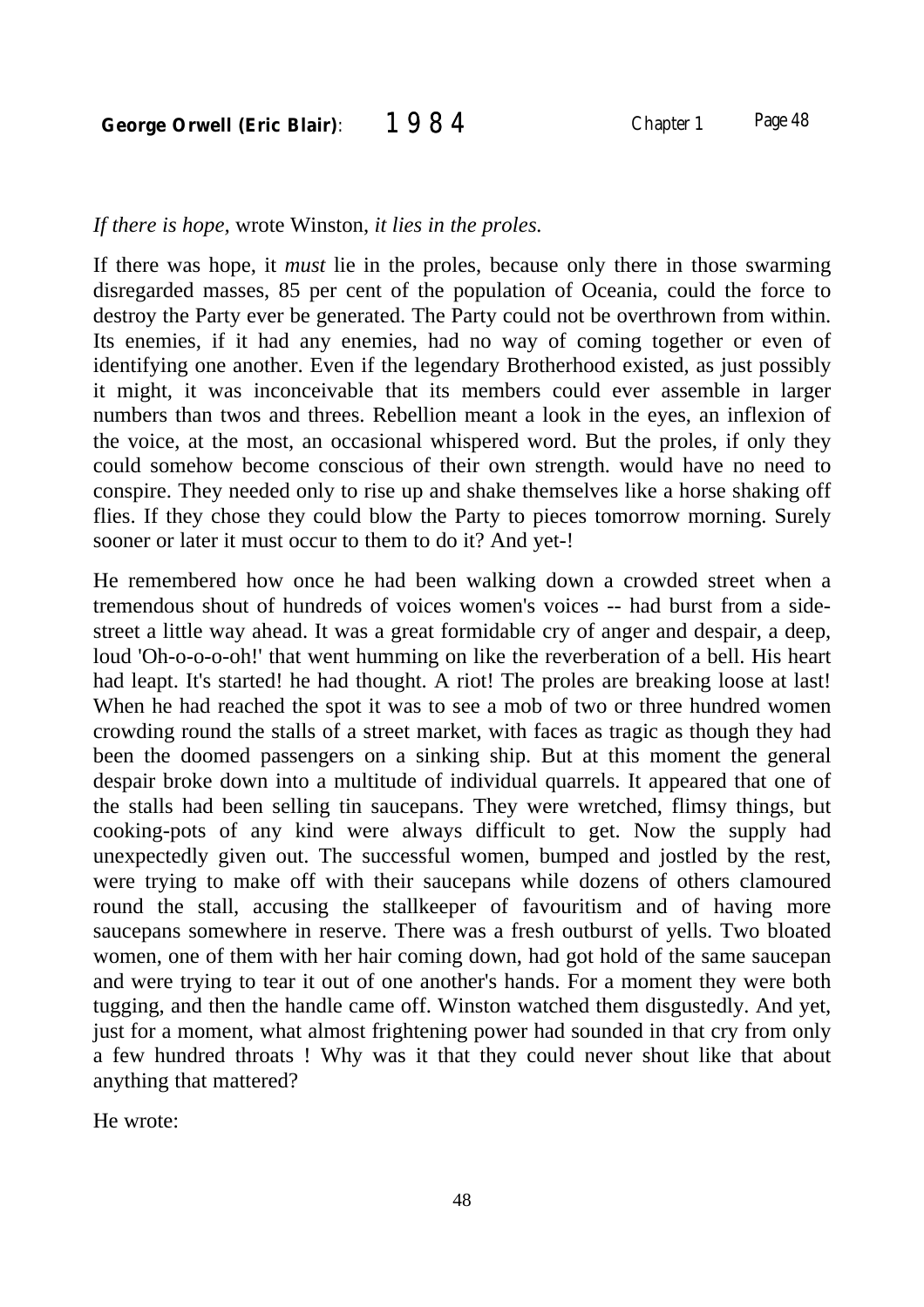*If there is hope,* wrote Winston, *it lies in the proles.*

If there was hope, it *must* lie in the proles, because only there in those swarming disregarded masses, 85 per cent of the population of Oceania, could the force to destroy the Party ever be generated. The Party could not be overthrown from within. Its enemies, if it had any enemies, had no way of coming together or even of identifying one another. Even if the legendary Brotherhood existed, as just possibly it might, it was inconceivable that its members could ever assemble in larger numbers than twos and threes. Rebellion meant a look in the eyes, an inflexion of the voice, at the most, an occasional whispered word. But the proles, if only they could somehow become conscious of their own strength. would have no need to conspire. They needed only to rise up and shake themselves like a horse shaking off flies. If they chose they could blow the Party to pieces tomorrow morning. Surely sooner or later it must occur to them to do it? And yet-!

He remembered how once he had been walking down a crowded street when a tremendous shout of hundreds of voices women's voices -- had burst from a side-street a little way ahead. It was a great formidable cry of anger and despair, a deep, loud 'Oh-o-o-o-oh!' that went humming on like the reverberation of a bell. His heart had leapt. It's started! he had thought. A riot! The proles are breaking loose at last! When he had reached the spot it was to see a mob of two or three hundred women crowding round the stalls of a street market, with faces as tragic as though they had been the doomed passengers on a sinking ship. But at this moment the general despair broke down into a multitude of individual quarrels. It appeared that one of the stalls had been selling tin saucepans. They were wretched, flimsy things, but cooking-pots of any kind were always difficult to get. Now the supply had unexpectedly given out. The successful women, bumped and jostled by the rest, were trying to make off with their saucepans while dozens of others clamoured round the stall, accusing the stallkeeper of favouritism and of having more saucepans somewhere in reserve. There was a fresh outburst of yells. Two bloated women, one of them with her hair coming down, had got hold of the same saucepan and were trying to tear it out of one another's hands. For a moment they were both tugging, and then the handle came off. Winston watched them disgustedly. And yet, just for a moment, what almost frightening power had sounded in that cry from only a few hundred throats ! Why was it that they could never shout like that about anything that mattered?

He wrote: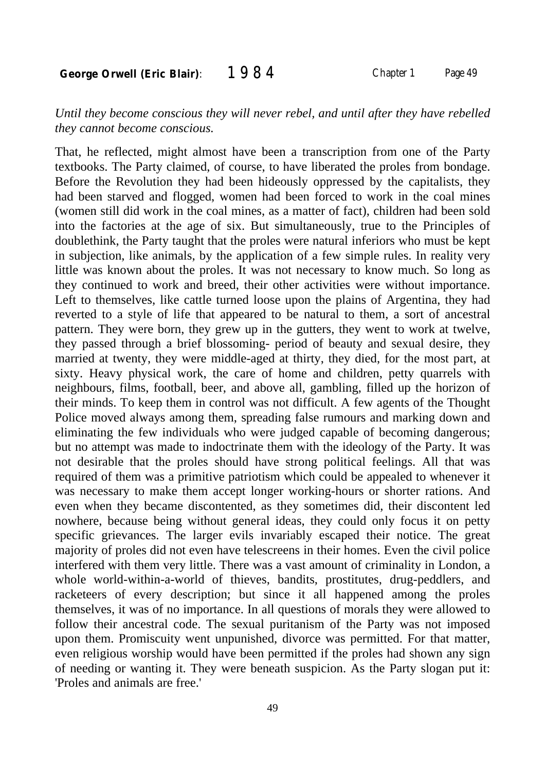*Until they become conscious they will never rebel, and until after they have rebelled they cannot become conscious.*

That, he reflected, might almost have been a transcription from one of the Party textbooks. The Party claimed, of course, to have liberated the proles from bondage. Before the Revolution they had been hideously oppressed by the capitalists, they had been starved and flogged, women had been forced to work in the coal mines (women still did work in the coal mines, as a matter of fact), children had been sold into the factories at the age of six. But simultaneously, true to the Principles of doublethink, the Party taught that the proles were natural inferiors who must be kept in subjection, like animals, by the application of a few simple rules. In reality very little was known about the proles. It was not necessary to know much. So long as they continued to work and breed, their other activities were without importance. Left to themselves, like cattle turned loose upon the plains of Argentina, they had reverted to a style of life that appeared to be natural to them, a sort of ancestral pattern. They were born, they grew up in the gutters, they went to work at twelve, they passed through a brief blossoming- period of beauty and sexual desire, they married at twenty, they were middle-aged at thirty, they died, for the most part, at sixty. Heavy physical work, the care of home and children, petty quarrels with neighbours, films, football, beer, and above all, gambling, filled up the horizon of their minds. To keep them in control was not difficult. A few agents of the Thought Police moved always among them, spreading false rumours and marking down and eliminating the few individuals who were judged capable of becoming dangerous; but no attempt was made to indoctrinate them with the ideology of the Party. It was not desirable that the proles should have strong political feelings. All that was required of them was a primitive patriotism which could be appealed to whenever it was necessary to make them accept longer working-hours or shorter rations. And even when they became discontented, as they sometimes did, their discontent led nowhere, because being without general ideas, they could only focus it on petty specific grievances. The larger evils invariably escaped their notice. The great majority of proles did not even have telescreens in their homes. Even the civil police interfered with them very little. There was a vast amount of criminality in London, a whole world-within-a-world of thieves, bandits, prostitutes, drug-peddlers, and racketeers of every description; but since it all happened among the proles themselves, it was of no importance. In all questions of morals they were allowed to follow their ancestral code. The sexual puritanism of the Party was not imposed upon them. Promiscuity went unpunished, divorce was permitted. For that matter, even religious worship would have been permitted if the proles had shown any sign of needing or wanting it. They were beneath suspicion. As the Party slogan put it: 'Proles and animals are free.'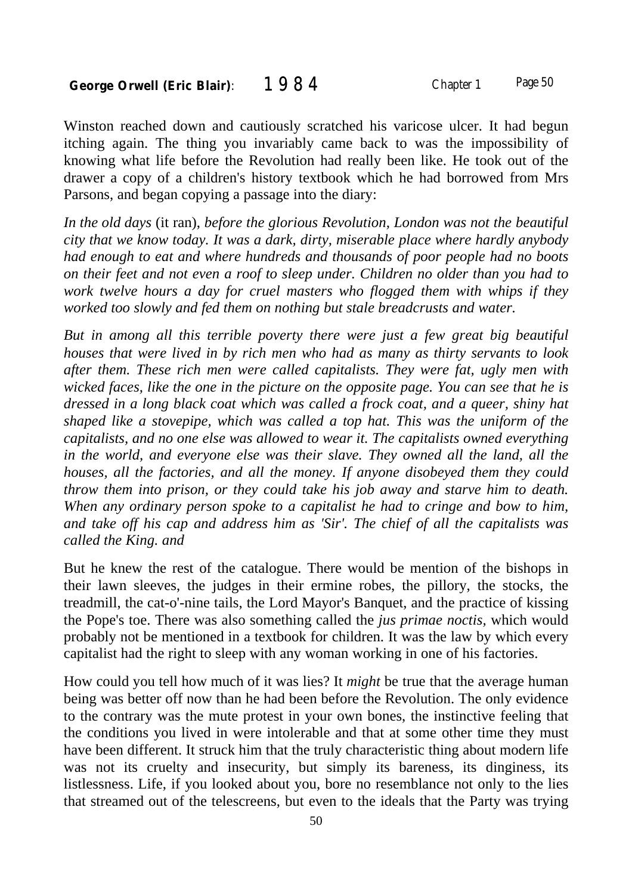Winston reached down and cautiously scratched his varicose ulcer. It had begun itching again. The thing you invariably came back to was the impossibility of knowing what life before the Revolution had really been like. He took out of the drawer a copy of a children's history textbook which he had borrowed from Mrs Parsons, and began copying a passage into the diary:

*In the old days* (it ran), *before the glorious Revolution, London was not the beautiful city that we know today. It was a dark, dirty, miserable place where hardly anybody had enough to eat and where hundreds and thousands of poor people had no boots on their feet and not even a roof to sleep under. Children no older than you had to work twelve hours a day for cruel masters who flogged them with whips if they worked too slowly and fed them on nothing but stale breadcrusts and water.*

*But in among all this terrible poverty there were just a few great big beautiful houses that were lived in by rich men who had as many as thirty servants to look after them. These rich men were called capitalists. They were fat, ugly men with wicked faces, like the one in the picture on the opposite page. You can see that he is dressed in a long black coat which was called a frock coat, and a queer, shiny hat shaped like a stovepipe, which was called a top hat. This was the uniform of the capitalists, and no one else was allowed to wear it. The capitalists owned everything in the world, and everyone else was their slave. They owned all the land, all the houses, all the factories, and all the money. If anyone disobeyed them they could throw them into prison, or they could take his job away and starve him to death. When any ordinary person spoke to a capitalist he had to cringe and bow to him, and take off his cap and address him as 'Sir'. The chief of all the capitalists was called the King. and*

But he knew the rest of the catalogue. There would be mention of the bishops in their lawn sleeves, the judges in their ermine robes, the pillory, the stocks, the treadmill, the cat-o'-nine tails, the Lord Mayor's Banquet, and the practice of kissing the Pope's toe. There was also something called the *jus primae noctis,* which would probably not be mentioned in a textbook for children. It was the law by which every capitalist had the right to sleep with any woman working in one of his factories.

How could you tell how much of it was lies? It *might* be true that the average human being was better off now than he had been before the Revolution. The only evidence to the contrary was the mute protest in your own bones, the instinctive feeling that the conditions you lived in were intolerable and that at some other time they must have been different. It struck him that the truly characteristic thing about modern life was not its cruelty and insecurity, but simply its bareness, its dinginess, its listlessness. Life, if you looked about you, bore no resemblance not only to the lies that streamed out of the telescreens, but even to the ideals that the Party was trying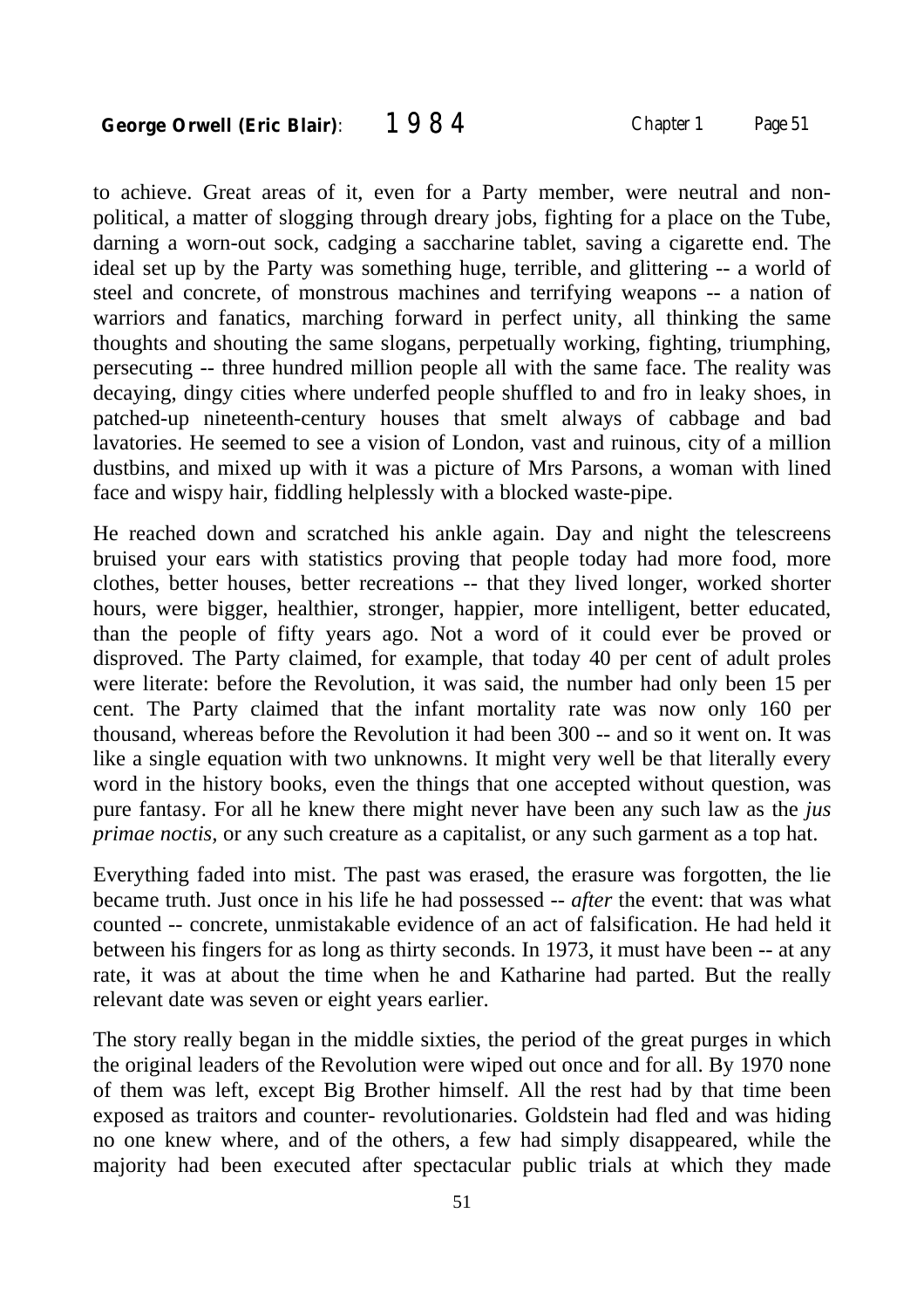to achieve. Great areas of it, even for a Party member, were neutral and non-political, a matter of slogging through dreary jobs, fighting for a place on the Tube, darning a worn-out sock, cadging a saccharine tablet, saving a cigarette end. The ideal set up by the Party was something huge, terrible, and glittering -- a world of steel and concrete, of monstrous machines and terrifying weapons -- a nation of warriors and fanatics, marching forward in perfect unity, all thinking the same thoughts and shouting the same slogans, perpetually working, fighting, triumphing, persecuting -- three hundred million people all with the same face. The reality was decaying, dingy cities where underfed people shuffled to and fro in leaky shoes, in patched-up nineteenth-century houses that smelt always of cabbage and bad lavatories. He seemed to see a vision of London, vast and ruinous, city of a million dustbins, and mixed up with it was a picture of Mrs Parsons, a woman with lined face and wispy hair, fiddling helplessly with a blocked waste-pipe.

He reached down and scratched his ankle again. Day and night the telescreens bruised your ears with statistics proving that people today had more food, more clothes, better houses, better recreations -- that they lived longer, worked shorter hours, were bigger, healthier, stronger, happier, more intelligent, better educated, than the people of fifty years ago. Not a word of it could ever be proved or disproved. The Party claimed, for example, that today 40 per cent of adult proles were literate: before the Revolution, it was said, the number had only been 15 per cent. The Party claimed that the infant mortality rate was now only 160 per thousand, whereas before the Revolution it had been 300 -- and so it went on. It was like a single equation with two unknowns. It might very well be that literally every word in the history books, even the things that one accepted without question, was pure fantasy. For all he knew there might never have been any such law as the *jus primae noctis*, or any such creature as a capitalist, or any such garment as a top hat.

Everything faded into mist. The past was erased, the erasure was forgotten, the lie became truth. Just once in his life he had possessed -- *after* the event: that was what counted -- concrete, unmistakable evidence of an act of falsification. He had held it between his fingers for as long as thirty seconds. In 1973, it must have been -- at any rate, it was at about the time when he and Katharine had parted. But the really relevant date was seven or eight years earlier.

The story really began in the middle sixties, the period of the great purges in which the original leaders of the Revolution were wiped out once and for all. By 1970 none of them was left, except Big Brother himself. All the rest had by that time been exposed as traitors and counter- revolutionaries. Goldstein had fled and was hiding no one knew where, and of the others, a few had simply disappeared, while the majority had been executed after spectacular public trials at which they made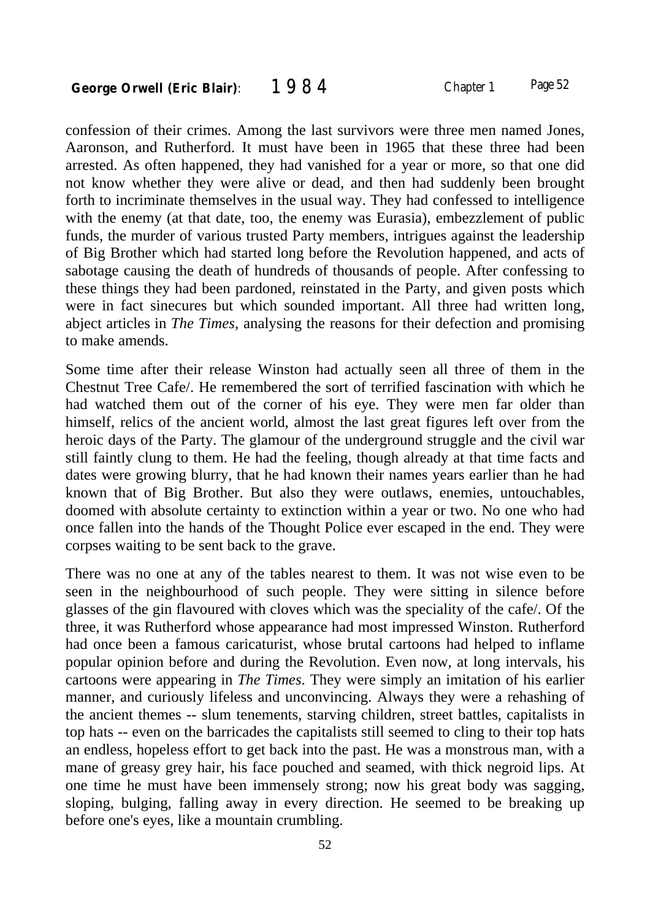confession of their crimes. Among the last survivors were three men named Jones, Aaronson, and Rutherford. It must have been in 1965 that these three had been arrested. As often happened, they had vanished for a year or more, so that one did not know whether they were alive or dead, and then had suddenly been brought forth to incriminate themselves in the usual way. They had confessed to intelligence with the enemy (at that date, too, the enemy was Eurasia), embezzlement of public funds, the murder of various trusted Party members, intrigues against the leadership of Big Brother which had started long before the Revolution happened, and acts of sabotage causing the death of hundreds of thousands of people. After confessing to these things they had been pardoned, reinstated in the Party, and given posts which were in fact sinecures but which sounded important. All three had written long, abject articles in *The Times*, analysing the reasons for their defection and promising to make amends.

Some time after their release Winston had actually seen all three of them in the Chestnut Tree Cafe/. He remembered the sort of terrified fascination with which he had watched them out of the corner of his eye. They were men far older than himself, relics of the ancient world, almost the last great figures left over from the heroic days of the Party. The glamour of the underground struggle and the civil war still faintly clung to them. He had the feeling, though already at that time facts and dates were growing blurry, that he had known their names years earlier than he had known that of Big Brother. But also they were outlaws, enemies, untouchables, doomed with absolute certainty to extinction within a year or two. No one who had once fallen into the hands of the Thought Police ever escaped in the end. They were corpses waiting to be sent back to the grave.

There was no one at any of the tables nearest to them. It was not wise even to be seen in the neighbourhood of such people. They were sitting in silence before glasses of the gin flavoured with cloves which was the speciality of the cafe/. Of the three, it was Rutherford whose appearance had most impressed Winston. Rutherford had once been a famous caricaturist, whose brutal cartoons had helped to inflame popular opinion before and during the Revolution. Even now, at long intervals, his cartoons were appearing in *The Times*. They were simply an imitation of his earlier manner, and curiously lifeless and unconvincing. Always they were a rehashing of the ancient themes -- slum tenements, starving children, street battles, capitalists in top hats -- even on the barricades the capitalists still seemed to cling to their top hats an endless, hopeless effort to get back into the past. He was a monstrous man, with a mane of greasy grey hair, his face pouched and seamed, with thick negroid lips. At one time he must have been immensely strong; now his great body was sagging, sloping, bulging, falling away in every direction. He seemed to be breaking up before one's eyes, like a mountain crumbling.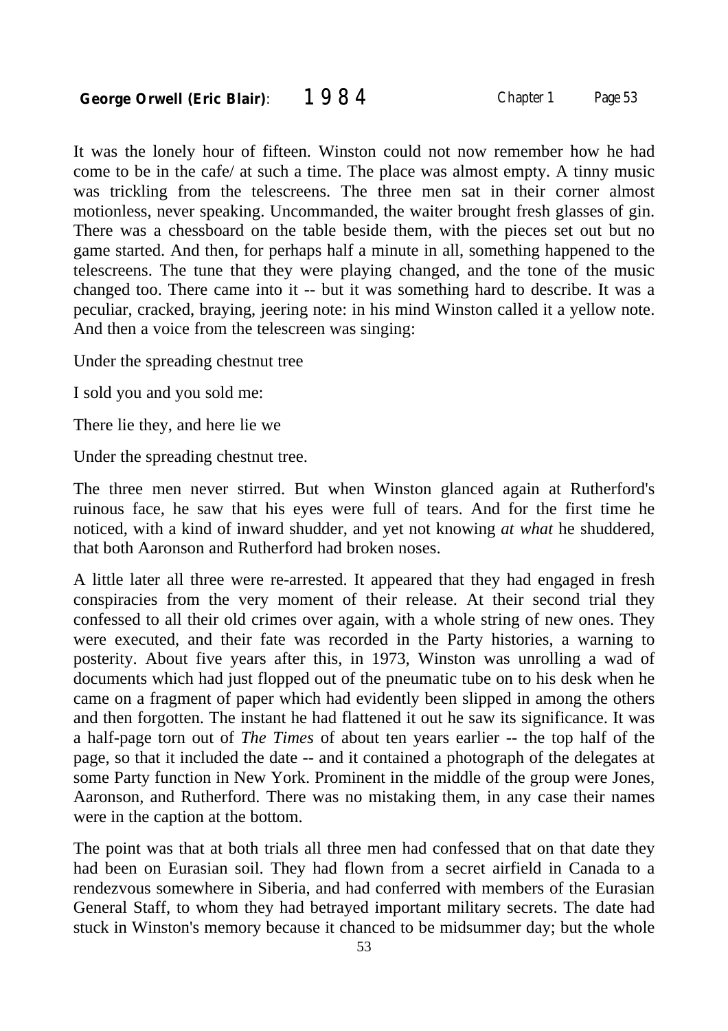It was the lonely hour of fifteen. Winston could not now remember how he had come to be in the cafe/ at such a time. The place was almost empty. A tinny music was trickling from the telescreens. The three men sat in their corner almost motionless, never speaking. Uncommanded, the waiter brought fresh glasses of gin. There was a chessboard on the table beside them, with the pieces set out but no game started. And then, for perhaps half a minute in all, something happened to the telescreens. The tune that they were playing changed, and the tone of the music changed too. There came into it -- but it was something hard to describe. It was a peculiar, cracked, braying, jeering note: in his mind Winston called it a yellow note. And then a voice from the telescreen was singing:

Under the spreading chestnut tree

I sold you and you sold me:

There lie they, and here lie we

Under the spreading chestnut tree.

The three men never stirred. But when Winston glanced again at Rutherford's ruinous face, he saw that his eyes were full of tears. And for the first time he noticed, with a kind of inward shudder, and yet not knowing *at what* he shuddered, that both Aaronson and Rutherford had broken noses.

A little later all three were re-arrested. It appeared that they had engaged in fresh conspiracies from the very moment of their release. At their second trial they confessed to all their old crimes over again, with a whole string of new ones. They were executed, and their fate was recorded in the Party histories, a warning to posterity. About five years after this, in 1973, Winston was unrolling a wad of documents which had just flopped out of the pneumatic tube on to his desk when he came on a fragment of paper which had evidently been slipped in among the others and then forgotten. The instant he had flattened it out he saw its significance. It was a half-page torn out of *The Times* of about ten years earlier -- the top half of the page, so that it included the date -- and it contained a photograph of the delegates at some Party function in New York. Prominent in the middle of the group were Jones, Aaronson, and Rutherford. There was no mistaking them, in any case their names were in the caption at the bottom.

The point was that at both trials all three men had confessed that on that date they had been on Eurasian soil. They had flown from a secret airfield in Canada to a rendezvous somewhere in Siberia, and had conferred with members of the Eurasian General Staff, to whom they had betrayed important military secrets. The date had stuck in Winston's memory because it chanced to be midsummer day; but the whole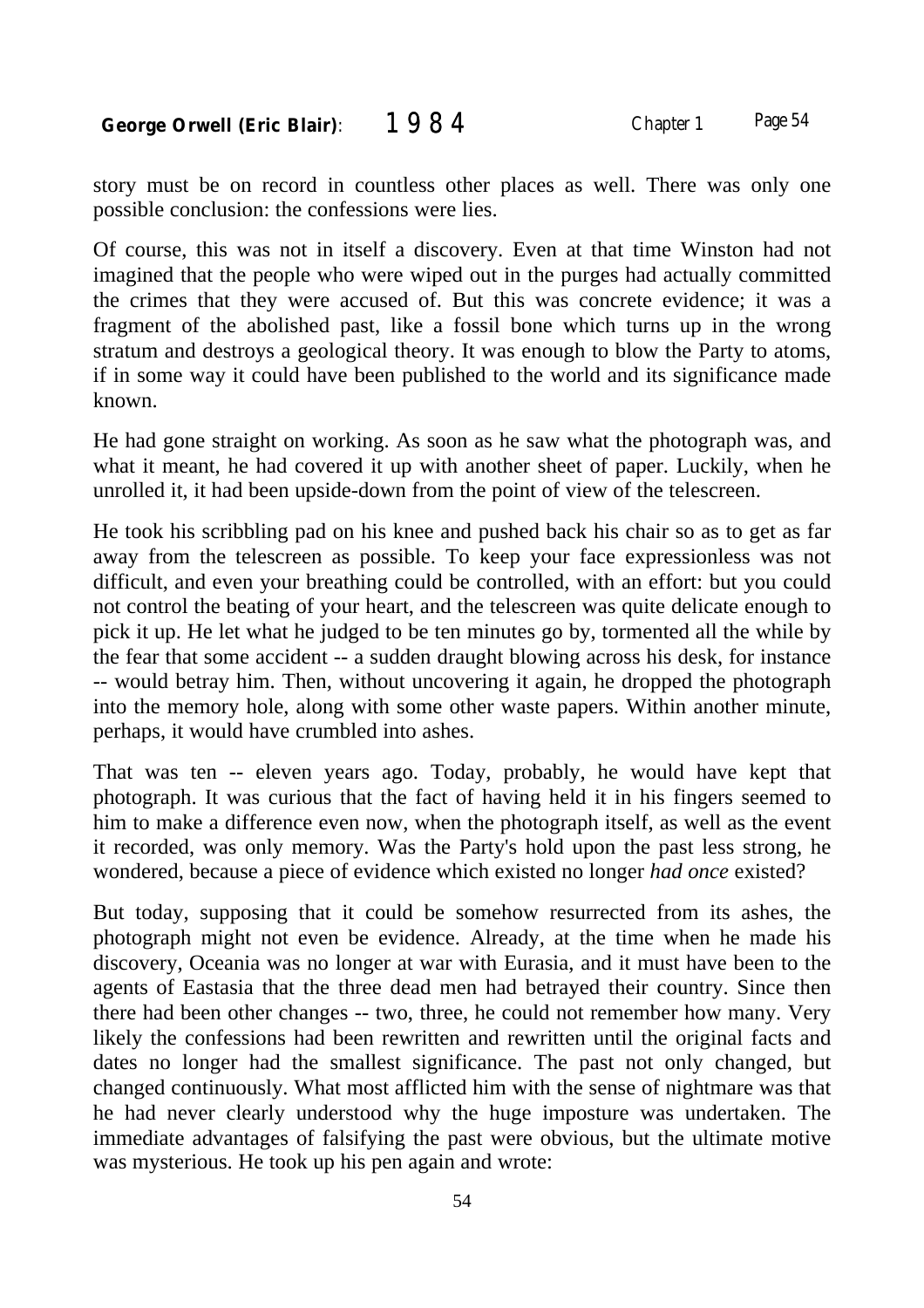story must be on record in countless other places as well. There was only one possible conclusion: the confessions were lies.

Of course, this was not in itself a discovery. Even at that time Winston had not imagined that the people who were wiped out in the purges had actually committed the crimes that they were accused of. But this was concrete evidence; it was a fragment of the abolished past, like a fossil bone which turns up in the wrong stratum and destroys a geological theory. It was enough to blow the Party to atoms, if in some way it could have been published to the world and its significance made known.

He had gone straight on working. As soon as he saw what the photograph was, and what it meant, he had covered it up with another sheet of paper. Luckily, when he unrolled it, it had been upside-down from the point of view of the telescreen.

He took his scribbling pad on his knee and pushed back his chair so as to get as far away from the telescreen as possible. To keep your face expressionless was not difficult, and even your breathing could be controlled, with an effort: but you could not control the beating of your heart, and the telescreen was quite delicate enough to pick it up. He let what he judged to be ten minutes go by, tormented all the while by the fear that some accident -- a sudden draught blowing across his desk, for instance -- would betray him. Then, without uncovering it again, he dropped the photograph into the memory hole, along with some other waste papers. Within another minute, perhaps, it would have crumbled into ashes.

That was ten -- eleven years ago. Today, probably, he would have kept that photograph. It was curious that the fact of having held it in his fingers seemed to him to make a difference even now, when the photograph itself, as well as the event it recorded, was only memory. Was the Party's hold upon the past less strong, he wondered, because a piece of evidence which existed no longer *had once* existed?

But today, supposing that it could be somehow resurrected from its ashes, the photograph might not even be evidence. Already, at the time when he made his discovery, Oceania was no longer at war with Eurasia, and it must have been to the agents of Eastasia that the three dead men had betrayed their country. Since then there had been other changes -- two, three, he could not remember how many. Very likely the confessions had been rewritten and rewritten until the original facts and dates no longer had the smallest significance. The past not only changed, but changed continuously. What most afflicted him with the sense of nightmare was that he had never clearly understood why the huge imposture was undertaken. The immediate advantages of falsifying the past were obvious, but the ultimate motive was mysterious. He took up his pen again and wrote: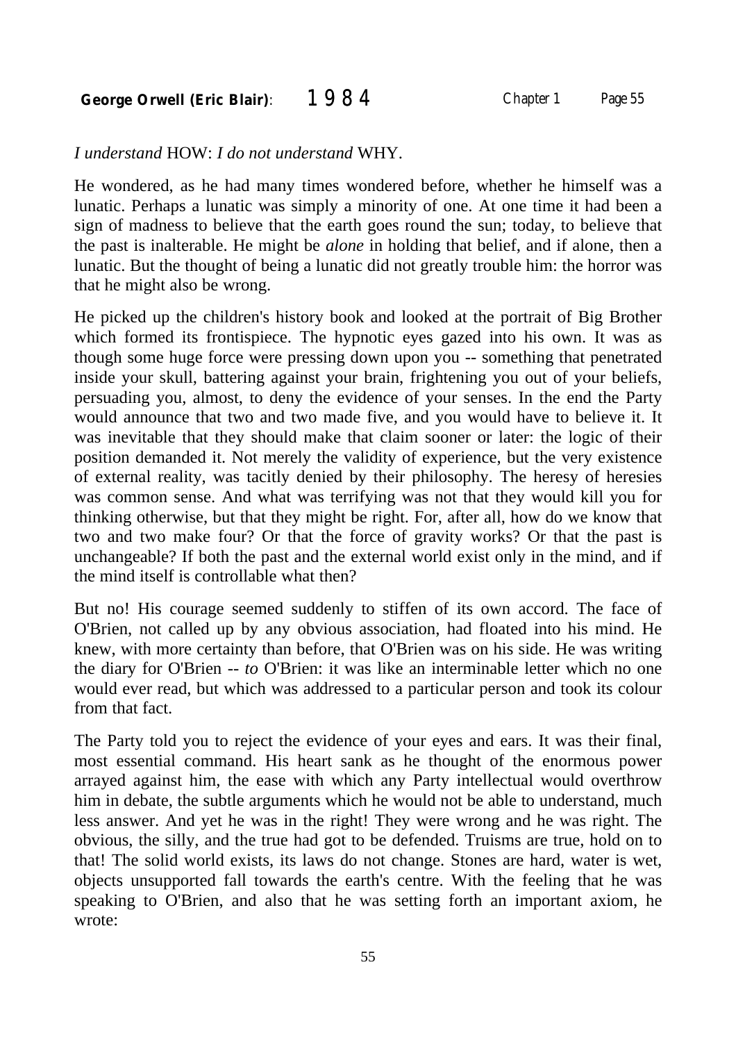*I understand* HOW: *I do not understand* WHY.

He wondered, as he had many times wondered before, whether he himself was a lunatic. Perhaps a lunatic was simply a minority of one. At one time it had been a sign of madness to believe that the earth goes round the sun; today, to believe that the past is inalterable. He might be *alone* in holding that belief, and if alone, then a lunatic. But the thought of being a lunatic did not greatly trouble him: the horror was that he might also be wrong.

He picked up the children's history book and looked at the portrait of Big Brother which formed its frontispiece. The hypnotic eyes gazed into his own. It was as though some huge force were pressing down upon you -- something that penetrated inside your skull, battering against your brain, frightening you out of your beliefs, persuading you, almost, to deny the evidence of your senses. In the end the Party would announce that two and two made five, and you would have to believe it. It was inevitable that they should make that claim sooner or later: the logic of their position demanded it. Not merely the validity of experience, but the very existence of external reality, was tacitly denied by their philosophy. The heresy of heresies was common sense. And what was terrifying was not that they would kill you for thinking otherwise, but that they might be right. For, after all, how do we know that two and two make four? Or that the force of gravity works? Or that the past is unchangeable? If both the past and the external world exist only in the mind, and if the mind itself is controllable what then?

But no! His courage seemed suddenly to stiffen of its own accord. The face of O'Brien, not called up by any obvious association, had floated into his mind. He knew, with more certainty than before, that O'Brien was on his side. He was writing the diary for O'Brien -- *to* O'Brien: it was like an interminable letter which no one would ever read, but which was addressed to a particular person and took its colour from that fact.

The Party told you to reject the evidence of your eyes and ears. It was their final, most essential command. His heart sank as he thought of the enormous power arrayed against him, the ease with which any Party intellectual would overthrow him in debate, the subtle arguments which he would not be able to understand, much less answer. And yet he was in the right! They were wrong and he was right. The obvious, the silly, and the true had got to be defended. Truisms are true, hold on to that! The solid world exists, its laws do not change. Stones are hard, water is wet, objects unsupported fall towards the earth's centre. With the feeling that he was speaking to O'Brien, and also that he was setting forth an important axiom, he wrote: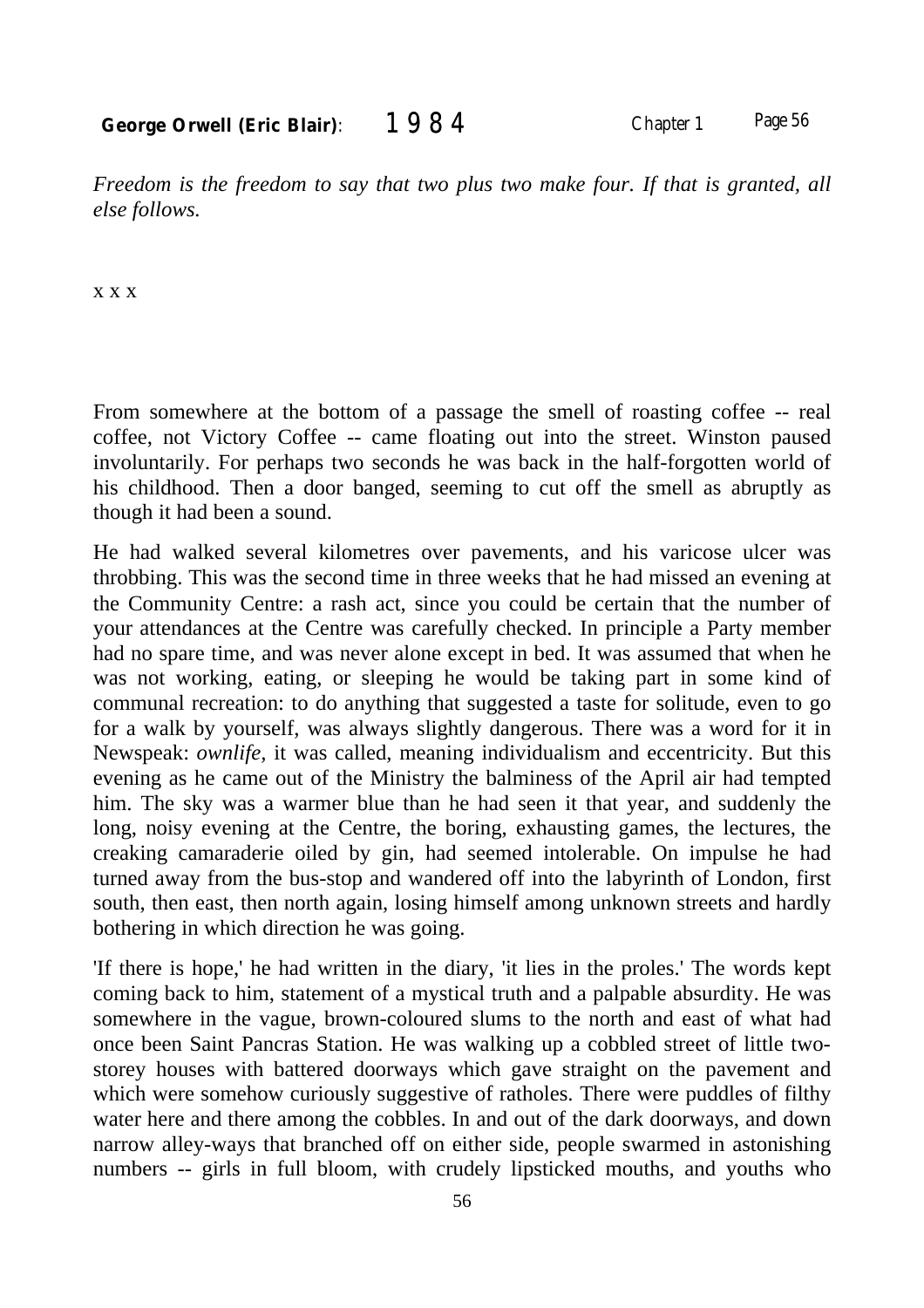*Freedom is the freedom to say that two plus two make four. If that is granted, all else follows.*

x x x

From somewhere at the bottom of a passage the smell of roasting coffee -- real coffee, not Victory Coffee -- came floating out into the street. Winston paused involuntarily. For perhaps two seconds he was back in the half-forgotten world of his childhood. Then a door banged, seeming to cut off the smell as abruptly as though it had been a sound.

He had walked several kilometres over pavements, and his varicose ulcer was throbbing. This was the second time in three weeks that he had missed an evening at the Community Centre: a rash act, since you could be certain that the number of your attendances at the Centre was carefully checked. In principle a Party member had no spare time, and was never alone except in bed. It was assumed that when he was not working, eating, or sleeping he would be taking part in some kind of communal recreation: to do anything that suggested a taste for solitude, even to go for a walk by yourself, was always slightly dangerous. There was a word for it in Newspeak: *ownlife,* it was called, meaning individualism and eccentricity. But this evening as he came out of the Ministry the balminess of the April air had tempted him. The sky was a warmer blue than he had seen it that year, and suddenly the long, noisy evening at the Centre, the boring, exhausting games, the lectures, the creaking camaraderie oiled by gin, had seemed intolerable. On impulse he had turned away from the bus-stop and wandered off into the labyrinth of London, first south, then east, then north again, losing himself among unknown streets and hardly bothering in which direction he was going.

'If there is hope,' he had written in the diary, 'it lies in the proles.' The words kept coming back to him, statement of a mystical truth and a palpable absurdity. He was somewhere in the vague, brown-coloured slums to the north and east of what had once been Saint Pancras Station. He was walking up a cobbled street of little two-storey houses with battered doorways which gave straight on the pavement and which were somehow curiously suggestive of ratholes. There were puddles of filthy water here and there among the cobbles. In and out of the dark doorways, and down narrow alley-ways that branched off on either side, people swarmed in astonishing numbers -- girls in full bloom, with crudely lipsticked mouths, and youths who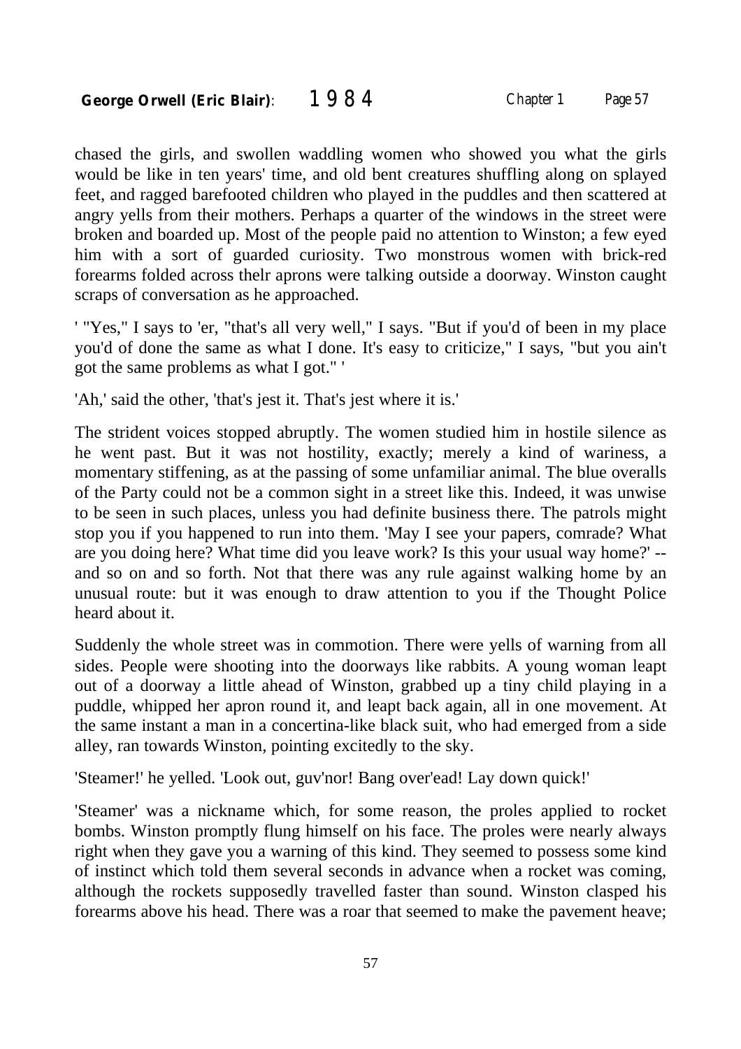chased the girls, and swollen waddling women who showed you what the girls would be like in ten years' time, and old bent creatures shuffling along on splayed feet, and ragged barefooted children who played in the puddles and then scattered at angry yells from their mothers. Perhaps a quarter of the windows in the street were broken and boarded up. Most of the people paid no attention to Winston; a few eyed him with a sort of guarded curiosity. Two monstrous women with brick-red forearms folded across thelr aprons were talking outside a doorway. Winston caught scraps of conversation as he approached.

' "Yes," I says to 'er, "that's all very well," I says. "But if you'd of been in my place you'd of done the same as what I done. It's easy to criticize," I says, "but you ain't got the same problems as what I got." '

'Ah,' said the other, 'that's jest it. That's jest where it is.'

The strident voices stopped abruptly. The women studied him in hostile silence as he went past. But it was not hostility, exactly; merely a kind of wariness, a momentary stiffening, as at the passing of some unfamiliar animal. The blue overalls of the Party could not be a common sight in a street like this. Indeed, it was unwise to be seen in such places, unless you had definite business there. The patrols might stop you if you happened to run into them. 'May I see your papers, comrade? What are you doing here? What time did you leave work? Is this your usual way home?' -- and so on and so forth. Not that there was any rule against walking home by an unusual route: but it was enough to draw attention to you if the Thought Police heard about it.

Suddenly the whole street was in commotion. There were yells of warning from all sides. People were shooting into the doorways like rabbits. A young woman leapt out of a doorway a little ahead of Winston, grabbed up a tiny child playing in a puddle, whipped her apron round it, and leapt back again, all in one movement. At the same instant a man in a concertina-like black suit, who had emerged from a side alley, ran towards Winston, pointing excitedly to the sky.

'Steamer!' he yelled. 'Look out, guv'nor! Bang over'ead! Lay down quick!'

'Steamer' was a nickname which, for some reason, the proles applied to rocket bombs. Winston promptly flung himself on his face. The proles were nearly always right when they gave you a warning of this kind. They seemed to possess some kind of instinct which told them several seconds in advance when a rocket was coming, although the rockets supposedly travelled faster than sound. Winston clasped his forearms above his head. There was a roar that seemed to make the pavement heave;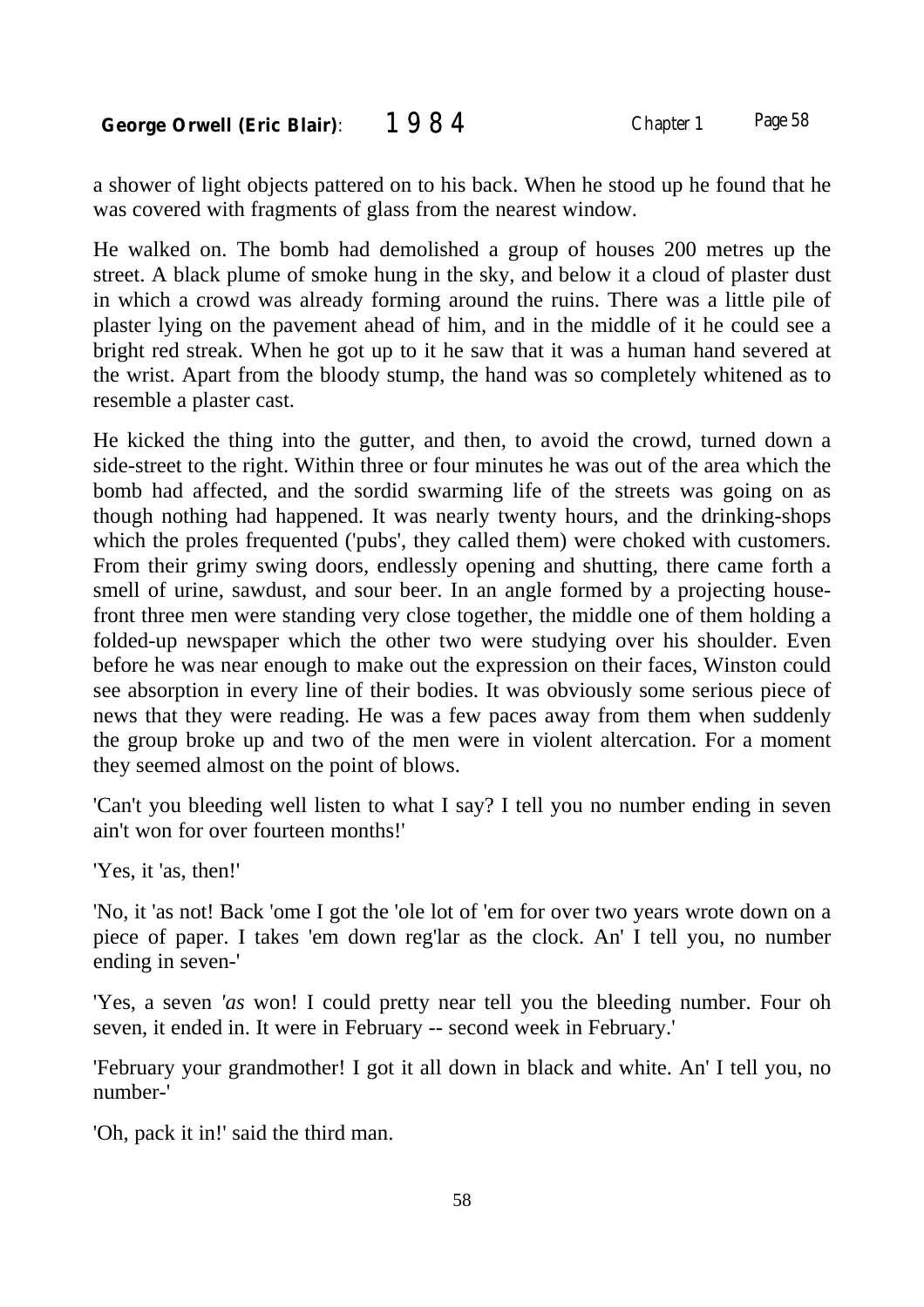a shower of light objects pattered on to his back. When he stood up he found that he was covered with fragments of glass from the nearest window.

He walked on. The bomb had demolished a group of houses 200 metres up the street. A black plume of smoke hung in the sky, and below it a cloud of plaster dust in which a crowd was already forming around the ruins. There was a little pile of plaster lying on the pavement ahead of him, and in the middle of it he could see a bright red streak. When he got up to it he saw that it was a human hand severed at the wrist. Apart from the bloody stump, the hand was so completely whitened as to resemble a plaster cast.

He kicked the thing into the gutter, and then, to avoid the crowd, turned down a side-street to the right. Within three or four minutes he was out of the area which the bomb had affected, and the sordid swarming life of the streets was going on as though nothing had happened. It was nearly twenty hours, and the drinking-shops which the proles frequented ('pubs', they called them) were choked with customers. From their grimy swing doors, endlessly opening and shutting, there came forth a smell of urine, sawdust, and sour beer. In an angle formed by a projecting house-front three men were standing very close together, the middle one of them holding a folded-up newspaper which the other two were studying over his shoulder. Even before he was near enough to make out the expression on their faces, Winston could see absorption in every line of their bodies. It was obviously some serious piece of news that they were reading. He was a few paces away from them when suddenly the group broke up and two of the men were in violent altercation. For a moment they seemed almost on the point of blows.

'Can't you bleeding well listen to what I say? I tell you no number ending in seven ain't won for over fourteen months!'

'Yes, it 'as, then!'

'No, it 'as not! Back 'ome I got the 'ole lot of 'em for over two years wrote down on a piece of paper. I takes 'em down reg'lar as the clock. An' I tell you, no number ending in seven-'

'Yes, a seven *'as* won! I could pretty near tell you the bleeding number. Four oh seven, it ended in. It were in February -- second week in February.'

'February your grandmother! I got it all down in black and white. An' I tell you, no number-'

'Oh, pack it in!' said the third man.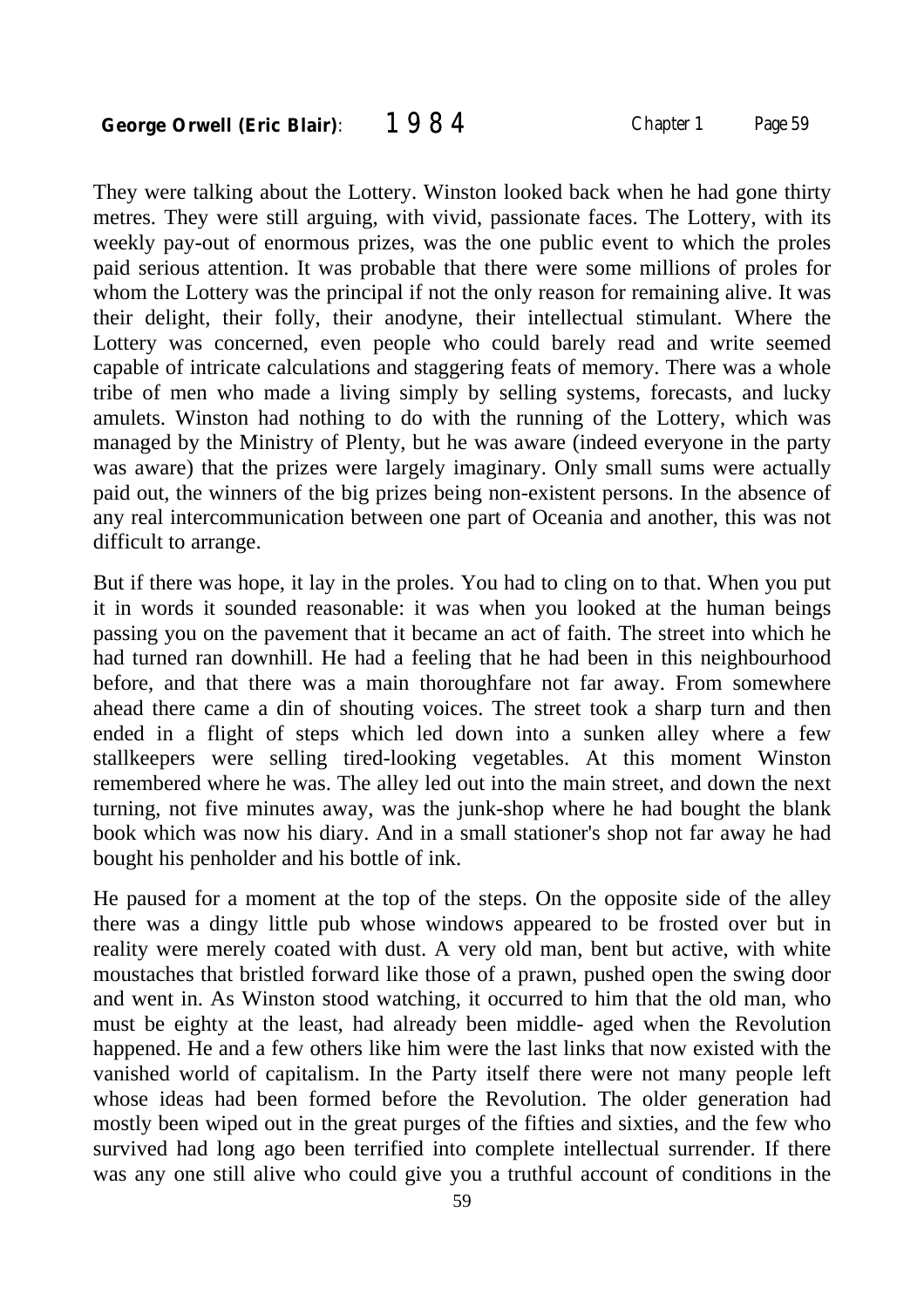They were talking about the Lottery. Winston looked back when he had gone thirty metres. They were still arguing, with vivid, passionate faces. The Lottery, with its weekly pay-out of enormous prizes, was the one public event to which the proles paid serious attention. It was probable that there were some millions of proles for whom the Lottery was the principal if not the only reason for remaining alive. It was their delight, their folly, their anodyne, their intellectual stimulant. Where the Lottery was concerned, even people who could barely read and write seemed capable of intricate calculations and staggering feats of memory. There was a whole tribe of men who made a living simply by selling systems, forecasts, and lucky amulets. Winston had nothing to do with the running of the Lottery, which was managed by the Ministry of Plenty, but he was aware (indeed everyone in the party was aware) that the prizes were largely imaginary. Only small sums were actually paid out, the winners of the big prizes being non-existent persons. In the absence of any real intercommunication between one part of Oceania and another, this was not difficult to arrange.

But if there was hope, it lay in the proles. You had to cling on to that. When you put it in words it sounded reasonable: it was when you looked at the human beings passing you on the pavement that it became an act of faith. The street into which he had turned ran downhill. He had a feeling that he had been in this neighbourhood before, and that there was a main thoroughfare not far away. From somewhere ahead there came a din of shouting voices. The street took a sharp turn and then ended in a flight of steps which led down into a sunken alley where a few stallkeepers were selling tired-looking vegetables. At this moment Winston remembered where he was. The alley led out into the main street, and down the next turning, not five minutes away, was the junk-shop where he had bought the blank book which was now his diary. And in a small stationer's shop not far away he had bought his penholder and his bottle of ink.

He paused for a moment at the top of the steps. On the opposite side of the alley there was a dingy little pub whose windows appeared to be frosted over but in reality were merely coated with dust. A very old man, bent but active, with white moustaches that bristled forward like those of a prawn, pushed open the swing door and went in. As Winston stood watching, it occurred to him that the old man, who must be eighty at the least, had already been middle- aged when the Revolution happened. He and a few others like him were the last links that now existed with the vanished world of capitalism. In the Party itself there were not many people left whose ideas had been formed before the Revolution. The older generation had mostly been wiped out in the great purges of the fifties and sixties, and the few who survived had long ago been terrified into complete intellectual surrender. If there was any one still alive who could give you a truthful account of conditions in the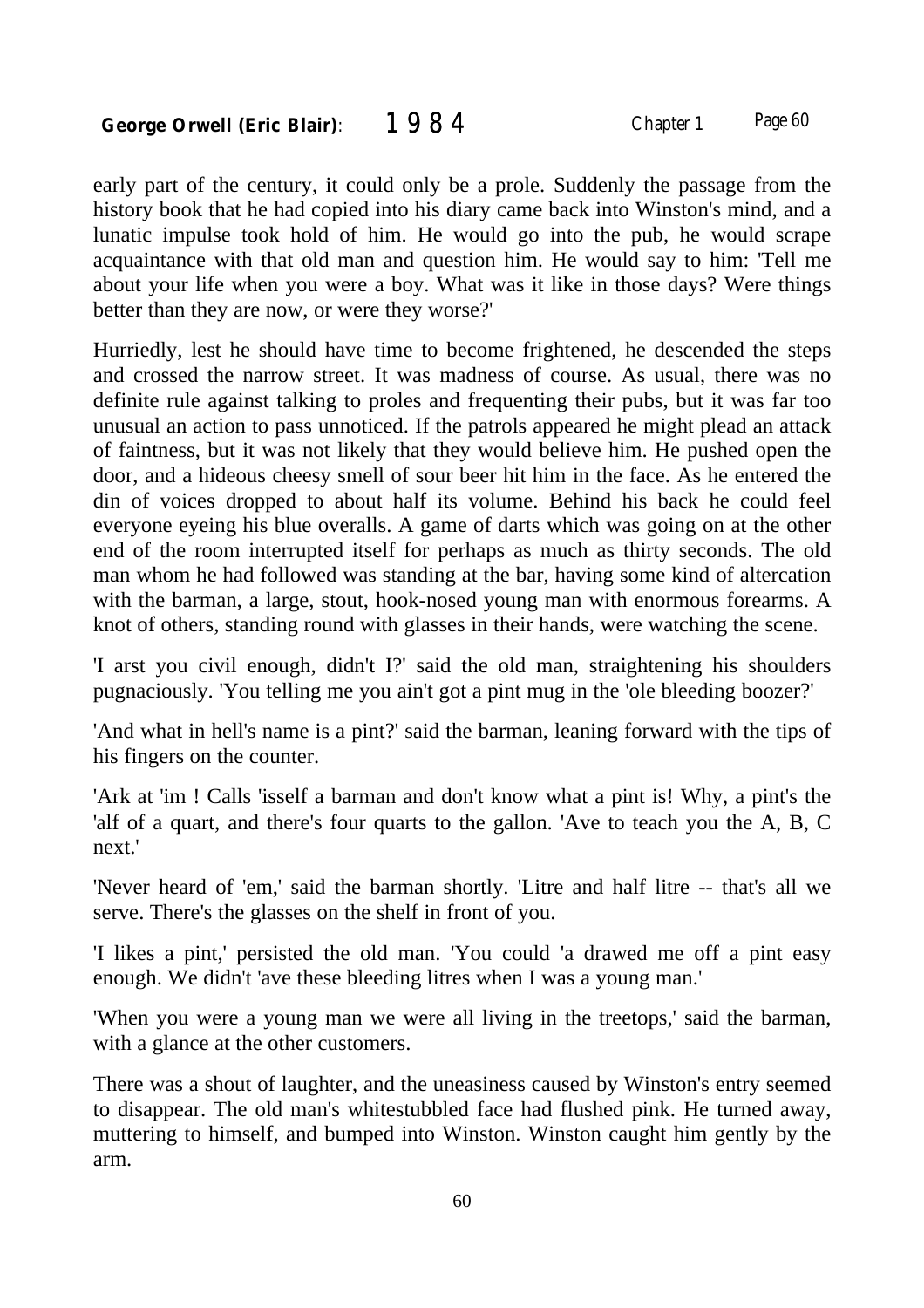early part of the century, it could only be a prole. Suddenly the passage from the history book that he had copied into his diary came back into Winston's mind, and a lunatic impulse took hold of him. He would go into the pub, he would scrape acquaintance with that old man and question him. He would say to him: 'Tell me about your life when you were a boy. What was it like in those days? Were things better than they are now, or were they worse?'

Hurriedly, lest he should have time to become frightened, he descended the steps and crossed the narrow street. It was madness of course. As usual, there was no definite rule against talking to proles and frequenting their pubs, but it was far too unusual an action to pass unnoticed. If the patrols appeared he might plead an attack of faintness, but it was not likely that they would believe him. He pushed open the door, and a hideous cheesy smell of sour beer hit him in the face. As he entered the din of voices dropped to about half its volume. Behind his back he could feel everyone eyeing his blue overalls. A game of darts which was going on at the other end of the room interrupted itself for perhaps as much as thirty seconds. The old man whom he had followed was standing at the bar, having some kind of altercation with the barman, a large, stout, hook-nosed young man with enormous forearms. A knot of others, standing round with glasses in their hands, were watching the scene.

'I arst you civil enough, didn't I?' said the old man, straightening his shoulders pugnaciously. 'You telling me you ain't got a pint mug in the 'ole bleeding boozer?'

'And what in hell's name is a pint?' said the barman, leaning forward with the tips of his fingers on the counter.

'Ark at 'im ! Calls 'isself a barman and don't know what a pint is! Why, a pint's the 'alf of a quart, and there's four quarts to the gallon. 'Ave to teach you the A, B, C next.'

'Never heard of 'em,' said the barman shortly. 'Litre and half litre -- that's all we serve. There's the glasses on the shelf in front of you.

'I likes a pint,' persisted the old man. 'You could 'a drawed me off a pint easy enough. We didn't 'ave these bleeding litres when I was a young man.'

'When you were a young man we were all living in the treetops,' said the barman, with a glance at the other customers.

There was a shout of laughter, and the uneasiness caused by Winston's entry seemed to disappear. The old man's whitestubbled face had flushed pink. He turned away, muttering to himself, and bumped into Winston. Winston caught him gently by the arm.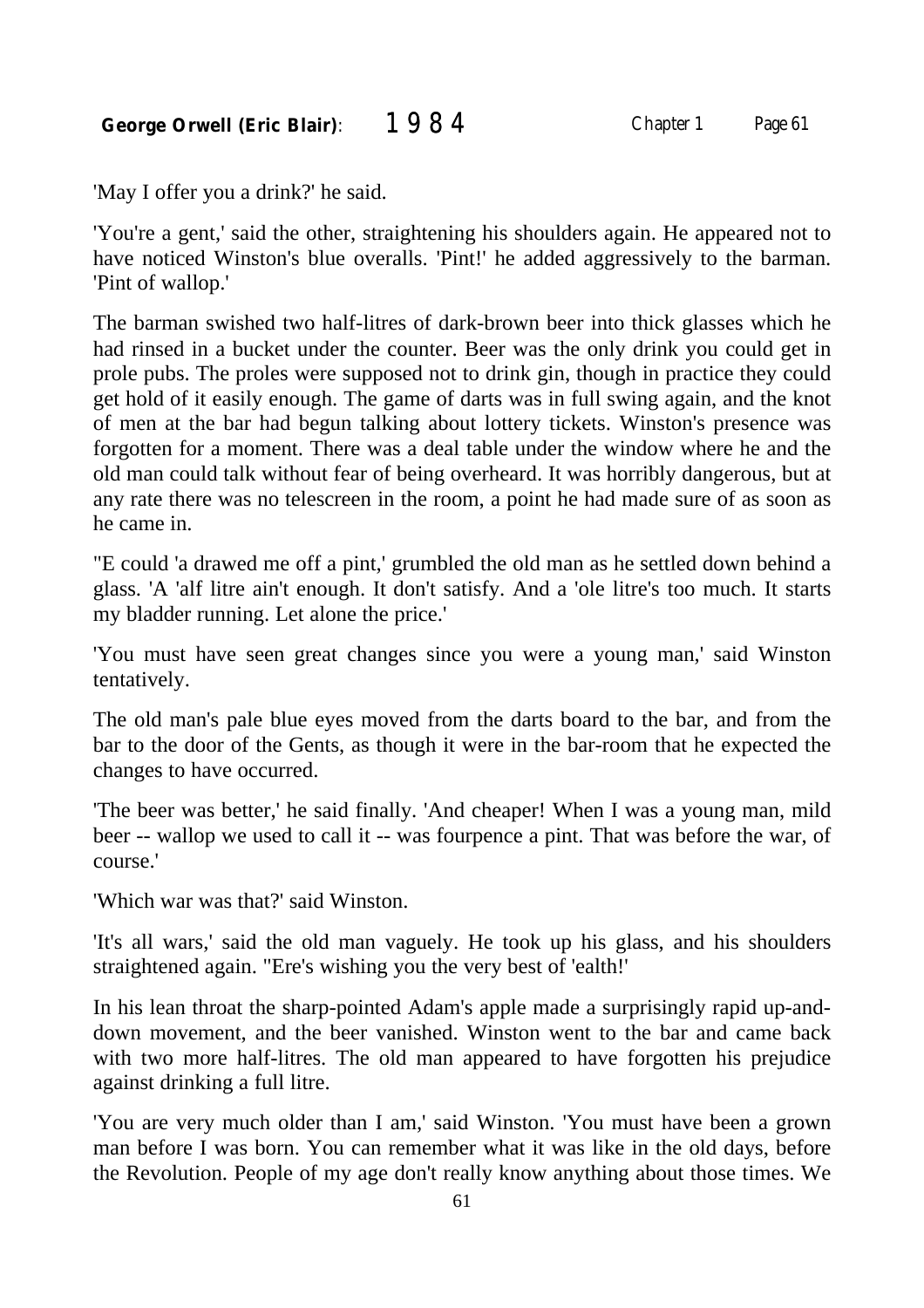'May I offer you a drink?' he said.

'You're a gent,' said the other, straightening his shoulders again. He appeared not to have noticed Winston's blue overalls. 'Pint!' he added aggressively to the barman. 'Pint of wallop.'

The barman swished two half-litres of dark-brown beer into thick glasses which he had rinsed in a bucket under the counter. Beer was the only drink you could get in prole pubs. The proles were supposed not to drink gin, though in practice they could get hold of it easily enough. The game of darts was in full swing again, and the knot of men at the bar had begun talking about lottery tickets. Winston's presence was forgotten for a moment. There was a deal table under the window where he and the old man could talk without fear of being overheard. It was horribly dangerous, but at any rate there was no telescreen in the room, a point he had made sure of as soon as he came in.

''E could 'a drawed me off a pint,' grumbled the old man as he settled down behind a glass. 'A 'alf litre ain't enough. It don't satisfy. And a 'ole litre's too much. It starts my bladder running. Let alone the price.'

'You must have seen great changes since you were a young man,' said Winston tentatively.

The old man's pale blue eyes moved from the darts board to the bar, and from the bar to the door of the Gents, as though it were in the bar-room that he expected the changes to have occurred.

'The beer was better,' he said finally. 'And cheaper! When I was a young man, mild beer -- wallop we used to call it -- was fourpence a pint. That was before the war, of course.'

'Which war was that?' said Winston.

'It's all wars,' said the old man vaguely. He took up his glass, and his shoulders straightened again. ''Ere's wishing you the very best of 'ealth!'

In his lean throat the sharp-pointed Adam's apple made a surprisingly rapid up-and-down movement, and the beer vanished. Winston went to the bar and came back with two more half-litres. The old man appeared to have forgotten his prejudice against drinking a full litre.

'You are very much older than I am,' said Winston. 'You must have been a grown man before I was born. You can remember what it was like in the old days, before the Revolution. People of my age don't really know anything about those times. We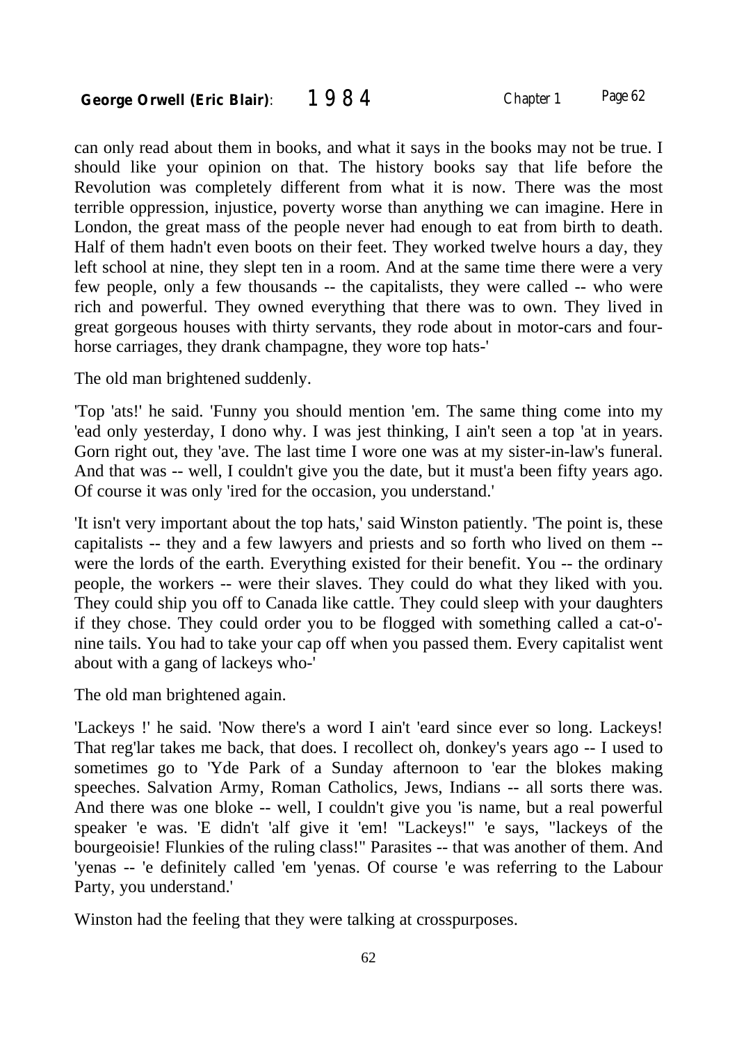can only read about them in books, and what it says in the books may not be true. I should like your opinion on that. The history books say that life before the Revolution was completely different from what it is now. There was the most terrible oppression, injustice, poverty worse than anything we can imagine. Here in London, the great mass of the people never had enough to eat from birth to death. Half of them hadn't even boots on their feet. They worked twelve hours a day, they left school at nine, they slept ten in a room. And at the same time there were a very few people, only a few thousands -- the capitalists, they were called -- who were rich and powerful. They owned everything that there was to own. They lived in great gorgeous houses with thirty servants, they rode about in motor-cars and four-horse carriages, they drank champagne, they wore top hats-'

The old man brightened suddenly.

'Top 'ats!' he said. 'Funny you should mention 'em. The same thing come into my 'ead only yesterday, I dono why. I was jest thinking, I ain't seen a top 'at in years. Gorn right out, they 'ave. The last time I wore one was at my sister-in-law's funeral. And that was -- well, I couldn't give you the date, but it must'a been fifty years ago. Of course it was only 'ired for the occasion, you understand.'

'It isn't very important about the top hats,' said Winston patiently. 'The point is, these capitalists -- they and a few lawyers and priests and so forth who lived on them -- were the lords of the earth. Everything existed for their benefit. You -- the ordinary people, the workers -- were their slaves. They could do what they liked with you. They could ship you off to Canada like cattle. They could sleep with your daughters if they chose. They could order you to be flogged with something called a cat-o'-nine tails. You had to take your cap off when you passed them. Every capitalist went about with a gang of lackeys who-'

The old man brightened again.

'Lackeys !' he said. 'Now there's a word I ain't 'eard since ever so long. Lackeys! That reg'lar takes me back, that does. I recollect oh, donkey's years ago -- I used to sometimes go to 'Yde Park of a Sunday afternoon to 'ear the blokes making speeches. Salvation Army, Roman Catholics, Jews, Indians -- all sorts there was. And there was one bloke -- well, I couldn't give you 'is name, but a real powerful speaker 'e was. 'E didn't 'alf give it 'em! "Lackeys!" 'e says, "lackeys of the bourgeoisie! Flunkies of the ruling class!" Parasites -- that was another of them. And 'yenas -- 'e definitely called 'em 'yenas. Of course 'e was referring to the Labour Party, you understand.'

Winston had the feeling that they were talking at crosspurposes.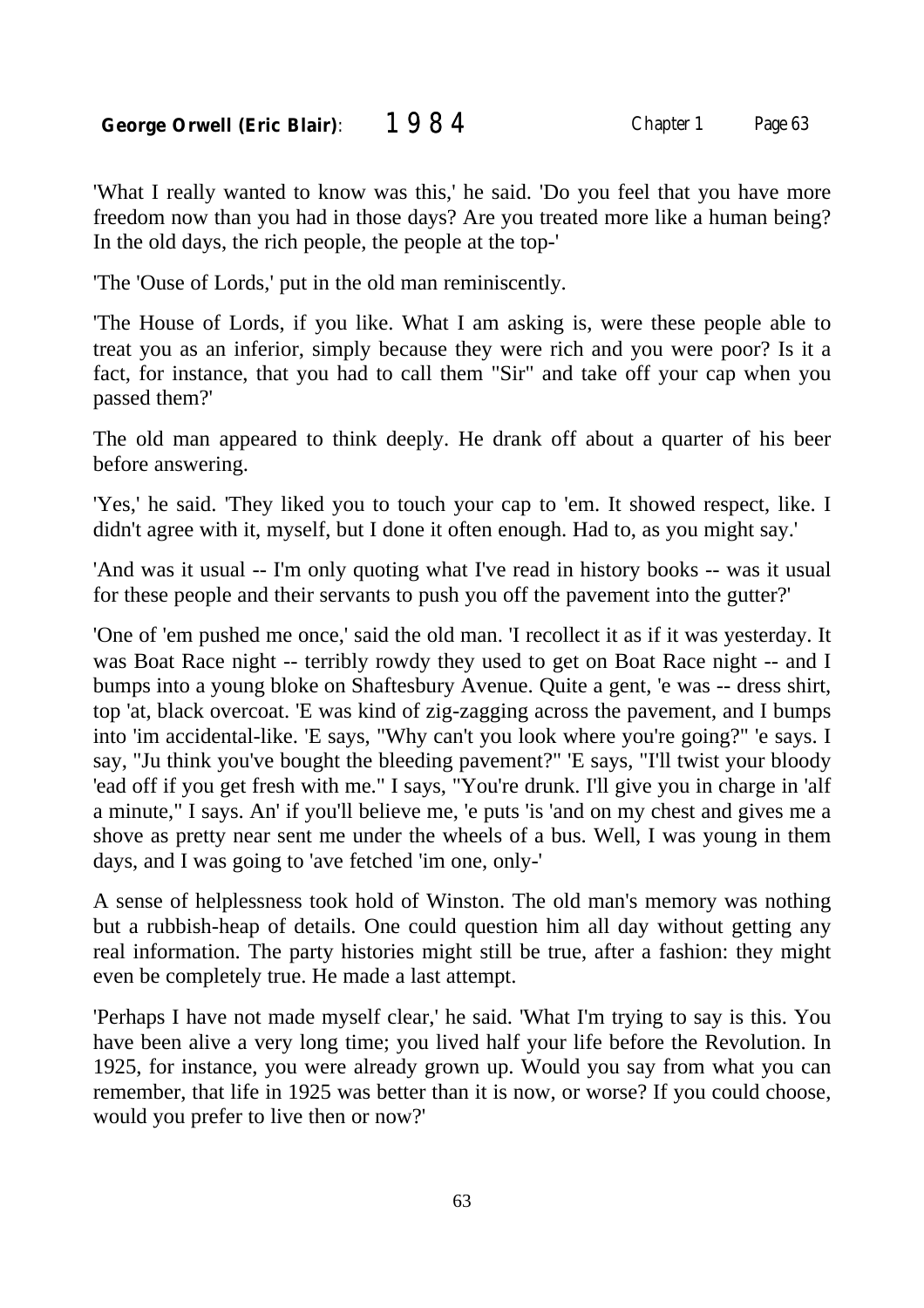'What I really wanted to know was this,' he said. 'Do you feel that you have more freedom now than you had in those days? Are you treated more like a human being? In the old days, the rich people, the people at the top-'

'The 'Ouse of Lords,' put in the old man reminiscently.

'The House of Lords, if you like. What I am asking is, were these people able to treat you as an inferior, simply because they were rich and you were poor? Is it a fact, for instance, that you had to call them "Sir" and take off your cap when you passed them?'

The old man appeared to think deeply. He drank off about a quarter of his beer before answering.

'Yes,' he said. 'They liked you to touch your cap to 'em. It showed respect, like. I didn't agree with it, myself, but I done it often enough. Had to, as you might say.'

'And was it usual -- I'm only quoting what I've read in history books -- was it usual for these people and their servants to push you off the pavement into the gutter?'

'One of 'em pushed me once,' said the old man. 'I recollect it as if it was yesterday. It was Boat Race night -- terribly rowdy they used to get on Boat Race night -- and I bumps into a young bloke on Shaftesbury Avenue. Quite a gent, 'e was -- dress shirt, top 'at, black overcoat. 'E was kind of zig-zagging across the pavement, and I bumps into 'im accidental-like. 'E says, "Why can't you look where you're going?" 'e says. I say, "Ju think you've bought the bleeding pavement?" 'E says, "I'll twist your bloody 'ead off if you get fresh with me." I says, "You're drunk. I'll give you in charge in 'alf a minute," I says. An' if you'll believe me, 'e puts 'is 'and on my chest and gives me a shove as pretty near sent me under the wheels of a bus. Well, I was young in them days, and I was going to 'ave fetched 'im one, only-'

A sense of helplessness took hold of Winston. The old man's memory was nothing but a rubbish-heap of details. One could question him all day without getting any real information. The party histories might still be true, after a fashion: they might even be completely true. He made a last attempt.

'Perhaps I have not made myself clear,' he said. 'What I'm trying to say is this. You have been alive a very long time; you lived half your life before the Revolution. In 1925, for instance, you were already grown up. Would you say from what you can remember, that life in 1925 was better than it is now, or worse? If you could choose, would you prefer to live then or now?'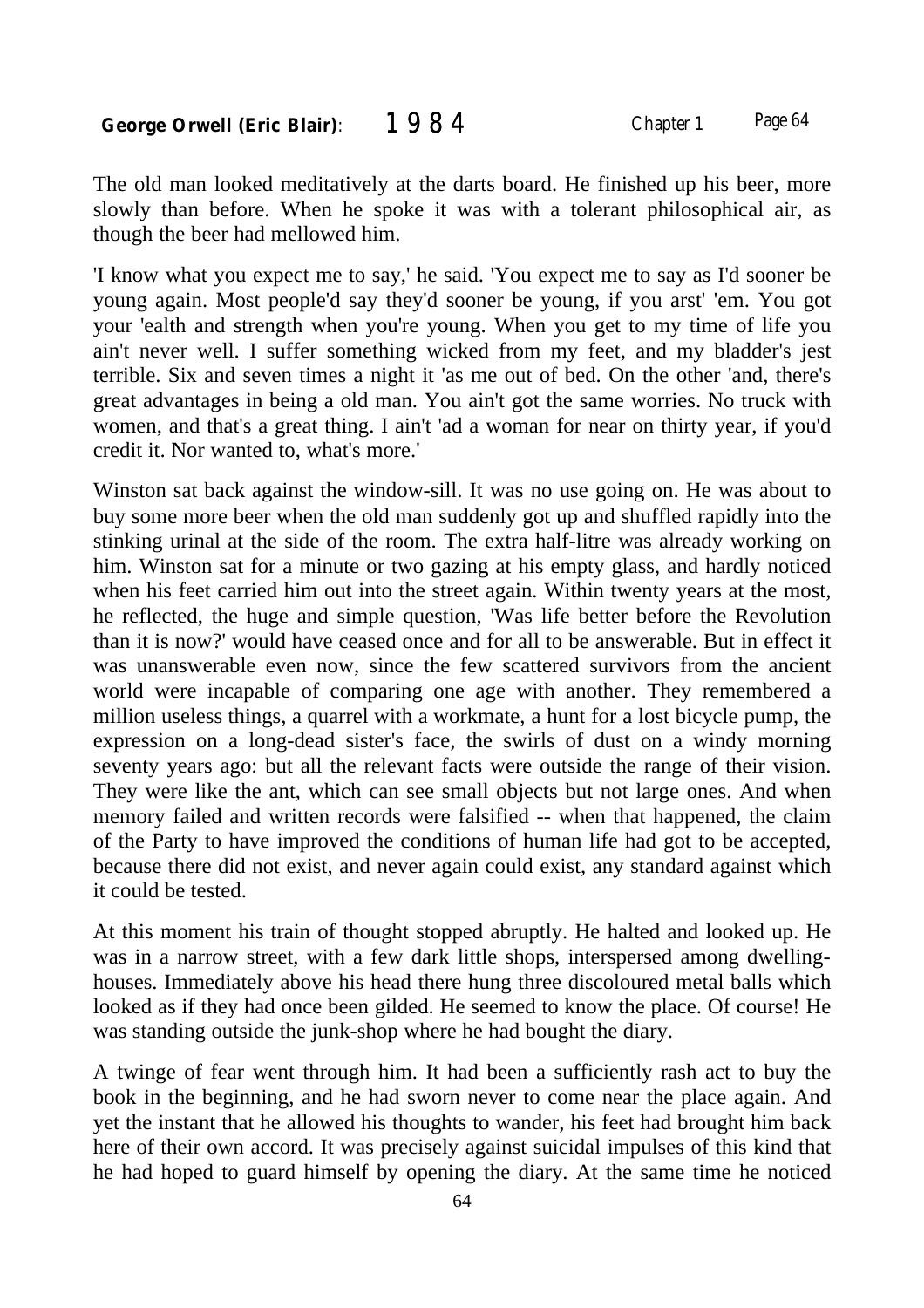The old man looked meditatively at the darts board. He finished up his beer, more slowly than before. When he spoke it was with a tolerant philosophical air, as though the beer had mellowed him.

'I know what you expect me to say,' he said. 'You expect me to say as I'd sooner be young again. Most people'd say they'd sooner be young, if you arst' 'em. You got your 'ealth and strength when you're young. When you get to my time of life you ain't never well. I suffer something wicked from my feet, and my bladder's jest terrible. Six and seven times a night it 'as me out of bed. On the other 'and, there's great advantages in being a old man. You ain't got the same worries. No truck with women, and that's a great thing. I ain't 'ad a woman for near on thirty year, if you'd credit it. Nor wanted to, what's more.'

Winston sat back against the window-sill. It was no use going on. He was about to buy some more beer when the old man suddenly got up and shuffled rapidly into the stinking urinal at the side of the room. The extra half-litre was already working on him. Winston sat for a minute or two gazing at his empty glass, and hardly noticed when his feet carried him out into the street again. Within twenty years at the most, he reflected, the huge and simple question, 'Was life better before the Revolution than it is now?' would have ceased once and for all to be answerable. But in effect it was unanswerable even now, since the few scattered survivors from the ancient world were incapable of comparing one age with another. They remembered a million useless things, a quarrel with a workmate, a hunt for a lost bicycle pump, the expression on a long-dead sister's face, the swirls of dust on a windy morning seventy years ago: but all the relevant facts were outside the range of their vision. They were like the ant, which can see small objects but not large ones. And when memory failed and written records were falsified -- when that happened, the claim of the Party to have improved the conditions of human life had got to be accepted, because there did not exist, and never again could exist, any standard against which it could be tested.

At this moment his train of thought stopped abruptly. He halted and looked up. He was in a narrow street, with a few dark little shops, interspersed among dwelling-houses. Immediately above his head there hung three discoloured metal balls which looked as if they had once been gilded. He seemed to know the place. Of course! He was standing outside the junk-shop where he had bought the diary.

A twinge of fear went through him. It had been a sufficiently rash act to buy the book in the beginning, and he had sworn never to come near the place again. And yet the instant that he allowed his thoughts to wander, his feet had brought him back here of their own accord. It was precisely against suicidal impulses of this kind that he had hoped to guard himself by opening the diary. At the same time he noticed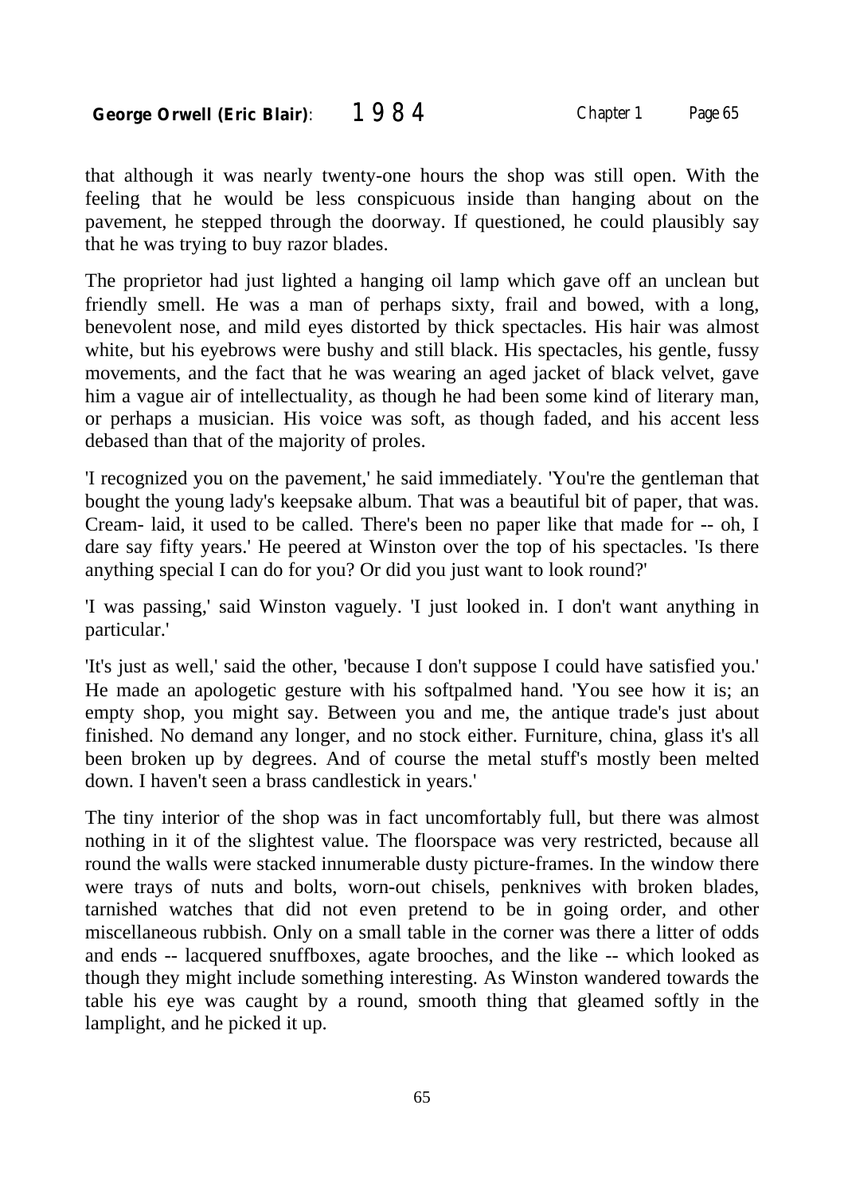that although it was nearly twenty-one hours the shop was still open. With the feeling that he would be less conspicuous inside than hanging about on the pavement, he stepped through the doorway. If questioned, he could plausibly say that he was trying to buy razor blades.

The proprietor had just lighted a hanging oil lamp which gave off an unclean but friendly smell. He was a man of perhaps sixty, frail and bowed, with a long, benevolent nose, and mild eyes distorted by thick spectacles. His hair was almost white, but his eyebrows were bushy and still black. His spectacles, his gentle, fussy movements, and the fact that he was wearing an aged jacket of black velvet, gave him a vague air of intellectuality, as though he had been some kind of literary man, or perhaps a musician. His voice was soft, as though faded, and his accent less debased than that of the majority of proles.

'I recognized you on the pavement,' he said immediately. 'You're the gentleman that bought the young lady's keepsake album. That was a beautiful bit of paper, that was. Cream- laid, it used to be called. There's been no paper like that made for -- oh, I dare say fifty years.' He peered at Winston over the top of his spectacles. 'Is there anything special I can do for you? Or did you just want to look round?'

'I was passing,' said Winston vaguely. 'I just looked in. I don't want anything in particular.'

'It's just as well,' said the other, 'because I don't suppose I could have satisfied you.' He made an apologetic gesture with his softpalmed hand. 'You see how it is; an empty shop, you might say. Between you and me, the antique trade's just about finished. No demand any longer, and no stock either. Furniture, china, glass it's all been broken up by degrees. And of course the metal stuff's mostly been melted down. I haven't seen a brass candlestick in years.'

The tiny interior of the shop was in fact uncomfortably full, but there was almost nothing in it of the slightest value. The floorspace was very restricted, because all round the walls were stacked innumerable dusty picture-frames. In the window there were trays of nuts and bolts, worn-out chisels, penknives with broken blades, tarnished watches that did not even pretend to be in going order, and other miscellaneous rubbish. Only on a small table in the corner was there a litter of odds and ends -- lacquered snuffboxes, agate brooches, and the like -- which looked as though they might include something interesting. As Winston wandered towards the table his eye was caught by a round, smooth thing that gleamed softly in the lamplight, and he picked it up.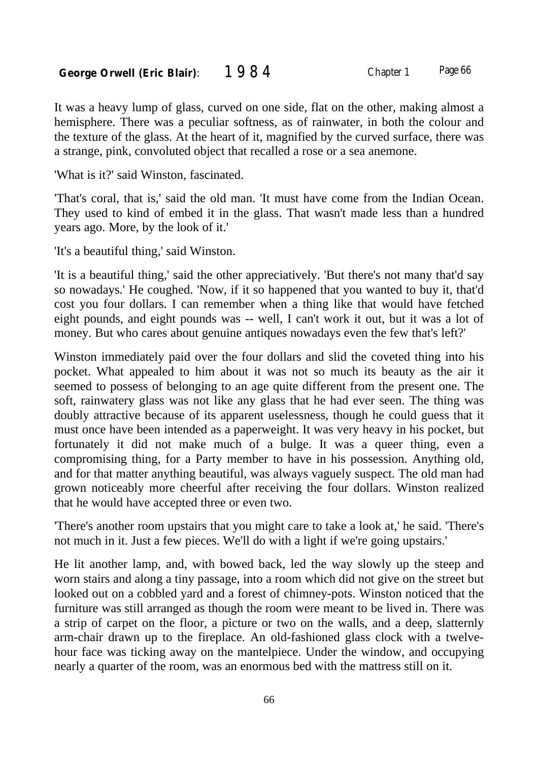It was a heavy lump of glass, curved on one side, flat on the other, making almost a hemisphere. There was a peculiar softness, as of rainwater, in both the colour and the texture of the glass. At the heart of it, magnified by the curved surface, there was a strange, pink, convoluted object that recalled a rose or a sea anemone.

'What is it?' said Winston, fascinated.

'That's coral, that is,' said the old man. 'It must have come from the Indian Ocean. They used to kind of embed it in the glass. That wasn't made less than a hundred years ago. More, by the look of it.'

'It's a beautiful thing,' said Winston.

'It is a beautiful thing,' said the other appreciatively. 'But there's not many that'd say so nowadays.' He coughed. 'Now, if it so happened that you wanted to buy it, that'd cost you four dollars. I can remember when a thing like that would have fetched eight pounds, and eight pounds was -- well, I can't work it out, but it was a lot of money. But who cares about genuine antiques nowadays even the few that's left?'

Winston immediately paid over the four dollars and slid the coveted thing into his pocket. What appealed to him about it was not so much its beauty as the air it seemed to possess of belonging to an age quite different from the present one. The soft, rainwatery glass was not like any glass that he had ever seen. The thing was doubly attractive because of its apparent uselessness, though he could guess that it must once have been intended as a paperweight. It was very heavy in his pocket, but fortunately it did not make much of a bulge. It was a queer thing, even a compromising thing, for a Party member to have in his possession. Anything old, and for that matter anything beautiful, was always vaguely suspect. The old man had grown noticeably more cheerful after receiving the four dollars. Winston realized that he would have accepted three or even two.

'There's another room upstairs that you might care to take a look at,' he said. 'There's not much in it. Just a few pieces. We'll do with a light if we're going upstairs.'

He lit another lamp, and, with bowed back, led the way slowly up the steep and worn stairs and along a tiny passage, into a room which did not give on the street but looked out on a cobbled yard and a forest of chimney-pots. Winston noticed that the furniture was still arranged as though the room were meant to be lived in. There was a strip of carpet on the floor, a picture or two on the walls, and a deep, slatternly arm-chair drawn up to the fireplace. An old-fashioned glass clock with a twelve-hour face was ticking away on the mantelpiece. Under the window, and occupying nearly a quarter of the room, was an enormous bed with the mattress still on it.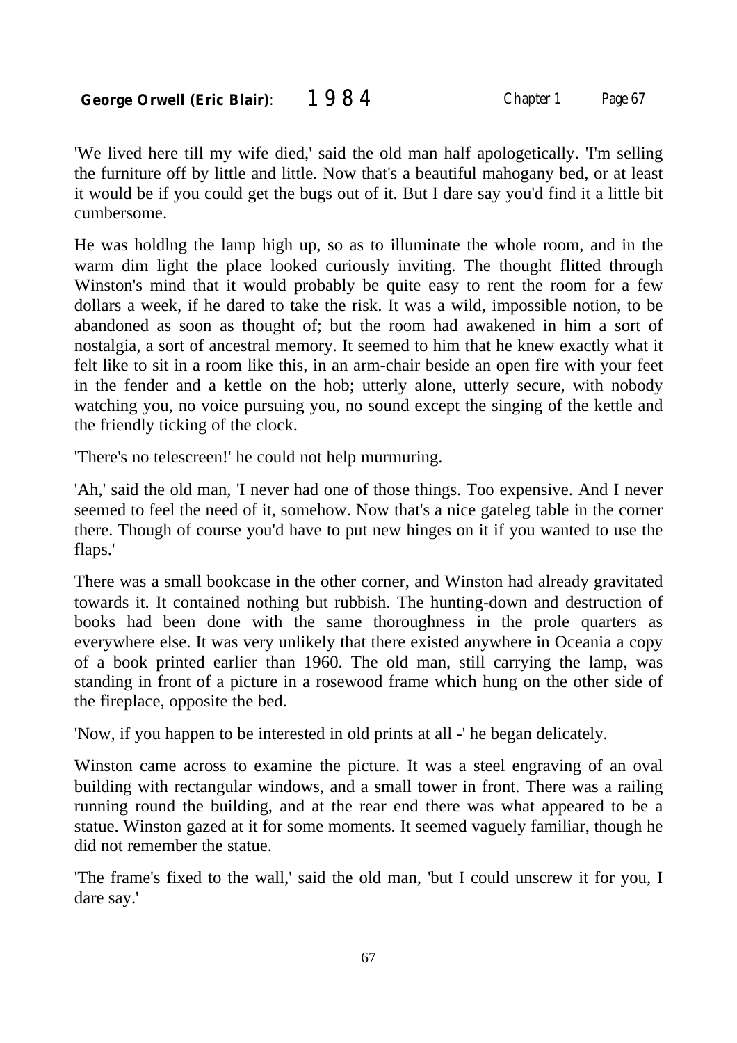'We lived here till my wife died,' said the old man half apologetically. 'I'm selling the furniture off by little and little. Now that's a beautiful mahogany bed, or at least it would be if you could get the bugs out of it. But I dare say you'd find it a little bit cumbersome.

He was holdlng the lamp high up, so as to illuminate the whole room, and in the warm dim light the place looked curiously inviting. The thought flitted through Winston's mind that it would probably be quite easy to rent the room for a few dollars a week, if he dared to take the risk. It was a wild, impossible notion, to be abandoned as soon as thought of; but the room had awakened in him a sort of nostalgia, a sort of ancestral memory. It seemed to him that he knew exactly what it felt like to sit in a room like this, in an arm-chair beside an open fire with your feet in the fender and a kettle on the hob; utterly alone, utterly secure, with nobody watching you, no voice pursuing you, no sound except the singing of the kettle and the friendly ticking of the clock.

'There's no telescreen!' he could not help murmuring.

'Ah,' said the old man, 'I never had one of those things. Too expensive. And I never seemed to feel the need of it, somehow. Now that's a nice gateleg table in the corner there. Though of course you'd have to put new hinges on it if you wanted to use the flaps.'

There was a small bookcase in the other corner, and Winston had already gravitated towards it. It contained nothing but rubbish. The hunting-down and destruction of books had been done with the same thoroughness in the prole quarters as everywhere else. It was very unlikely that there existed anywhere in Oceania a copy of a book printed earlier than 1960. The old man, still carrying the lamp, was standing in front of a picture in a rosewood frame which hung on the other side of the fireplace, opposite the bed.

'Now, if you happen to be interested in old prints at all -' he began delicately.

Winston came across to examine the picture. It was a steel engraving of an oval building with rectangular windows, and a small tower in front. There was a railing running round the building, and at the rear end there was what appeared to be a statue. Winston gazed at it for some moments. It seemed vaguely familiar, though he did not remember the statue.

'The frame's fixed to the wall,' said the old man, 'but I could unscrew it for you, I dare say.'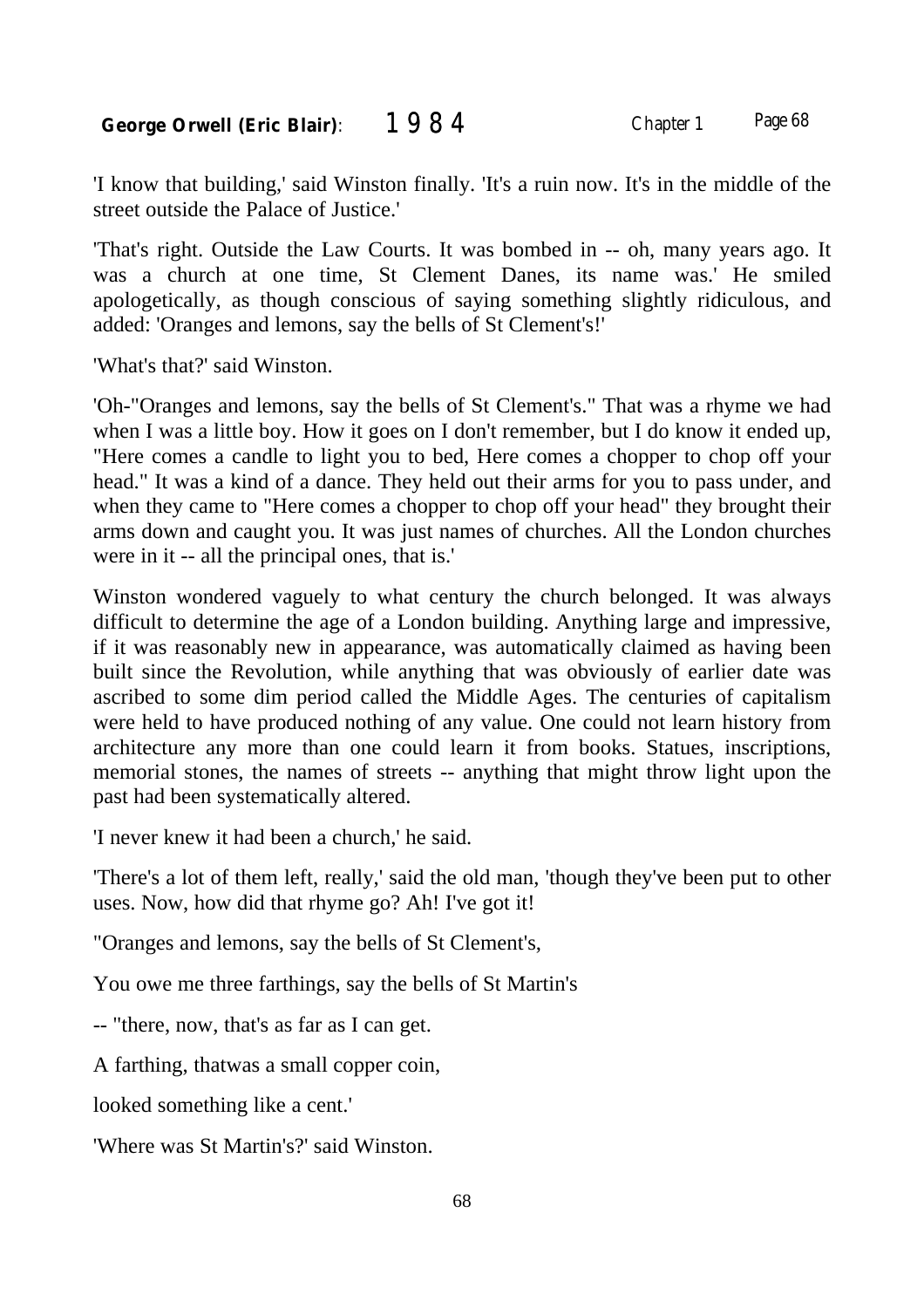'I know that building,' said Winston finally. 'It's a ruin now. It's in the middle of the street outside the Palace of Justice.'

'That's right. Outside the Law Courts. It was bombed in -- oh, many years ago. It was a church at one time, St Clement Danes, its name was.' He smiled apologetically, as though conscious of saying something slightly ridiculous, and added: 'Oranges and lemons, say the bells of St Clement's!'

'What's that?' said Winston.

'Oh-"Oranges and lemons, say the bells of St Clement's." That was a rhyme we had when I was a little boy. How it goes on I don't remember, but I do know it ended up, "Here comes a candle to light you to bed, Here comes a chopper to chop off your head." It was a kind of a dance. They held out their arms for you to pass under, and when they came to "Here comes a chopper to chop off your head" they brought their arms down and caught you. It was just names of churches. All the London churches were in it -- all the principal ones, that is.'

Winston wondered vaguely to what century the church belonged. It was always difficult to determine the age of a London building. Anything large and impressive, if it was reasonably new in appearance, was automatically claimed as having been built since the Revolution, while anything that was obviously of earlier date was ascribed to some dim period called the Middle Ages. The centuries of capitalism were held to have produced nothing of any value. One could not learn history from architecture any more than one could learn it from books. Statues, inscriptions, memorial stones, the names of streets -- anything that might throw light upon the past had been systematically altered.

'I never knew it had been a church,' he said.

'There's a lot of them left, really,' said the old man, 'though they've been put to other uses. Now, how did that rhyme go? Ah! I've got it!

"Oranges and lemons, say the bells of St Clement's,

You owe me three farthings, say the bells of St Martin's

-- "there, now, that's as far as I can get.

A farthing, thatwas a small copper coin,

looked something like a cent.'

'Where was St Martin's?' said Winston.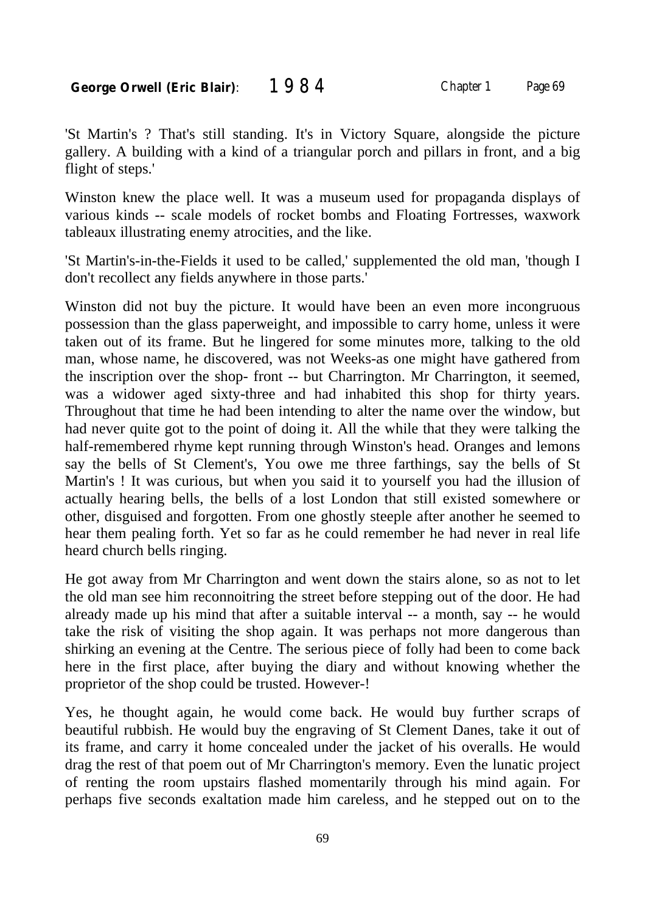'St Martin's ? That's still standing. It's in Victory Square, alongside the picture gallery. A building with a kind of a triangular porch and pillars in front, and a big flight of steps.'

Winston knew the place well. It was a museum used for propaganda displays of various kinds -- scale models of rocket bombs and Floating Fortresses, waxwork tableaux illustrating enemy atrocities, and the like.

'St Martin's-in-the-Fields it used to be called,' supplemented the old man, 'though I don't recollect any fields anywhere in those parts.'

Winston did not buy the picture. It would have been an even more incongruous possession than the glass paperweight, and impossible to carry home, unless it were taken out of its frame. But he lingered for some minutes more, talking to the old man, whose name, he discovered, was not Weeks-as one might have gathered from the inscription over the shop- front -- but Charrington. Mr Charrington, it seemed, was a widower aged sixty-three and had inhabited this shop for thirty years. Throughout that time he had been intending to alter the name over the window, but had never quite got to the point of doing it. All the while that they were talking the half-remembered rhyme kept running through Winston's head. Oranges and lemons say the bells of St Clement's, You owe me three farthings, say the bells of St Martin's ! It was curious, but when you said it to yourself you had the illusion of actually hearing bells, the bells of a lost London that still existed somewhere or other, disguised and forgotten. From one ghostly steeple after another he seemed to hear them pealing forth. Yet so far as he could remember he had never in real life heard church bells ringing.

He got away from Mr Charrington and went down the stairs alone, so as not to let the old man see him reconnoitring the street before stepping out of the door. He had already made up his mind that after a suitable interval -- a month, say -- he would take the risk of visiting the shop again. It was perhaps not more dangerous than shirking an evening at the Centre. The serious piece of folly had been to come back here in the first place, after buying the diary and without knowing whether the proprietor of the shop could be trusted. However-!

Yes, he thought again, he would come back. He would buy further scraps of beautiful rubbish. He would buy the engraving of St Clement Danes, take it out of its frame, and carry it home concealed under the jacket of his overalls. He would drag the rest of that poem out of Mr Charrington's memory. Even the lunatic project of renting the room upstairs flashed momentarily through his mind again. For perhaps five seconds exaltation made him careless, and he stepped out on to the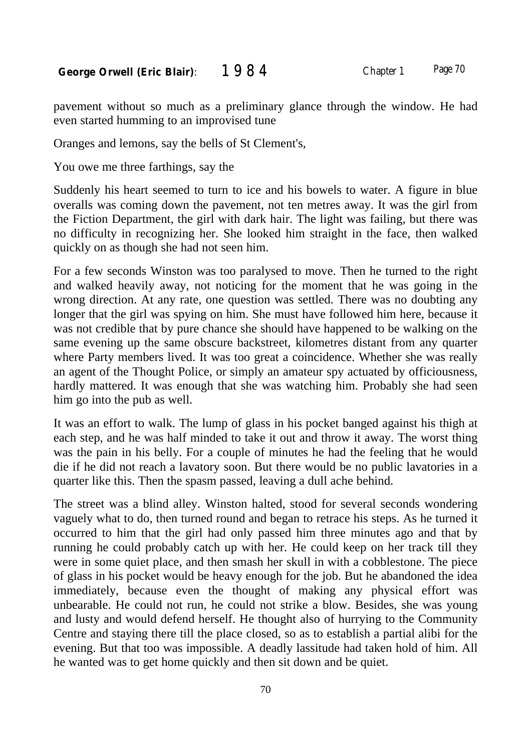pavement without so much as a preliminary glance through the window. He had even started humming to an improvised tune

Oranges and lemons, say the bells of St Clement's,

You owe me three farthings, say the

Suddenly his heart seemed to turn to ice and his bowels to water. A figure in blue overalls was coming down the pavement, not ten metres away. It was the girl from the Fiction Department, the girl with dark hair. The light was failing, but there was no difficulty in recognizing her. She looked him straight in the face, then walked quickly on as though she had not seen him.

For a few seconds Winston was too paralysed to move. Then he turned to the right and walked heavily away, not noticing for the moment that he was going in the wrong direction. At any rate, one question was settled. There was no doubting any longer that the girl was spying on him. She must have followed him here, because it was not credible that by pure chance she should have happened to be walking on the same evening up the same obscure backstreet, kilometres distant from any quarter where Party members lived. It was too great a coincidence. Whether she was really an agent of the Thought Police, or simply an amateur spy actuated by officiousness, hardly mattered. It was enough that she was watching him. Probably she had seen him go into the pub as well.

It was an effort to walk. The lump of glass in his pocket banged against his thigh at each step, and he was half minded to take it out and throw it away. The worst thing was the pain in his belly. For a couple of minutes he had the feeling that he would die if he did not reach a lavatory soon. But there would be no public lavatories in a quarter like this. Then the spasm passed, leaving a dull ache behind.

The street was a blind alley. Winston halted, stood for several seconds wondering vaguely what to do, then turned round and began to retrace his steps. As he turned it occurred to him that the girl had only passed him three minutes ago and that by running he could probably catch up with her. He could keep on her track till they were in some quiet place, and then smash her skull in with a cobblestone. The piece of glass in his pocket would be heavy enough for the job. But he abandoned the idea immediately, because even the thought of making any physical effort was unbearable. He could not run, he could not strike a blow. Besides, she was young and lusty and would defend herself. He thought also of hurrying to the Community Centre and staying there till the place closed, so as to establish a partial alibi for the evening. But that too was impossible. A deadly lassitude had taken hold of him. All he wanted was to get home quickly and then sit down and be quiet.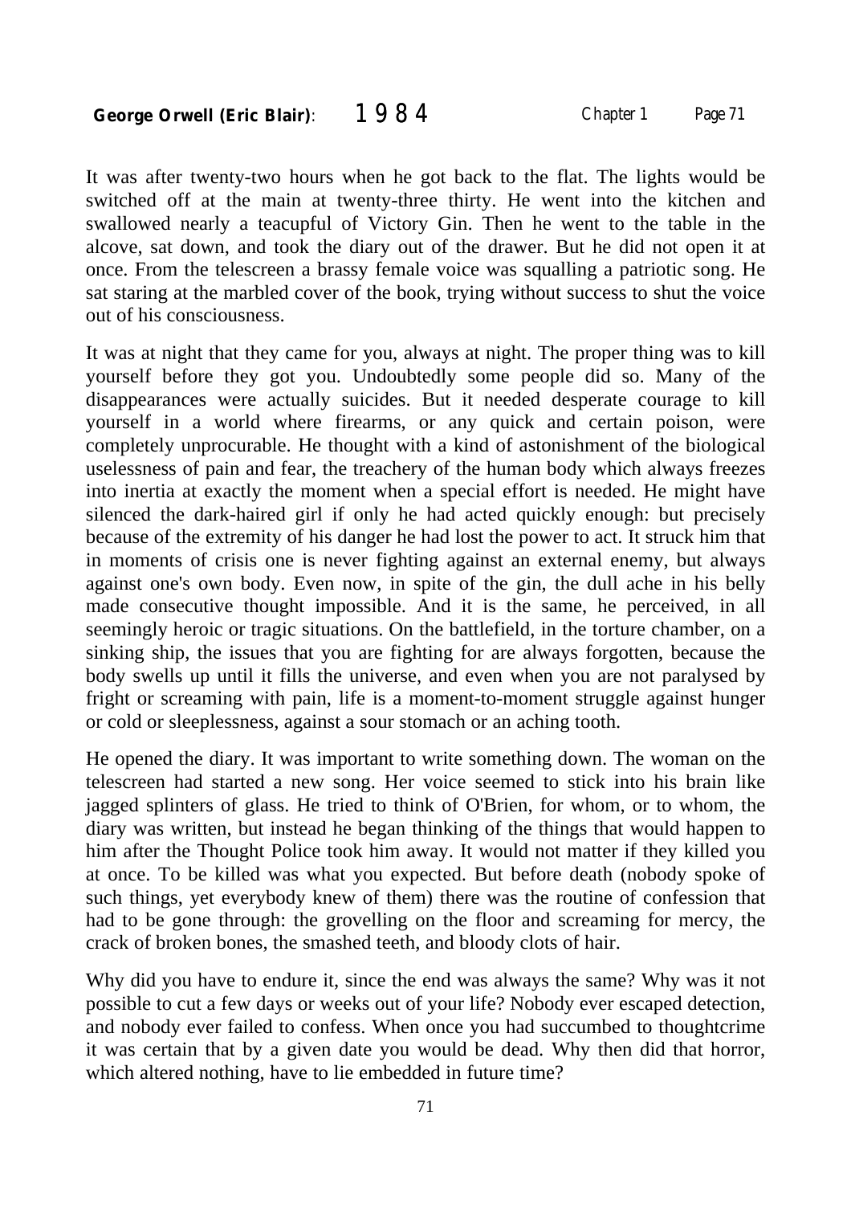It was after twenty-two hours when he got back to the flat. The lights would be switched off at the main at twenty-three thirty. He went into the kitchen and swallowed nearly a teacupful of Victory Gin. Then he went to the table in the alcove, sat down, and took the diary out of the drawer. But he did not open it at once. From the telescreen a brassy female voice was squalling a patriotic song. He sat staring at the marbled cover of the book, trying without success to shut the voice out of his consciousness.

It was at night that they came for you, always at night. The proper thing was to kill yourself before they got you. Undoubtedly some people did so. Many of the disappearances were actually suicides. But it needed desperate courage to kill yourself in a world where firearms, or any quick and certain poison, were completely unprocurable. He thought with a kind of astonishment of the biological uselessness of pain and fear, the treachery of the human body which always freezes into inertia at exactly the moment when a special effort is needed. He might have silenced the dark-haired girl if only he had acted quickly enough: but precisely because of the extremity of his danger he had lost the power to act. It struck him that in moments of crisis one is never fighting against an external enemy, but always against one's own body. Even now, in spite of the gin, the dull ache in his belly made consecutive thought impossible. And it is the same, he perceived, in all seemingly heroic or tragic situations. On the battlefield, in the torture chamber, on a sinking ship, the issues that you are fighting for are always forgotten, because the body swells up until it fills the universe, and even when you are not paralysed by fright or screaming with pain, life is a moment-to-moment struggle against hunger or cold or sleeplessness, against a sour stomach or an aching tooth.

He opened the diary. It was important to write something down. The woman on the telescreen had started a new song. Her voice seemed to stick into his brain like jagged splinters of glass. He tried to think of O'Brien, for whom, or to whom, the diary was written, but instead he began thinking of the things that would happen to him after the Thought Police took him away. It would not matter if they killed you at once. To be killed was what you expected. But before death (nobody spoke of such things, yet everybody knew of them) there was the routine of confession that had to be gone through: the grovelling on the floor and screaming for mercy, the crack of broken bones, the smashed teeth, and bloody clots of hair.

Why did you have to endure it, since the end was always the same? Why was it not possible to cut a few days or weeks out of your life? Nobody ever escaped detection, and nobody ever failed to confess. When once you had succumbed to thoughtcrime it was certain that by a given date you would be dead. Why then did that horror, which altered nothing, have to lie embedded in future time?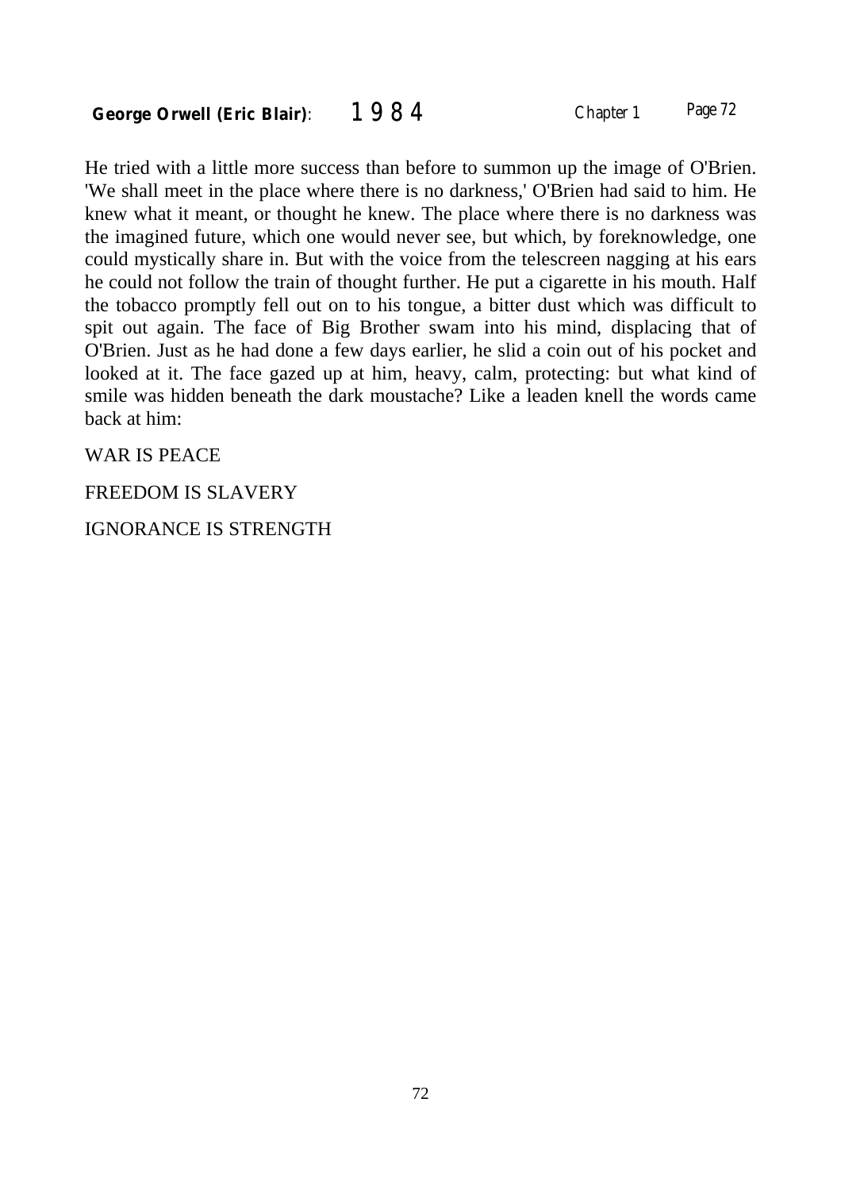He tried with a little more success than before to summon up the image of O'Brien. 'We shall meet in the place where there is no darkness,' O'Brien had said to him. He knew what it meant, or thought he knew. The place where there is no darkness was the imagined future, which one would never see, but which, by foreknowledge, one could mystically share in. But with the voice from the telescreen nagging at his ears he could not follow the train of thought further. He put a cigarette in his mouth. Half the tobacco promptly fell out on to his tongue, a bitter dust which was difficult to spit out again. The face of Big Brother swam into his mind, displacing that of O'Brien. Just as he had done a few days earlier, he slid a coin out of his pocket and looked at it. The face gazed up at him, heavy, calm, protecting: but what kind of smile was hidden beneath the dark moustache? Like a leaden knell the words came back at him:

WAR IS PEACE

FREEDOM IS SLAVERY

IGNORANCE IS STRENGTH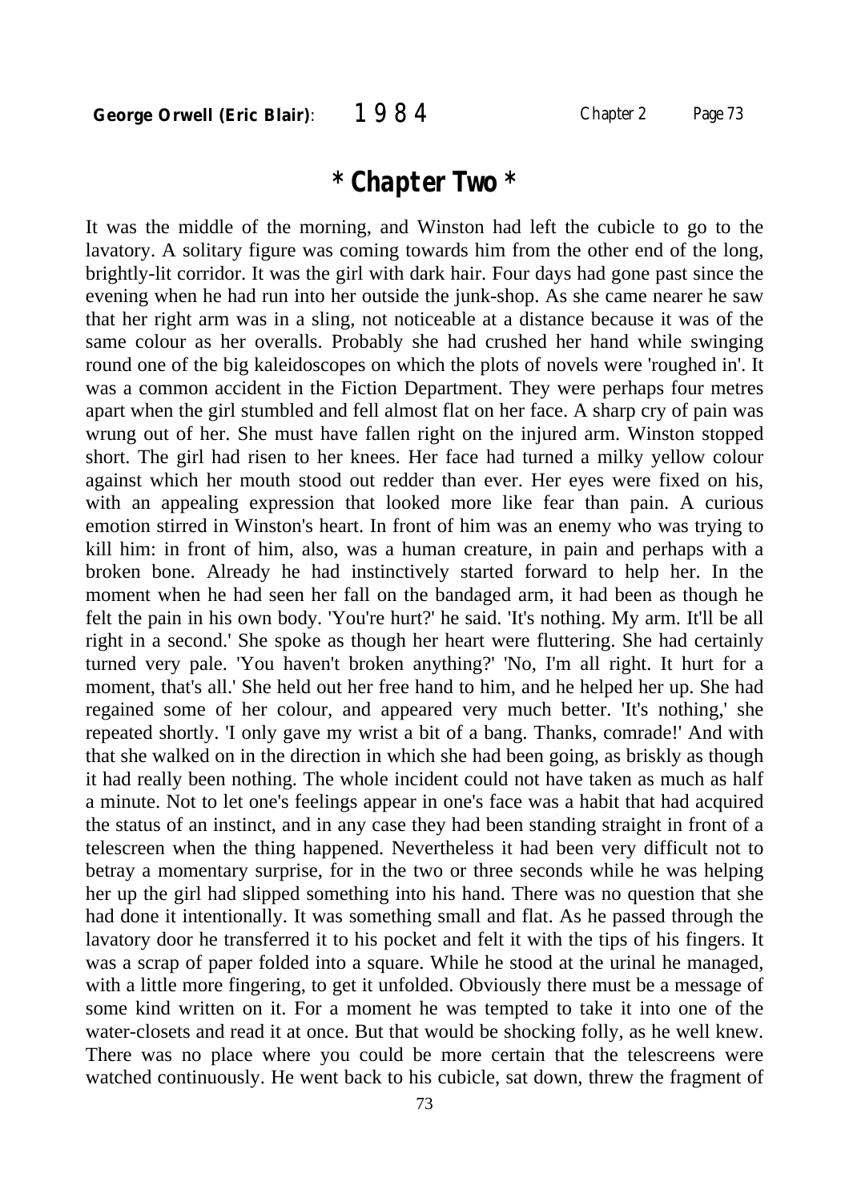## * Chapter Two *

It was the middle of the morning, and Winston had left the cubicle to go to the lavatory. A solitary figure was coming towards him from the other end of the long, brightly-lit corridor. It was the girl with dark hair. Four days had gone past since the evening when he had run into her outside the junk-shop. As she came nearer he saw that her right arm was in a sling, not noticeable at a distance because it was of the same colour as her overalls. Probably she had crushed her hand while swinging round one of the big kaleidoscopes on which the plots of novels were 'roughed in'. It was a common accident in the Fiction Department. They were perhaps four metres apart when the girl stumbled and fell almost flat on her face. A sharp cry of pain was wrung out of her. She must have fallen right on the injured arm. Winston stopped short. The girl had risen to her knees. Her face had turned a milky yellow colour against which her mouth stood out redder than ever. Her eyes were fixed on his, with an appealing expression that looked more like fear than pain. A curious emotion stirred in Winston's heart. In front of him was an enemy who was trying to kill him: in front of him, also, was a human creature, in pain and perhaps with a broken bone. Already he had instinctively started forward to help her. In the moment when he had seen her fall on the bandaged arm, it had been as though he felt the pain in his own body. 'You're hurt?' he said. 'It's nothing. My arm. It'll be all right in a second.' She spoke as though her heart were fluttering. She had certainly turned very pale. 'You haven't broken anything?' 'No, I'm all right. It hurt for a moment, that's all.' She held out her free hand to him, and he helped her up. She had regained some of her colour, and appeared very much better. 'It's nothing,' she repeated shortly. 'I only gave my wrist a bit of a bang. Thanks, comrade!' And with that she walked on in the direction in which she had been going, as briskly as though it had really been nothing. The whole incident could not have taken as much as half a minute. Not to let one's feelings appear in one's face was a habit that had acquired the status of an instinct, and in any case they had been standing straight in front of a telescreen when the thing happened. Nevertheless it had been very difficult not to betray a momentary surprise, for in the two or three seconds while he was helping her up the girl had slipped something into his hand. There was no question that she had done it intentionally. It was something small and flat. As he passed through the lavatory door he transferred it to his pocket and felt it with the tips of his fingers. It was a scrap of paper folded into a square. While he stood at the urinal he managed, with a little more fingering, to get it unfolded. Obviously there must be a message of some kind written on it. For a moment he was tempted to take it into one of the water-closets and read it at once. But that would be shocking folly, as he well knew. There was no place where you could be more certain that the telescreens were watched continuously. He went back to his cubicle, sat down, threw the fragment of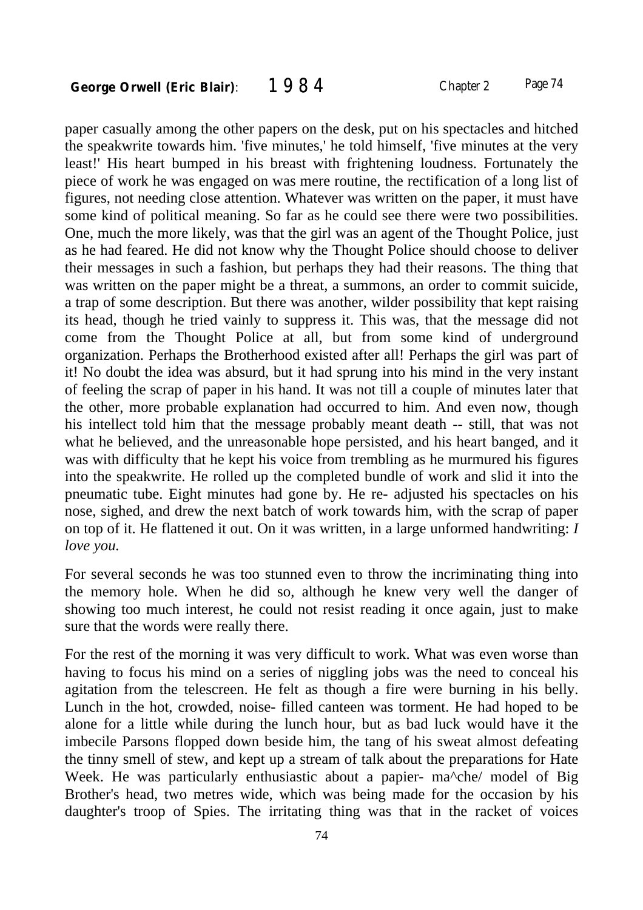paper casually among the other papers on the desk, put on his spectacles and hitched the speakwrite towards him. 'five minutes,' he told himself, 'five minutes at the very least!' His heart bumped in his breast with frightening loudness. Fortunately the piece of work he was engaged on was mere routine, the rectification of a long list of figures, not needing close attention. Whatever was written on the paper, it must have some kind of political meaning. So far as he could see there were two possibilities. One, much the more likely, was that the girl was an agent of the Thought Police, just as he had feared. He did not know why the Thought Police should choose to deliver their messages in such a fashion, but perhaps they had their reasons. The thing that was written on the paper might be a threat, a summons, an order to commit suicide, a trap of some description. But there was another, wilder possibility that kept raising its head, though he tried vainly to suppress it. This was, that the message did not come from the Thought Police at all, but from some kind of underground organization. Perhaps the Brotherhood existed after all! Perhaps the girl was part of it! No doubt the idea was absurd, but it had sprung into his mind in the very instant of feeling the scrap of paper in his hand. It was not till a couple of minutes later that the other, more probable explanation had occurred to him. And even now, though his intellect told him that the message probably meant death -- still, that was not what he believed, and the unreasonable hope persisted, and his heart banged, and it was with difficulty that he kept his voice from trembling as he murmured his figures into the speakwrite. He rolled up the completed bundle of work and slid it into the pneumatic tube. Eight minutes had gone by. He re- adjusted his spectacles on his nose, sighed, and drew the next batch of work towards him, with the scrap of paper on top of it. He flattened it out. On it was written, in a large unformed handwriting: *I love you.*

For several seconds he was too stunned even to throw the incriminating thing into the memory hole. When he did so, although he knew very well the danger of showing too much interest, he could not resist reading it once again, just to make sure that the words were really there.

For the rest of the morning it was very difficult to work. What was even worse than having to focus his mind on a series of niggling jobs was the need to conceal his agitation from the telescreen. He felt as though a fire were burning in his belly. Lunch in the hot, crowded, noise- filled canteen was torment. He had hoped to be alone for a little while during the lunch hour, but as bad luck would have it the imbecile Parsons flopped down beside him, the tang of his sweat almost defeating the tinny smell of stew, and kept up a stream of talk about the preparations for Hate Week. He was particularly enthusiastic about a papier- ma^che/ model of Big Brother's head, two metres wide, which was being made for the occasion by his daughter's troop of Spies. The irritating thing was that in the racket of voices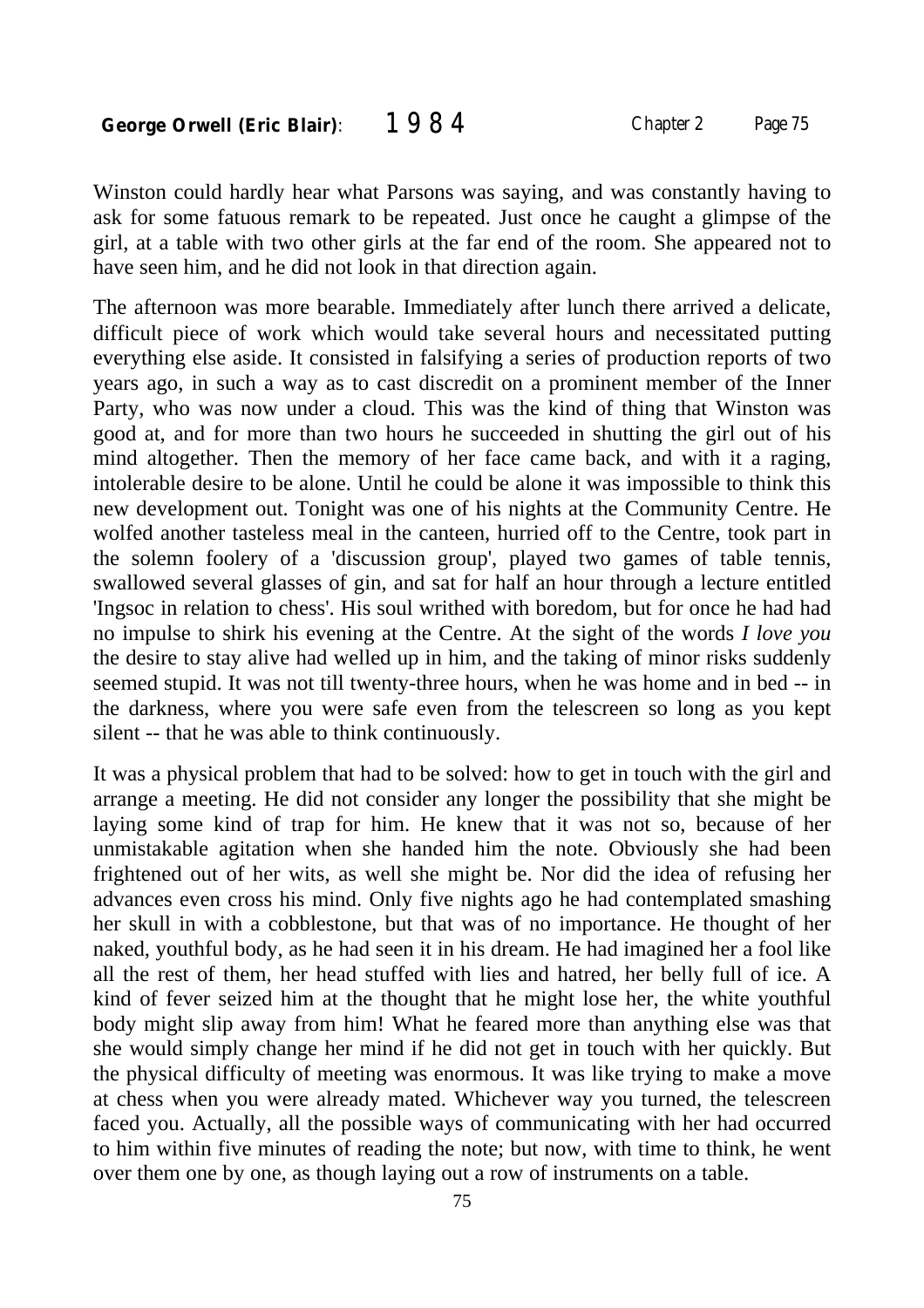Winston could hardly hear what Parsons was saying, and was constantly having to ask for some fatuous remark to be repeated. Just once he caught a glimpse of the girl, at a table with two other girls at the far end of the room. She appeared not to have seen him, and he did not look in that direction again.

The afternoon was more bearable. Immediately after lunch there arrived a delicate, difficult piece of work which would take several hours and necessitated putting everything else aside. It consisted in falsifying a series of production reports of two years ago, in such a way as to cast discredit on a prominent member of the Inner Party, who was now under a cloud. This was the kind of thing that Winston was good at, and for more than two hours he succeeded in shutting the girl out of his mind altogether. Then the memory of her face came back, and with it a raging, intolerable desire to be alone. Until he could be alone it was impossible to think this new development out. Tonight was one of his nights at the Community Centre. He wolfed another tasteless meal in the canteen, hurried off to the Centre, took part in the solemn foolery of a 'discussion group', played two games of table tennis, swallowed several glasses of gin, and sat for half an hour through a lecture entitled 'Ingsoc in relation to chess'. His soul writhed with boredom, but for once he had had no impulse to shirk his evening at the Centre. At the sight of the words *I love you* the desire to stay alive had welled up in him, and the taking of minor risks suddenly seemed stupid. It was not till twenty-three hours, when he was home and in bed -- in the darkness, where you were safe even from the telescreen so long as you kept silent -- that he was able to think continuously.

It was a physical problem that had to be solved: how to get in touch with the girl and arrange a meeting. He did not consider any longer the possibility that she might be laying some kind of trap for him. He knew that it was not so, because of her unmistakable agitation when she handed him the note. Obviously she had been frightened out of her wits, as well she might be. Nor did the idea of refusing her advances even cross his mind. Only five nights ago he had contemplated smashing her skull in with a cobblestone, but that was of no importance. He thought of her naked, youthful body, as he had seen it in his dream. He had imagined her a fool like all the rest of them, her head stuffed with lies and hatred, her belly full of ice. A kind of fever seized him at the thought that he might lose her, the white youthful body might slip away from him! What he feared more than anything else was that she would simply change her mind if he did not get in touch with her quickly. But the physical difficulty of meeting was enormous. It was like trying to make a move at chess when you were already mated. Whichever way you turned, the telescreen faced you. Actually, all the possible ways of communicating with her had occurred to him within five minutes of reading the note; but now, with time to think, he went over them one by one, as though laying out a row of instruments on a table.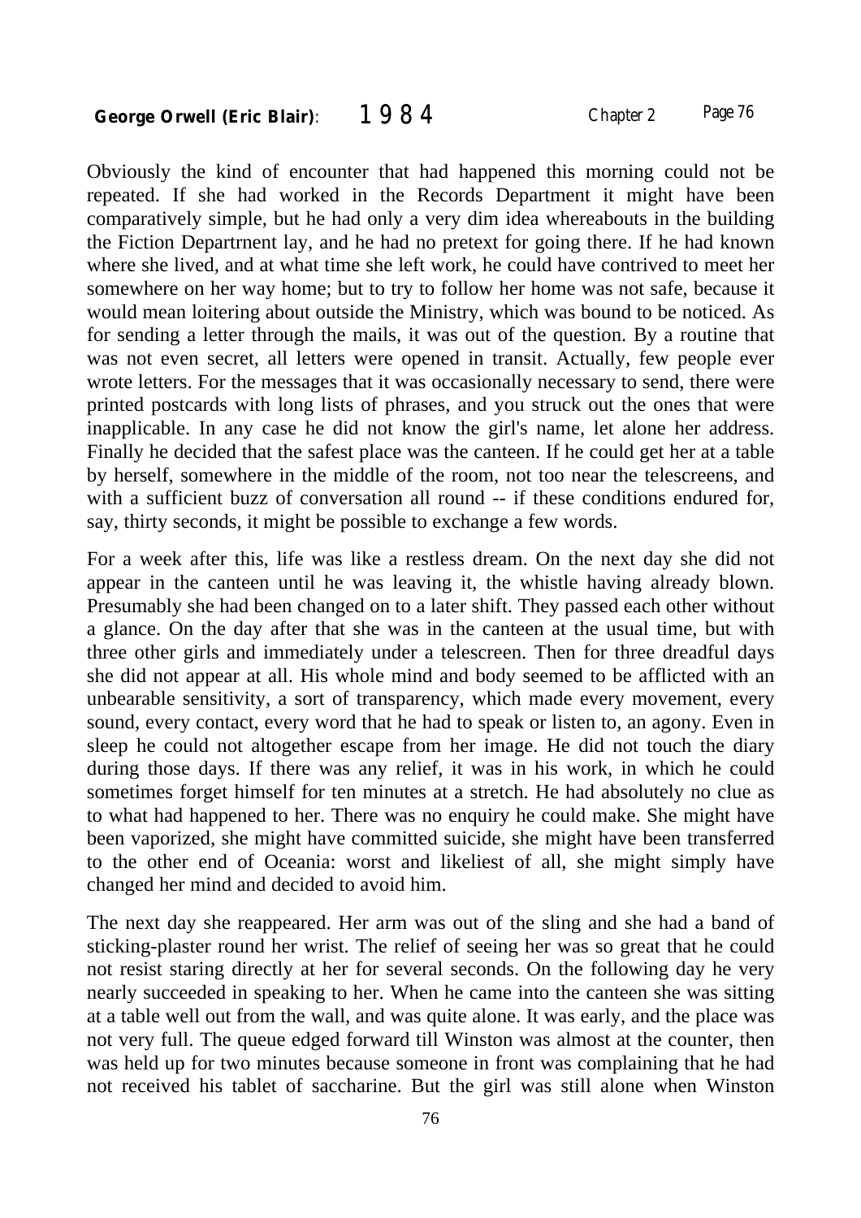Obviously the kind of encounter that had happened this morning could not be repeated. If she had worked in the Records Department it might have been comparatively simple, but he had only a very dim idea whereabouts in the building the Fiction Departrnent lay, and he had no pretext for going there. If he had known where she lived, and at what time she left work, he could have contrived to meet her somewhere on her way home; but to try to follow her home was not safe, because it would mean loitering about outside the Ministry, which was bound to be noticed. As for sending a letter through the mails, it was out of the question. By a routine that was not even secret, all letters were opened in transit. Actually, few people ever wrote letters. For the messages that it was occasionally necessary to send, there were printed postcards with long lists of phrases, and you struck out the ones that were inapplicable. In any case he did not know the girl's name, let alone her address. Finally he decided that the safest place was the canteen. If he could get her at a table by herself, somewhere in the middle of the room, not too near the telescreens, and with a sufficient buzz of conversation all round -- if these conditions endured for, say, thirty seconds, it might be possible to exchange a few words.

For a week after this, life was like a restless dream. On the next day she did not appear in the canteen until he was leaving it, the whistle having already blown. Presumably she had been changed on to a later shift. They passed each other without a glance. On the day after that she was in the canteen at the usual time, but with three other girls and immediately under a telescreen. Then for three dreadful days she did not appear at all. His whole mind and body seemed to be afflicted with an unbearable sensitivity, a sort of transparency, which made every movement, every sound, every contact, every word that he had to speak or listen to, an agony. Even in sleep he could not altogether escape from her image. He did not touch the diary during those days. If there was any relief, it was in his work, in which he could sometimes forget himself for ten minutes at a stretch. He had absolutely no clue as to what had happened to her. There was no enquiry he could make. She might have been vaporized, she might have committed suicide, she might have been transferred to the other end of Oceania: worst and likeliest of all, she might simply have changed her mind and decided to avoid him.

The next day she reappeared. Her arm was out of the sling and she had a band of sticking-plaster round her wrist. The relief of seeing her was so great that he could not resist staring directly at her for several seconds. On the following day he very nearly succeeded in speaking to her. When he came into the canteen she was sitting at a table well out from the wall, and was quite alone. It was early, and the place was not very full. The queue edged forward till Winston was almost at the counter, then was held up for two minutes because someone in front was complaining that he had not received his tablet of saccharine. But the girl was still alone when Winston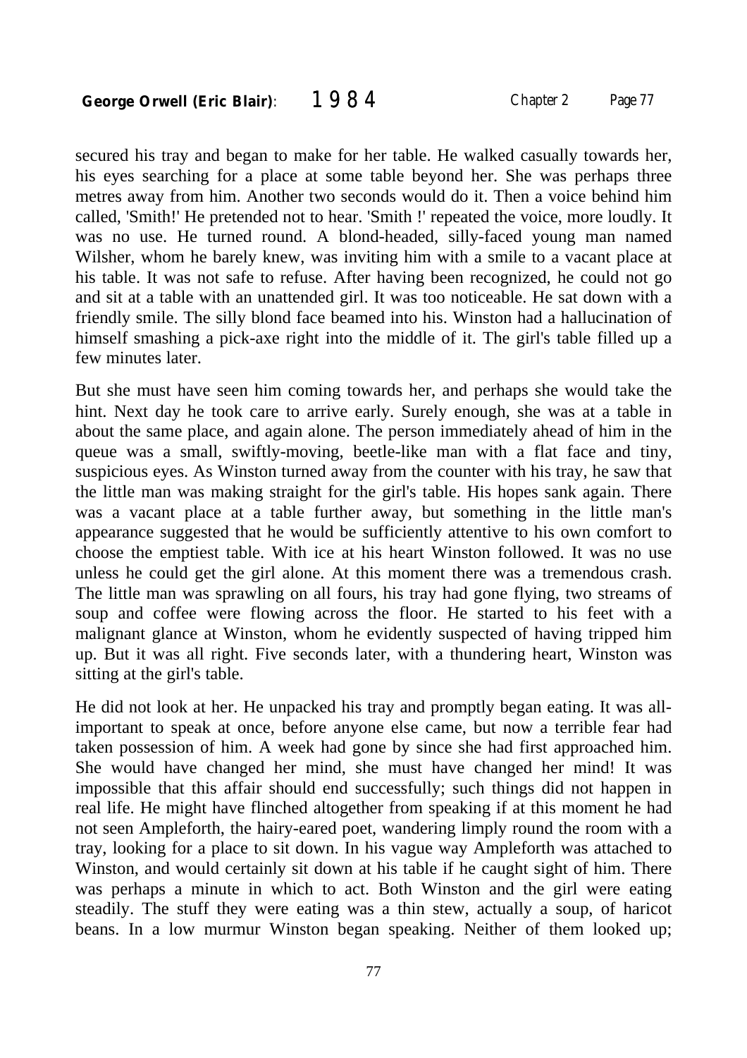secured his tray and began to make for her table. He walked casually towards her, his eyes searching for a place at some table beyond her. She was perhaps three metres away from him. Another two seconds would do it. Then a voice behind him called, 'Smith!' He pretended not to hear. 'Smith !' repeated the voice, more loudly. It was no use. He turned round. A blond-headed, silly-faced young man named Wilsher, whom he barely knew, was inviting him with a smile to a vacant place at his table. It was not safe to refuse. After having been recognized, he could not go and sit at a table with an unattended girl. It was too noticeable. He sat down with a friendly smile. The silly blond face beamed into his. Winston had a hallucination of himself smashing a pick-axe right into the middle of it. The girl's table filled up a few minutes later.

But she must have seen him coming towards her, and perhaps she would take the hint. Next day he took care to arrive early. Surely enough, she was at a table in about the same place, and again alone. The person immediately ahead of him in the queue was a small, swiftly-moving, beetle-like man with a flat face and tiny, suspicious eyes. As Winston turned away from the counter with his tray, he saw that the little man was making straight for the girl's table. His hopes sank again. There was a vacant place at a table further away, but something in the little man's appearance suggested that he would be sufficiently attentive to his own comfort to choose the emptiest table. With ice at his heart Winston followed. It was no use unless he could get the girl alone. At this moment there was a tremendous crash. The little man was sprawling on all fours, his tray had gone flying, two streams of soup and coffee were flowing across the floor. He started to his feet with a malignant glance at Winston, whom he evidently suspected of having tripped him up. But it was all right. Five seconds later, with a thundering heart, Winston was sitting at the girl's table.

He did not look at her. He unpacked his tray and promptly began eating. It was all-important to speak at once, before anyone else came, but now a terrible fear had taken possession of him. A week had gone by since she had first approached him. She would have changed her mind, she must have changed her mind! It was impossible that this affair should end successfully; such things did not happen in real life. He might have flinched altogether from speaking if at this moment he had not seen Ampleforth, the hairy-eared poet, wandering limply round the room with a tray, looking for a place to sit down. In his vague way Ampleforth was attached to Winston, and would certainly sit down at his table if he caught sight of him. There was perhaps a minute in which to act. Both Winston and the girl were eating steadily. The stuff they were eating was a thin stew, actually a soup, of haricot beans. In a low murmur Winston began speaking. Neither of them looked up;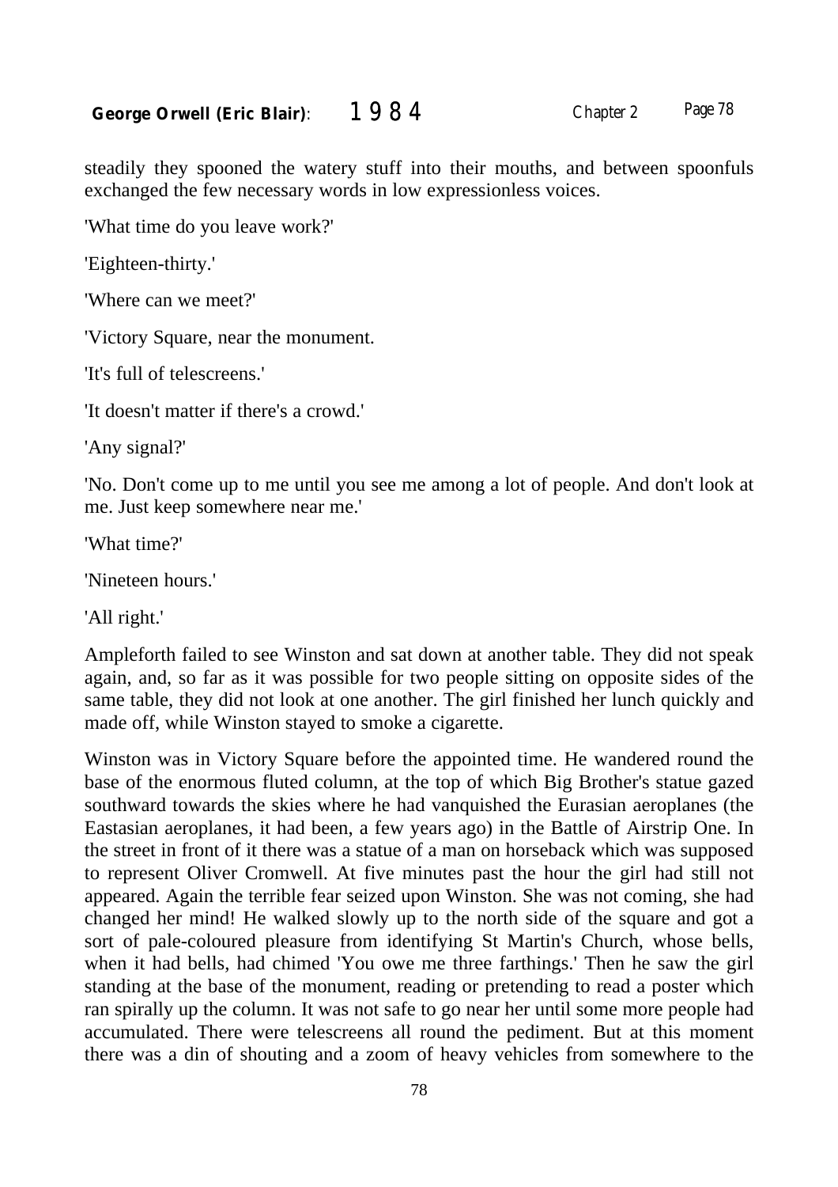steadily they spooned the watery stuff into their mouths, and between spoonfuls exchanged the few necessary words in low expressionless voices.

'What time do you leave work?'

'Eighteen-thirty.'

'Where can we meet?'

'Victory Square, near the monument.

'It's full of telescreens.'

'It doesn't matter if there's a crowd.'

'Any signal?'

'No. Don't come up to me until you see me among a lot of people. And don't look at me. Just keep somewhere near me.'

'What time?'

'Nineteen hours.'

'All right.'

Ampleforth failed to see Winston and sat down at another table. They did not speak again, and, so far as it was possible for two people sitting on opposite sides of the same table, they did not look at one another. The girl finished her lunch quickly and made off, while Winston stayed to smoke a cigarette.

Winston was in Victory Square before the appointed time. He wandered round the base of the enormous fluted column, at the top of which Big Brother's statue gazed southward towards the skies where he had vanquished the Eurasian aeroplanes (the Eastasian aeroplanes, it had been, a few years ago) in the Battle of Airstrip One. In the street in front of it there was a statue of a man on horseback which was supposed to represent Oliver Cromwell. At five minutes past the hour the girl had still not appeared. Again the terrible fear seized upon Winston. She was not coming, she had changed her mind! He walked slowly up to the north side of the square and got a sort of pale-coloured pleasure from identifying St Martin's Church, whose bells, when it had bells, had chimed 'You owe me three farthings.' Then he saw the girl standing at the base of the monument, reading or pretending to read a poster which ran spirally up the column. It was not safe to go near her until some more people had accumulated. There were telescreens all round the pediment. But at this moment there was a din of shouting and a zoom of heavy vehicles from somewhere to the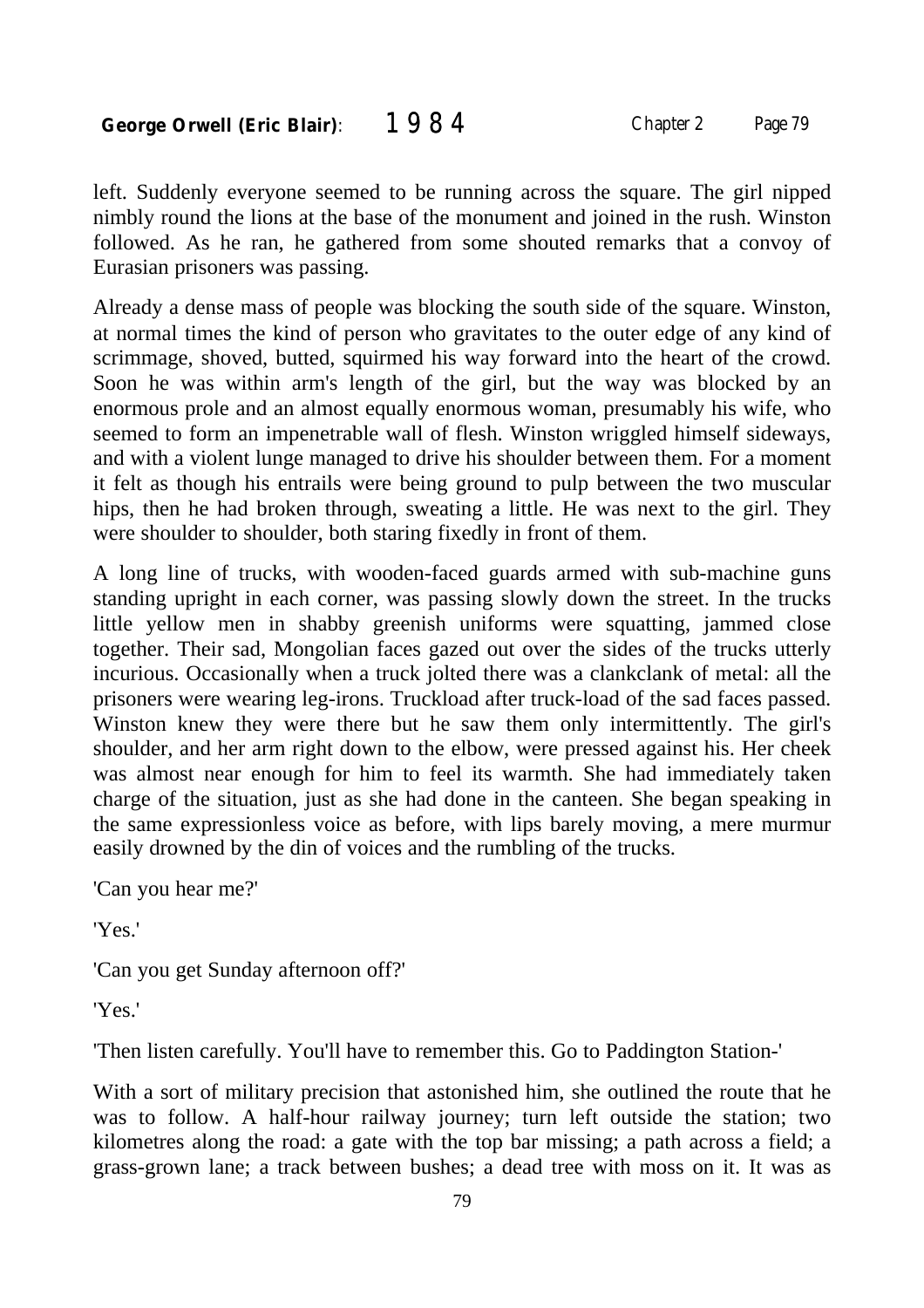left. Suddenly everyone seemed to be running across the square. The girl nipped nimbly round the lions at the base of the monument and joined in the rush. Winston followed. As he ran, he gathered from some shouted remarks that a convoy of Eurasian prisoners was passing.

Already a dense mass of people was blocking the south side of the square. Winston, at normal times the kind of person who gravitates to the outer edge of any kind of scrimmage, shoved, butted, squirmed his way forward into the heart of the crowd. Soon he was within arm's length of the girl, but the way was blocked by an enormous prole and an almost equally enormous woman, presumably his wife, who seemed to form an impenetrable wall of flesh. Winston wriggled himself sideways, and with a violent lunge managed to drive his shoulder between them. For a moment it felt as though his entrails were being ground to pulp between the two muscular hips, then he had broken through, sweating a little. He was next to the girl. They were shoulder to shoulder, both staring fixedly in front of them.

A long line of trucks, with wooden-faced guards armed with sub-machine guns standing upright in each corner, was passing slowly down the street. In the trucks little yellow men in shabby greenish uniforms were squatting, jammed close together. Their sad, Mongolian faces gazed out over the sides of the trucks utterly incurious. Occasionally when a truck jolted there was a clankclank of metal: all the prisoners were wearing leg-irons. Truckload after truck-load of the sad faces passed. Winston knew they were there but he saw them only intermittently. The girl's shoulder, and her arm right down to the elbow, were pressed against his. Her cheek was almost near enough for him to feel its warmth. She had immediately taken charge of the situation, just as she had done in the canteen. She began speaking in the same expressionless voice as before, with lips barely moving, a mere murmur easily drowned by the din of voices and the rumbling of the trucks.

'Can you hear me?'

'Yes.'

'Can you get Sunday afternoon off?'

'Yes.'

'Then listen carefully. You'll have to remember this. Go to Paddington Station-'

With a sort of military precision that astonished him, she outlined the route that he was to follow. A half-hour railway journey; turn left outside the station; two kilometres along the road: a gate with the top bar missing; a path across a field; a grass-grown lane; a track between bushes; a dead tree with moss on it. It was as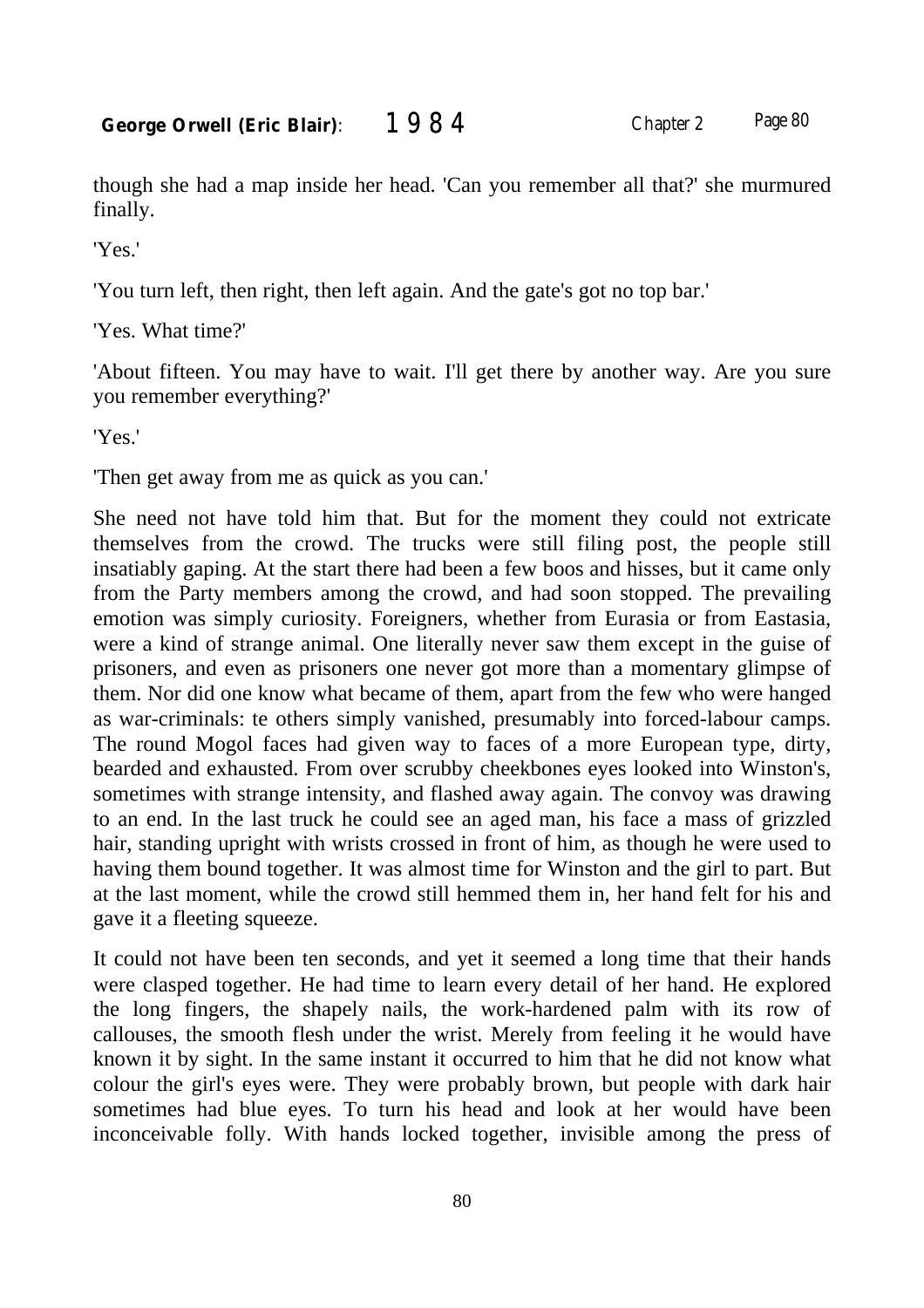though she had a map inside her head. 'Can you remember all that?' she murmured finally.

'Yes.'

'You turn left, then right, then left again. And the gate's got no top bar.'

'Yes. What time?'

'About fifteen. You may have to wait. I'll get there by another way. Are you sure you remember everything?'

'Yes.'

'Then get away from me as quick as you can.'

She need not have told him that. But for the moment they could not extricate themselves from the crowd. The trucks were still filing post, the people still insatiably gaping. At the start there had been a few boos and hisses, but it came only from the Party members among the crowd, and had soon stopped. The prevailing emotion was simply curiosity. Foreigners, whether from Eurasia or from Eastasia, were a kind of strange animal. One literally never saw them except in the guise of prisoners, and even as prisoners one never got more than a momentary glimpse of them. Nor did one know what became of them, apart from the few who were hanged as war-criminals: te others simply vanished, presumably into forced-labour camps. The round Mogol faces had given way to faces of a more European type, dirty, bearded and exhausted. From over scrubby cheekbones eyes looked into Winston's, sometimes with strange intensity, and flashed away again. The convoy was drawing to an end. In the last truck he could see an aged man, his face a mass of grizzled hair, standing upright with wrists crossed in front of him, as though he were used to having them bound together. It was almost time for Winston and the girl to part. But at the last moment, while the crowd still hemmed them in, her hand felt for his and gave it a fleeting squeeze.

It could not have been ten seconds, and yet it seemed a long time that their hands were clasped together. He had time to learn every detail of her hand. He explored the long fingers, the shapely nails, the work-hardened palm with its row of callouses, the smooth flesh under the wrist. Merely from feeling it he would have known it by sight. In the same instant it occurred to him that he did not know what colour the girl's eyes were. They were probably brown, but people with dark hair sometimes had blue eyes. To turn his head and look at her would have been inconceivable folly. With hands locked together, invisible among the press of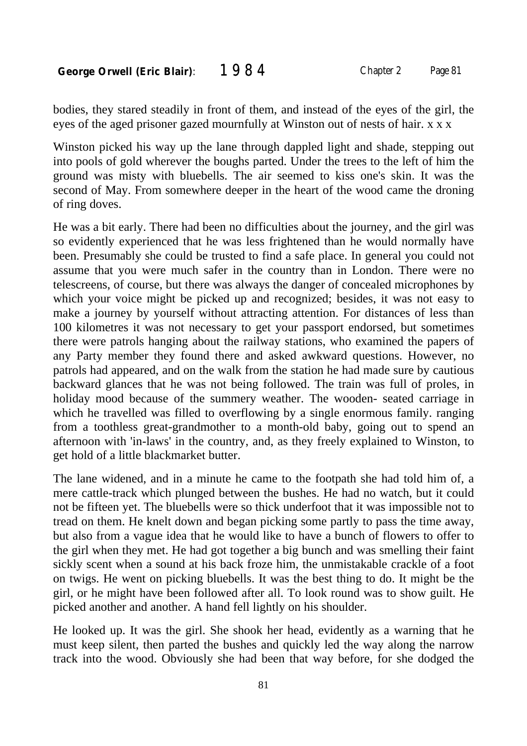bodies, they stared steadily in front of them, and instead of the eyes of the girl, the eyes of the aged prisoner gazed mournfully at Winston out of nests of hair. x x x

Winston picked his way up the lane through dappled light and shade, stepping out into pools of gold wherever the boughs parted. Under the trees to the left of him the ground was misty with bluebells. The air seemed to kiss one's skin. It was the second of May. From somewhere deeper in the heart of the wood came the droning of ring doves.

He was a bit early. There had been no difficulties about the journey, and the girl was so evidently experienced that he was less frightened than he would normally have been. Presumably she could be trusted to find a safe place. In general you could not assume that you were much safer in the country than in London. There were no telescreens, of course, but there was always the danger of concealed microphones by which your voice might be picked up and recognized; besides, it was not easy to make a journey by yourself without attracting attention. For distances of less than 100 kilometres it was not necessary to get your passport endorsed, but sometimes there were patrols hanging about the railway stations, who examined the papers of any Party member they found there and asked awkward questions. However, no patrols had appeared, and on the walk from the station he had made sure by cautious backward glances that he was not being followed. The train was full of proles, in holiday mood because of the summery weather. The wooden- seated carriage in which he travelled was filled to overflowing by a single enormous family. ranging from a toothless great-grandmother to a month-old baby, going out to spend an afternoon with 'in-laws' in the country, and, as they freely explained to Winston, to get hold of a little blackmarket butter.

The lane widened, and in a minute he came to the footpath she had told him of, a mere cattle-track which plunged between the bushes. He had no watch, but it could not be fifteen yet. The bluebells were so thick underfoot that it was impossible not to tread on them. He knelt down and began picking some partly to pass the time away, but also from a vague idea that he would like to have a bunch of flowers to offer to the girl when they met. He had got together a big bunch and was smelling their faint sickly scent when a sound at his back froze him, the unmistakable crackle of a foot on twigs. He went on picking bluebells. It was the best thing to do. It might be the girl, or he might have been followed after all. To look round was to show guilt. He picked another and another. A hand fell lightly on his shoulder.

He looked up. It was the girl. She shook her head, evidently as a warning that he must keep silent, then parted the bushes and quickly led the way along the narrow track into the wood. Obviously she had been that way before, for she dodged the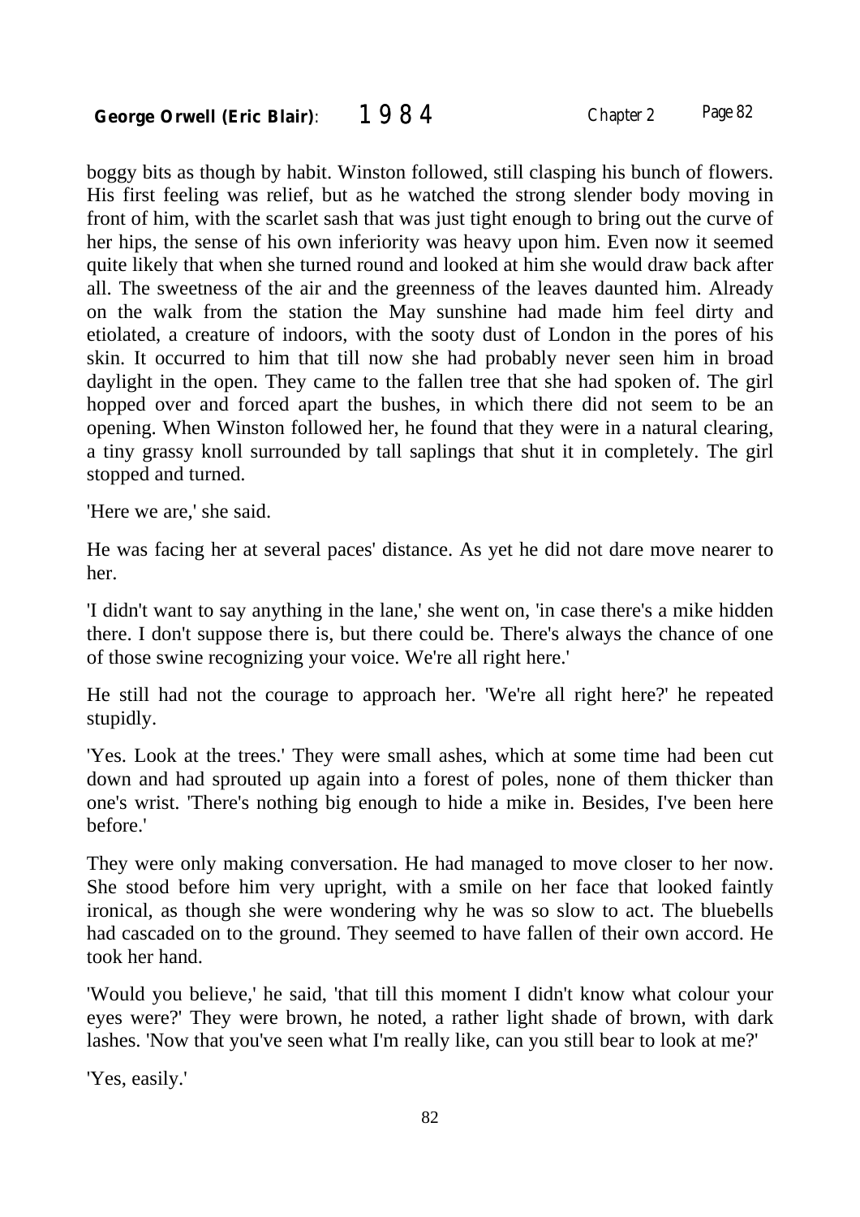boggy bits as though by habit. Winston followed, still clasping his bunch of flowers. His first feeling was relief, but as he watched the strong slender body moving in front of him, with the scarlet sash that was just tight enough to bring out the curve of her hips, the sense of his own inferiority was heavy upon him. Even now it seemed quite likely that when she turned round and looked at him she would draw back after all. The sweetness of the air and the greenness of the leaves daunted him. Already on the walk from the station the May sunshine had made him feel dirty and etiolated, a creature of indoors, with the sooty dust of London in the pores of his skin. It occurred to him that till now she had probably never seen him in broad daylight in the open. They came to the fallen tree that she had spoken of. The girl hopped over and forced apart the bushes, in which there did not seem to be an opening. When Winston followed her, he found that they were in a natural clearing, a tiny grassy knoll surrounded by tall saplings that shut it in completely. The girl stopped and turned.

'Here we are,' she said.

He was facing her at several paces' distance. As yet he did not dare move nearer to her.

'I didn't want to say anything in the lane,' she went on, 'in case there's a mike hidden there. I don't suppose there is, but there could be. There's always the chance of one of those swine recognizing your voice. We're all right here.'

He still had not the courage to approach her. 'We're all right here?' he repeated stupidly.

'Yes. Look at the trees.' They were small ashes, which at some time had been cut down and had sprouted up again into a forest of poles, none of them thicker than one's wrist. 'There's nothing big enough to hide a mike in. Besides, I've been here before.'

They were only making conversation. He had managed to move closer to her now. She stood before him very upright, with a smile on her face that looked faintly ironical, as though she were wondering why he was so slow to act. The bluebells had cascaded on to the ground. They seemed to have fallen of their own accord. He took her hand.

'Would you believe,' he said, 'that till this moment I didn't know what colour your eyes were?' They were brown, he noted, a rather light shade of brown, with dark lashes. 'Now that you've seen what I'm really like, can you still bear to look at me?'

'Yes, easily.'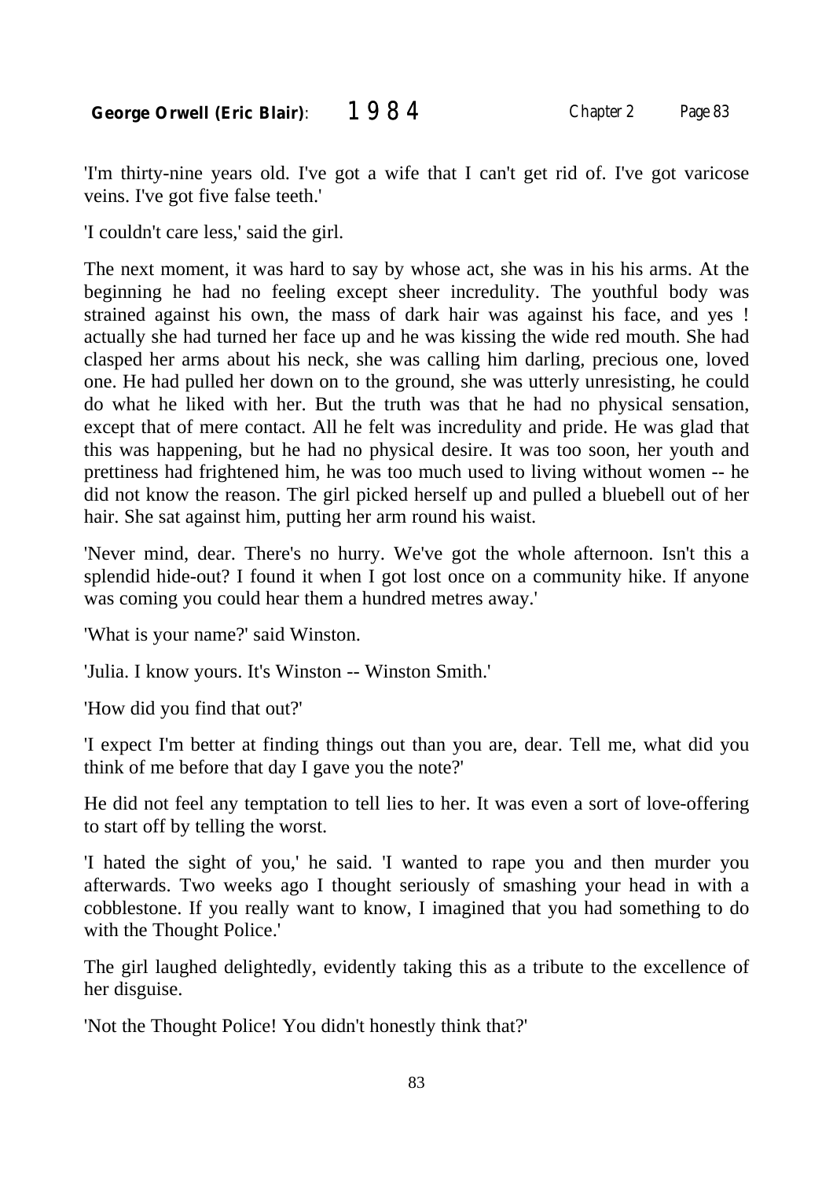'I'm thirty-nine years old. I've got a wife that I can't get rid of. I've got varicose veins. I've got five false teeth.'

'I couldn't care less,' said the girl.

The next moment, it was hard to say by whose act, she was in his his arms. At the beginning he had no feeling except sheer incredulity. The youthful body was strained against his own, the mass of dark hair was against his face, and yes ! actually she had turned her face up and he was kissing the wide red mouth. She had clasped her arms about his neck, she was calling him darling, precious one, loved one. He had pulled her down on to the ground, she was utterly unresisting, he could do what he liked with her. But the truth was that he had no physical sensation, except that of mere contact. All he felt was incredulity and pride. He was glad that this was happening, but he had no physical desire. It was too soon, her youth and prettiness had frightened him, he was too much used to living without women -- he did not know the reason. The girl picked herself up and pulled a bluebell out of her hair. She sat against him, putting her arm round his waist.

'Never mind, dear. There's no hurry. We've got the whole afternoon. Isn't this a splendid hide-out? I found it when I got lost once on a community hike. If anyone was coming you could hear them a hundred metres away.'

'What is your name?' said Winston.

'Julia. I know yours. It's Winston -- Winston Smith.'

'How did you find that out?'

'I expect I'm better at finding things out than you are, dear. Tell me, what did you think of me before that day I gave you the note?'

He did not feel any temptation to tell lies to her. It was even a sort of love-offering to start off by telling the worst.

'I hated the sight of you,' he said. 'I wanted to rape you and then murder you afterwards. Two weeks ago I thought seriously of smashing your head in with a cobblestone. If you really want to know, I imagined that you had something to do with the Thought Police.'

The girl laughed delightedly, evidently taking this as a tribute to the excellence of her disguise.

'Not the Thought Police! You didn't honestly think that?'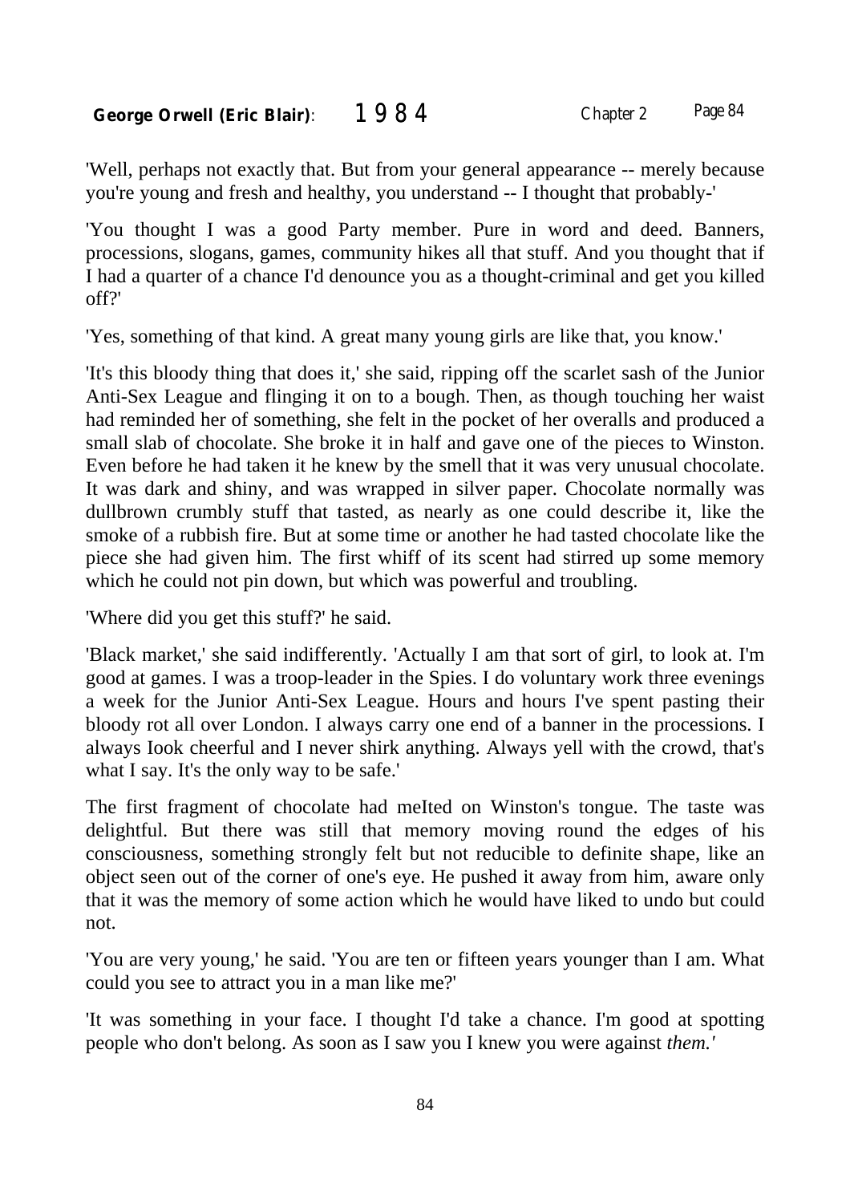'Well, perhaps not exactly that. But from your general appearance -- merely because you're young and fresh and healthy, you understand -- I thought that probably-'

'You thought I was a good Party member. Pure in word and deed. Banners, processions, slogans, games, community hikes all that stuff. And you thought that if I had a quarter of a chance I'd denounce you as a thought-criminal and get you killed off?'

'Yes, something of that kind. A great many young girls are like that, you know.'

'It's this bloody thing that does it,' she said, ripping off the scarlet sash of the Junior Anti-Sex League and flinging it on to a bough. Then, as though touching her waist had reminded her of something, she felt in the pocket of her overalls and produced a small slab of chocolate. She broke it in half and gave one of the pieces to Winston. Even before he had taken it he knew by the smell that it was very unusual chocolate. It was dark and shiny, and was wrapped in silver paper. Chocolate normally was dullbrown crumbly stuff that tasted, as nearly as one could describe it, like the smoke of a rubbish fire. But at some time or another he had tasted chocolate like the piece she had given him. The first whiff of its scent had stirred up some memory which he could not pin down, but which was powerful and troubling.

'Where did you get this stuff?' he said.

'Black market,' she said indifferently. 'Actually I am that sort of girl, to look at. I'm good at games. I was a troop-leader in the Spies. I do voluntary work three evenings a week for the Junior Anti-Sex League. Hours and hours I've spent pasting their bloody rot all over London. I always carry one end of a banner in the processions. I always Iook cheerful and I never shirk anything. Always yell with the crowd, that's what I say. It's the only way to be safe.'

The first fragment of chocolate had meIted on Winston's tongue. The taste was delightful. But there was still that memory moving round the edges of his consciousness, something strongly felt but not reducible to definite shape, like an object seen out of the corner of one's eye. He pushed it away from him, aware only that it was the memory of some action which he would have liked to undo but could not.

'You are very young,' he said. 'You are ten or fifteen years younger than I am. What could you see to attract you in a man like me?'

'It was something in your face. I thought I'd take a chance. I'm good at spotting people who don't belong. As soon as I saw you I knew you were against *them.'*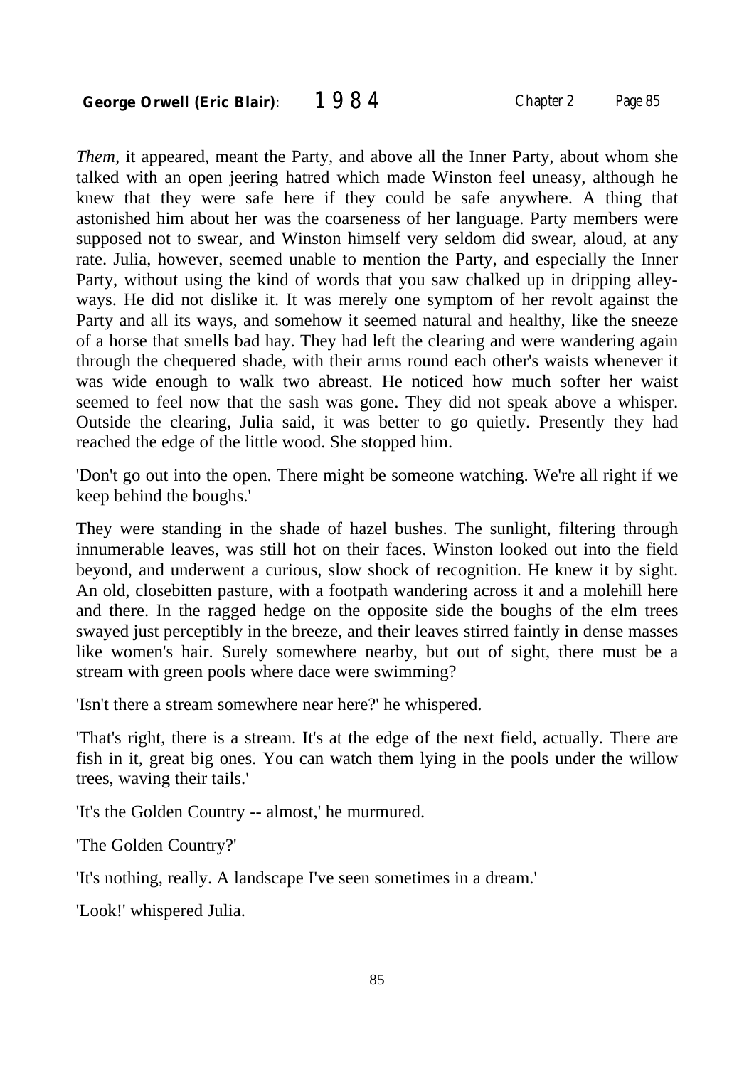*Them,* it appeared, meant the Party, and above all the Inner Party, about whom she talked with an open jeering hatred which made Winston feel uneasy, although he knew that they were safe here if they could be safe anywhere. A thing that astonished him about her was the coarseness of her language. Party members were supposed not to swear, and Winston himself very seldom did swear, aloud, at any rate. Julia, however, seemed unable to mention the Party, and especially the Inner Party, without using the kind of words that you saw chalked up in dripping alley-ways. He did not dislike it. It was merely one symptom of her revolt against the Party and all its ways, and somehow it seemed natural and healthy, like the sneeze of a horse that smells bad hay. They had left the clearing and were wandering again through the chequered shade, with their arms round each other's waists whenever it was wide enough to walk two abreast. He noticed how much softer her waist seemed to feel now that the sash was gone. They did not speak above a whisper. Outside the clearing, Julia said, it was better to go quietly. Presently they had reached the edge of the little wood. She stopped him.

'Don't go out into the open. There might be someone watching. We're all right if we keep behind the boughs.'

They were standing in the shade of hazel bushes. The sunlight, filtering through innumerable leaves, was still hot on their faces. Winston looked out into the field beyond, and underwent a curious, slow shock of recognition. He knew it by sight. An old, closebitten pasture, with a footpath wandering across it and a molehill here and there. In the ragged hedge on the opposite side the boughs of the elm trees swayed just perceptibly in the breeze, and their leaves stirred faintly in dense masses like women's hair. Surely somewhere nearby, but out of sight, there must be a stream with green pools where dace were swimming?

'Isn't there a stream somewhere near here?' he whispered.

'That's right, there is a stream. It's at the edge of the next field, actually. There are fish in it, great big ones. You can watch them lying in the pools under the willow trees, waving their tails.'

'It's the Golden Country -- almost,' he murmured.

'The Golden Country?'

'It's nothing, really. A landscape I've seen sometimes in a dream.'

'Look!' whispered Julia.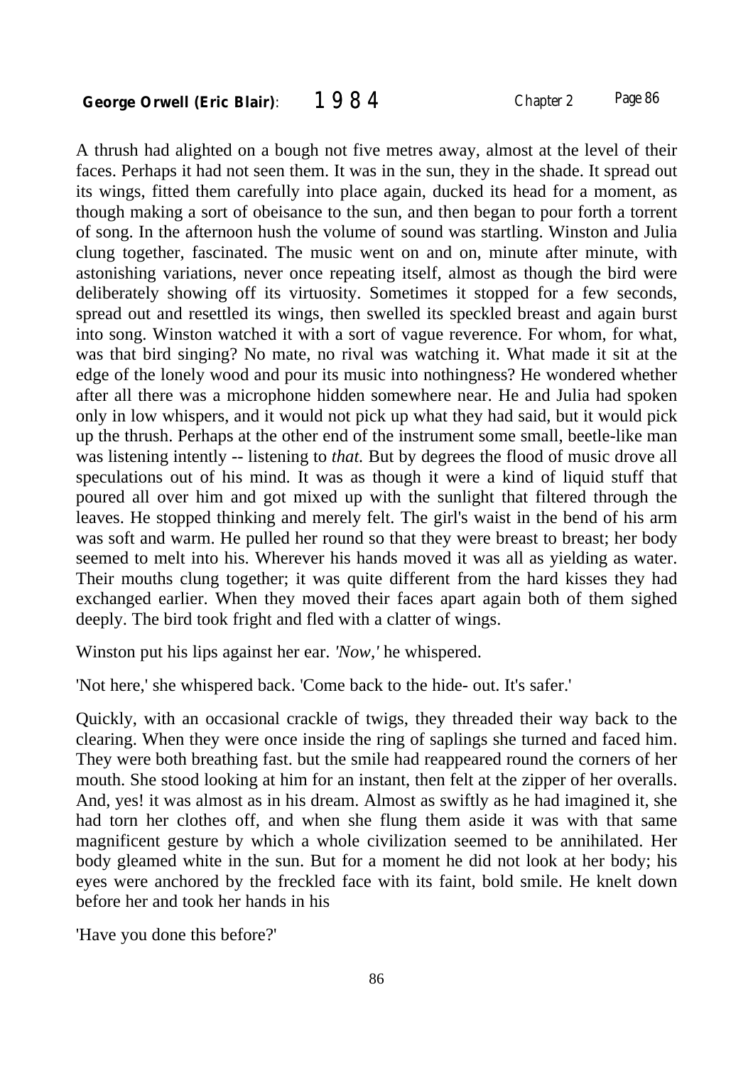A thrush had alighted on a bough not five metres away, almost at the level of their faces. Perhaps it had not seen them. It was in the sun, they in the shade. It spread out its wings, fitted them carefully into place again, ducked its head for a moment, as though making a sort of obeisance to the sun, and then began to pour forth a torrent of song. In the afternoon hush the volume of sound was startling. Winston and Julia clung together, fascinated. The music went on and on, minute after minute, with astonishing variations, never once repeating itself, almost as though the bird were deliberately showing off its virtuosity. Sometimes it stopped for a few seconds, spread out and resettled its wings, then swelled its speckled breast and again burst into song. Winston watched it with a sort of vague reverence. For whom, for what, was that bird singing? No mate, no rival was watching it. What made it sit at the edge of the lonely wood and pour its music into nothingness? He wondered whether after all there was a microphone hidden somewhere near. He and Julia had spoken only in low whispers, and it would not pick up what they had said, but it would pick up the thrush. Perhaps at the other end of the instrument some small, beetle-like man was listening intently -- listening to *that.* But by degrees the flood of music drove all speculations out of his mind. It was as though it were a kind of liquid stuff that poured all over him and got mixed up with the sunlight that filtered through the leaves. He stopped thinking and merely felt. The girl's waist in the bend of his arm was soft and warm. He pulled her round so that they were breast to breast; her body seemed to melt into his. Wherever his hands moved it was all as yielding as water. Their mouths clung together; it was quite different from the hard kisses they had exchanged earlier. When they moved their faces apart again both of them sighed deeply. The bird took fright and fled with a clatter of wings.

Winston put his lips against her ear. *'Now,'* he whispered.

'Not here,' she whispered back. 'Come back to the hide- out. It's safer.'

Quickly, with an occasional crackle of twigs, they threaded their way back to the clearing. When they were once inside the ring of saplings she turned and faced him. They were both breathing fast. but the smile had reappeared round the corners of her mouth. She stood looking at him for an instant, then felt at the zipper of her overalls. And, yes! it was almost as in his dream. Almost as swiftly as he had imagined it, she had torn her clothes off, and when she flung them aside it was with that same magnificent gesture by which a whole civilization seemed to be annihilated. Her body gleamed white in the sun. But for a moment he did not look at her body; his eyes were anchored by the freckled face with its faint, bold smile. He knelt down before her and took her hands in his

'Have you done this before?'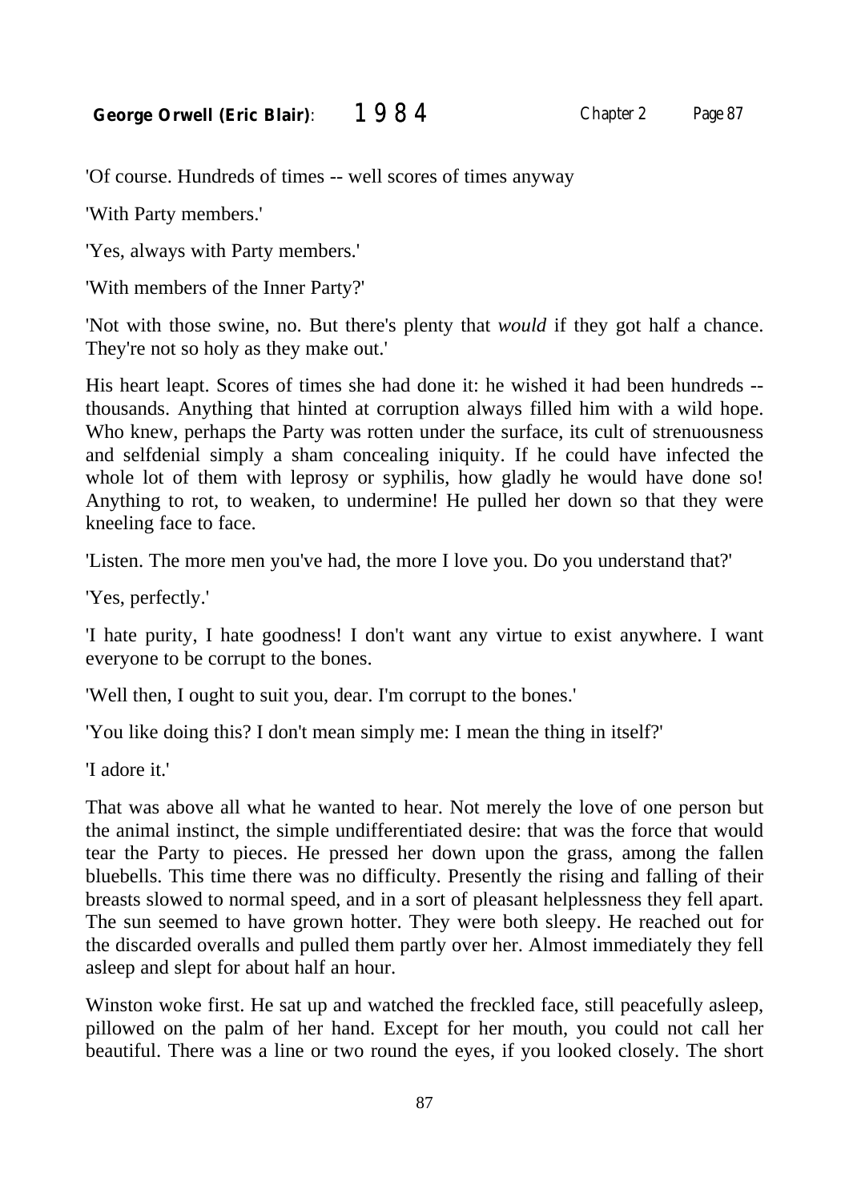'Of course. Hundreds of times -- well scores of times anyway

'With Party members.'

'Yes, always with Party members.'

'With members of the Inner Party?'

'Not with those swine, no. But there's plenty that *would* if they got half a chance. They're not so holy as they make out.'

His heart leapt. Scores of times she had done it: he wished it had been hundreds -- thousands. Anything that hinted at corruption always filled him with a wild hope. Who knew, perhaps the Party was rotten under the surface, its cult of strenuousness and selfdenial simply a sham concealing iniquity. If he could have infected the whole lot of them with leprosy or syphilis, how gladly he would have done so! Anything to rot, to weaken, to undermine! He pulled her down so that they were kneeling face to face.

'Listen. The more men you've had, the more I love you. Do you understand that?'

'Yes, perfectly.'

'I hate purity, I hate goodness! I don't want any virtue to exist anywhere. I want everyone to be corrupt to the bones.

'Well then, I ought to suit you, dear. I'm corrupt to the bones.'

'You like doing this? I don't mean simply me: I mean the thing in itself?'

'I adore it.'

That was above all what he wanted to hear. Not merely the love of one person but the animal instinct, the simple undifferentiated desire: that was the force that would tear the Party to pieces. He pressed her down upon the grass, among the fallen bluebells. This time there was no difficulty. Presently the rising and falling of their breasts slowed to normal speed, and in a sort of pleasant helplessness they fell apart. The sun seemed to have grown hotter. They were both sleepy. He reached out for the discarded overalls and pulled them partly over her. Almost immediately they fell asleep and slept for about half an hour.

Winston woke first. He sat up and watched the freckled face, still peacefully asleep, pillowed on the palm of her hand. Except for her mouth, you could not call her beautiful. There was a line or two round the eyes, if you looked closely. The short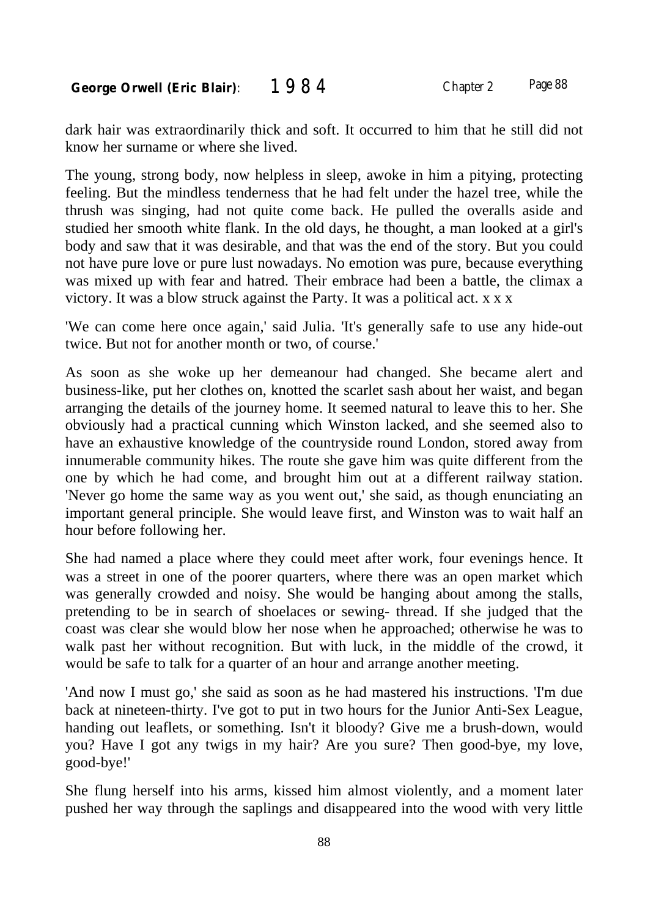dark hair was extraordinarily thick and soft. It occurred to him that he still did not know her surname or where she lived.

The young, strong body, now helpless in sleep, awoke in him a pitying, protecting feeling. But the mindless tenderness that he had felt under the hazel tree, while the thrush was singing, had not quite come back. He pulled the overalls aside and studied her smooth white flank. In the old days, he thought, a man looked at a girl's body and saw that it was desirable, and that was the end of the story. But you could not have pure love or pure lust nowadays. No emotion was pure, because everything was mixed up with fear and hatred. Their embrace had been a battle, the climax a victory. It was a blow struck against the Party. It was a political act. x x x

'We can come here once again,' said Julia. 'It's generally safe to use any hide-out twice. But not for another month or two, of course.'

As soon as she woke up her demeanour had changed. She became alert and business-like, put her clothes on, knotted the scarlet sash about her waist, and began arranging the details of the journey home. It seemed natural to leave this to her. She obviously had a practical cunning which Winston lacked, and she seemed also to have an exhaustive knowledge of the countryside round London, stored away from innumerable community hikes. The route she gave him was quite different from the one by which he had come, and brought him out at a different railway station. 'Never go home the same way as you went out,' she said, as though enunciating an important general principle. She would leave first, and Winston was to wait half an hour before following her.

She had named a place where they could meet after work, four evenings hence. It was a street in one of the poorer quarters, where there was an open market which was generally crowded and noisy. She would be hanging about among the stalls, pretending to be in search of shoelaces or sewing- thread. If she judged that the coast was clear she would blow her nose when he approached; otherwise he was to walk past her without recognition. But with luck, in the middle of the crowd, it would be safe to talk for a quarter of an hour and arrange another meeting.

'And now I must go,' she said as soon as he had mastered his instructions. 'I'm due back at nineteen-thirty. I've got to put in two hours for the Junior Anti-Sex League, handing out leaflets, or something. Isn't it bloody? Give me a brush-down, would you? Have I got any twigs in my hair? Are you sure? Then good-bye, my love, good-bye!'

She flung herself into his arms, kissed him almost violently, and a moment later pushed her way through the saplings and disappeared into the wood with very little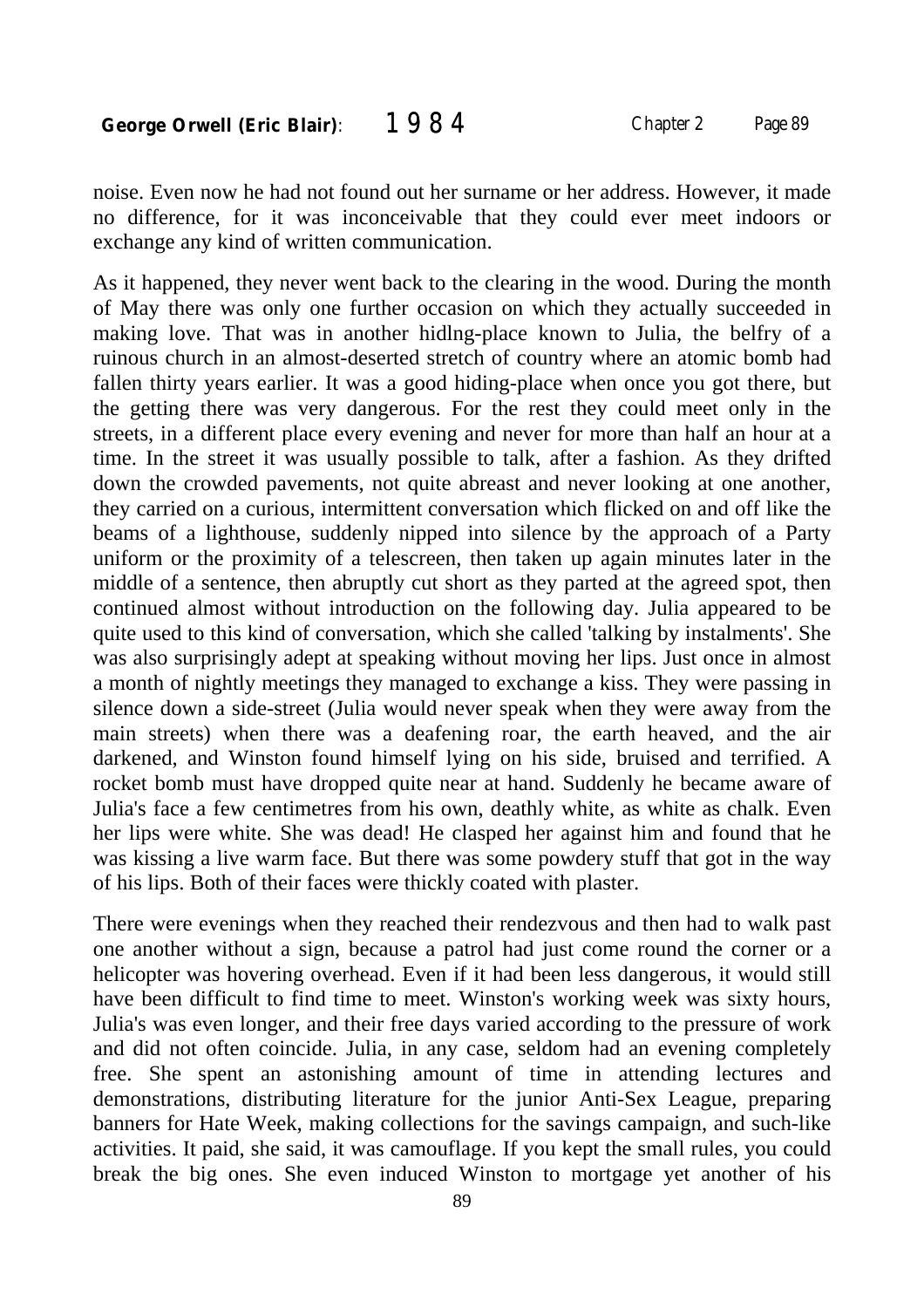noise. Even now he had not found out her surname or her address. However, it made no difference, for it was inconceivable that they could ever meet indoors or exchange any kind of written communication.

As it happened, they never went back to the clearing in the wood. During the month of May there was only one further occasion on which they actually succeeded in making love. That was in another hidlng-place known to Julia, the belfry of a ruinous church in an almost-deserted stretch of country where an atomic bomb had fallen thirty years earlier. It was a good hiding-place when once you got there, but the getting there was very dangerous. For the rest they could meet only in the streets, in a different place every evening and never for more than half an hour at a time. In the street it was usually possible to talk, after a fashion. As they drifted down the crowded pavements, not quite abreast and never looking at one another, they carried on a curious, intermittent conversation which flicked on and off like the beams of a lighthouse, suddenly nipped into silence by the approach of a Party uniform or the proximity of a telescreen, then taken up again minutes later in the middle of a sentence, then abruptly cut short as they parted at the agreed spot, then continued almost without introduction on the following day. Julia appeared to be quite used to this kind of conversation, which she called 'talking by instalments'. She was also surprisingly adept at speaking without moving her lips. Just once in almost a month of nightly meetings they managed to exchange a kiss. They were passing in silence down a side-street (Julia would never speak when they were away from the main streets) when there was a deafening roar, the earth heaved, and the air darkened, and Winston found himself lying on his side, bruised and terrified. A rocket bomb must have dropped quite near at hand. Suddenly he became aware of Julia's face a few centimetres from his own, deathly white, as white as chalk. Even her lips were white. She was dead! He clasped her against him and found that he was kissing a live warm face. But there was some powdery stuff that got in the way of his lips. Both of their faces were thickly coated with plaster.

There were evenings when they reached their rendezvous and then had to walk past one another without a sign, because a patrol had just come round the corner or a helicopter was hovering overhead. Even if it had been less dangerous, it would still have been difficult to find time to meet. Winston's working week was sixty hours, Julia's was even longer, and their free days varied according to the pressure of work and did not often coincide. Julia, in any case, seldom had an evening completely free. She spent an astonishing amount of time in attending lectures and demonstrations, distributing literature for the junior Anti-Sex League, preparing banners for Hate Week, making collections for the savings campaign, and such-like activities. It paid, she said, it was camouflage. If you kept the small rules, you could break the big ones. She even induced Winston to mortgage yet another of his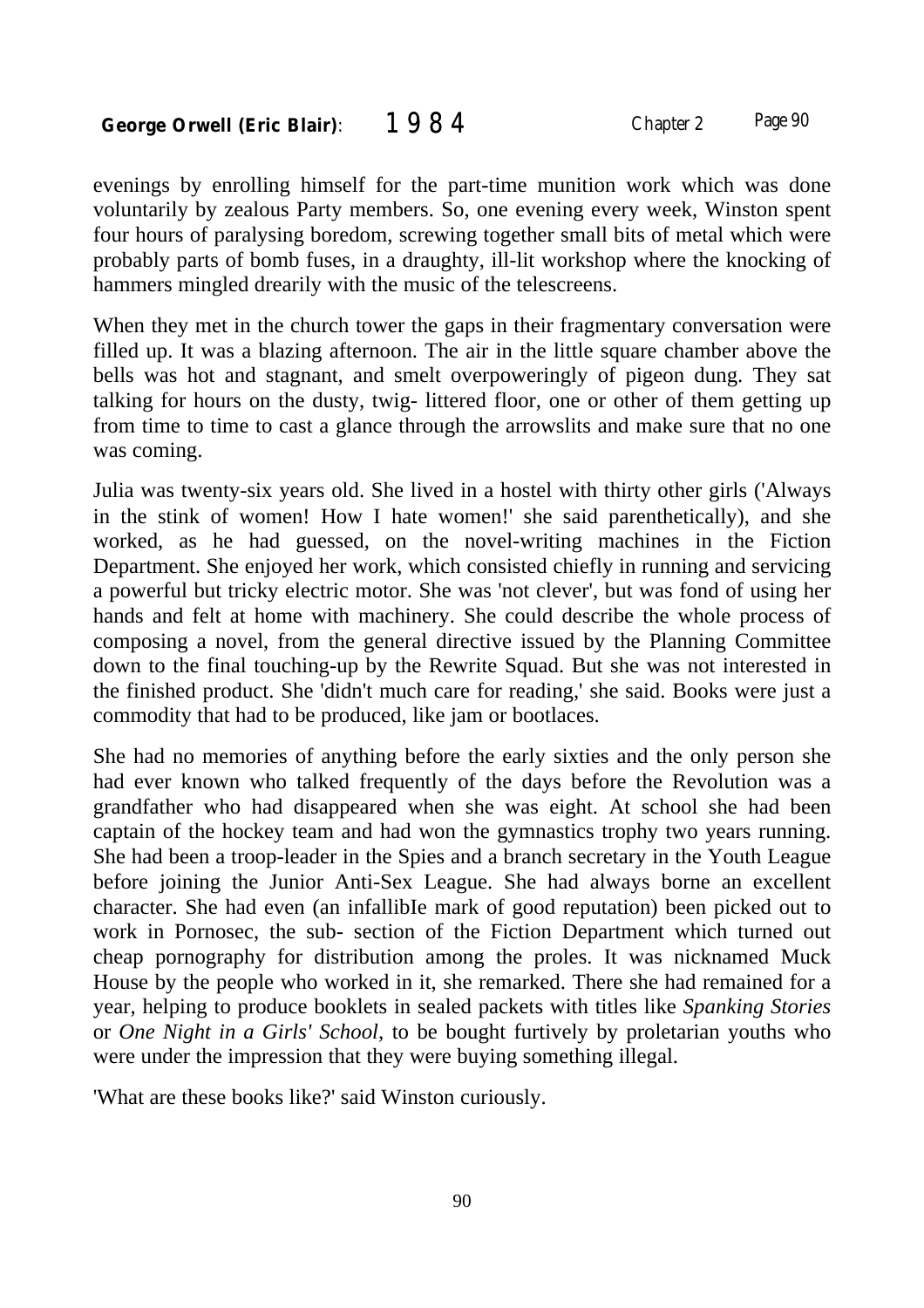evenings by enrolling himself for the part-time munition work which was done voluntarily by zealous Party members. So, one evening every week, Winston spent four hours of paralysing boredom, screwing together small bits of metal which were probably parts of bomb fuses, in a draughty, ill-lit workshop where the knocking of hammers mingled drearily with the music of the telescreens.

When they met in the church tower the gaps in their fragmentary conversation were filled up. It was a blazing afternoon. The air in the little square chamber above the bells was hot and stagnant, and smelt overpoweringly of pigeon dung. They sat talking for hours on the dusty, twig- littered floor, one or other of them getting up from time to time to cast a glance through the arrowslits and make sure that no one was coming.

Julia was twenty-six years old. She lived in a hostel with thirty other girls ('Always in the stink of women! How I hate women!' she said parenthetically), and she worked, as he had guessed, on the novel-writing machines in the Fiction Department. She enjoyed her work, which consisted chiefly in running and servicing a powerful but tricky electric motor. She was 'not clever', but was fond of using her hands and felt at home with machinery. She could describe the whole process of composing a novel, from the general directive issued by the Planning Committee down to the final touching-up by the Rewrite Squad. But she was not interested in the finished product. She 'didn't much care for reading,' she said. Books were just a commodity that had to be produced, like jam or bootlaces.

She had no memories of anything before the early sixties and the only person she had ever known who talked frequently of the days before the Revolution was a grandfather who had disappeared when she was eight. At school she had been captain of the hockey team and had won the gymnastics trophy two years running. She had been a troop-leader in the Spies and a branch secretary in the Youth League before joining the Junior Anti-Sex League. She had always borne an excellent character. She had even (an infallibIe mark of good reputation) been picked out to work in Pornosec, the sub- section of the Fiction Department which turned out cheap pornography for distribution among the proles. It was nicknamed Muck House by the people who worked in it, she remarked. There she had remained for a year, helping to produce booklets in sealed packets with titles like *Spanking Stories* or *One Night in a Girls' School*, to be bought furtively by proletarian youths who were under the impression that they were buying something illegal.

'What are these books like?' said Winston curiously.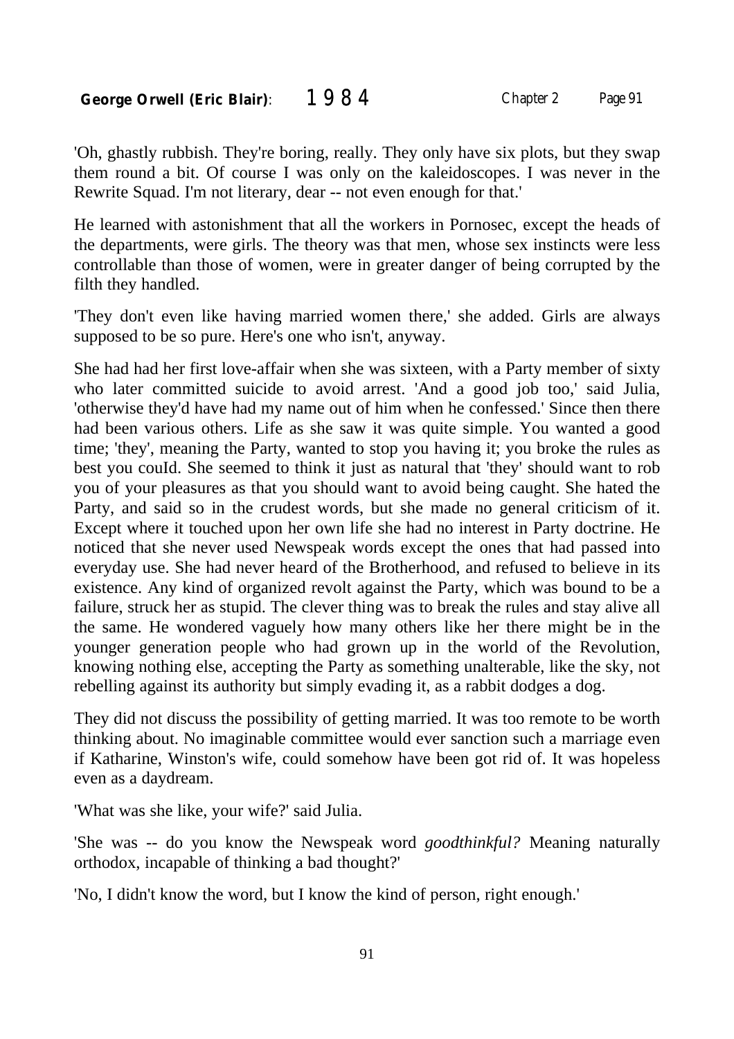'Oh, ghastly rubbish. They're boring, really. They only have six plots, but they swap them round a bit. Of course I was only on the kaleidoscopes. I was never in the Rewrite Squad. I'm not literary, dear -- not even enough for that.'

He learned with astonishment that all the workers in Pornosec, except the heads of the departments, were girls. The theory was that men, whose sex instincts were less controllable than those of women, were in greater danger of being corrupted by the filth they handled.

'They don't even like having married women there,' she added. Girls are always supposed to be so pure. Here's one who isn't, anyway.

She had had her first love-affair when she was sixteen, with a Party member of sixty who later committed suicide to avoid arrest. 'And a good job too,' said Julia, 'otherwise they'd have had my name out of him when he confessed.' Since then there had been various others. Life as she saw it was quite simple. You wanted a good time; 'they', meaning the Party, wanted to stop you having it; you broke the rules as best you couId. She seemed to think it just as natural that 'they' should want to rob you of your pleasures as that you should want to avoid being caught. She hated the Party, and said so in the crudest words, but she made no general criticism of it. Except where it touched upon her own life she had no interest in Party doctrine. He noticed that she never used Newspeak words except the ones that had passed into everyday use. She had never heard of the Brotherhood, and refused to believe in its existence. Any kind of organized revolt against the Party, which was bound to be a failure, struck her as stupid. The clever thing was to break the rules and stay alive all the same. He wondered vaguely how many others like her there might be in the younger generation people who had grown up in the world of the Revolution, knowing nothing else, accepting the Party as something unalterable, like the sky, not rebelling against its authority but simply evading it, as a rabbit dodges a dog.

They did not discuss the possibility of getting married. It was too remote to be worth thinking about. No imaginable committee would ever sanction such a marriage even if Katharine, Winston's wife, could somehow have been got rid of. It was hopeless even as a daydream.

'What was she like, your wife?' said Julia.

'She was -- do you know the Newspeak word *goodthinkful?* Meaning naturally orthodox, incapable of thinking a bad thought?'

'No, I didn't know the word, but I know the kind of person, right enough.'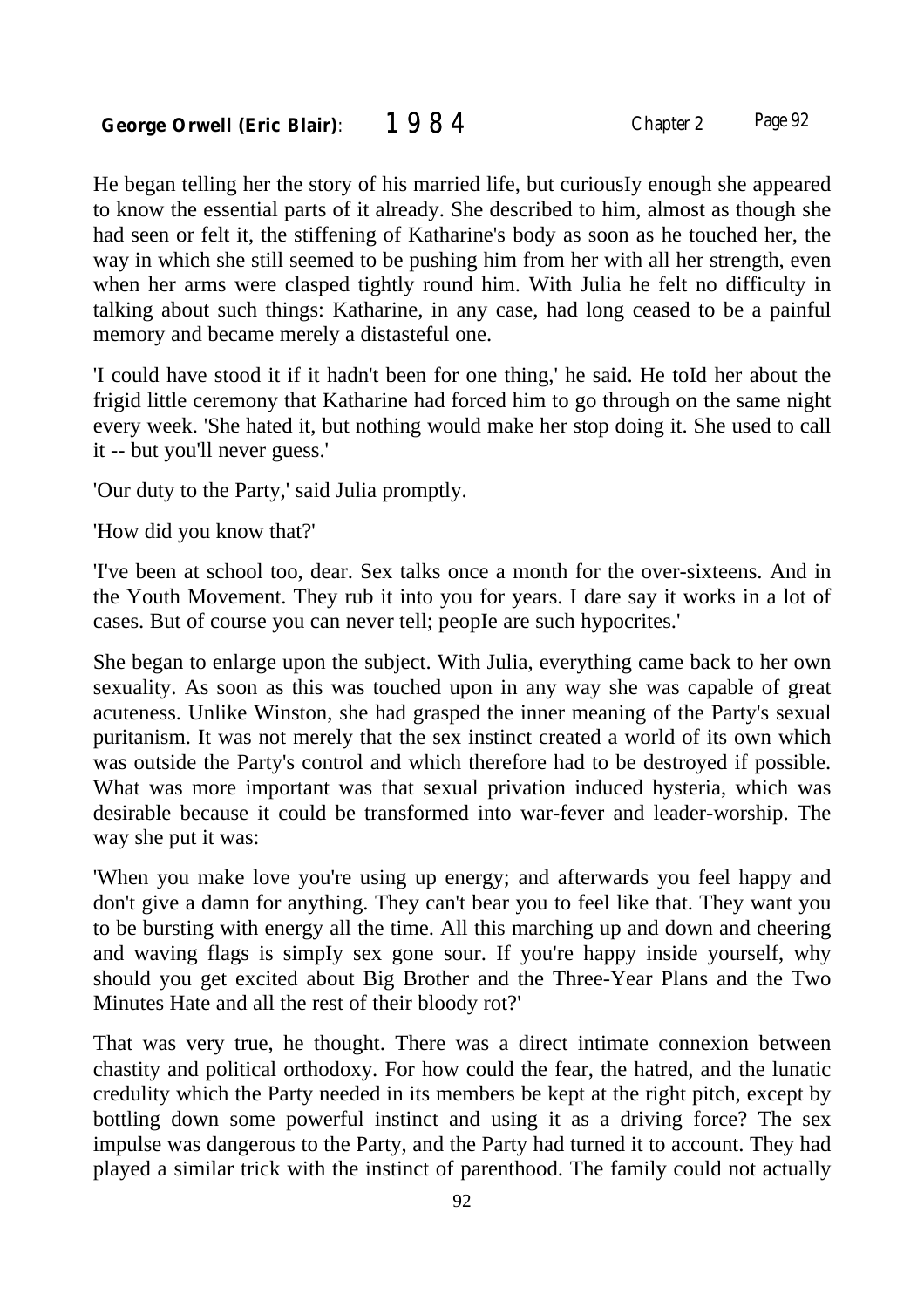He began telling her the story of his married life, but curiousIy enough she appeared to know the essential parts of it already. She described to him, almost as though she had seen or felt it, the stiffening of Katharine's body as soon as he touched her, the way in which she still seemed to be pushing him from her with all her strength, even when her arms were clasped tightly round him. With Julia he felt no difficulty in talking about such things: Katharine, in any case, had long ceased to be a painful memory and became merely a distasteful one.

'I could have stood it if it hadn't been for one thing,' he said. He toId her about the frigid little ceremony that Katharine had forced him to go through on the same night every week. 'She hated it, but nothing would make her stop doing it. She used to call it -- but you'll never guess.'

'Our duty to the Party,' said Julia promptly.

'How did you know that?'

'I've been at school too, dear. Sex talks once a month for the over-sixteens. And in the Youth Movement. They rub it into you for years. I dare say it works in a lot of cases. But of course you can never tell; peopIe are such hypocrites.'

She began to enlarge upon the subject. With Julia, everything came back to her own sexuality. As soon as this was touched upon in any way she was capable of great acuteness. Unlike Winston, she had grasped the inner meaning of the Party's sexual puritanism. It was not merely that the sex instinct created a world of its own which was outside the Party's control and which therefore had to be destroyed if possible. What was more important was that sexual privation induced hysteria, which was desirable because it could be transformed into war-fever and leader-worship. The way she put it was:

'When you make love you're using up energy; and afterwards you feel happy and don't give a damn for anything. They can't bear you to feel like that. They want you to be bursting with energy all the time. All this marching up and down and cheering and waving flags is simpIy sex gone sour. If you're happy inside yourself, why should you get excited about Big Brother and the Three-Year Plans and the Two Minutes Hate and all the rest of their bloody rot?'

That was very true, he thought. There was a direct intimate connexion between chastity and political orthodoxy. For how could the fear, the hatred, and the lunatic credulity which the Party needed in its members be kept at the right pitch, except by bottling down some powerful instinct and using it as a driving force? The sex impulse was dangerous to the Party, and the Party had turned it to account. They had played a similar trick with the instinct of parenthood. The family could not actually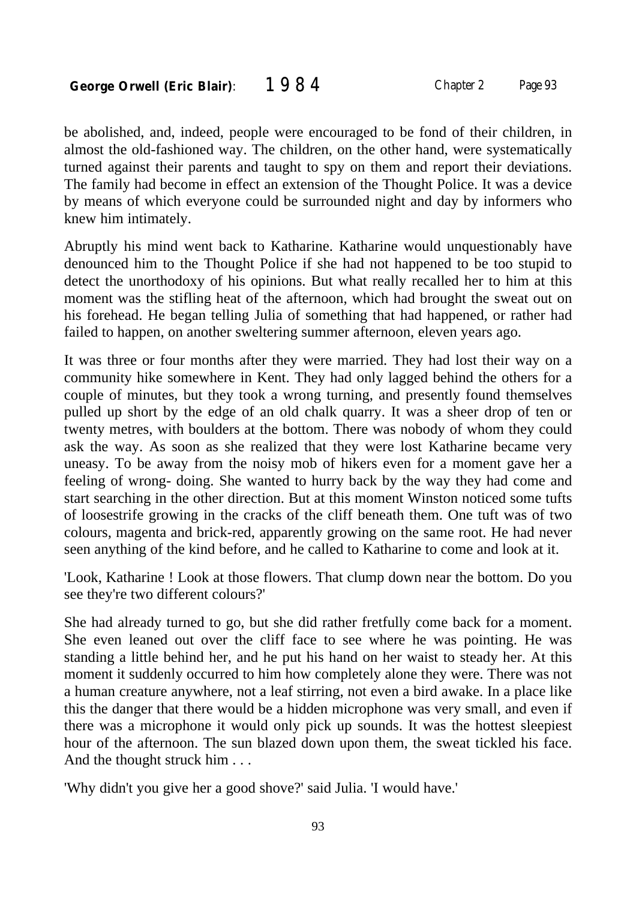be abolished, and, indeed, people were encouraged to be fond of their children, in almost the old-fashioned way. The children, on the other hand, were systematically turned against their parents and taught to spy on them and report their deviations. The family had become in effect an extension of the Thought Police. It was a device by means of which everyone could be surrounded night and day by informers who knew him intimately.

Abruptly his mind went back to Katharine. Katharine would unquestionably have denounced him to the Thought Police if she had not happened to be too stupid to detect the unorthodoxy of his opinions. But what really recalled her to him at this moment was the stifling heat of the afternoon, which had brought the sweat out on his forehead. He began telling Julia of something that had happened, or rather had failed to happen, on another sweltering summer afternoon, eleven years ago.

It was three or four months after they were married. They had lost their way on a community hike somewhere in Kent. They had only lagged behind the others for a couple of minutes, but they took a wrong turning, and presently found themselves pulled up short by the edge of an old chalk quarry. It was a sheer drop of ten or twenty metres, with boulders at the bottom. There was nobody of whom they could ask the way. As soon as she realized that they were lost Katharine became very uneasy. To be away from the noisy mob of hikers even for a moment gave her a feeling of wrong- doing. She wanted to hurry back by the way they had come and start searching in the other direction. But at this moment Winston noticed some tufts of loosestrife growing in the cracks of the cliff beneath them. One tuft was of two colours, magenta and brick-red, apparently growing on the same root. He had never seen anything of the kind before, and he called to Katharine to come and look at it.

'Look, Katharine ! Look at those flowers. That clump down near the bottom. Do you see they're two different colours?'

She had already turned to go, but she did rather fretfully come back for a moment. She even leaned out over the cliff face to see where he was pointing. He was standing a little behind her, and he put his hand on her waist to steady her. At this moment it suddenly occurred to him how completely alone they were. There was not a human creature anywhere, not a leaf stirring, not even a bird awake. In a place like this the danger that there would be a hidden microphone was very small, and even if there was a microphone it would only pick up sounds. It was the hottest sleepiest hour of the afternoon. The sun blazed down upon them, the sweat tickled his face. And the thought struck him . . .

'Why didn't you give her a good shove?' said Julia. 'I would have.'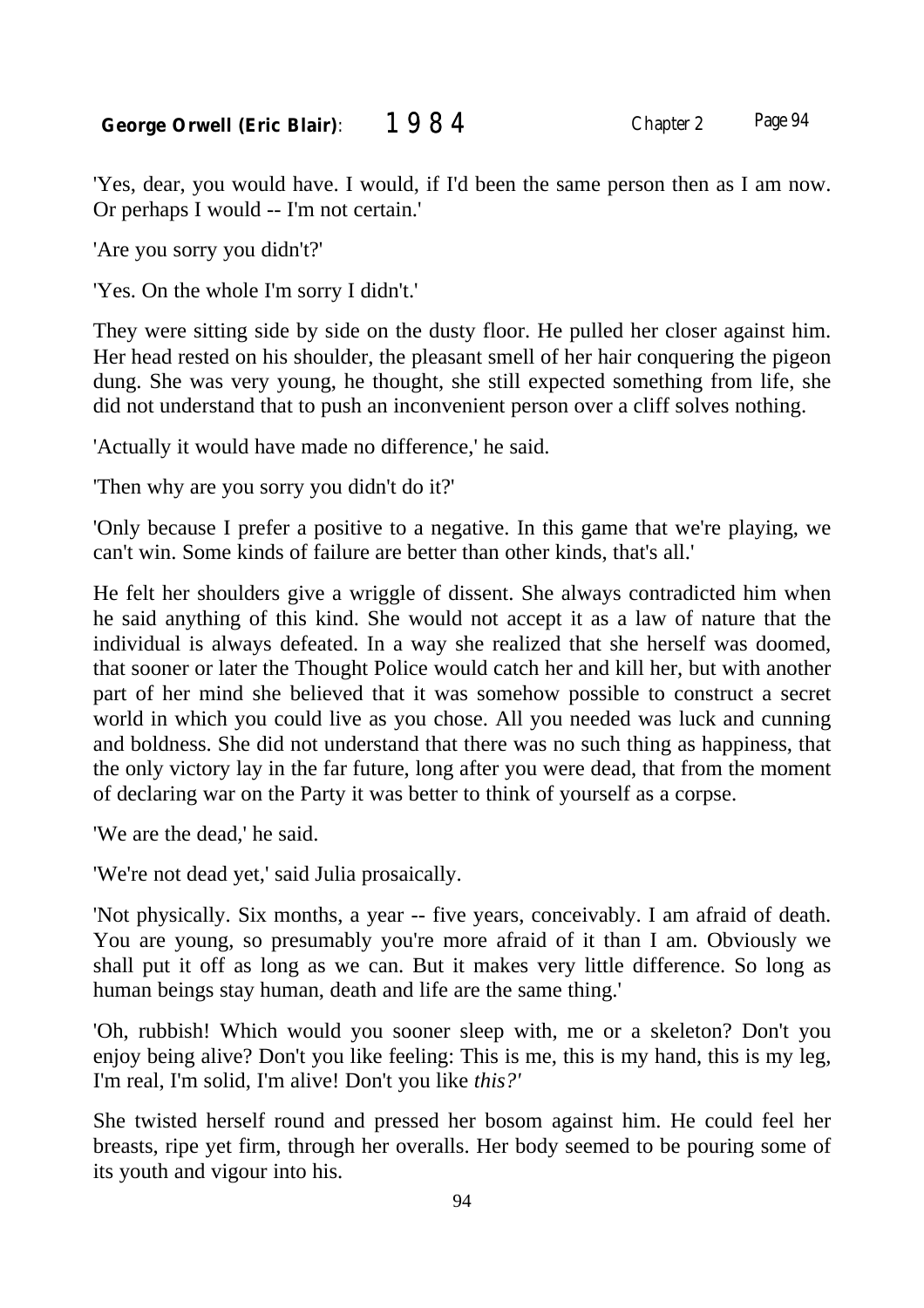'Yes, dear, you would have. I would, if I'd been the same person then as I am now. Or perhaps I would -- I'm not certain.'

'Are you sorry you didn't?'

'Yes. On the whole I'm sorry I didn't.'

They were sitting side by side on the dusty floor. He pulled her closer against him. Her head rested on his shoulder, the pleasant smell of her hair conquering the pigeon dung. She was very young, he thought, she still expected something from life, she did not understand that to push an inconvenient person over a cliff solves nothing.

'Actually it would have made no difference,' he said.

'Then why are you sorry you didn't do it?'

'Only because I prefer a positive to a negative. In this game that we're playing, we can't win. Some kinds of failure are better than other kinds, that's all.'

He felt her shoulders give a wriggle of dissent. She always contradicted him when he said anything of this kind. She would not accept it as a law of nature that the individual is always defeated. In a way she realized that she herself was doomed, that sooner or later the Thought Police would catch her and kill her, but with another part of her mind she believed that it was somehow possible to construct a secret world in which you could live as you chose. All you needed was luck and cunning and boldness. She did not understand that there was no such thing as happiness, that the only victory lay in the far future, long after you were dead, that from the moment of declaring war on the Party it was better to think of yourself as a corpse.

'We are the dead,' he said.

'We're not dead yet,' said Julia prosaically.

'Not physically. Six months, a year -- five years, conceivably. I am afraid of death. You are young, so presumably you're more afraid of it than I am. Obviously we shall put it off as long as we can. But it makes very little difference. So long as human beings stay human, death and life are the same thing.'

'Oh, rubbish! Which would you sooner sleep with, me or a skeleton? Don't you enjoy being alive? Don't you like feeling: This is me, this is my hand, this is my leg, I'm real, I'm solid, I'm alive! Don't you like *this?'*

She twisted herself round and pressed her bosom against him. He could feel her breasts, ripe yet firm, through her overalls. Her body seemed to be pouring some of its youth and vigour into his.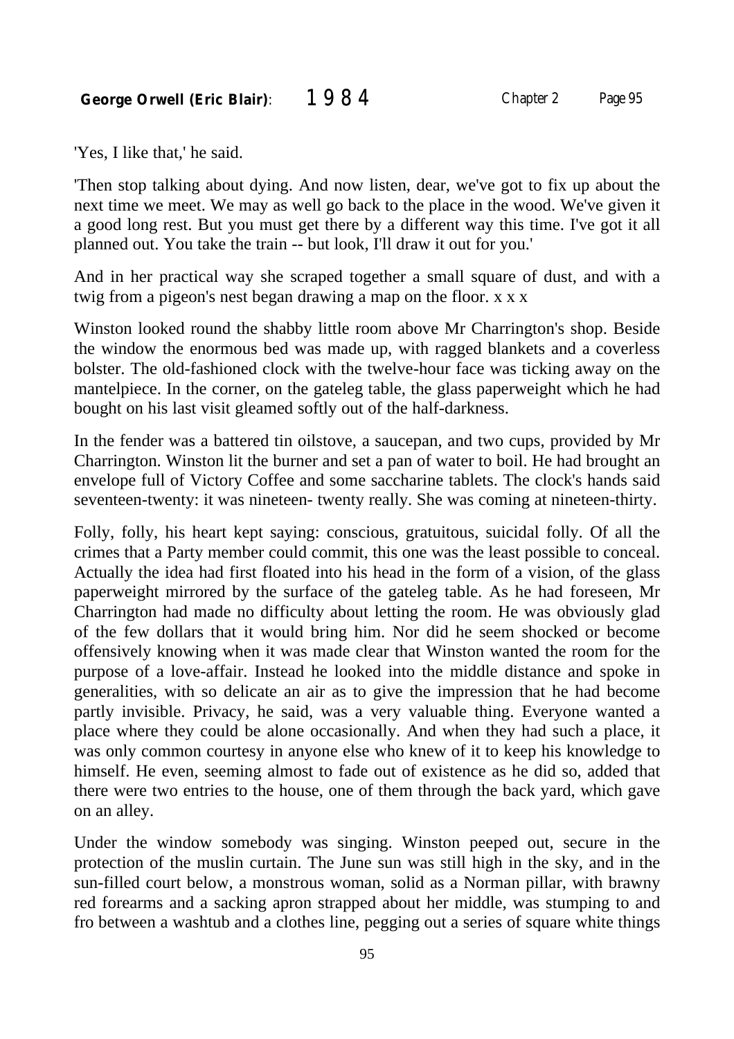'Yes, I like that,' he said.

'Then stop talking about dying. And now listen, dear, we've got to fix up about the next time we meet. We may as well go back to the place in the wood. We've given it a good long rest. But you must get there by a different way this time. I've got it all planned out. You take the train -- but look, I'll draw it out for you.'

And in her practical way she scraped together a small square of dust, and with a twig from a pigeon's nest began drawing a map on the floor. x x x

Winston looked round the shabby little room above Mr Charrington's shop. Beside the window the enormous bed was made up, with ragged blankets and a coverless bolster. The old-fashioned clock with the twelve-hour face was ticking away on the mantelpiece. In the corner, on the gateleg table, the glass paperweight which he had bought on his last visit gleamed softly out of the half-darkness.

In the fender was a battered tin oilstove, a saucepan, and two cups, provided by Mr Charrington. Winston lit the burner and set a pan of water to boil. He had brought an envelope full of Victory Coffee and some saccharine tablets. The clock's hands said seventeen-twenty: it was nineteen- twenty really. She was coming at nineteen-thirty.

Folly, folly, his heart kept saying: conscious, gratuitous, suicidal folly. Of all the crimes that a Party member could commit, this one was the least possible to conceal. Actually the idea had first floated into his head in the form of a vision, of the glass paperweight mirrored by the surface of the gateleg table. As he had foreseen, Mr Charrington had made no difficulty about letting the room. He was obviously glad of the few dollars that it would bring him. Nor did he seem shocked or become offensively knowing when it was made clear that Winston wanted the room for the purpose of a love-affair. Instead he looked into the middle distance and spoke in generalities, with so delicate an air as to give the impression that he had become partly invisible. Privacy, he said, was a very valuable thing. Everyone wanted a place where they could be alone occasionally. And when they had such a place, it was only common courtesy in anyone else who knew of it to keep his knowledge to himself. He even, seeming almost to fade out of existence as he did so, added that there were two entries to the house, one of them through the back yard, which gave on an alley.

Under the window somebody was singing. Winston peeped out, secure in the protection of the muslin curtain. The June sun was still high in the sky, and in the sun-filled court below, a monstrous woman, solid as a Norman pillar, with brawny red forearms and a sacking apron strapped about her middle, was stumping to and fro between a washtub and a clothes line, pegging out a series of square white things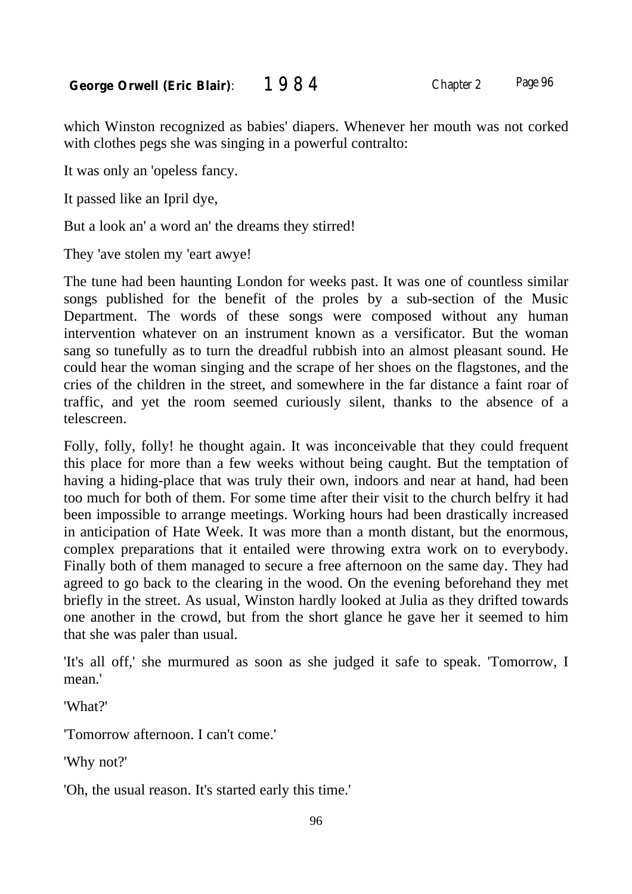which Winston recognized as babies' diapers. Whenever her mouth was not corked with clothes pegs she was singing in a powerful contralto:

It was only an 'opeless fancy.

It passed like an Ipril dye,

But a look an' a word an' the dreams they stirred!

They 'ave stolen my 'eart awye!

The tune had been haunting London for weeks past. It was one of countless similar songs published for the benefit of the proles by a sub-section of the Music Department. The words of these songs were composed without any human intervention whatever on an instrument known as a versificator. But the woman sang so tunefully as to turn the dreadful rubbish into an almost pleasant sound. He could hear the woman singing and the scrape of her shoes on the flagstones, and the cries of the children in the street, and somewhere in the far distance a faint roar of traffic, and yet the room seemed curiously silent, thanks to the absence of a telescreen.

Folly, folly, folly! he thought again. It was inconceivable that they could frequent this place for more than a few weeks without being caught. But the temptation of having a hiding-place that was truly their own, indoors and near at hand, had been too much for both of them. For some time after their visit to the church belfry it had been impossible to arrange meetings. Working hours had been drastically increased in anticipation of Hate Week. It was more than a month distant, but the enormous, complex preparations that it entailed were throwing extra work on to everybody. Finally both of them managed to secure a free afternoon on the same day. They had agreed to go back to the clearing in the wood. On the evening beforehand they met briefly in the street. As usual, Winston hardly looked at Julia as they drifted towards one another in the crowd, but from the short glance he gave her it seemed to him that she was paler than usual.

'It's all off,' she murmured as soon as she judged it safe to speak. 'Tomorrow, I mean.'

'What?'

'Tomorrow afternoon. I can't come.'

'Why not?'

'Oh, the usual reason. It's started early this time.'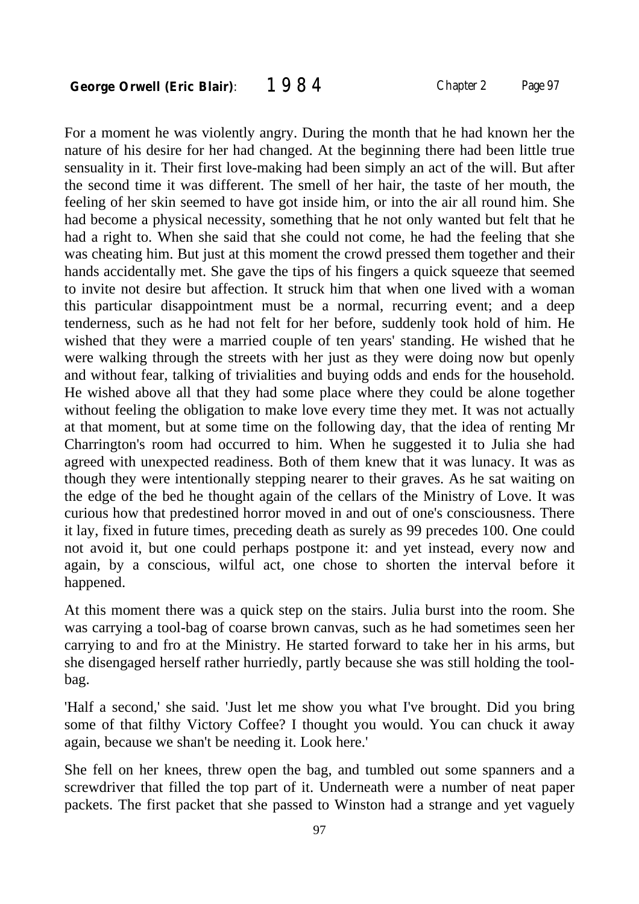For a moment he was violently angry. During the month that he had known her the nature of his desire for her had changed. At the beginning there had been little true sensuality in it. Their first love-making had been simply an act of the will. But after the second time it was different. The smell of her hair, the taste of her mouth, the feeling of her skin seemed to have got inside him, or into the air all round him. She had become a physical necessity, something that he not only wanted but felt that he had a right to. When she said that she could not come, he had the feeling that she was cheating him. But just at this moment the crowd pressed them together and their hands accidentally met. She gave the tips of his fingers a quick squeeze that seemed to invite not desire but affection. It struck him that when one lived with a woman this particular disappointment must be a normal, recurring event; and a deep tenderness, such as he had not felt for her before, suddenly took hold of him. He wished that they were a married couple of ten years' standing. He wished that he were walking through the streets with her just as they were doing now but openly and without fear, talking of trivialities and buying odds and ends for the household. He wished above all that they had some place where they could be alone together without feeling the obligation to make love every time they met. It was not actually at that moment, but at some time on the following day, that the idea of renting Mr Charrington's room had occurred to him. When he suggested it to Julia she had agreed with unexpected readiness. Both of them knew that it was lunacy. It was as though they were intentionally stepping nearer to their graves. As he sat waiting on the edge of the bed he thought again of the cellars of the Ministry of Love. It was curious how that predestined horror moved in and out of one's consciousness. There it lay, fixed in future times, preceding death as surely as 99 precedes 100. One could not avoid it, but one could perhaps postpone it: and yet instead, every now and again, by a conscious, wilful act, one chose to shorten the interval before it happened.

At this moment there was a quick step on the stairs. Julia burst into the room. She was carrying a tool-bag of coarse brown canvas, such as he had sometimes seen her carrying to and fro at the Ministry. He started forward to take her in his arms, but she disengaged herself rather hurriedly, partly because she was still holding the tool-bag.

'Half a second,' she said. 'Just let me show you what I've brought. Did you bring some of that filthy Victory Coffee? I thought you would. You can chuck it away again, because we shan't be needing it. Look here.'

She fell on her knees, threw open the bag, and tumbled out some spanners and a screwdriver that filled the top part of it. Underneath were a number of neat paper packets. The first packet that she passed to Winston had a strange and yet vaguely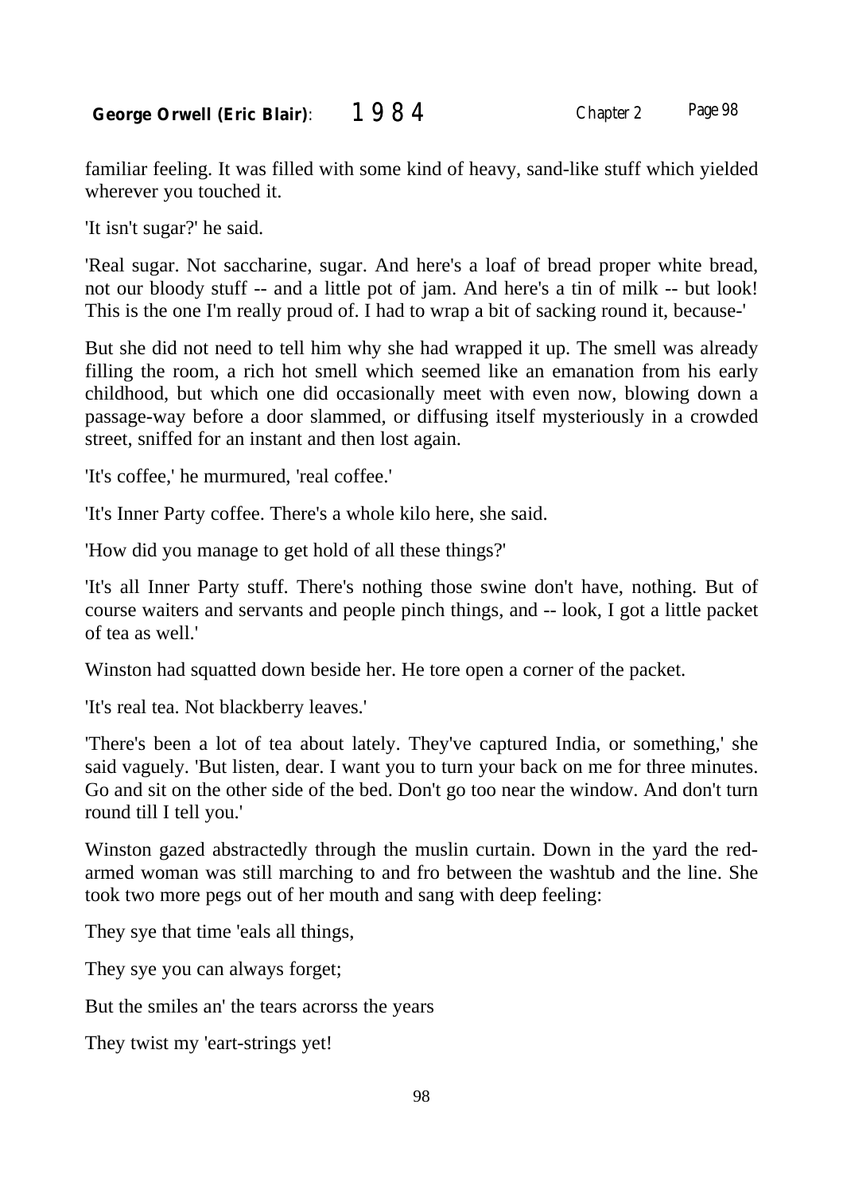familiar feeling. It was filled with some kind of heavy, sand-like stuff which yielded wherever you touched it.

'It isn't sugar?' he said.

'Real sugar. Not saccharine, sugar. And here's a loaf of bread proper white bread, not our bloody stuff -- and a little pot of jam. And here's a tin of milk -- but look! This is the one I'm really proud of. I had to wrap a bit of sacking round it, because-'

But she did not need to tell him why she had wrapped it up. The smell was already filling the room, a rich hot smell which seemed like an emanation from his early childhood, but which one did occasionally meet with even now, blowing down a passage-way before a door slammed, or diffusing itself mysteriously in a crowded street, sniffed for an instant and then lost again.

'It's coffee,' he murmured, 'real coffee.'

'It's Inner Party coffee. There's a whole kilo here, she said.

'How did you manage to get hold of all these things?'

'It's all Inner Party stuff. There's nothing those swine don't have, nothing. But of course waiters and servants and people pinch things, and -- look, I got a little packet of tea as well.'

Winston had squatted down beside her. He tore open a corner of the packet.

'It's real tea. Not blackberry leaves.'

'There's been a lot of tea about lately. They've captured India, or something,' she said vaguely. 'But listen, dear. I want you to turn your back on me for three minutes. Go and sit on the other side of the bed. Don't go too near the window. And don't turn round till I tell you.'

Winston gazed abstractedly through the muslin curtain. Down in the yard the red-armed woman was still marching to and fro between the washtub and the line. She took two more pegs out of her mouth and sang with deep feeling:

They sye that time 'eals all things,

They sye you can always forget;

But the smiles an' the tears acrorss the years

They twist my 'eart-strings yet!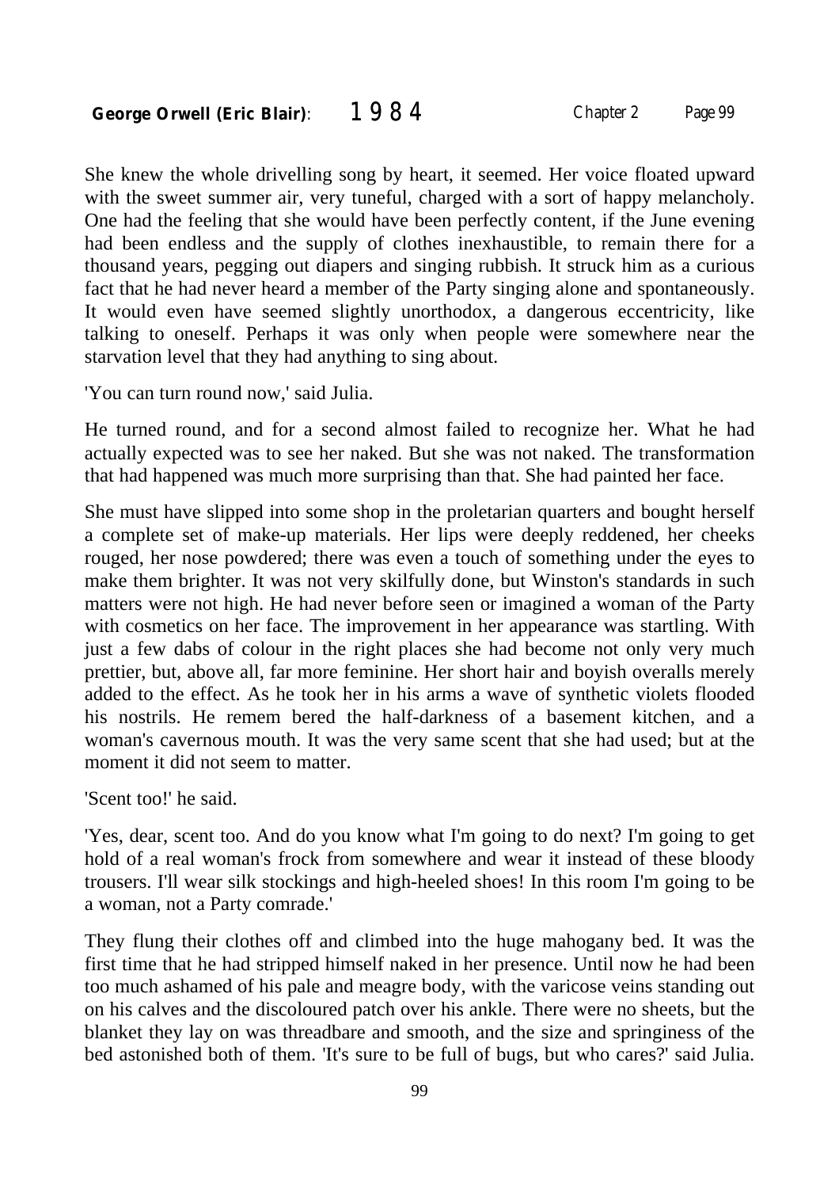She knew the whole drivelling song by heart, it seemed. Her voice floated upward with the sweet summer air, very tuneful, charged with a sort of happy melancholy. One had the feeling that she would have been perfectly content, if the June evening had been endless and the supply of clothes inexhaustible, to remain there for a thousand years, pegging out diapers and singing rubbish. It struck him as a curious fact that he had never heard a member of the Party singing alone and spontaneously. It would even have seemed slightly unorthodox, a dangerous eccentricity, like talking to oneself. Perhaps it was only when people were somewhere near the starvation level that they had anything to sing about.

'You can turn round now,' said Julia.

He turned round, and for a second almost failed to recognize her. What he had actually expected was to see her naked. But she was not naked. The transformation that had happened was much more surprising than that. She had painted her face.

She must have slipped into some shop in the proletarian quarters and bought herself a complete set of make-up materials. Her lips were deeply reddened, her cheeks rouged, her nose powdered; there was even a touch of something under the eyes to make them brighter. It was not very skilfully done, but Winston's standards in such matters were not high. He had never before seen or imagined a woman of the Party with cosmetics on her face. The improvement in her appearance was startling. With just a few dabs of colour in the right places she had become not only very much prettier, but, above all, far more feminine. Her short hair and boyish overalls merely added to the effect. As he took her in his arms a wave of synthetic violets flooded his nostrils. He remem bered the half-darkness of a basement kitchen, and a woman's cavernous mouth. It was the very same scent that she had used; but at the moment it did not seem to matter.

'Scent too!' he said.

'Yes, dear, scent too. And do you know what I'm going to do next? I'm going to get hold of a real woman's frock from somewhere and wear it instead of these bloody trousers. I'll wear silk stockings and high-heeled shoes! In this room I'm going to be a woman, not a Party comrade.'

They flung their clothes off and climbed into the huge mahogany bed. It was the first time that he had stripped himself naked in her presence. Until now he had been too much ashamed of his pale and meagre body, with the varicose veins standing out on his calves and the discoloured patch over his ankle. There were no sheets, but the blanket they lay on was threadbare and smooth, and the size and springiness of the bed astonished both of them. 'It's sure to be full of bugs, but who cares?' said Julia.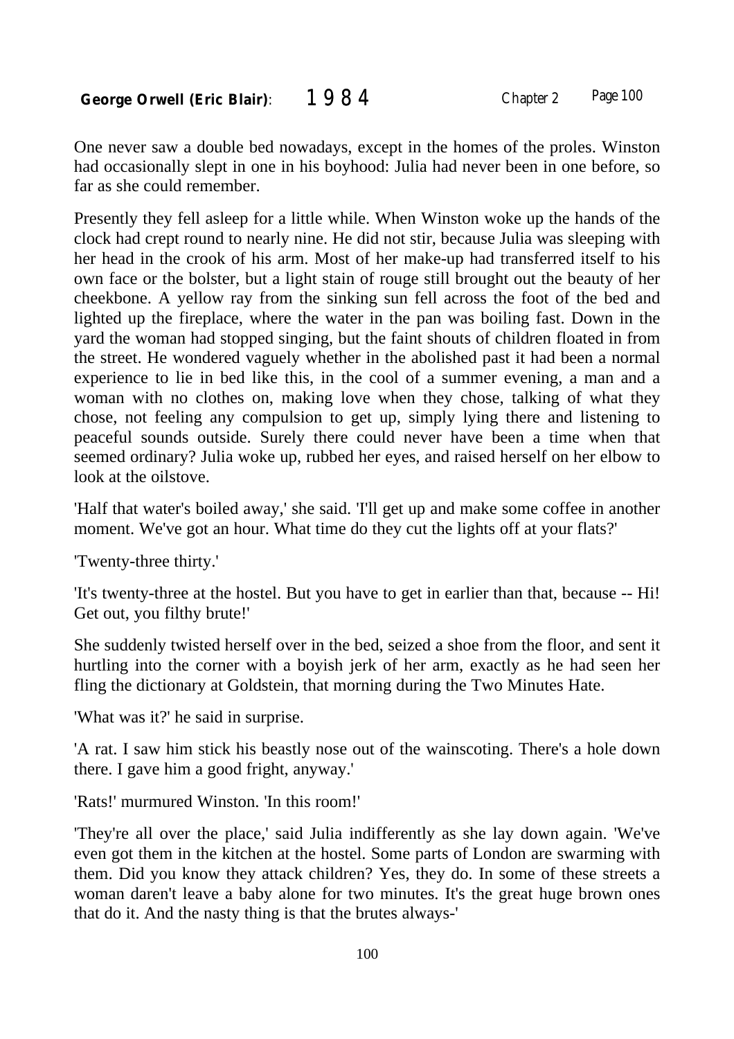One never saw a double bed nowadays, except in the homes of the proles. Winston had occasionally slept in one in his boyhood: Julia had never been in one before, so far as she could remember.

Presently they fell asleep for a little while. When Winston woke up the hands of the clock had crept round to nearly nine. He did not stir, because Julia was sleeping with her head in the crook of his arm. Most of her make-up had transferred itself to his own face or the bolster, but a light stain of rouge still brought out the beauty of her cheekbone. A yellow ray from the sinking sun fell across the foot of the bed and lighted up the fireplace, where the water in the pan was boiling fast. Down in the yard the woman had stopped singing, but the faint shouts of children floated in from the street. He wondered vaguely whether in the abolished past it had been a normal experience to lie in bed like this, in the cool of a summer evening, a man and a woman with no clothes on, making love when they chose, talking of what they chose, not feeling any compulsion to get up, simply lying there and listening to peaceful sounds outside. Surely there could never have been a time when that seemed ordinary? Julia woke up, rubbed her eyes, and raised herself on her elbow to look at the oilstove.

'Half that water's boiled away,' she said. 'I'll get up and make some coffee in another moment. We've got an hour. What time do they cut the lights off at your flats?'

'Twenty-three thirty.'

'It's twenty-three at the hostel. But you have to get in earlier than that, because -- Hi! Get out, you filthy brute!'

She suddenly twisted herself over in the bed, seized a shoe from the floor, and sent it hurtling into the corner with a boyish jerk of her arm, exactly as he had seen her fling the dictionary at Goldstein, that morning during the Two Minutes Hate.

'What was it?' he said in surprise.

'A rat. I saw him stick his beastly nose out of the wainscoting. There's a hole down there. I gave him a good fright, anyway.'

'Rats!' murmured Winston. 'In this room!'

'They're all over the place,' said Julia indifferently as she lay down again. 'We've even got them in the kitchen at the hostel. Some parts of London are swarming with them. Did you know they attack children? Yes, they do. In some of these streets a woman daren't leave a baby alone for two minutes. It's the great huge brown ones that do it. And the nasty thing is that the brutes always-'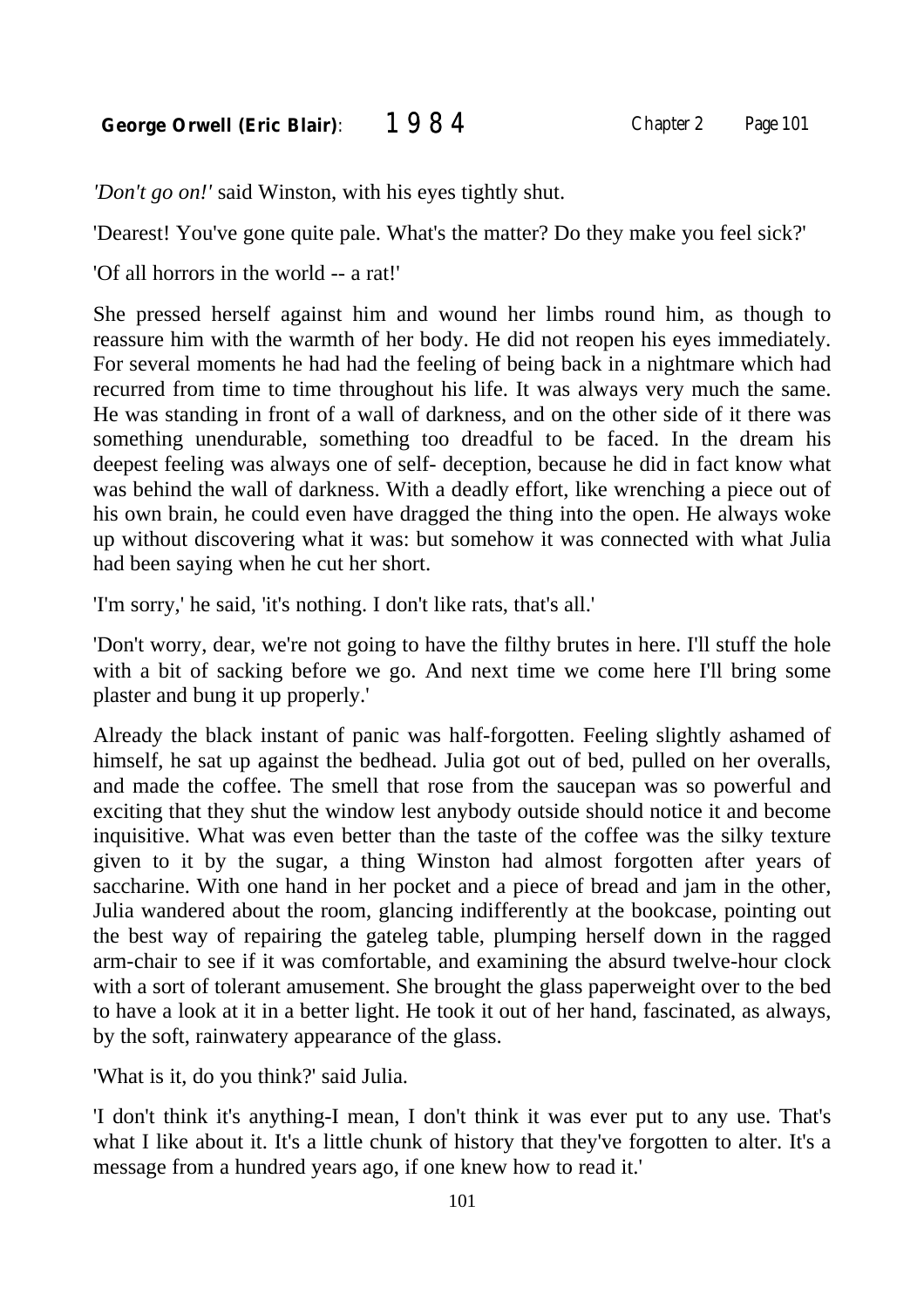*'Don't go on!'* said Winston, with his eyes tightly shut.

'Dearest! You've gone quite pale. What's the matter? Do they make you feel sick?'

'Of all horrors in the world -- a rat!'

She pressed herself against him and wound her limbs round him, as though to reassure him with the warmth of her body. He did not reopen his eyes immediately. For several moments he had had the feeling of being back in a nightmare which had recurred from time to time throughout his life. It was always very much the same. He was standing in front of a wall of darkness, and on the other side of it there was something unendurable, something too dreadful to be faced. In the dream his deepest feeling was always one of self- deception, because he did in fact know what was behind the wall of darkness. With a deadly effort, like wrenching a piece out of his own brain, he could even have dragged the thing into the open. He always woke up without discovering what it was: but somehow it was connected with what Julia had been saying when he cut her short.

'I'm sorry,' he said, 'it's nothing. I don't like rats, that's all.'

'Don't worry, dear, we're not going to have the filthy brutes in here. I'll stuff the hole with a bit of sacking before we go. And next time we come here I'll bring some plaster and bung it up properly.'

Already the black instant of panic was half-forgotten. Feeling slightly ashamed of himself, he sat up against the bedhead. Julia got out of bed, pulled on her overalls, and made the coffee. The smell that rose from the saucepan was so powerful and exciting that they shut the window lest anybody outside should notice it and become inquisitive. What was even better than the taste of the coffee was the silky texture given to it by the sugar, a thing Winston had almost forgotten after years of saccharine. With one hand in her pocket and a piece of bread and jam in the other, Julia wandered about the room, glancing indifferently at the bookcase, pointing out the best way of repairing the gateleg table, plumping herself down in the ragged arm-chair to see if it was comfortable, and examining the absurd twelve-hour clock with a sort of tolerant amusement. She brought the glass paperweight over to the bed to have a look at it in a better light. He took it out of her hand, fascinated, as always, by the soft, rainwatery appearance of the glass.

'What is it, do you think?' said Julia.

'I don't think it's anything-I mean, I don't think it was ever put to any use. That's what I like about it. It's a little chunk of history that they've forgotten to alter. It's a message from a hundred years ago, if one knew how to read it.'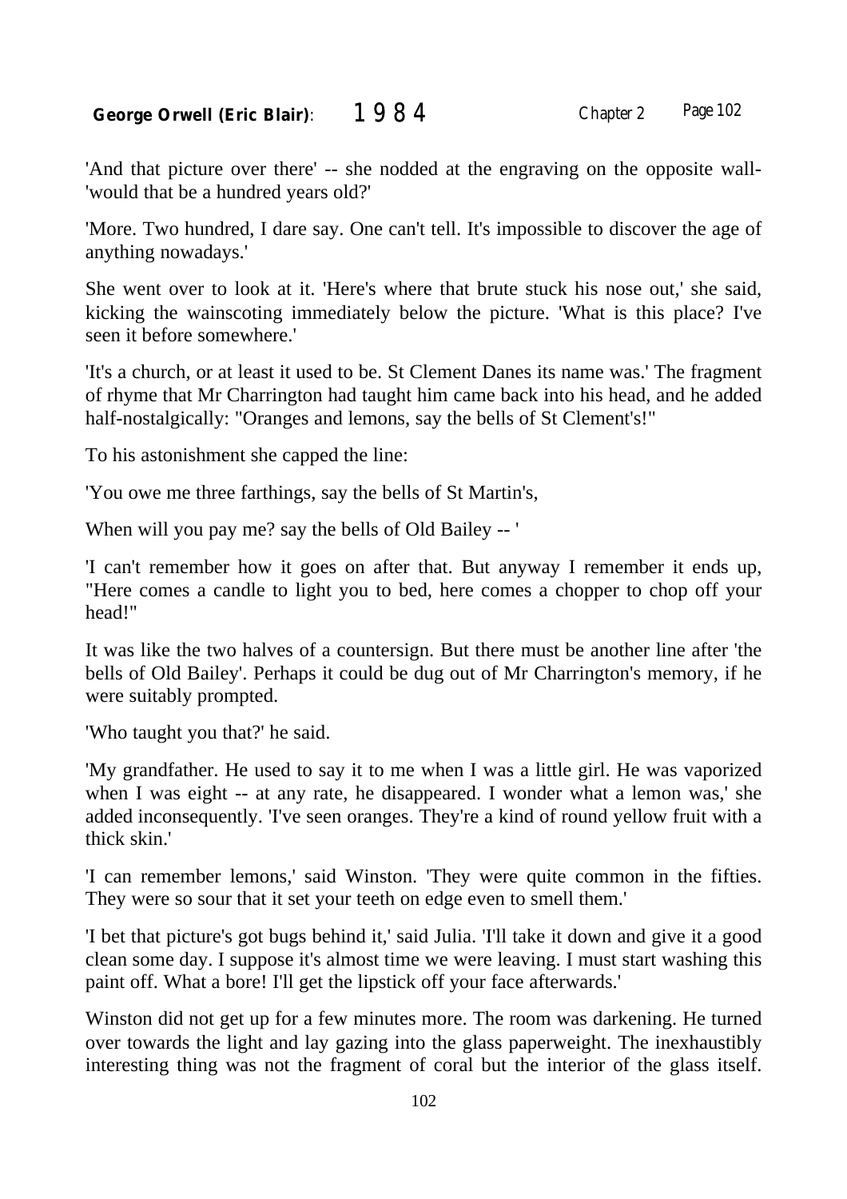'And that picture over there' -- she nodded at the engraving on the opposite wall- 'would that be a hundred years old?'

'More. Two hundred, I dare say. One can't tell. It's impossible to discover the age of anything nowadays.'

She went over to look at it. 'Here's where that brute stuck his nose out,' she said, kicking the wainscoting immediately below the picture. 'What is this place? I've seen it before somewhere.'

'It's a church, or at least it used to be. St Clement Danes its name was.' The fragment of rhyme that Mr Charrington had taught him came back into his head, and he added half-nostalgically: "Oranges and lemons, say the bells of St Clement's!"

To his astonishment she capped the line:

'You owe me three farthings, say the bells of St Martin's,

When will you pay me? say the bells of Old Bailey -- '

'I can't remember how it goes on after that. But anyway I remember it ends up, "Here comes a candle to light you to bed, here comes a chopper to chop off your head!"

It was like the two halves of a countersign. But there must be another line after 'the bells of Old Bailey'. Perhaps it could be dug out of Mr Charrington's memory, if he were suitably prompted.

'Who taught you that?' he said.

'My grandfather. He used to say it to me when I was a little girl. He was vaporized when I was eight -- at any rate, he disappeared. I wonder what a lemon was,' she added inconsequently. 'I've seen oranges. They're a kind of round yellow fruit with a thick skin.'

'I can remember lemons,' said Winston. 'They were quite common in the fifties. They were so sour that it set your teeth on edge even to smell them.'

'I bet that picture's got bugs behind it,' said Julia. 'I'll take it down and give it a good clean some day. I suppose it's almost time we were leaving. I must start washing this paint off. What a bore! I'll get the lipstick off your face afterwards.'

Winston did not get up for a few minutes more. The room was darkening. He turned over towards the light and lay gazing into the glass paperweight. The inexhaustibly interesting thing was not the fragment of coral but the interior of the glass itself.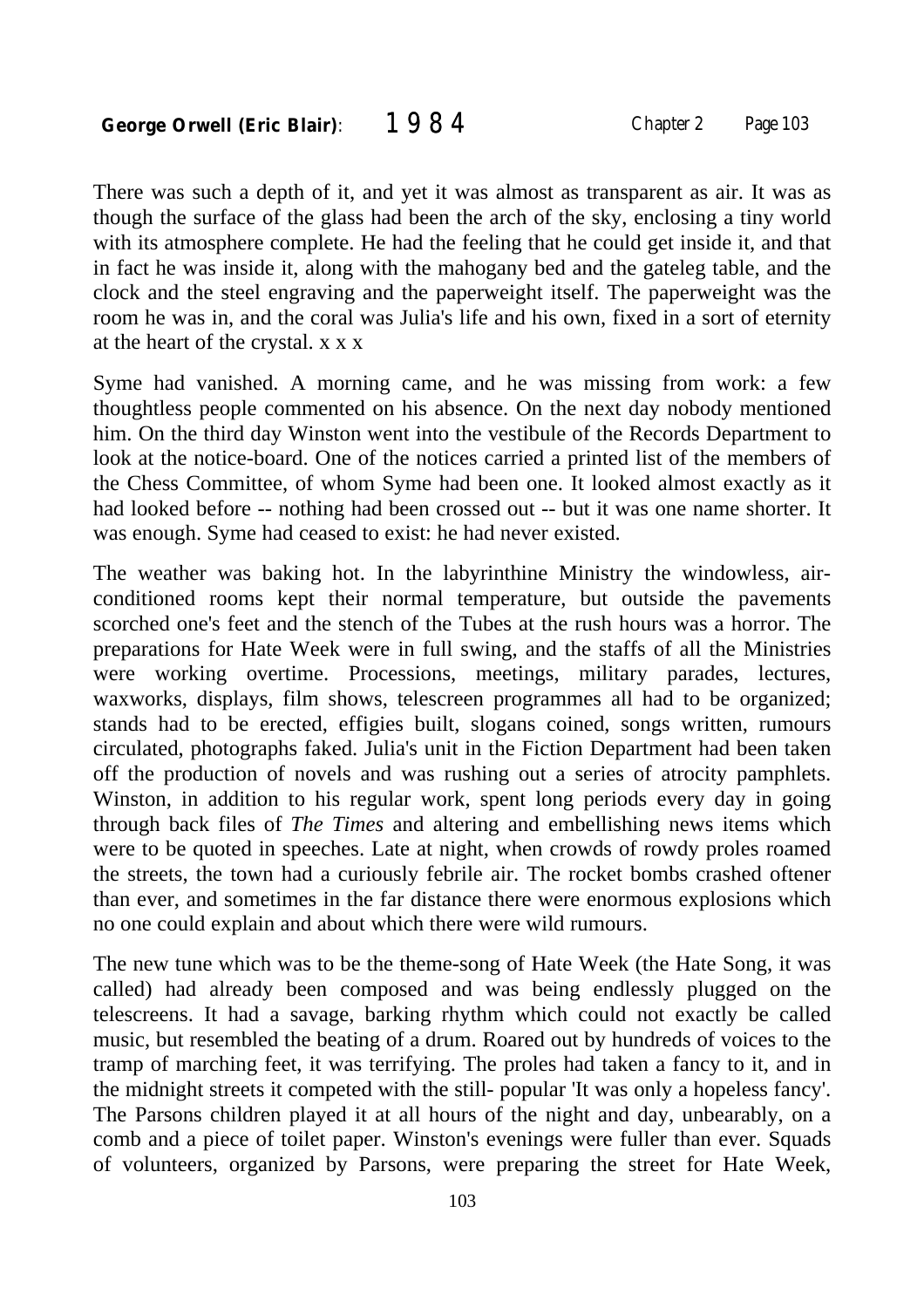There was such a depth of it, and yet it was almost as transparent as air. It was as though the surface of the glass had been the arch of the sky, enclosing a tiny world with its atmosphere complete. He had the feeling that he could get inside it, and that in fact he was inside it, along with the mahogany bed and the gateleg table, and the clock and the steel engraving and the paperweight itself. The paperweight was the room he was in, and the coral was Julia's life and his own, fixed in a sort of eternity at the heart of the crystal. x x x

Syme had vanished. A morning came, and he was missing from work: a few thoughtless people commented on his absence. On the next day nobody mentioned him. On the third day Winston went into the vestibule of the Records Department to look at the notice-board. One of the notices carried a printed list of the members of the Chess Committee, of whom Syme had been one. It looked almost exactly as it had looked before -- nothing had been crossed out -- but it was one name shorter. It was enough. Syme had ceased to exist: he had never existed.

The weather was baking hot. In the labyrinthine Ministry the windowless, air-conditioned rooms kept their normal temperature, but outside the pavements scorched one's feet and the stench of the Tubes at the rush hours was a horror. The preparations for Hate Week were in full swing, and the staffs of all the Ministries were working overtime. Processions, meetings, military parades, lectures, waxworks, displays, film shows, telescreen programmes all had to be organized; stands had to be erected, effigies built, slogans coined, songs written, rumours circulated, photographs faked. Julia's unit in the Fiction Department had been taken off the production of novels and was rushing out a series of atrocity pamphlets. Winston, in addition to his regular work, spent long periods every day in going through back files of *The Times* and altering and embellishing news items which were to be quoted in speeches. Late at night, when crowds of rowdy proles roamed the streets, the town had a curiously febrile air. The rocket bombs crashed oftener than ever, and sometimes in the far distance there were enormous explosions which no one could explain and about which there were wild rumours.

The new tune which was to be the theme-song of Hate Week (the Hate Song, it was called) had already been composed and was being endlessly plugged on the telescreens. It had a savage, barking rhythm which could not exactly be called music, but resembled the beating of a drum. Roared out by hundreds of voices to the tramp of marching feet, it was terrifying. The proles had taken a fancy to it, and in the midnight streets it competed with the still- popular 'It was only a hopeless fancy'. The Parsons children played it at all hours of the night and day, unbearably, on a comb and a piece of toilet paper. Winston's evenings were fuller than ever. Squads of volunteers, organized by Parsons, were preparing the street for Hate Week,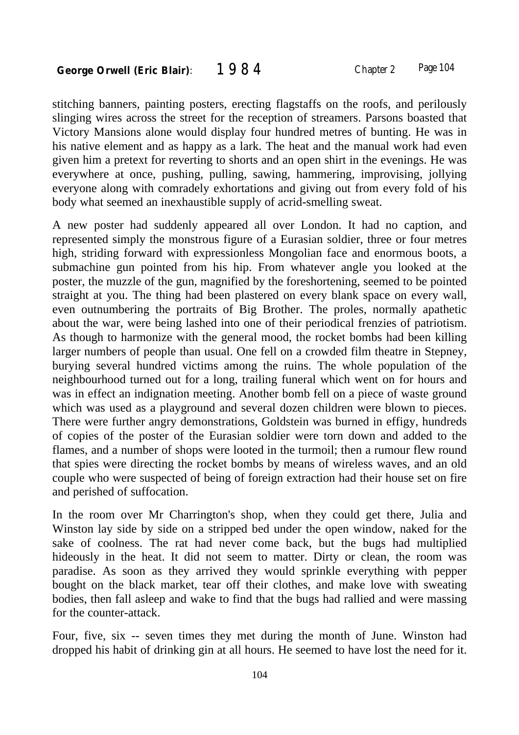stitching banners, painting posters, erecting flagstaffs on the roofs, and perilously slinging wires across the street for the reception of streamers. Parsons boasted that Victory Mansions alone would display four hundred metres of bunting. He was in his native element and as happy as a lark. The heat and the manual work had even given him a pretext for reverting to shorts and an open shirt in the evenings. He was everywhere at once, pushing, pulling, sawing, hammering, improvising, jollying everyone along with comradely exhortations and giving out from every fold of his body what seemed an inexhaustible supply of acrid-smelling sweat.

A new poster had suddenly appeared all over London. It had no caption, and represented simply the monstrous figure of a Eurasian soldier, three or four metres high, striding forward with expressionless Mongolian face and enormous boots, a submachine gun pointed from his hip. From whatever angle you looked at the poster, the muzzle of the gun, magnified by the foreshortening, seemed to be pointed straight at you. The thing had been plastered on every blank space on every wall, even outnumbering the portraits of Big Brother. The proles, normally apathetic about the war, were being lashed into one of their periodical frenzies of patriotism. As though to harmonize with the general mood, the rocket bombs had been killing larger numbers of people than usual. One fell on a crowded film theatre in Stepney, burying several hundred victims among the ruins. The whole population of the neighbourhood turned out for a long, trailing funeral which went on for hours and was in effect an indignation meeting. Another bomb fell on a piece of waste ground which was used as a playground and several dozen children were blown to pieces. There were further angry demonstrations, Goldstein was burned in effigy, hundreds of copies of the poster of the Eurasian soldier were torn down and added to the flames, and a number of shops were looted in the turmoil; then a rumour flew round that spies were directing the rocket bombs by means of wireless waves, and an old couple who were suspected of being of foreign extraction had their house set on fire and perished of suffocation.

In the room over Mr Charrington's shop, when they could get there, Julia and Winston lay side by side on a stripped bed under the open window, naked for the sake of coolness. The rat had never come back, but the bugs had multiplied hideously in the heat. It did not seem to matter. Dirty or clean, the room was paradise. As soon as they arrived they would sprinkle everything with pepper bought on the black market, tear off their clothes, and make love with sweating bodies, then fall asleep and wake to find that the bugs had rallied and were massing for the counter-attack.

Four, five, six -- seven times they met during the month of June. Winston had dropped his habit of drinking gin at all hours. He seemed to have lost the need for it.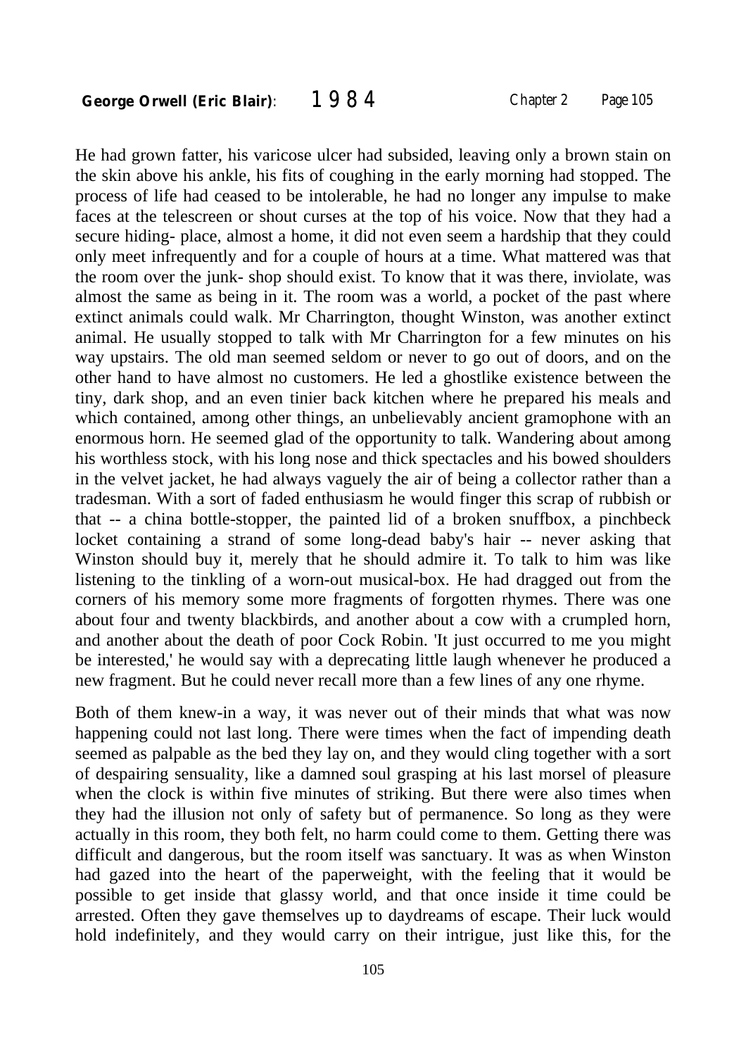He had grown fatter, his varicose ulcer had subsided, leaving only a brown stain on the skin above his ankle, his fits of coughing in the early morning had stopped. The process of life had ceased to be intolerable, he had no longer any impulse to make faces at the telescreen or shout curses at the top of his voice. Now that they had a secure hiding- place, almost a home, it did not even seem a hardship that they could only meet infrequently and for a couple of hours at a time. What mattered was that the room over the junk- shop should exist. To know that it was there, inviolate, was almost the same as being in it. The room was a world, a pocket of the past where extinct animals could walk. Mr Charrington, thought Winston, was another extinct animal. He usually stopped to talk with Mr Charrington for a few minutes on his way upstairs. The old man seemed seldom or never to go out of doors, and on the other hand to have almost no customers. He led a ghostlike existence between the tiny, dark shop, and an even tinier back kitchen where he prepared his meals and which contained, among other things, an unbelievably ancient gramophone with an enormous horn. He seemed glad of the opportunity to talk. Wandering about among his worthless stock, with his long nose and thick spectacles and his bowed shoulders in the velvet jacket, he had always vaguely the air of being a collector rather than a tradesman. With a sort of faded enthusiasm he would finger this scrap of rubbish or that -- a china bottle-stopper, the painted lid of a broken snuffbox, a pinchbeck locket containing a strand of some long-dead baby's hair -- never asking that Winston should buy it, merely that he should admire it. To talk to him was like listening to the tinkling of a worn-out musical-box. He had dragged out from the corners of his memory some more fragments of forgotten rhymes. There was one about four and twenty blackbirds, and another about a cow with a crumpled horn, and another about the death of poor Cock Robin. 'It just occurred to me you might be interested,' he would say with a deprecating little laugh whenever he produced a new fragment. But he could never recall more than a few lines of any one rhyme.

Both of them knew-in a way, it was never out of their minds that what was now happening could not last long. There were times when the fact of impending death seemed as palpable as the bed they lay on, and they would cling together with a sort of despairing sensuality, like a damned soul grasping at his last morsel of pleasure when the clock is within five minutes of striking. But there were also times when they had the illusion not only of safety but of permanence. So long as they were actually in this room, they both felt, no harm could come to them. Getting there was difficult and dangerous, but the room itself was sanctuary. It was as when Winston had gazed into the heart of the paperweight, with the feeling that it would be possible to get inside that glassy world, and that once inside it time could be arrested. Often they gave themselves up to daydreams of escape. Their luck would hold indefinitely, and they would carry on their intrigue, just like this, for the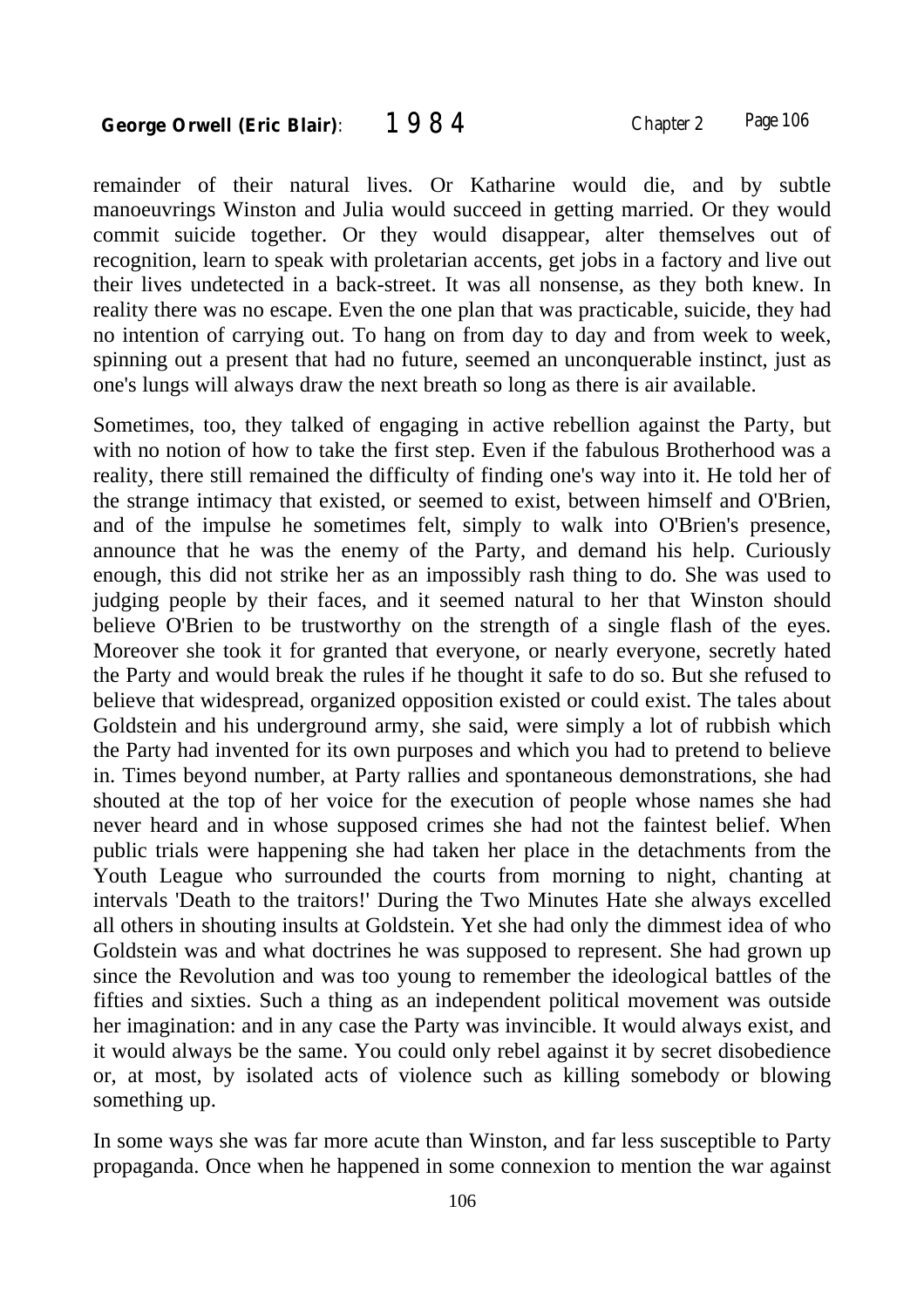remainder of their natural lives. Or Katharine would die, and by subtle manoeuvrings Winston and Julia would succeed in getting married. Or they would commit suicide together. Or they would disappear, alter themselves out of recognition, learn to speak with proletarian accents, get jobs in a factory and live out their lives undetected in a back-street. It was all nonsense, as they both knew. In reality there was no escape. Even the one plan that was practicable, suicide, they had no intention of carrying out. To hang on from day to day and from week to week, spinning out a present that had no future, seemed an unconquerable instinct, just as one's lungs will always draw the next breath so long as there is air available.

Sometimes, too, they talked of engaging in active rebellion against the Party, but with no notion of how to take the first step. Even if the fabulous Brotherhood was a reality, there still remained the difficulty of finding one's way into it. He told her of the strange intimacy that existed, or seemed to exist, between himself and O'Brien, and of the impulse he sometimes felt, simply to walk into O'Brien's presence, announce that he was the enemy of the Party, and demand his help. Curiously enough, this did not strike her as an impossibly rash thing to do. She was used to judging people by their faces, and it seemed natural to her that Winston should believe O'Brien to be trustworthy on the strength of a single flash of the eyes. Moreover she took it for granted that everyone, or nearly everyone, secretly hated the Party and would break the rules if he thought it safe to do so. But she refused to believe that widespread, organized opposition existed or could exist. The tales about Goldstein and his underground army, she said, were simply a lot of rubbish which the Party had invented for its own purposes and which you had to pretend to believe in. Times beyond number, at Party rallies and spontaneous demonstrations, she had shouted at the top of her voice for the execution of people whose names she had never heard and in whose supposed crimes she had not the faintest belief. When public trials were happening she had taken her place in the detachments from the Youth League who surrounded the courts from morning to night, chanting at intervals 'Death to the traitors!' During the Two Minutes Hate she always excelled all others in shouting insults at Goldstein. Yet she had only the dimmest idea of who Goldstein was and what doctrines he was supposed to represent. She had grown up since the Revolution and was too young to remember the ideological battles of the fifties and sixties. Such a thing as an independent political movement was outside her imagination: and in any case the Party was invincible. It would always exist, and it would always be the same. You could only rebel against it by secret disobedience or, at most, by isolated acts of violence such as killing somebody or blowing something up.

In some ways she was far more acute than Winston, and far less susceptible to Party propaganda. Once when he happened in some connexion to mention the war against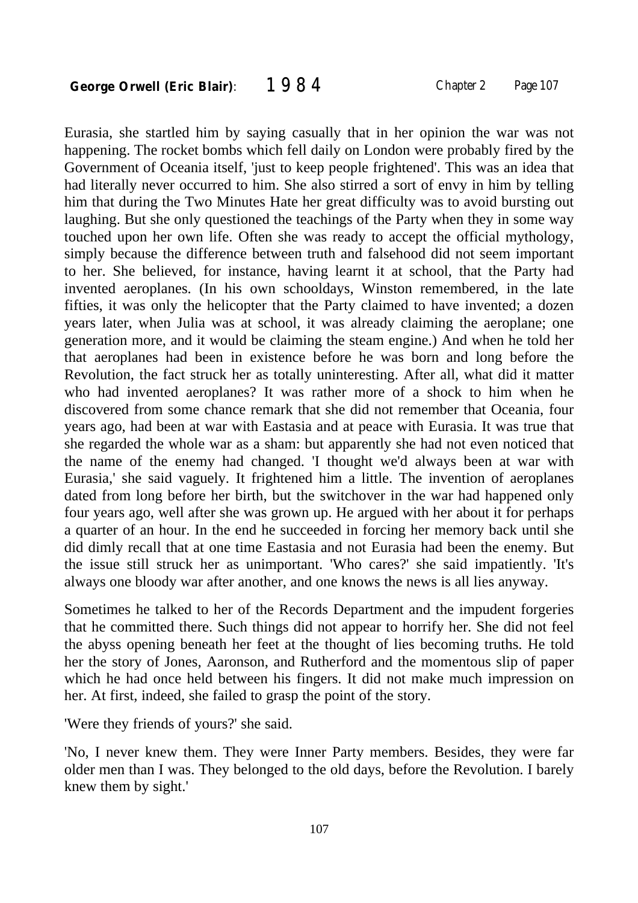Eurasia, she startled him by saying casually that in her opinion the war was not happening. The rocket bombs which fell daily on London were probably fired by the Government of Oceania itself, 'just to keep people frightened'. This was an idea that had literally never occurred to him. She also stirred a sort of envy in him by telling him that during the Two Minutes Hate her great difficulty was to avoid bursting out laughing. But she only questioned the teachings of the Party when they in some way touched upon her own life. Often she was ready to accept the official mythology, simply because the difference between truth and falsehood did not seem important to her. She believed, for instance, having learnt it at school, that the Party had invented aeroplanes. (In his own schooldays, Winston remembered, in the late fifties, it was only the helicopter that the Party claimed to have invented; a dozen years later, when Julia was at school, it was already claiming the aeroplane; one generation more, and it would be claiming the steam engine.) And when he told her that aeroplanes had been in existence before he was born and long before the Revolution, the fact struck her as totally uninteresting. After all, what did it matter who had invented aeroplanes? It was rather more of a shock to him when he discovered from some chance remark that she did not remember that Oceania, four years ago, had been at war with Eastasia and at peace with Eurasia. It was true that she regarded the whole war as a sham: but apparently she had not even noticed that the name of the enemy had changed. 'I thought we'd always been at war with Eurasia,' she said vaguely. It frightened him a little. The invention of aeroplanes dated from long before her birth, but the switchover in the war had happened only four years ago, well after she was grown up. He argued with her about it for perhaps a quarter of an hour. In the end he succeeded in forcing her memory back until she did dimly recall that at one time Eastasia and not Eurasia had been the enemy. But the issue still struck her as unimportant. 'Who cares?' she said impatiently. 'It's always one bloody war after another, and one knows the news is all lies anyway.

Sometimes he talked to her of the Records Department and the impudent forgeries that he committed there. Such things did not appear to horrify her. She did not feel the abyss opening beneath her feet at the thought of lies becoming truths. He told her the story of Jones, Aaronson, and Rutherford and the momentous slip of paper which he had once held between his fingers. It did not make much impression on her. At first, indeed, she failed to grasp the point of the story.

'Were they friends of yours?' she said.

'No, I never knew them. They were Inner Party members. Besides, they were far older men than I was. They belonged to the old days, before the Revolution. I barely knew them by sight.'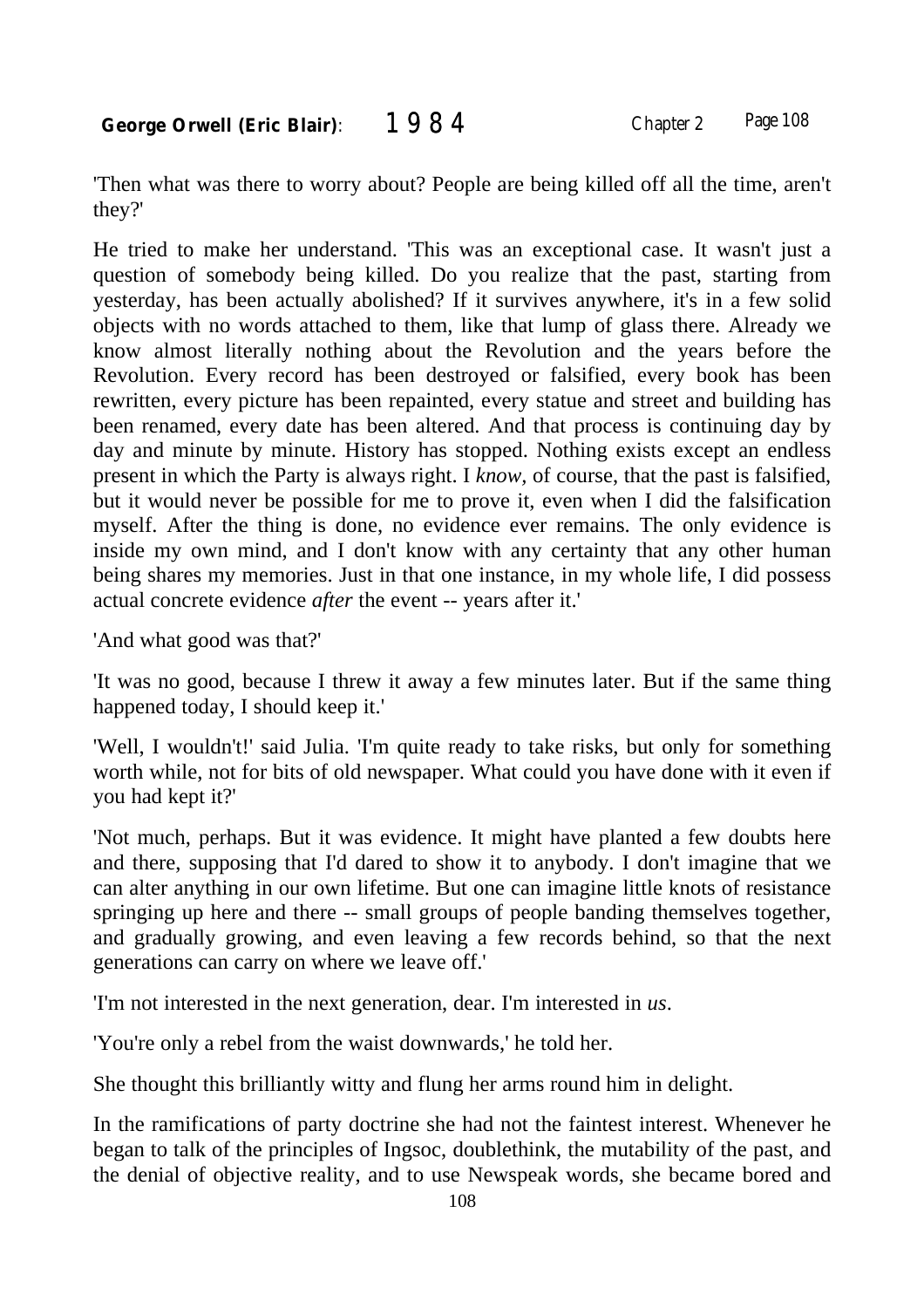'Then what was there to worry about? People are being killed off all the time, aren't they?'

He tried to make her understand. 'This was an exceptional case. It wasn't just a question of somebody being killed. Do you realize that the past, starting from yesterday, has been actually abolished? If it survives anywhere, it's in a few solid objects with no words attached to them, like that lump of glass there. Already we know almost literally nothing about the Revolution and the years before the Revolution. Every record has been destroyed or falsified, every book has been rewritten, every picture has been repainted, every statue and street and building has been renamed, every date has been altered. And that process is continuing day by day and minute by minute. History has stopped. Nothing exists except an endless present in which the Party is always right. I *know*, of course, that the past is falsified, but it would never be possible for me to prove it, even when I did the falsification myself. After the thing is done, no evidence ever remains. The only evidence is inside my own mind, and I don't know with any certainty that any other human being shares my memories. Just in that one instance, in my whole life, I did possess actual concrete evidence *after* the event -- years after it.'

'And what good was that?'

'It was no good, because I threw it away a few minutes later. But if the same thing happened today, I should keep it.'

'Well, I wouldn't!' said Julia. 'I'm quite ready to take risks, but only for something worth while, not for bits of old newspaper. What could you have done with it even if you had kept it?'

'Not much, perhaps. But it was evidence. It might have planted a few doubts here and there, supposing that I'd dared to show it to anybody. I don't imagine that we can alter anything in our own lifetime. But one can imagine little knots of resistance springing up here and there -- small groups of people banding themselves together, and gradually growing, and even leaving a few records behind, so that the next generations can carry on where we leave off.'

'I'm not interested in the next generation, dear. I'm interested in *us*.

'You're only a rebel from the waist downwards,' he told her.

She thought this brilliantly witty and flung her arms round him in delight.

In the ramifications of party doctrine she had not the faintest interest. Whenever he began to talk of the principles of Ingsoc, doublethink, the mutability of the past, and the denial of objective reality, and to use Newspeak words, she became bored and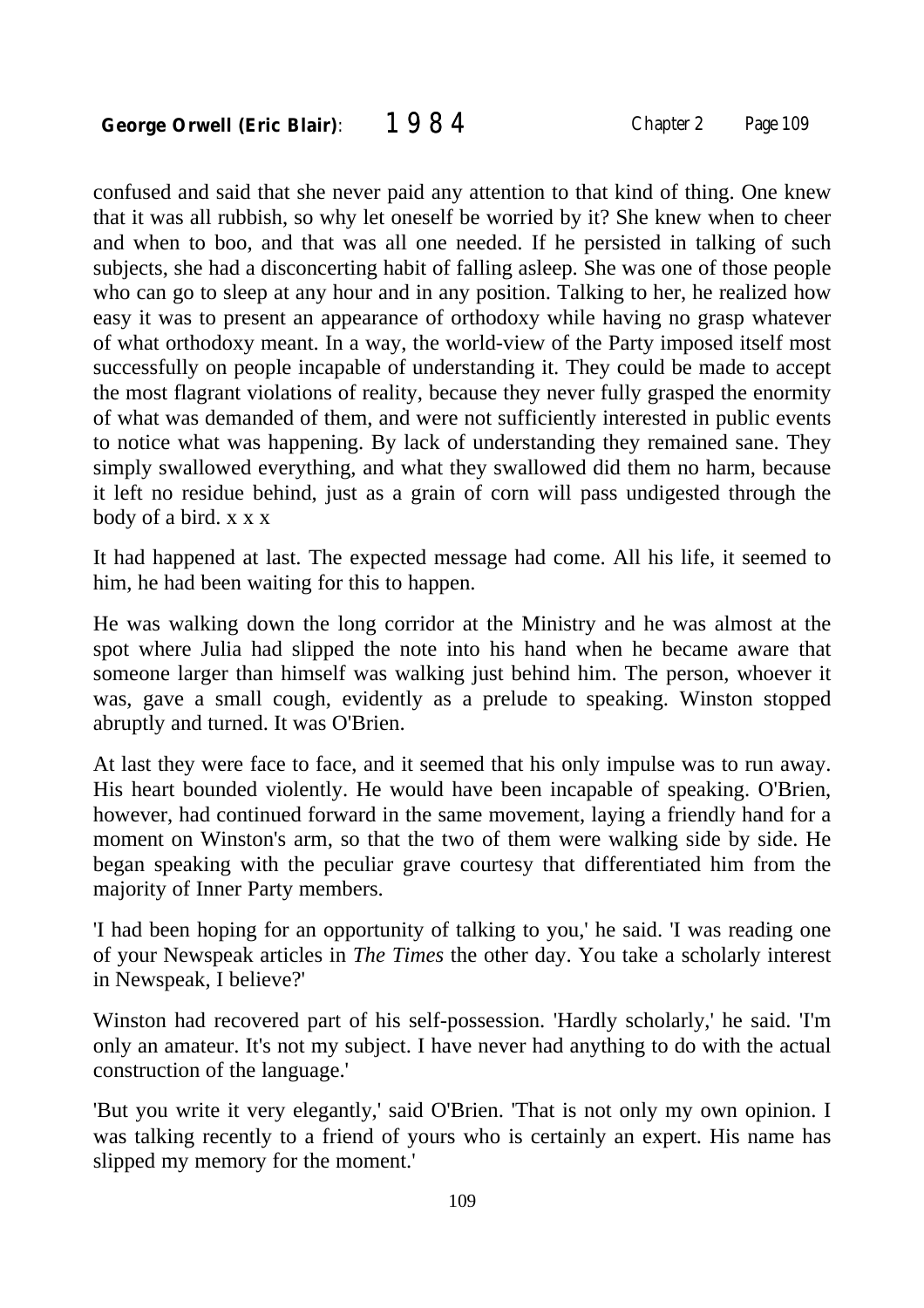confused and said that she never paid any attention to that kind of thing. One knew that it was all rubbish, so why let oneself be worried by it? She knew when to cheer and when to boo, and that was all one needed. If he persisted in talking of such subjects, she had a disconcerting habit of falling asleep. She was one of those people who can go to sleep at any hour and in any position. Talking to her, he realized how easy it was to present an appearance of orthodoxy while having no grasp whatever of what orthodoxy meant. In a way, the world-view of the Party imposed itself most successfully on people incapable of understanding it. They could be made to accept the most flagrant violations of reality, because they never fully grasped the enormity of what was demanded of them, and were not sufficiently interested in public events to notice what was happening. By lack of understanding they remained sane. They simply swallowed everything, and what they swallowed did them no harm, because it left no residue behind, just as a grain of corn will pass undigested through the body of a bird. x x x

It had happened at last. The expected message had come. All his life, it seemed to him, he had been waiting for this to happen.

He was walking down the long corridor at the Ministry and he was almost at the spot where Julia had slipped the note into his hand when he became aware that someone larger than himself was walking just behind him. The person, whoever it was, gave a small cough, evidently as a prelude to speaking. Winston stopped abruptly and turned. It was O'Brien.

At last they were face to face, and it seemed that his only impulse was to run away. His heart bounded violently. He would have been incapable of speaking. O'Brien, however, had continued forward in the same movement, laying a friendly hand for a moment on Winston's arm, so that the two of them were walking side by side. He began speaking with the peculiar grave courtesy that differentiated him from the majority of Inner Party members.

'I had been hoping for an opportunity of talking to you,' he said. 'I was reading one of your Newspeak articles in *The Times* the other day. You take a scholarly interest in Newspeak, I believe?'

Winston had recovered part of his self-possession. 'Hardly scholarly,' he said. 'I'm only an amateur. It's not my subject. I have never had anything to do with the actual construction of the language.'

'But you write it very elegantly,' said O'Brien. 'That is not only my own opinion. I was talking recently to a friend of yours who is certainly an expert. His name has slipped my memory for the moment.'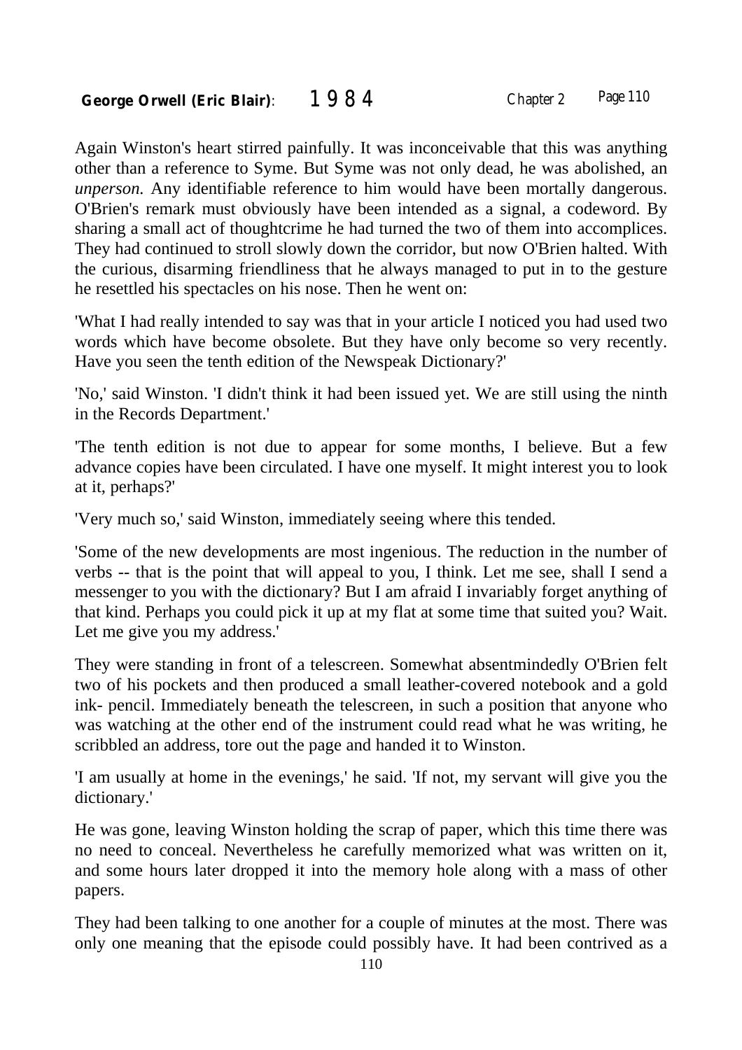Again Winston's heart stirred painfully. It was inconceivable that this was anything other than a reference to Syme. But Syme was not only dead, he was abolished, an *unperson.* Any identifiable reference to him would have been mortally dangerous. O'Brien's remark must obviously have been intended as a signal, a codeword. By sharing a small act of thoughtcrime he had turned the two of them into accomplices. They had continued to stroll slowly down the corridor, but now O'Brien halted. With the curious, disarming friendliness that he always managed to put in to the gesture he resettled his spectacles on his nose. Then he went on:

'What I had really intended to say was that in your article I noticed you had used two words which have become obsolete. But they have only become so very recently. Have you seen the tenth edition of the Newspeak Dictionary?'

'No,' said Winston. 'I didn't think it had been issued yet. We are still using the ninth in the Records Department.'

'The tenth edition is not due to appear for some months, I believe. But a few advance copies have been circulated. I have one myself. It might interest you to look at it, perhaps?'

'Very much so,' said Winston, immediately seeing where this tended.

'Some of the new developments are most ingenious. The reduction in the number of verbs -- that is the point that will appeal to you, I think. Let me see, shall I send a messenger to you with the dictionary? But I am afraid I invariably forget anything of that kind. Perhaps you could pick it up at my flat at some time that suited you? Wait. Let me give you my address.'

They were standing in front of a telescreen. Somewhat absentmindedly O'Brien felt two of his pockets and then produced a small leather-covered notebook and a gold ink- pencil. Immediately beneath the telescreen, in such a position that anyone who was watching at the other end of the instrument could read what he was writing, he scribbled an address, tore out the page and handed it to Winston.

'I am usually at home in the evenings,' he said. 'If not, my servant will give you the dictionary.'

He was gone, leaving Winston holding the scrap of paper, which this time there was no need to conceal. Nevertheless he carefully memorized what was written on it, and some hours later dropped it into the memory hole along with a mass of other papers.

They had been talking to one another for a couple of minutes at the most. There was only one meaning that the episode could possibly have. It had been contrived as a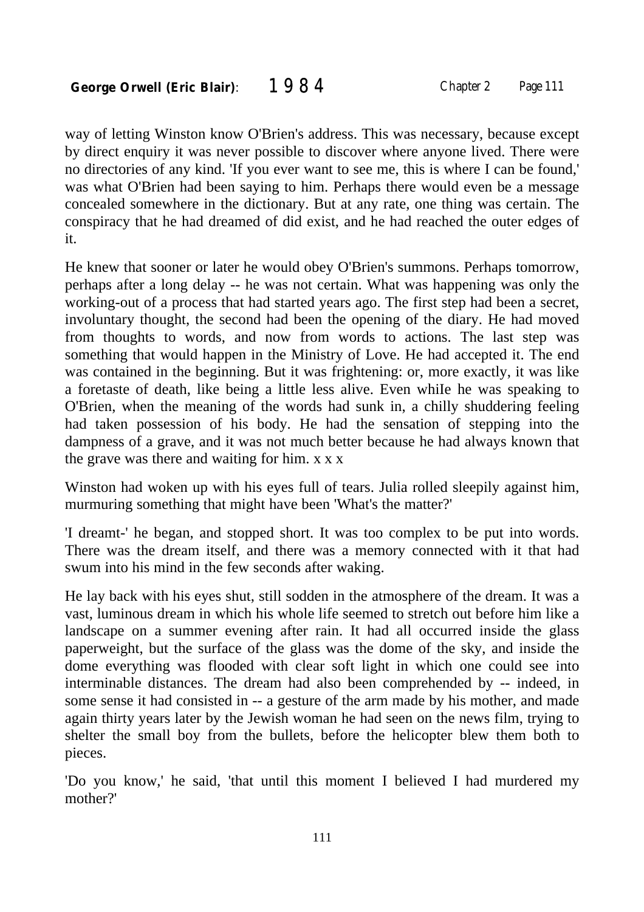way of letting Winston know O'Brien's address. This was necessary, because except by direct enquiry it was never possible to discover where anyone lived. There were no directories of any kind. 'If you ever want to see me, this is where I can be found,' was what O'Brien had been saying to him. Perhaps there would even be a message concealed somewhere in the dictionary. But at any rate, one thing was certain. The conspiracy that he had dreamed of did exist, and he had reached the outer edges of it.

He knew that sooner or later he would obey O'Brien's summons. Perhaps tomorrow, perhaps after a long delay -- he was not certain. What was happening was only the working-out of a process that had started years ago. The first step had been a secret, involuntary thought, the second had been the opening of the diary. He had moved from thoughts to words, and now from words to actions. The last step was something that would happen in the Ministry of Love. He had accepted it. The end was contained in the beginning. But it was frightening: or, more exactly, it was like a foretaste of death, like being a little less alive. Even whiIe he was speaking to O'Brien, when the meaning of the words had sunk in, a chilly shuddering feeling had taken possession of his body. He had the sensation of stepping into the dampness of a grave, and it was not much better because he had always known that the grave was there and waiting for him. x x x

Winston had woken up with his eyes full of tears. Julia rolled sleepily against him, murmuring something that might have been 'What's the matter?'

'I dreamt-' he began, and stopped short. It was too complex to be put into words. There was the dream itself, and there was a memory connected with it that had swum into his mind in the few seconds after waking.

He lay back with his eyes shut, still sodden in the atmosphere of the dream. It was a vast, luminous dream in which his whole life seemed to stretch out before him like a landscape on a summer evening after rain. It had all occurred inside the glass paperweight, but the surface of the glass was the dome of the sky, and inside the dome everything was flooded with clear soft light in which one could see into interminable distances. The dream had also been comprehended by -- indeed, in some sense it had consisted in -- a gesture of the arm made by his mother, and made again thirty years later by the Jewish woman he had seen on the news film, trying to shelter the small boy from the bullets, before the helicopter blew them both to pieces.

'Do you know,' he said, 'that until this moment I believed I had murdered my mother?'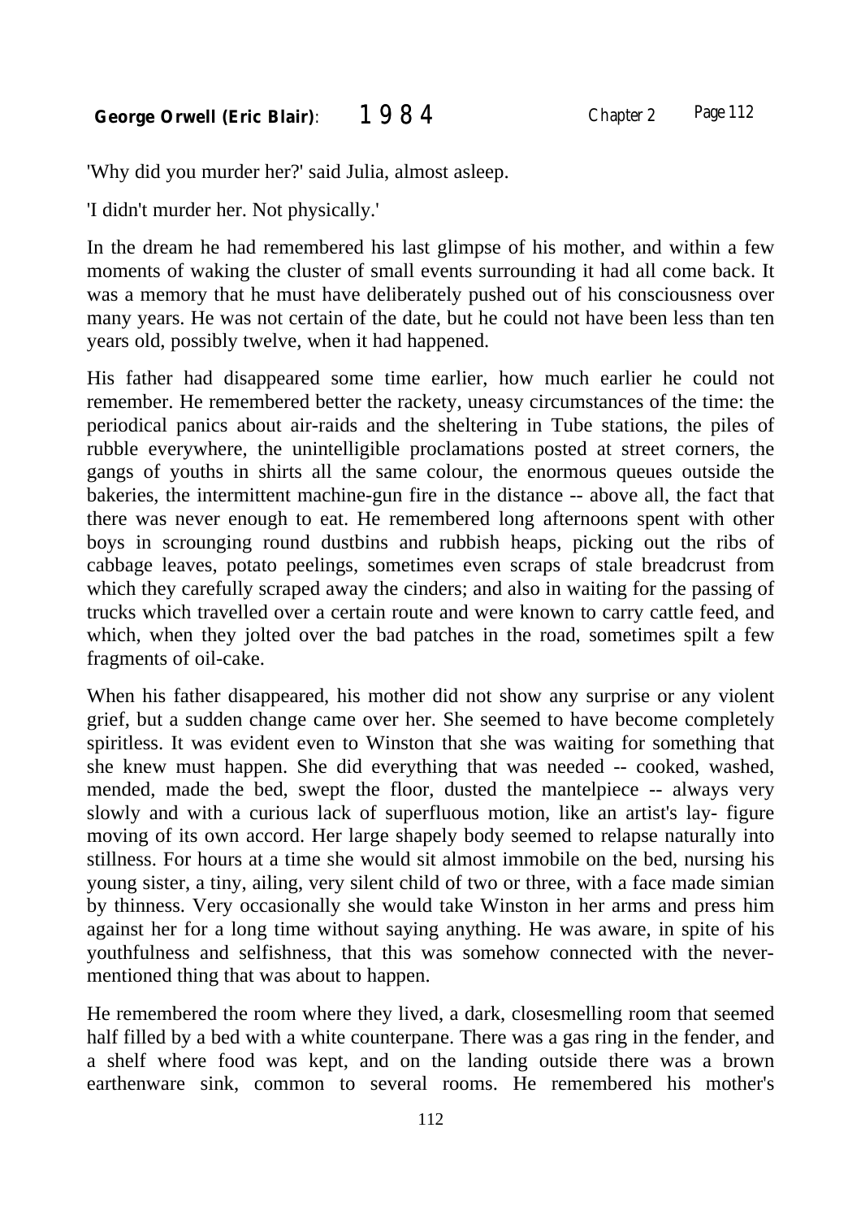'Why did you murder her?' said Julia, almost asleep.

'I didn't murder her. Not physically.'

In the dream he had remembered his last glimpse of his mother, and within a few moments of waking the cluster of small events surrounding it had all come back. It was a memory that he must have deliberately pushed out of his consciousness over many years. He was not certain of the date, but he could not have been less than ten years old, possibly twelve, when it had happened.

His father had disappeared some time earlier, how much earlier he could not remember. He remembered better the rackety, uneasy circumstances of the time: the periodical panics about air-raids and the sheltering in Tube stations, the piles of rubble everywhere, the unintelligible proclamations posted at street corners, the gangs of youths in shirts all the same colour, the enormous queues outside the bakeries, the intermittent machine-gun fire in the distance -- above all, the fact that there was never enough to eat. He remembered long afternoons spent with other boys in scrounging round dustbins and rubbish heaps, picking out the ribs of cabbage leaves, potato peelings, sometimes even scraps of stale breadcrust from which they carefully scraped away the cinders; and also in waiting for the passing of trucks which travelled over a certain route and were known to carry cattle feed, and which, when they jolted over the bad patches in the road, sometimes spilt a few fragments of oil-cake.

When his father disappeared, his mother did not show any surprise or any violent grief, but a sudden change came over her. She seemed to have become completely spiritless. It was evident even to Winston that she was waiting for something that she knew must happen. She did everything that was needed -- cooked, washed, mended, made the bed, swept the floor, dusted the mantelpiece -- always very slowly and with a curious lack of superfluous motion, like an artist's lay- figure moving of its own accord. Her large shapely body seemed to relapse naturally into stillness. For hours at a time she would sit almost immobile on the bed, nursing his young sister, a tiny, ailing, very silent child of two or three, with a face made simian by thinness. Very occasionally she would take Winston in her arms and press him against her for a long time without saying anything. He was aware, in spite of his youthfulness and selfishness, that this was somehow connected with the never-mentioned thing that was about to happen.

He remembered the room where they lived, a dark, closesmelling room that seemed half filled by a bed with a white counterpane. There was a gas ring in the fender, and a shelf where food was kept, and on the landing outside there was a brown earthenware sink, common to several rooms. He remembered his mother's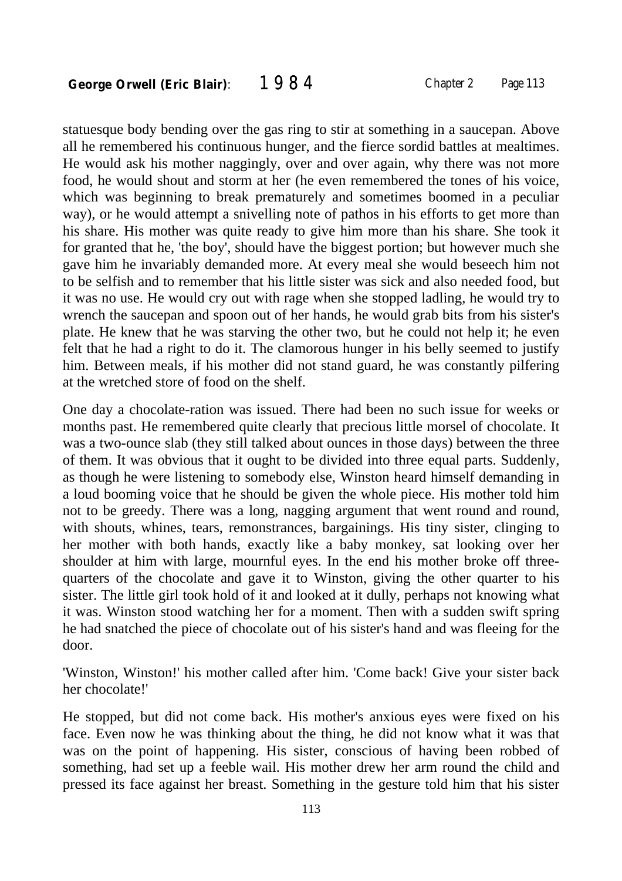statuesque body bending over the gas ring to stir at something in a saucepan. Above all he remembered his continuous hunger, and the fierce sordid battles at mealtimes. He would ask his mother naggingly, over and over again, why there was not more food, he would shout and storm at her (he even remembered the tones of his voice, which was beginning to break prematurely and sometimes boomed in a peculiar way), or he would attempt a snivelling note of pathos in his efforts to get more than his share. His mother was quite ready to give him more than his share. She took it for granted that he, 'the boy', should have the biggest portion; but however much she gave him he invariably demanded more. At every meal she would beseech him not to be selfish and to remember that his little sister was sick and also needed food, but it was no use. He would cry out with rage when she stopped ladling, he would try to wrench the saucepan and spoon out of her hands, he would grab bits from his sister's plate. He knew that he was starving the other two, but he could not help it; he even felt that he had a right to do it. The clamorous hunger in his belly seemed to justify him. Between meals, if his mother did not stand guard, he was constantly pilfering at the wretched store of food on the shelf.

One day a chocolate-ration was issued. There had been no such issue for weeks or months past. He remembered quite clearly that precious little morsel of chocolate. It was a two-ounce slab (they still talked about ounces in those days) between the three of them. It was obvious that it ought to be divided into three equal parts. Suddenly, as though he were listening to somebody else, Winston heard himself demanding in a loud booming voice that he should be given the whole piece. His mother told him not to be greedy. There was a long, nagging argument that went round and round, with shouts, whines, tears, remonstrances, bargainings. His tiny sister, clinging to her mother with both hands, exactly like a baby monkey, sat looking over her shoulder at him with large, mournful eyes. In the end his mother broke off three-quarters of the chocolate and gave it to Winston, giving the other quarter to his sister. The little girl took hold of it and looked at it dully, perhaps not knowing what it was. Winston stood watching her for a moment. Then with a sudden swift spring he had snatched the piece of chocolate out of his sister's hand and was fleeing for the door.

'Winston, Winston!' his mother called after him. 'Come back! Give your sister back her chocolate!'

He stopped, but did not come back. His mother's anxious eyes were fixed on his face. Even now he was thinking about the thing, he did not know what it was that was on the point of happening. His sister, conscious of having been robbed of something, had set up a feeble wail. His mother drew her arm round the child and pressed its face against her breast. Something in the gesture told him that his sister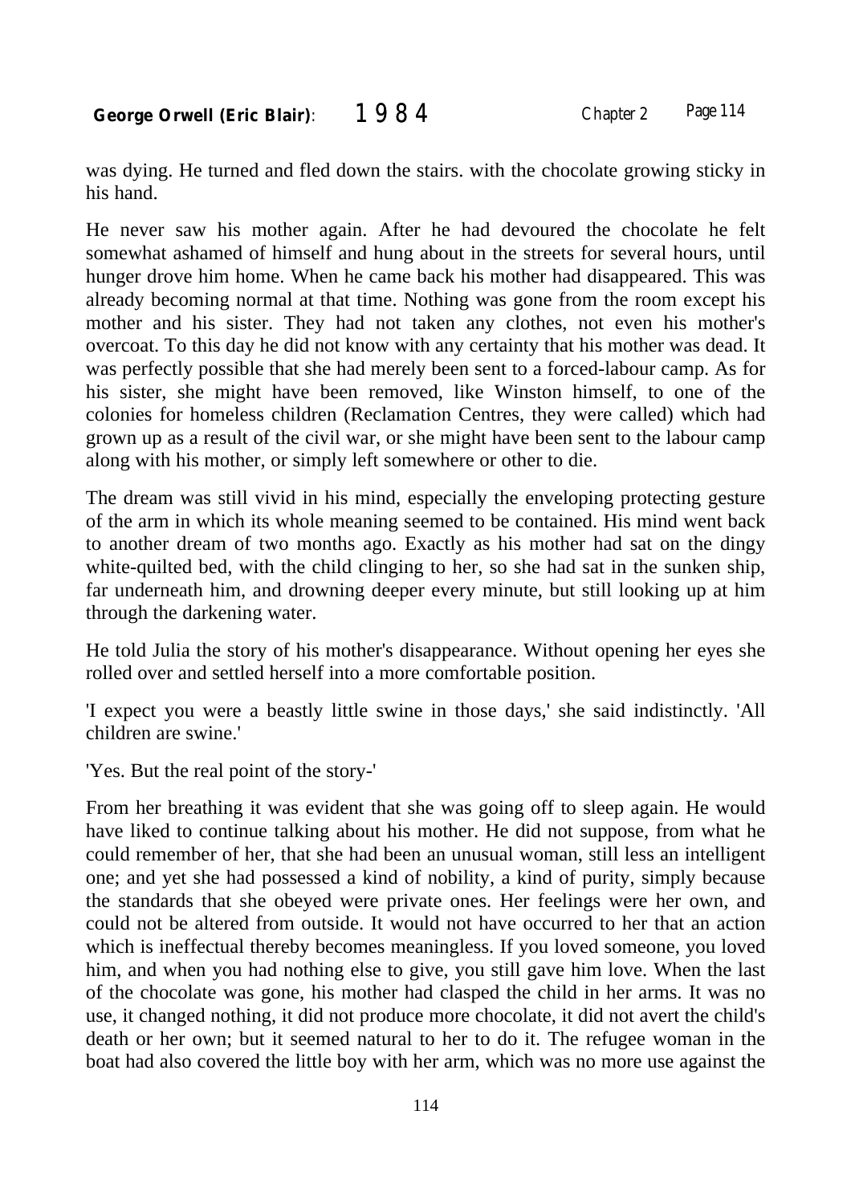was dying. He turned and fled down the stairs. with the chocolate growing sticky in his hand.

He never saw his mother again. After he had devoured the chocolate he felt somewhat ashamed of himself and hung about in the streets for several hours, until hunger drove him home. When he came back his mother had disappeared. This was already becoming normal at that time. Nothing was gone from the room except his mother and his sister. They had not taken any clothes, not even his mother's overcoat. To this day he did not know with any certainty that his mother was dead. It was perfectly possible that she had merely been sent to a forced-labour camp. As for his sister, she might have been removed, like Winston himself, to one of the colonies for homeless children (Reclamation Centres, they were called) which had grown up as a result of the civil war, or she might have been sent to the labour camp along with his mother, or simply left somewhere or other to die.

The dream was still vivid in his mind, especially the enveloping protecting gesture of the arm in which its whole meaning seemed to be contained. His mind went back to another dream of two months ago. Exactly as his mother had sat on the dingy white-quilted bed, with the child clinging to her, so she had sat in the sunken ship, far underneath him, and drowning deeper every minute, but still looking up at him through the darkening water.

He told Julia the story of his mother's disappearance. Without opening her eyes she rolled over and settled herself into a more comfortable position.

'I expect you were a beastly little swine in those days,' she said indistinctly. 'All children are swine.'

'Yes. But the real point of the story-'

From her breathing it was evident that she was going off to sleep again. He would have liked to continue talking about his mother. He did not suppose, from what he could remember of her, that she had been an unusual woman, still less an intelligent one; and yet she had possessed a kind of nobility, a kind of purity, simply because the standards that she obeyed were private ones. Her feelings were her own, and could not be altered from outside. It would not have occurred to her that an action which is ineffectual thereby becomes meaningless. If you loved someone, you loved him, and when you had nothing else to give, you still gave him love. When the last of the chocolate was gone, his mother had clasped the child in her arms. It was no use, it changed nothing, it did not produce more chocolate, it did not avert the child's death or her own; but it seemed natural to her to do it. The refugee woman in the boat had also covered the little boy with her arm, which was no more use against the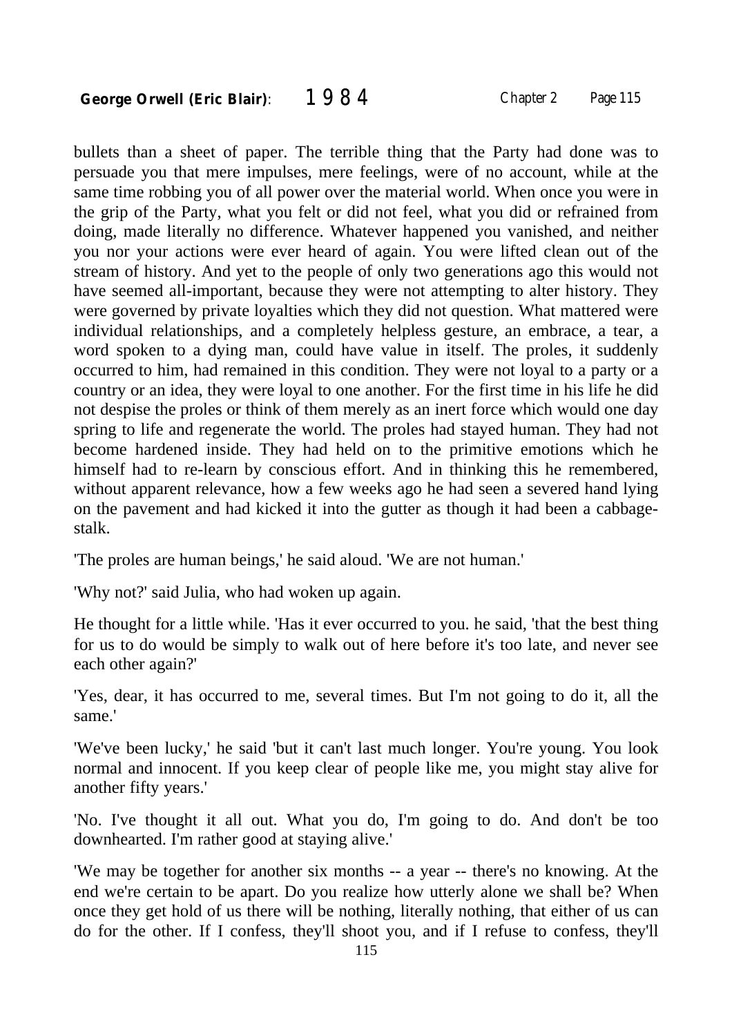bullets than a sheet of paper. The terrible thing that the Party had done was to persuade you that mere impulses, mere feelings, were of no account, while at the same time robbing you of all power over the material world. When once you were in the grip of the Party, what you felt or did not feel, what you did or refrained from doing, made literally no difference. Whatever happened you vanished, and neither you nor your actions were ever heard of again. You were lifted clean out of the stream of history. And yet to the people of only two generations ago this would not have seemed all-important, because they were not attempting to alter history. They were governed by private loyalties which they did not question. What mattered were individual relationships, and a completely helpless gesture, an embrace, a tear, a word spoken to a dying man, could have value in itself. The proles, it suddenly occurred to him, had remained in this condition. They were not loyal to a party or a country or an idea, they were loyal to one another. For the first time in his life he did not despise the proles or think of them merely as an inert force which would one day spring to life and regenerate the world. The proles had stayed human. They had not become hardened inside. They had held on to the primitive emotions which he himself had to re-learn by conscious effort. And in thinking this he remembered, without apparent relevance, how a few weeks ago he had seen a severed hand lying on the pavement and had kicked it into the gutter as though it had been a cabbage-stalk.

'The proles are human beings,' he said aloud. 'We are not human.'

'Why not?' said Julia, who had woken up again.

He thought for a little while. 'Has it ever occurred to you. he said, 'that the best thing for us to do would be simply to walk out of here before it's too late, and never see each other again?'

'Yes, dear, it has occurred to me, several times. But I'm not going to do it, all the same.'

'We've been lucky,' he said 'but it can't last much longer. You're young. You look normal and innocent. If you keep clear of people like me, you might stay alive for another fifty years.'

'No. I've thought it all out. What you do, I'm going to do. And don't be too downhearted. I'm rather good at staying alive.'

'We may be together for another six months -- a year -- there's no knowing. At the end we're certain to be apart. Do you realize how utterly alone we shall be? When once they get hold of us there will be nothing, literally nothing, that either of us can do for the other. If I confess, they'll shoot you, and if I refuse to confess, they'll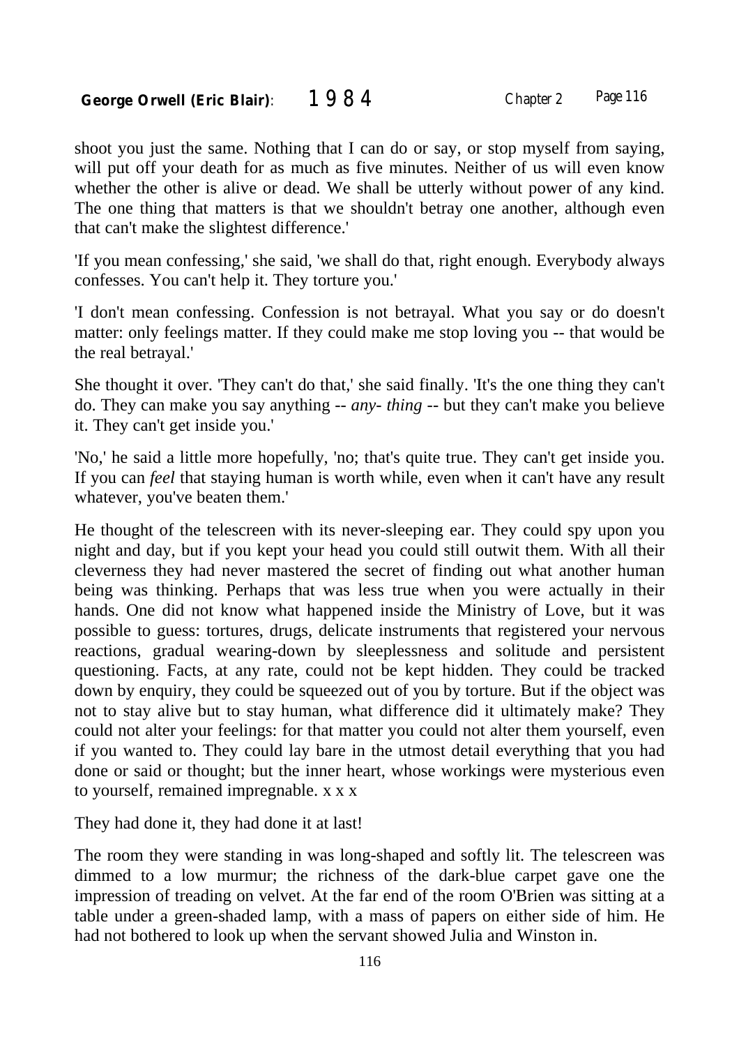shoot you just the same. Nothing that I can do or say, or stop myself from saying, will put off your death for as much as five minutes. Neither of us will even know whether the other is alive or dead. We shall be utterly without power of any kind. The one thing that matters is that we shouldn't betray one another, although even that can't make the slightest difference.'

'If you mean confessing,' she said, 'we shall do that, right enough. Everybody always confesses. You can't help it. They torture you.'

'I don't mean confessing. Confession is not betrayal. What you say or do doesn't matter: only feelings matter. If they could make me stop loving you -- that would be the real betrayal.'

She thought it over. 'They can't do that,' she said finally. 'It's the one thing they can't do. They can make you say anything -- *any- thing* -- but they can't make you believe it. They can't get inside you.'

'No,' he said a little more hopefully, 'no; that's quite true. They can't get inside you. If you can *feel* that staying human is worth while, even when it can't have any result whatever, you've beaten them.'

He thought of the telescreen with its never-sleeping ear. They could spy upon you night and day, but if you kept your head you could still outwit them. With all their cleverness they had never mastered the secret of finding out what another human being was thinking. Perhaps that was less true when you were actually in their hands. One did not know what happened inside the Ministry of Love, but it was possible to guess: tortures, drugs, delicate instruments that registered your nervous reactions, gradual wearing-down by sleeplessness and solitude and persistent questioning. Facts, at any rate, could not be kept hidden. They could be tracked down by enquiry, they could be squeezed out of you by torture. But if the object was not to stay alive but to stay human, what difference did it ultimately make? They could not alter your feelings: for that matter you could not alter them yourself, even if you wanted to. They could lay bare in the utmost detail everything that you had done or said or thought; but the inner heart, whose workings were mysterious even to yourself, remained impregnable. x x x

They had done it, they had done it at last!

The room they were standing in was long-shaped and softly lit. The telescreen was dimmed to a low murmur; the richness of the dark-blue carpet gave one the impression of treading on velvet. At the far end of the room O'Brien was sitting at a table under a green-shaded lamp, with a mass of papers on either side of him. He had not bothered to look up when the servant showed Julia and Winston in.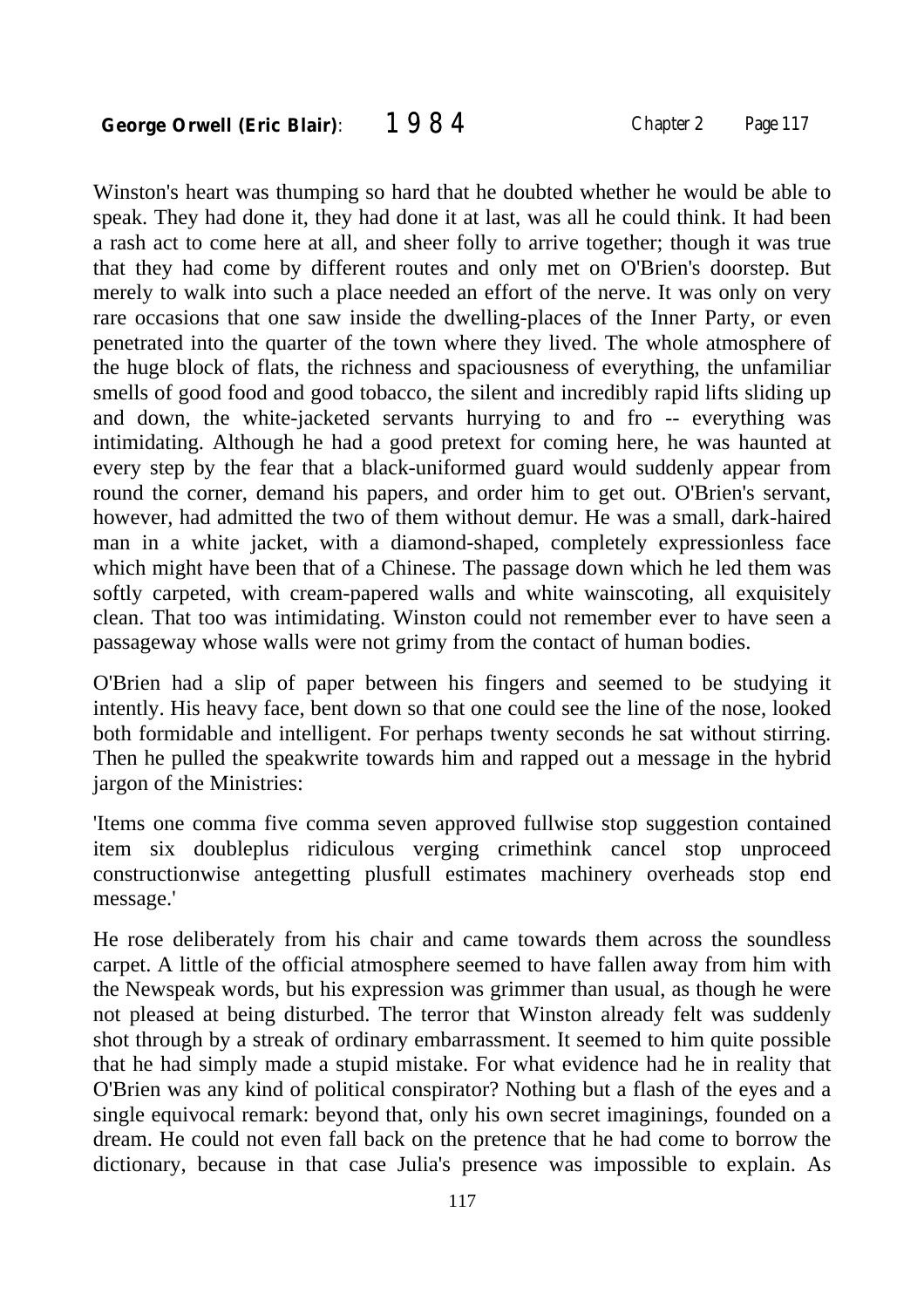Winston's heart was thumping so hard that he doubted whether he would be able to speak. They had done it, they had done it at last, was all he could think. It had been a rash act to come here at all, and sheer folly to arrive together; though it was true that they had come by different routes and only met on O'Brien's doorstep. But merely to walk into such a place needed an effort of the nerve. It was only on very rare occasions that one saw inside the dwelling-places of the Inner Party, or even penetrated into the quarter of the town where they lived. The whole atmosphere of the huge block of flats, the richness and spaciousness of everything, the unfamiliar smells of good food and good tobacco, the silent and incredibly rapid lifts sliding up and down, the white-jacketed servants hurrying to and fro -- everything was intimidating. Although he had a good pretext for coming here, he was haunted at every step by the fear that a black-uniformed guard would suddenly appear from round the corner, demand his papers, and order him to get out. O'Brien's servant, however, had admitted the two of them without demur. He was a small, dark-haired man in a white jacket, with a diamond-shaped, completely expressionless face which might have been that of a Chinese. The passage down which he led them was softly carpeted, with cream-papered walls and white wainscoting, all exquisitely clean. That too was intimidating. Winston could not remember ever to have seen a passageway whose walls were not grimy from the contact of human bodies.

O'Brien had a slip of paper between his fingers and seemed to be studying it intently. His heavy face, bent down so that one could see the line of the nose, looked both formidable and intelligent. For perhaps twenty seconds he sat without stirring. Then he pulled the speakwrite towards him and rapped out a message in the hybrid jargon of the Ministries:

'Items one comma five comma seven approved fullwise stop suggestion contained item six doubleplus ridiculous verging crimethink cancel stop unproceed constructionwise antegetting plusfull estimates machinery overheads stop end message.'

He rose deliberately from his chair and came towards them across the soundless carpet. A little of the official atmosphere seemed to have fallen away from him with the Newspeak words, but his expression was grimmer than usual, as though he were not pleased at being disturbed. The terror that Winston already felt was suddenly shot through by a streak of ordinary embarrassment. It seemed to him quite possible that he had simply made a stupid mistake. For what evidence had he in reality that O'Brien was any kind of political conspirator? Nothing but a flash of the eyes and a single equivocal remark: beyond that, only his own secret imaginings, founded on a dream. He could not even fall back on the pretence that he had come to borrow the dictionary, because in that case Julia's presence was impossible to explain. As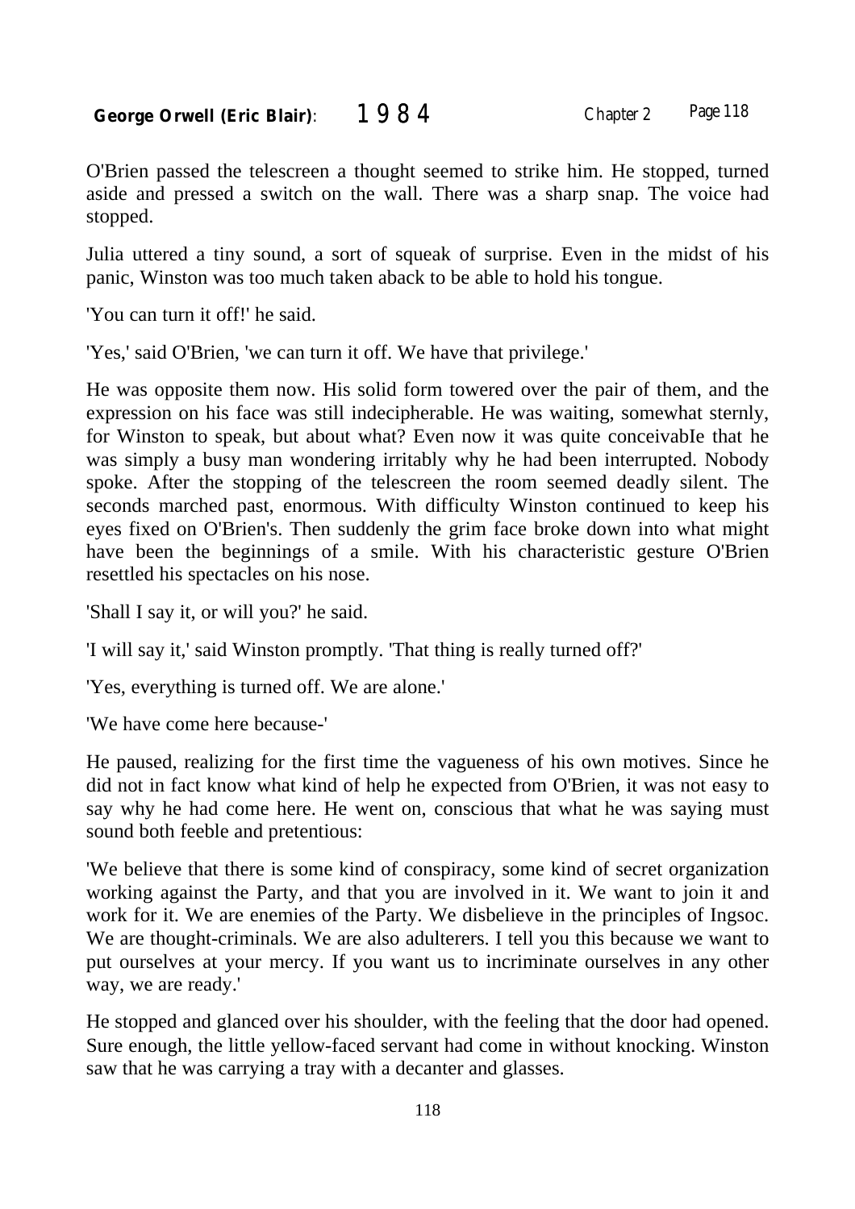O'Brien passed the telescreen a thought seemed to strike him. He stopped, turned aside and pressed a switch on the wall. There was a sharp snap. The voice had stopped.

Julia uttered a tiny sound, a sort of squeak of surprise. Even in the midst of his panic, Winston was too much taken aback to be able to hold his tongue.

'You can turn it off!' he said.

'Yes,' said O'Brien, 'we can turn it off. We have that privilege.'

He was opposite them now. His solid form towered over the pair of them, and the expression on his face was still indecipherable. He was waiting, somewhat sternly, for Winston to speak, but about what? Even now it was quite conceivabIe that he was simply a busy man wondering irritably why he had been interrupted. Nobody spoke. After the stopping of the telescreen the room seemed deadly silent. The seconds marched past, enormous. With difficulty Winston continued to keep his eyes fixed on O'Brien's. Then suddenly the grim face broke down into what might have been the beginnings of a smile. With his characteristic gesture O'Brien resettled his spectacles on his nose.

'Shall I say it, or will you?' he said.

'I will say it,' said Winston promptly. 'That thing is really turned off?'

'Yes, everything is turned off. We are alone.'

'We have come here because-'

He paused, realizing for the first time the vagueness of his own motives. Since he did not in fact know what kind of help he expected from O'Brien, it was not easy to say why he had come here. He went on, conscious that what he was saying must sound both feeble and pretentious:

'We believe that there is some kind of conspiracy, some kind of secret organization working against the Party, and that you are involved in it. We want to join it and work for it. We are enemies of the Party. We disbelieve in the principles of Ingsoc. We are thought-criminals. We are also adulterers. I tell you this because we want to put ourselves at your mercy. If you want us to incriminate ourselves in any other way, we are ready.'

He stopped and glanced over his shoulder, with the feeling that the door had opened. Sure enough, the little yellow-faced servant had come in without knocking. Winston saw that he was carrying a tray with a decanter and glasses.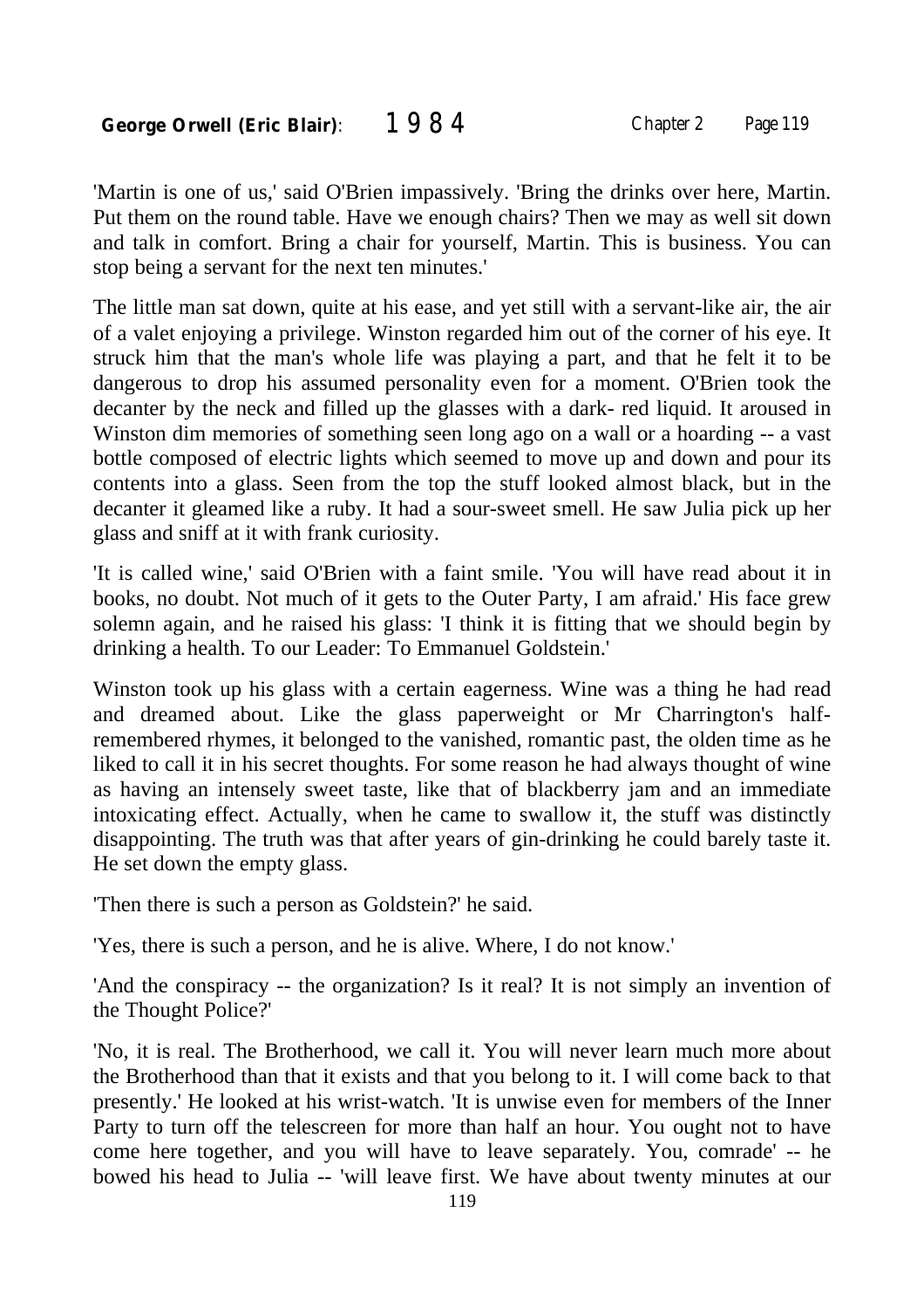'Martin is one of us,' said O'Brien impassively. 'Bring the drinks over here, Martin. Put them on the round table. Have we enough chairs? Then we may as well sit down and talk in comfort. Bring a chair for yourself, Martin. This is business. You can stop being a servant for the next ten minutes.'

The little man sat down, quite at his ease, and yet still with a servant-like air, the air of a valet enjoying a privilege. Winston regarded him out of the corner of his eye. It struck him that the man's whole life was playing a part, and that he felt it to be dangerous to drop his assumed personality even for a moment. O'Brien took the decanter by the neck and filled up the glasses with a dark- red liquid. It aroused in Winston dim memories of something seen long ago on a wall or a hoarding -- a vast bottle composed of electric lights which seemed to move up and down and pour its contents into a glass. Seen from the top the stuff looked almost black, but in the decanter it gleamed like a ruby. It had a sour-sweet smell. He saw Julia pick up her glass and sniff at it with frank curiosity.

'It is called wine,' said O'Brien with a faint smile. 'You will have read about it in books, no doubt. Not much of it gets to the Outer Party, I am afraid.' His face grew solemn again, and he raised his glass: 'I think it is fitting that we should begin by drinking a health. To our Leader: To Emmanuel Goldstein.'

Winston took up his glass with a certain eagerness. Wine was a thing he had read and dreamed about. Like the glass paperweight or Mr Charrington's half-remembered rhymes, it belonged to the vanished, romantic past, the olden time as he liked to call it in his secret thoughts. For some reason he had always thought of wine as having an intensely sweet taste, like that of blackberry jam and an immediate intoxicating effect. Actually, when he came to swallow it, the stuff was distinctly disappointing. The truth was that after years of gin-drinking he could barely taste it. He set down the empty glass.

'Then there is such a person as Goldstein?' he said.

'Yes, there is such a person, and he is alive. Where, I do not know.'

'And the conspiracy -- the organization? Is it real? It is not simply an invention of the Thought Police?'

'No, it is real. The Brotherhood, we call it. You will never learn much more about the Brotherhood than that it exists and that you belong to it. I will come back to that presently.' He looked at his wrist-watch. 'It is unwise even for members of the Inner Party to turn off the telescreen for more than half an hour. You ought not to have come here together, and you will have to leave separately. You, comrade' -- he bowed his head to Julia -- 'will leave first. We have about twenty minutes at our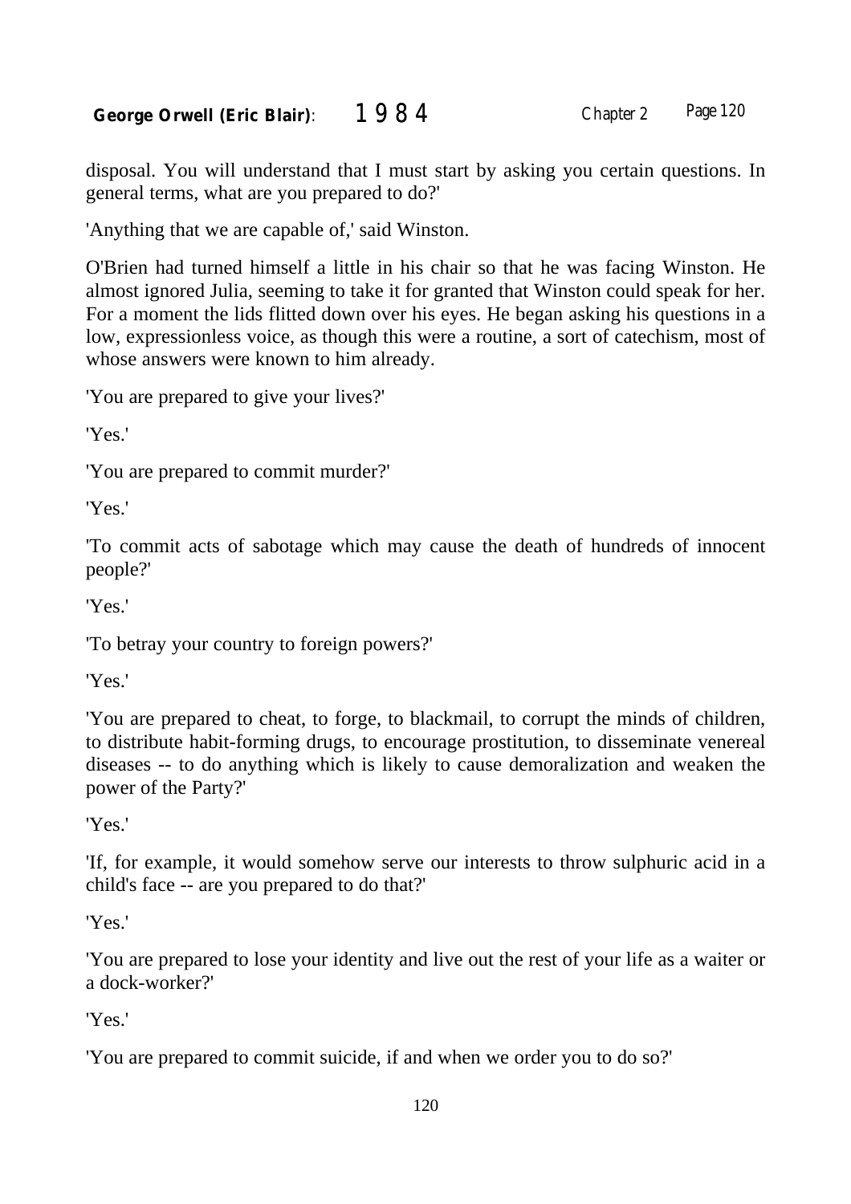disposal. You will understand that I must start by asking you certain questions. In general terms, what are you prepared to do?'

'Anything that we are capable of,' said Winston.

O'Brien had turned himself a little in his chair so that he was facing Winston. He almost ignored Julia, seeming to take it for granted that Winston could speak for her. For a moment the lids flitted down over his eyes. He began asking his questions in a low, expressionless voice, as though this were a routine, a sort of catechism, most of whose answers were known to him already.

'You are prepared to give your lives?'

'Yes.'

'You are prepared to commit murder?'

'Yes.'

'To commit acts of sabotage which may cause the death of hundreds of innocent people?'

'Yes.'

'To betray your country to foreign powers?'

'Yes.'

'You are prepared to cheat, to forge, to blackmail, to corrupt the minds of children, to distribute habit-forming drugs, to encourage prostitution, to disseminate venereal diseases -- to do anything which is likely to cause demoralization and weaken the power of the Party?'

'Yes.'

'If, for example, it would somehow serve our interests to throw sulphuric acid in a child's face -- are you prepared to do that?'

'Yes.'

'You are prepared to lose your identity and live out the rest of your life as a waiter or a dock-worker?'

'Yes.'

'You are prepared to commit suicide, if and when we order you to do so?'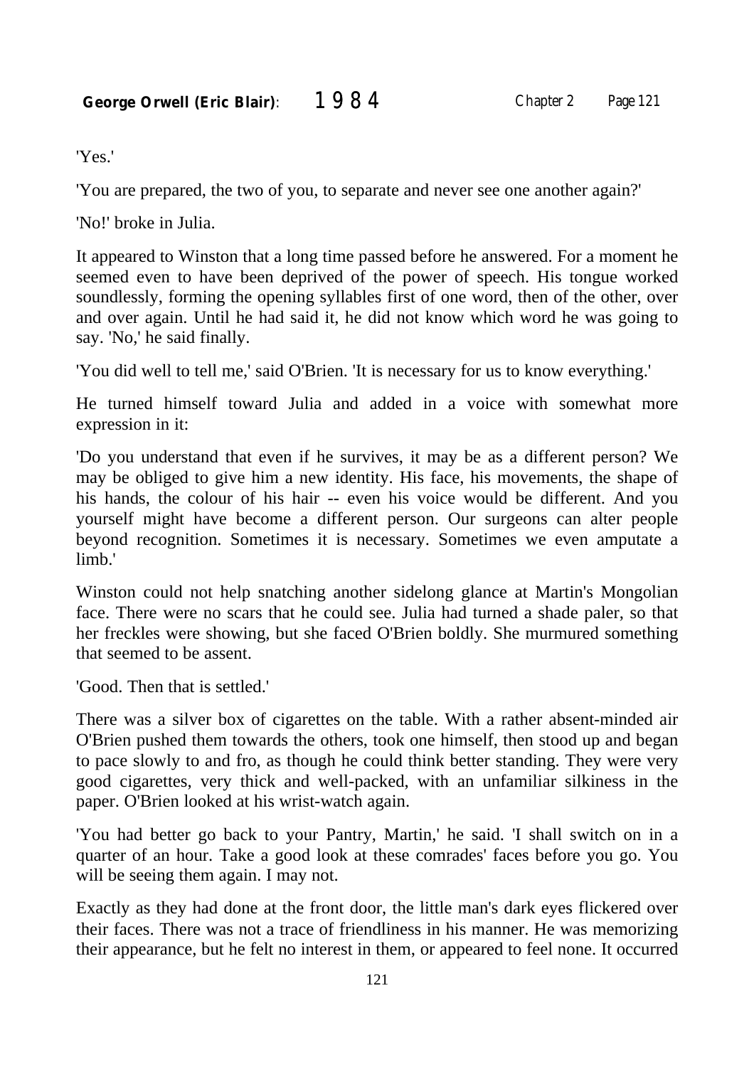'Yes.'

'You are prepared, the two of you, to separate and never see one another again?'

'No!' broke in Julia.

It appeared to Winston that a long time passed before he answered. For a moment he seemed even to have been deprived of the power of speech. His tongue worked soundlessly, forming the opening syllables first of one word, then of the other, over and over again. Until he had said it, he did not know which word he was going to say. 'No,' he said finally.

'You did well to tell me,' said O'Brien. 'It is necessary for us to know everything.'

He turned himself toward Julia and added in a voice with somewhat more expression in it:

'Do you understand that even if he survives, it may be as a different person? We may be obliged to give him a new identity. His face, his movements, the shape of his hands, the colour of his hair -- even his voice would be different. And you yourself might have become a different person. Our surgeons can alter people beyond recognition. Sometimes it is necessary. Sometimes we even amputate a limb.'

Winston could not help snatching another sidelong glance at Martin's Mongolian face. There were no scars that he could see. Julia had turned a shade paler, so that her freckles were showing, but she faced O'Brien boldly. She murmured something that seemed to be assent.

'Good. Then that is settled.'

There was a silver box of cigarettes on the table. With a rather absent-minded air O'Brien pushed them towards the others, took one himself, then stood up and began to pace slowly to and fro, as though he could think better standing. They were very good cigarettes, very thick and well-packed, with an unfamiliar silkiness in the paper. O'Brien looked at his wrist-watch again.

'You had better go back to your Pantry, Martin,' he said. 'I shall switch on in a quarter of an hour. Take a good look at these comrades' faces before you go. You will be seeing them again. I may not.

Exactly as they had done at the front door, the little man's dark eyes flickered over their faces. There was not a trace of friendliness in his manner. He was memorizing their appearance, but he felt no interest in them, or appeared to feel none. It occurred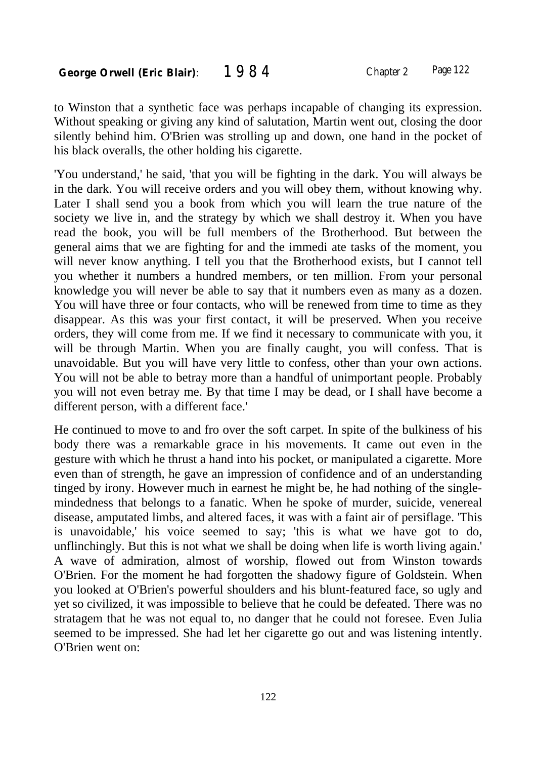to Winston that a synthetic face was perhaps incapable of changing its expression. Without speaking or giving any kind of salutation, Martin went out, closing the door silently behind him. O'Brien was strolling up and down, one hand in the pocket of his black overalls, the other holding his cigarette.

'You understand,' he said, 'that you will be fighting in the dark. You will always be in the dark. You will receive orders and you will obey them, without knowing why. Later I shall send you a book from which you will learn the true nature of the society we live in, and the strategy by which we shall destroy it. When you have read the book, you will be full members of the Brotherhood. But between the general aims that we are fighting for and the immedi ate tasks of the moment, you will never know anything. I tell you that the Brotherhood exists, but I cannot tell you whether it numbers a hundred members, or ten million. From your personal knowledge you will never be able to say that it numbers even as many as a dozen. You will have three or four contacts, who will be renewed from time to time as they disappear. As this was your first contact, it will be preserved. When you receive orders, they will come from me. If we find it necessary to communicate with you, it will be through Martin. When you are finally caught, you will confess. That is unavoidable. But you will have very little to confess, other than your own actions. You will not be able to betray more than a handful of unimportant people. Probably you will not even betray me. By that time I may be dead, or I shall have become a different person, with a different face.'

He continued to move to and fro over the soft carpet. In spite of the bulkiness of his body there was a remarkable grace in his movements. It came out even in the gesture with which he thrust a hand into his pocket, or manipulated a cigarette. More even than of strength, he gave an impression of confidence and of an understanding tinged by irony. However much in earnest he might be, he had nothing of the single-mindedness that belongs to a fanatic. When he spoke of murder, suicide, venereal disease, amputated limbs, and altered faces, it was with a faint air of persiflage. 'This is unavoidable,' his voice seemed to say; 'this is what we have got to do, unflinchingly. But this is not what we shall be doing when life is worth living again.' A wave of admiration, almost of worship, flowed out from Winston towards O'Brien. For the moment he had forgotten the shadowy figure of Goldstein. When you looked at O'Brien's powerful shoulders and his blunt-featured face, so ugly and yet so civilized, it was impossible to believe that he could be defeated. There was no stratagem that he was not equal to, no danger that he could not foresee. Even Julia seemed to be impressed. She had let her cigarette go out and was listening intently. O'Brien went on: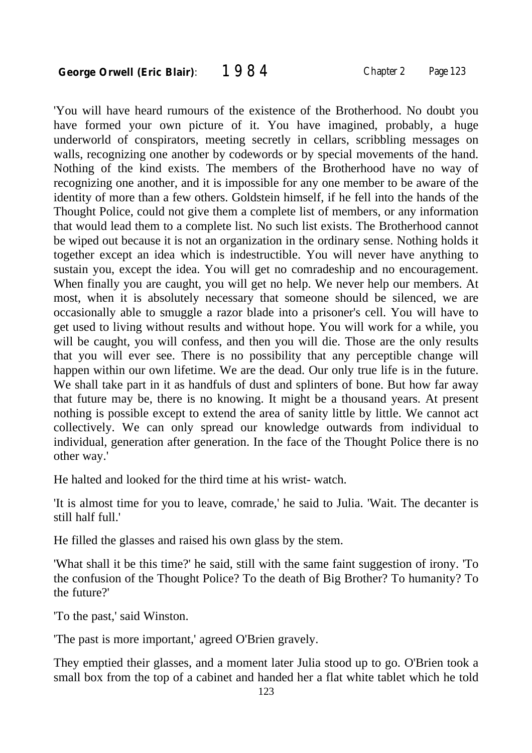'You will have heard rumours of the existence of the Brotherhood. No doubt you have formed your own picture of it. You have imagined, probably, a huge underworld of conspirators, meeting secretly in cellars, scribbling messages on walls, recognizing one another by codewords or by special movements of the hand. Nothing of the kind exists. The members of the Brotherhood have no way of recognizing one another, and it is impossible for any one member to be aware of the identity of more than a few others. Goldstein himself, if he fell into the hands of the Thought Police, could not give them a complete list of members, or any information that would lead them to a complete list. No such list exists. The Brotherhood cannot be wiped out because it is not an organization in the ordinary sense. Nothing holds it together except an idea which is indestructible. You will never have anything to sustain you, except the idea. You will get no comradeship and no encouragement. When finally you are caught, you will get no help. We never help our members. At most, when it is absolutely necessary that someone should be silenced, we are occasionally able to smuggle a razor blade into a prisoner's cell. You will have to get used to living without results and without hope. You will work for a while, you will be caught, you will confess, and then you will die. Those are the only results that you will ever see. There is no possibility that any perceptible change will happen within our own lifetime. We are the dead. Our only true life is in the future. We shall take part in it as handfuls of dust and splinters of bone. But how far away that future may be, there is no knowing. It might be a thousand years. At present nothing is possible except to extend the area of sanity little by little. We cannot act collectively. We can only spread our knowledge outwards from individual to individual, generation after generation. In the face of the Thought Police there is no other way.'

He halted and looked for the third time at his wrist- watch.

'It is almost time for you to leave, comrade,' he said to Julia. 'Wait. The decanter is still half full.'

He filled the glasses and raised his own glass by the stem.

'What shall it be this time?' he said, still with the same faint suggestion of irony. 'To the confusion of the Thought Police? To the death of Big Brother? To humanity? To the future?'

'To the past,' said Winston.

'The past is more important,' agreed O'Brien gravely.

They emptied their glasses, and a moment later Julia stood up to go. O'Brien took a small box from the top of a cabinet and handed her a flat white tablet which he told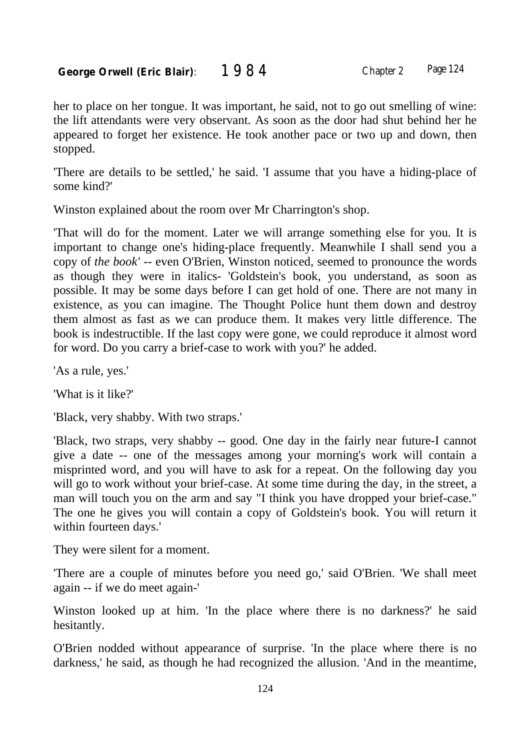her to place on her tongue. It was important, he said, not to go out smelling of wine: the lift attendants were very observant. As soon as the door had shut behind her he appeared to forget her existence. He took another pace or two up and down, then stopped.

'There are details to be settled,' he said. 'I assume that you have a hiding-place of some kind?'

Winston explained about the room over Mr Charrington's shop.

'That will do for the moment. Later we will arrange something else for you. It is important to change one's hiding-place frequently. Meanwhile I shall send you a copy of *the book'* -- even O'Brien, Winston noticed, seemed to pronounce the words as though they were in italics- 'Goldstein's book, you understand, as soon as possible. It may be some days before I can get hold of one. There are not many in existence, as you can imagine. The Thought Police hunt them down and destroy them almost as fast as we can produce them. It makes very little difference. The book is indestructible. If the last copy were gone, we could reproduce it almost word for word. Do you carry a brief-case to work with you?' he added.

'As a rule, yes.'

'What is it like?'

'Black, very shabby. With two straps.'

'Black, two straps, very shabby -- good. One day in the fairly near future-I cannot give a date -- one of the messages among your morning's work will contain a misprinted word, and you will have to ask for a repeat. On the following day you will go to work without your brief-case. At some time during the day, in the street, a man will touch you on the arm and say "I think you have dropped your brief-case." The one he gives you will contain a copy of Goldstein's book. You will return it within fourteen days.'

They were silent for a moment.

'There are a couple of minutes before you need go,' said O'Brien. 'We shall meet again -- if we do meet again-'

Winston looked up at him. 'In the place where there is no darkness?' he said hesitantly.

O'Brien nodded without appearance of surprise. 'In the place where there is no darkness,' he said, as though he had recognized the allusion. 'And in the meantime,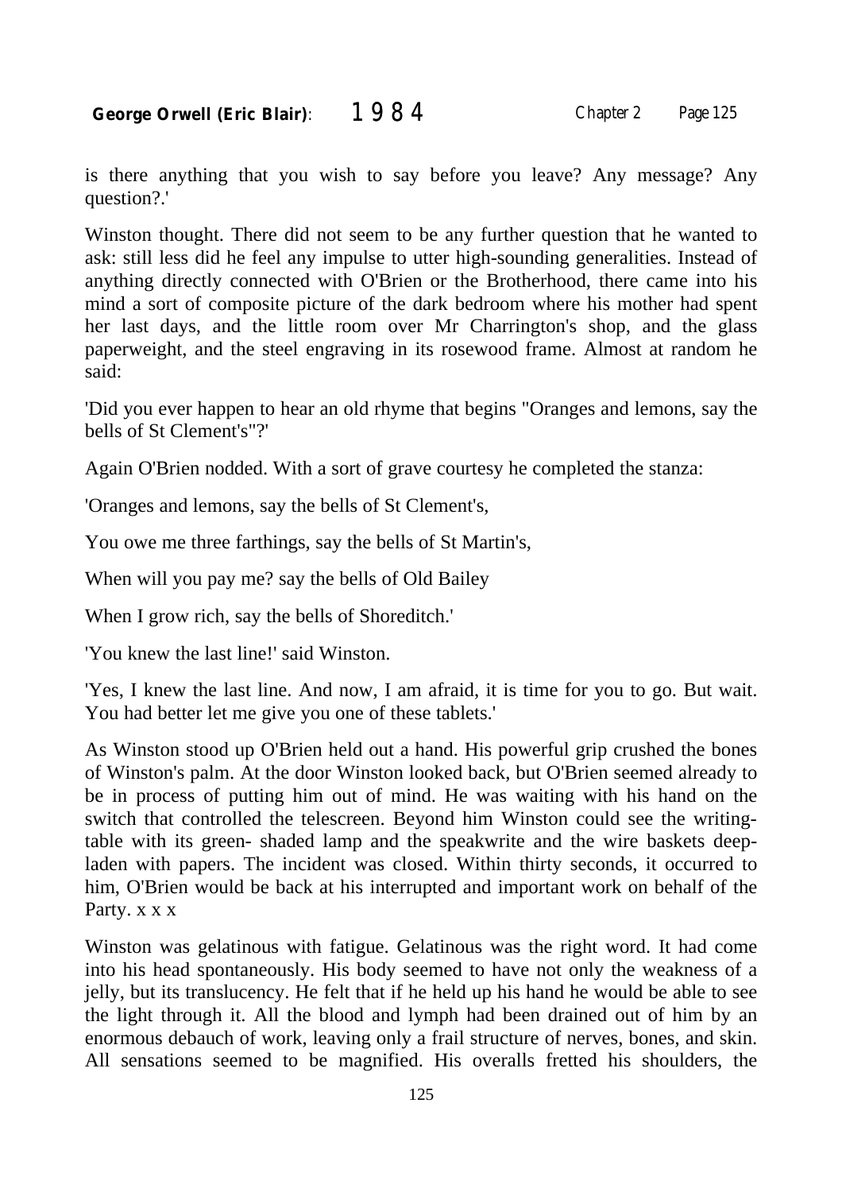is there anything that you wish to say before you leave? Any message? Any question?.'

Winston thought. There did not seem to be any further question that he wanted to ask: still less did he feel any impulse to utter high-sounding generalities. Instead of anything directly connected with O'Brien or the Brotherhood, there came into his mind a sort of composite picture of the dark bedroom where his mother had spent her last days, and the little room over Mr Charrington's shop, and the glass paperweight, and the steel engraving in its rosewood frame. Almost at random he said:

'Did you ever happen to hear an old rhyme that begins "Oranges and lemons, say the bells of St Clement's"?'

Again O'Brien nodded. With a sort of grave courtesy he completed the stanza:

'Oranges and lemons, say the bells of St Clement's,

You owe me three farthings, say the bells of St Martin's,

When will you pay me? say the bells of Old Bailey

When I grow rich, say the bells of Shoreditch.'

'You knew the last line!' said Winston.

'Yes, I knew the last line. And now, I am afraid, it is time for you to go. But wait. You had better let me give you one of these tablets.'

As Winston stood up O'Brien held out a hand. His powerful grip crushed the bones of Winston's palm. At the door Winston looked back, but O'Brien seemed already to be in process of putting him out of mind. He was waiting with his hand on the switch that controlled the telescreen. Beyond him Winston could see the writing-table with its green- shaded lamp and the speakwrite and the wire baskets deep-laden with papers. The incident was closed. Within thirty seconds, it occurred to him, O'Brien would be back at his interrupted and important work on behalf of the Party. x x x

Winston was gelatinous with fatigue. Gelatinous was the right word. It had come into his head spontaneously. His body seemed to have not only the weakness of a jelly, but its translucency. He felt that if he held up his hand he would be able to see the light through it. All the blood and lymph had been drained out of him by an enormous debauch of work, leaving only a frail structure of nerves, bones, and skin. All sensations seemed to be magnified. His overalls fretted his shoulders, the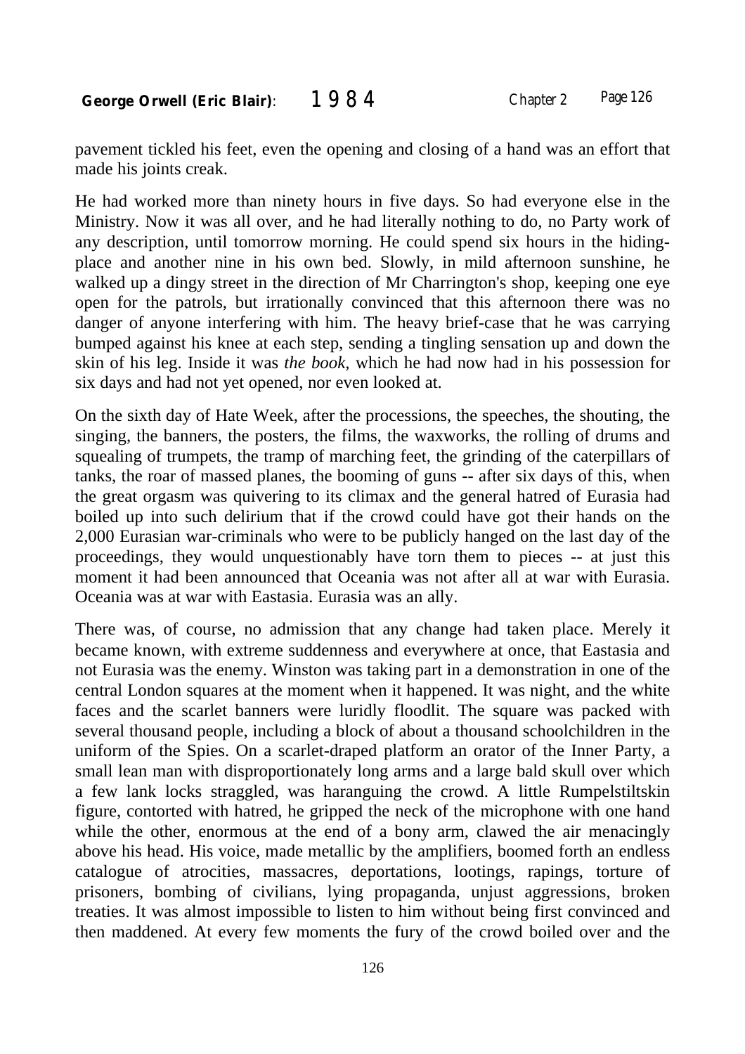pavement tickled his feet, even the opening and closing of a hand was an effort that made his joints creak.

He had worked more than ninety hours in five days. So had everyone else in the Ministry. Now it was all over, and he had literally nothing to do, no Party work of any description, until tomorrow morning. He could spend six hours in the hiding-place and another nine in his own bed. Slowly, in mild afternoon sunshine, he walked up a dingy street in the direction of Mr Charrington's shop, keeping one eye open for the patrols, but irrationally convinced that this afternoon there was no danger of anyone interfering with him. The heavy brief-case that he was carrying bumped against his knee at each step, sending a tingling sensation up and down the skin of his leg. Inside it was *the book,* which he had now had in his possession for six days and had not yet opened, nor even looked at.

On the sixth day of Hate Week, after the processions, the speeches, the shouting, the singing, the banners, the posters, the films, the waxworks, the rolling of drums and squealing of trumpets, the tramp of marching feet, the grinding of the caterpillars of tanks, the roar of massed planes, the booming of guns -- after six days of this, when the great orgasm was quivering to its climax and the general hatred of Eurasia had boiled up into such delirium that if the crowd could have got their hands on the 2,000 Eurasian war-criminals who were to be publicly hanged on the last day of the proceedings, they would unquestionably have torn them to pieces -- at just this moment it had been announced that Oceania was not after all at war with Eurasia. Oceania was at war with Eastasia. Eurasia was an ally.

There was, of course, no admission that any change had taken place. Merely it became known, with extreme suddenness and everywhere at once, that Eastasia and not Eurasia was the enemy. Winston was taking part in a demonstration in one of the central London squares at the moment when it happened. It was night, and the white faces and the scarlet banners were luridly floodlit. The square was packed with several thousand people, including a block of about a thousand schoolchildren in the uniform of the Spies. On a scarlet-draped platform an orator of the Inner Party, a small lean man with disproportionately long arms and a large bald skull over which a few lank locks straggled, was haranguing the crowd. A little Rumpelstiltskin figure, contorted with hatred, he gripped the neck of the microphone with one hand while the other, enormous at the end of a bony arm, clawed the air menacingly above his head. His voice, made metallic by the amplifiers, boomed forth an endless catalogue of atrocities, massacres, deportations, lootings, rapings, torture of prisoners, bombing of civilians, lying propaganda, unjust aggressions, broken treaties. It was almost impossible to listen to him without being first convinced and then maddened. At every few moments the fury of the crowd boiled over and the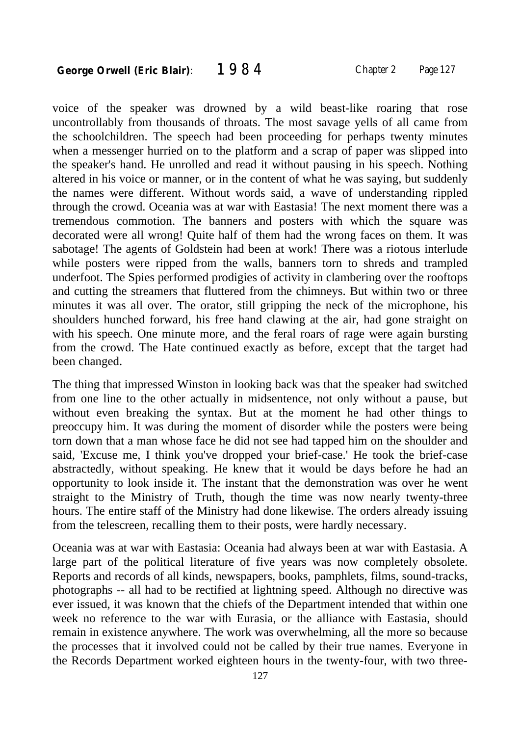voice of the speaker was drowned by a wild beast-like roaring that rose uncontrollably from thousands of throats. The most savage yells of all came from the schoolchildren. The speech had been proceeding for perhaps twenty minutes when a messenger hurried on to the platform and a scrap of paper was slipped into the speaker's hand. He unrolled and read it without pausing in his speech. Nothing altered in his voice or manner, or in the content of what he was saying, but suddenly the names were different. Without words said, a wave of understanding rippled through the crowd. Oceania was at war with Eastasia! The next moment there was a tremendous commotion. The banners and posters with which the square was decorated were all wrong! Quite half of them had the wrong faces on them. It was sabotage! The agents of Goldstein had been at work! There was a riotous interlude while posters were ripped from the walls, banners torn to shreds and trampled underfoot. The Spies performed prodigies of activity in clambering over the rooftops and cutting the streamers that fluttered from the chimneys. But within two or three minutes it was all over. The orator, still gripping the neck of the microphone, his shoulders hunched forward, his free hand clawing at the air, had gone straight on with his speech. One minute more, and the feral roars of rage were again bursting from the crowd. The Hate continued exactly as before, except that the target had been changed.

The thing that impressed Winston in looking back was that the speaker had switched from one line to the other actually in midsentence, not only without a pause, but without even breaking the syntax. But at the moment he had other things to preoccupy him. It was during the moment of disorder while the posters were being torn down that a man whose face he did not see had tapped him on the shoulder and said, 'Excuse me, I think you've dropped your brief-case.' He took the brief-case abstractedly, without speaking. He knew that it would be days before he had an opportunity to look inside it. The instant that the demonstration was over he went straight to the Ministry of Truth, though the time was now nearly twenty-three hours. The entire staff of the Ministry had done likewise. The orders already issuing from the telescreen, recalling them to their posts, were hardly necessary.

Oceania was at war with Eastasia: Oceania had always been at war with Eastasia. A large part of the political literature of five years was now completely obsolete. Reports and records of all kinds, newspapers, books, pamphlets, films, sound-tracks, photographs -- all had to be rectified at lightning speed. Although no directive was ever issued, it was known that the chiefs of the Department intended that within one week no reference to the war with Eurasia, or the alliance with Eastasia, should remain in existence anywhere. The work was overwhelming, all the more so because the processes that it involved could not be called by their true names. Everyone in the Records Department worked eighteen hours in the twenty-four, with two three-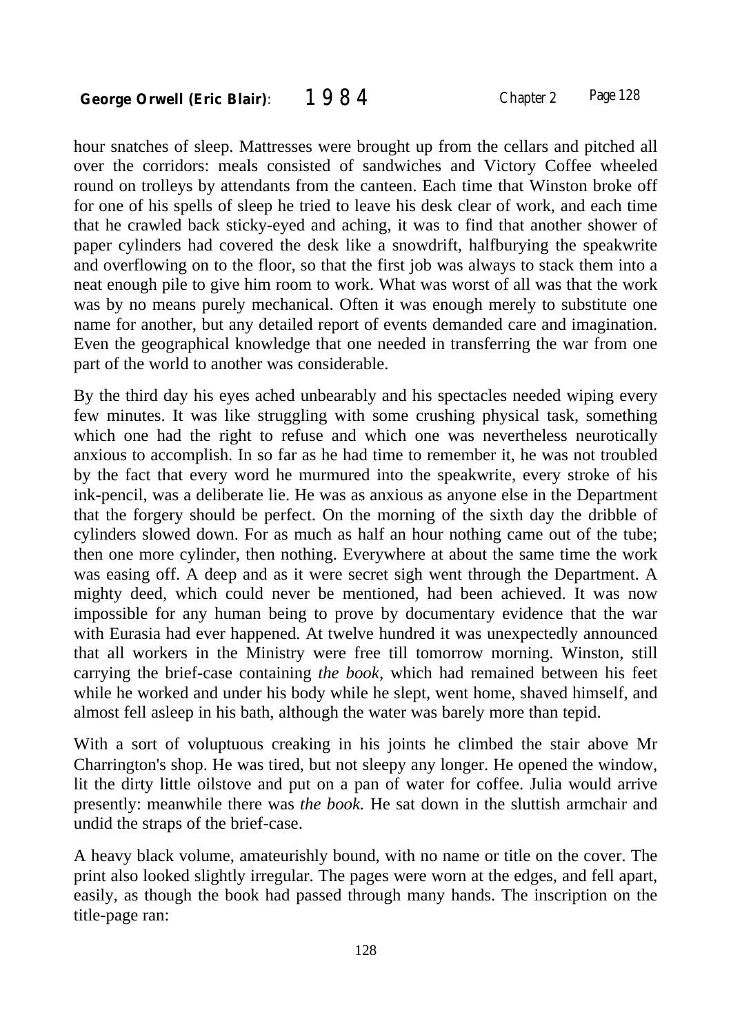hour snatches of sleep. Mattresses were brought up from the cellars and pitched all over the corridors: meals consisted of sandwiches and Victory Coffee wheeled round on trolleys by attendants from the canteen. Each time that Winston broke off for one of his spells of sleep he tried to leave his desk clear of work, and each time that he crawled back sticky-eyed and aching, it was to find that another shower of paper cylinders had covered the desk like a snowdrift, halfburying the speakwrite and overflowing on to the floor, so that the first job was always to stack them into a neat enough pile to give him room to work. What was worst of all was that the work was by no means purely mechanical. Often it was enough merely to substitute one name for another, but any detailed report of events demanded care and imagination. Even the geographical knowledge that one needed in transferring the war from one part of the world to another was considerable.

By the third day his eyes ached unbearably and his spectacles needed wiping every few minutes. It was like struggling with some crushing physical task, something which one had the right to refuse and which one was nevertheless neurotically anxious to accomplish. In so far as he had time to remember it, he was not troubled by the fact that every word he murmured into the speakwrite, every stroke of his ink-pencil, was a deliberate lie. He was as anxious as anyone else in the Department that the forgery should be perfect. On the morning of the sixth day the dribble of cylinders slowed down. For as much as half an hour nothing came out of the tube; then one more cylinder, then nothing. Everywhere at about the same time the work was easing off. A deep and as it were secret sigh went through the Department. A mighty deed, which could never be mentioned, had been achieved. It was now impossible for any human being to prove by documentary evidence that the war with Eurasia had ever happened. At twelve hundred it was unexpectedly announced that all workers in the Ministry were free till tomorrow morning. Winston, still carrying the brief-case containing *the book,* which had remained between his feet while he worked and under his body while he slept, went home, shaved himself, and almost fell asleep in his bath, although the water was barely more than tepid.

With a sort of voluptuous creaking in his joints he climbed the stair above Mr Charrington's shop. He was tired, but not sleepy any longer. He opened the window, lit the dirty little oilstove and put on a pan of water for coffee. Julia would arrive presently: meanwhile there was *the book.* He sat down in the sluttish armchair and undid the straps of the brief-case.

A heavy black volume, amateurishly bound, with no name or title on the cover. The print also looked slightly irregular. The pages were worn at the edges, and fell apart, easily, as though the book had passed through many hands. The inscription on the title-page ran: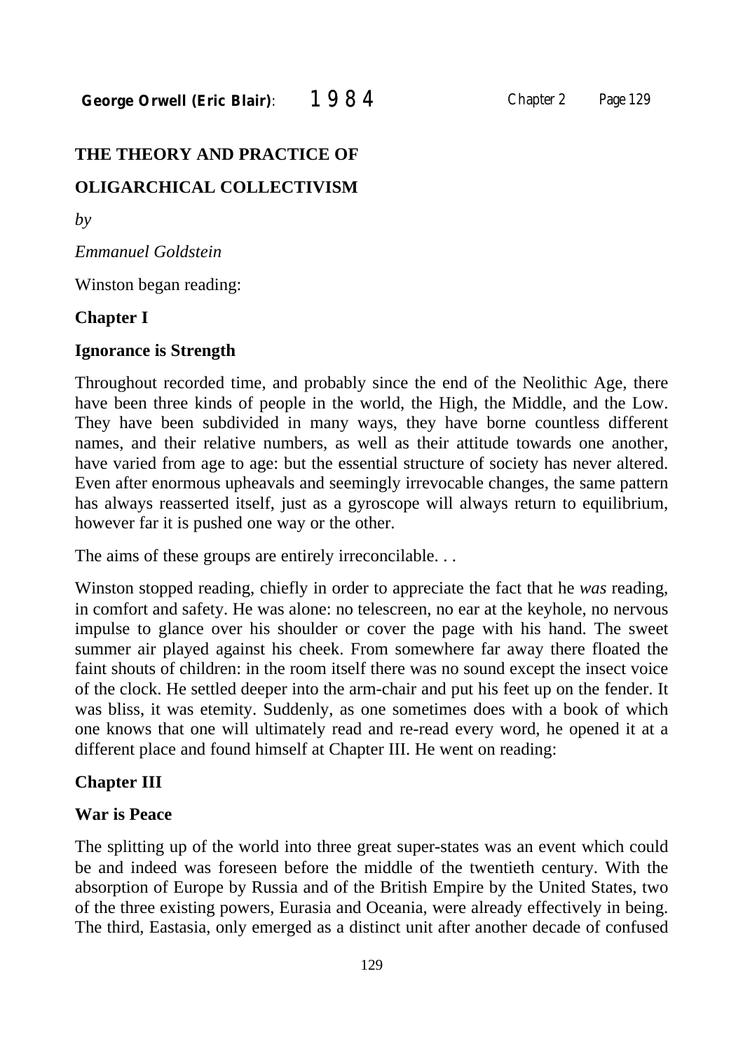**THE THEORY AND PRACTICE OF**

**OLIGARCHICAL COLLECTIVISM**

*by*

*Emmanuel Goldstein*

Winston began reading:

**Chapter I**

**Ignorance is Strength**

Throughout recorded time, and probably since the end of the Neolithic Age, there have been three kinds of people in the world, the High, the Middle, and the Low. They have been subdivided in many ways, they have borne countless different names, and their relative numbers, as well as their attitude towards one another, have varied from age to age: but the essential structure of society has never altered. Even after enormous upheavals and seemingly irrevocable changes, the same pattern has always reasserted itself, just as a gyroscope will always return to equilibrium, however far it is pushed one way or the other.

The aims of these groups are entirely irreconcilable. . .

Winston stopped reading, chiefly in order to appreciate the fact that he *was* reading, in comfort and safety. He was alone: no telescreen, no ear at the keyhole, no nervous impulse to glance over his shoulder or cover the page with his hand. The sweet summer air played against his cheek. From somewhere far away there floated the faint shouts of children: in the room itself there was no sound except the insect voice of the clock. He settled deeper into the arm-chair and put his feet up on the fender. It was bliss, it was etemity. Suddenly, as one sometimes does with a book of which one knows that one will ultimately read and re-read every word, he opened it at a different place and found himself at Chapter III. He went on reading:

**Chapter III**

**War is Peace**

The splitting up of the world into three great super-states was an event which could be and indeed was foreseen before the middle of the twentieth century. With the absorption of Europe by Russia and of the British Empire by the United States, two of the three existing powers, Eurasia and Oceania, were already effectively in being. The third, Eastasia, only emerged as a distinct unit after another decade of confused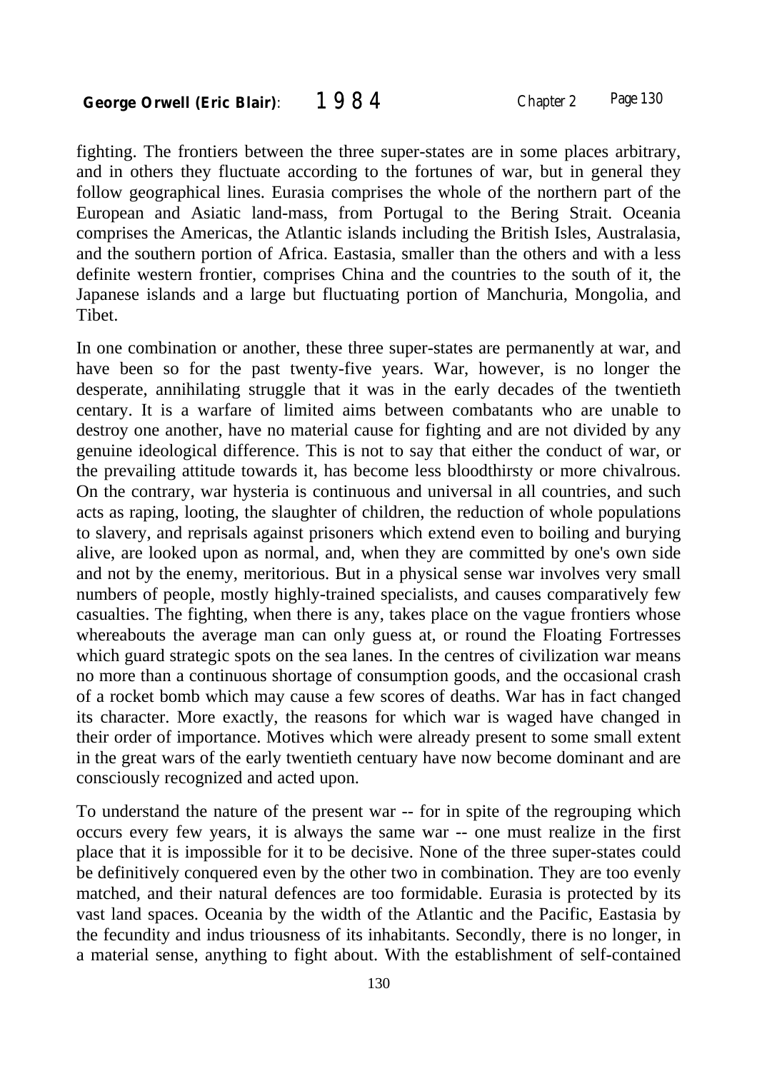fighting. The frontiers between the three super-states are in some places arbitrary, and in others they fluctuate according to the fortunes of war, but in general they follow geographical lines. Eurasia comprises the whole of the northern part of the European and Asiatic land-mass, from Portugal to the Bering Strait. Oceania comprises the Americas, the Atlantic islands including the British Isles, Australasia, and the southern portion of Africa. Eastasia, smaller than the others and with a less definite western frontier, comprises China and the countries to the south of it, the Japanese islands and a large but fluctuating portion of Manchuria, Mongolia, and Tibet.

In one combination or another, these three super-states are permanently at war, and have been so for the past twenty-five years. War, however, is no longer the desperate, annihilating struggle that it was in the early decades of the twentieth centary. It is a warfare of limited aims between combatants who are unable to destroy one another, have no material cause for fighting and are not divided by any genuine ideological difference. This is not to say that either the conduct of war, or the prevailing attitude towards it, has become less bloodthirsty or more chivalrous. On the contrary, war hysteria is continuous and universal in all countries, and such acts as raping, looting, the slaughter of children, the reduction of whole populations to slavery, and reprisals against prisoners which extend even to boiling and burying alive, are looked upon as normal, and, when they are committed by one's own side and not by the enemy, meritorious. But in a physical sense war involves very small numbers of people, mostly highly-trained specialists, and causes comparatively few casualties. The fighting, when there is any, takes place on the vague frontiers whose whereabouts the average man can only guess at, or round the Floating Fortresses which guard strategic spots on the sea lanes. In the centres of civilization war means no more than a continuous shortage of consumption goods, and the occasional crash of a rocket bomb which may cause a few scores of deaths. War has in fact changed its character. More exactly, the reasons for which war is waged have changed in their order of importance. Motives which were already present to some small extent in the great wars of the early twentieth centuary have now become dominant and are consciously recognized and acted upon.

To understand the nature of the present war -- for in spite of the regrouping which occurs every few years, it is always the same war -- one must realize in the first place that it is impossible for it to be decisive. None of the three super-states could be definitively conquered even by the other two in combination. They are too evenly matched, and their natural defences are too formidable. Eurasia is protected by its vast land spaces. Oceania by the width of the Atlantic and the Pacific, Eastasia by the fecundity and indus triousness of its inhabitants. Secondly, there is no longer, in a material sense, anything to fight about. With the establishment of self-contained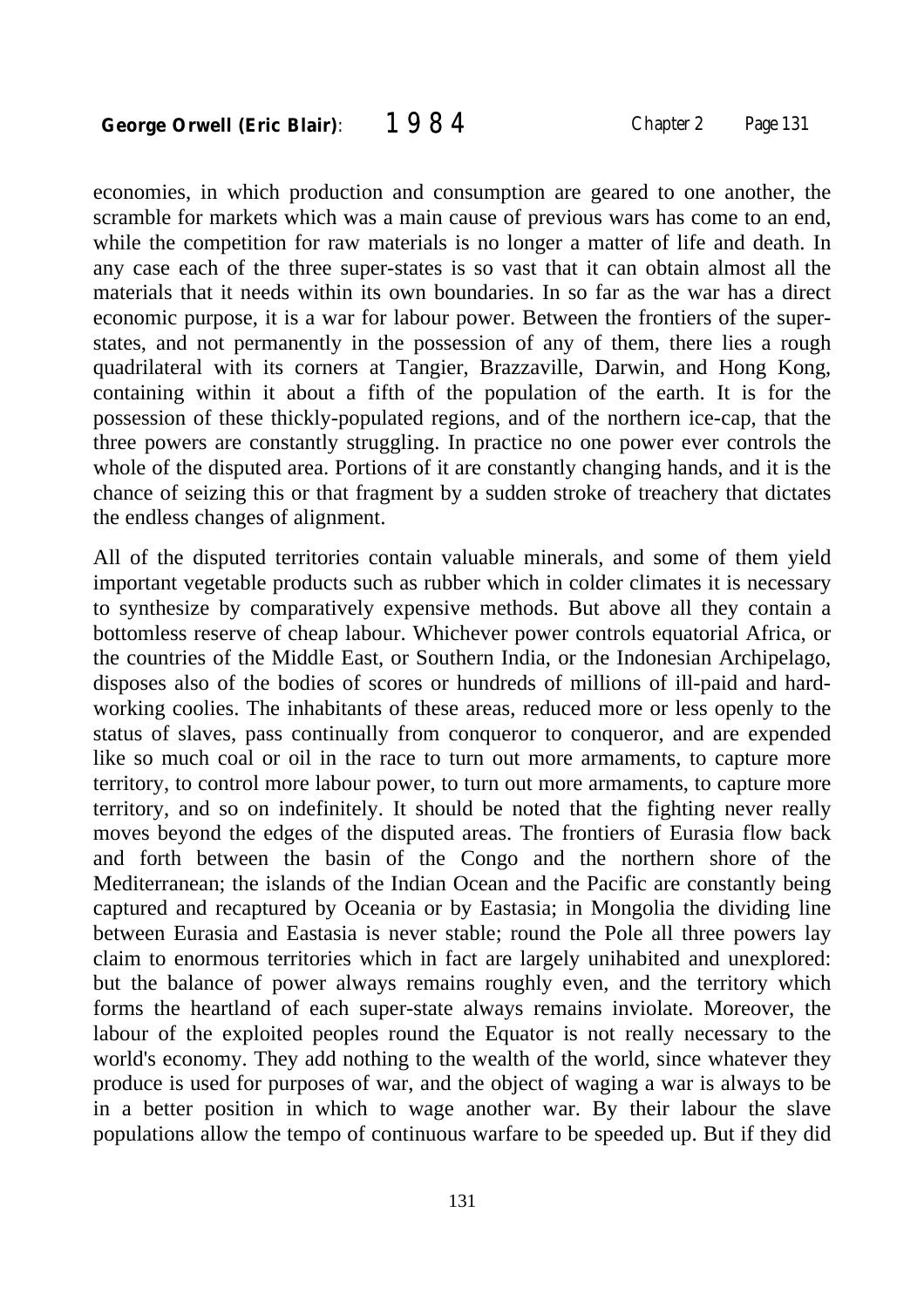economies, in which production and consumption are geared to one another, the scramble for markets which was a main cause of previous wars has come to an end, while the competition for raw materials is no longer a matter of life and death. In any case each of the three super-states is so vast that it can obtain almost all the materials that it needs within its own boundaries. In so far as the war has a direct economic purpose, it is a war for labour power. Between the frontiers of the super-states, and not permanently in the possession of any of them, there lies a rough quadrilateral with its corners at Tangier, Brazzaville, Darwin, and Hong Kong, containing within it about a fifth of the population of the earth. It is for the possession of these thickly-populated regions, and of the northern ice-cap, that the three powers are constantly struggling. In practice no one power ever controls the whole of the disputed area. Portions of it are constantly changing hands, and it is the chance of seizing this or that fragment by a sudden stroke of treachery that dictates the endless changes of alignment.

All of the disputed territories contain valuable minerals, and some of them yield important vegetable products such as rubber which in colder climates it is necessary to synthesize by comparatively expensive methods. But above all they contain a bottomless reserve of cheap labour. Whichever power controls equatorial Africa, or the countries of the Middle East, or Southern India, or the Indonesian Archipelago, disposes also of the bodies of scores or hundreds of millions of ill-paid and hard-working coolies. The inhabitants of these areas, reduced more or less openly to the status of slaves, pass continually from conqueror to conqueror, and are expended like so much coal or oil in the race to turn out more armaments, to capture more territory, to control more labour power, to turn out more armaments, to capture more territory, and so on indefinitely. It should be noted that the fighting never really moves beyond the edges of the disputed areas. The frontiers of Eurasia flow back and forth between the basin of the Congo and the northern shore of the Mediterranean; the islands of the Indian Ocean and the Pacific are constantly being captured and recaptured by Oceania or by Eastasia; in Mongolia the dividing line between Eurasia and Eastasia is never stable; round the Pole all three powers lay claim to enormous territories which in fact are largely unihabited and unexplored: but the balance of power always remains roughly even, and the territory which forms the heartland of each super-state always remains inviolate. Moreover, the labour of the exploited peoples round the Equator is not really necessary to the world's economy. They add nothing to the wealth of the world, since whatever they produce is used for purposes of war, and the object of waging a war is always to be in a better position in which to wage another war. By their labour the slave populations allow the tempo of continuous warfare to be speeded up. But if they did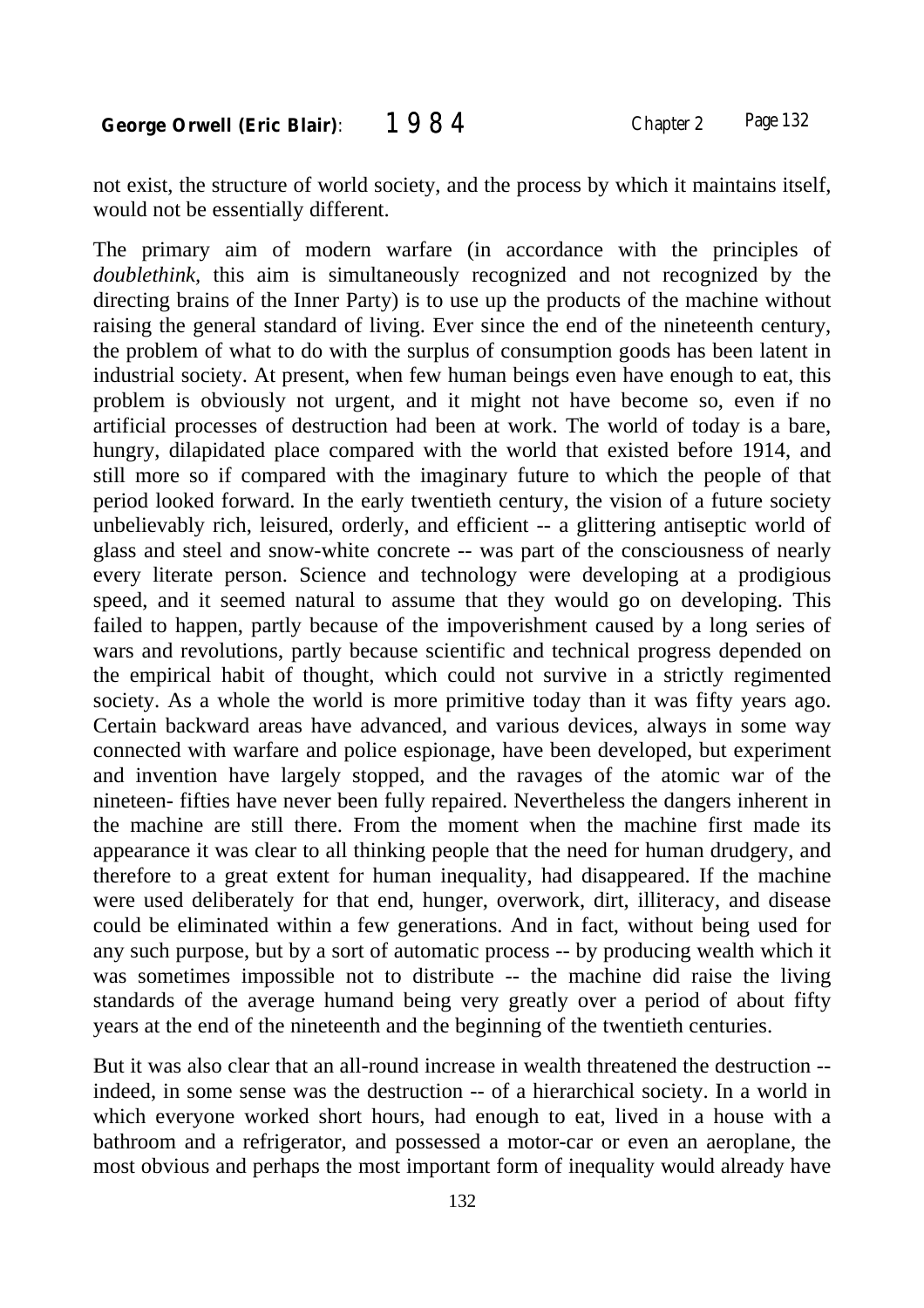not exist, the structure of world society, and the process by which it maintains itself, would not be essentially different.

The primary aim of modern warfare (in accordance with the principles of *doublethink*, this aim is simultaneously recognized and not recognized by the directing brains of the Inner Party) is to use up the products of the machine without raising the general standard of living. Ever since the end of the nineteenth century, the problem of what to do with the surplus of consumption goods has been latent in industrial society. At present, when few human beings even have enough to eat, this problem is obviously not urgent, and it might not have become so, even if no artificial processes of destruction had been at work. The world of today is a bare, hungry, dilapidated place compared with the world that existed before 1914, and still more so if compared with the imaginary future to which the people of that period looked forward. In the early twentieth century, the vision of a future society unbelievably rich, leisured, orderly, and efficient -- a glittering antiseptic world of glass and steel and snow-white concrete -- was part of the consciousness of nearly every literate person. Science and technology were developing at a prodigious speed, and it seemed natural to assume that they would go on developing. This failed to happen, partly because of the impoverishment caused by a long series of wars and revolutions, partly because scientific and technical progress depended on the empirical habit of thought, which could not survive in a strictly regimented society. As a whole the world is more primitive today than it was fifty years ago. Certain backward areas have advanced, and various devices, always in some way connected with warfare and police espionage, have been developed, but experiment and invention have largely stopped, and the ravages of the atomic war of the nineteen- fifties have never been fully repaired. Nevertheless the dangers inherent in the machine are still there. From the moment when the machine first made its appearance it was clear to all thinking people that the need for human drudgery, and therefore to a great extent for human inequality, had disappeared. If the machine were used deliberately for that end, hunger, overwork, dirt, illiteracy, and disease could be eliminated within a few generations. And in fact, without being used for any such purpose, but by a sort of automatic process -- by producing wealth which it was sometimes impossible not to distribute -- the machine did raise the living standards of the average humand being very greatly over a period of about fifty years at the end of the nineteenth and the beginning of the twentieth centuries.

But it was also clear that an all-round increase in wealth threatened the destruction -- indeed, in some sense was the destruction -- of a hierarchical society. In a world in which everyone worked short hours, had enough to eat, lived in a house with a bathroom and a refrigerator, and possessed a motor-car or even an aeroplane, the most obvious and perhaps the most important form of inequality would already have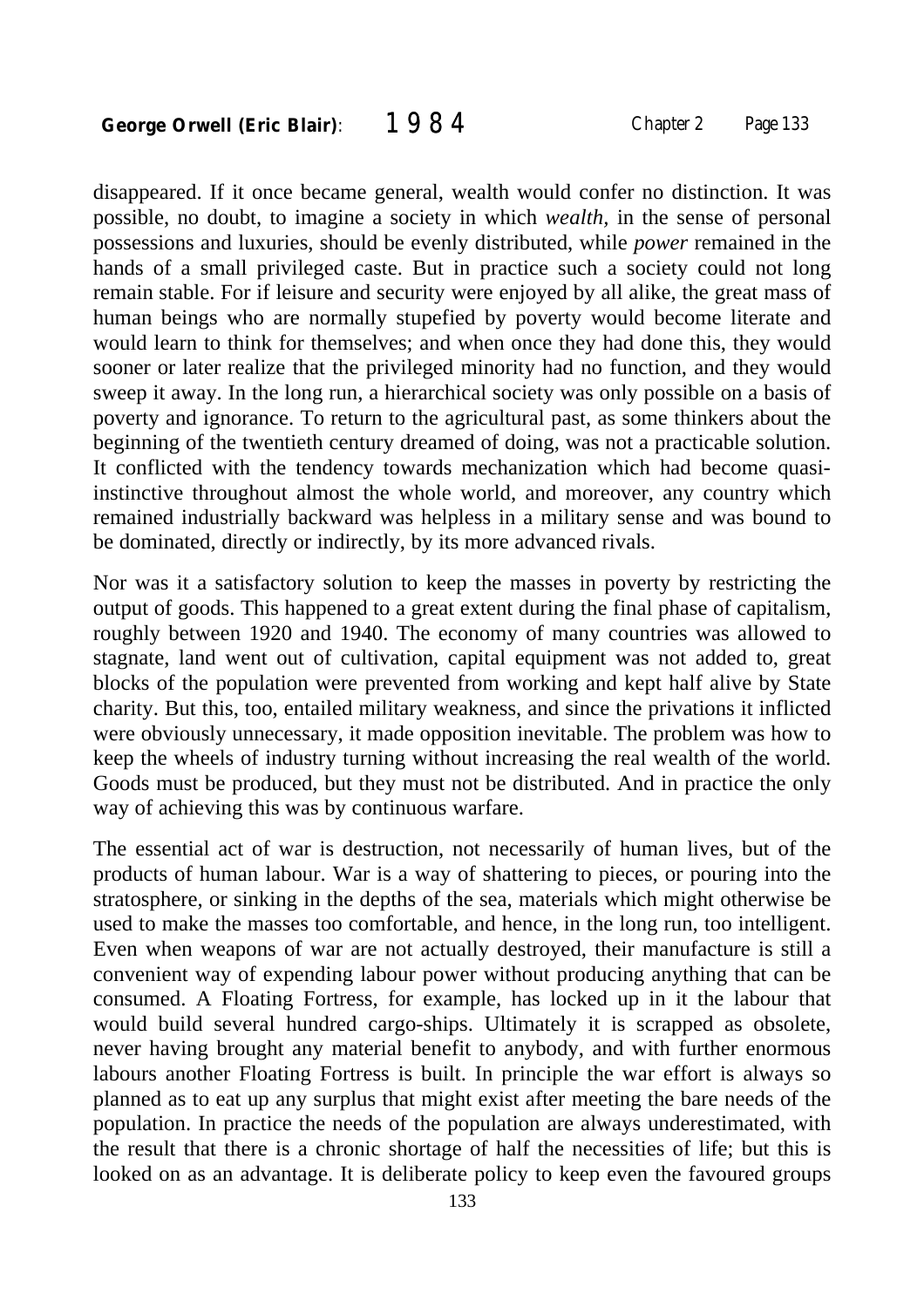disappeared. If it once became general, wealth would confer no distinction. It was possible, no doubt, to imagine a society in which *wealth,* in the sense of personal possessions and luxuries, should be evenly distributed, while *power* remained in the hands of a small privileged caste. But in practice such a society could not long remain stable. For if leisure and security were enjoyed by all alike, the great mass of human beings who are normally stupefied by poverty would become literate and would learn to think for themselves; and when once they had done this, they would sooner or later realize that the privileged minority had no function, and they would sweep it away. In the long run, a hierarchical society was only possible on a basis of poverty and ignorance. To return to the agricultural past, as some thinkers about the beginning of the twentieth century dreamed of doing, was not a practicable solution. It conflicted with the tendency towards mechanization which had become quasi-instinctive throughout almost the whole world, and moreover, any country which remained industrially backward was helpless in a military sense and was bound to be dominated, directly or indirectly, by its more advanced rivals.

Nor was it a satisfactory solution to keep the masses in poverty by restricting the output of goods. This happened to a great extent during the final phase of capitalism, roughly between 1920 and 1940. The economy of many countries was allowed to stagnate, land went out of cultivation, capital equipment was not added to, great blocks of the population were prevented from working and kept half alive by State charity. But this, too, entailed military weakness, and since the privations it inflicted were obviously unnecessary, it made opposition inevitable. The problem was how to keep the wheels of industry turning without increasing the real wealth of the world. Goods must be produced, but they must not be distributed. And in practice the only way of achieving this was by continuous warfare.

The essential act of war is destruction, not necessarily of human lives, but of the products of human labour. War is a way of shattering to pieces, or pouring into the stratosphere, or sinking in the depths of the sea, materials which might otherwise be used to make the masses too comfortable, and hence, in the long run, too intelligent. Even when weapons of war are not actually destroyed, their manufacture is still a convenient way of expending labour power without producing anything that can be consumed. A Floating Fortress, for example, has locked up in it the labour that would build several hundred cargo-ships. Ultimately it is scrapped as obsolete, never having brought any material benefit to anybody, and with further enormous labours another Floating Fortress is built. In principle the war effort is always so planned as to eat up any surplus that might exist after meeting the bare needs of the population. In practice the needs of the population are always underestimated, with the result that there is a chronic shortage of half the necessities of life; but this is looked on as an advantage. It is deliberate policy to keep even the favoured groups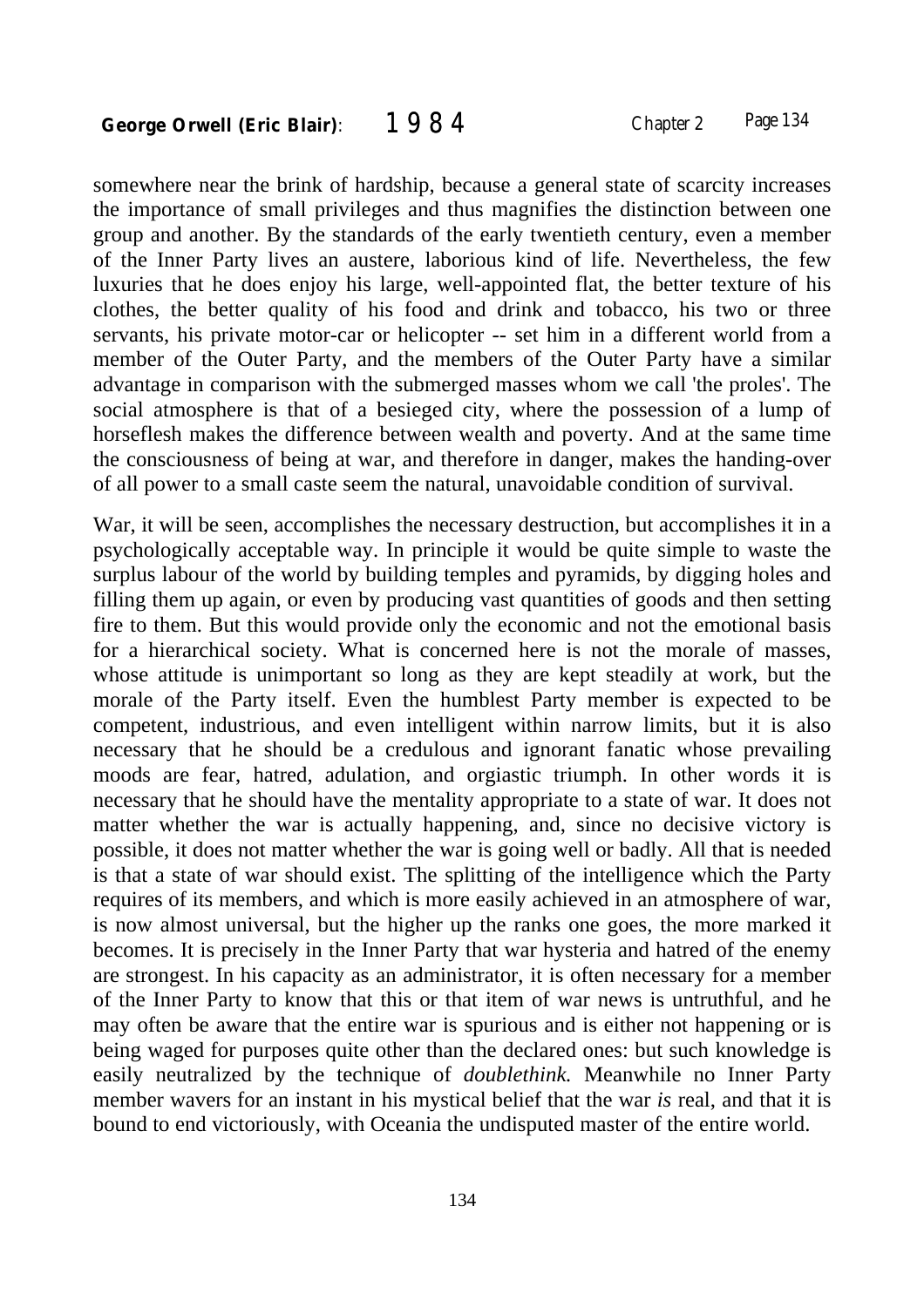somewhere near the brink of hardship, because a general state of scarcity increases the importance of small privileges and thus magnifies the distinction between one group and another. By the standards of the early twentieth century, even a member of the Inner Party lives an austere, laborious kind of life. Nevertheless, the few luxuries that he does enjoy his large, well-appointed flat, the better texture of his clothes, the better quality of his food and drink and tobacco, his two or three servants, his private motor-car or helicopter -- set him in a different world from a member of the Outer Party, and the members of the Outer Party have a similar advantage in comparison with the submerged masses whom we call 'the proles'. The social atmosphere is that of a besieged city, where the possession of a lump of horseflesh makes the difference between wealth and poverty. And at the same time the consciousness of being at war, and therefore in danger, makes the handing-over of all power to a small caste seem the natural, unavoidable condition of survival.

War, it will be seen, accomplishes the necessary destruction, but accomplishes it in a psychologically acceptable way. In principle it would be quite simple to waste the surplus labour of the world by building temples and pyramids, by digging holes and filling them up again, or even by producing vast quantities of goods and then setting fire to them. But this would provide only the economic and not the emotional basis for a hierarchical society. What is concerned here is not the morale of masses, whose attitude is unimportant so long as they are kept steadily at work, but the morale of the Party itself. Even the humblest Party member is expected to be competent, industrious, and even intelligent within narrow limits, but it is also necessary that he should be a credulous and ignorant fanatic whose prevailing moods are fear, hatred, adulation, and orgiastic triumph. In other words it is necessary that he should have the mentality appropriate to a state of war. It does not matter whether the war is actually happening, and, since no decisive victory is possible, it does not matter whether the war is going well or badly. All that is needed is that a state of war should exist. The splitting of the intelligence which the Party requires of its members, and which is more easily achieved in an atmosphere of war, is now almost universal, but the higher up the ranks one goes, the more marked it becomes. It is precisely in the Inner Party that war hysteria and hatred of the enemy are strongest. In his capacity as an administrator, it is often necessary for a member of the Inner Party to know that this or that item of war news is untruthful, and he may often be aware that the entire war is spurious and is either not happening or is being waged for purposes quite other than the declared ones: but such knowledge is easily neutralized by the technique of *doublethink.* Meanwhile no Inner Party member wavers for an instant in his mystical belief that the war *is* real, and that it is bound to end victoriously, with Oceania the undisputed master of the entire world.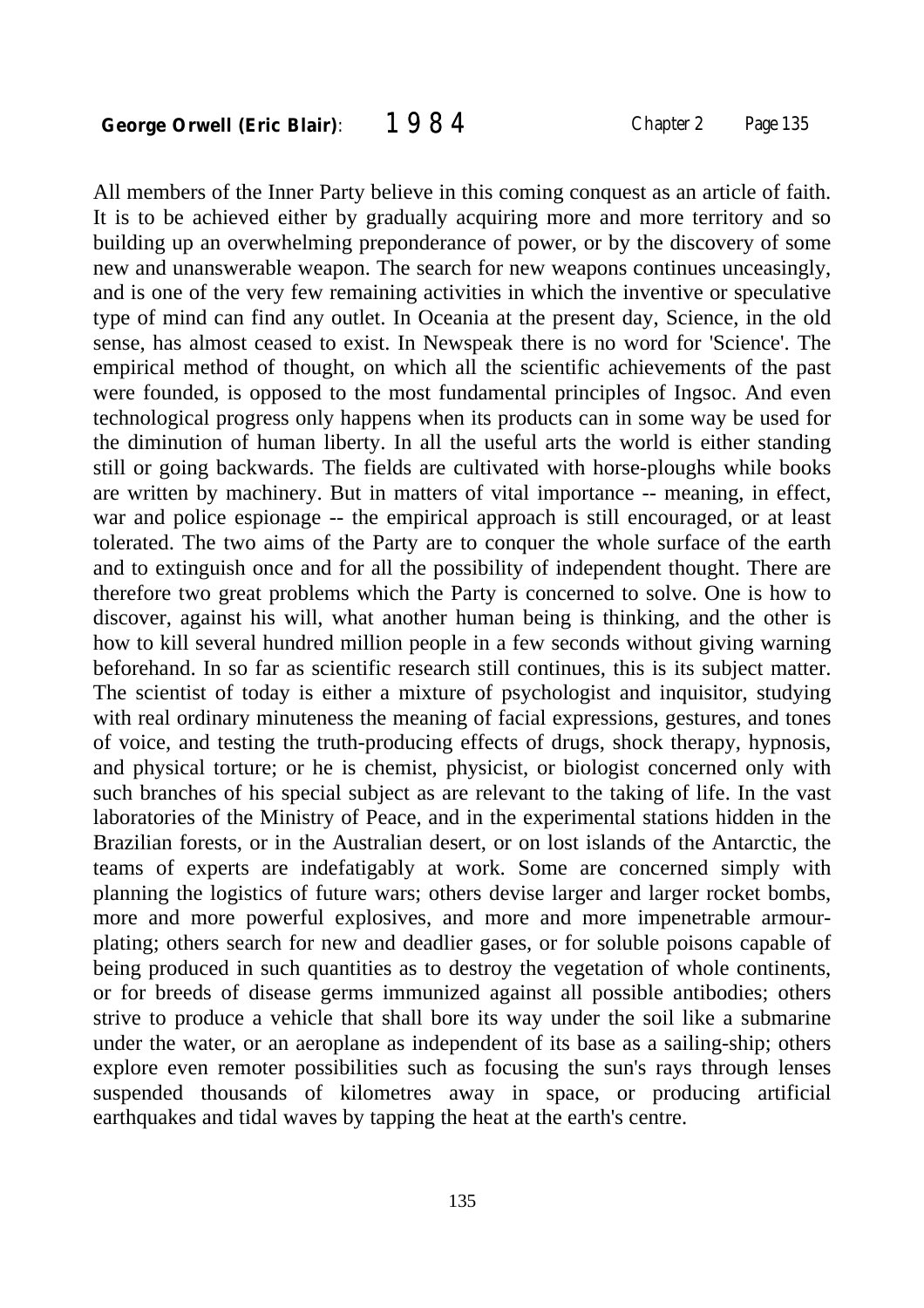All members of the Inner Party believe in this coming conquest as an article of faith. It is to be achieved either by gradually acquiring more and more territory and so building up an overwhelming preponderance of power, or by the discovery of some new and unanswerable weapon. The search for new weapons continues unceasingly, and is one of the very few remaining activities in which the inventive or speculative type of mind can find any outlet. In Oceania at the present day, Science, in the old sense, has almost ceased to exist. In Newspeak there is no word for 'Science'. The empirical method of thought, on which all the scientific achievements of the past were founded, is opposed to the most fundamental principles of Ingsoc. And even technological progress only happens when its products can in some way be used for the diminution of human liberty. In all the useful arts the world is either standing still or going backwards. The fields are cultivated with horse-ploughs while books are written by machinery. But in matters of vital importance -- meaning, in effect, war and police espionage -- the empirical approach is still encouraged, or at least tolerated. The two aims of the Party are to conquer the whole surface of the earth and to extinguish once and for all the possibility of independent thought. There are therefore two great problems which the Party is concerned to solve. One is how to discover, against his will, what another human being is thinking, and the other is how to kill several hundred million people in a few seconds without giving warning beforehand. In so far as scientific research still continues, this is its subject matter. The scientist of today is either a mixture of psychologist and inquisitor, studying with real ordinary minuteness the meaning of facial expressions, gestures, and tones of voice, and testing the truth-producing effects of drugs, shock therapy, hypnosis, and physical torture; or he is chemist, physicist, or biologist concerned only with such branches of his special subject as are relevant to the taking of life. In the vast laboratories of the Ministry of Peace, and in the experimental stations hidden in the Brazilian forests, or in the Australian desert, or on lost islands of the Antarctic, the teams of experts are indefatigably at work. Some are concerned simply with planning the logistics of future wars; others devise larger and larger rocket bombs, more and more powerful explosives, and more and more impenetrable armour-plating; others search for new and deadlier gases, or for soluble poisons capable of being produced in such quantities as to destroy the vegetation of whole continents, or for breeds of disease germs immunized against all possible antibodies; others strive to produce a vehicle that shall bore its way under the soil like a submarine under the water, or an aeroplane as independent of its base as a sailing-ship; others explore even remoter possibilities such as focusing the sun's rays through lenses suspended thousands of kilometres away in space, or producing artificial earthquakes and tidal waves by tapping the heat at the earth's centre.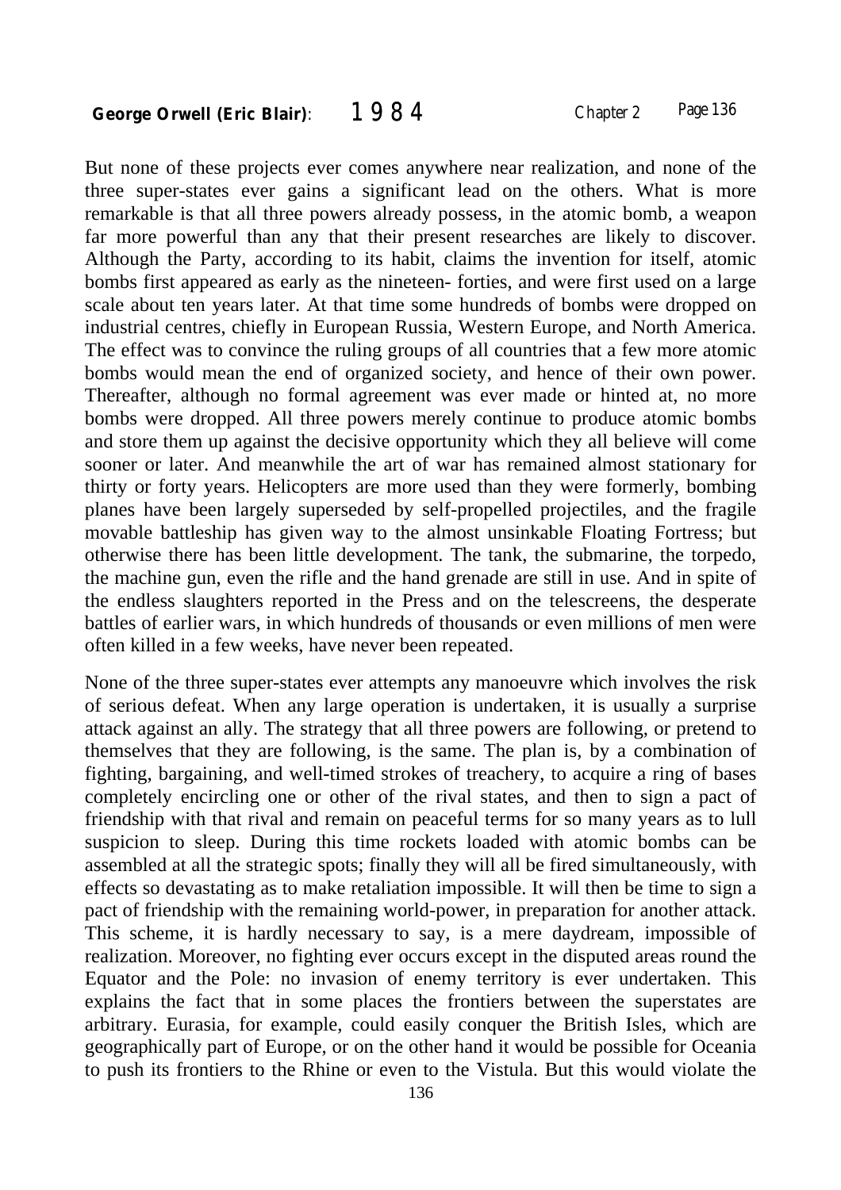But none of these projects ever comes anywhere near realization, and none of the three super-states ever gains a significant lead on the others. What is more remarkable is that all three powers already possess, in the atomic bomb, a weapon far more powerful than any that their present researches are likely to discover. Although the Party, according to its habit, claims the invention for itself, atomic bombs first appeared as early as the nineteen- forties, and were first used on a large scale about ten years later. At that time some hundreds of bombs were dropped on industrial centres, chiefly in European Russia, Western Europe, and North America. The effect was to convince the ruling groups of all countries that a few more atomic bombs would mean the end of organized society, and hence of their own power. Thereafter, although no formal agreement was ever made or hinted at, no more bombs were dropped. All three powers merely continue to produce atomic bombs and store them up against the decisive opportunity which they all believe will come sooner or later. And meanwhile the art of war has remained almost stationary for thirty or forty years. Helicopters are more used than they were formerly, bombing planes have been largely superseded by self-propelled projectiles, and the fragile movable battleship has given way to the almost unsinkable Floating Fortress; but otherwise there has been little development. The tank, the submarine, the torpedo, the machine gun, even the rifle and the hand grenade are still in use. And in spite of the endless slaughters reported in the Press and on the telescreens, the desperate battles of earlier wars, in which hundreds of thousands or even millions of men were often killed in a few weeks, have never been repeated.

None of the three super-states ever attempts any manoeuvre which involves the risk of serious defeat. When any large operation is undertaken, it is usually a surprise attack against an ally. The strategy that all three powers are following, or pretend to themselves that they are following, is the same. The plan is, by a combination of fighting, bargaining, and well-timed strokes of treachery, to acquire a ring of bases completely encircling one or other of the rival states, and then to sign a pact of friendship with that rival and remain on peaceful terms for so many years as to lull suspicion to sleep. During this time rockets loaded with atomic bombs can be assembled at all the strategic spots; finally they will all be fired simultaneously, with effects so devastating as to make retaliation impossible. It will then be time to sign a pact of friendship with the remaining world-power, in preparation for another attack. This scheme, it is hardly necessary to say, is a mere daydream, impossible of realization. Moreover, no fighting ever occurs except in the disputed areas round the Equator and the Pole: no invasion of enemy territory is ever undertaken. This explains the fact that in some places the frontiers between the superstates are arbitrary. Eurasia, for example, could easily conquer the British Isles, which are geographically part of Europe, or on the other hand it would be possible for Oceania to push its frontiers to the Rhine or even to the Vistula. But this would violate the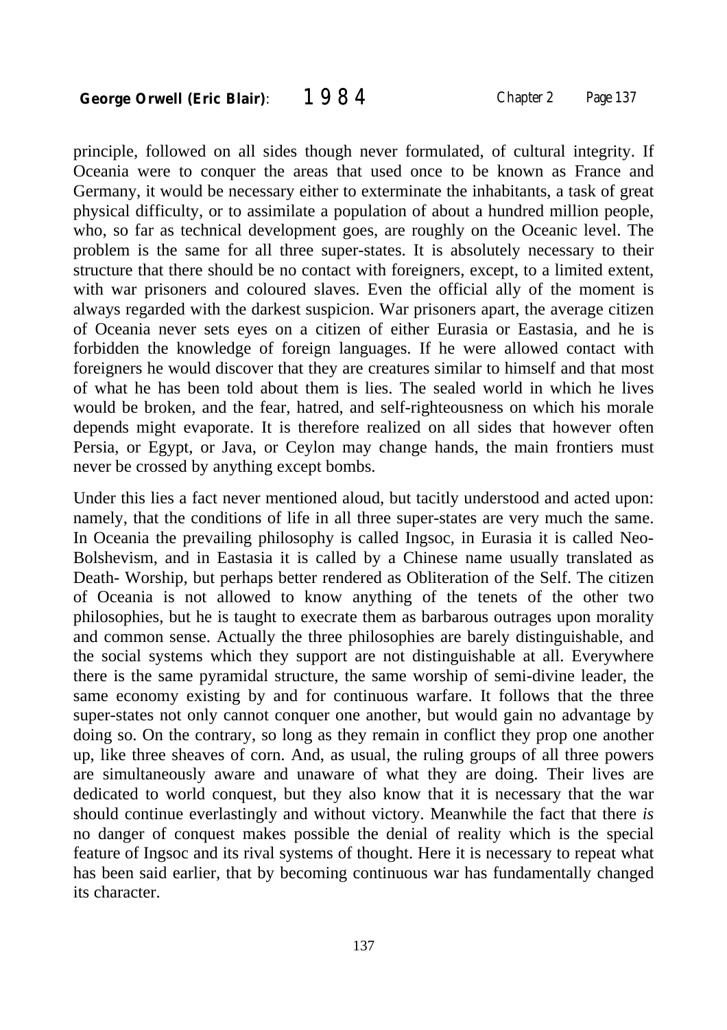principle, followed on all sides though never formulated, of cultural integrity. If Oceania were to conquer the areas that used once to be known as France and Germany, it would be necessary either to exterminate the inhabitants, a task of great physical difficulty, or to assimilate a population of about a hundred million people, who, so far as technical development goes, are roughly on the Oceanic level. The problem is the same for all three super-states. It is absolutely necessary to their structure that there should be no contact with foreigners, except, to a limited extent, with war prisoners and coloured slaves. Even the official ally of the moment is always regarded with the darkest suspicion. War prisoners apart, the average citizen of Oceania never sets eyes on a citizen of either Eurasia or Eastasia, and he is forbidden the knowledge of foreign languages. If he were allowed contact with foreigners he would discover that they are creatures similar to himself and that most of what he has been told about them is lies. The sealed world in which he lives would be broken, and the fear, hatred, and self-righteousness on which his morale depends might evaporate. It is therefore realized on all sides that however often Persia, or Egypt, or Java, or Ceylon may change hands, the main frontiers must never be crossed by anything except bombs.

Under this lies a fact never mentioned aloud, but tacitly understood and acted upon: namely, that the conditions of life in all three super-states are very much the same. In Oceania the prevailing philosophy is called Ingsoc, in Eurasia it is called Neo-Bolshevism, and in Eastasia it is called by a Chinese name usually translated as Death- Worship, but perhaps better rendered as Obliteration of the Self. The citizen of Oceania is not allowed to know anything of the tenets of the other two philosophies, but he is taught to execrate them as barbarous outrages upon morality and common sense. Actually the three philosophies are barely distinguishable, and the social systems which they support are not distinguishable at all. Everywhere there is the same pyramidal structure, the same worship of semi-divine leader, the same economy existing by and for continuous warfare. It follows that the three super-states not only cannot conquer one another, but would gain no advantage by doing so. On the contrary, so long as they remain in conflict they prop one another up, like three sheaves of corn. And, as usual, the ruling groups of all three powers are simultaneously aware and unaware of what they are doing. Their lives are dedicated to world conquest, but they also know that it is necessary that the war should continue everlastingly and without victory. Meanwhile the fact that there *is* no danger of conquest makes possible the denial of reality which is the special feature of Ingsoc and its rival systems of thought. Here it is necessary to repeat what has been said earlier, that by becoming continuous war has fundamentally changed its character.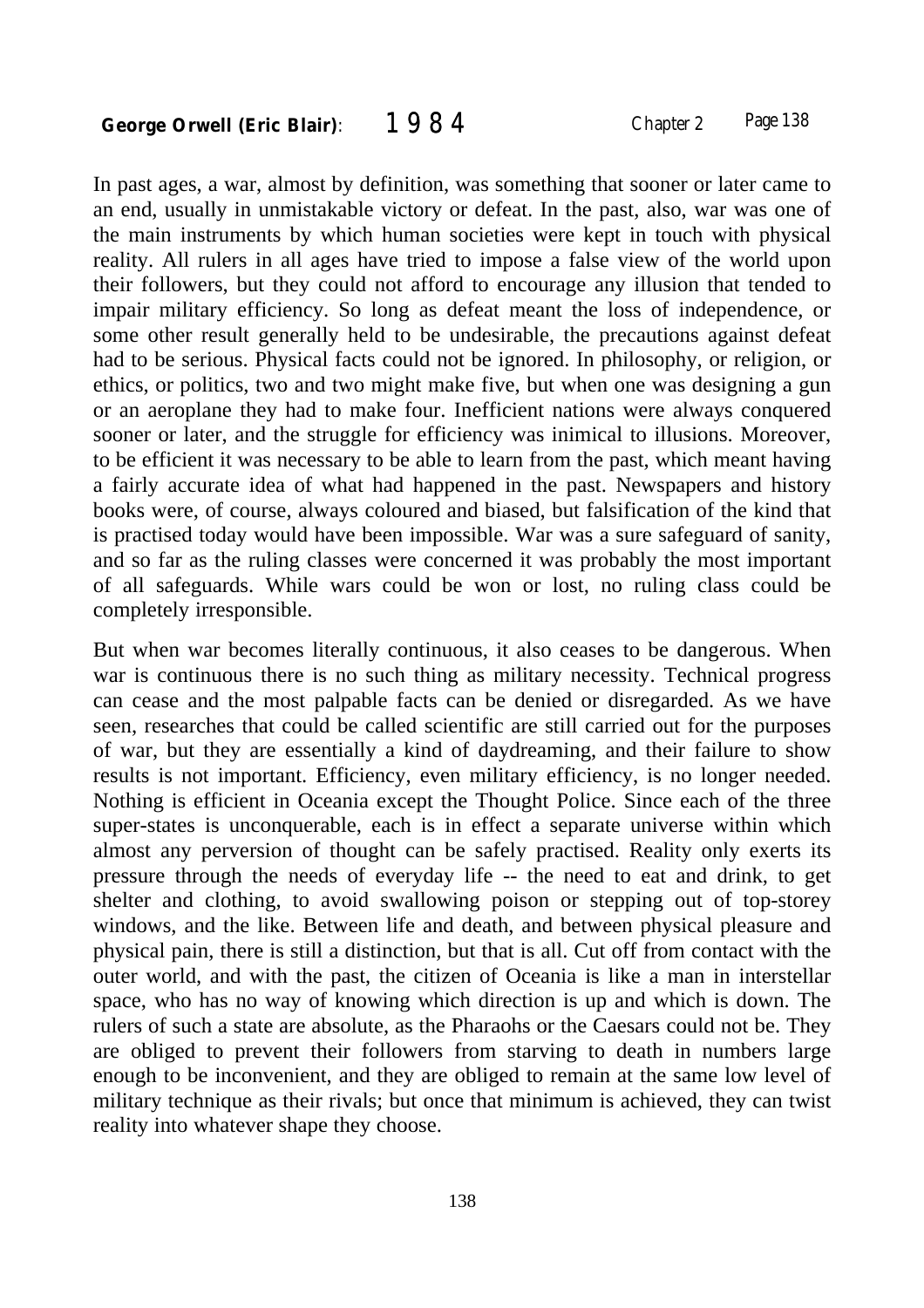In past ages, a war, almost by definition, was something that sooner or later came to an end, usually in unmistakable victory or defeat. In the past, also, war was one of the main instruments by which human societies were kept in touch with physical reality. All rulers in all ages have tried to impose a false view of the world upon their followers, but they could not afford to encourage any illusion that tended to impair military efficiency. So long as defeat meant the loss of independence, or some other result generally held to be undesirable, the precautions against defeat had to be serious. Physical facts could not be ignored. In philosophy, or religion, or ethics, or politics, two and two might make five, but when one was designing a gun or an aeroplane they had to make four. Inefficient nations were always conquered sooner or later, and the struggle for efficiency was inimical to illusions. Moreover, to be efficient it was necessary to be able to learn from the past, which meant having a fairly accurate idea of what had happened in the past. Newspapers and history books were, of course, always coloured and biased, but falsification of the kind that is practised today would have been impossible. War was a sure safeguard of sanity, and so far as the ruling classes were concerned it was probably the most important of all safeguards. While wars could be won or lost, no ruling class could be completely irresponsible.

But when war becomes literally continuous, it also ceases to be dangerous. When war is continuous there is no such thing as military necessity. Technical progress can cease and the most palpable facts can be denied or disregarded. As we have seen, researches that could be called scientific are still carried out for the purposes of war, but they are essentially a kind of daydreaming, and their failure to show results is not important. Efficiency, even military efficiency, is no longer needed. Nothing is efficient in Oceania except the Thought Police. Since each of the three super-states is unconquerable, each is in effect a separate universe within which almost any perversion of thought can be safely practised. Reality only exerts its pressure through the needs of everyday life -- the need to eat and drink, to get shelter and clothing, to avoid swallowing poison or stepping out of top-storey windows, and the like. Between life and death, and between physical pleasure and physical pain, there is still a distinction, but that is all. Cut off from contact with the outer world, and with the past, the citizen of Oceania is like a man in interstellar space, who has no way of knowing which direction is up and which is down. The rulers of such a state are absolute, as the Pharaohs or the Caesars could not be. They are obliged to prevent their followers from starving to death in numbers large enough to be inconvenient, and they are obliged to remain at the same low level of military technique as their rivals; but once that minimum is achieved, they can twist reality into whatever shape they choose.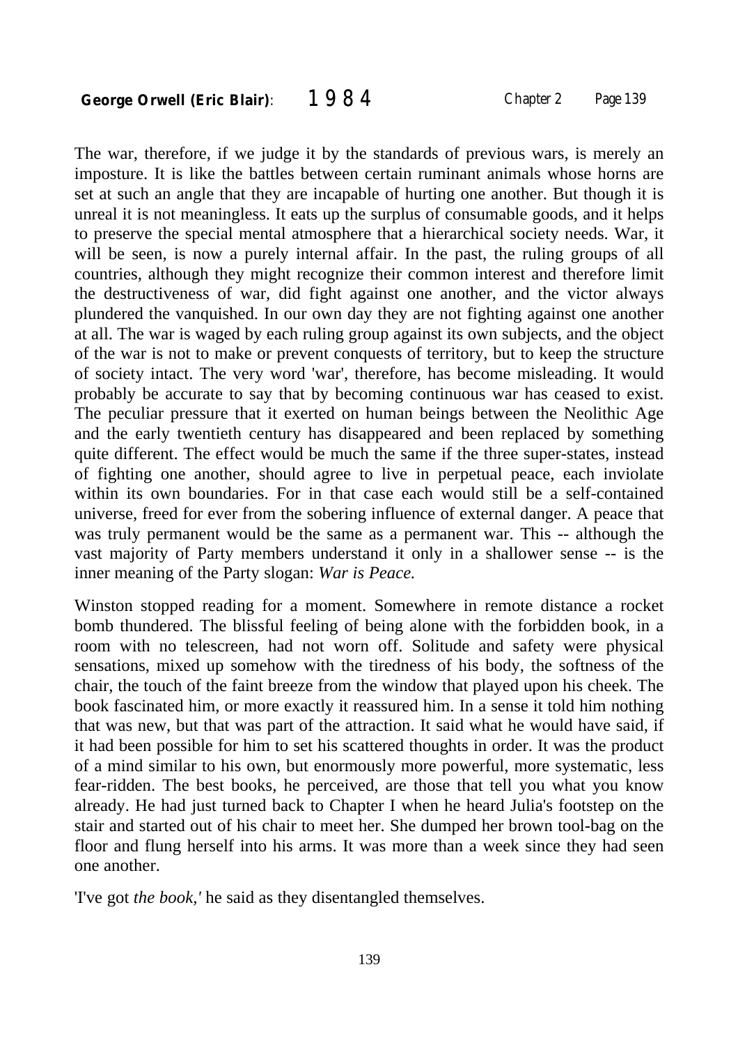The war, therefore, if we judge it by the standards of previous wars, is merely an imposture. It is like the battles between certain ruminant animals whose horns are set at such an angle that they are incapable of hurting one another. But though it is unreal it is not meaningless. It eats up the surplus of consumable goods, and it helps to preserve the special mental atmosphere that a hierarchical society needs. War, it will be seen, is now a purely internal affair. In the past, the ruling groups of all countries, although they might recognize their common interest and therefore limit the destructiveness of war, did fight against one another, and the victor always plundered the vanquished. In our own day they are not fighting against one another at all. The war is waged by each ruling group against its own subjects, and the object of the war is not to make or prevent conquests of territory, but to keep the structure of society intact. The very word 'war', therefore, has become misleading. It would probably be accurate to say that by becoming continuous war has ceased to exist. The peculiar pressure that it exerted on human beings between the Neolithic Age and the early twentieth century has disappeared and been replaced by something quite different. The effect would be much the same if the three super-states, instead of fighting one another, should agree to live in perpetual peace, each inviolate within its own boundaries. For in that case each would still be a self-contained universe, freed for ever from the sobering influence of external danger. A peace that was truly permanent would be the same as a permanent war. This -- although the vast majority of Party members understand it only in a shallower sense -- is the inner meaning of the Party slogan: *War is Peace.*

Winston stopped reading for a moment. Somewhere in remote distance a rocket bomb thundered. The blissful feeling of being alone with the forbidden book, in a room with no telescreen, had not worn off. Solitude and safety were physical sensations, mixed up somehow with the tiredness of his body, the softness of the chair, the touch of the faint breeze from the window that played upon his cheek. The book fascinated him, or more exactly it reassured him. In a sense it told him nothing that was new, but that was part of the attraction. It said what he would have said, if it had been possible for him to set his scattered thoughts in order. It was the product of a mind similar to his own, but enormously more powerful, more systematic, less fear-ridden. The best books, he perceived, are those that tell you what you know already. He had just turned back to Chapter I when he heard Julia's footstep on the stair and started out of his chair to meet her. She dumped her brown tool-bag on the floor and flung herself into his arms. It was more than a week since they had seen one another.

'I've got *the book,'* he said as they disentangled themselves.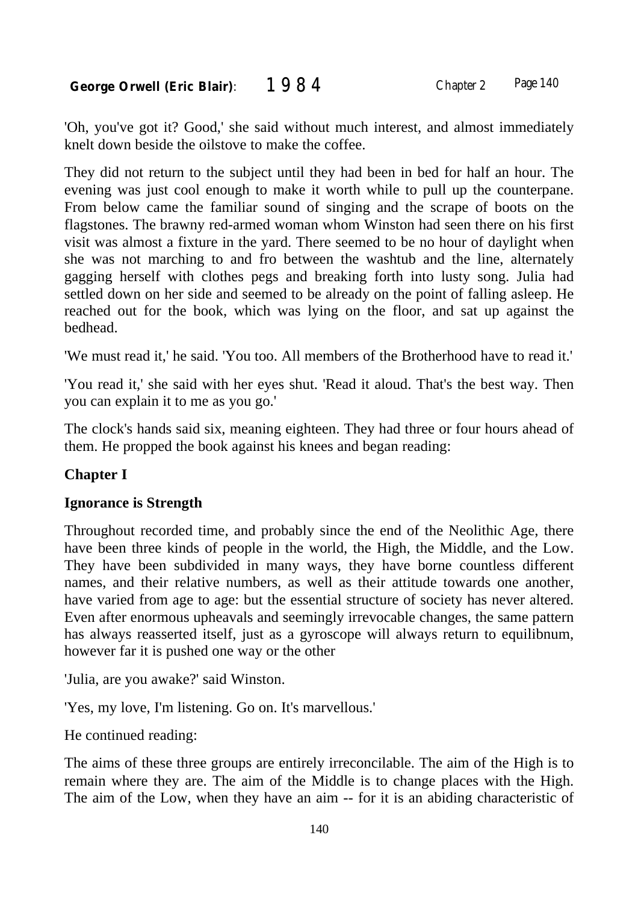'Oh, you've got it? Good,' she said without much interest, and almost immediately knelt down beside the oilstove to make the coffee.

They did not return to the subject until they had been in bed for half an hour. The evening was just cool enough to make it worth while to pull up the counterpane. From below came the familiar sound of singing and the scrape of boots on the flagstones. The brawny red-armed woman whom Winston had seen there on his first visit was almost a fixture in the yard. There seemed to be no hour of daylight when she was not marching to and fro between the washtub and the line, alternately gagging herself with clothes pegs and breaking forth into lusty song. Julia had settled down on her side and seemed to be already on the point of falling asleep. He reached out for the book, which was lying on the floor, and sat up against the bedhead.

'We must read it,' he said. 'You too. All members of the Brotherhood have to read it.'

'You read it,' she said with her eyes shut. 'Read it aloud. That's the best way. Then you can explain it to me as you go.'

The clock's hands said six, meaning eighteen. They had three or four hours ahead of them. He propped the book against his knees and began reading:

**Chapter I**

**Ignorance is Strength**

Throughout recorded time, and probably since the end of the Neolithic Age, there have been three kinds of people in the world, the High, the Middle, and the Low. They have been subdivided in many ways, they have borne countless different names, and their relative numbers, as well as their attitude towards one another, have varied from age to age: but the essential structure of society has never altered. Even after enormous upheavals and seemingly irrevocable changes, the same pattern has always reasserted itself, just as a gyroscope will always return to equilibnum, however far it is pushed one way or the other

'Julia, are you awake?' said Winston.

'Yes, my love, I'm listening. Go on. It's marvellous.'

He continued reading:

The aims of these three groups are entirely irreconcilable. The aim of the High is to remain where they are. The aim of the Middle is to change places with the High. The aim of the Low, when they have an aim -- for it is an abiding characteristic of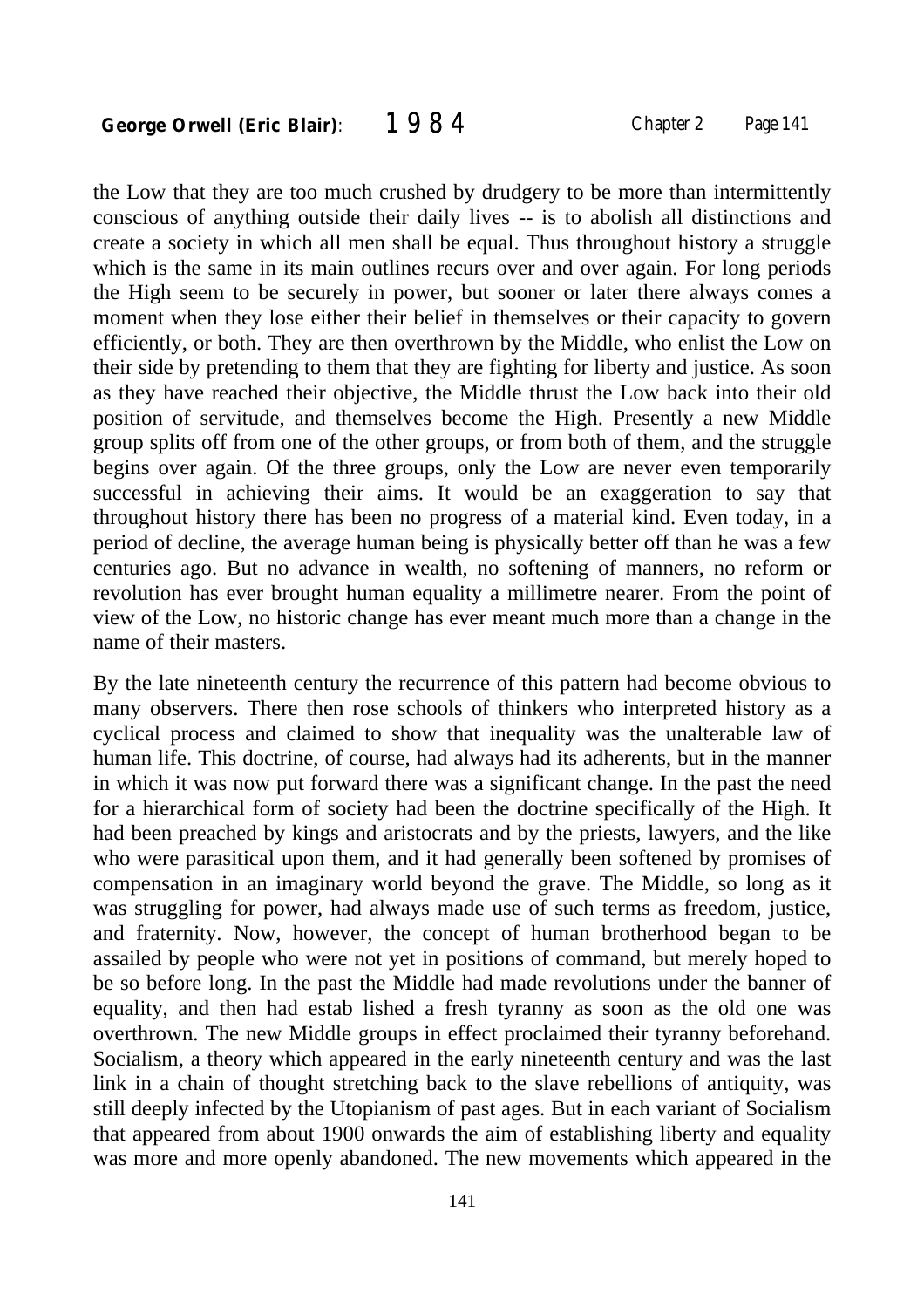the Low that they are too much crushed by drudgery to be more than intermittently conscious of anything outside their daily lives -- is to abolish all distinctions and create a society in which all men shall be equal. Thus throughout history a struggle which is the same in its main outlines recurs over and over again. For long periods the High seem to be securely in power, but sooner or later there always comes a moment when they lose either their belief in themselves or their capacity to govern efficiently, or both. They are then overthrown by the Middle, who enlist the Low on their side by pretending to them that they are fighting for liberty and justice. As soon as they have reached their objective, the Middle thrust the Low back into their old position of servitude, and themselves become the High. Presently a new Middle group splits off from one of the other groups, or from both of them, and the struggle begins over again. Of the three groups, only the Low are never even temporarily successful in achieving their aims. It would be an exaggeration to say that throughout history there has been no progress of a material kind. Even today, in a period of decline, the average human being is physically better off than he was a few centuries ago. But no advance in wealth, no softening of manners, no reform or revolution has ever brought human equality a millimetre nearer. From the point of view of the Low, no historic change has ever meant much more than a change in the name of their masters.

By the late nineteenth century the recurrence of this pattern had become obvious to many observers. There then rose schools of thinkers who interpreted history as a cyclical process and claimed to show that inequality was the unalterable law of human life. This doctrine, of course, had always had its adherents, but in the manner in which it was now put forward there was a significant change. In the past the need for a hierarchical form of society had been the doctrine specifically of the High. It had been preached by kings and aristocrats and by the priests, lawyers, and the like who were parasitical upon them, and it had generally been softened by promises of compensation in an imaginary world beyond the grave. The Middle, so long as it was struggling for power, had always made use of such terms as freedom, justice, and fraternity. Now, however, the concept of human brotherhood began to be assailed by people who were not yet in positions of command, but merely hoped to be so before long. In the past the Middle had made revolutions under the banner of equality, and then had estab lished a fresh tyranny as soon as the old one was overthrown. The new Middle groups in effect proclaimed their tyranny beforehand. Socialism, a theory which appeared in the early nineteenth century and was the last link in a chain of thought stretching back to the slave rebellions of antiquity, was still deeply infected by the Utopianism of past ages. But in each variant of Socialism that appeared from about 1900 onwards the aim of establishing liberty and equality was more and more openly abandoned. The new movements which appeared in the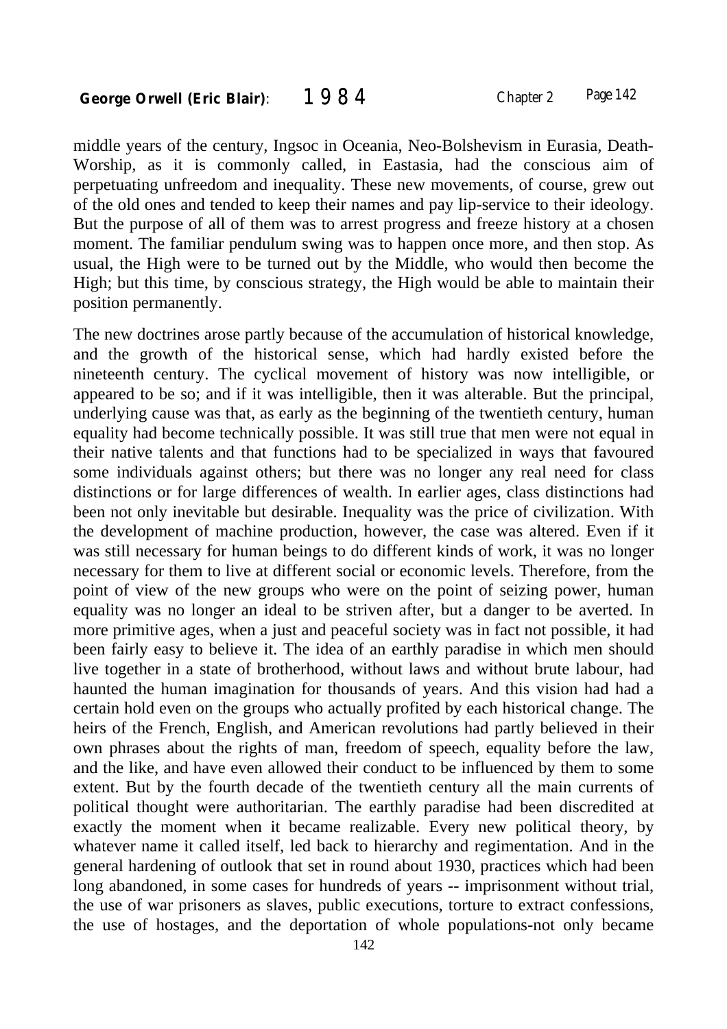middle years of the century, Ingsoc in Oceania, Neo-Bolshevism in Eurasia, Death-Worship, as it is commonly called, in Eastasia, had the conscious aim of perpetuating unfreedom and inequality. These new movements, of course, grew out of the old ones and tended to keep their names and pay lip-service to their ideology. But the purpose of all of them was to arrest progress and freeze history at a chosen moment. The familiar pendulum swing was to happen once more, and then stop. As usual, the High were to be turned out by the Middle, who would then become the High; but this time, by conscious strategy, the High would be able to maintain their position permanently.

The new doctrines arose partly because of the accumulation of historical knowledge, and the growth of the historical sense, which had hardly existed before the nineteenth century. The cyclical movement of history was now intelligible, or appeared to be so; and if it was intelligible, then it was alterable. But the principal, underlying cause was that, as early as the beginning of the twentieth century, human equality had become technically possible. It was still true that men were not equal in their native talents and that functions had to be specialized in ways that favoured some individuals against others; but there was no longer any real need for class distinctions or for large differences of wealth. In earlier ages, class distinctions had been not only inevitable but desirable. Inequality was the price of civilization. With the development of machine production, however, the case was altered. Even if it was still necessary for human beings to do different kinds of work, it was no longer necessary for them to live at different social or economic levels. Therefore, from the point of view of the new groups who were on the point of seizing power, human equality was no longer an ideal to be striven after, but a danger to be averted. In more primitive ages, when a just and peaceful society was in fact not possible, it had been fairly easy to believe it. The idea of an earthly paradise in which men should live together in a state of brotherhood, without laws and without brute labour, had haunted the human imagination for thousands of years. And this vision had had a certain hold even on the groups who actually profited by each historical change. The heirs of the French, English, and American revolutions had partly believed in their own phrases about the rights of man, freedom of speech, equality before the law, and the like, and have even allowed their conduct to be influenced by them to some extent. But by the fourth decade of the twentieth century all the main currents of political thought were authoritarian. The earthly paradise had been discredited at exactly the moment when it became realizable. Every new political theory, by whatever name it called itself, led back to hierarchy and regimentation. And in the general hardening of outlook that set in round about 1930, practices which had been long abandoned, in some cases for hundreds of years -- imprisonment without trial, the use of war prisoners as slaves, public executions, torture to extract confessions, the use of hostages, and the deportation of whole populations-not only became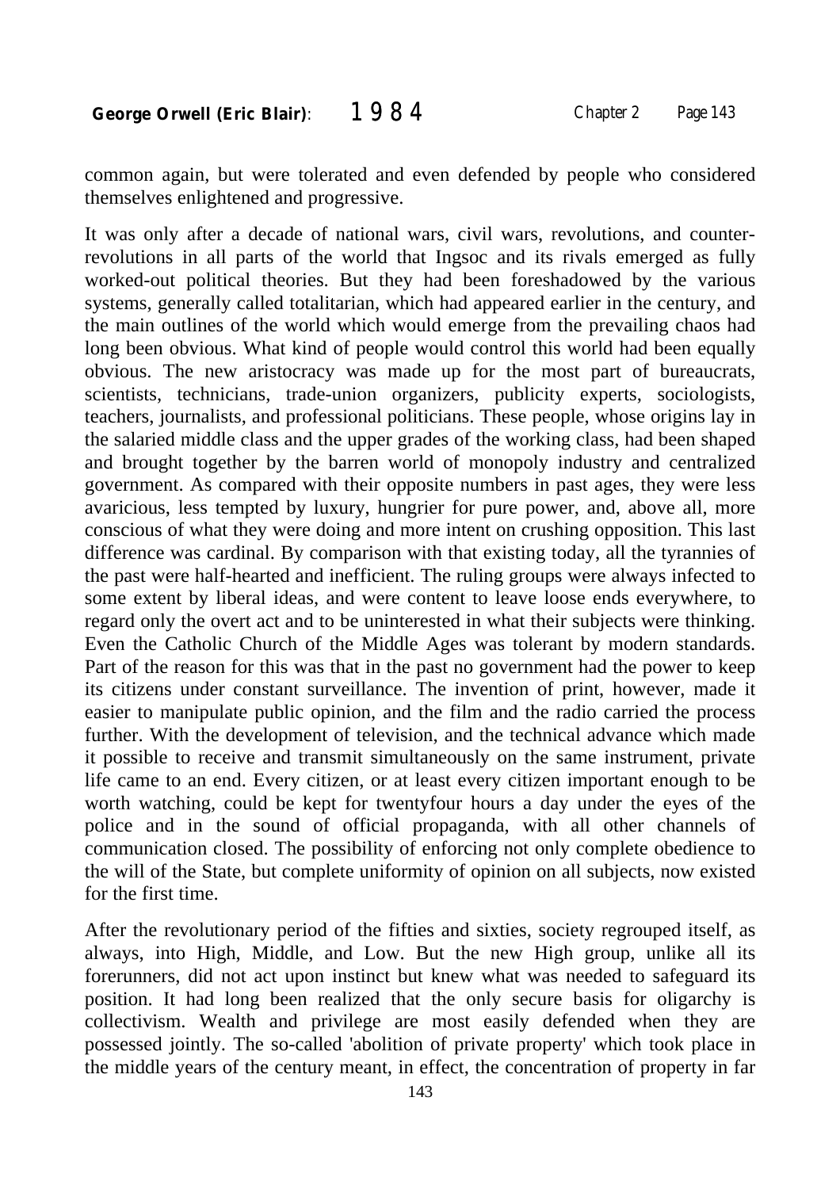common again, but were tolerated and even defended by people who considered themselves enlightened and progressive.

It was only after a decade of national wars, civil wars, revolutions, and counter-revolutions in all parts of the world that Ingsoc and its rivals emerged as fully worked-out political theories. But they had been foreshadowed by the various systems, generally called totalitarian, which had appeared earlier in the century, and the main outlines of the world which would emerge from the prevailing chaos had long been obvious. What kind of people would control this world had been equally obvious. The new aristocracy was made up for the most part of bureaucrats, scientists, technicians, trade-union organizers, publicity experts, sociologists, teachers, journalists, and professional politicians. These people, whose origins lay in the salaried middle class and the upper grades of the working class, had been shaped and brought together by the barren world of monopoly industry and centralized government. As compared with their opposite numbers in past ages, they were less avaricious, less tempted by luxury, hungrier for pure power, and, above all, more conscious of what they were doing and more intent on crushing opposition. This last difference was cardinal. By comparison with that existing today, all the tyrannies of the past were half-hearted and inefficient. The ruling groups were always infected to some extent by liberal ideas, and were content to leave loose ends everywhere, to regard only the overt act and to be uninterested in what their subjects were thinking. Even the Catholic Church of the Middle Ages was tolerant by modern standards. Part of the reason for this was that in the past no government had the power to keep its citizens under constant surveillance. The invention of print, however, made it easier to manipulate public opinion, and the film and the radio carried the process further. With the development of television, and the technical advance which made it possible to receive and transmit simultaneously on the same instrument, private life came to an end. Every citizen, or at least every citizen important enough to be worth watching, could be kept for twentyfour hours a day under the eyes of the police and in the sound of official propaganda, with all other channels of communication closed. The possibility of enforcing not only complete obedience to the will of the State, but complete uniformity of opinion on all subjects, now existed for the first time.

After the revolutionary period of the fifties and sixties, society regrouped itself, as always, into High, Middle, and Low. But the new High group, unlike all its forerunners, did not act upon instinct but knew what was needed to safeguard its position. It had long been realized that the only secure basis for oligarchy is collectivism. Wealth and privilege are most easily defended when they are possessed jointly. The so-called 'abolition of private property' which took place in the middle years of the century meant, in effect, the concentration of property in far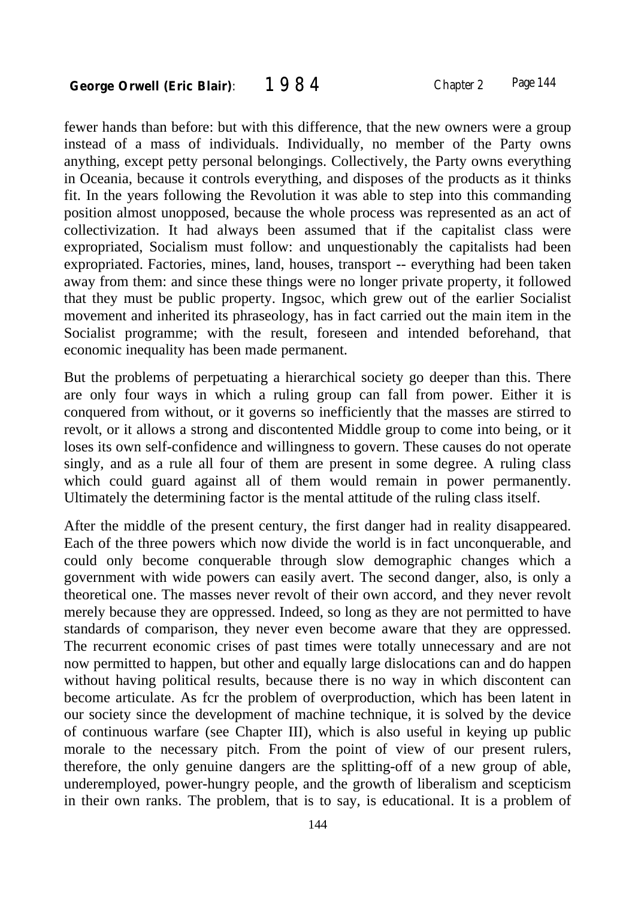fewer hands than before: but with this difference, that the new owners were a group instead of a mass of individuals. Individually, no member of the Party owns anything, except petty personal belongings. Collectively, the Party owns everything in Oceania, because it controls everything, and disposes of the products as it thinks fit. In the years following the Revolution it was able to step into this commanding position almost unopposed, because the whole process was represented as an act of collectivization. It had always been assumed that if the capitalist class were expropriated, Socialism must follow: and unquestionably the capitalists had been expropriated. Factories, mines, land, houses, transport -- everything had been taken away from them: and since these things were no longer private property, it followed that they must be public property. Ingsoc, which grew out of the earlier Socialist movement and inherited its phraseology, has in fact carried out the main item in the Socialist programme; with the result, foreseen and intended beforehand, that economic inequality has been made permanent.

But the problems of perpetuating a hierarchical society go deeper than this. There are only four ways in which a ruling group can fall from power. Either it is conquered from without, or it governs so inefficiently that the masses are stirred to revolt, or it allows a strong and discontented Middle group to come into being, or it loses its own self-confidence and willingness to govern. These causes do not operate singly, and as a rule all four of them are present in some degree. A ruling class which could guard against all of them would remain in power permanently. Ultimately the determining factor is the mental attitude of the ruling class itself.

After the middle of the present century, the first danger had in reality disappeared. Each of the three powers which now divide the world is in fact unconquerable, and could only become conquerable through slow demographic changes which a government with wide powers can easily avert. The second danger, also, is only a theoretical one. The masses never revolt of their own accord, and they never revolt merely because they are oppressed. Indeed, so long as they are not permitted to have standards of comparison, they never even become aware that they are oppressed. The recurrent economic crises of past times were totally unnecessary and are not now permitted to happen, but other and equally large dislocations can and do happen without having political results, because there is no way in which discontent can become articulate. As fcr the problem of overproduction, which has been latent in our society since the development of machine technique, it is solved by the device of continuous warfare (see Chapter III), which is also useful in keying up public morale to the necessary pitch. From the point of view of our present rulers, therefore, the only genuine dangers are the splitting-off of a new group of able, underemployed, power-hungry people, and the growth of liberalism and scepticism in their own ranks. The problem, that is to say, is educational. It is a problem of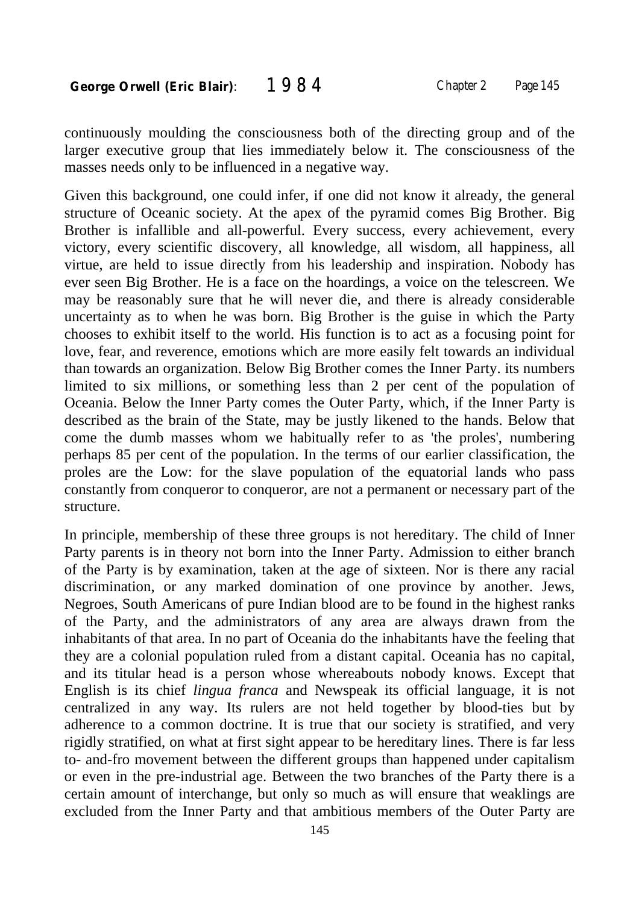continuously moulding the consciousness both of the directing group and of the larger executive group that lies immediately below it. The consciousness of the masses needs only to be influenced in a negative way.

Given this background, one could infer, if one did not know it already, the general structure of Oceanic society. At the apex of the pyramid comes Big Brother. Big Brother is infallible and all-powerful. Every success, every achievement, every victory, every scientific discovery, all knowledge, all wisdom, all happiness, all virtue, are held to issue directly from his leadership and inspiration. Nobody has ever seen Big Brother. He is a face on the hoardings, a voice on the telescreen. We may be reasonably sure that he will never die, and there is already considerable uncertainty as to when he was born. Big Brother is the guise in which the Party chooses to exhibit itself to the world. His function is to act as a focusing point for love, fear, and reverence, emotions which are more easily felt towards an individual than towards an organization. Below Big Brother comes the Inner Party. its numbers limited to six millions, or something less than 2 per cent of the population of Oceania. Below the Inner Party comes the Outer Party, which, if the Inner Party is described as the brain of the State, may be justly likened to the hands. Below that come the dumb masses whom we habitually refer to as 'the proles', numbering perhaps 85 per cent of the population. In the terms of our earlier classification, the proles are the Low: for the slave population of the equatorial lands who pass constantly from conqueror to conqueror, are not a permanent or necessary part of the structure.

In principle, membership of these three groups is not hereditary. The child of Inner Party parents is in theory not born into the Inner Party. Admission to either branch of the Party is by examination, taken at the age of sixteen. Nor is there any racial discrimination, or any marked domination of one province by another. Jews, Negroes, South Americans of pure Indian blood are to be found in the highest ranks of the Party, and the administrators of any area are always drawn from the inhabitants of that area. In no part of Oceania do the inhabitants have the feeling that they are a colonial population ruled from a distant capital. Oceania has no capital, and its titular head is a person whose whereabouts nobody knows. Except that English is its chief *lingua franca* and Newspeak its official language, it is not centralized in any way. Its rulers are not held together by blood-ties but by adherence to a common doctrine. It is true that our society is stratified, and very rigidly stratified, on what at first sight appear to be hereditary lines. There is far less to- and-fro movement between the different groups than happened under capitalism or even in the pre-industrial age. Between the two branches of the Party there is a certain amount of interchange, but only so much as will ensure that weaklings are excluded from the Inner Party and that ambitious members of the Outer Party are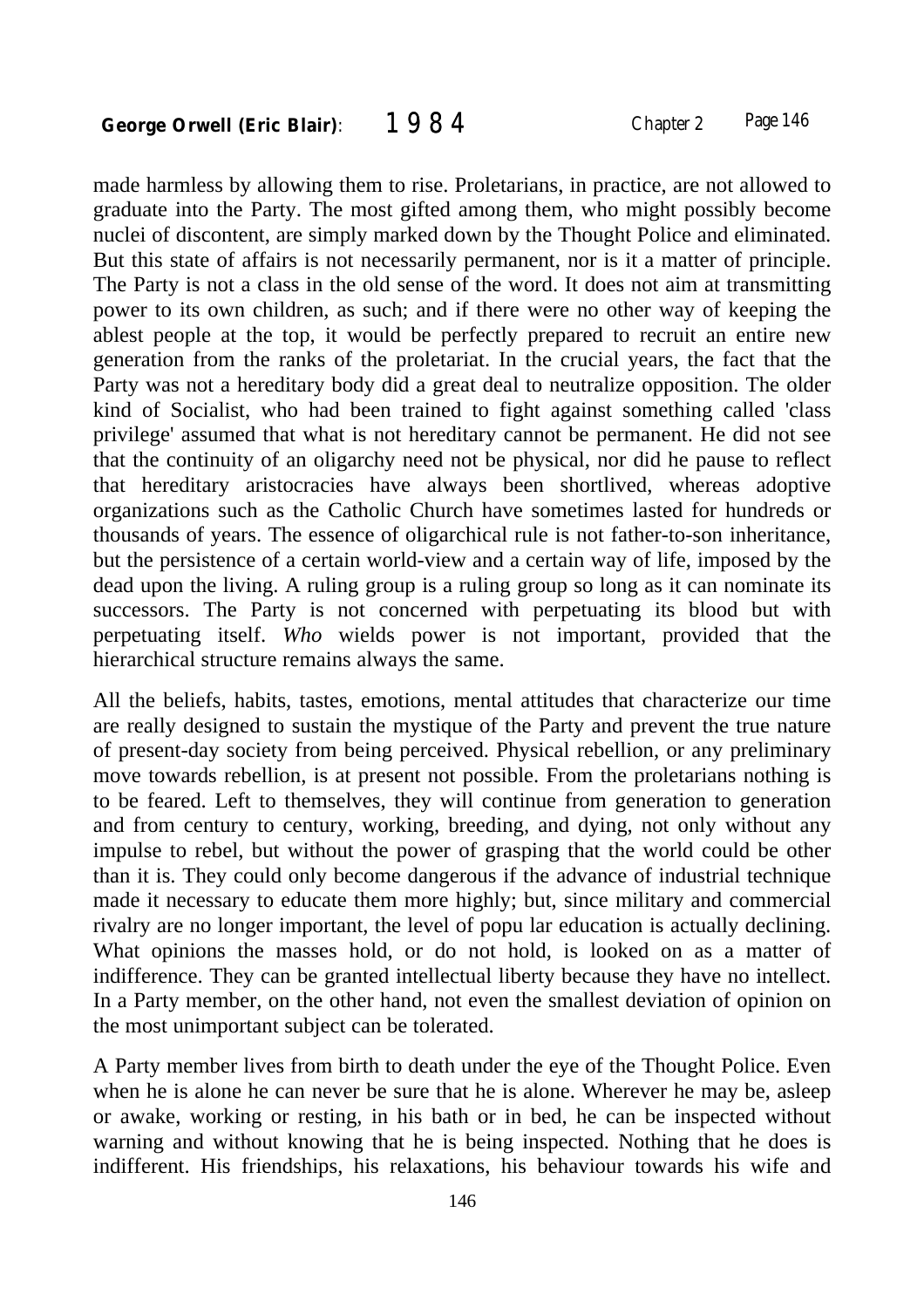made harmless by allowing them to rise. Proletarians, in practice, are not allowed to graduate into the Party. The most gifted among them, who might possibly become nuclei of discontent, are simply marked down by the Thought Police and eliminated. But this state of affairs is not necessarily permanent, nor is it a matter of principle. The Party is not a class in the old sense of the word. It does not aim at transmitting power to its own children, as such; and if there were no other way of keeping the ablest people at the top, it would be perfectly prepared to recruit an entire new generation from the ranks of the proletariat. In the crucial years, the fact that the Party was not a hereditary body did a great deal to neutralize opposition. The older kind of Socialist, who had been trained to fight against something called 'class privilege' assumed that what is not hereditary cannot be permanent. He did not see that the continuity of an oligarchy need not be physical, nor did he pause to reflect that hereditary aristocracies have always been shortlived, whereas adoptive organizations such as the Catholic Church have sometimes lasted for hundreds or thousands of years. The essence of oligarchical rule is not father-to-son inheritance, but the persistence of a certain world-view and a certain way of life, imposed by the dead upon the living. A ruling group is a ruling group so long as it can nominate its successors. The Party is not concerned with perpetuating its blood but with perpetuating itself. *Who* wields power is not important, provided that the hierarchical structure remains always the same.

All the beliefs, habits, tastes, emotions, mental attitudes that characterize our time are really designed to sustain the mystique of the Party and prevent the true nature of present-day society from being perceived. Physical rebellion, or any preliminary move towards rebellion, is at present not possible. From the proletarians nothing is to be feared. Left to themselves, they will continue from generation to generation and from century to century, working, breeding, and dying, not only without any impulse to rebel, but without the power of grasping that the world could be other than it is. They could only become dangerous if the advance of industrial technique made it necessary to educate them more highly; but, since military and commercial rivalry are no longer important, the level of popu lar education is actually declining. What opinions the masses hold, or do not hold, is looked on as a matter of indifference. They can be granted intellectual liberty because they have no intellect. In a Party member, on the other hand, not even the smallest deviation of opinion on the most unimportant subject can be tolerated.

A Party member lives from birth to death under the eye of the Thought Police. Even when he is alone he can never be sure that he is alone. Wherever he may be, asleep or awake, working or resting, in his bath or in bed, he can be inspected without warning and without knowing that he is being inspected. Nothing that he does is indifferent. His friendships, his relaxations, his behaviour towards his wife and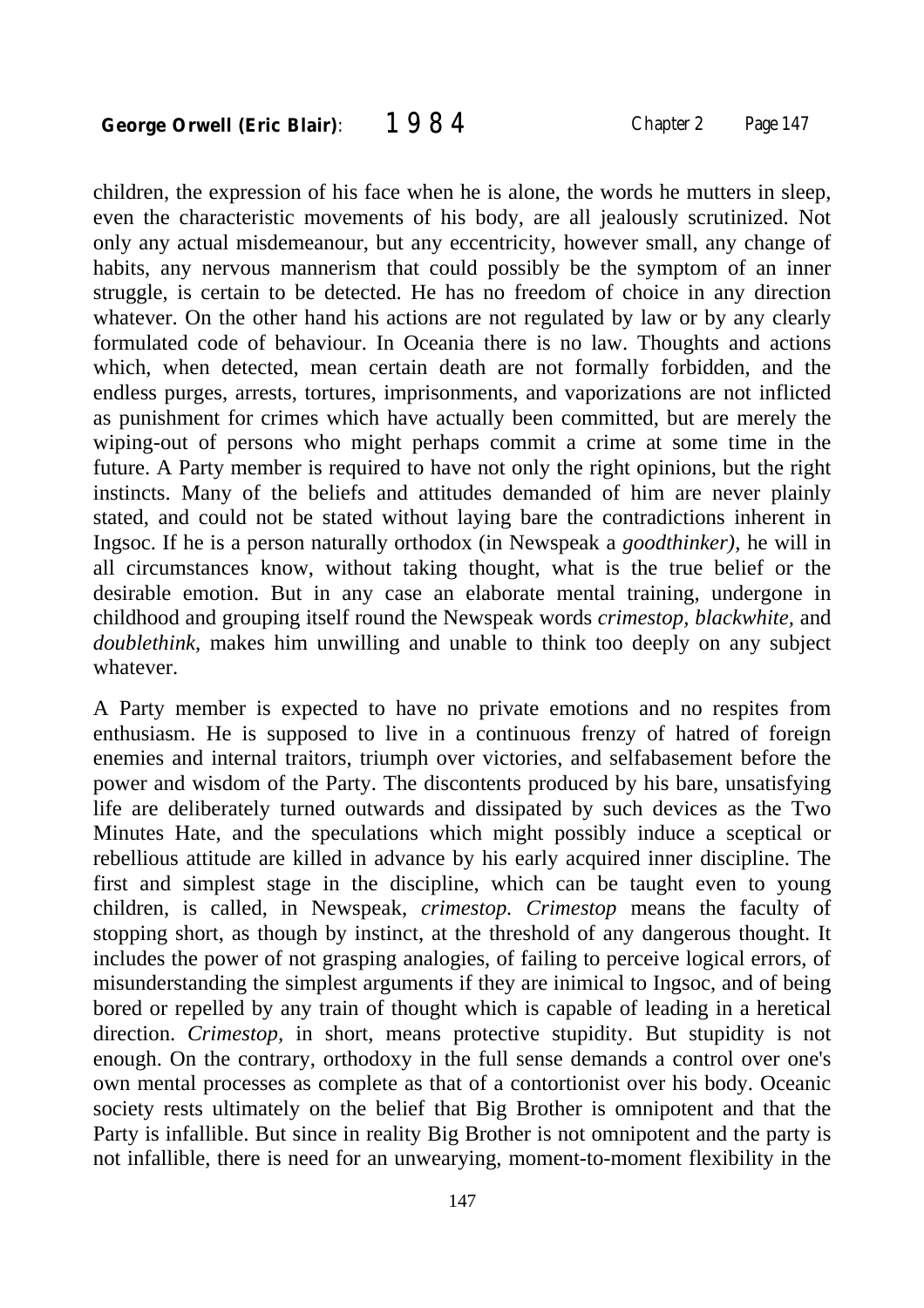children, the expression of his face when he is alone, the words he mutters in sleep, even the characteristic movements of his body, are all jealously scrutinized. Not only any actual misdemeanour, but any eccentricity, however small, any change of habits, any nervous mannerism that could possibly be the symptom of an inner struggle, is certain to be detected. He has no freedom of choice in any direction whatever. On the other hand his actions are not regulated by law or by any clearly formulated code of behaviour. In Oceania there is no law. Thoughts and actions which, when detected, mean certain death are not formally forbidden, and the endless purges, arrests, tortures, imprisonments, and vaporizations are not inflicted as punishment for crimes which have actually been committed, but are merely the wiping-out of persons who might perhaps commit a crime at some time in the future. A Party member is required to have not only the right opinions, but the right instincts. Many of the beliefs and attitudes demanded of him are never plainly stated, and could not be stated without laying bare the contradictions inherent in Ingsoc. If he is a person naturally orthodox (in Newspeak a *goodthinker),* he will in all circumstances know, without taking thought, what is the true belief or the desirable emotion. But in any case an elaborate mental training, undergone in childhood and grouping itself round the Newspeak words *crimestop, blackwhite,* and *doublethink,* makes him unwilling and unable to think too deeply on any subject whatever.

A Party member is expected to have no private emotions and no respites from enthusiasm. He is supposed to live in a continuous frenzy of hatred of foreign enemies and internal traitors, triumph over victories, and selfabasement before the power and wisdom of the Party. The discontents produced by his bare, unsatisfying life are deliberately turned outwards and dissipated by such devices as the Two Minutes Hate, and the speculations which might possibly induce a sceptical or rebellious attitude are killed in advance by his early acquired inner discipline. The first and simplest stage in the discipline, which can be taught even to young children, is called, in Newspeak, *crimestop. Crimestop* means the faculty of stopping short, as though by instinct, at the threshold of any dangerous thought. It includes the power of not grasping analogies, of failing to perceive logical errors, of misunderstanding the simplest arguments if they are inimical to Ingsoc, and of being bored or repelled by any train of thought which is capable of leading in a heretical direction. *Crimestop,* in short, means protective stupidity. But stupidity is not enough. On the contrary, orthodoxy in the full sense demands a control over one's own mental processes as complete as that of a contortionist over his body. Oceanic society rests ultimately on the belief that Big Brother is omnipotent and that the Party is infallible. But since in reality Big Brother is not omnipotent and the party is not infallible, there is need for an unwearying, moment-to-moment flexibility in the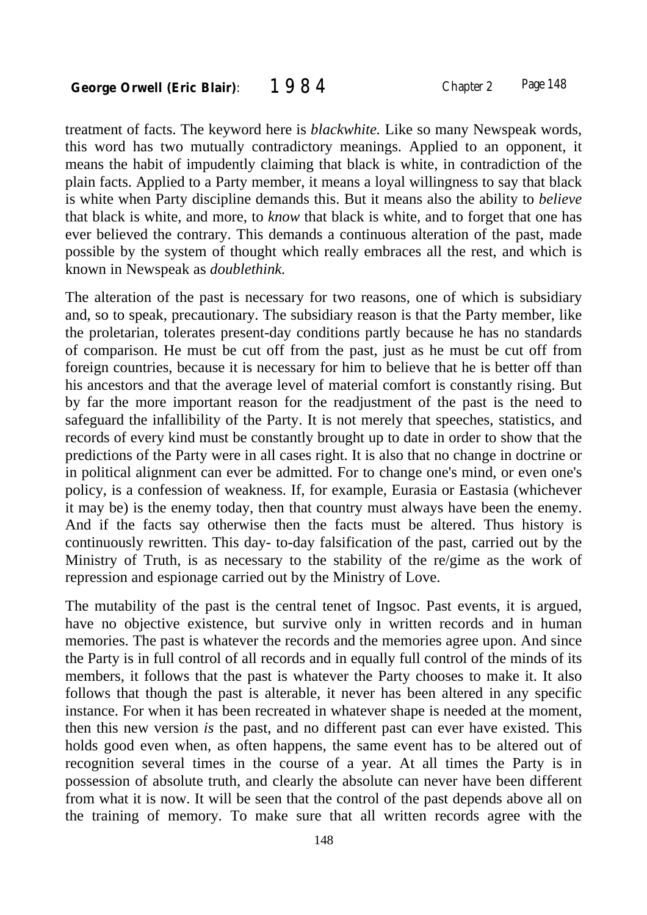treatment of facts. The keyword here is *blackwhite.* Like so many Newspeak words, this word has two mutually contradictory meanings. Applied to an opponent, it means the habit of impudently claiming that black is white, in contradiction of the plain facts. Applied to a Party member, it means a loyal willingness to say that black is white when Party discipline demands this. But it means also the ability to *believe* that black is white, and more, to *know* that black is white, and to forget that one has ever believed the contrary. This demands a continuous alteration of the past, made possible by the system of thought which really embraces all the rest, and which is known in Newspeak as *doublethink.*

The alteration of the past is necessary for two reasons, one of which is subsidiary and, so to speak, precautionary. The subsidiary reason is that the Party member, like the proletarian, tolerates present-day conditions partly because he has no standards of comparison. He must be cut off from the past, just as he must be cut off from foreign countries, because it is necessary for him to believe that he is better off than his ancestors and that the average level of material comfort is constantly rising. But by far the more important reason for the readjustment of the past is the need to safeguard the infallibility of the Party. It is not merely that speeches, statistics, and records of every kind must be constantly brought up to date in order to show that the predictions of the Party were in all cases right. It is also that no change in doctrine or in political alignment can ever be admitted. For to change one's mind, or even one's policy, is a confession of weakness. If, for example, Eurasia or Eastasia (whichever it may be) is the enemy today, then that country must always have been the enemy. And if the facts say otherwise then the facts must be altered. Thus history is continuously rewritten. This day- to-day falsification of the past, carried out by the Ministry of Truth, is as necessary to the stability of the re/gime as the work of repression and espionage carried out by the Ministry of Love.

The mutability of the past is the central tenet of Ingsoc. Past events, it is argued, have no objective existence, but survive only in written records and in human memories. The past is whatever the records and the memories agree upon. And since the Party is in full control of all records and in equally full control of the minds of its members, it follows that the past is whatever the Party chooses to make it. It also follows that though the past is alterable, it never has been altered in any specific instance. For when it has been recreated in whatever shape is needed at the moment, then this new version *is* the past, and no different past can ever have existed. This holds good even when, as often happens, the same event has to be altered out of recognition several times in the course of a year. At all times the Party is in possession of absolute truth, and clearly the absolute can never have been different from what it is now. It will be seen that the control of the past depends above all on the training of memory. To make sure that all written records agree with the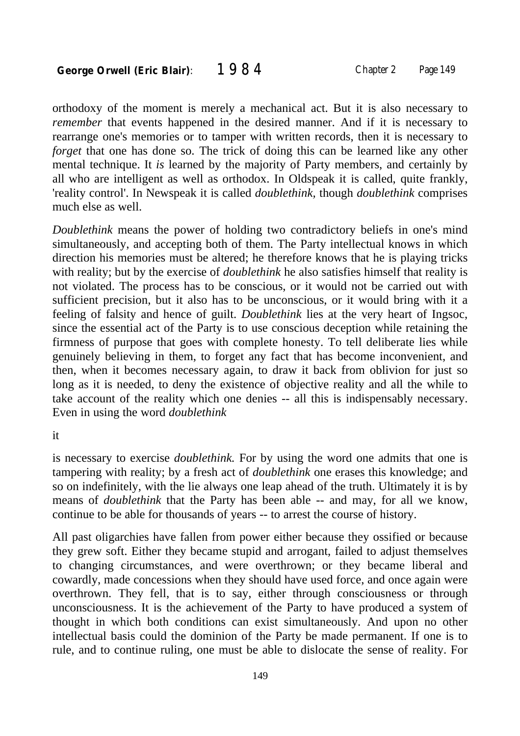orthodoxy of the moment is merely a mechanical act. But it is also necessary to *remember* that events happened in the desired manner. And if it is necessary to rearrange one's memories or to tamper with written records, then it is necessary to *forget* that one has done so. The trick of doing this can be learned like any other mental technique. It *is* learned by the majority of Party members, and certainly by all who are intelligent as well as orthodox. In Oldspeak it is called, quite frankly, 'reality control'. In Newspeak it is called *doublethink*, though *doublethink* comprises much else as well.

*Doublethink* means the power of holding two contradictory beliefs in one's mind simultaneously, and accepting both of them. The Party intellectual knows in which direction his memories must be altered; he therefore knows that he is playing tricks with reality; but by the exercise of *doublethink* he also satisfies himself that reality is not violated. The process has to be conscious, or it would not be carried out with sufficient precision, but it also has to be unconscious, or it would bring with it a feeling of falsity and hence of guilt. *Doublethink* lies at the very heart of Ingsoc, since the essential act of the Party is to use conscious deception while retaining the firmness of purpose that goes with complete honesty. To tell deliberate lies while genuinely believing in them, to forget any fact that has become inconvenient, and then, when it becomes necessary again, to draw it back from oblivion for just so long as it is needed, to deny the existence of objective reality and all the while to take account of the reality which one denies -- all this is indispensably necessary. Even in using the word *doublethink* it is necessary to exercise *doublethink*. For by using the word one admits that one is tampering with reality; by a fresh act of *doublethink* one erases this knowledge; and so on indefinitely, with the lie always one leap ahead of the truth. Ultimately it is by means of *doublethink* that the Party has been able -- and may, for all we know, continue to be able for thousands of years -- to arrest the course of history.

All past oligarchies have fallen from power either because they ossified or because they grew soft. Either they became stupid and arrogant, failed to adjust themselves to changing circumstances, and were overthrown; or they became liberal and cowardly, made concessions when they should have used force, and once again were overthrown. They fell, that is to say, either through consciousness or through unconsciousness. It is the achievement of the Party to have produced a system of thought in which both conditions can exist simultaneously. And upon no other intellectual basis could the dominion of the Party be made permanent. If one is to rule, and to continue ruling, one must be able to dislocate the sense of reality. For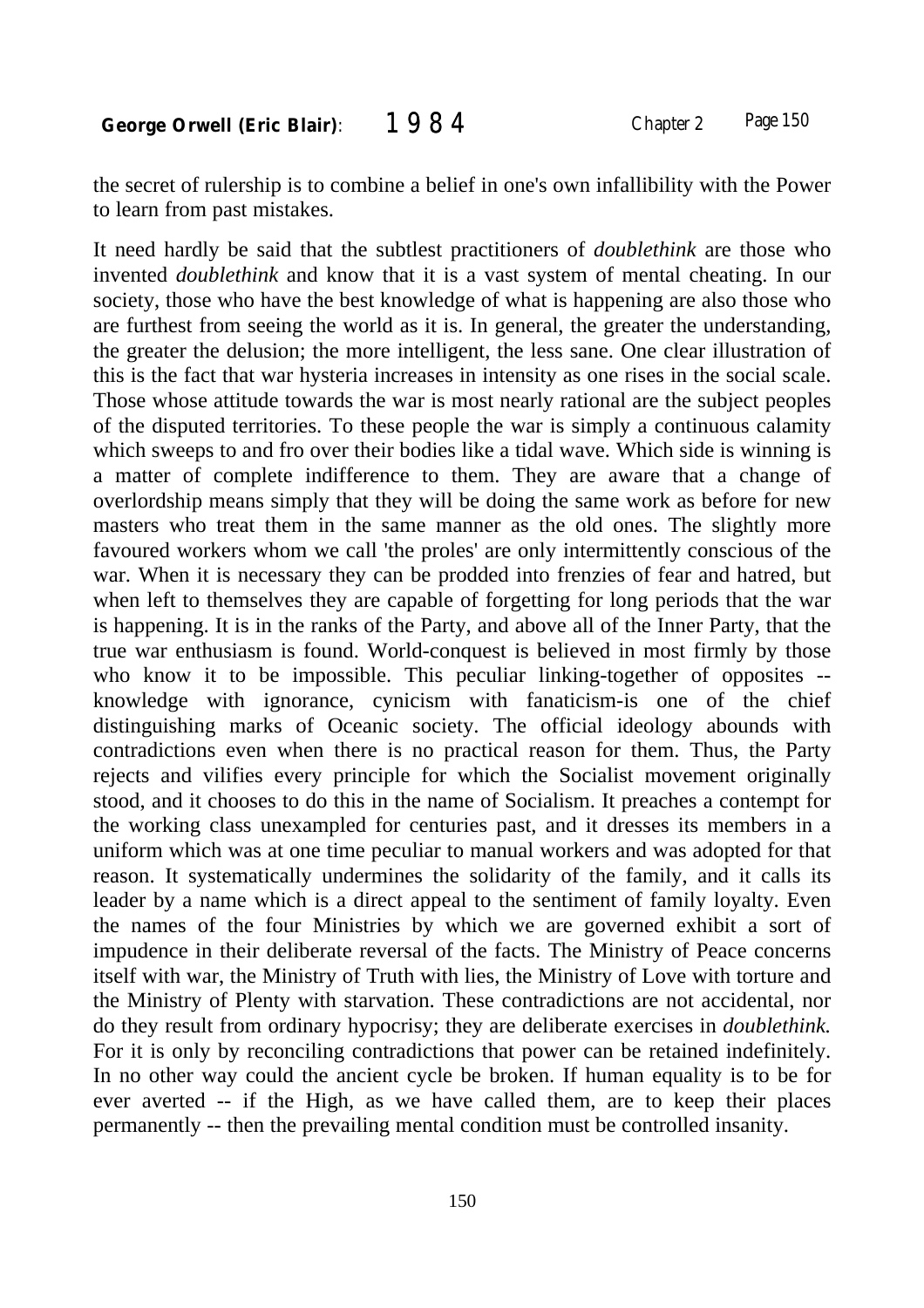the secret of rulership is to combine a belief in one's own infallibility with the Power to learn from past mistakes.

It need hardly be said that the subtlest practitioners of *doublethink* are those who invented *doublethink* and know that it is a vast system of mental cheating. In our society, those who have the best knowledge of what is happening are also those who are furthest from seeing the world as it is. In general, the greater the understanding, the greater the delusion; the more intelligent, the less sane. One clear illustration of this is the fact that war hysteria increases in intensity as one rises in the social scale. Those whose attitude towards the war is most nearly rational are the subject peoples of the disputed territories. To these people the war is simply a continuous calamity which sweeps to and fro over their bodies like a tidal wave. Which side is winning is a matter of complete indifference to them. They are aware that a change of overlordship means simply that they will be doing the same work as before for new masters who treat them in the same manner as the old ones. The slightly more favoured workers whom we call 'the proles' are only intermittently conscious of the war. When it is necessary they can be prodded into frenzies of fear and hatred, but when left to themselves they are capable of forgetting for long periods that the war is happening. It is in the ranks of the Party, and above all of the Inner Party, that the true war enthusiasm is found. World-conquest is believed in most firmly by those who know it to be impossible. This peculiar linking-together of opposites -- knowledge with ignorance, cynicism with fanaticism-is one of the chief distinguishing marks of Oceanic society. The official ideology abounds with contradictions even when there is no practical reason for them. Thus, the Party rejects and vilifies every principle for which the Socialist movement originally stood, and it chooses to do this in the name of Socialism. It preaches a contempt for the working class unexampled for centuries past, and it dresses its members in a uniform which was at one time peculiar to manual workers and was adopted for that reason. It systematically undermines the solidarity of the family, and it calls its leader by a name which is a direct appeal to the sentiment of family loyalty. Even the names of the four Ministries by which we are governed exhibit a sort of impudence in their deliberate reversal of the facts. The Ministry of Peace concerns itself with war, the Ministry of Truth with lies, the Ministry of Love with torture and the Ministry of Plenty with starvation. These contradictions are not accidental, nor do they result from ordinary hypocrisy; they are deliberate exercises in *doublethink.* For it is only by reconciling contradictions that power can be retained indefinitely. In no other way could the ancient cycle be broken. If human equality is to be for ever averted -- if the High, as we have called them, are to keep their places permanently -- then the prevailing mental condition must be controlled insanity.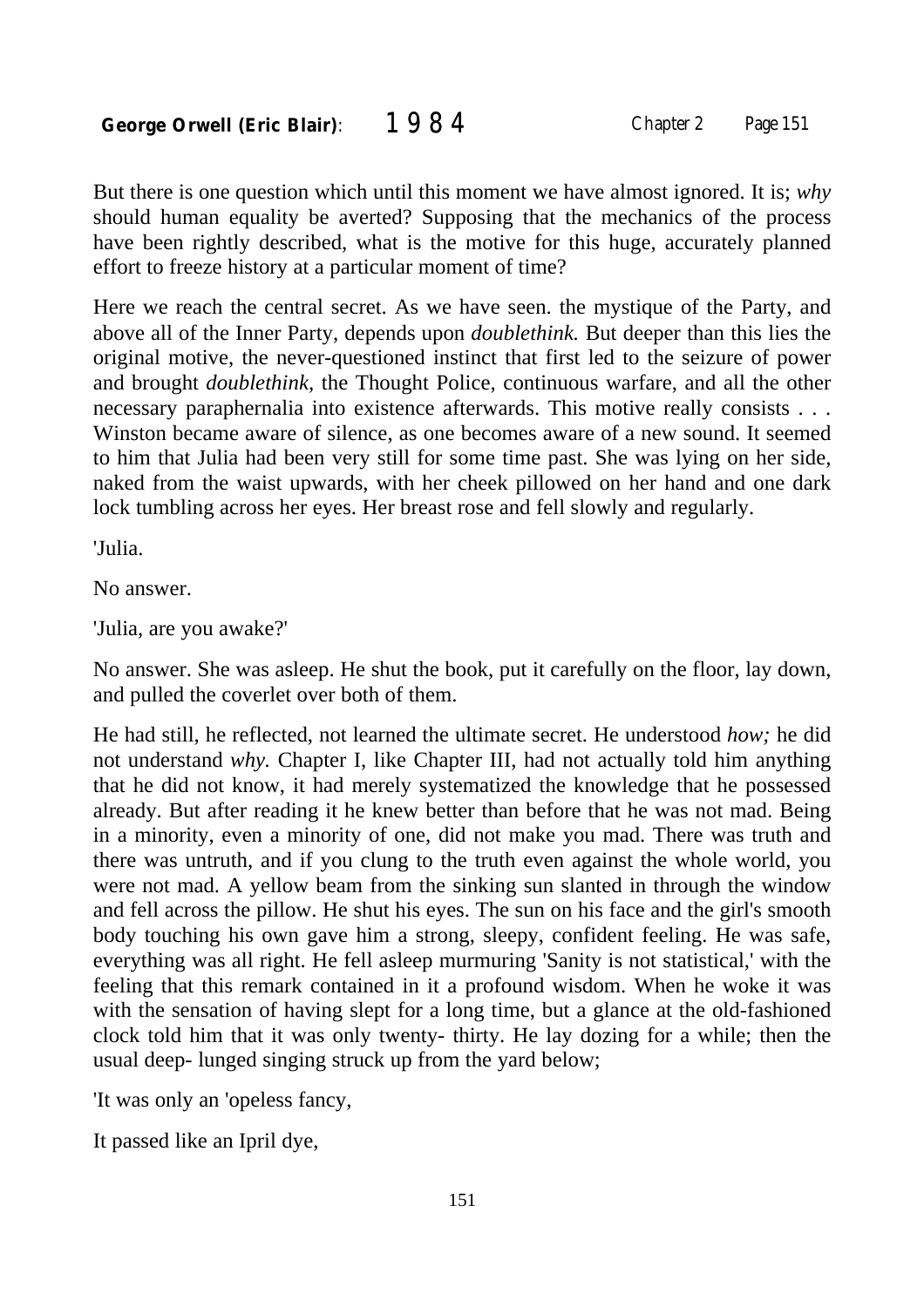But there is one question which until this moment we have almost ignored. It is; *why* should human equality be averted? Supposing that the mechanics of the process have been rightly described, what is the motive for this huge, accurately planned effort to freeze history at a particular moment of time?

Here we reach the central secret. As we have seen. the mystique of the Party, and above all of the Inner Party, depends upon *doublethink.* But deeper than this lies the original motive, the never-questioned instinct that first led to the seizure of power and brought *doublethink,* the Thought Police, continuous warfare, and all the other necessary paraphernalia into existence afterwards. This motive really consists . . . Winston became aware of silence, as one becomes aware of a new sound. It seemed to him that Julia had been very still for some time past. She was lying on her side, naked from the waist upwards, with her cheek pillowed on her hand and one dark lock tumbling across her eyes. Her breast rose and fell slowly and regularly.

'Julia.

No answer.

'Julia, are you awake?'

No answer. She was asleep. He shut the book, put it carefully on the floor, lay down, and pulled the coverlet over both of them.

He had still, he reflected, not learned the ultimate secret. He understood *how;* he did not understand *why.* Chapter I, like Chapter III, had not actually told him anything that he did not know, it had merely systematized the knowledge that he possessed already. But after reading it he knew better than before that he was not mad. Being in a minority, even a minority of one, did not make you mad. There was truth and there was untruth, and if you clung to the truth even against the whole world, you were not mad. A yellow beam from the sinking sun slanted in through the window and fell across the pillow. He shut his eyes. The sun on his face and the girl's smooth body touching his own gave him a strong, sleepy, confident feeling. He was safe, everything was all right. He fell asleep murmuring 'Sanity is not statistical,' with the feeling that this remark contained in it a profound wisdom. When he woke it was with the sensation of having slept for a long time, but a glance at the old-fashioned clock told him that it was only twenty- thirty. He lay dozing for a while; then the usual deep- lunged singing struck up from the yard below;

'It was only an 'opeless fancy,

It passed like an Ipril dye,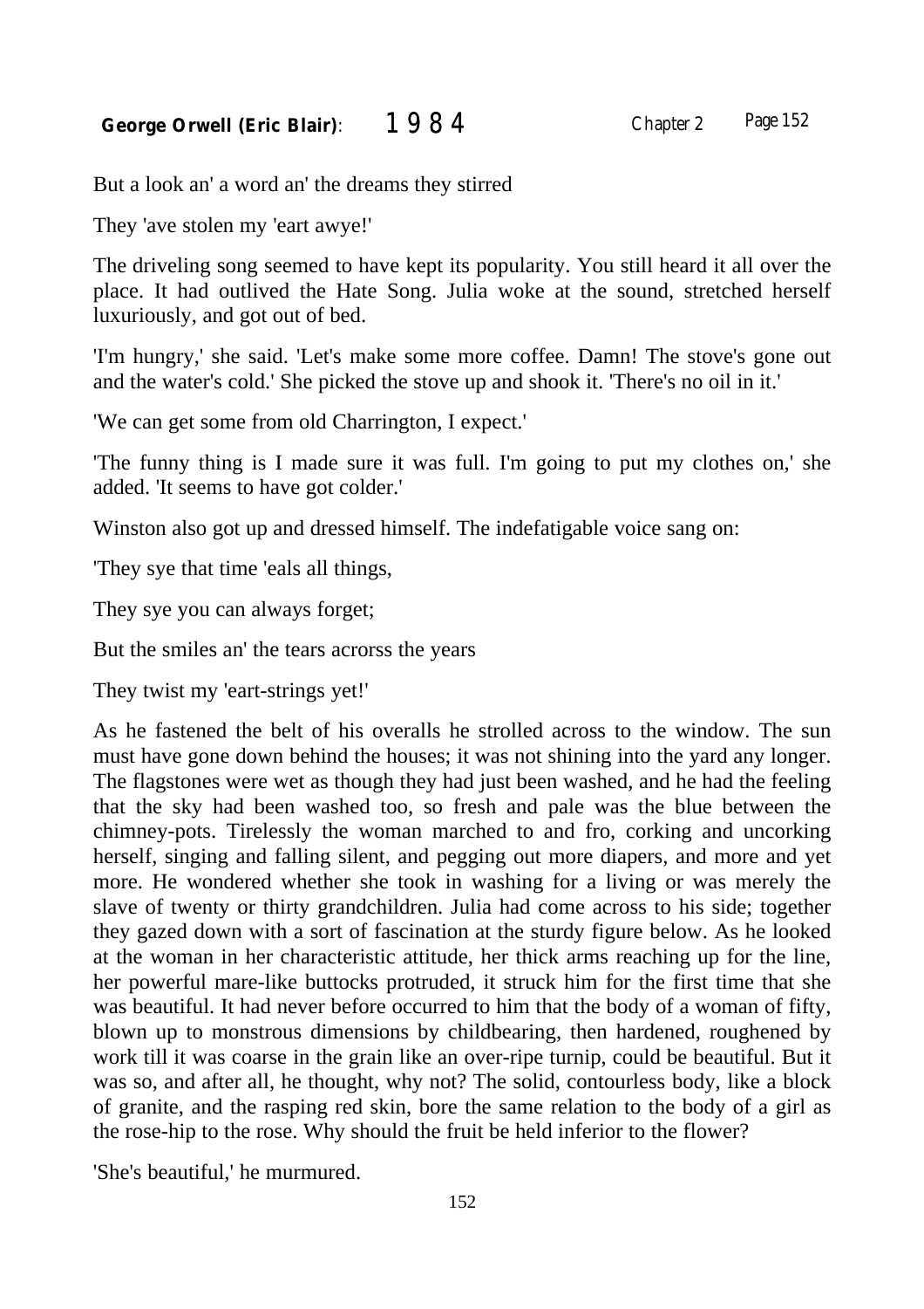But a look an' a word an' the dreams they stirred

They 'ave stolen my 'eart awye!'

The driveling song seemed to have kept its popularity. You still heard it all over the place. It had outlived the Hate Song. Julia woke at the sound, stretched herself luxuriously, and got out of bed.

'I'm hungry,' she said. 'Let's make some more coffee. Damn! The stove's gone out and the water's cold.' She picked the stove up and shook it. 'There's no oil in it.'

'We can get some from old Charrington, I expect.'

'The funny thing is I made sure it was full. I'm going to put my clothes on,' she added. 'It seems to have got colder.'

Winston also got up and dressed himself. The indefatigable voice sang on:

'They sye that time 'eals all things,

They sye you can always forget;

But the smiles an' the tears acrorss the years

They twist my 'eart-strings yet!'

As he fastened the belt of his overalls he strolled across to the window. The sun must have gone down behind the houses; it was not shining into the yard any longer. The flagstones were wet as though they had just been washed, and he had the feeling that the sky had been washed too, so fresh and pale was the blue between the chimney-pots. Tirelessly the woman marched to and fro, corking and uncorking herself, singing and falling silent, and pegging out more diapers, and more and yet more. He wondered whether she took in washing for a living or was merely the slave of twenty or thirty grandchildren. Julia had come across to his side; together they gazed down with a sort of fascination at the sturdy figure below. As he looked at the woman in her characteristic attitude, her thick arms reaching up for the line, her powerful mare-like buttocks protruded, it struck him for the first time that she was beautiful. It had never before occurred to him that the body of a woman of fifty, blown up to monstrous dimensions by childbearing, then hardened, roughened by work till it was coarse in the grain like an over-ripe turnip, could be beautiful. But it was so, and after all, he thought, why not? The solid, contourless body, like a block of granite, and the rasping red skin, bore the same relation to the body of a girl as the rose-hip to the rose. Why should the fruit be held inferior to the flower?

'She's beautiful,' he murmured.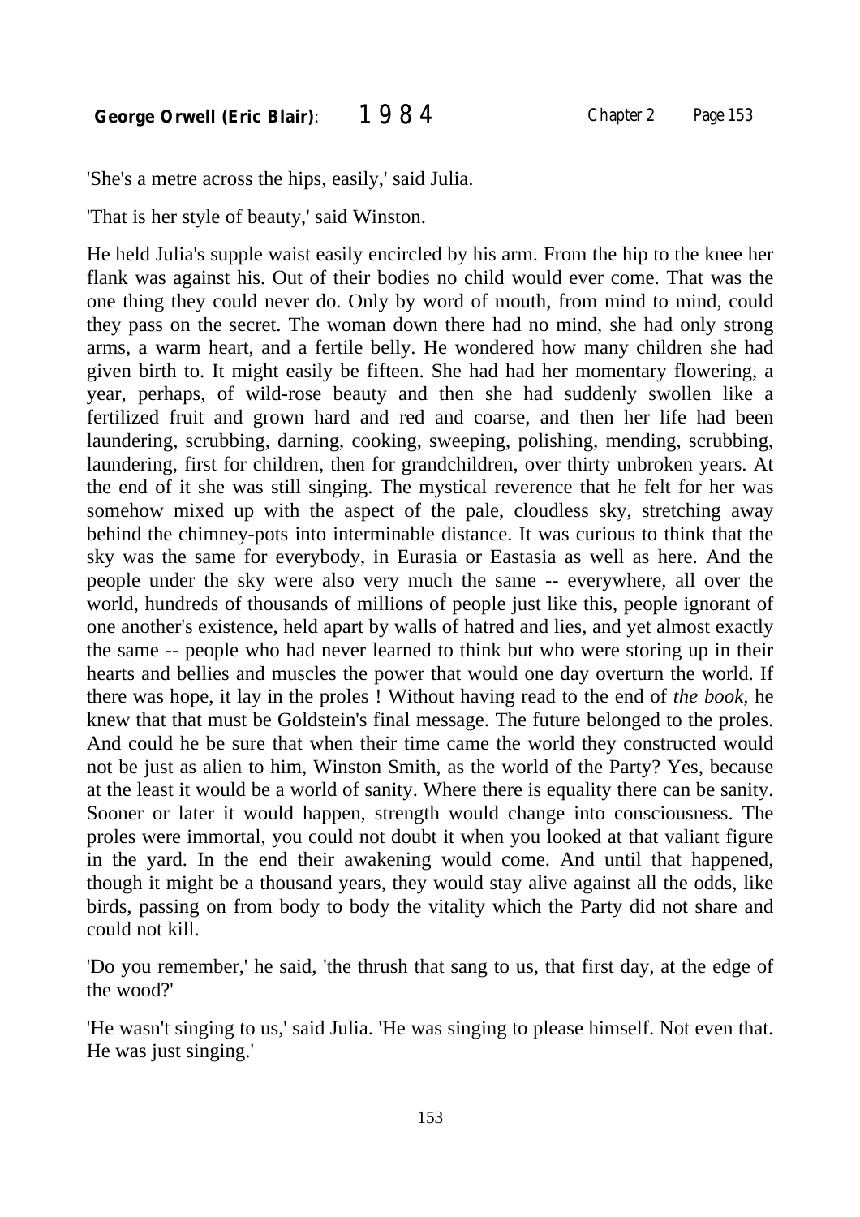'She's a metre across the hips, easily,' said Julia.

'That is her style of beauty,' said Winston.

He held Julia's supple waist easily encircled by his arm. From the hip to the knee her flank was against his. Out of their bodies no child would ever come. That was the one thing they could never do. Only by word of mouth, from mind to mind, could they pass on the secret. The woman down there had no mind, she had only strong arms, a warm heart, and a fertile belly. He wondered how many children she had given birth to. It might easily be fifteen. She had had her momentary flowering, a year, perhaps, of wild-rose beauty and then she had suddenly swollen like a fertilized fruit and grown hard and red and coarse, and then her life had been laundering, scrubbing, darning, cooking, sweeping, polishing, mending, scrubbing, laundering, first for children, then for grandchildren, over thirty unbroken years. At the end of it she was still singing. The mystical reverence that he felt for her was somehow mixed up with the aspect of the pale, cloudless sky, stretching away behind the chimney-pots into interminable distance. It was curious to think that the sky was the same for everybody, in Eurasia or Eastasia as well as here. And the people under the sky were also very much the same -- everywhere, all over the world, hundreds of thousands of millions of people just like this, people ignorant of one another's existence, held apart by walls of hatred and lies, and yet almost exactly the same -- people who had never learned to think but who were storing up in their hearts and bellies and muscles the power that would one day overturn the world. If there was hope, it lay in the proles ! Without having read to the end of *the book*, he knew that that must be Goldstein's final message. The future belonged to the proles. And could he be sure that when their time came the world they constructed would not be just as alien to him, Winston Smith, as the world of the Party? Yes, because at the least it would be a world of sanity. Where there is equality there can be sanity. Sooner or later it would happen, strength would change into consciousness. The proles were immortal, you could not doubt it when you looked at that valiant figure in the yard. In the end their awakening would come. And until that happened, though it might be a thousand years, they would stay alive against all the odds, like birds, passing on from body to body the vitality which the Party did not share and could not kill.

'Do you remember,' he said, 'the thrush that sang to us, that first day, at the edge of the wood?'

'He wasn't singing to us,' said Julia. 'He was singing to please himself. Not even that. He was just singing.'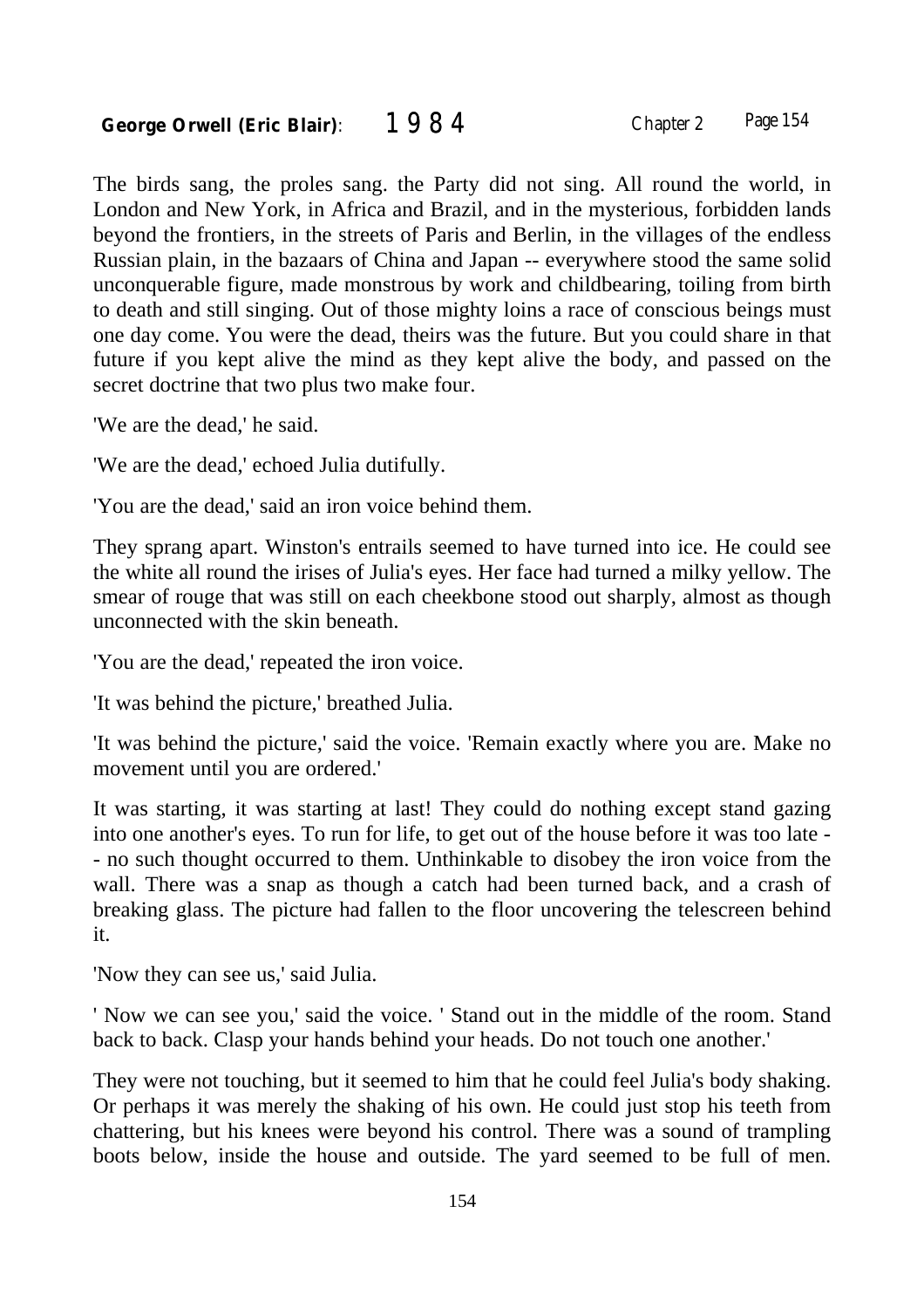The birds sang, the proles sang. the Party did not sing. All round the world, in London and New York, in Africa and Brazil, and in the mysterious, forbidden lands beyond the frontiers, in the streets of Paris and Berlin, in the villages of the endless Russian plain, in the bazaars of China and Japan -- everywhere stood the same solid unconquerable figure, made monstrous by work and childbearing, toiling from birth to death and still singing. Out of those mighty loins a race of conscious beings must one day come. You were the dead, theirs was the future. But you could share in that future if you kept alive the mind as they kept alive the body, and passed on the secret doctrine that two plus two make four.

'We are the dead,' he said.

'We are the dead,' echoed Julia dutifully.

'You are the dead,' said an iron voice behind them.

They sprang apart. Winston's entrails seemed to have turned into ice. He could see the white all round the irises of Julia's eyes. Her face had turned a milky yellow. The smear of rouge that was still on each cheekbone stood out sharply, almost as though unconnected with the skin beneath.

'You are the dead,' repeated the iron voice.

'It was behind the picture,' breathed Julia.

'It was behind the picture,' said the voice. 'Remain exactly where you are. Make no movement until you are ordered.'

It was starting, it was starting at last! They could do nothing except stand gazing into one another's eyes. To run for life, to get out of the house before it was too late -- no such thought occurred to them. Unthinkable to disobey the iron voice from the wall. There was a snap as though a catch had been turned back, and a crash of breaking glass. The picture had fallen to the floor uncovering the telescreen behind it.

'Now they can see us,' said Julia.

' Now we can see you,' said the voice. ' Stand out in the middle of the room. Stand back to back. Clasp your hands behind your heads. Do not touch one another.'

They were not touching, but it seemed to him that he could feel Julia's body shaking. Or perhaps it was merely the shaking of his own. He could just stop his teeth from chattering, but his knees were beyond his control. There was a sound of trampling boots below, inside the house and outside. The yard seemed to be full of men.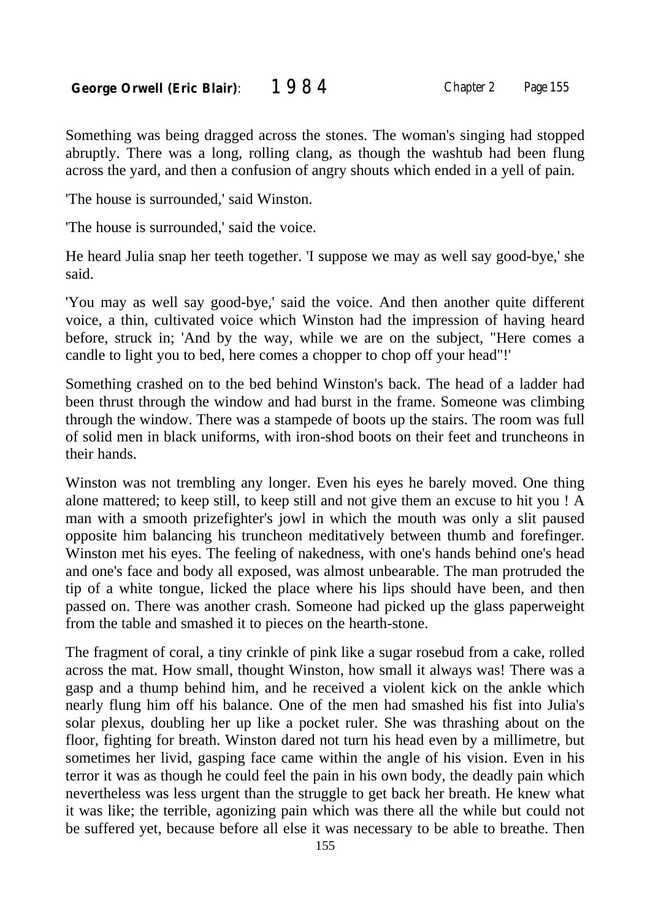Something was being dragged across the stones. The woman's singing had stopped abruptly. There was a long, rolling clang, as though the washtub had been flung across the yard, and then a confusion of angry shouts which ended in a yell of pain.

'The house is surrounded,' said Winston.

'The house is surrounded,' said the voice.

He heard Julia snap her teeth together. 'I suppose we may as well say good-bye,' she said.

'You may as well say good-bye,' said the voice. And then another quite different voice, a thin, cultivated voice which Winston had the impression of having heard before, struck in; 'And by the way, while we are on the subject, "Here comes a candle to light you to bed, here comes a chopper to chop off your head"!'

Something crashed on to the bed behind Winston's back. The head of a ladder had been thrust through the window and had burst in the frame. Someone was climbing through the window. There was a stampede of boots up the stairs. The room was full of solid men in black uniforms, with iron-shod boots on their feet and truncheons in their hands.

Winston was not trembling any longer. Even his eyes he barely moved. One thing alone mattered; to keep still, to keep still and not give them an excuse to hit you ! A man with a smooth prizefighter's jowl in which the mouth was only a slit paused opposite him balancing his truncheon meditatively between thumb and forefinger. Winston met his eyes. The feeling of nakedness, with one's hands behind one's head and one's face and body all exposed, was almost unbearable. The man protruded the tip of a white tongue, licked the place where his lips should have been, and then passed on. There was another crash. Someone had picked up the glass paperweight from the table and smashed it to pieces on the hearth-stone.

The fragment of coral, a tiny crinkle of pink like a sugar rosebud from a cake, rolled across the mat. How small, thought Winston, how small it always was! There was a gasp and a thump behind him, and he received a violent kick on the ankle which nearly flung him off his balance. One of the men had smashed his fist into Julia's solar plexus, doubling her up like a pocket ruler. She was thrashing about on the floor, fighting for breath. Winston dared not turn his head even by a millimetre, but sometimes her livid, gasping face came within the angle of his vision. Even in his terror it was as though he could feel the pain in his own body, the deadly pain which nevertheless was less urgent than the struggle to get back her breath. He knew what it was like; the terrible, agonizing pain which was there all the while but could not be suffered yet, because before all else it was necessary to be able to breathe. Then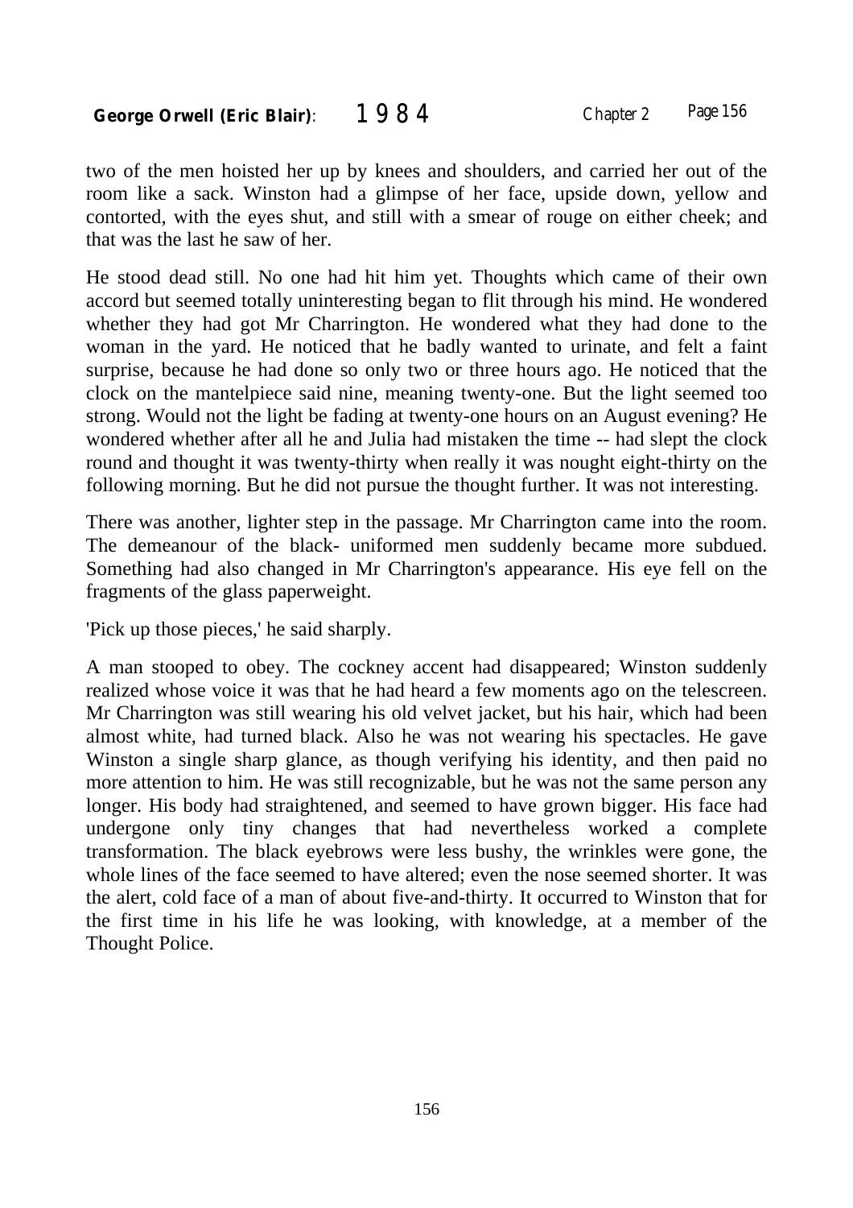two of the men hoisted her up by knees and shoulders, and carried her out of the room like a sack. Winston had a glimpse of her face, upside down, yellow and contorted, with the eyes shut, and still with a smear of rouge on either cheek; and that was the last he saw of her.

He stood dead still. No one had hit him yet. Thoughts which came of their own accord but seemed totally uninteresting began to flit through his mind. He wondered whether they had got Mr Charrington. He wondered what they had done to the woman in the yard. He noticed that he badly wanted to urinate, and felt a faint surprise, because he had done so only two or three hours ago. He noticed that the clock on the mantelpiece said nine, meaning twenty-one. But the light seemed too strong. Would not the light be fading at twenty-one hours on an August evening? He wondered whether after all he and Julia had mistaken the time -- had slept the clock round and thought it was twenty-thirty when really it was nought eight-thirty on the following morning. But he did not pursue the thought further. It was not interesting.

There was another, lighter step in the passage. Mr Charrington came into the room. The demeanour of the black- uniformed men suddenly became more subdued. Something had also changed in Mr Charrington's appearance. His eye fell on the fragments of the glass paperweight.

'Pick up those pieces,' he said sharply.

A man stooped to obey. The cockney accent had disappeared; Winston suddenly realized whose voice it was that he had heard a few moments ago on the telescreen. Mr Charrington was still wearing his old velvet jacket, but his hair, which had been almost white, had turned black. Also he was not wearing his spectacles. He gave Winston a single sharp glance, as though verifying his identity, and then paid no more attention to him. He was still recognizable, but he was not the same person any longer. His body had straightened, and seemed to have grown bigger. His face had undergone only tiny changes that had nevertheless worked a complete transformation. The black eyebrows were less bushy, the wrinkles were gone, the whole lines of the face seemed to have altered; even the nose seemed shorter. It was the alert, cold face of a man of about five-and-thirty. It occurred to Winston that for the first time in his life he was looking, with knowledge, at a member of the Thought Police.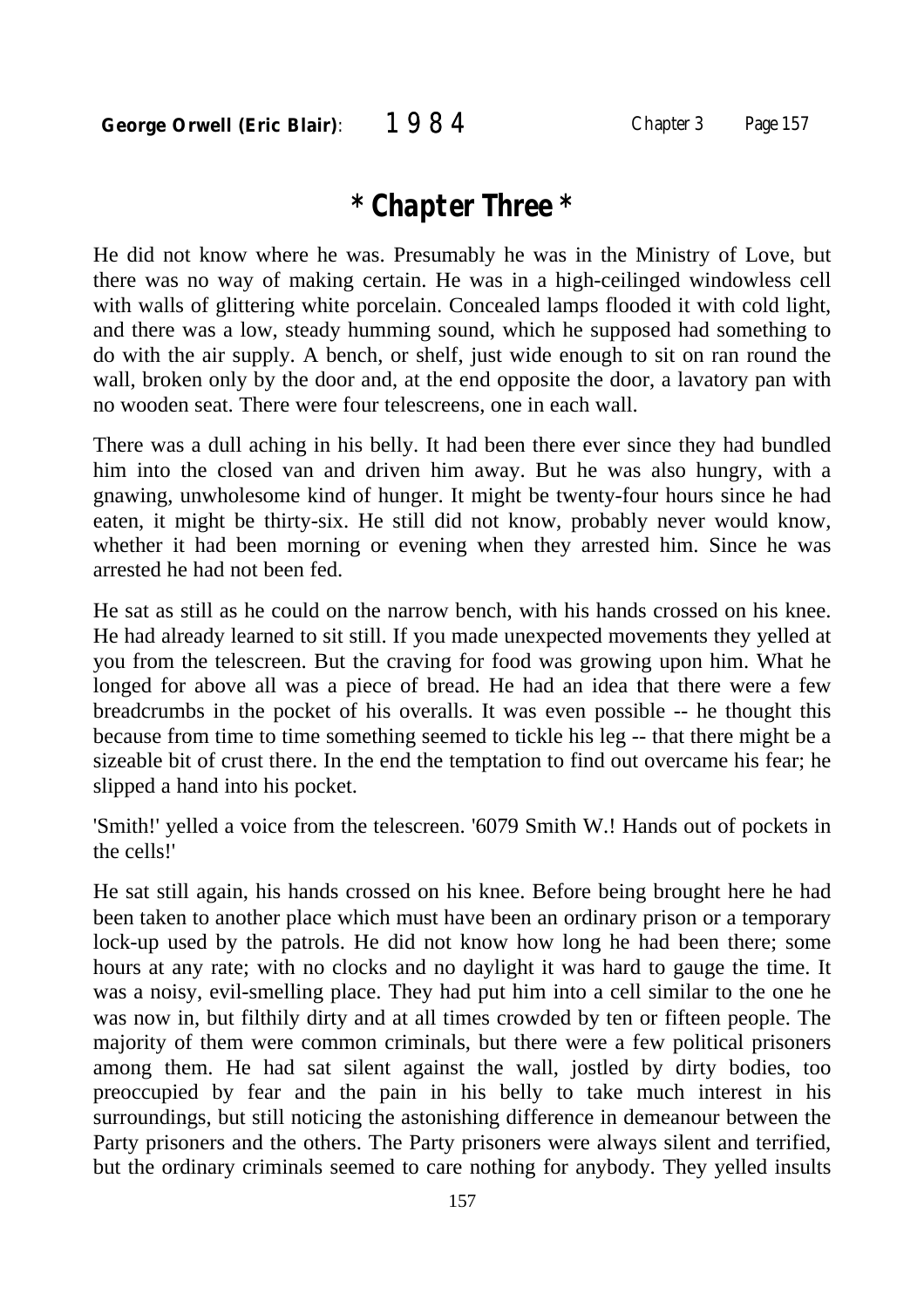# * Chapter Three *

He did not know where he was. Presumably he was in the Ministry of Love, but there was no way of making certain. He was in a high-ceilinged windowless cell with walls of glittering white porcelain. Concealed lamps flooded it with cold light, and there was a low, steady humming sound, which he supposed had something to do with the air supply. A bench, or shelf, just wide enough to sit on ran round the wall, broken only by the door and, at the end opposite the door, a lavatory pan with no wooden seat. There were four telescreens, one in each wall.

There was a dull aching in his belly. It had been there ever since they had bundled him into the closed van and driven him away. But he was also hungry, with a gnawing, unwholesome kind of hunger. It might be twenty-four hours since he had eaten, it might be thirty-six. He still did not know, probably never would know, whether it had been morning or evening when they arrested him. Since he was arrested he had not been fed.

He sat as still as he could on the narrow bench, with his hands crossed on his knee. He had already learned to sit still. If you made unexpected movements they yelled at you from the telescreen. But the craving for food was growing upon him. What he longed for above all was a piece of bread. He had an idea that there were a few breadcrumbs in the pocket of his overalls. It was even possible -- he thought this because from time to time something seemed to tickle his leg -- that there might be a sizeable bit of crust there. In the end the temptation to find out overcame his fear; he slipped a hand into his pocket.

'Smith!' yelled a voice from the telescreen. '6079 Smith W.! Hands out of pockets in the cells!'

He sat still again, his hands crossed on his knee. Before being brought here he had been taken to another place which must have been an ordinary prison or a temporary lock-up used by the patrols. He did not know how long he had been there; some hours at any rate; with no clocks and no daylight it was hard to gauge the time. It was a noisy, evil-smelling place. They had put him into a cell similar to the one he was now in, but filthily dirty and at all times crowded by ten or fifteen people. The majority of them were common criminals, but there were a few political prisoners among them. He had sat silent against the wall, jostled by dirty bodies, too preoccupied by fear and the pain in his belly to take much interest in his surroundings, but still noticing the astonishing difference in demeanour between the Party prisoners and the others. The Party prisoners were always silent and terrified, but the ordinary criminals seemed to care nothing for anybody. They yelled insults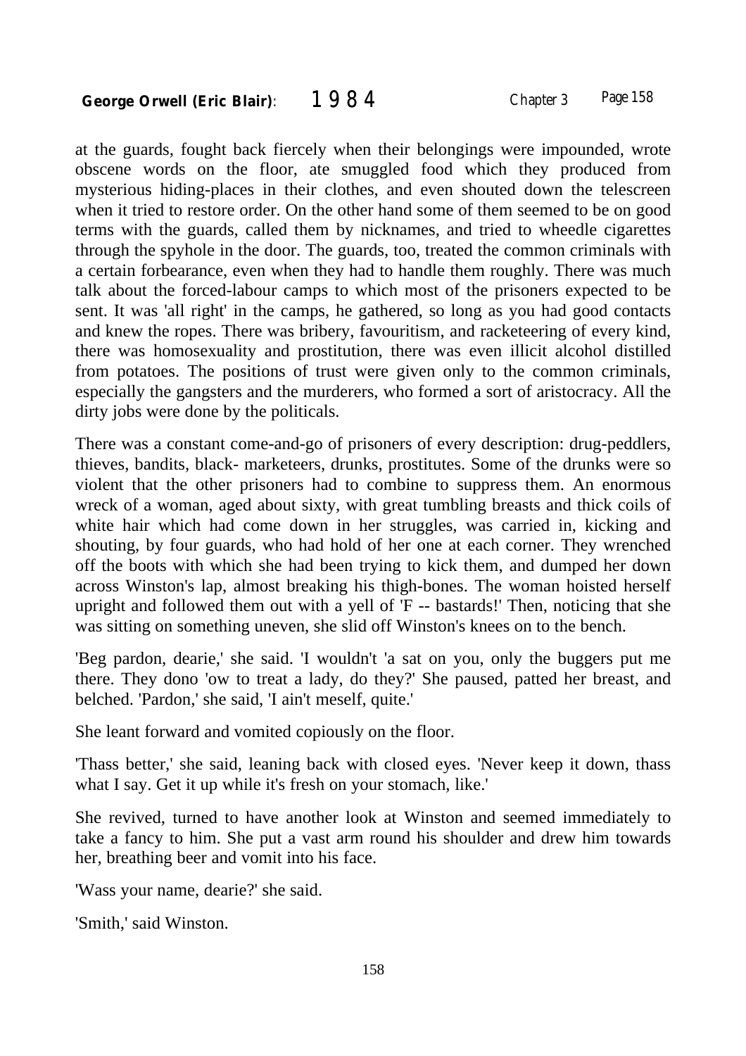at the guards, fought back fiercely when their belongings were impounded, wrote obscene words on the floor, ate smuggled food which they produced from mysterious hiding-places in their clothes, and even shouted down the telescreen when it tried to restore order. On the other hand some of them seemed to be on good terms with the guards, called them by nicknames, and tried to wheedle cigarettes through the spyhole in the door. The guards, too, treated the common criminals with a certain forbearance, even when they had to handle them roughly. There was much talk about the forced-labour camps to which most of the prisoners expected to be sent. It was 'all right' in the camps, he gathered, so long as you had good contacts and knew the ropes. There was bribery, favouritism, and racketeering of every kind, there was homosexuality and prostitution, there was even illicit alcohol distilled from potatoes. The positions of trust were given only to the common criminals, especially the gangsters and the murderers, who formed a sort of aristocracy. All the dirty jobs were done by the politicals.

There was a constant come-and-go of prisoners of every description: drug-peddlers, thieves, bandits, black- marketeers, drunks, prostitutes. Some of the drunks were so violent that the other prisoners had to combine to suppress them. An enormous wreck of a woman, aged about sixty, with great tumbling breasts and thick coils of white hair which had come down in her struggles, was carried in, kicking and shouting, by four guards, who had hold of her one at each corner. They wrenched off the boots with which she had been trying to kick them, and dumped her down across Winston's lap, almost breaking his thigh-bones. The woman hoisted herself upright and followed them out with a yell of 'F -- bastards!' Then, noticing that she was sitting on something uneven, she slid off Winston's knees on to the bench.

'Beg pardon, dearie,' she said. 'I wouldn't 'a sat on you, only the buggers put me there. They dono 'ow to treat a lady, do they?' She paused, patted her breast, and belched. 'Pardon,' she said, 'I ain't meself, quite.'

She leant forward and vomited copiously on the floor.

'Thass better,' she said, leaning back with closed eyes. 'Never keep it down, thass what I say. Get it up while it's fresh on your stomach, like.'

She revived, turned to have another look at Winston and seemed immediately to take a fancy to him. She put a vast arm round his shoulder and drew him towards her, breathing beer and vomit into his face.

'Wass your name, dearie?' she said.

'Smith,' said Winston.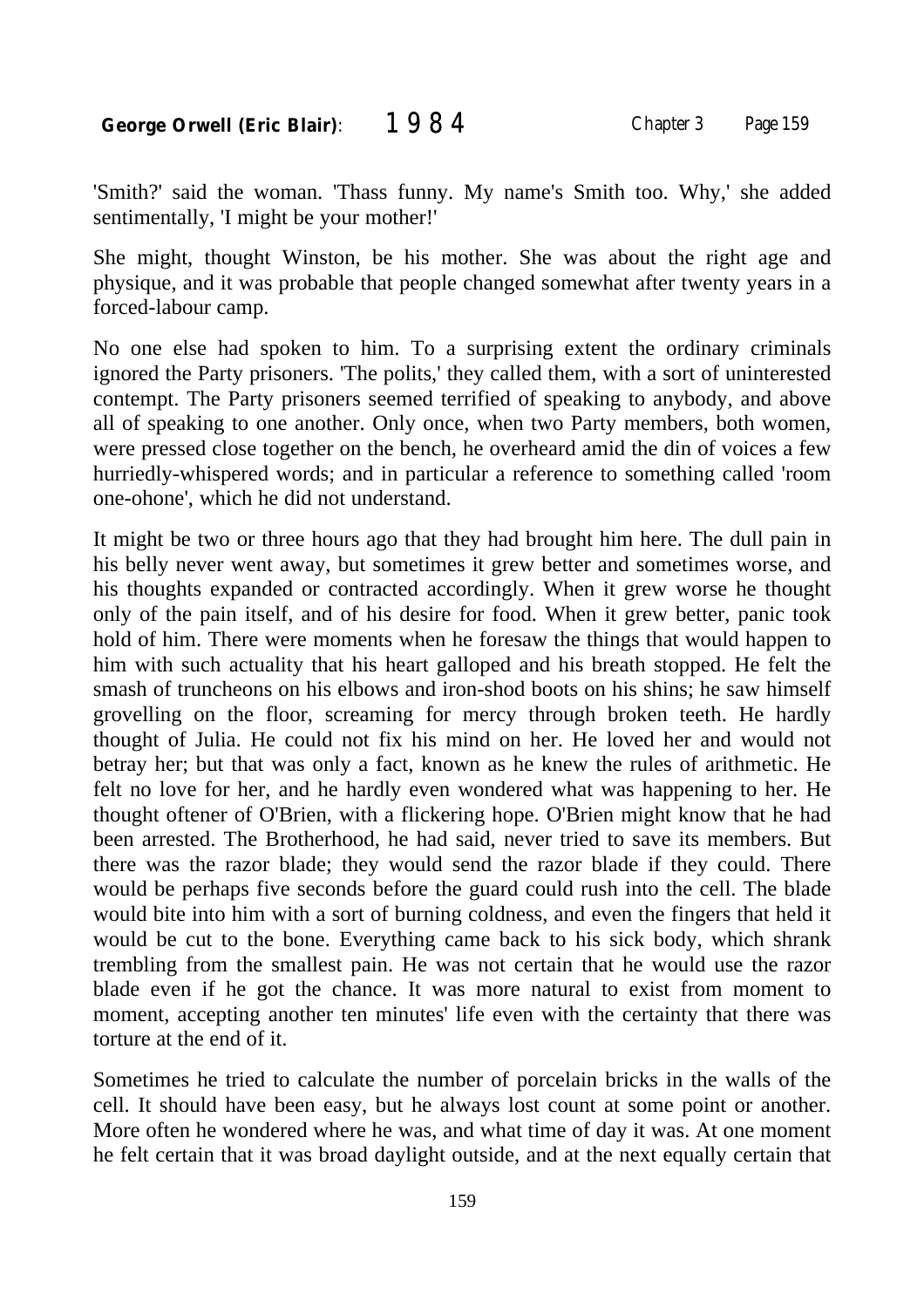'Smith?' said the woman. 'Thass funny. My name's Smith too. Why,' she added sentimentally, 'I might be your mother!'

She might, thought Winston, be his mother. She was about the right age and physique, and it was probable that people changed somewhat after twenty years in a forced-labour camp.

No one else had spoken to him. To a surprising extent the ordinary criminals ignored the Party prisoners. 'The polits,' they called them, with a sort of uninterested contempt. The Party prisoners seemed terrified of speaking to anybody, and above all of speaking to one another. Only once, when two Party members, both women, were pressed close together on the bench, he overheard amid the din of voices a few hurriedly-whispered words; and in particular a reference to something called 'room one-ohone', which he did not understand.

It might be two or three hours ago that they had brought him here. The dull pain in his belly never went away, but sometimes it grew better and sometimes worse, and his thoughts expanded or contracted accordingly. When it grew worse he thought only of the pain itself, and of his desire for food. When it grew better, panic took hold of him. There were moments when he foresaw the things that would happen to him with such actuality that his heart galloped and his breath stopped. He felt the smash of truncheons on his elbows and iron-shod boots on his shins; he saw himself grovelling on the floor, screaming for mercy through broken teeth. He hardly thought of Julia. He could not fix his mind on her. He loved her and would not betray her; but that was only a fact, known as he knew the rules of arithmetic. He felt no love for her, and he hardly even wondered what was happening to her. He thought oftener of O'Brien, with a flickering hope. O'Brien might know that he had been arrested. The Brotherhood, he had said, never tried to save its members. But there was the razor blade; they would send the razor blade if they could. There would be perhaps five seconds before the guard could rush into the cell. The blade would bite into him with a sort of burning coldness, and even the fingers that held it would be cut to the bone. Everything came back to his sick body, which shrank trembling from the smallest pain. He was not certain that he would use the razor blade even if he got the chance. It was more natural to exist from moment to moment, accepting another ten minutes' life even with the certainty that there was torture at the end of it.

Sometimes he tried to calculate the number of porcelain bricks in the walls of the cell. It should have been easy, but he always lost count at some point or another. More often he wondered where he was, and what time of day it was. At one moment he felt certain that it was broad daylight outside, and at the next equally certain that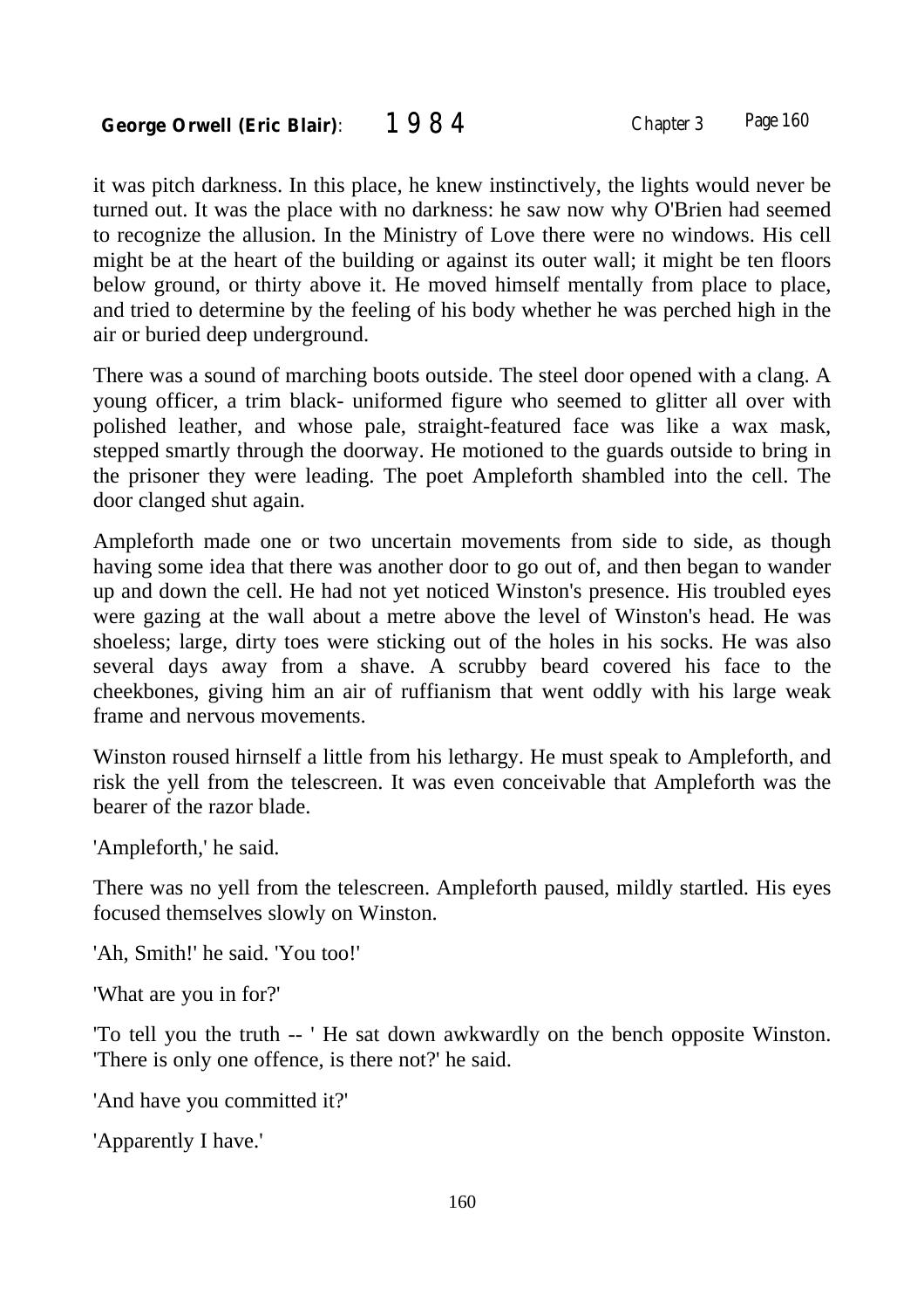it was pitch darkness. In this place, he knew instinctively, the lights would never be turned out. It was the place with no darkness: he saw now why O'Brien had seemed to recognize the allusion. In the Ministry of Love there were no windows. His cell might be at the heart of the building or against its outer wall; it might be ten floors below ground, or thirty above it. He moved himself mentally from place to place, and tried to determine by the feeling of his body whether he was perched high in the air or buried deep underground.

There was a sound of marching boots outside. The steel door opened with a clang. A young officer, a trim black- uniformed figure who seemed to glitter all over with polished leather, and whose pale, straight-featured face was like a wax mask, stepped smartly through the doorway. He motioned to the guards outside to bring in the prisoner they were leading. The poet Ampleforth shambled into the cell. The door clanged shut again.

Ampleforth made one or two uncertain movements from side to side, as though having some idea that there was another door to go out of, and then began to wander up and down the cell. He had not yet noticed Winston's presence. His troubled eyes were gazing at the wall about a metre above the level of Winston's head. He was shoeless; large, dirty toes were sticking out of the holes in his socks. He was also several days away from a shave. A scrubby beard covered his face to the cheekbones, giving him an air of ruffianism that went oddly with his large weak frame and nervous movements.

Winston roused hirnself a little from his lethargy. He must speak to Ampleforth, and risk the yell from the telescreen. It was even conceivable that Ampleforth was the bearer of the razor blade.

'Ampleforth,' he said.

There was no yell from the telescreen. Ampleforth paused, mildly startled. His eyes focused themselves slowly on Winston.

'Ah, Smith!' he said. 'You too!'

'What are you in for?'

'To tell you the truth -- ' He sat down awkwardly on the bench opposite Winston. 'There is only one offence, is there not?' he said.

'And have you committed it?'

'Apparently I have.'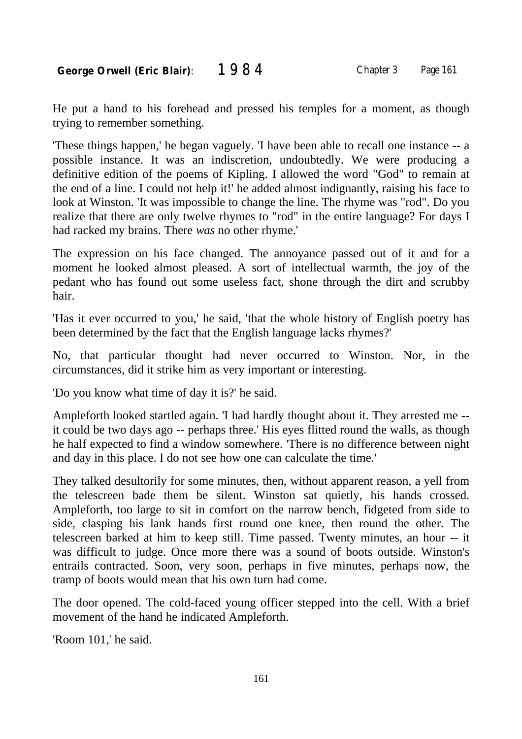He put a hand to his forehead and pressed his temples for a moment, as though trying to remember something.

'These things happen,' he began vaguely. 'I have been able to recall one instance -- a possible instance. It was an indiscretion, undoubtedly. We were producing a definitive edition of the poems of Kipling. I allowed the word "God" to remain at the end of a line. I could not help it!' he added almost indignantly, raising his face to look at Winston. 'It was impossible to change the line. The rhyme was "rod". Do you realize that there are only twelve rhymes to "rod" in the entire language? For days I had racked my brains. There *was* no other rhyme.'

The expression on his face changed. The annoyance passed out of it and for a moment he looked almost pleased. A sort of intellectual warmth, the joy of the pedant who has found out some useless fact, shone through the dirt and scrubby hair.

'Has it ever occurred to you,' he said, 'that the whole history of English poetry has been determined by the fact that the English language lacks rhymes?'

No, that particular thought had never occurred to Winston. Nor, in the circumstances, did it strike him as very important or interesting.

'Do you know what time of day it is?' he said.

Ampleforth looked startled again. 'I had hardly thought about it. They arrested me -- it could be two days ago -- perhaps three.' His eyes flitted round the walls, as though he half expected to find a window somewhere. 'There is no difference between night and day in this place. I do not see how one can calculate the time.'

They talked desultorily for some minutes, then, without apparent reason, a yell from the telescreen bade them be silent. Winston sat quietly, his hands crossed. Ampleforth, too large to sit in comfort on the narrow bench, fidgeted from side to side, clasping his lank hands first round one knee, then round the other. The telescreen barked at him to keep still. Time passed. Twenty minutes, an hour -- it was difficult to judge. Once more there was a sound of boots outside. Winston's entrails contracted. Soon, very soon, perhaps in five minutes, perhaps now, the tramp of boots would mean that his own turn had come.

The door opened. The cold-faced young officer stepped into the cell. With a brief movement of the hand he indicated Ampleforth.

'Room 101,' he said.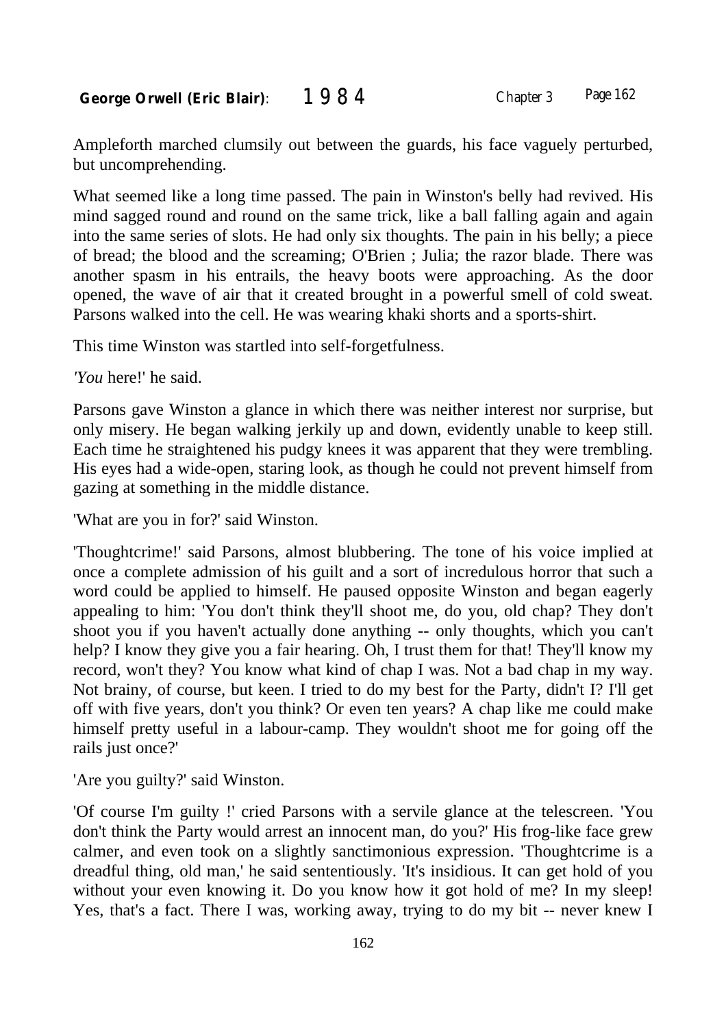Ampleforth marched clumsily out between the guards, his face vaguely perturbed, but uncomprehending.

What seemed like a long time passed. The pain in Winston's belly had revived. His mind sagged round and round on the same trick, like a ball falling again and again into the same series of slots. He had only six thoughts. The pain in his belly; a piece of bread; the blood and the screaming; O'Brien ; Julia; the razor blade. There was another spasm in his entrails, the heavy boots were approaching. As the door opened, the wave of air that it created brought in a powerful smell of cold sweat. Parsons walked into the cell. He was wearing khaki shorts and a sports-shirt.

This time Winston was startled into self-forgetfulness.

'*You* here!' he said.

Parsons gave Winston a glance in which there was neither interest nor surprise, but only misery. He began walking jerkily up and down, evidently unable to keep still. Each time he straightened his pudgy knees it was apparent that they were trembling. His eyes had a wide-open, staring look, as though he could not prevent himself from gazing at something in the middle distance.

'What are you in for?' said Winston.

'Thoughtcrime!' said Parsons, almost blubbering. The tone of his voice implied at once a complete admission of his guilt and a sort of incredulous horror that such a word could be applied to himself. He paused opposite Winston and began eagerly appealing to him: 'You don't think they'll shoot me, do you, old chap? They don't shoot you if you haven't actually done anything -- only thoughts, which you can't help? I know they give you a fair hearing. Oh, I trust them for that! They'll know my record, won't they? You know what kind of chap I was. Not a bad chap in my way. Not brainy, of course, but keen. I tried to do my best for the Party, didn't I? I'll get off with five years, don't you think? Or even ten years? A chap like me could make himself pretty useful in a labour-camp. They wouldn't shoot me for going off the rails just once?'

'Are you guilty?' said Winston.

'Of course I'm guilty !' cried Parsons with a servile glance at the telescreen. 'You don't think the Party would arrest an innocent man, do you?' His frog-like face grew calmer, and even took on a slightly sanctimonious expression. 'Thoughtcrime is a dreadful thing, old man,' he said sententiously. 'It's insidious. It can get hold of you without your even knowing it. Do you know how it got hold of me? In my sleep! Yes, that's a fact. There I was, working away, trying to do my bit -- never knew I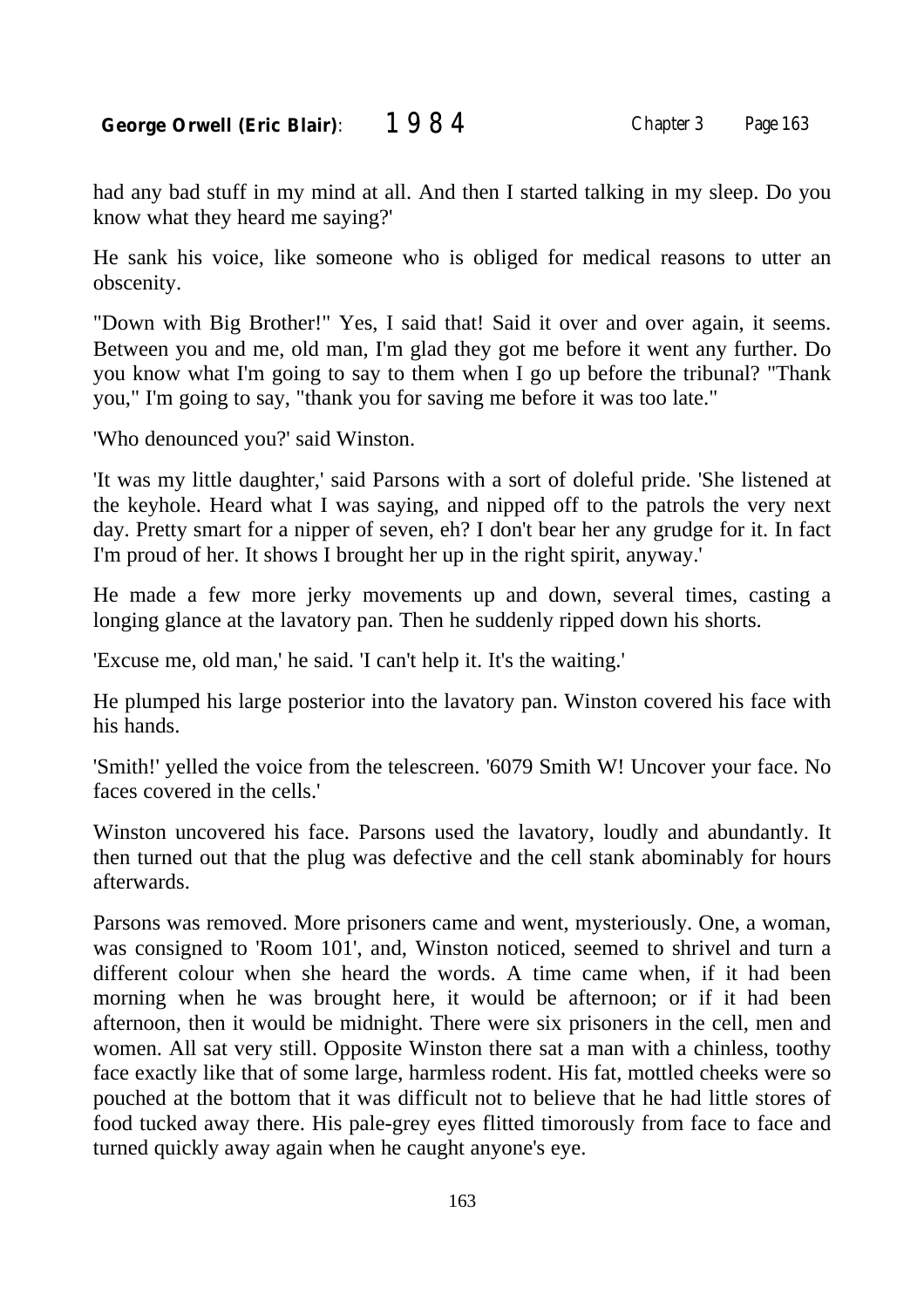had any bad stuff in my mind at all. And then I started talking in my sleep. Do you know what they heard me saying?'

He sank his voice, like someone who is obliged for medical reasons to utter an obscenity.

"Down with Big Brother!" Yes, I said that! Said it over and over again, it seems. Between you and me, old man, I'm glad they got me before it went any further. Do you know what I'm going to say to them when I go up before the tribunal? "Thank you," I'm going to say, "thank you for saving me before it was too late."

'Who denounced you?' said Winston.

'It was my little daughter,' said Parsons with a sort of doleful pride. 'She listened at the keyhole. Heard what I was saying, and nipped off to the patrols the very next day. Pretty smart for a nipper of seven, eh? I don't bear her any grudge for it. In fact I'm proud of her. It shows I brought her up in the right spirit, anyway.'

He made a few more jerky movements up and down, several times, casting a longing glance at the lavatory pan. Then he suddenly ripped down his shorts.

'Excuse me, old man,' he said. 'I can't help it. It's the waiting.'

He plumped his large posterior into the lavatory pan. Winston covered his face with his hands.

'Smith!' yelled the voice from the telescreen. '6079 Smith W! Uncover your face. No faces covered in the cells.'

Winston uncovered his face. Parsons used the lavatory, loudly and abundantly. It then turned out that the plug was defective and the cell stank abominably for hours afterwards.

Parsons was removed. More prisoners came and went, mysteriously. One, a woman, was consigned to 'Room 101', and, Winston noticed, seemed to shrivel and turn a different colour when she heard the words. A time came when, if it had been morning when he was brought here, it would be afternoon; or if it had been afternoon, then it would be midnight. There were six prisoners in the cell, men and women. All sat very still. Opposite Winston there sat a man with a chinless, toothy face exactly like that of some large, harmless rodent. His fat, mottled cheeks were so pouched at the bottom that it was difficult not to believe that he had little stores of food tucked away there. His pale-grey eyes flitted timorously from face to face and turned quickly away again when he caught anyone's eye.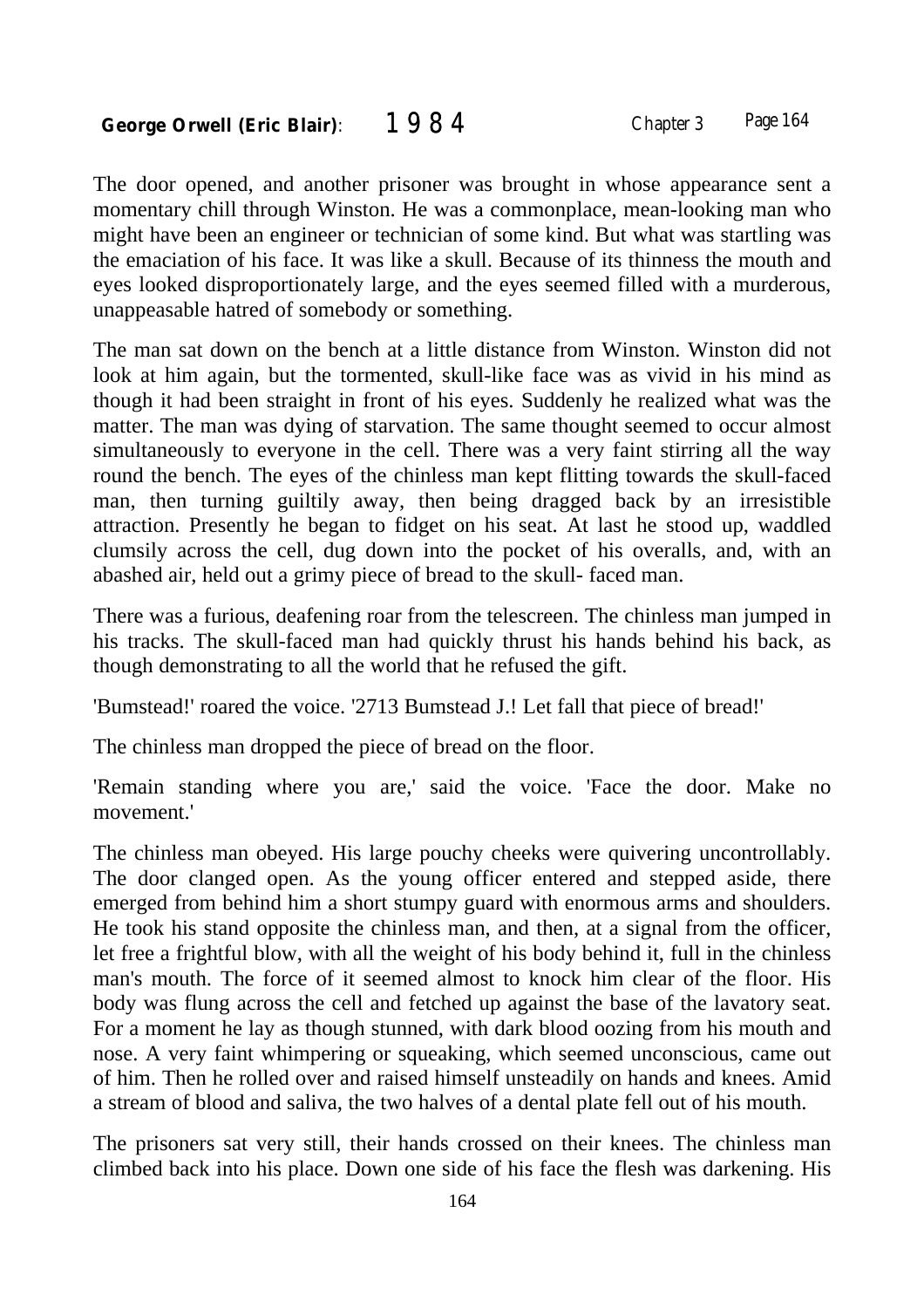The door opened, and another prisoner was brought in whose appearance sent a momentary chill through Winston. He was a commonplace, mean-looking man who might have been an engineer or technician of some kind. But what was startling was the emaciation of his face. It was like a skull. Because of its thinness the mouth and eyes looked disproportionately large, and the eyes seemed filled with a murderous, unappeasable hatred of somebody or something.

The man sat down on the bench at a little distance from Winston. Winston did not look at him again, but the tormented, skull-like face was as vivid in his mind as though it had been straight in front of his eyes. Suddenly he realized what was the matter. The man was dying of starvation. The same thought seemed to occur almost simultaneously to everyone in the cell. There was a very faint stirring all the way round the bench. The eyes of the chinless man kept flitting towards the skull-faced man, then turning guiltily away, then being dragged back by an irresistible attraction. Presently he began to fidget on his seat. At last he stood up, waddled clumsily across the cell, dug down into the pocket of his overalls, and, with an abashed air, held out a grimy piece of bread to the skull- faced man.

There was a furious, deafening roar from the telescreen. The chinless man jumped in his tracks. The skull-faced man had quickly thrust his hands behind his back, as though demonstrating to all the world that he refused the gift.

'Bumstead!' roared the voice. '2713 Bumstead J.! Let fall that piece of bread!'

The chinless man dropped the piece of bread on the floor.

'Remain standing where you are,' said the voice. 'Face the door. Make no movement.'

The chinless man obeyed. His large pouchy cheeks were quivering uncontrollably. The door clanged open. As the young officer entered and stepped aside, there emerged from behind him a short stumpy guard with enormous arms and shoulders. He took his stand opposite the chinless man, and then, at a signal from the officer, let free a frightful blow, with all the weight of his body behind it, full in the chinless man's mouth. The force of it seemed almost to knock him clear of the floor. His body was flung across the cell and fetched up against the base of the lavatory seat. For a moment he lay as though stunned, with dark blood oozing from his mouth and nose. A very faint whimpering or squeaking, which seemed unconscious, came out of him. Then he rolled over and raised himself unsteadily on hands and knees. Amid a stream of blood and saliva, the two halves of a dental plate fell out of his mouth.

The prisoners sat very still, their hands crossed on their knees. The chinless man climbed back into his place. Down one side of his face the flesh was darkening. His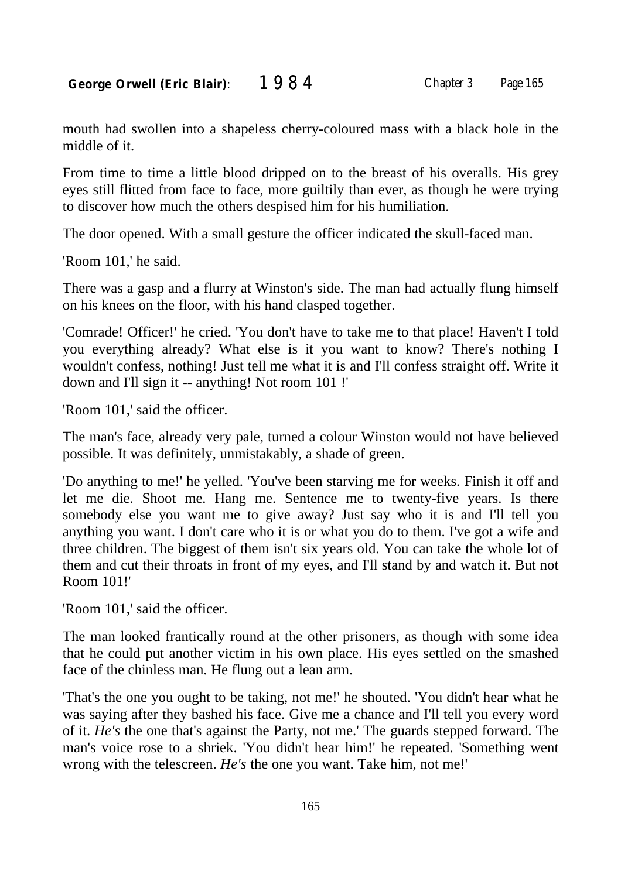mouth had swollen into a shapeless cherry-coloured mass with a black hole in the middle of it.

From time to time a little blood dripped on to the breast of his overalls. His grey eyes still flitted from face to face, more guiltily than ever, as though he were trying to discover how much the others despised him for his humiliation.

The door opened. With a small gesture the officer indicated the skull-faced man.

'Room 101,' he said.

There was a gasp and a flurry at Winston's side. The man had actually flung himself on his knees on the floor, with his hand clasped together.

'Comrade! Officer!' he cried. 'You don't have to take me to that place! Haven't I told you everything already? What else is it you want to know? There's nothing I wouldn't confess, nothing! Just tell me what it is and I'll confess straight off. Write it down and I'll sign it -- anything! Not room 101 !'

'Room 101,' said the officer.

The man's face, already very pale, turned a colour Winston would not have believed possible. It was definitely, unmistakably, a shade of green.

'Do anything to me!' he yelled. 'You've been starving me for weeks. Finish it off and let me die. Shoot me. Hang me. Sentence me to twenty-five years. Is there somebody else you want me to give away? Just say who it is and I'll tell you anything you want. I don't care who it is or what you do to them. I've got a wife and three children. The biggest of them isn't six years old. You can take the whole lot of them and cut their throats in front of my eyes, and I'll stand by and watch it. But not Room 101!'

'Room 101,' said the officer.

The man looked frantically round at the other prisoners, as though with some idea that he could put another victim in his own place. His eyes settled on the smashed face of the chinless man. He flung out a lean arm.

'That's the one you ought to be taking, not me!' he shouted. 'You didn't hear what he was saying after they bashed his face. Give me a chance and I'll tell you every word of it. *He's* the one that's against the Party, not me.' The guards stepped forward. The man's voice rose to a shriek. 'You didn't hear him!' he repeated. 'Something went wrong with the telescreen. *He's* the one you want. Take him, not me!'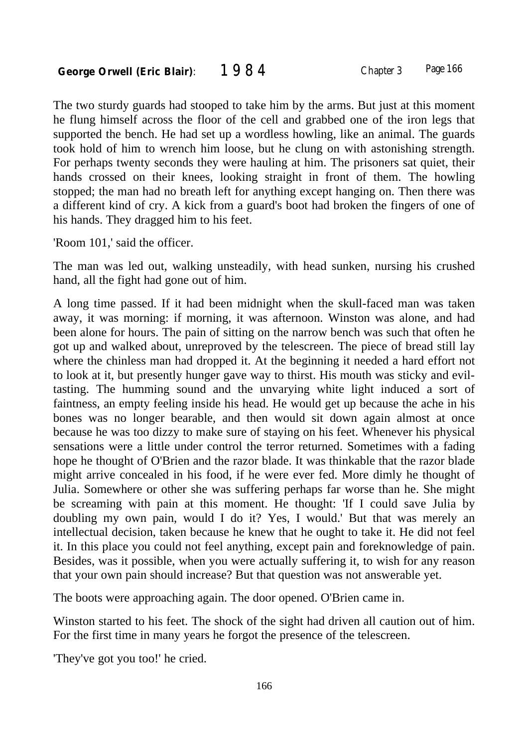The two sturdy guards had stooped to take him by the arms. But just at this moment he flung himself across the floor of the cell and grabbed one of the iron legs that supported the bench. He had set up a wordless howling, like an animal. The guards took hold of him to wrench him loose, but he clung on with astonishing strength. For perhaps twenty seconds they were hauling at him. The prisoners sat quiet, their hands crossed on their knees, looking straight in front of them. The howling stopped; the man had no breath left for anything except hanging on. Then there was a different kind of cry. A kick from a guard's boot had broken the fingers of one of his hands. They dragged him to his feet.

'Room 101,' said the officer.

The man was led out, walking unsteadily, with head sunken, nursing his crushed hand, all the fight had gone out of him.

A long time passed. If it had been midnight when the skull-faced man was taken away, it was morning: if morning, it was afternoon. Winston was alone, and had been alone for hours. The pain of sitting on the narrow bench was such that often he got up and walked about, unreproved by the telescreen. The piece of bread still lay where the chinless man had dropped it. At the beginning it needed a hard effort not to look at it, but presently hunger gave way to thirst. His mouth was sticky and evil-tasting. The humming sound and the unvarying white light induced a sort of faintness, an empty feeling inside his head. He would get up because the ache in his bones was no longer bearable, and then would sit down again almost at once because he was too dizzy to make sure of staying on his feet. Whenever his physical sensations were a little under control the terror returned. Sometimes with a fading hope he thought of O'Brien and the razor blade. It was thinkable that the razor blade might arrive concealed in his food, if he were ever fed. More dimly he thought of Julia. Somewhere or other she was suffering perhaps far worse than he. She might be screaming with pain at this moment. He thought: 'If I could save Julia by doubling my own pain, would I do it? Yes, I would.' But that was merely an intellectual decision, taken because he knew that he ought to take it. He did not feel it. In this place you could not feel anything, except pain and foreknowledge of pain. Besides, was it possible, when you were actually suffering it, to wish for any reason that your own pain should increase? But that question was not answerable yet.

The boots were approaching again. The door opened. O'Brien came in.

Winston started to his feet. The shock of the sight had driven all caution out of him. For the first time in many years he forgot the presence of the telescreen.

'They've got you too!' he cried.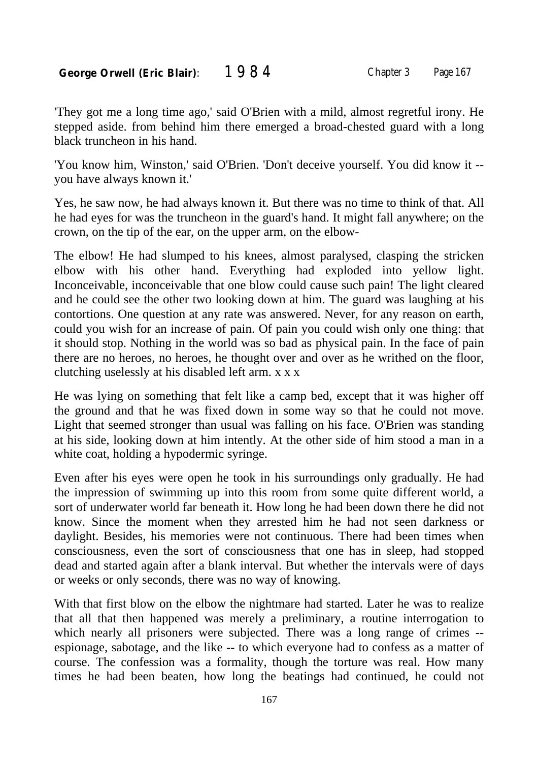'They got me a long time ago,' said O'Brien with a mild, almost regretful irony. He stepped aside. from behind him there emerged a broad-chested guard with a long black truncheon in his hand.

'You know him, Winston,' said O'Brien. 'Don't deceive yourself. You did know it -- you have always known it.'

Yes, he saw now, he had always known it. But there was no time to think of that. All he had eyes for was the truncheon in the guard's hand. It might fall anywhere; on the crown, on the tip of the ear, on the upper arm, on the elbow-

The elbow! He had slumped to his knees, almost paralysed, clasping the stricken elbow with his other hand. Everything had exploded into yellow light. Inconceivable, inconceivable that one blow could cause such pain! The light cleared and he could see the other two looking down at him. The guard was laughing at his contortions. One question at any rate was answered. Never, for any reason on earth, could you wish for an increase of pain. Of pain you could wish only one thing: that it should stop. Nothing in the world was so bad as physical pain. In the face of pain there are no heroes, no heroes, he thought over and over as he writhed on the floor, clutching uselessly at his disabled left arm. x x x

He was lying on something that felt like a camp bed, except that it was higher off the ground and that he was fixed down in some way so that he could not move. Light that seemed stronger than usual was falling on his face. O'Brien was standing at his side, looking down at him intently. At the other side of him stood a man in a white coat, holding a hypodermic syringe.

Even after his eyes were open he took in his surroundings only gradually. He had the impression of swimming up into this room from some quite different world, a sort of underwater world far beneath it. How long he had been down there he did not know. Since the moment when they arrested him he had not seen darkness or daylight. Besides, his memories were not continuous. There had been times when consciousness, even the sort of consciousness that one has in sleep, had stopped dead and started again after a blank interval. But whether the intervals were of days or weeks or only seconds, there was no way of knowing.

With that first blow on the elbow the nightmare had started. Later he was to realize that all that then happened was merely a preliminary, a routine interrogation to which nearly all prisoners were subjected. There was a long range of crimes -- espionage, sabotage, and the like -- to which everyone had to confess as a matter of course. The confession was a formality, though the torture was real. How many times he had been beaten, how long the beatings had continued, he could not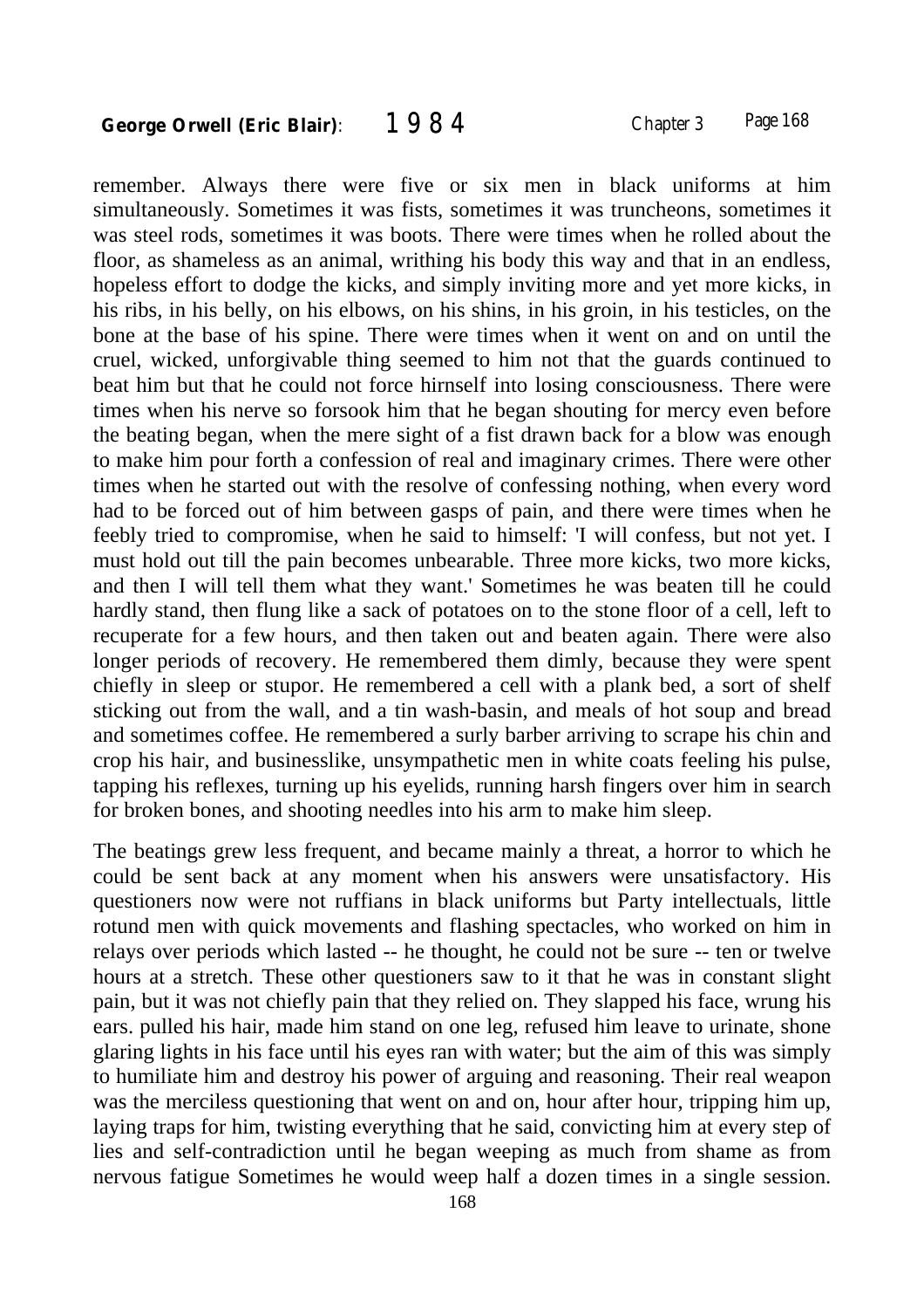remember. Always there were five or six men in black uniforms at him simultaneously. Sometimes it was fists, sometimes it was truncheons, sometimes it was steel rods, sometimes it was boots. There were times when he rolled about the floor, as shameless as an animal, writhing his body this way and that in an endless, hopeless effort to dodge the kicks, and simply inviting more and yet more kicks, in his ribs, in his belly, on his elbows, on his shins, in his groin, in his testicles, on the bone at the base of his spine. There were times when it went on and on until the cruel, wicked, unforgivable thing seemed to him not that the guards continued to beat him but that he could not force hirnself into losing consciousness. There were times when his nerve so forsook him that he began shouting for mercy even before the beating began, when the mere sight of a fist drawn back for a blow was enough to make him pour forth a confession of real and imaginary crimes. There were other times when he started out with the resolve of confessing nothing, when every word had to be forced out of him between gasps of pain, and there were times when he feebly tried to compromise, when he said to himself: 'I will confess, but not yet. I must hold out till the pain becomes unbearable. Three more kicks, two more kicks, and then I will tell them what they want.' Sometimes he was beaten till he could hardly stand, then flung like a sack of potatoes on to the stone floor of a cell, left to recuperate for a few hours, and then taken out and beaten again. There were also longer periods of recovery. He remembered them dimly, because they were spent chiefly in sleep or stupor. He remembered a cell with a plank bed, a sort of shelf sticking out from the wall, and a tin wash-basin, and meals of hot soup and bread and sometimes coffee. He remembered a surly barber arriving to scrape his chin and crop his hair, and businesslike, unsympathetic men in white coats feeling his pulse, tapping his reflexes, turning up his eyelids, running harsh fingers over him in search for broken bones, and shooting needles into his arm to make him sleep.

The beatings grew less frequent, and became mainly a threat, a horror to which he could be sent back at any moment when his answers were unsatisfactory. His questioners now were not ruffians in black uniforms but Party intellectuals, little rotund men with quick movements and flashing spectacles, who worked on him in relays over periods which lasted -- he thought, he could not be sure -- ten or twelve hours at a stretch. These other questioners saw to it that he was in constant slight pain, but it was not chiefly pain that they relied on. They slapped his face, wrung his ears. pulled his hair, made him stand on one leg, refused him leave to urinate, shone glaring lights in his face until his eyes ran with water; but the aim of this was simply to humiliate him and destroy his power of arguing and reasoning. Their real weapon was the merciless questioning that went on and on, hour after hour, tripping him up, laying traps for him, twisting everything that he said, convicting him at every step of lies and self-contradiction until he began weeping as much from shame as from nervous fatigue Sometimes he would weep half a dozen times in a single session.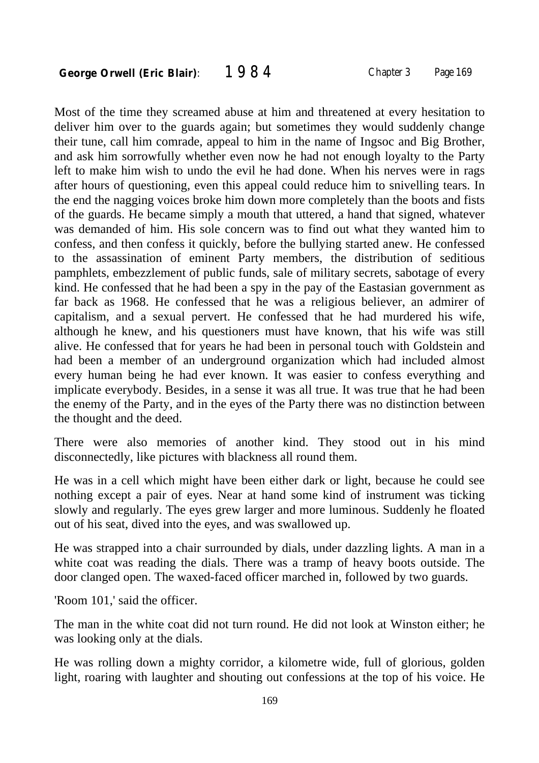Most of the time they screamed abuse at him and threatened at every hesitation to deliver him over to the guards again; but sometimes they would suddenly change their tune, call him comrade, appeal to him in the name of Ingsoc and Big Brother, and ask him sorrowfully whether even now he had not enough loyalty to the Party left to make him wish to undo the evil he had done. When his nerves were in rags after hours of questioning, even this appeal could reduce him to snivelling tears. In the end the nagging voices broke him down more completely than the boots and fists of the guards. He became simply a mouth that uttered, a hand that signed, whatever was demanded of him. His sole concern was to find out what they wanted him to confess, and then confess it quickly, before the bullying started anew. He confessed to the assassination of eminent Party members, the distribution of seditious pamphlets, embezzlement of public funds, sale of military secrets, sabotage of every kind. He confessed that he had been a spy in the pay of the Eastasian government as far back as 1968. He confessed that he was a religious believer, an admirer of capitalism, and a sexual pervert. He confessed that he had murdered his wife, although he knew, and his questioners must have known, that his wife was still alive. He confessed that for years he had been in personal touch with Goldstein and had been a member of an underground organization which had included almost every human being he had ever known. It was easier to confess everything and implicate everybody. Besides, in a sense it was all true. It was true that he had been the enemy of the Party, and in the eyes of the Party there was no distinction between the thought and the deed.

There were also memories of another kind. They stood out in his mind disconnectedly, like pictures with blackness all round them.

He was in a cell which might have been either dark or light, because he could see nothing except a pair of eyes. Near at hand some kind of instrument was ticking slowly and regularly. The eyes grew larger and more luminous. Suddenly he floated out of his seat, dived into the eyes, and was swallowed up.

He was strapped into a chair surrounded by dials, under dazzling lights. A man in a white coat was reading the dials. There was a tramp of heavy boots outside. The door clanged open. The waxed-faced officer marched in, followed by two guards.

'Room 101,' said the officer.

The man in the white coat did not turn round. He did not look at Winston either; he was looking only at the dials.

He was rolling down a mighty corridor, a kilometre wide, full of glorious, golden light, roaring with laughter and shouting out confessions at the top of his voice. He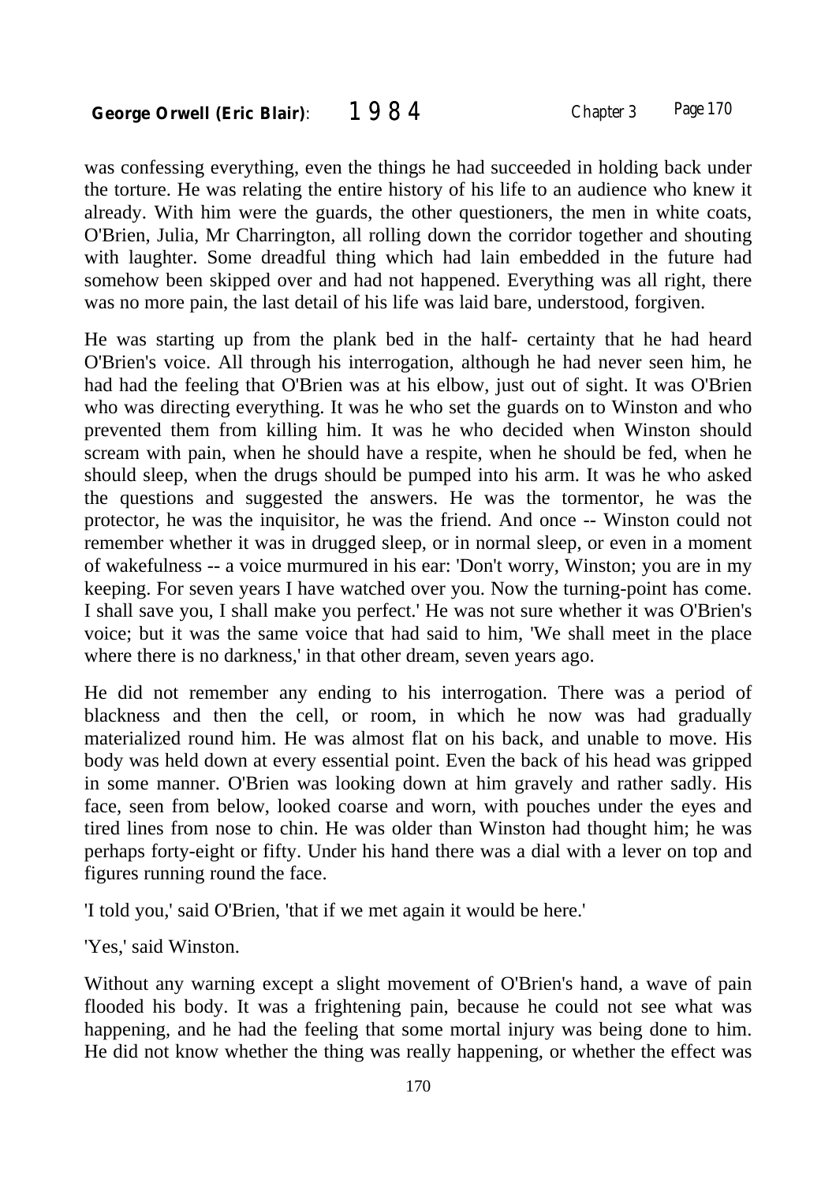was confessing everything, even the things he had succeeded in holding back under the torture. He was relating the entire history of his life to an audience who knew it already. With him were the guards, the other questioners, the men in white coats, O'Brien, Julia, Mr Charrington, all rolling down the corridor together and shouting with laughter. Some dreadful thing which had lain embedded in the future had somehow been skipped over and had not happened. Everything was all right, there was no more pain, the last detail of his life was laid bare, understood, forgiven.

He was starting up from the plank bed in the half- certainty that he had heard O'Brien's voice. All through his interrogation, although he had never seen him, he had had the feeling that O'Brien was at his elbow, just out of sight. It was O'Brien who was directing everything. It was he who set the guards on to Winston and who prevented them from killing him. It was he who decided when Winston should scream with pain, when he should have a respite, when he should be fed, when he should sleep, when the drugs should be pumped into his arm. It was he who asked the questions and suggested the answers. He was the tormentor, he was the protector, he was the inquisitor, he was the friend. And once -- Winston could not remember whether it was in drugged sleep, or in normal sleep, or even in a moment of wakefulness -- a voice murmured in his ear: 'Don't worry, Winston; you are in my keeping. For seven years I have watched over you. Now the turning-point has come. I shall save you, I shall make you perfect.' He was not sure whether it was O'Brien's voice; but it was the same voice that had said to him, 'We shall meet in the place where there is no darkness,' in that other dream, seven years ago.

He did not remember any ending to his interrogation. There was a period of blackness and then the cell, or room, in which he now was had gradually materialized round him. He was almost flat on his back, and unable to move. His body was held down at every essential point. Even the back of his head was gripped in some manner. O'Brien was looking down at him gravely and rather sadly. His face, seen from below, looked coarse and worn, with pouches under the eyes and tired lines from nose to chin. He was older than Winston had thought him; he was perhaps forty-eight or fifty. Under his hand there was a dial with a lever on top and figures running round the face.

'I told you,' said O'Brien, 'that if we met again it would be here.'

'Yes,' said Winston.

Without any warning except a slight movement of O'Brien's hand, a wave of pain flooded his body. It was a frightening pain, because he could not see what was happening, and he had the feeling that some mortal injury was being done to him. He did not know whether the thing was really happening, or whether the effect was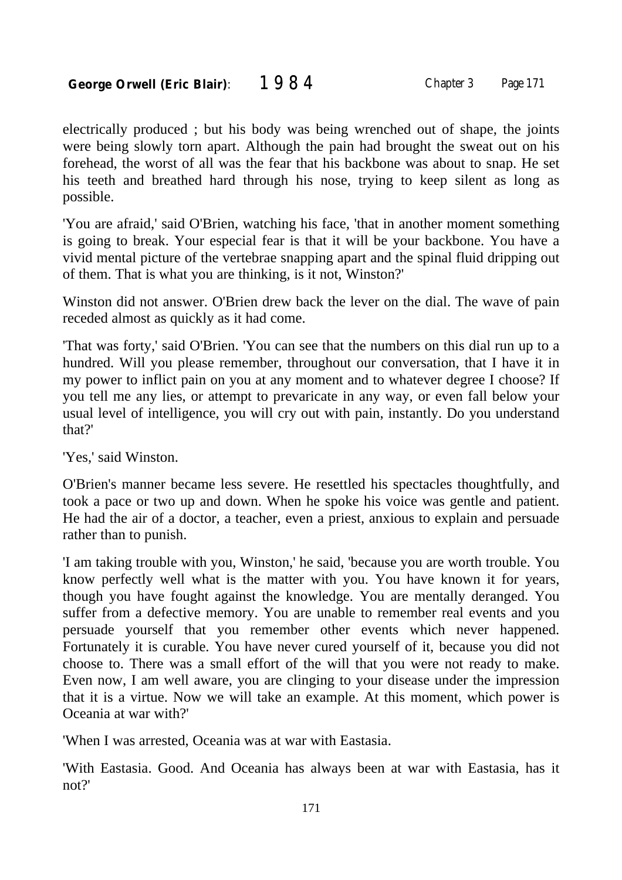electrically produced ; but his body was being wrenched out of shape, the joints were being slowly torn apart. Although the pain had brought the sweat out on his forehead, the worst of all was the fear that his backbone was about to snap. He set his teeth and breathed hard through his nose, trying to keep silent as long as possible.

'You are afraid,' said O'Brien, watching his face, 'that in another moment something is going to break. Your especial fear is that it will be your backbone. You have a vivid mental picture of the vertebrae snapping apart and the spinal fluid dripping out of them. That is what you are thinking, is it not, Winston?'

Winston did not answer. O'Brien drew back the lever on the dial. The wave of pain receded almost as quickly as it had come.

'That was forty,' said O'Brien. 'You can see that the numbers on this dial run up to a hundred. Will you please remember, throughout our conversation, that I have it in my power to inflict pain on you at any moment and to whatever degree I choose? If you tell me any lies, or attempt to prevaricate in any way, or even fall below your usual level of intelligence, you will cry out with pain, instantly. Do you understand that?'

'Yes,' said Winston.

O'Brien's manner became less severe. He resettled his spectacles thoughtfully, and took a pace or two up and down. When he spoke his voice was gentle and patient. He had the air of a doctor, a teacher, even a priest, anxious to explain and persuade rather than to punish.

'I am taking trouble with you, Winston,' he said, 'because you are worth trouble. You know perfectly well what is the matter with you. You have known it for years, though you have fought against the knowledge. You are mentally deranged. You suffer from a defective memory. You are unable to remember real events and you persuade yourself that you remember other events which never happened. Fortunately it is curable. You have never cured yourself of it, because you did not choose to. There was a small effort of the will that you were not ready to make. Even now, I am well aware, you are clinging to your disease under the impression that it is a virtue. Now we will take an example. At this moment, which power is Oceania at war with?'

'When I was arrested, Oceania was at war with Eastasia.

'With Eastasia. Good. And Oceania has always been at war with Eastasia, has it not?'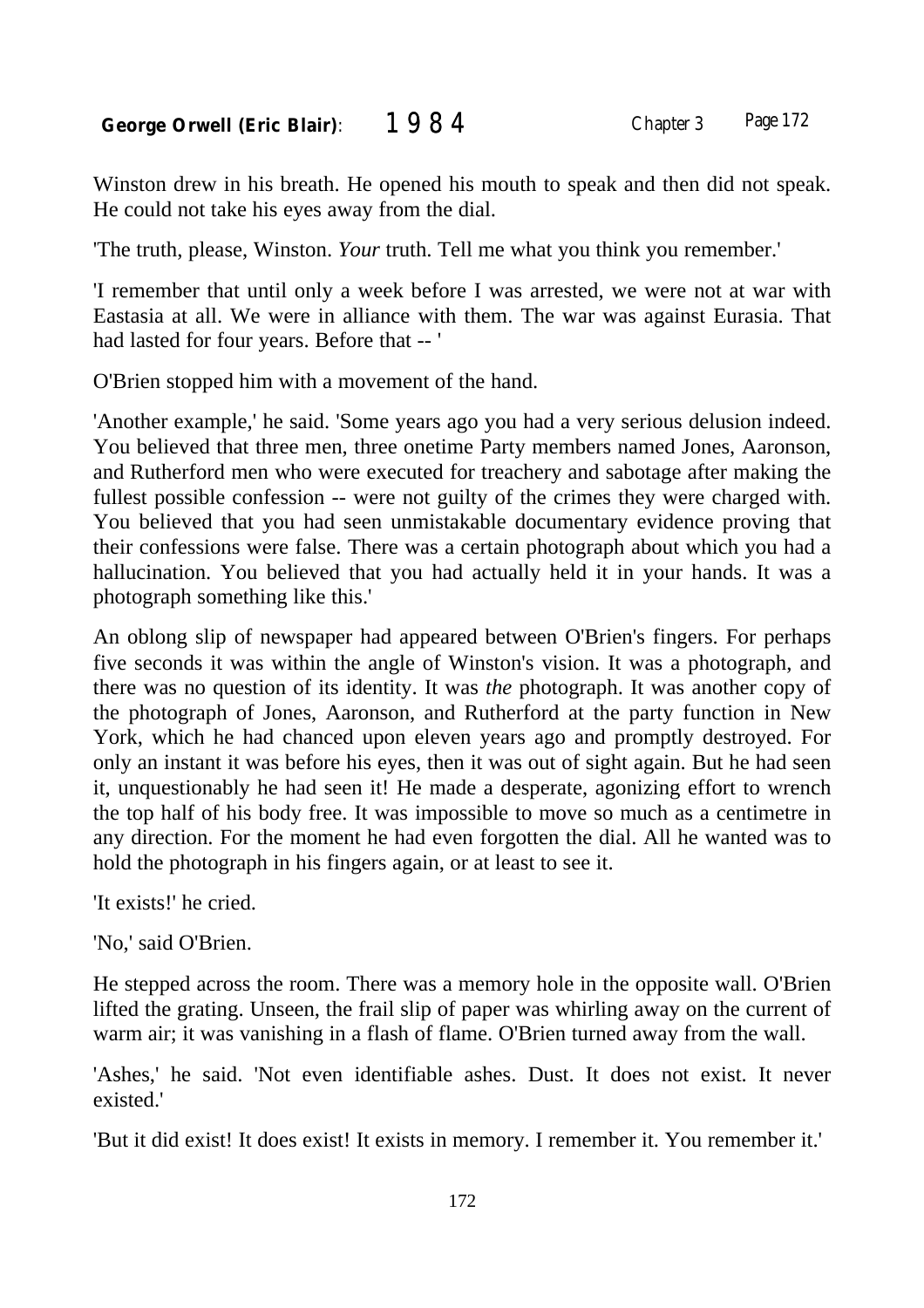Winston drew in his breath. He opened his mouth to speak and then did not speak. He could not take his eyes away from the dial.

'The truth, please, Winston. *Your* truth. Tell me what you think you remember.'

'I remember that until only a week before I was arrested, we were not at war with Eastasia at all. We were in alliance with them. The war was against Eurasia. That had lasted for four years. Before that -- '

O'Brien stopped him with a movement of the hand.

'Another example,' he said. 'Some years ago you had a very serious delusion indeed. You believed that three men, three onetime Party members named Jones, Aaronson, and Rutherford men who were executed for treachery and sabotage after making the fullest possible confession -- were not guilty of the crimes they were charged with. You believed that you had seen unmistakable documentary evidence proving that their confessions were false. There was a certain photograph about which you had a hallucination. You believed that you had actually held it in your hands. It was a photograph something like this.'

An oblong slip of newspaper had appeared between O'Brien's fingers. For perhaps five seconds it was within the angle of Winston's vision. It was a photograph, and there was no question of its identity. It was *the* photograph. It was another copy of the photograph of Jones, Aaronson, and Rutherford at the party function in New York, which he had chanced upon eleven years ago and promptly destroyed. For only an instant it was before his eyes, then it was out of sight again. But he had seen it, unquestionably he had seen it! He made a desperate, agonizing effort to wrench the top half of his body free. It was impossible to move so much as a centimetre in any direction. For the moment he had even forgotten the dial. All he wanted was to hold the photograph in his fingers again, or at least to see it.

'It exists!' he cried.

'No,' said O'Brien.

He stepped across the room. There was a memory hole in the opposite wall. O'Brien lifted the grating. Unseen, the frail slip of paper was whirling away on the current of warm air; it was vanishing in a flash of flame. O'Brien turned away from the wall.

'Ashes,' he said. 'Not even identifiable ashes. Dust. It does not exist. It never existed.'

'But it did exist! It does exist! It exists in memory. I remember it. You remember it.'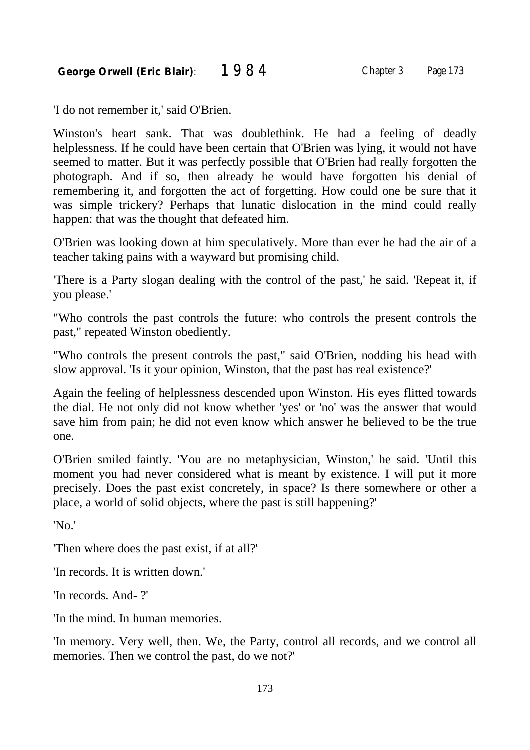'I do not remember it,' said O'Brien.

Winston's heart sank. That was doublethink. He had a feeling of deadly helplessness. If he could have been certain that O'Brien was lying, it would not have seemed to matter. But it was perfectly possible that O'Brien had really forgotten the photograph. And if so, then already he would have forgotten his denial of remembering it, and forgotten the act of forgetting. How could one be sure that it was simple trickery? Perhaps that lunatic dislocation in the mind could really happen: that was the thought that defeated him.

O'Brien was looking down at him speculatively. More than ever he had the air of a teacher taking pains with a wayward but promising child.

'There is a Party slogan dealing with the control of the past,' he said. 'Repeat it, if you please.'

"Who controls the past controls the future: who controls the present controls the past," repeated Winston obediently.

"Who controls the present controls the past," said O'Brien, nodding his head with slow approval. 'Is it your opinion, Winston, that the past has real existence?'

Again the feeling of helplessness descended upon Winston. His eyes flitted towards the dial. He not only did not know whether 'yes' or 'no' was the answer that would save him from pain; he did not even know which answer he believed to be the true one.

O'Brien smiled faintly. 'You are no metaphysician, Winston,' he said. 'Until this moment you had never considered what is meant by existence. I will put it more precisely. Does the past exist concretely, in space? Is there somewhere or other a place, a world of solid objects, where the past is still happening?'

'No.'

'Then where does the past exist, if at all?'

'In records. It is written down.'

'In records. And- ?'

'In the mind. In human memories.

'In memory. Very well, then. We, the Party, control all records, and we control all memories. Then we control the past, do we not?'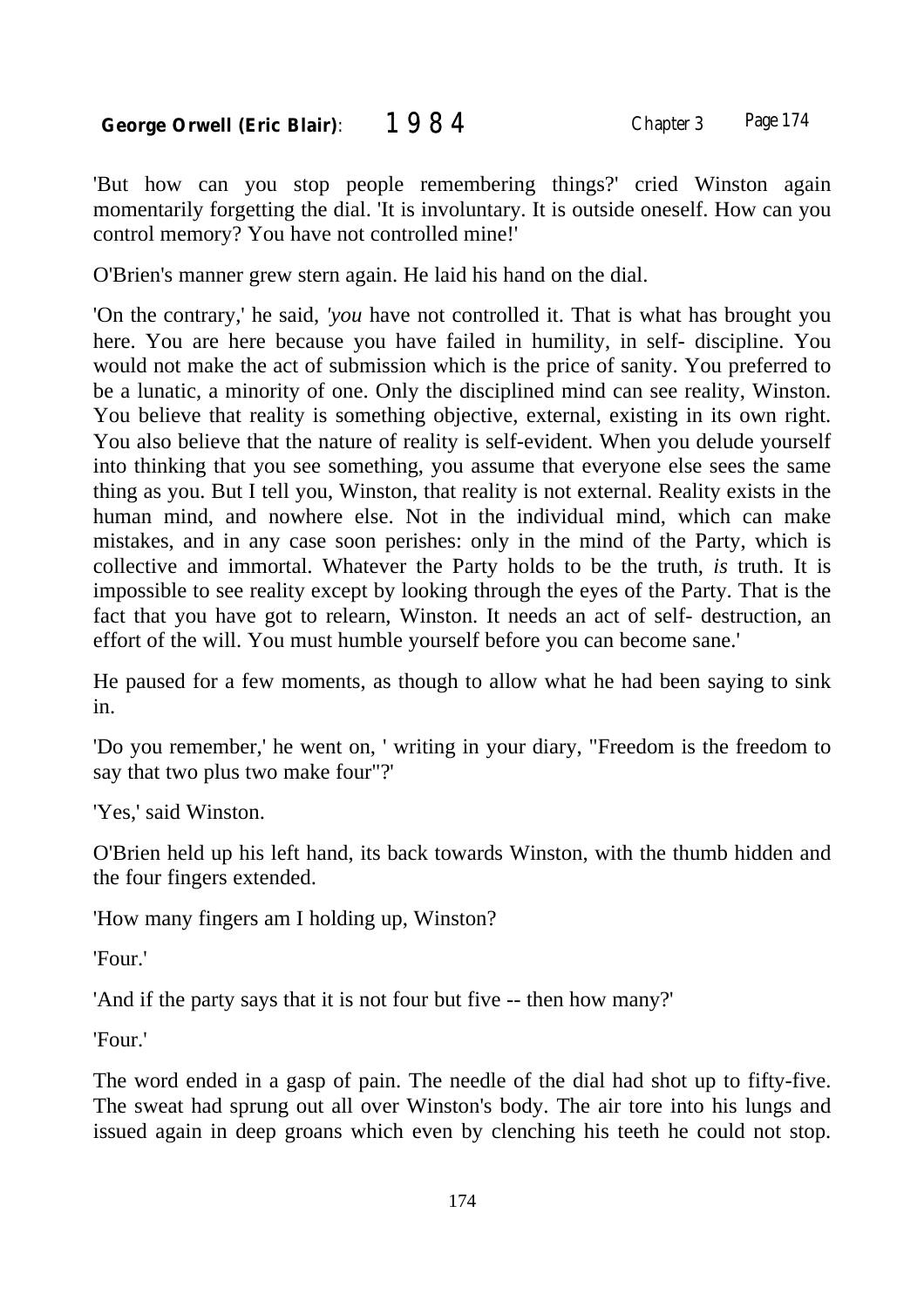'But how can you stop people remembering things?' cried Winston again momentarily forgetting the dial. 'It is involuntary. It is outside oneself. How can you control memory? You have not controlled mine!'

O'Brien's manner grew stern again. He laid his hand on the dial.

'On the contrary,' he said, *'you* have not controlled it. That is what has brought you here. You are here because you have failed in humility, in self- discipline. You would not make the act of submission which is the price of sanity. You preferred to be a lunatic, a minority of one. Only the disciplined mind can see reality, Winston. You believe that reality is something objective, external, existing in its own right. You also believe that the nature of reality is self-evident. When you delude yourself into thinking that you see something, you assume that everyone else sees the same thing as you. But I tell you, Winston, that reality is not external. Reality exists in the human mind, and nowhere else. Not in the individual mind, which can make mistakes, and in any case soon perishes: only in the mind of the Party, which is collective and immortal. Whatever the Party holds to be the truth, *is* truth. It is impossible to see reality except by looking through the eyes of the Party. That is the fact that you have got to relearn, Winston. It needs an act of self- destruction, an effort of the will. You must humble yourself before you can become sane.'

He paused for a few moments, as though to allow what he had been saying to sink in.

'Do you remember,' he went on, ' writing in your diary, "Freedom is the freedom to say that two plus two make four"?'

'Yes,' said Winston.

O'Brien held up his left hand, its back towards Winston, with the thumb hidden and the four fingers extended.

'How many fingers am I holding up, Winston?

'Four.'

'And if the party says that it is not four but five -- then how many?'

'Four.'

The word ended in a gasp of pain. The needle of the dial had shot up to fifty-five. The sweat had sprung out all over Winston's body. The air tore into his lungs and issued again in deep groans which even by clenching his teeth he could not stop.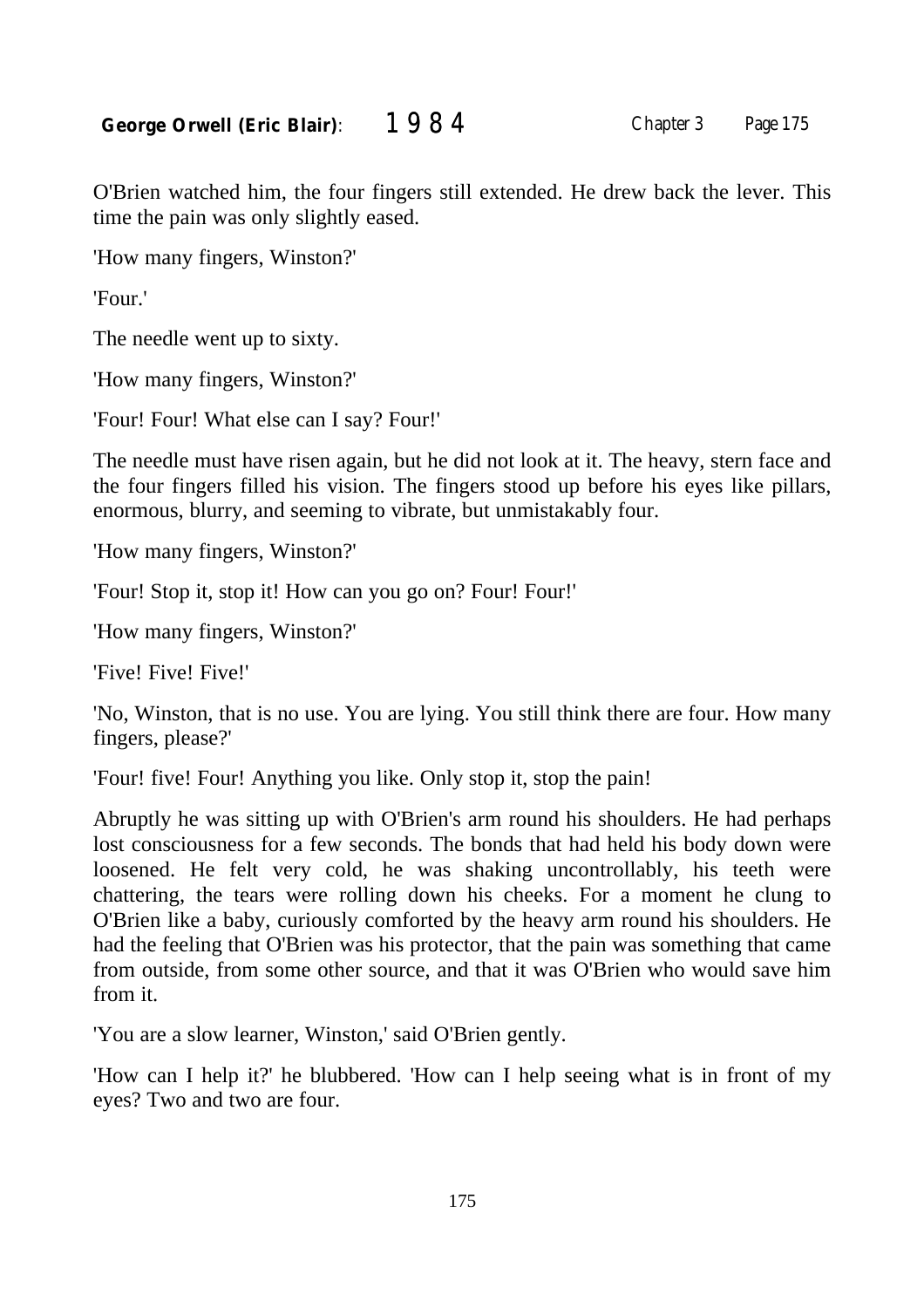O'Brien watched him, the four fingers still extended. He drew back the lever. This time the pain was only slightly eased.

'How many fingers, Winston?'

'Four.'

The needle went up to sixty.

'How many fingers, Winston?'

'Four! Four! What else can I say? Four!'

The needle must have risen again, but he did not look at it. The heavy, stern face and the four fingers filled his vision. The fingers stood up before his eyes like pillars, enormous, blurry, and seeming to vibrate, but unmistakably four.

'How many fingers, Winston?'

'Four! Stop it, stop it! How can you go on? Four! Four!'

'How many fingers, Winston?'

'Five! Five! Five!'

'No, Winston, that is no use. You are lying. You still think there are four. How many fingers, please?'

'Four! five! Four! Anything you like. Only stop it, stop the pain!

Abruptly he was sitting up with O'Brien's arm round his shoulders. He had perhaps lost consciousness for a few seconds. The bonds that had held his body down were loosened. He felt very cold, he was shaking uncontrollably, his teeth were chattering, the tears were rolling down his cheeks. For a moment he clung to O'Brien like a baby, curiously comforted by the heavy arm round his shoulders. He had the feeling that O'Brien was his protector, that the pain was something that came from outside, from some other source, and that it was O'Brien who would save him from it.

'You are a slow learner, Winston,' said O'Brien gently.

'How can I help it?' he blubbered. 'How can I help seeing what is in front of my eyes? Two and two are four.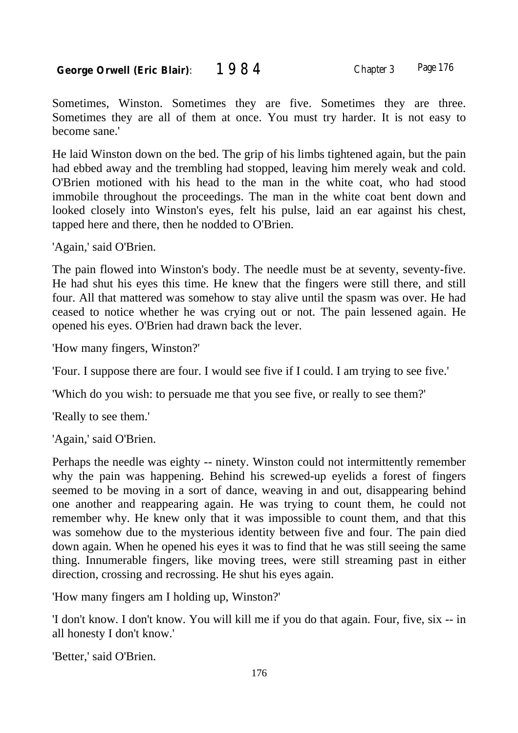Sometimes, Winston. Sometimes they are five. Sometimes they are three. Sometimes they are all of them at once. You must try harder. It is not easy to become sane.'

He laid Winston down on the bed. The grip of his limbs tightened again, but the pain had ebbed away and the trembling had stopped, leaving him merely weak and cold. O'Brien motioned with his head to the man in the white coat, who had stood immobile throughout the proceedings. The man in the white coat bent down and looked closely into Winston's eyes, felt his pulse, laid an ear against his chest, tapped here and there, then he nodded to O'Brien.

'Again,' said O'Brien.

The pain flowed into Winston's body. The needle must be at seventy, seventy-five. He had shut his eyes this time. He knew that the fingers were still there, and still four. All that mattered was somehow to stay alive until the spasm was over. He had ceased to notice whether he was crying out or not. The pain lessened again. He opened his eyes. O'Brien had drawn back the lever.

'How many fingers, Winston?'

'Four. I suppose there are four. I would see five if I could. I am trying to see five.'

'Which do you wish: to persuade me that you see five, or really to see them?'

'Really to see them.'

'Again,' said O'Brien.

Perhaps the needle was eighty -- ninety. Winston could not intermittently remember why the pain was happening. Behind his screwed-up eyelids a forest of fingers seemed to be moving in a sort of dance, weaving in and out, disappearing behind one another and reappearing again. He was trying to count them, he could not remember why. He knew only that it was impossible to count them, and that this was somehow due to the mysterious identity between five and four. The pain died down again. When he opened his eyes it was to find that he was still seeing the same thing. Innumerable fingers, like moving trees, were still streaming past in either direction, crossing and recrossing. He shut his eyes again.

'How many fingers am I holding up, Winston?'

'I don't know. I don't know. You will kill me if you do that again. Four, five, six -- in all honesty I don't know.'

'Better,' said O'Brien.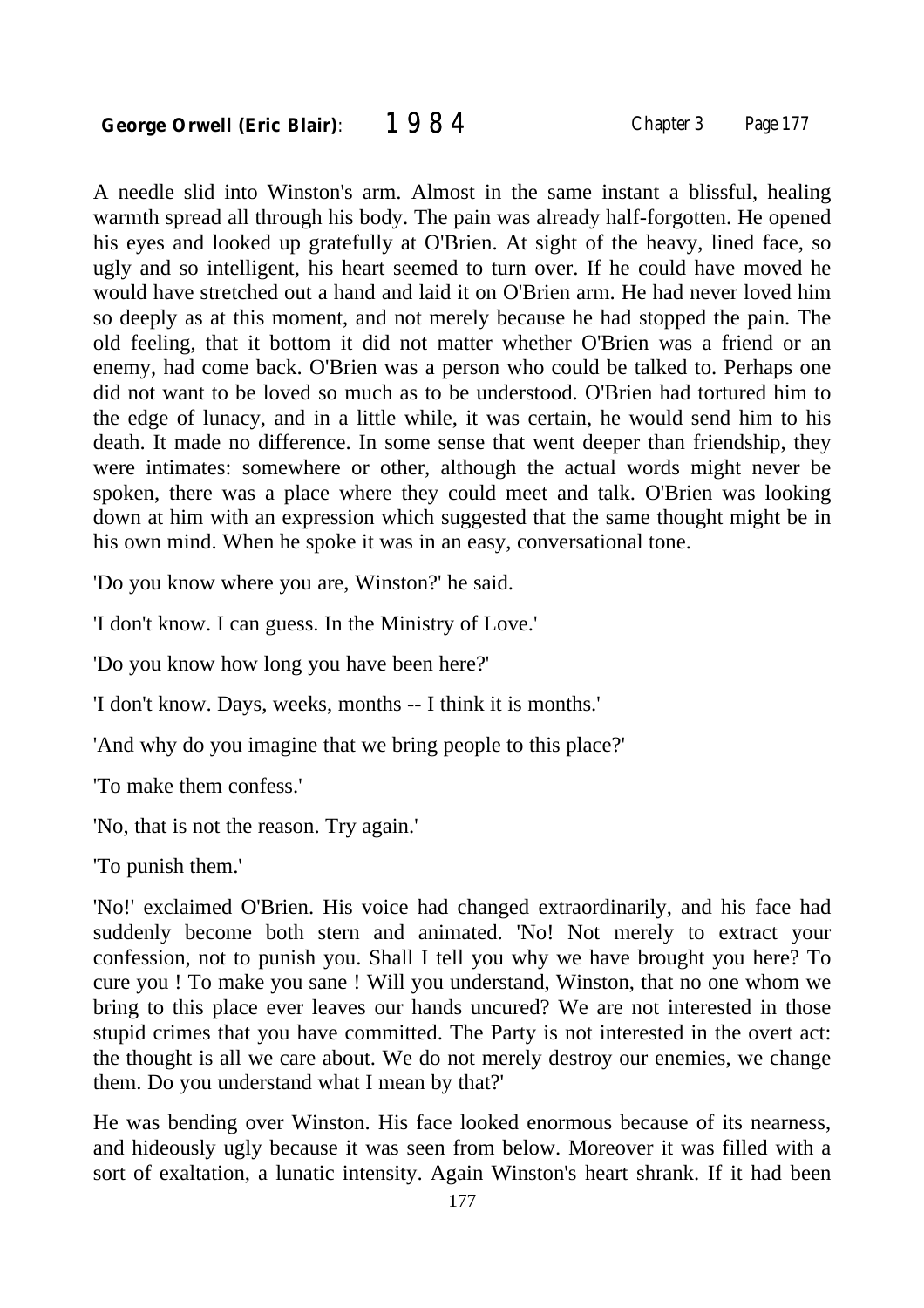A needle slid into Winston's arm. Almost in the same instant a blissful, healing warmth spread all through his body. The pain was already half-forgotten. He opened his eyes and looked up gratefully at O'Brien. At sight of the heavy, lined face, so ugly and so intelligent, his heart seemed to turn over. If he could have moved he would have stretched out a hand and laid it on O'Brien arm. He had never loved him so deeply as at this moment, and not merely because he had stopped the pain. The old feeling, that it bottom it did not matter whether O'Brien was a friend or an enemy, had come back. O'Brien was a person who could be talked to. Perhaps one did not want to be loved so much as to be understood. O'Brien had tortured him to the edge of lunacy, and in a little while, it was certain, he would send him to his death. It made no difference. In some sense that went deeper than friendship, they were intimates: somewhere or other, although the actual words might never be spoken, there was a place where they could meet and talk. O'Brien was looking down at him with an expression which suggested that the same thought might be in his own mind. When he spoke it was in an easy, conversational tone.

'Do you know where you are, Winston?' he said.

'I don't know. I can guess. In the Ministry of Love.'

'Do you know how long you have been here?'

'I don't know. Days, weeks, months -- I think it is months.'

'And why do you imagine that we bring people to this place?'

'To make them confess.'

'No, that is not the reason. Try again.'

'To punish them.'

'No!' exclaimed O'Brien. His voice had changed extraordinarily, and his face had suddenly become both stern and animated. 'No! Not merely to extract your confession, not to punish you. Shall I tell you why we have brought you here? To cure you ! To make you sane ! Will you understand, Winston, that no one whom we bring to this place ever leaves our hands uncured? We are not interested in those stupid crimes that you have committed. The Party is not interested in the overt act: the thought is all we care about. We do not merely destroy our enemies, we change them. Do you understand what I mean by that?'

He was bending over Winston. His face looked enormous because of its nearness, and hideously ugly because it was seen from below. Moreover it was filled with a sort of exaltation, a lunatic intensity. Again Winston's heart shrank. If it had been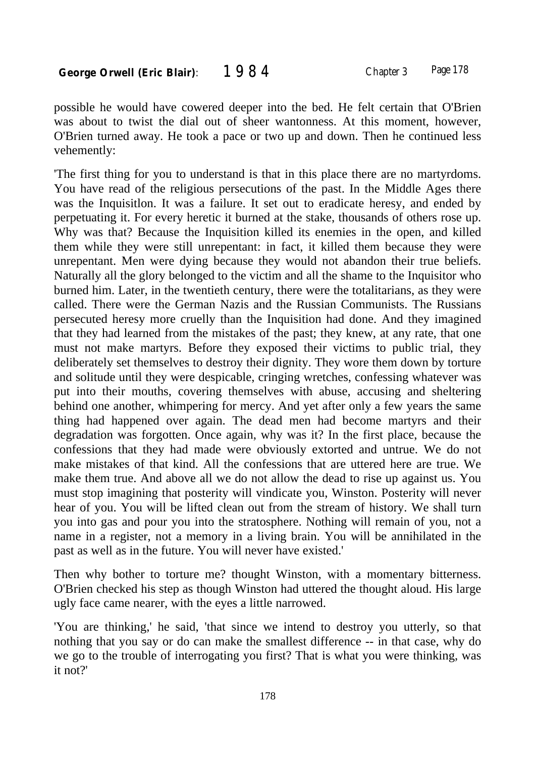possible he would have cowered deeper into the bed. He felt certain that O'Brien was about to twist the dial out of sheer wantonness. At this moment, however, O'Brien turned away. He took a pace or two up and down. Then he continued less vehemently:

'The first thing for you to understand is that in this place there are no martyrdoms. You have read of the religious persecutions of the past. In the Middle Ages there was the Inquisitlon. It was a failure. It set out to eradicate heresy, and ended by perpetuating it. For every heretic it burned at the stake, thousands of others rose up. Why was that? Because the Inquisition killed its enemies in the open, and killed them while they were still unrepentant: in fact, it killed them because they were unrepentant. Men were dying because they would not abandon their true beliefs. Naturally all the glory belonged to the victim and all the shame to the Inquisitor who burned him. Later, in the twentieth century, there were the totalitarians, as they were called. There were the German Nazis and the Russian Communists. The Russians persecuted heresy more cruelly than the Inquisition had done. And they imagined that they had learned from the mistakes of the past; they knew, at any rate, that one must not make martyrs. Before they exposed their victims to public trial, they deliberately set themselves to destroy their dignity. They wore them down by torture and solitude until they were despicable, cringing wretches, confessing whatever was put into their mouths, covering themselves with abuse, accusing and sheltering behind one another, whimpering for mercy. And yet after only a few years the same thing had happened over again. The dead men had become martyrs and their degradation was forgotten. Once again, why was it? In the first place, because the confessions that they had made were obviously extorted and untrue. We do not make mistakes of that kind. All the confessions that are uttered here are true. We make them true. And above all we do not allow the dead to rise up against us. You must stop imagining that posterity will vindicate you, Winston. Posterity will never hear of you. You will be lifted clean out from the stream of history. We shall turn you into gas and pour you into the stratosphere. Nothing will remain of you, not a name in a register, not a memory in a living brain. You will be annihilated in the past as well as in the future. You will never have existed.'

Then why bother to torture me? thought Winston, with a momentary bitterness. O'Brien checked his step as though Winston had uttered the thought aloud. His large ugly face came nearer, with the eyes a little narrowed.

'You are thinking,' he said, 'that since we intend to destroy you utterly, so that nothing that you say or do can make the smallest difference -- in that case, why do we go to the trouble of interrogating you first? That is what you were thinking, was it not?'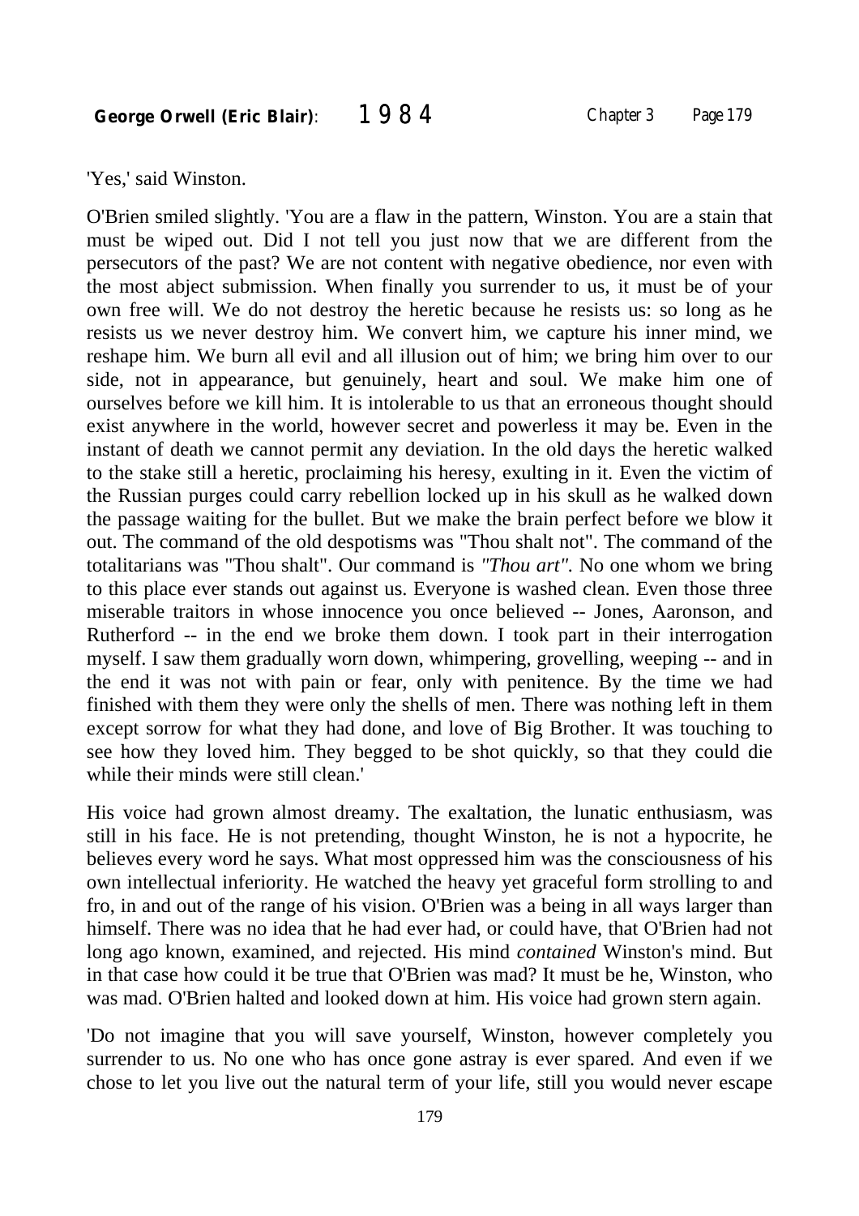'Yes,' said Winston.

O'Brien smiled slightly. 'You are a flaw in the pattern, Winston. You are a stain that must be wiped out. Did I not tell you just now that we are different from the persecutors of the past? We are not content with negative obedience, nor even with the most abject submission. When finally you surrender to us, it must be of your own free will. We do not destroy the heretic because he resists us: so long as he resists us we never destroy him. We convert him, we capture his inner mind, we reshape him. We burn all evil and all illusion out of him; we bring him over to our side, not in appearance, but genuinely, heart and soul. We make him one of ourselves before we kill him. It is intolerable to us that an erroneous thought should exist anywhere in the world, however secret and powerless it may be. Even in the instant of death we cannot permit any deviation. In the old days the heretic walked to the stake still a heretic, proclaiming his heresy, exulting in it. Even the victim of the Russian purges could carry rebellion locked up in his skull as he walked down the passage waiting for the bullet. But we make the brain perfect before we blow it out. The command of the old despotisms was "Thou shalt not". The command of the totalitarians was "Thou shalt". Our command is *"Thou art"*. No one whom we bring to this place ever stands out against us. Everyone is washed clean. Even those three miserable traitors in whose innocence you once believed -- Jones, Aaronson, and Rutherford -- in the end we broke them down. I took part in their interrogation myself. I saw them gradually worn down, whimpering, grovelling, weeping -- and in the end it was not with pain or fear, only with penitence. By the time we had finished with them they were only the shells of men. There was nothing left in them except sorrow for what they had done, and love of Big Brother. It was touching to see how they loved him. They begged to be shot quickly, so that they could die while their minds were still clean.'

His voice had grown almost dreamy. The exaltation, the lunatic enthusiasm, was still in his face. He is not pretending, thought Winston, he is not a hypocrite, he believes every word he says. What most oppressed him was the consciousness of his own intellectual inferiority. He watched the heavy yet graceful form strolling to and fro, in and out of the range of his vision. O'Brien was a being in all ways larger than himself. There was no idea that he had ever had, or could have, that O'Brien had not long ago known, examined, and rejected. His mind *contained* Winston's mind. But in that case how could it be true that O'Brien was mad? It must be he, Winston, who was mad. O'Brien halted and looked down at him. His voice had grown stern again.

'Do not imagine that you will save yourself, Winston, however completely you surrender to us. No one who has once gone astray is ever spared. And even if we chose to let you live out the natural term of your life, still you would never escape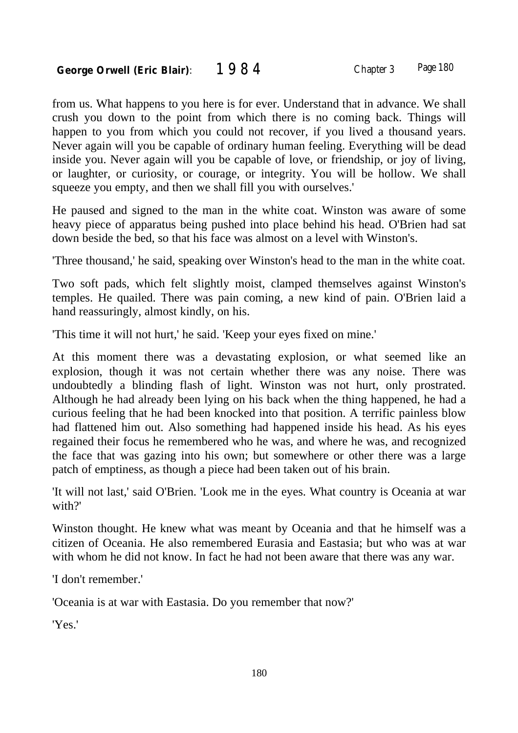from us. What happens to you here is for ever. Understand that in advance. We shall crush you down to the point from which there is no coming back. Things will happen to you from which you could not recover, if you lived a thousand years. Never again will you be capable of ordinary human feeling. Everything will be dead inside you. Never again will you be capable of love, or friendship, or joy of living, or laughter, or curiosity, or courage, or integrity. You will be hollow. We shall squeeze you empty, and then we shall fill you with ourselves.'

He paused and signed to the man in the white coat. Winston was aware of some heavy piece of apparatus being pushed into place behind his head. O'Brien had sat down beside the bed, so that his face was almost on a level with Winston's.

'Three thousand,' he said, speaking over Winston's head to the man in the white coat.

Two soft pads, which felt slightly moist, clamped themselves against Winston's temples. He quailed. There was pain coming, a new kind of pain. O'Brien laid a hand reassuringly, almost kindly, on his.

'This time it will not hurt,' he said. 'Keep your eyes fixed on mine.'

At this moment there was a devastating explosion, or what seemed like an explosion, though it was not certain whether there was any noise. There was undoubtedly a blinding flash of light. Winston was not hurt, only prostrated. Although he had already been lying on his back when the thing happened, he had a curious feeling that he had been knocked into that position. A terrific painless blow had flattened him out. Also something had happened inside his head. As his eyes regained their focus he remembered who he was, and where he was, and recognized the face that was gazing into his own; but somewhere or other there was a large patch of emptiness, as though a piece had been taken out of his brain.

'It will not last,' said O'Brien. 'Look me in the eyes. What country is Oceania at war with?'

Winston thought. He knew what was meant by Oceania and that he himself was a citizen of Oceania. He also remembered Eurasia and Eastasia; but who was at war with whom he did not know. In fact he had not been aware that there was any war.

'I don't remember.'

'Oceania is at war with Eastasia. Do you remember that now?'

'Yes.'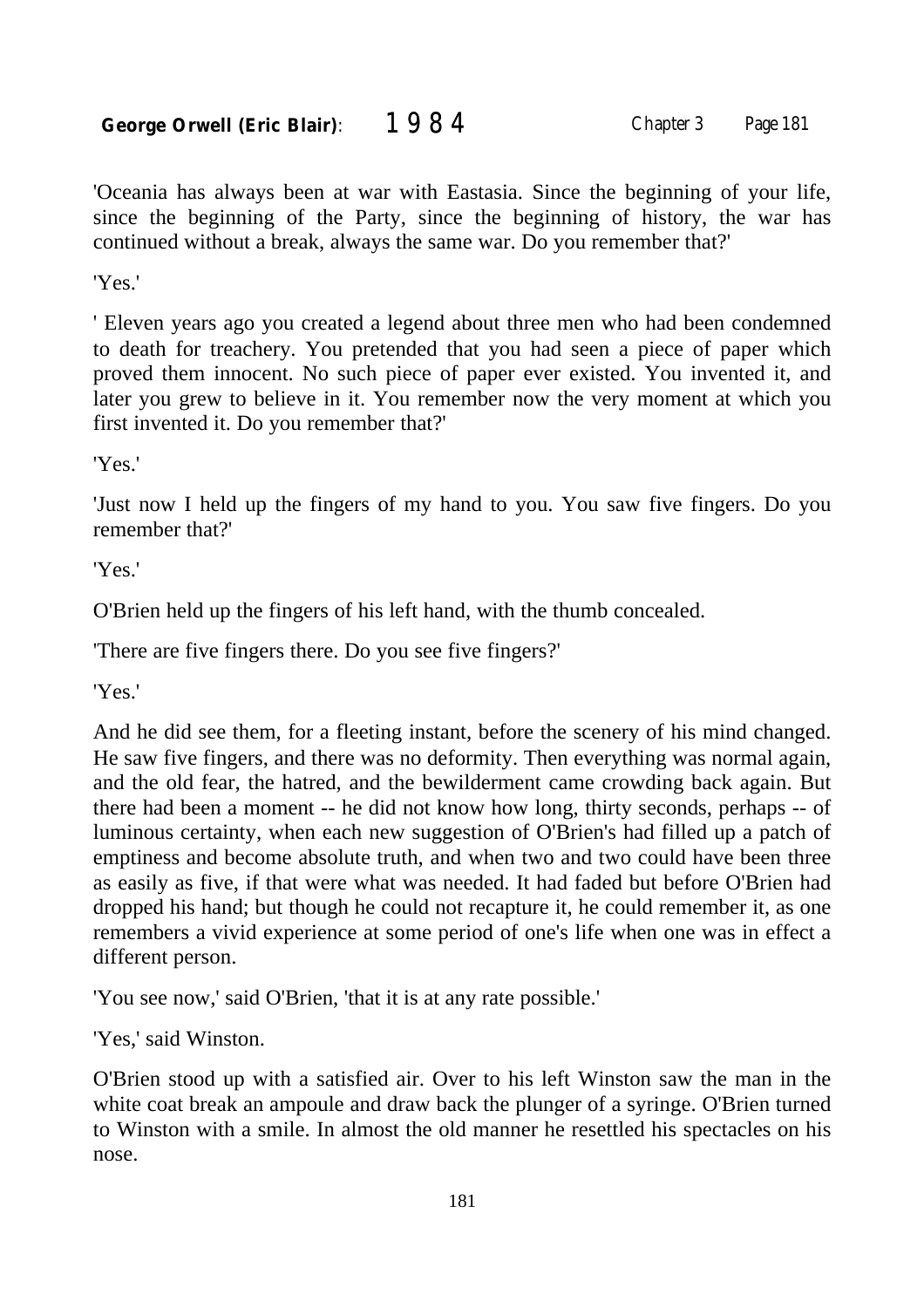'Oceania has always been at war with Eastasia. Since the beginning of your life, since the beginning of the Party, since the beginning of history, the war has continued without a break, always the same war. Do you remember that?'

'Yes.'

' Eleven years ago you created a legend about three men who had been condemned to death for treachery. You pretended that you had seen a piece of paper which proved them innocent. No such piece of paper ever existed. You invented it, and later you grew to believe in it. You remember now the very moment at which you first invented it. Do you remember that?'

'Yes.'

'Just now I held up the fingers of my hand to you. You saw five fingers. Do you remember that?'

'Yes.'

O'Brien held up the fingers of his left hand, with the thumb concealed.

'There are five fingers there. Do you see five fingers?'

'Yes.'

And he did see them, for a fleeting instant, before the scenery of his mind changed. He saw five fingers, and there was no deformity. Then everything was normal again, and the old fear, the hatred, and the bewilderment came crowding back again. But there had been a moment -- he did not know how long, thirty seconds, perhaps -- of luminous certainty, when each new suggestion of O'Brien's had filled up a patch of emptiness and become absolute truth, and when two and two could have been three as easily as five, if that were what was needed. It had faded but before O'Brien had dropped his hand; but though he could not recapture it, he could remember it, as one remembers a vivid experience at some period of one's life when one was in effect a different person.

'You see now,' said O'Brien, 'that it is at any rate possible.'

'Yes,' said Winston.

O'Brien stood up with a satisfied air. Over to his left Winston saw the man in the white coat break an ampoule and draw back the plunger of a syringe. O'Brien turned to Winston with a smile. In almost the old manner he resettled his spectacles on his nose.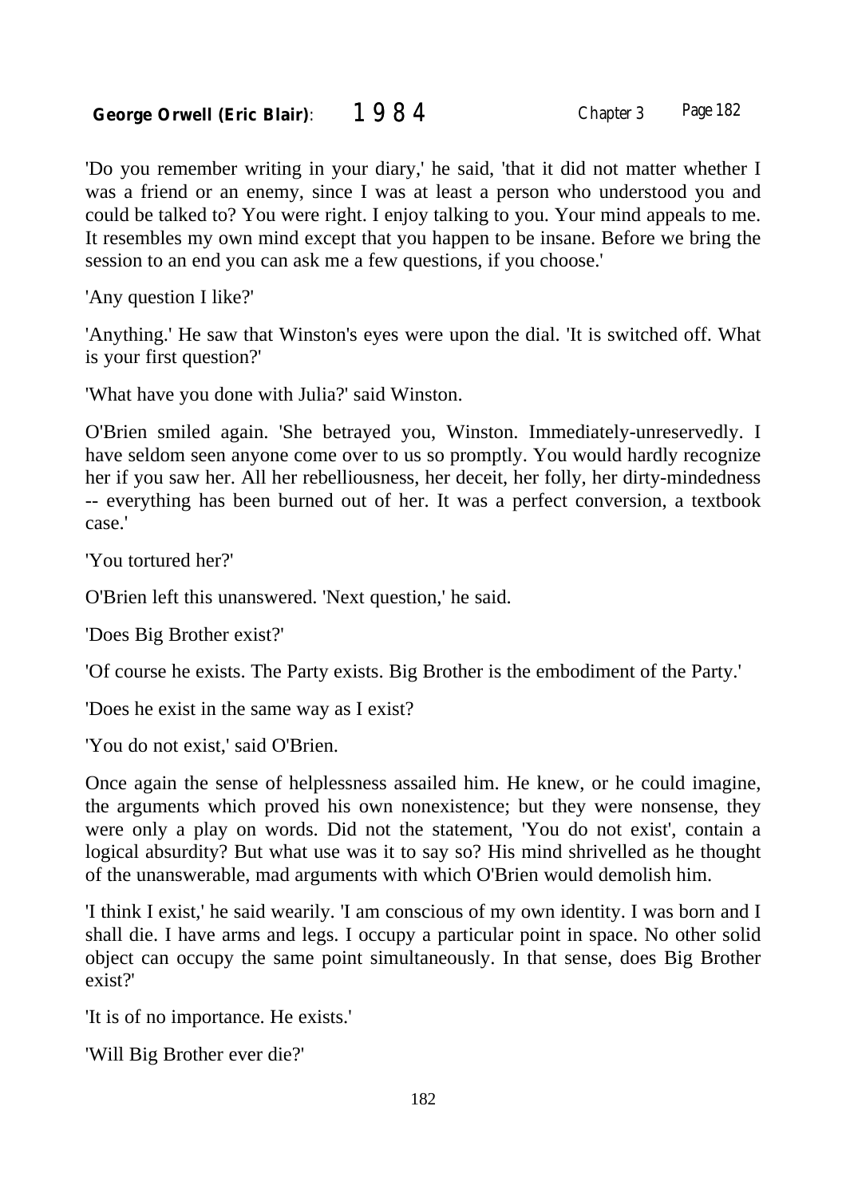'Do you remember writing in your diary,' he said, 'that it did not matter whether I was a friend or an enemy, since I was at least a person who understood you and could be talked to? You were right. I enjoy talking to you. Your mind appeals to me. It resembles my own mind except that you happen to be insane. Before we bring the session to an end you can ask me a few questions, if you choose.'

'Any question I like?'

'Anything.' He saw that Winston's eyes were upon the dial. 'It is switched off. What is your first question?'

'What have you done with Julia?' said Winston.

O'Brien smiled again. 'She betrayed you, Winston. Immediately-unreservedly. I have seldom seen anyone come over to us so promptly. You would hardly recognize her if you saw her. All her rebelliousness, her deceit, her folly, her dirty-mindedness -- everything has been burned out of her. It was a perfect conversion, a textbook case.'

'You tortured her?'

O'Brien left this unanswered. 'Next question,' he said.

'Does Big Brother exist?'

'Of course he exists. The Party exists. Big Brother is the embodiment of the Party.'

'Does he exist in the same way as I exist?

'You do not exist,' said O'Brien.

Once again the sense of helplessness assailed him. He knew, or he could imagine, the arguments which proved his own nonexistence; but they were nonsense, they were only a play on words. Did not the statement, 'You do not exist', contain a logical absurdity? But what use was it to say so? His mind shrivelled as he thought of the unanswerable, mad arguments with which O'Brien would demolish him.

'I think I exist,' he said wearily. 'I am conscious of my own identity. I was born and I shall die. I have arms and legs. I occupy a particular point in space. No other solid object can occupy the same point simultaneously. In that sense, does Big Brother exist?'

'It is of no importance. He exists.'

'Will Big Brother ever die?'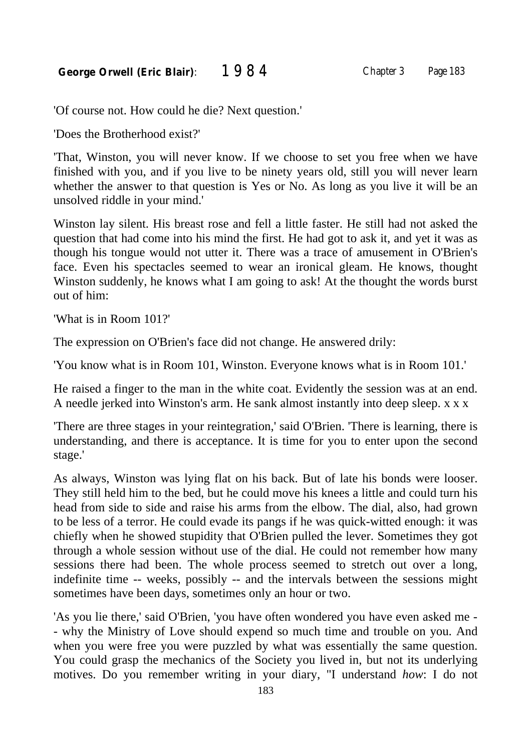'Of course not. How could he die? Next question.'

'Does the Brotherhood exist?'

'That, Winston, you will never know. If we choose to set you free when we have finished with you, and if you live to be ninety years old, still you will never learn whether the answer to that question is Yes or No. As long as you live it will be an unsolved riddle in your mind.'

Winston lay silent. His breast rose and fell a little faster. He still had not asked the question that had come into his mind the first. He had got to ask it, and yet it was as though his tongue would not utter it. There was a trace of amusement in O'Brien's face. Even his spectacles seemed to wear an ironical gleam. He knows, thought Winston suddenly, he knows what I am going to ask! At the thought the words burst out of him:

'What is in Room 101?'

The expression on O'Brien's face did not change. He answered drily:

'You know what is in Room 101, Winston. Everyone knows what is in Room 101.'

He raised a finger to the man in the white coat. Evidently the session was at an end. A needle jerked into Winston's arm. He sank almost instantly into deep sleep. x x x

'There are three stages in your reintegration,' said O'Brien. 'There is learning, there is understanding, and there is acceptance. It is time for you to enter upon the second stage.'

As always, Winston was lying flat on his back. But of late his bonds were looser. They still held him to the bed, but he could move his knees a little and could turn his head from side to side and raise his arms from the elbow. The dial, also, had grown to be less of a terror. He could evade its pangs if he was quick-witted enough: it was chiefly when he showed stupidity that O'Brien pulled the lever. Sometimes they got through a whole session without use of the dial. He could not remember how many sessions there had been. The whole process seemed to stretch out over a long, indefinite time -- weeks, possibly -- and the intervals between the sessions might sometimes have been days, sometimes only an hour or two.

'As you lie there,' said O'Brien, 'you have often wondered you have even asked me -- why the Ministry of Love should expend so much time and trouble on you. And when you were free you were puzzled by what was essentially the same question. You could grasp the mechanics of the Society you lived in, but not its underlying motives. Do you remember writing in your diary, "I understand *how*: I do not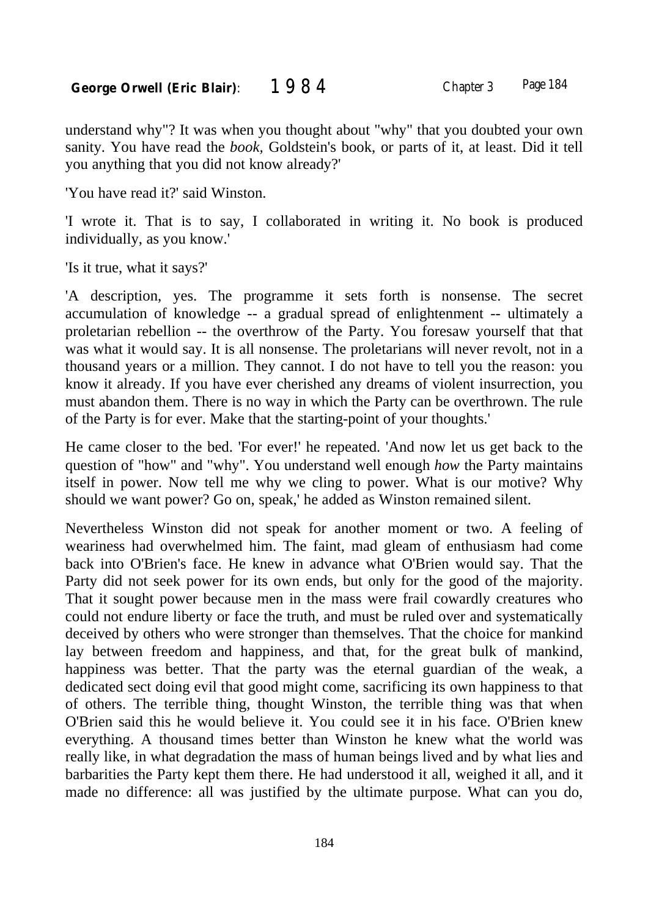understand why"? It was when you thought about "why" that you doubted your own sanity. You have read the *book,* Goldstein's book, or parts of it, at least. Did it tell you anything that you did not know already?'

'You have read it?' said Winston.

'I wrote it. That is to say, I collaborated in writing it. No book is produced individually, as you know.'

'Is it true, what it says?'

'A description, yes. The programme it sets forth is nonsense. The secret accumulation of knowledge -- a gradual spread of enlightenment -- ultimately a proletarian rebellion -- the overthrow of the Party. You foresaw yourself that that was what it would say. It is all nonsense. The proletarians will never revolt, not in a thousand years or a million. They cannot. I do not have to tell you the reason: you know it already. If you have ever cherished any dreams of violent insurrection, you must abandon them. There is no way in which the Party can be overthrown. The rule of the Party is for ever. Make that the starting-point of your thoughts.'

He came closer to the bed. 'For ever!' he repeated. 'And now let us get back to the question of "how" and "why". You understand well enough *how* the Party maintains itself in power. Now tell me why we cling to power. What is our motive? Why should we want power? Go on, speak,' he added as Winston remained silent.

Nevertheless Winston did not speak for another moment or two. A feeling of weariness had overwhelmed him. The faint, mad gleam of enthusiasm had come back into O'Brien's face. He knew in advance what O'Brien would say. That the Party did not seek power for its own ends, but only for the good of the majority. That it sought power because men in the mass were frail cowardly creatures who could not endure liberty or face the truth, and must be ruled over and systematically deceived by others who were stronger than themselves. That the choice for mankind lay between freedom and happiness, and that, for the great bulk of mankind, happiness was better. That the party was the eternal guardian of the weak, a dedicated sect doing evil that good might come, sacrificing its own happiness to that of others. The terrible thing, thought Winston, the terrible thing was that when O'Brien said this he would believe it. You could see it in his face. O'Brien knew everything. A thousand times better than Winston he knew what the world was really like, in what degradation the mass of human beings lived and by what lies and barbarities the Party kept them there. He had understood it all, weighed it all, and it made no difference: all was justified by the ultimate purpose. What can you do,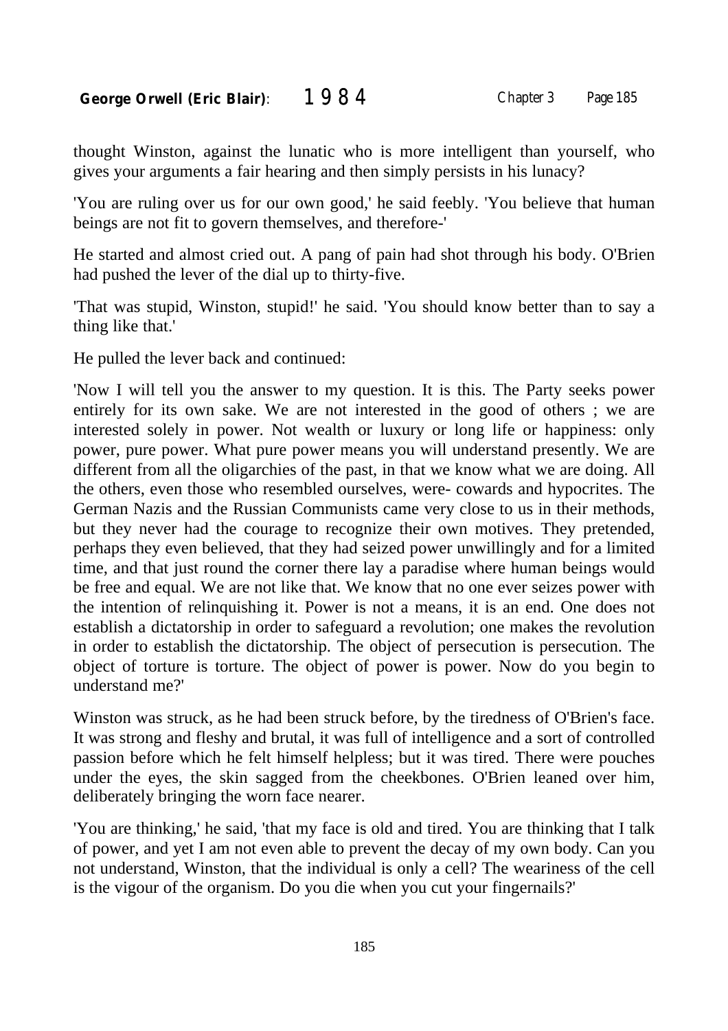thought Winston, against the lunatic who is more intelligent than yourself, who gives your arguments a fair hearing and then simply persists in his lunacy?

'You are ruling over us for our own good,' he said feebly. 'You believe that human beings are not fit to govern themselves, and therefore-'

He started and almost cried out. A pang of pain had shot through his body. O'Brien had pushed the lever of the dial up to thirty-five.

'That was stupid, Winston, stupid!' he said. 'You should know better than to say a thing like that.'

He pulled the lever back and continued:

'Now I will tell you the answer to my question. It is this. The Party seeks power entirely for its own sake. We are not interested in the good of others ; we are interested solely in power. Not wealth or luxury or long life or happiness: only power, pure power. What pure power means you will understand presently. We are different from all the oligarchies of the past, in that we know what we are doing. All the others, even those who resembled ourselves, were- cowards and hypocrites. The German Nazis and the Russian Communists came very close to us in their methods, but they never had the courage to recognize their own motives. They pretended, perhaps they even believed, that they had seized power unwillingly and for a limited time, and that just round the corner there lay a paradise where human beings would be free and equal. We are not like that. We know that no one ever seizes power with the intention of relinquishing it. Power is not a means, it is an end. One does not establish a dictatorship in order to safeguard a revolution; one makes the revolution in order to establish the dictatorship. The object of persecution is persecution. The object of torture is torture. The object of power is power. Now do you begin to understand me?'

Winston was struck, as he had been struck before, by the tiredness of O'Brien's face. It was strong and fleshy and brutal, it was full of intelligence and a sort of controlled passion before which he felt himself helpless; but it was tired. There were pouches under the eyes, the skin sagged from the cheekbones. O'Brien leaned over him, deliberately bringing the worn face nearer.

'You are thinking,' he said, 'that my face is old and tired. You are thinking that I talk of power, and yet I am not even able to prevent the decay of my own body. Can you not understand, Winston, that the individual is only a cell? The weariness of the cell is the vigour of the organism. Do you die when you cut your fingernails?'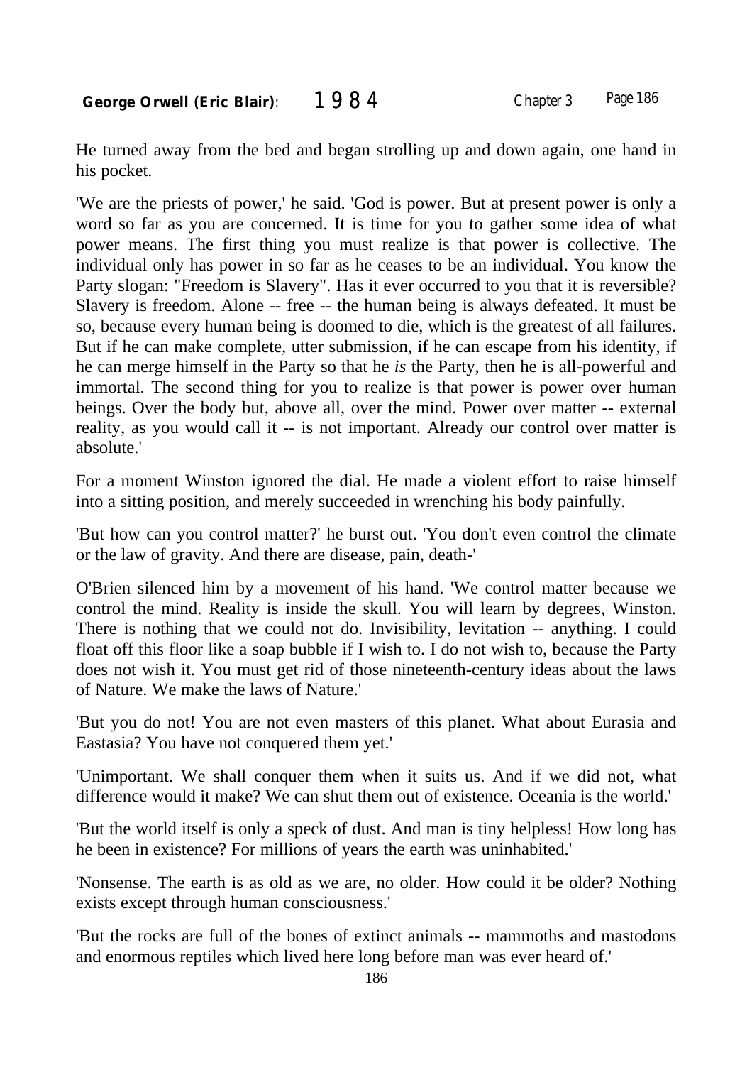He turned away from the bed and began strolling up and down again, one hand in his pocket.

'We are the priests of power,' he said. 'God is power. But at present power is only a word so far as you are concerned. It is time for you to gather some idea of what power means. The first thing you must realize is that power is collective. The individual only has power in so far as he ceases to be an individual. You know the Party slogan: "Freedom is Slavery". Has it ever occurred to you that it is reversible? Slavery is freedom. Alone -- free -- the human being is always defeated. It must be so, because every human being is doomed to die, which is the greatest of all failures. But if he can make complete, utter submission, if he can escape from his identity, if he can merge himself in the Party so that he *is* the Party, then he is all-powerful and immortal. The second thing for you to realize is that power is power over human beings. Over the body but, above all, over the mind. Power over matter -- external reality, as you would call it -- is not important. Already our control over matter is absolute.'

For a moment Winston ignored the dial. He made a violent effort to raise himself into a sitting position, and merely succeeded in wrenching his body painfully.

'But how can you control matter?' he burst out. 'You don't even control the climate or the law of gravity. And there are disease, pain, death-'

O'Brien silenced him by a movement of his hand. 'We control matter because we control the mind. Reality is inside the skull. You will learn by degrees, Winston. There is nothing that we could not do. Invisibility, levitation -- anything. I could float off this floor like a soap bubble if I wish to. I do not wish to, because the Party does not wish it. You must get rid of those nineteenth-century ideas about the laws of Nature. We make the laws of Nature.'

'But you do not! You are not even masters of this planet. What about Eurasia and Eastasia? You have not conquered them yet.'

'Unimportant. We shall conquer them when it suits us. And if we did not, what difference would it make? We can shut them out of existence. Oceania is the world.'

'But the world itself is only a speck of dust. And man is tiny helpless! How long has he been in existence? For millions of years the earth was uninhabited.'

'Nonsense. The earth is as old as we are, no older. How could it be older? Nothing exists except through human consciousness.'

'But the rocks are full of the bones of extinct animals -- mammoths and mastodons and enormous reptiles which lived here long before man was ever heard of.'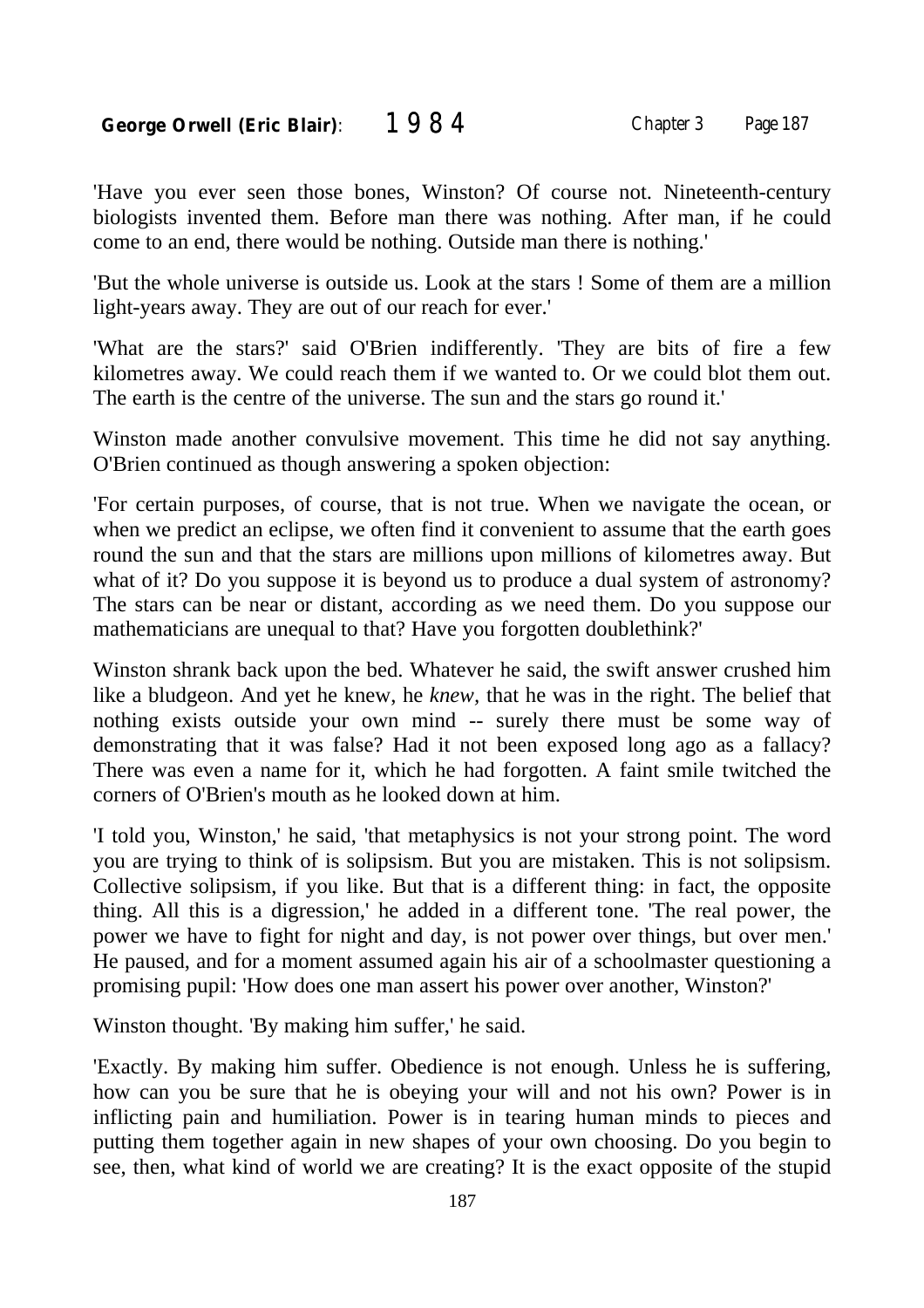'Have you ever seen those bones, Winston? Of course not. Nineteenth-century biologists invented them. Before man there was nothing. After man, if he could come to an end, there would be nothing. Outside man there is nothing.'

'But the whole universe is outside us. Look at the stars ! Some of them are a million light-years away. They are out of our reach for ever.'

'What are the stars?' said O'Brien indifferently. 'They are bits of fire a few kilometres away. We could reach them if we wanted to. Or we could blot them out. The earth is the centre of the universe. The sun and the stars go round it.'

Winston made another convulsive movement. This time he did not say anything. O'Brien continued as though answering a spoken objection:

'For certain purposes, of course, that is not true. When we navigate the ocean, or when we predict an eclipse, we often find it convenient to assume that the earth goes round the sun and that the stars are millions upon millions of kilometres away. But what of it? Do you suppose it is beyond us to produce a dual system of astronomy? The stars can be near or distant, according as we need them. Do you suppose our mathematicians are unequal to that? Have you forgotten doublethink?'

Winston shrank back upon the bed. Whatever he said, the swift answer crushed him like a bludgeon. And yet he knew, he *knew*, that he was in the right. The belief that nothing exists outside your own mind -- surely there must be some way of demonstrating that it was false? Had it not been exposed long ago as a fallacy? There was even a name for it, which he had forgotten. A faint smile twitched the corners of O'Brien's mouth as he looked down at him.

'I told you, Winston,' he said, 'that metaphysics is not your strong point. The word you are trying to think of is solipsism. But you are mistaken. This is not solipsism. Collective solipsism, if you like. But that is a different thing: in fact, the opposite thing. All this is a digression,' he added in a different tone. 'The real power, the power we have to fight for night and day, is not power over things, but over men.' He paused, and for a moment assumed again his air of a schoolmaster questioning a promising pupil: 'How does one man assert his power over another, Winston?'

Winston thought. 'By making him suffer,' he said.

'Exactly. By making him suffer. Obedience is not enough. Unless he is suffering, how can you be sure that he is obeying your will and not his own? Power is in inflicting pain and humiliation. Power is in tearing human minds to pieces and putting them together again in new shapes of your own choosing. Do you begin to see, then, what kind of world we are creating? It is the exact opposite of the stupid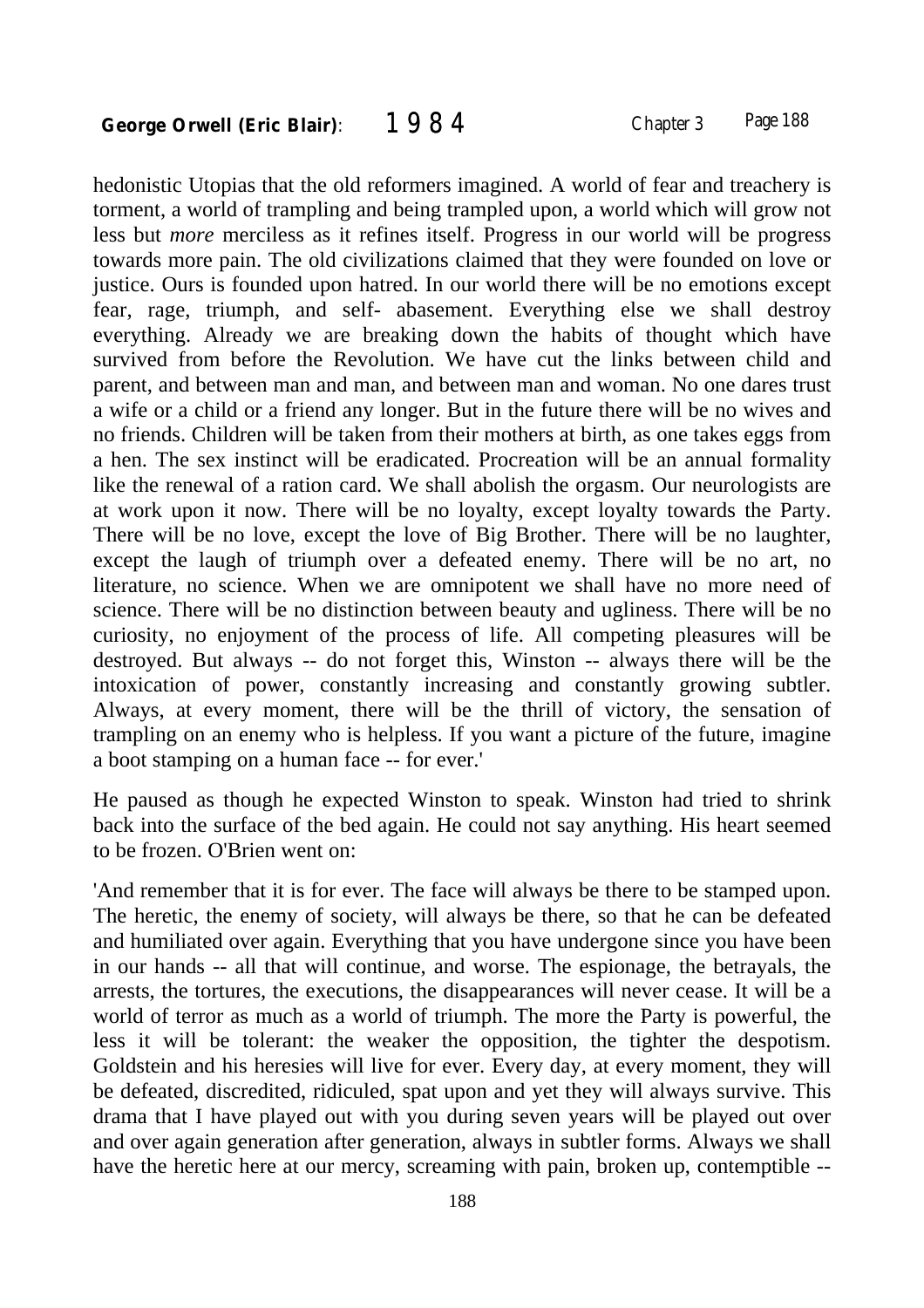hedonistic Utopias that the old reformers imagined. A world of fear and treachery is torment, a world of trampling and being trampled upon, a world which will grow not less but *more* merciless as it refines itself. Progress in our world will be progress towards more pain. The old civilizations claimed that they were founded on love or justice. Ours is founded upon hatred. In our world there will be no emotions except fear, rage, triumph, and self- abasement. Everything else we shall destroy everything. Already we are breaking down the habits of thought which have survived from before the Revolution. We have cut the links between child and parent, and between man and man, and between man and woman. No one dares trust a wife or a child or a friend any longer. But in the future there will be no wives and no friends. Children will be taken from their mothers at birth, as one takes eggs from a hen. The sex instinct will be eradicated. Procreation will be an annual formality like the renewal of a ration card. We shall abolish the orgasm. Our neurologists are at work upon it now. There will be no loyalty, except loyalty towards the Party. There will be no love, except the love of Big Brother. There will be no laughter, except the laugh of triumph over a defeated enemy. There will be no art, no literature, no science. When we are omnipotent we shall have no more need of science. There will be no distinction between beauty and ugliness. There will be no curiosity, no enjoyment of the process of life. All competing pleasures will be destroyed. But always -- do not forget this, Winston -- always there will be the intoxication of power, constantly increasing and constantly growing subtler. Always, at every moment, there will be the thrill of victory, the sensation of trampling on an enemy who is helpless. If you want a picture of the future, imagine a boot stamping on a human face -- for ever.'

He paused as though he expected Winston to speak. Winston had tried to shrink back into the surface of the bed again. He could not say anything. His heart seemed to be frozen. O'Brien went on:

'And remember that it is for ever. The face will always be there to be stamped upon. The heretic, the enemy of society, will always be there, so that he can be defeated and humiliated over again. Everything that you have undergone since you have been in our hands -- all that will continue, and worse. The espionage, the betrayals, the arrests, the tortures, the executions, the disappearances will never cease. It will be a world of terror as much as a world of triumph. The more the Party is powerful, the less it will be tolerant: the weaker the opposition, the tighter the despotism. Goldstein and his heresies will live for ever. Every day, at every moment, they will be defeated, discredited, ridiculed, spat upon and yet they will always survive. This drama that I have played out with you during seven years will be played out over and over again generation after generation, always in subtler forms. Always we shall have the heretic here at our mercy, screaming with pain, broken up, contemptible --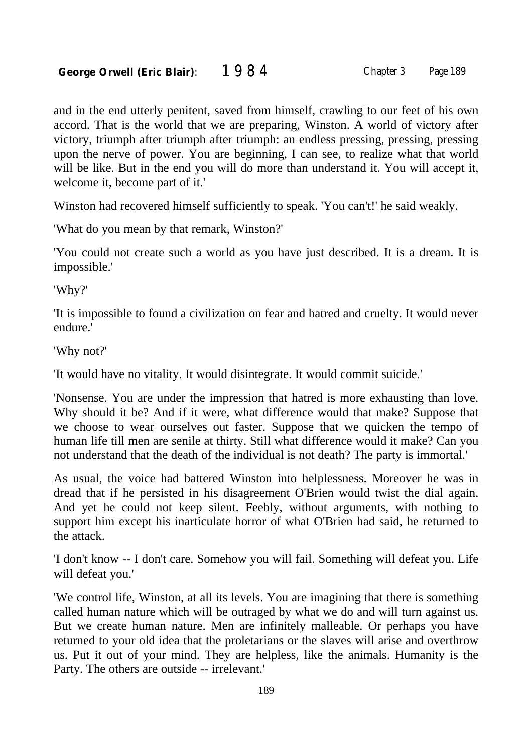and in the end utterly penitent, saved from himself, crawling to our feet of his own accord. That is the world that we are preparing, Winston. A world of victory after victory, triumph after triumph after triumph: an endless pressing, pressing, pressing upon the nerve of power. You are beginning, I can see, to realize what that world will be like. But in the end you will do more than understand it. You will accept it, welcome it, become part of it.'

Winston had recovered himself sufficiently to speak. 'You can't!' he said weakly.

'What do you mean by that remark, Winston?'

'You could not create such a world as you have just described. It is a dream. It is impossible.'

'Why?'

'It is impossible to found a civilization on fear and hatred and cruelty. It would never endure.'

'Why not?'

'It would have no vitality. It would disintegrate. It would commit suicide.'

'Nonsense. You are under the impression that hatred is more exhausting than love. Why should it be? And if it were, what difference would that make? Suppose that we choose to wear ourselves out faster. Suppose that we quicken the tempo of human life till men are senile at thirty. Still what difference would it make? Can you not understand that the death of the individual is not death? The party is immortal.'

As usual, the voice had battered Winston into helplessness. Moreover he was in dread that if he persisted in his disagreement O'Brien would twist the dial again. And yet he could not keep silent. Feebly, without arguments, with nothing to support him except his inarticulate horror of what O'Brien had said, he returned to the attack.

'I don't know -- I don't care. Somehow you will fail. Something will defeat you. Life will defeat you.'

'We control life, Winston, at all its levels. You are imagining that there is something called human nature which will be outraged by what we do and will turn against us. But we create human nature. Men are infinitely malleable. Or perhaps you have returned to your old idea that the proletarians or the slaves will arise and overthrow us. Put it out of your mind. They are helpless, like the animals. Humanity is the Party. The others are outside -- irrelevant.'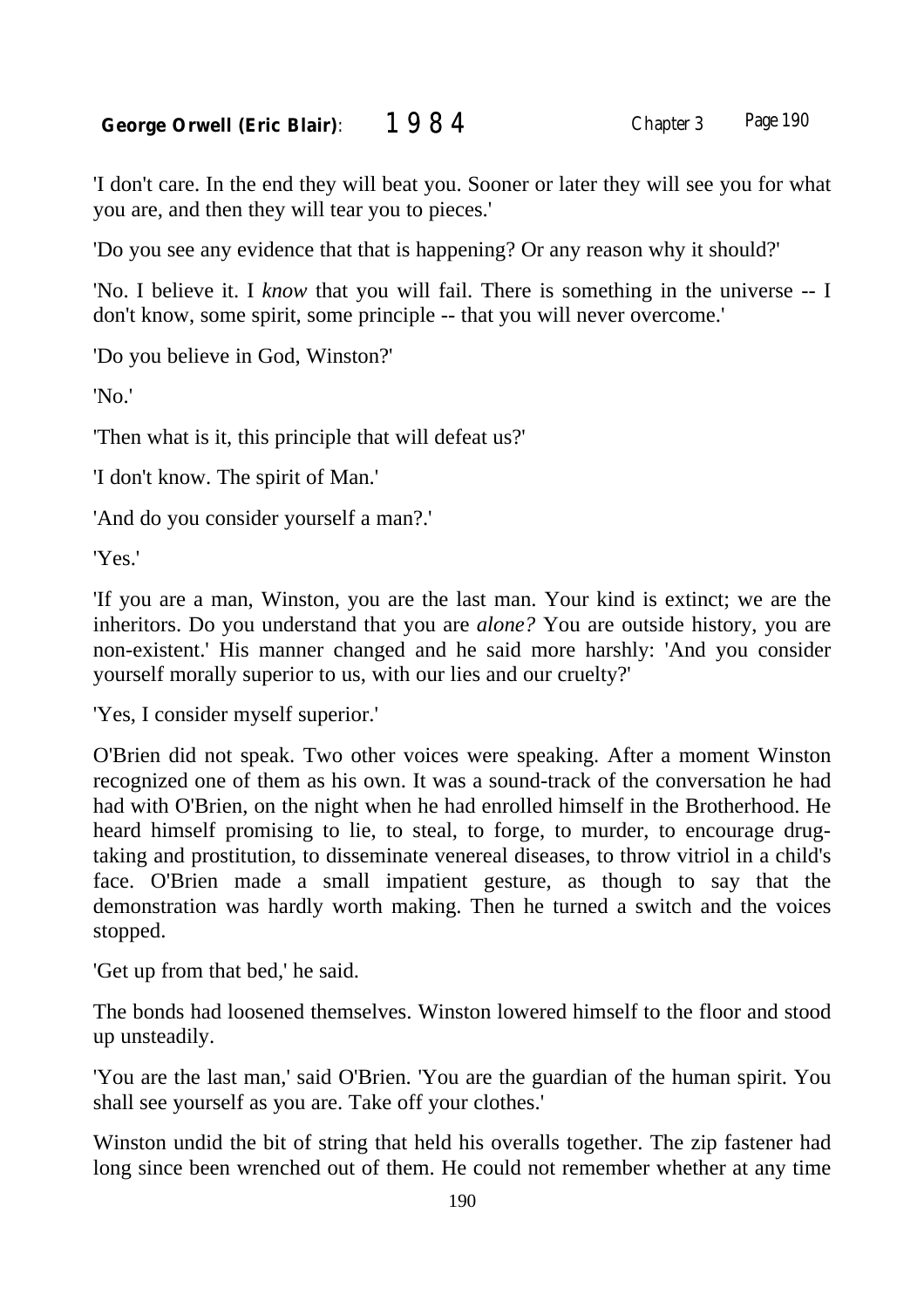'I don't care. In the end they will beat you. Sooner or later they will see you for what you are, and then they will tear you to pieces.'

'Do you see any evidence that that is happening? Or any reason why it should?'

'No. I believe it. I *know* that you will fail. There is something in the universe -- I don't know, some spirit, some principle -- that you will never overcome.'

'Do you believe in God, Winston?'

'No.'

'Then what is it, this principle that will defeat us?'

'I don't know. The spirit of Man.'

'And do you consider yourself a man?.'

'Yes.'

'If you are a man, Winston, you are the last man. Your kind is extinct; we are the inheritors. Do you understand that you are *alone?* You are outside history, you are non-existent.' His manner changed and he said more harshly: 'And you consider yourself morally superior to us, with our lies and our cruelty?'

'Yes, I consider myself superior.'

O'Brien did not speak. Two other voices were speaking. After a moment Winston recognized one of them as his own. It was a sound-track of the conversation he had had with O'Brien, on the night when he had enrolled himself in the Brotherhood. He heard himself promising to lie, to steal, to forge, to murder, to encourage drug-taking and prostitution, to disseminate venereal diseases, to throw vitriol in a child's face. O'Brien made a small impatient gesture, as though to say that the demonstration was hardly worth making. Then he turned a switch and the voices stopped.

'Get up from that bed,' he said.

The bonds had loosened themselves. Winston lowered himself to the floor and stood up unsteadily.

'You are the last man,' said O'Brien. 'You are the guardian of the human spirit. You shall see yourself as you are. Take off your clothes.'

Winston undid the bit of string that held his overalls together. The zip fastener had long since been wrenched out of them. He could not remember whether at any time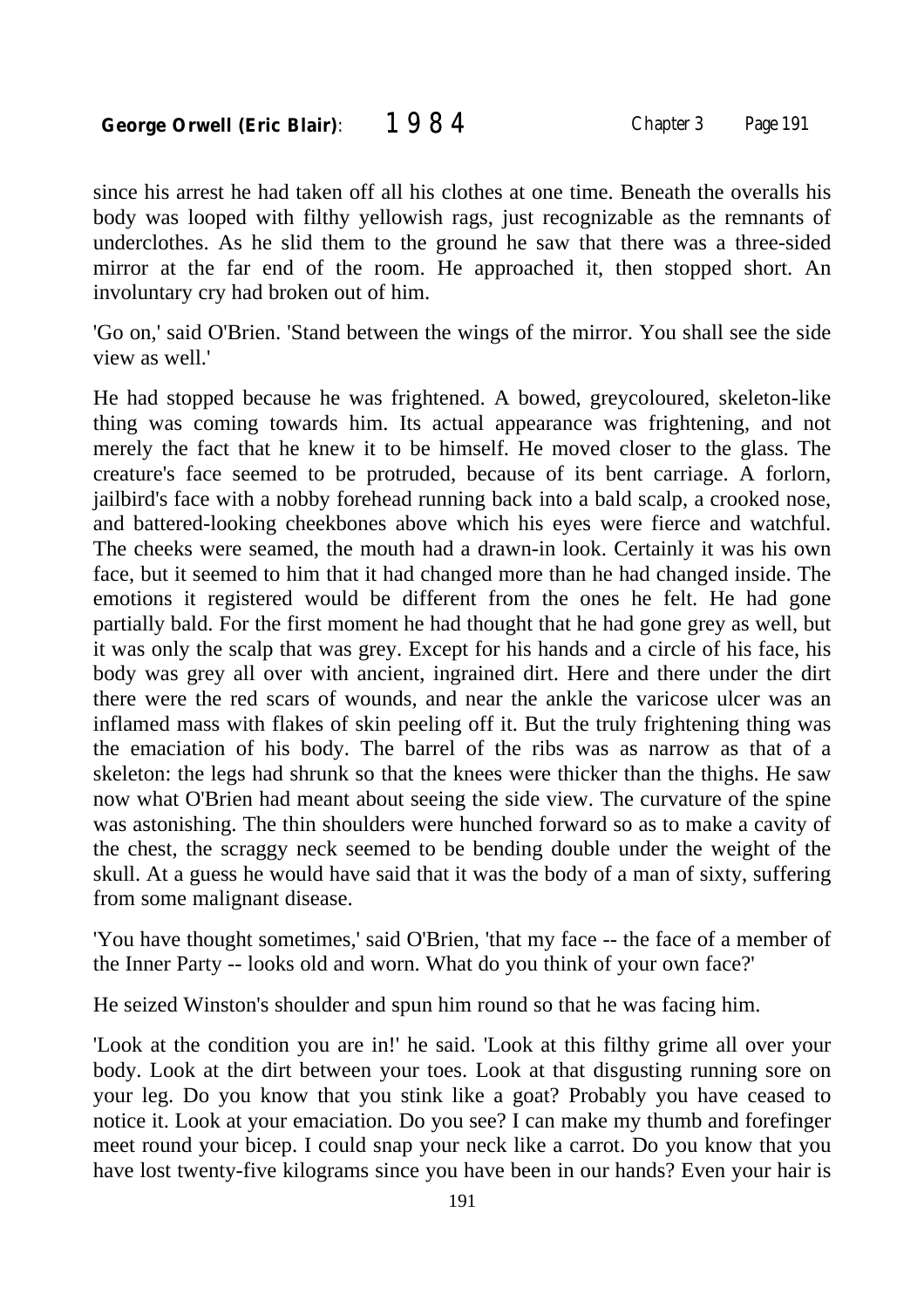since his arrest he had taken off all his clothes at one time. Beneath the overalls his body was looped with filthy yellowish rags, just recognizable as the remnants of underclothes. As he slid them to the ground he saw that there was a three-sided mirror at the far end of the room. He approached it, then stopped short. An involuntary cry had broken out of him.

'Go on,' said O'Brien. 'Stand between the wings of the mirror. You shall see the side view as well.'

He had stopped because he was frightened. A bowed, greycoloured, skeleton-like thing was coming towards him. Its actual appearance was frightening, and not merely the fact that he knew it to be himself. He moved closer to the glass. The creature's face seemed to be protruded, because of its bent carriage. A forlorn, jailbird's face with a nobby forehead running back into a bald scalp, a crooked nose, and battered-looking cheekbones above which his eyes were fierce and watchful. The cheeks were seamed, the mouth had a drawn-in look. Certainly it was his own face, but it seemed to him that it had changed more than he had changed inside. The emotions it registered would be different from the ones he felt. He had gone partially bald. For the first moment he had thought that he had gone grey as well, but it was only the scalp that was grey. Except for his hands and a circle of his face, his body was grey all over with ancient, ingrained dirt. Here and there under the dirt there were the red scars of wounds, and near the ankle the varicose ulcer was an inflamed mass with flakes of skin peeling off it. But the truly frightening thing was the emaciation of his body. The barrel of the ribs was as narrow as that of a skeleton: the legs had shrunk so that the knees were thicker than the thighs. He saw now what O'Brien had meant about seeing the side view. The curvature of the spine was astonishing. The thin shoulders were hunched forward so as to make a cavity of the chest, the scraggy neck seemed to be bending double under the weight of the skull. At a guess he would have said that it was the body of a man of sixty, suffering from some malignant disease.

'You have thought sometimes,' said O'Brien, 'that my face -- the face of a member of the Inner Party -- looks old and worn. What do you think of your own face?'

He seized Winston's shoulder and spun him round so that he was facing him.

'Look at the condition you are in!' he said. 'Look at this filthy grime all over your body. Look at the dirt between your toes. Look at that disgusting running sore on your leg. Do you know that you stink like a goat? Probably you have ceased to notice it. Look at your emaciation. Do you see? I can make my thumb and forefinger meet round your bicep. I could snap your neck like a carrot. Do you know that you have lost twenty-five kilograms since you have been in our hands? Even your hair is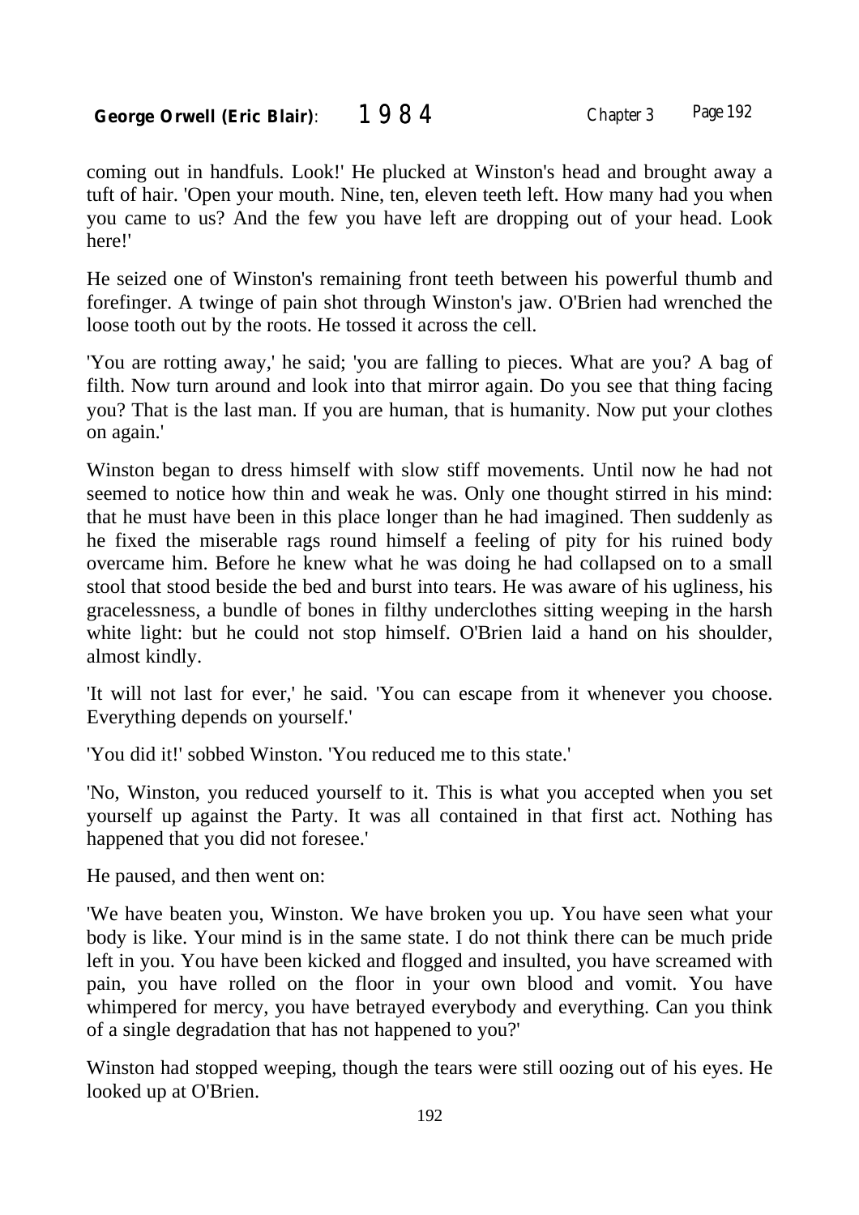coming out in handfuls. Look!' He plucked at Winston's head and brought away a tuft of hair. 'Open your mouth. Nine, ten, eleven teeth left. How many had you when you came to us? And the few you have left are dropping out of your head. Look here!'

He seized one of Winston's remaining front teeth between his powerful thumb and forefinger. A twinge of pain shot through Winston's jaw. O'Brien had wrenched the loose tooth out by the roots. He tossed it across the cell.

'You are rotting away,' he said; 'you are falling to pieces. What are you? A bag of filth. Now turn around and look into that mirror again. Do you see that thing facing you? That is the last man. If you are human, that is humanity. Now put your clothes on again.'

Winston began to dress himself with slow stiff movements. Until now he had not seemed to notice how thin and weak he was. Only one thought stirred in his mind: that he must have been in this place longer than he had imagined. Then suddenly as he fixed the miserable rags round himself a feeling of pity for his ruined body overcame him. Before he knew what he was doing he had collapsed on to a small stool that stood beside the bed and burst into tears. He was aware of his ugliness, his gracelessness, a bundle of bones in filthy underclothes sitting weeping in the harsh white light: but he could not stop himself. O'Brien laid a hand on his shoulder, almost kindly.

'It will not last for ever,' he said. 'You can escape from it whenever you choose. Everything depends on yourself.'

'You did it!' sobbed Winston. 'You reduced me to this state.'

'No, Winston, you reduced yourself to it. This is what you accepted when you set yourself up against the Party. It was all contained in that first act. Nothing has happened that you did not foresee.'

He paused, and then went on:

'We have beaten you, Winston. We have broken you up. You have seen what your body is like. Your mind is in the same state. I do not think there can be much pride left in you. You have been kicked and flogged and insulted, you have screamed with pain, you have rolled on the floor in your own blood and vomit. You have whimpered for mercy, you have betrayed everybody and everything. Can you think of a single degradation that has not happened to you?'

Winston had stopped weeping, though the tears were still oozing out of his eyes. He looked up at O'Brien.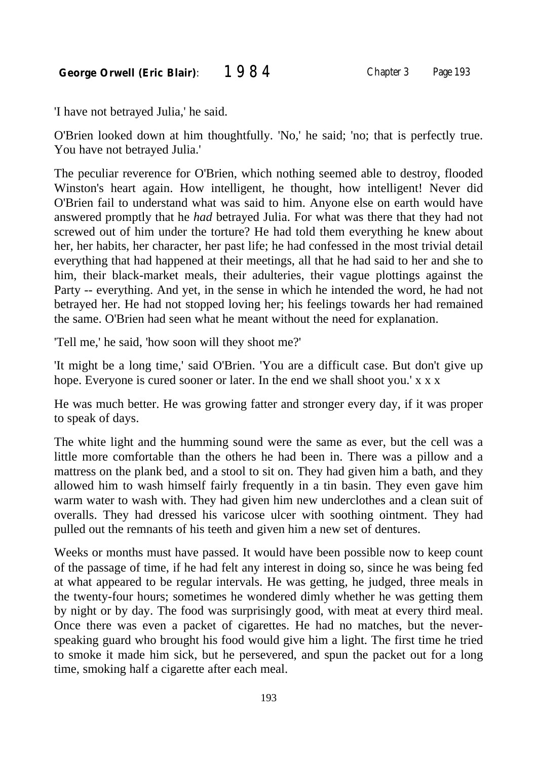'I have not betrayed Julia,' he said.

O'Brien looked down at him thoughtfully. 'No,' he said; 'no; that is perfectly true. You have not betrayed Julia.'

The peculiar reverence for O'Brien, which nothing seemed able to destroy, flooded Winston's heart again. How intelligent, he thought, how intelligent! Never did O'Brien fail to understand what was said to him. Anyone else on earth would have answered promptly that he *had* betrayed Julia. For what was there that they had not screwed out of him under the torture? He had told them everything he knew about her, her habits, her character, her past life; he had confessed in the most trivial detail everything that had happened at their meetings, all that he had said to her and she to him, their black-market meals, their adulteries, their vague plottings against the Party -- everything. And yet, in the sense in which he intended the word, he had not betrayed her. He had not stopped loving her; his feelings towards her had remained the same. O'Brien had seen what he meant without the need for explanation.

'Tell me,' he said, 'how soon will they shoot me?'

'It might be a long time,' said O'Brien. 'You are a difficult case. But don't give up hope. Everyone is cured sooner or later. In the end we shall shoot you.' x x x

He was much better. He was growing fatter and stronger every day, if it was proper to speak of days.

The white light and the humming sound were the same as ever, but the cell was a little more comfortable than the others he had been in. There was a pillow and a mattress on the plank bed, and a stool to sit on. They had given him a bath, and they allowed him to wash himself fairly frequently in a tin basin. They even gave him warm water to wash with. They had given him new underclothes and a clean suit of overalls. They had dressed his varicose ulcer with soothing ointment. They had pulled out the remnants of his teeth and given him a new set of dentures.

Weeks or months must have passed. It would have been possible now to keep count of the passage of time, if he had felt any interest in doing so, since he was being fed at what appeared to be regular intervals. He was getting, he judged, three meals in the twenty-four hours; sometimes he wondered dimly whether he was getting them by night or by day. The food was surprisingly good, with meat at every third meal. Once there was even a packet of cigarettes. He had no matches, but the never-speaking guard who brought his food would give him a light. The first time he tried to smoke it made him sick, but he persevered, and spun the packet out for a long time, smoking half a cigarette after each meal.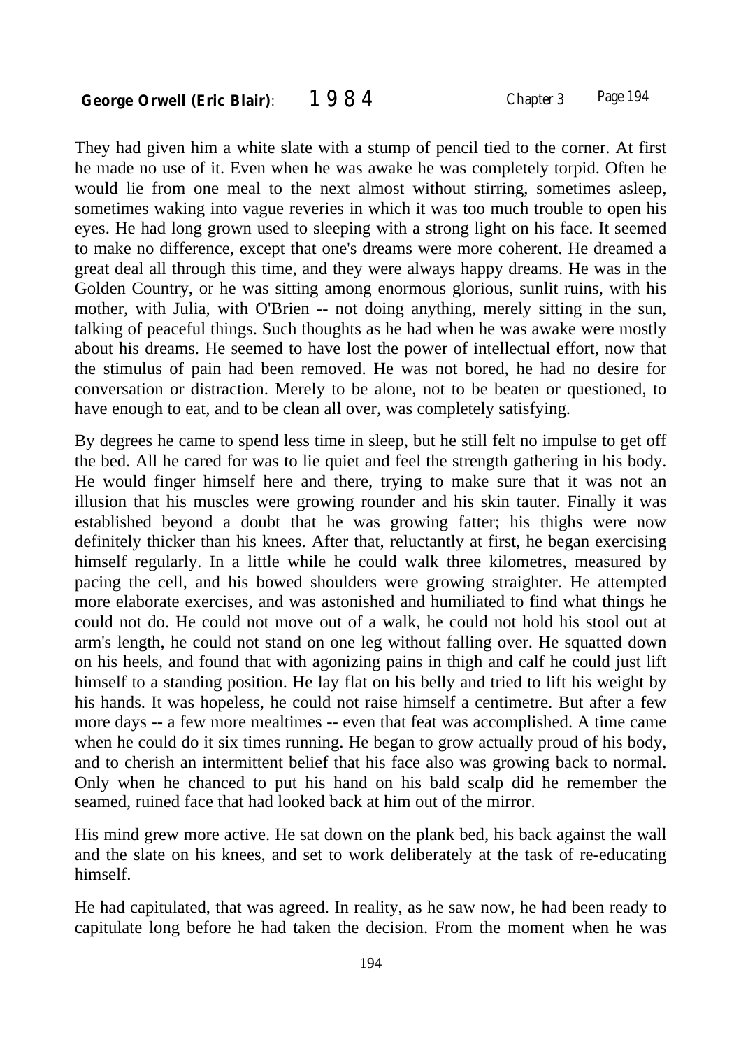They had given him a white slate with a stump of pencil tied to the corner. At first he made no use of it. Even when he was awake he was completely torpid. Often he would lie from one meal to the next almost without stirring, sometimes asleep, sometimes waking into vague reveries in which it was too much trouble to open his eyes. He had long grown used to sleeping with a strong light on his face. It seemed to make no difference, except that one's dreams were more coherent. He dreamed a great deal all through this time, and they were always happy dreams. He was in the Golden Country, or he was sitting among enormous glorious, sunlit ruins, with his mother, with Julia, with O'Brien -- not doing anything, merely sitting in the sun, talking of peaceful things. Such thoughts as he had when he was awake were mostly about his dreams. He seemed to have lost the power of intellectual effort, now that the stimulus of pain had been removed. He was not bored, he had no desire for conversation or distraction. Merely to be alone, not to be beaten or questioned, to have enough to eat, and to be clean all over, was completely satisfying.

By degrees he came to spend less time in sleep, but he still felt no impulse to get off the bed. All he cared for was to lie quiet and feel the strength gathering in his body. He would finger himself here and there, trying to make sure that it was not an illusion that his muscles were growing rounder and his skin tauter. Finally it was established beyond a doubt that he was growing fatter; his thighs were now definitely thicker than his knees. After that, reluctantly at first, he began exercising himself regularly. In a little while he could walk three kilometres, measured by pacing the cell, and his bowed shoulders were growing straighter. He attempted more elaborate exercises, and was astonished and humiliated to find what things he could not do. He could not move out of a walk, he could not hold his stool out at arm's length, he could not stand on one leg without falling over. He squatted down on his heels, and found that with agonizing pains in thigh and calf he could just lift himself to a standing position. He lay flat on his belly and tried to lift his weight by his hands. It was hopeless, he could not raise himself a centimetre. But after a few more days -- a few more mealtimes -- even that feat was accomplished. A time came when he could do it six times running. He began to grow actually proud of his body, and to cherish an intermittent belief that his face also was growing back to normal. Only when he chanced to put his hand on his bald scalp did he remember the seamed, ruined face that had looked back at him out of the mirror.

His mind grew more active. He sat down on the plank bed, his back against the wall and the slate on his knees, and set to work deliberately at the task of re-educating himself.

He had capitulated, that was agreed. In reality, as he saw now, he had been ready to capitulate long before he had taken the decision. From the moment when he was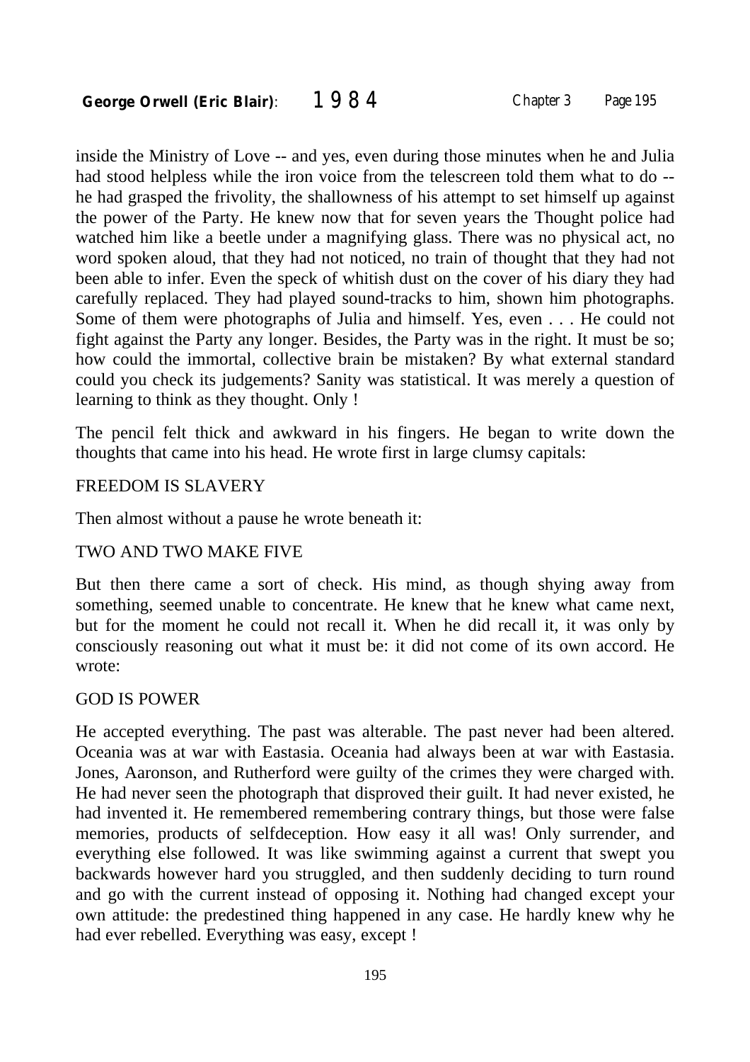inside the Ministry of Love -- and yes, even during those minutes when he and Julia had stood helpless while the iron voice from the telescreen told them what to do -- he had grasped the frivolity, the shallowness of his attempt to set himself up against the power of the Party. He knew now that for seven years the Thought police had watched him like a beetle under a magnifying glass. There was no physical act, no word spoken aloud, that they had not noticed, no train of thought that they had not been able to infer. Even the speck of whitish dust on the cover of his diary they had carefully replaced. They had played sound-tracks to him, shown him photographs. Some of them were photographs of Julia and himself. Yes, even . . . He could not fight against the Party any longer. Besides, the Party was in the right. It must be so; how could the immortal, collective brain be mistaken? By what external standard could you check its judgements? Sanity was statistical. It was merely a question of learning to think as they thought. Only !

The pencil felt thick and awkward in his fingers. He began to write down the thoughts that came into his head. He wrote first in large clumsy capitals:

FREEDOM IS SLAVERY

Then almost without a pause he wrote beneath it:

TWO AND TWO MAKE FIVE

But then there came a sort of check. His mind, as though shying away from something, seemed unable to concentrate. He knew that he knew what came next, but for the moment he could not recall it. When he did recall it, it was only by consciously reasoning out what it must be: it did not come of its own accord. He wrote:

GOD IS POWER

He accepted everything. The past was alterable. The past never had been altered. Oceania was at war with Eastasia. Oceania had always been at war with Eastasia. Jones, Aaronson, and Rutherford were guilty of the crimes they were charged with. He had never seen the photograph that disproved their guilt. It had never existed, he had invented it. He remembered remembering contrary things, but those were false memories, products of selfdeception. How easy it all was! Only surrender, and everything else followed. It was like swimming against a current that swept you backwards however hard you struggled, and then suddenly deciding to turn round and go with the current instead of opposing it. Nothing had changed except your own attitude: the predestined thing happened in any case. He hardly knew why he had ever rebelled. Everything was easy, except !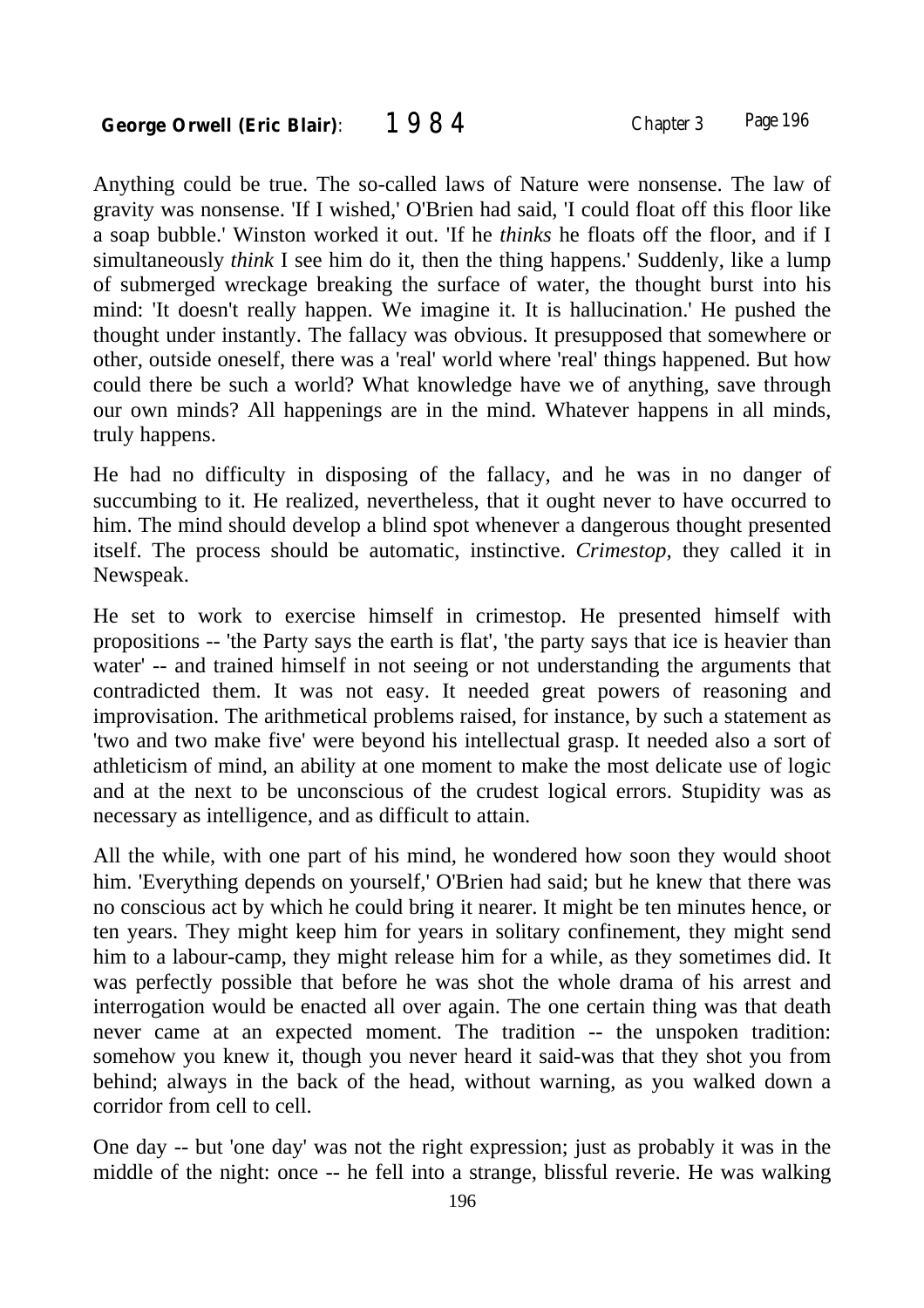Anything could be true. The so-called laws of Nature were nonsense. The law of gravity was nonsense. 'If I wished,' O'Brien had said, 'I could float off this floor like a soap bubble.' Winston worked it out. 'If he *thinks* he floats off the floor, and if I simultaneously *think* I see him do it, then the thing happens.' Suddenly, like a lump of submerged wreckage breaking the surface of water, the thought burst into his mind: 'It doesn't really happen. We imagine it. It is hallucination.' He pushed the thought under instantly. The fallacy was obvious. It presupposed that somewhere or other, outside oneself, there was a 'real' world where 'real' things happened. But how could there be such a world? What knowledge have we of anything, save through our own minds? All happenings are in the mind. Whatever happens in all minds, truly happens.

He had no difficulty in disposing of the fallacy, and he was in no danger of succumbing to it. He realized, nevertheless, that it ought never to have occurred to him. The mind should develop a blind spot whenever a dangerous thought presented itself. The process should be automatic, instinctive. *Crimestop,* they called it in Newspeak.

He set to work to exercise himself in crimestop. He presented himself with propositions -- 'the Party says the earth is flat', 'the party says that ice is heavier than water' -- and trained himself in not seeing or not understanding the arguments that contradicted them. It was not easy. It needed great powers of reasoning and improvisation. The arithmetical problems raised, for instance, by such a statement as 'two and two make five' were beyond his intellectual grasp. It needed also a sort of athleticism of mind, an ability at one moment to make the most delicate use of logic and at the next to be unconscious of the crudest logical errors. Stupidity was as necessary as intelligence, and as difficult to attain.

All the while, with one part of his mind, he wondered how soon they would shoot him. 'Everything depends on yourself,' O'Brien had said; but he knew that there was no conscious act by which he could bring it nearer. It might be ten minutes hence, or ten years. They might keep him for years in solitary confinement, they might send him to a labour-camp, they might release him for a while, as they sometimes did. It was perfectly possible that before he was shot the whole drama of his arrest and interrogation would be enacted all over again. The one certain thing was that death never came at an expected moment. The tradition -- the unspoken tradition: somehow you knew it, though you never heard it said-was that they shot you from behind; always in the back of the head, without warning, as you walked down a corridor from cell to cell.

One day -- but 'one day' was not the right expression; just as probably it was in the middle of the night: once -- he fell into a strange, blissful reverie. He was walking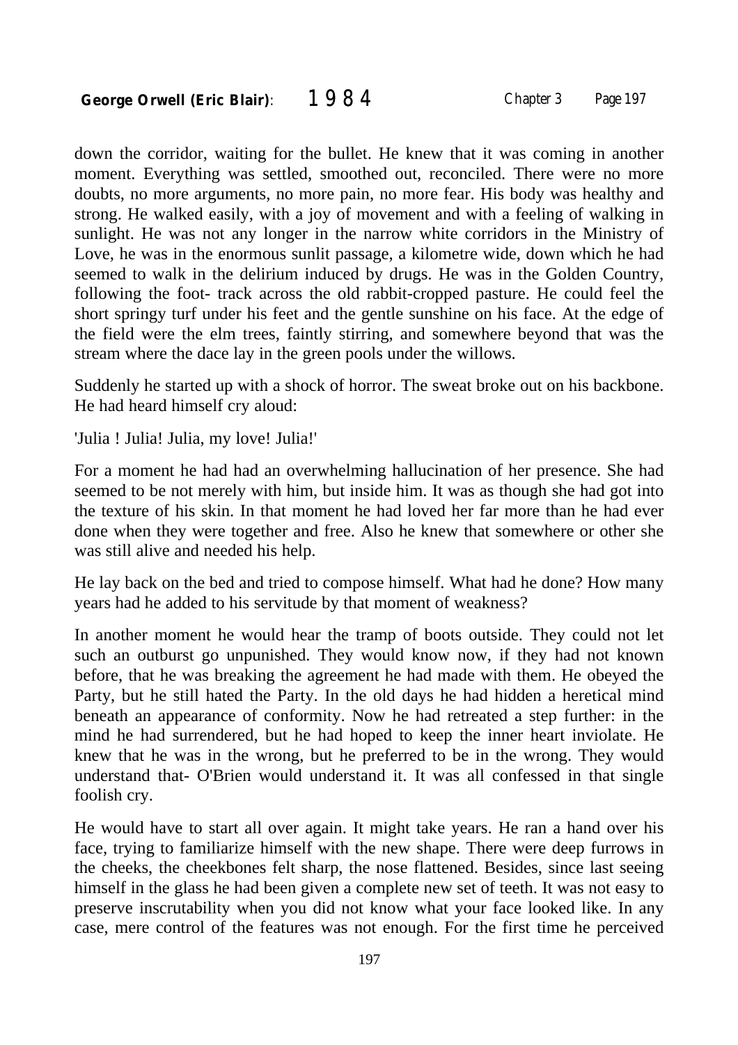down the corridor, waiting for the bullet. He knew that it was coming in another moment. Everything was settled, smoothed out, reconciled. There were no more doubts, no more arguments, no more pain, no more fear. His body was healthy and strong. He walked easily, with a joy of movement and with a feeling of walking in sunlight. He was not any longer in the narrow white corridors in the Ministry of Love, he was in the enormous sunlit passage, a kilometre wide, down which he had seemed to walk in the delirium induced by drugs. He was in the Golden Country, following the foot- track across the old rabbit-cropped pasture. He could feel the short springy turf under his feet and the gentle sunshine on his face. At the edge of the field were the elm trees, faintly stirring, and somewhere beyond that was the stream where the dace lay in the green pools under the willows.

Suddenly he started up with a shock of horror. The sweat broke out on his backbone. He had heard himself cry aloud:

'Julia ! Julia! Julia, my love! Julia!'

For a moment he had had an overwhelming hallucination of her presence. She had seemed to be not merely with him, but inside him. It was as though she had got into the texture of his skin. In that moment he had loved her far more than he had ever done when they were together and free. Also he knew that somewhere or other she was still alive and needed his help.

He lay back on the bed and tried to compose himself. What had he done? How many years had he added to his servitude by that moment of weakness?

In another moment he would hear the tramp of boots outside. They could not let such an outburst go unpunished. They would know now, if they had not known before, that he was breaking the agreement he had made with them. He obeyed the Party, but he still hated the Party. In the old days he had hidden a heretical mind beneath an appearance of conformity. Now he had retreated a step further: in the mind he had surrendered, but he had hoped to keep the inner heart inviolate. He knew that he was in the wrong, but he preferred to be in the wrong. They would understand that- O'Brien would understand it. It was all confessed in that single foolish cry.

He would have to start all over again. It might take years. He ran a hand over his face, trying to familiarize himself with the new shape. There were deep furrows in the cheeks, the cheekbones felt sharp, the nose flattened. Besides, since last seeing himself in the glass he had been given a complete new set of teeth. It was not easy to preserve inscrutability when you did not know what your face looked like. In any case, mere control of the features was not enough. For the first time he perceived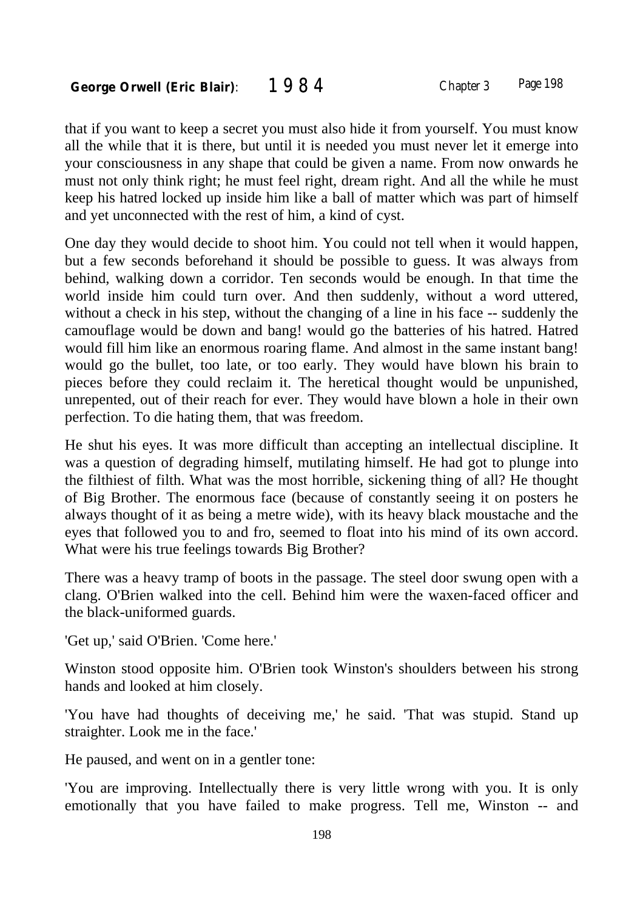that if you want to keep a secret you must also hide it from yourself. You must know all the while that it is there, but until it is needed you must never let it emerge into your consciousness in any shape that could be given a name. From now onwards he must not only think right; he must feel right, dream right. And all the while he must keep his hatred locked up inside him like a ball of matter which was part of himself and yet unconnected with the rest of him, a kind of cyst.

One day they would decide to shoot him. You could not tell when it would happen, but a few seconds beforehand it should be possible to guess. It was always from behind, walking down a corridor. Ten seconds would be enough. In that time the world inside him could turn over. And then suddenly, without a word uttered, without a check in his step, without the changing of a line in his face -- suddenly the camouflage would be down and bang! would go the batteries of his hatred. Hatred would fill him like an enormous roaring flame. And almost in the same instant bang! would go the bullet, too late, or too early. They would have blown his brain to pieces before they could reclaim it. The heretical thought would be unpunished, unrepented, out of their reach for ever. They would have blown a hole in their own perfection. To die hating them, that was freedom.

He shut his eyes. It was more difficult than accepting an intellectual discipline. It was a question of degrading himself, mutilating himself. He had got to plunge into the filthiest of filth. What was the most horrible, sickening thing of all? He thought of Big Brother. The enormous face (because of constantly seeing it on posters he always thought of it as being a metre wide), with its heavy black moustache and the eyes that followed you to and fro, seemed to float into his mind of its own accord. What were his true feelings towards Big Brother?

There was a heavy tramp of boots in the passage. The steel door swung open with a clang. O'Brien walked into the cell. Behind him were the waxen-faced officer and the black-uniformed guards.

'Get up,' said O'Brien. 'Come here.'

Winston stood opposite him. O'Brien took Winston's shoulders between his strong hands and looked at him closely.

'You have had thoughts of deceiving me,' he said. 'That was stupid. Stand up straighter. Look me in the face.'

He paused, and went on in a gentler tone:

'You are improving. Intellectually there is very little wrong with you. It is only emotionally that you have failed to make progress. Tell me, Winston -- and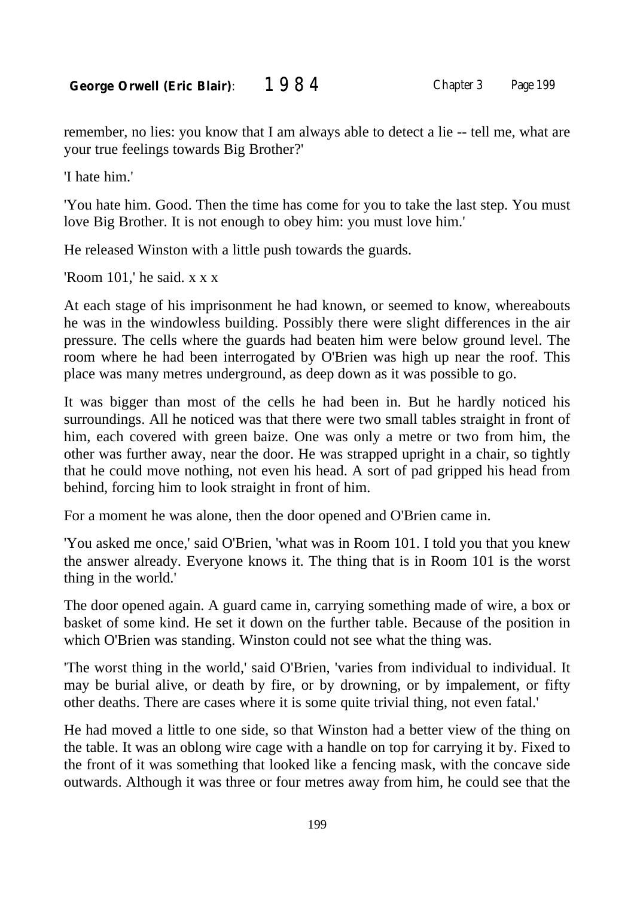remember, no lies: you know that I am always able to detect a lie -- tell me, what are your true feelings towards Big Brother?'

'I hate him.'

'You hate him. Good. Then the time has come for you to take the last step. You must love Big Brother. It is not enough to obey him: you must love him.'

He released Winston with a little push towards the guards.

'Room 101,' he said. x x x

At each stage of his imprisonment he had known, or seemed to know, whereabouts he was in the windowless building. Possibly there were slight differences in the air pressure. The cells where the guards had beaten him were below ground level. The room where he had been interrogated by O'Brien was high up near the roof. This place was many metres underground, as deep down as it was possible to go.

It was bigger than most of the cells he had been in. But he hardly noticed his surroundings. All he noticed was that there were two small tables straight in front of him, each covered with green baize. One was only a metre or two from him, the other was further away, near the door. He was strapped upright in a chair, so tightly that he could move nothing, not even his head. A sort of pad gripped his head from behind, forcing him to look straight in front of him.

For a moment he was alone, then the door opened and O'Brien came in.

'You asked me once,' said O'Brien, 'what was in Room 101. I told you that you knew the answer already. Everyone knows it. The thing that is in Room 101 is the worst thing in the world.'

The door opened again. A guard came in, carrying something made of wire, a box or basket of some kind. He set it down on the further table. Because of the position in which O'Brien was standing. Winston could not see what the thing was.

'The worst thing in the world,' said O'Brien, 'varies from individual to individual. It may be burial alive, or death by fire, or by drowning, or by impalement, or fifty other deaths. There are cases where it is some quite trivial thing, not even fatal.'

He had moved a little to one side, so that Winston had a better view of the thing on the table. It was an oblong wire cage with a handle on top for carrying it by. Fixed to the front of it was something that looked like a fencing mask, with the concave side outwards. Although it was three or four metres away from him, he could see that the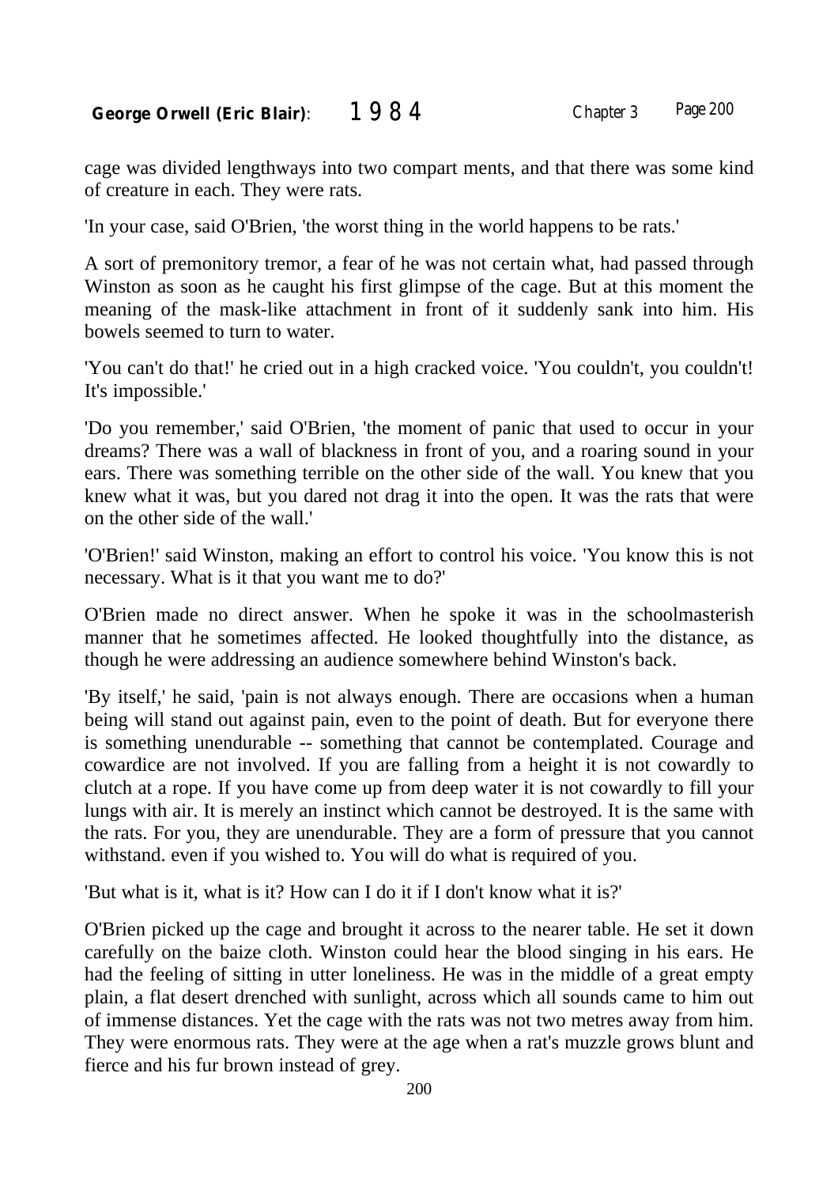cage was divided lengthways into two compart ments, and that there was some kind of creature in each. They were rats.

'In your case, said O'Brien, 'the worst thing in the world happens to be rats.'

A sort of premonitory tremor, a fear of he was not certain what, had passed through Winston as soon as he caught his first glimpse of the cage. But at this moment the meaning of the mask-like attachment in front of it suddenly sank into him. His bowels seemed to turn to water.

'You can't do that!' he cried out in a high cracked voice. 'You couldn't, you couldn't! It's impossible.'

'Do you remember,' said O'Brien, 'the moment of panic that used to occur in your dreams? There was a wall of blackness in front of you, and a roaring sound in your ears. There was something terrible on the other side of the wall. You knew that you knew what it was, but you dared not drag it into the open. It was the rats that were on the other side of the wall.'

'O'Brien!' said Winston, making an effort to control his voice. 'You know this is not necessary. What is it that you want me to do?'

O'Brien made no direct answer. When he spoke it was in the schoolmasterish manner that he sometimes affected. He looked thoughtfully into the distance, as though he were addressing an audience somewhere behind Winston's back.

'By itself,' he said, 'pain is not always enough. There are occasions when a human being will stand out against pain, even to the point of death. But for everyone there is something unendurable -- something that cannot be contemplated. Courage and cowardice are not involved. If you are falling from a height it is not cowardly to clutch at a rope. If you have come up from deep water it is not cowardly to fill your lungs with air. It is merely an instinct which cannot be destroyed. It is the same with the rats. For you, they are unendurable. They are a form of pressure that you cannot withstand. even if you wished to. You will do what is required of you.

'But what is it, what is it? How can I do it if I don't know what it is?'

O'Brien picked up the cage and brought it across to the nearer table. He set it down carefully on the baize cloth. Winston could hear the blood singing in his ears. He had the feeling of sitting in utter loneliness. He was in the middle of a great empty plain, a flat desert drenched with sunlight, across which all sounds came to him out of immense distances. Yet the cage with the rats was not two metres away from him. They were enormous rats. They were at the age when a rat's muzzle grows blunt and fierce and his fur brown instead of grey.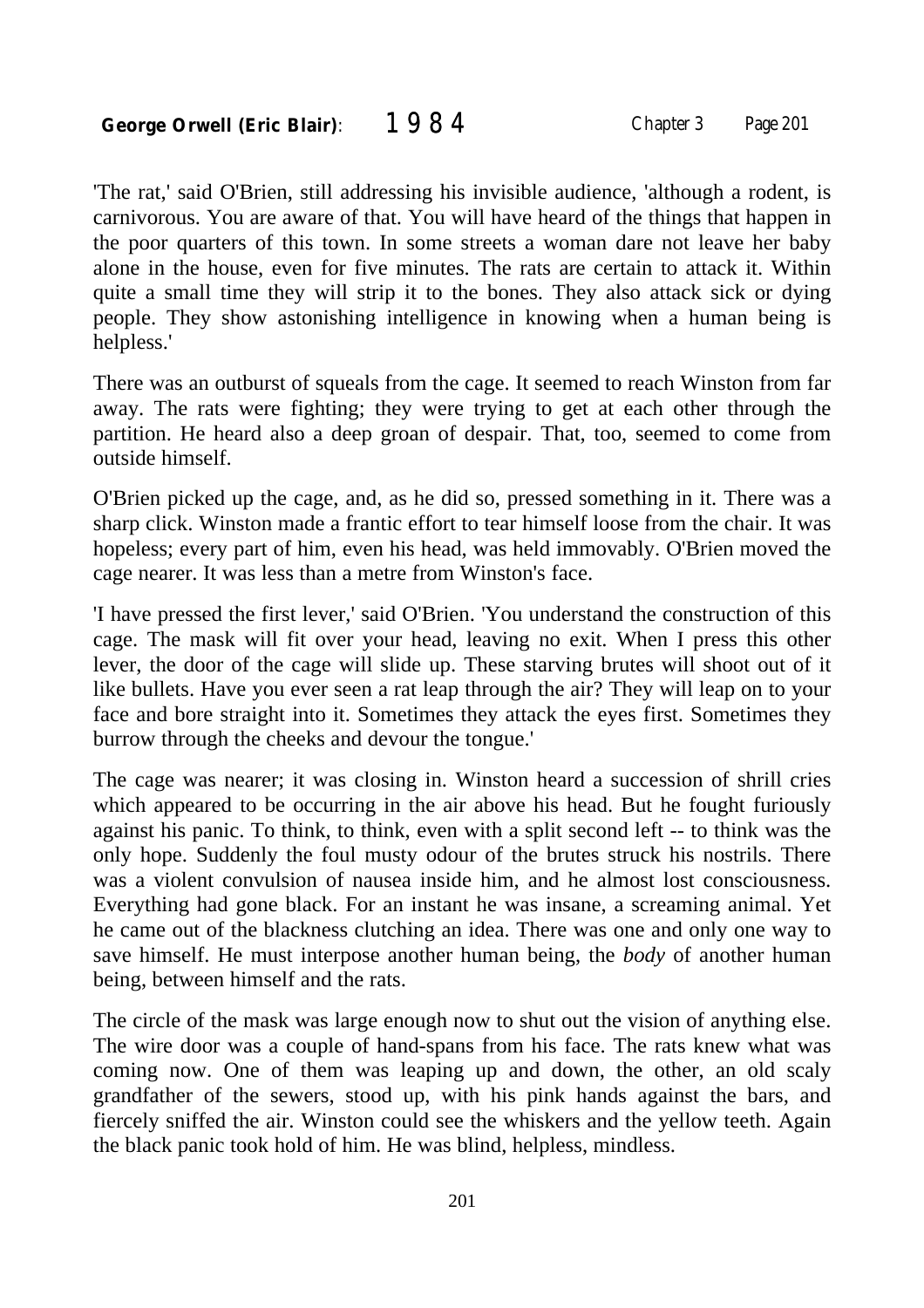'The rat,' said O'Brien, still addressing his invisible audience, 'although a rodent, is carnivorous. You are aware of that. You will have heard of the things that happen in the poor quarters of this town. In some streets a woman dare not leave her baby alone in the house, even for five minutes. The rats are certain to attack it. Within quite a small time they will strip it to the bones. They also attack sick or dying people. They show astonishing intelligence in knowing when a human being is helpless.'

There was an outburst of squeals from the cage. It seemed to reach Winston from far away. The rats were fighting; they were trying to get at each other through the partition. He heard also a deep groan of despair. That, too, seemed to come from outside himself.

O'Brien picked up the cage, and, as he did so, pressed something in it. There was a sharp click. Winston made a frantic effort to tear himself loose from the chair. It was hopeless; every part of him, even his head, was held immovably. O'Brien moved the cage nearer. It was less than a metre from Winston's face.

'I have pressed the first lever,' said O'Brien. 'You understand the construction of this cage. The mask will fit over your head, leaving no exit. When I press this other lever, the door of the cage will slide up. These starving brutes will shoot out of it like bullets. Have you ever seen a rat leap through the air? They will leap on to your face and bore straight into it. Sometimes they attack the eyes first. Sometimes they burrow through the cheeks and devour the tongue.'

The cage was nearer; it was closing in. Winston heard a succession of shrill cries which appeared to be occurring in the air above his head. But he fought furiously against his panic. To think, to think, even with a split second left -- to think was the only hope. Suddenly the foul musty odour of the brutes struck his nostrils. There was a violent convulsion of nausea inside him, and he almost lost consciousness. Everything had gone black. For an instant he was insane, a screaming animal. Yet he came out of the blackness clutching an idea. There was one and only one way to save himself. He must interpose another human being, the *body* of another human being, between himself and the rats.

The circle of the mask was large enough now to shut out the vision of anything else. The wire door was a couple of hand-spans from his face. The rats knew what was coming now. One of them was leaping up and down, the other, an old scaly grandfather of the sewers, stood up, with his pink hands against the bars, and fiercely sniffed the air. Winston could see the whiskers and the yellow teeth. Again the black panic took hold of him. He was blind, helpless, mindless.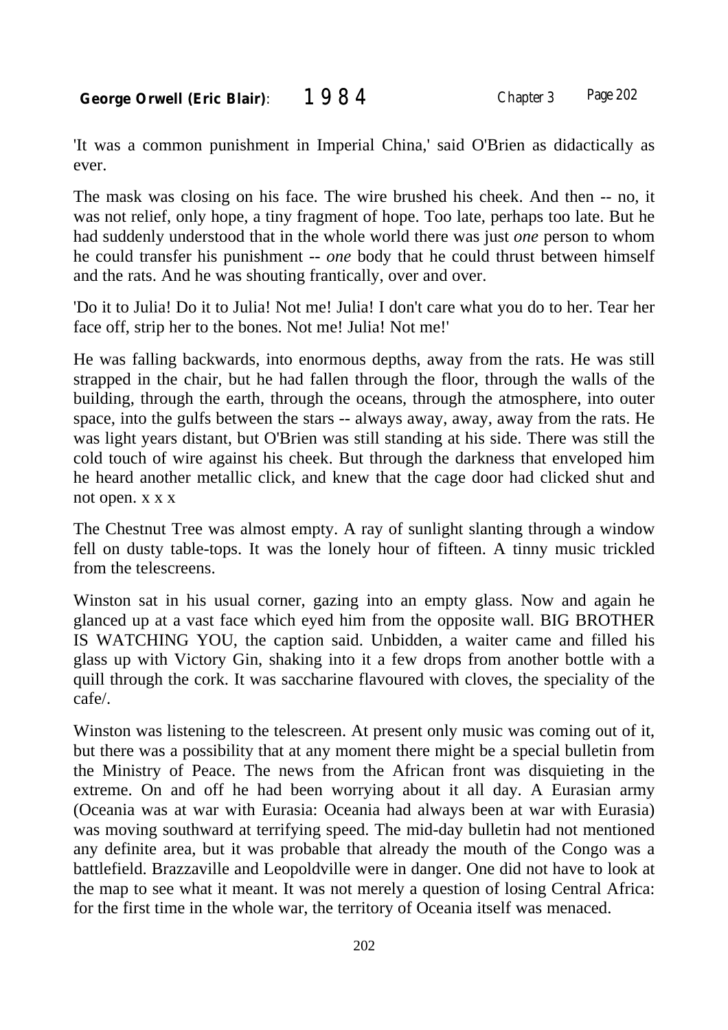'It was a common punishment in Imperial China,' said O'Brien as didactically as ever.

The mask was closing on his face. The wire brushed his cheek. And then -- no, it was not relief, only hope, a tiny fragment of hope. Too late, perhaps too late. But he had suddenly understood that in the whole world there was just *one* person to whom he could transfer his punishment -- *one* body that he could thrust between himself and the rats. And he was shouting frantically, over and over.

'Do it to Julia! Do it to Julia! Not me! Julia! I don't care what you do to her. Tear her face off, strip her to the bones. Not me! Julia! Not me!'

He was falling backwards, into enormous depths, away from the rats. He was still strapped in the chair, but he had fallen through the floor, through the walls of the building, through the earth, through the oceans, through the atmosphere, into outer space, into the gulfs between the stars -- always away, away, away from the rats. He was light years distant, but O'Brien was still standing at his side. There was still the cold touch of wire against his cheek. But through the darkness that enveloped him he heard another metallic click, and knew that the cage door had clicked shut and not open. x x x

The Chestnut Tree was almost empty. A ray of sunlight slanting through a window fell on dusty table-tops. It was the lonely hour of fifteen. A tinny music trickled from the telescreens.

Winston sat in his usual corner, gazing into an empty glass. Now and again he glanced up at a vast face which eyed him from the opposite wall. BIG BROTHER IS WATCHING YOU, the caption said. Unbidden, a waiter came and filled his glass up with Victory Gin, shaking into it a few drops from another bottle with a quill through the cork. It was saccharine flavoured with cloves, the speciality of the cafe/.

Winston was listening to the telescreen. At present only music was coming out of it, but there was a possibility that at any moment there might be a special bulletin from the Ministry of Peace. The news from the African front was disquieting in the extreme. On and off he had been worrying about it all day. A Eurasian army (Oceania was at war with Eurasia: Oceania had always been at war with Eurasia) was moving southward at terrifying speed. The mid-day bulletin had not mentioned any definite area, but it was probable that already the mouth of the Congo was a battlefield. Brazzaville and Leopoldville were in danger. One did not have to look at the map to see what it meant. It was not merely a question of losing Central Africa: for the first time in the whole war, the territory of Oceania itself was menaced.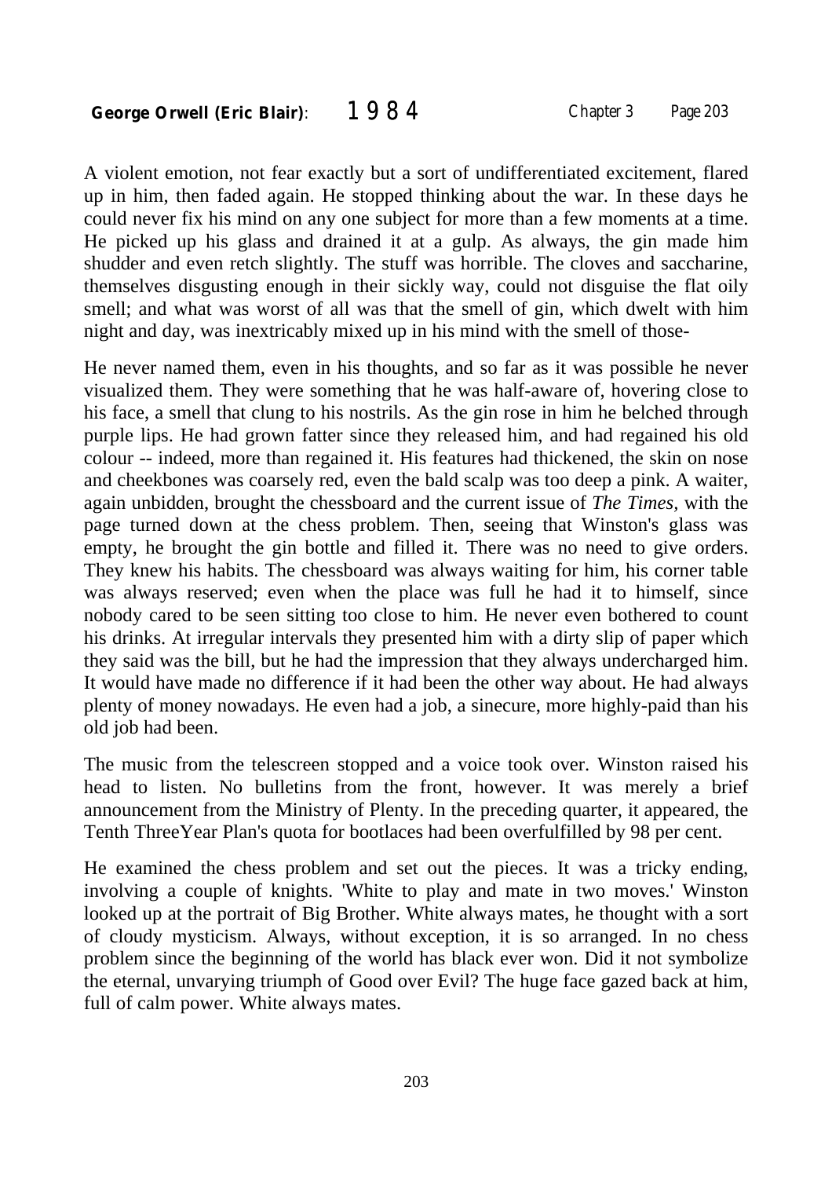A violent emotion, not fear exactly but a sort of undifferentiated excitement, flared up in him, then faded again. He stopped thinking about the war. In these days he could never fix his mind on any one subject for more than a few moments at a time. He picked up his glass and drained it at a gulp. As always, the gin made him shudder and even retch slightly. The stuff was horrible. The cloves and saccharine, themselves disgusting enough in their sickly way, could not disguise the flat oily smell; and what was worst of all was that the smell of gin, which dwelt with him night and day, was inextricably mixed up in his mind with the smell of those-

He never named them, even in his thoughts, and so far as it was possible he never visualized them. They were something that he was half-aware of, hovering close to his face, a smell that clung to his nostrils. As the gin rose in him he belched through purple lips. He had grown fatter since they released him, and had regained his old colour -- indeed, more than regained it. His features had thickened, the skin on nose and cheekbones was coarsely red, even the bald scalp was too deep a pink. A waiter, again unbidden, brought the chessboard and the current issue of *The Times,* with the page turned down at the chess problem. Then, seeing that Winston's glass was empty, he brought the gin bottle and filled it. There was no need to give orders. They knew his habits. The chessboard was always waiting for him, his corner table was always reserved; even when the place was full he had it to himself, since nobody cared to be seen sitting too close to him. He never even bothered to count his drinks. At irregular intervals they presented him with a dirty slip of paper which they said was the bill, but he had the impression that they always undercharged him. It would have made no difference if it had been the other way about. He had always plenty of money nowadays. He even had a job, a sinecure, more highly-paid than his old job had been.

The music from the telescreen stopped and a voice took over. Winston raised his head to listen. No bulletins from the front, however. It was merely a brief announcement from the Ministry of Plenty. In the preceding quarter, it appeared, the Tenth ThreeYear Plan's quota for bootlaces had been overfulfilled by 98 per cent.

He examined the chess problem and set out the pieces. It was a tricky ending, involving a couple of knights. 'White to play and mate in two moves.' Winston looked up at the portrait of Big Brother. White always mates, he thought with a sort of cloudy mysticism. Always, without exception, it is so arranged. In no chess problem since the beginning of the world has black ever won. Did it not symbolize the eternal, unvarying triumph of Good over Evil? The huge face gazed back at him, full of calm power. White always mates.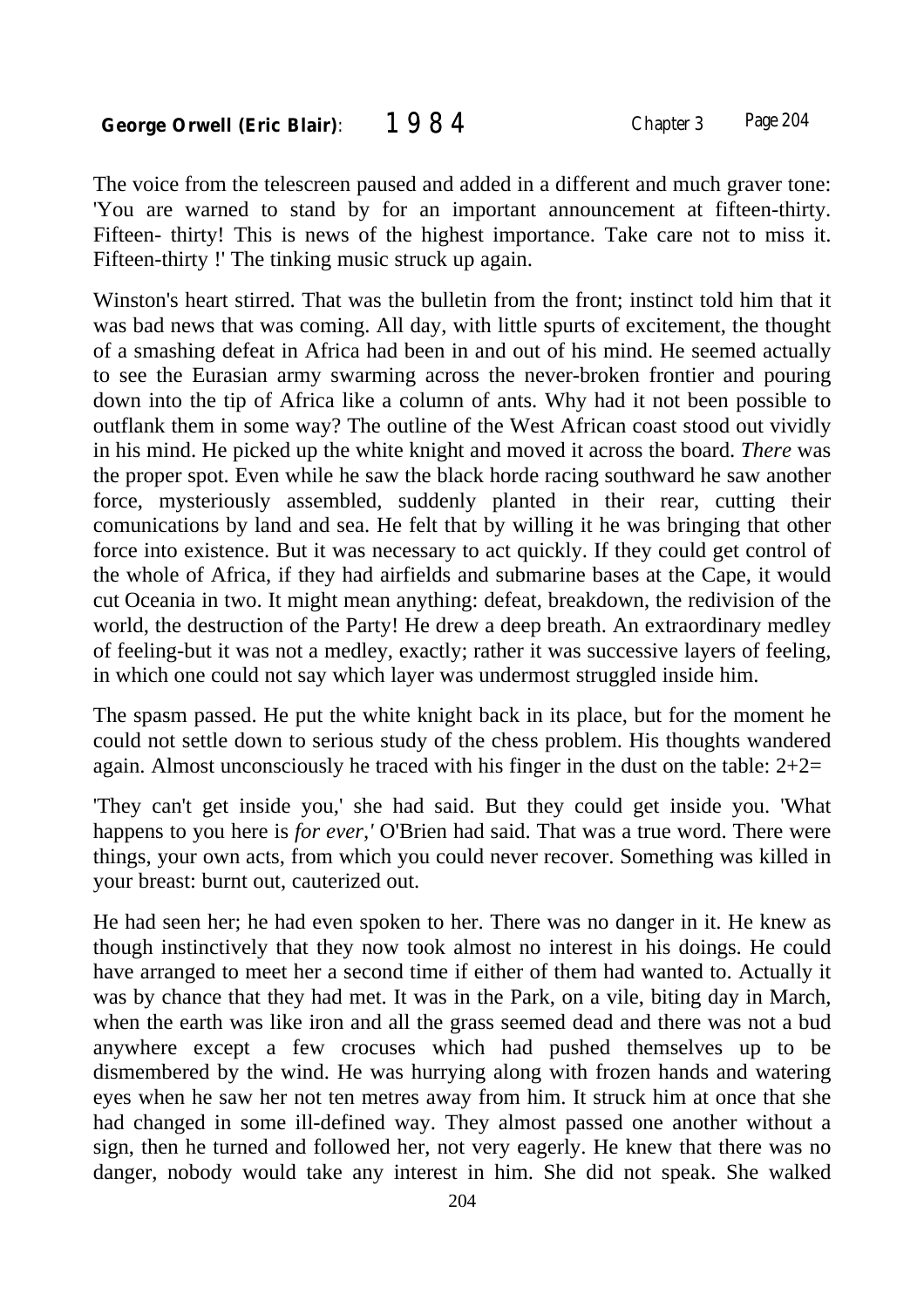The voice from the telescreen paused and added in a different and much graver tone: 'You are warned to stand by for an important announcement at fifteen-thirty. Fifteen- thirty! This is news of the highest importance. Take care not to miss it. Fifteen-thirty !' The tinking music struck up again.

Winston's heart stirred. That was the bulletin from the front; instinct told him that it was bad news that was coming. All day, with little spurts of excitement, the thought of a smashing defeat in Africa had been in and out of his mind. He seemed actually to see the Eurasian army swarming across the never-broken frontier and pouring down into the tip of Africa like a column of ants. Why had it not been possible to outflank them in some way? The outline of the West African coast stood out vividly in his mind. He picked up the white knight and moved it across the board. *There* was the proper spot. Even while he saw the black horde racing southward he saw another force, mysteriously assembled, suddenly planted in their rear, cutting their comunications by land and sea. He felt that by willing it he was bringing that other force into existence. But it was necessary to act quickly. If they could get control of the whole of Africa, if they had airfields and submarine bases at the Cape, it would cut Oceania in two. It might mean anything: defeat, breakdown, the redivision of the world, the destruction of the Party! He drew a deep breath. An extraordinary medley of feeling-but it was not a medley, exactly; rather it was successive layers of feeling, in which one could not say which layer was undermost struggled inside him.

The spasm passed. He put the white knight back in its place, but for the moment he could not settle down to serious study of the chess problem. His thoughts wandered again. Almost unconsciously he traced with his finger in the dust on the table: 2+2=

'They can't get inside you,' she had said. But they could get inside you. 'What happens to you here is *for ever,'* O'Brien had said. That was a true word. There were things, your own acts, from which you could never recover. Something was killed in your breast: burnt out, cauterized out.

He had seen her; he had even spoken to her. There was no danger in it. He knew as though instinctively that they now took almost no interest in his doings. He could have arranged to meet her a second time if either of them had wanted to. Actually it was by chance that they had met. It was in the Park, on a vile, biting day in March, when the earth was like iron and all the grass seemed dead and there was not a bud anywhere except a few crocuses which had pushed themselves up to be dismembered by the wind. He was hurrying along with frozen hands and watering eyes when he saw her not ten metres away from him. It struck him at once that she had changed in some ill-defined way. They almost passed one another without a sign, then he turned and followed her, not very eagerly. He knew that there was no danger, nobody would take any interest in him. She did not speak. She walked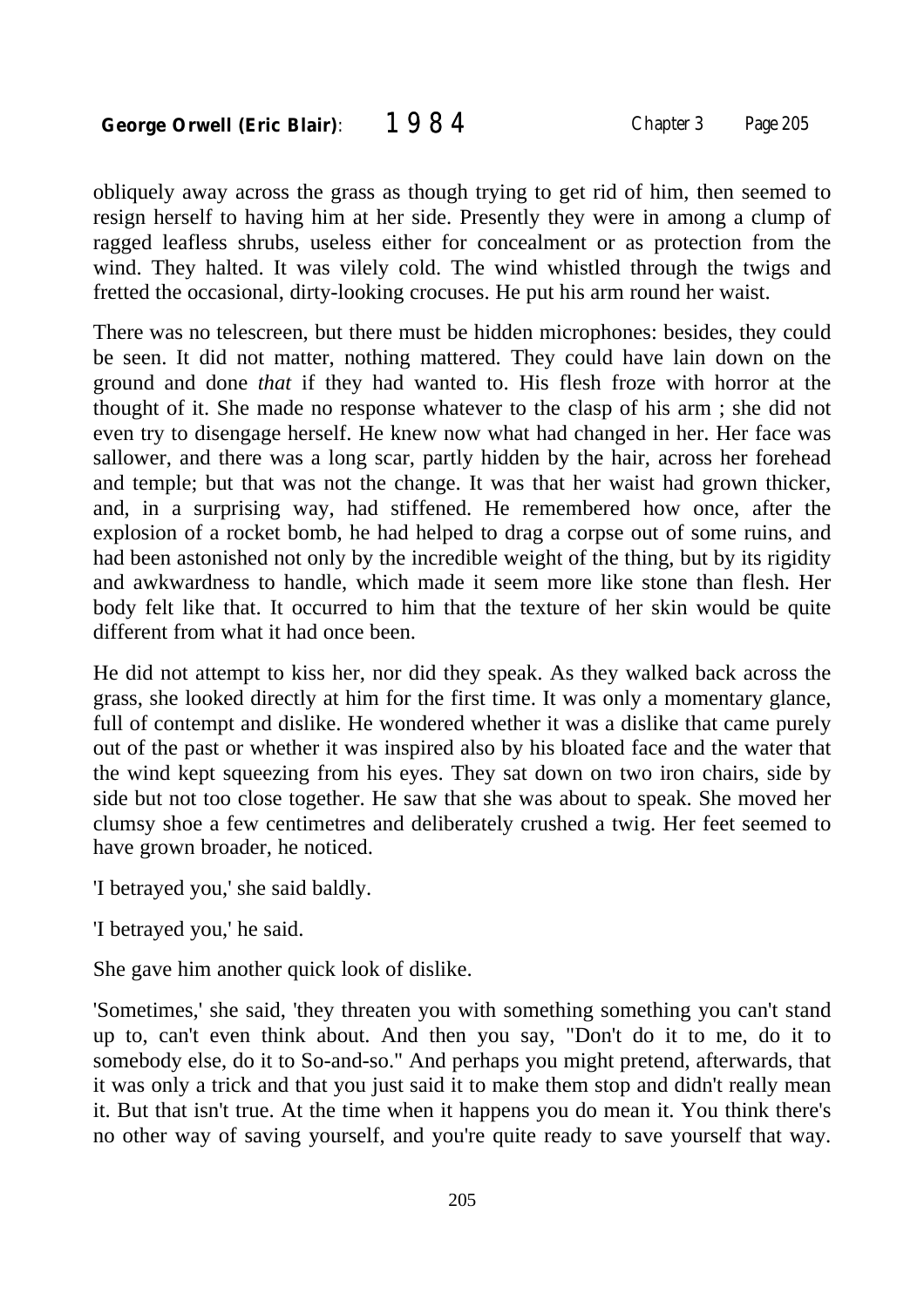obliquely away across the grass as though trying to get rid of him, then seemed to resign herself to having him at her side. Presently they were in among a clump of ragged leafless shrubs, useless either for concealment or as protection from the wind. They halted. It was vilely cold. The wind whistled through the twigs and fretted the occasional, dirty-looking crocuses. He put his arm round her waist.

There was no telescreen, but there must be hidden microphones: besides, they could be seen. It did not matter, nothing mattered. They could have lain down on the ground and done *that* if they had wanted to. His flesh froze with horror at the thought of it. She made no response whatever to the clasp of his arm ; she did not even try to disengage herself. He knew now what had changed in her. Her face was sallower, and there was a long scar, partly hidden by the hair, across her forehead and temple; but that was not the change. It was that her waist had grown thicker, and, in a surprising way, had stiffened. He remembered how once, after the explosion of a rocket bomb, he had helped to drag a corpse out of some ruins, and had been astonished not only by the incredible weight of the thing, but by its rigidity and awkwardness to handle, which made it seem more like stone than flesh. Her body felt like that. It occurred to him that the texture of her skin would be quite different from what it had once been.

He did not attempt to kiss her, nor did they speak. As they walked back across the grass, she looked directly at him for the first time. It was only a momentary glance, full of contempt and dislike. He wondered whether it was a dislike that came purely out of the past or whether it was inspired also by his bloated face and the water that the wind kept squeezing from his eyes. They sat down on two iron chairs, side by side but not too close together. He saw that she was about to speak. She moved her clumsy shoe a few centimetres and deliberately crushed a twig. Her feet seemed to have grown broader, he noticed.

'I betrayed you,' she said baldly.

'I betrayed you,' he said.

She gave him another quick look of dislike.

'Sometimes,' she said, 'they threaten you with something something you can't stand up to, can't even think about. And then you say, "Don't do it to me, do it to somebody else, do it to So-and-so." And perhaps you might pretend, afterwards, that it was only a trick and that you just said it to make them stop and didn't really mean it. But that isn't true. At the time when it happens you do mean it. You think there's no other way of saving yourself, and you're quite ready to save yourself that way.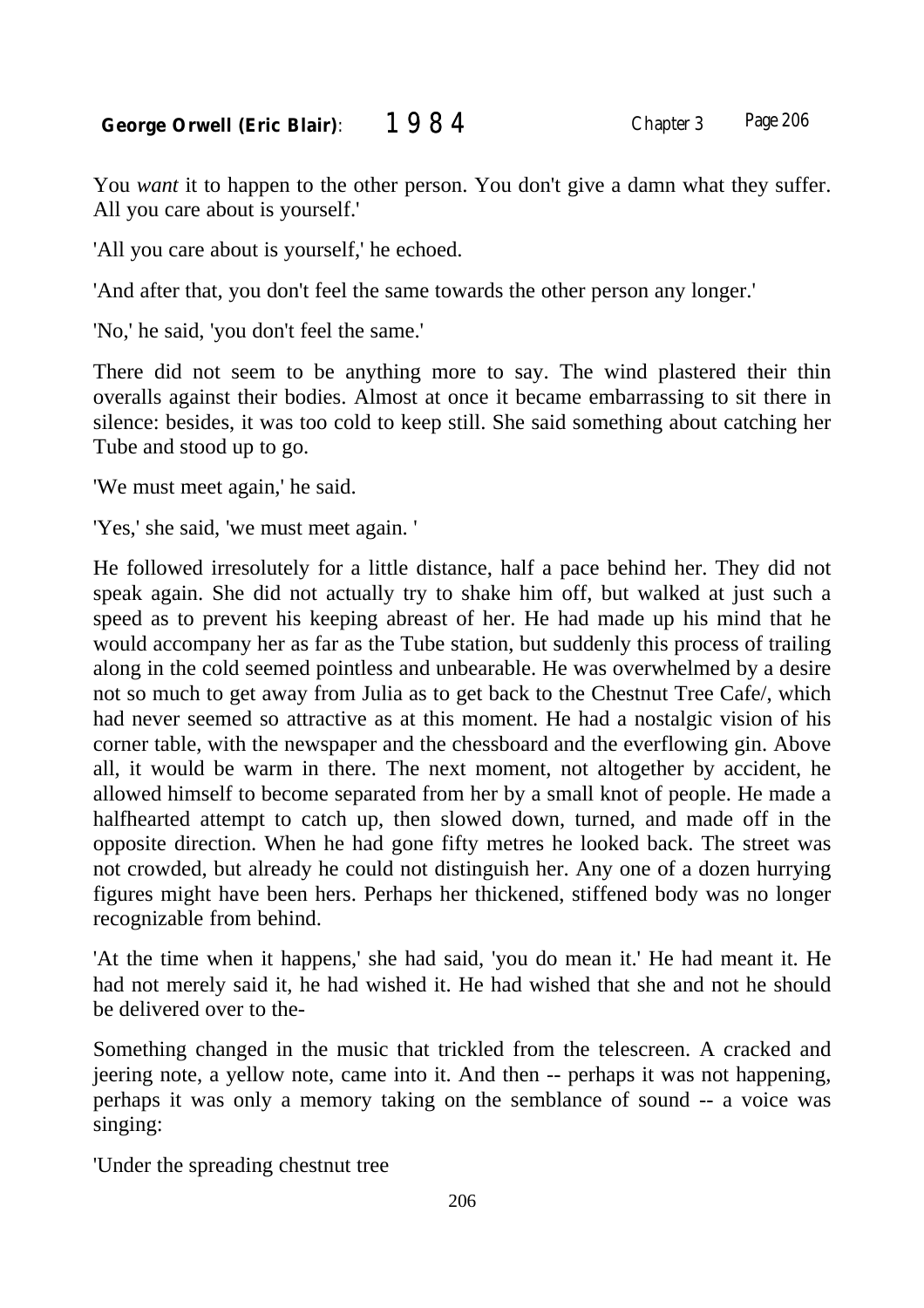You *want* it to happen to the other person. You don't give a damn what they suffer. All you care about is yourself.'

'All you care about is yourself,' he echoed.

'And after that, you don't feel the same towards the other person any longer.'

'No,' he said, 'you don't feel the same.'

There did not seem to be anything more to say. The wind plastered their thin overalls against their bodies. Almost at once it became embarrassing to sit there in silence: besides, it was too cold to keep still. She said something about catching her Tube and stood up to go.

'We must meet again,' he said.

'Yes,' she said, 'we must meet again. '

He followed irresolutely for a little distance, half a pace behind her. They did not speak again. She did not actually try to shake him off, but walked at just such a speed as to prevent his keeping abreast of her. He had made up his mind that he would accompany her as far as the Tube station, but suddenly this process of trailing along in the cold seemed pointless and unbearable. He was overwhelmed by a desire not so much to get away from Julia as to get back to the Chestnut Tree Cafe/, which had never seemed so attractive as at this moment. He had a nostalgic vision of his corner table, with the newspaper and the chessboard and the everflowing gin. Above all, it would be warm in there. The next moment, not altogether by accident, he allowed himself to become separated from her by a small knot of people. He made a halfhearted attempt to catch up, then slowed down, turned, and made off in the opposite direction. When he had gone fifty metres he looked back. The street was not crowded, but already he could not distinguish her. Any one of a dozen hurrying figures might have been hers. Perhaps her thickened, stiffened body was no longer recognizable from behind.

'At the time when it happens,' she had said, 'you do mean it.' He had meant it. He had not merely said it, he had wished it. He had wished that she and not he should be delivered over to the-

Something changed in the music that trickled from the telescreen. A cracked and jeering note, a yellow note, came into it. And then -- perhaps it was not happening, perhaps it was only a memory taking on the semblance of sound -- a voice was singing:

'Under the spreading chestnut tree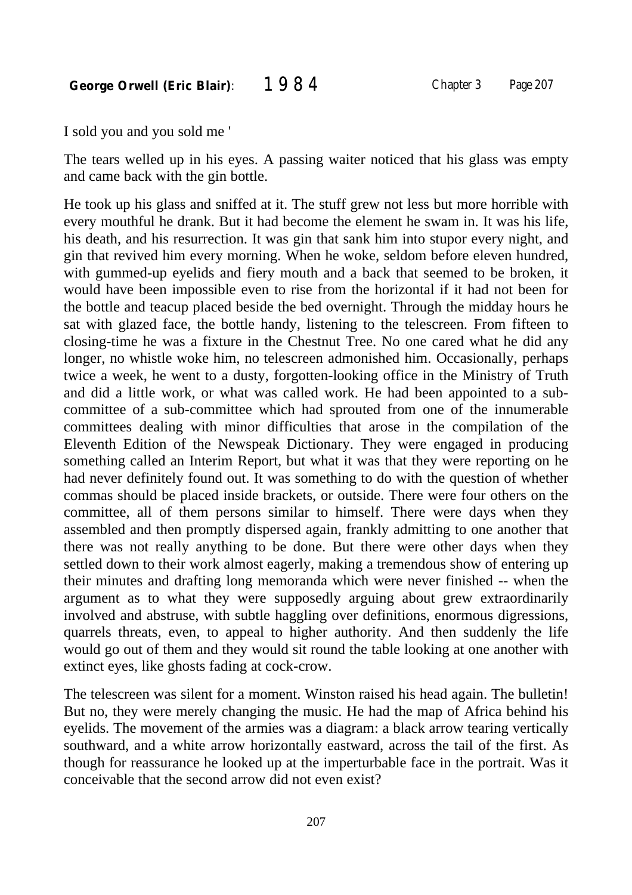I sold you and you sold me '

The tears welled up in his eyes. A passing waiter noticed that his glass was empty and came back with the gin bottle.

He took up his glass and sniffed at it. The stuff grew not less but more horrible with every mouthful he drank. But it had become the element he swam in. It was his life, his death, and his resurrection. It was gin that sank him into stupor every night, and gin that revived him every morning. When he woke, seldom before eleven hundred, with gummed-up eyelids and fiery mouth and a back that seemed to be broken, it would have been impossible even to rise from the horizontal if it had not been for the bottle and teacup placed beside the bed overnight. Through the midday hours he sat with glazed face, the bottle handy, listening to the telescreen. From fifteen to closing-time he was a fixture in the Chestnut Tree. No one cared what he did any longer, no whistle woke him, no telescreen admonished him. Occasionally, perhaps twice a week, he went to a dusty, forgotten-looking office in the Ministry of Truth and did a little work, or what was called work. He had been appointed to a sub-committee of a sub-committee which had sprouted from one of the innumerable committees dealing with minor difficulties that arose in the compilation of the Eleventh Edition of the Newspeak Dictionary. They were engaged in producing something called an Interim Report, but what it was that they were reporting on he had never definitely found out. It was something to do with the question of whether commas should be placed inside brackets, or outside. There were four others on the committee, all of them persons similar to himself. There were days when they assembled and then promptly dispersed again, frankly admitting to one another that there was not really anything to be done. But there were other days when they settled down to their work almost eagerly, making a tremendous show of entering up their minutes and drafting long memoranda which were never finished -- when the argument as to what they were supposedly arguing about grew extraordinarily involved and abstruse, with subtle haggling over definitions, enormous digressions, quarrels threats, even, to appeal to higher authority. And then suddenly the life would go out of them and they would sit round the table looking at one another with extinct eyes, like ghosts fading at cock-crow.

The telescreen was silent for a moment. Winston raised his head again. The bulletin! But no, they were merely changing the music. He had the map of Africa behind his eyelids. The movement of the armies was a diagram: a black arrow tearing vertically southward, and a white arrow horizontally eastward, across the tail of the first. As though for reassurance he looked up at the imperturbable face in the portrait. Was it conceivable that the second arrow did not even exist?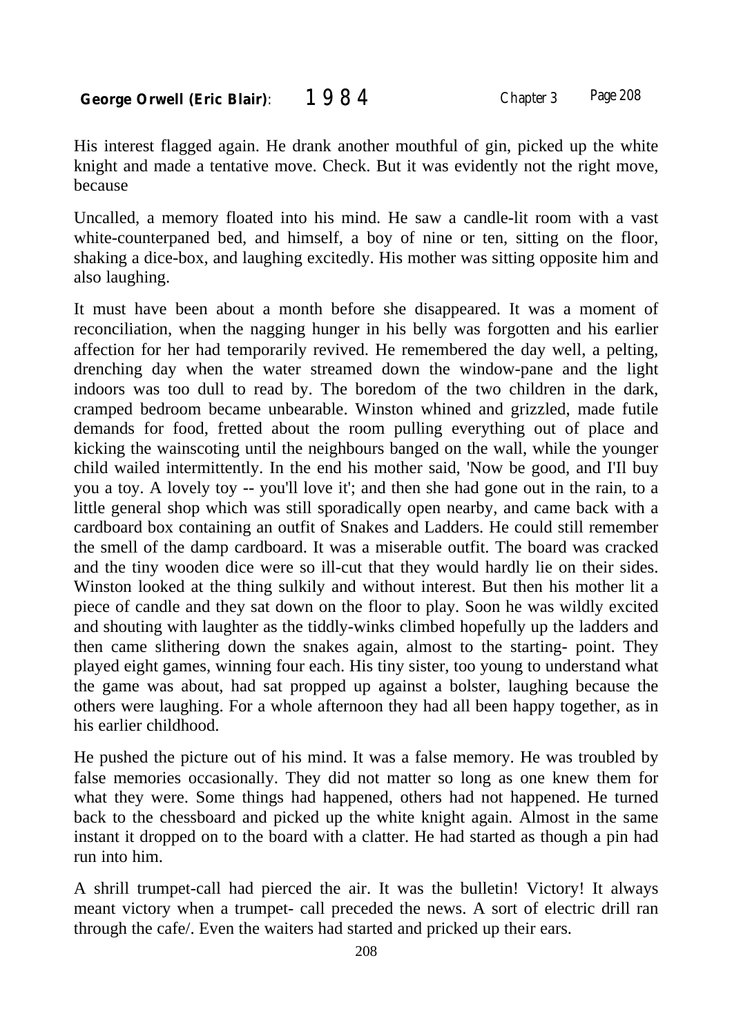His interest flagged again. He drank another mouthful of gin, picked up the white knight and made a tentative move. Check. But it was evidently not the right move, because

Uncalled, a memory floated into his mind. He saw a candle-lit room with a vast white-counterpaned bed, and himself, a boy of nine or ten, sitting on the floor, shaking a dice-box, and laughing excitedly. His mother was sitting opposite him and also laughing.

It must have been about a month before she disappeared. It was a moment of reconciliation, when the nagging hunger in his belly was forgotten and his earlier affection for her had temporarily revived. He remembered the day well, a pelting, drenching day when the water streamed down the window-pane and the light indoors was too dull to read by. The boredom of the two children in the dark, cramped bedroom became unbearable. Winston whined and grizzled, made futile demands for food, fretted about the room pulling everything out of place and kicking the wainscoting until the neighbours banged on the wall, while the younger child wailed intermittently. In the end his mother said, 'Now be good, and I'll buy you a toy. A lovely toy -- you'll love it'; and then she had gone out in the rain, to a little general shop which was still sporadically open nearby, and came back with a cardboard box containing an outfit of Snakes and Ladders. He could still remember the smell of the damp cardboard. It was a miserable outfit. The board was cracked and the tiny wooden dice were so ill-cut that they would hardly lie on their sides. Winston looked at the thing sulkily and without interest. But then his mother lit a piece of candle and they sat down on the floor to play. Soon he was wildly excited and shouting with laughter as the tiddly-winks climbed hopefully up the ladders and then came slithering down the snakes again, almost to the starting- point. They played eight games, winning four each. His tiny sister, too young to understand what the game was about, had sat propped up against a bolster, laughing because the others were laughing. For a whole afternoon they had all been happy together, as in his earlier childhood.

He pushed the picture out of his mind. It was a false memory. He was troubled by false memories occasionally. They did not matter so long as one knew them for what they were. Some things had happened, others had not happened. He turned back to the chessboard and picked up the white knight again. Almost in the same instant it dropped on to the board with a clatter. He had started as though a pin had run into him.

A shrill trumpet-call had pierced the air. It was the bulletin! Victory! It always meant victory when a trumpet- call preceded the news. A sort of electric drill ran through the cafe/. Even the waiters had started and pricked up their ears.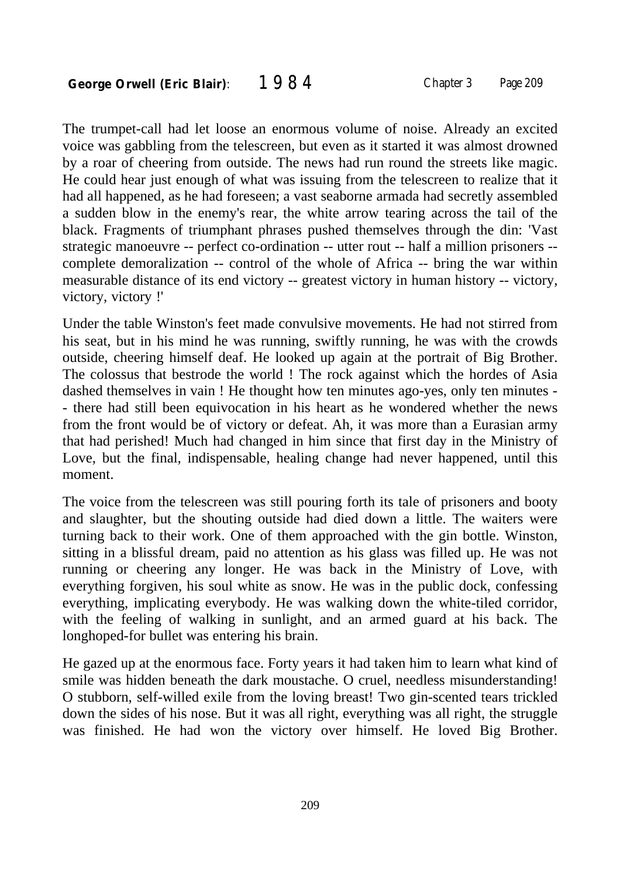The trumpet-call had let loose an enormous volume of noise. Already an excited voice was gabbling from the telescreen, but even as it started it was almost drowned by a roar of cheering from outside. The news had run round the streets like magic. He could hear just enough of what was issuing from the telescreen to realize that it had all happened, as he had foreseen; a vast seaborne armada had secretly assembled a sudden blow in the enemy's rear, the white arrow tearing across the tail of the black. Fragments of triumphant phrases pushed themselves through the din: 'Vast strategic manoeuvre -- perfect co-ordination -- utter rout -- half a million prisoners -- complete demoralization -- control of the whole of Africa -- bring the war within measurable distance of its end victory -- greatest victory in human history -- victory, victory, victory !'

Under the table Winston's feet made convulsive movements. He had not stirred from his seat, but in his mind he was running, swiftly running, he was with the crowds outside, cheering himself deaf. He looked up again at the portrait of Big Brother. The colossus that bestrode the world ! The rock against which the hordes of Asia dashed themselves in vain ! He thought how ten minutes ago-yes, only ten minutes -- there had still been equivocation in his heart as he wondered whether the news from the front would be of victory or defeat. Ah, it was more than a Eurasian army that had perished! Much had changed in him since that first day in the Ministry of Love, but the final, indispensable, healing change had never happened, until this moment.

The voice from the telescreen was still pouring forth its tale of prisoners and booty and slaughter, but the shouting outside had died down a little. The waiters were turning back to their work. One of them approached with the gin bottle. Winston, sitting in a blissful dream, paid no attention as his glass was filled up. He was not running or cheering any longer. He was back in the Ministry of Love, with everything forgiven, his soul white as snow. He was in the public dock, confessing everything, implicating everybody. He was walking down the white-tiled corridor, with the feeling of walking in sunlight, and an armed guard at his back. The longhoped-for bullet was entering his brain.

He gazed up at the enormous face. Forty years it had taken him to learn what kind of smile was hidden beneath the dark moustache. O cruel, needless misunderstanding! O stubborn, self-willed exile from the loving breast! Two gin-scented tears trickled down the sides of his nose. But it was all right, everything was all right, the struggle was finished. He had won the victory over himself. He loved Big Brother.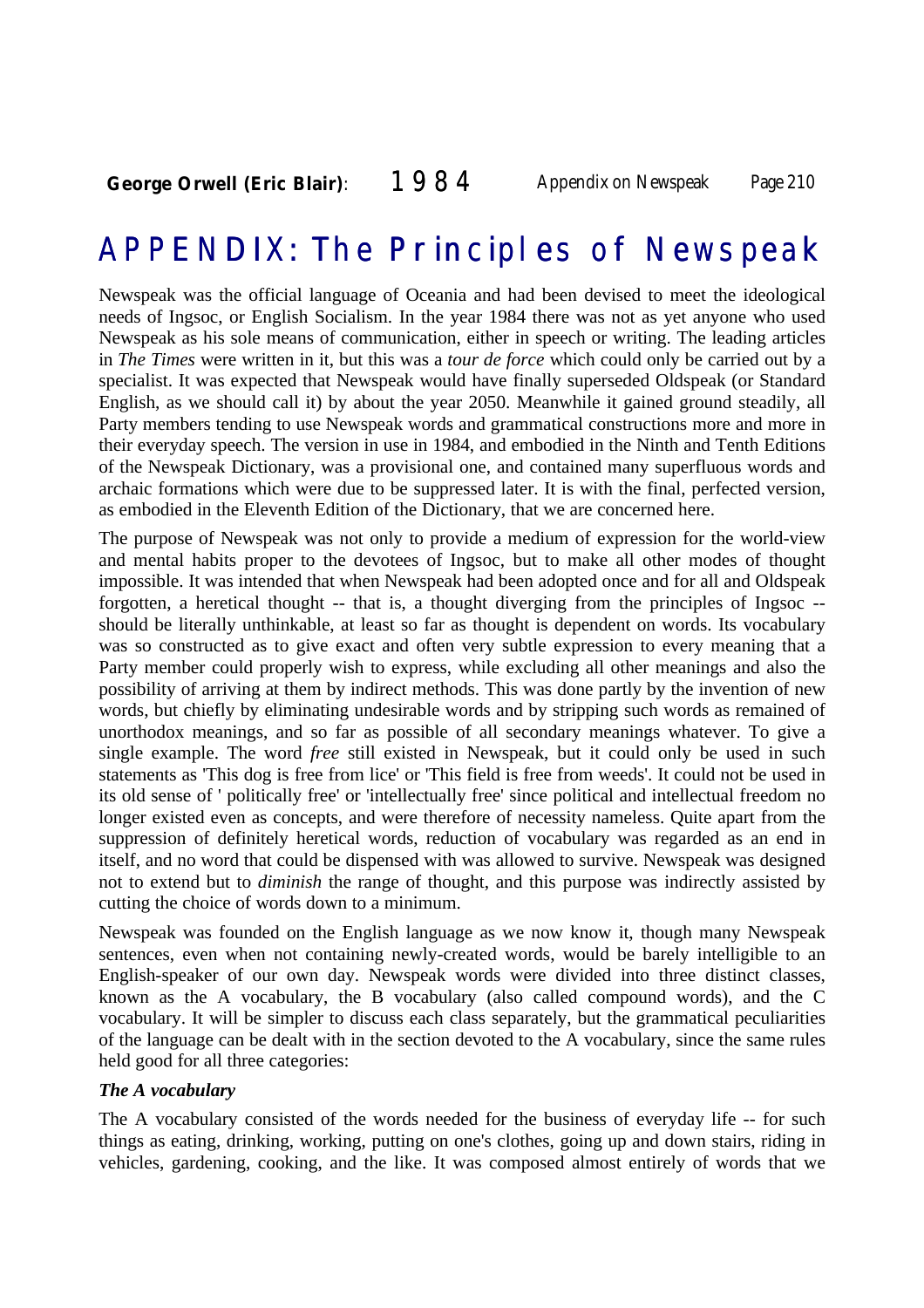# APPENDIX: The Principles of Newspeak

Newspeak was the official language of Oceania and had been devised to meet the ideological needs of Ingsoc, or English Socialism. In the year 1984 there was not as yet anyone who used Newspeak as his sole means of communication, either in speech or writing. The leading articles in *The Times* were written in it, but this was a *tour de force* which could only be carried out by a specialist. It was expected that Newspeak would have finally superseded Oldspeak (or Standard English, as we should call it) by about the year 2050. Meanwhile it gained ground steadily, all Party members tending to use Newspeak words and grammatical constructions more and more in their everyday speech. The version in use in 1984, and embodied in the Ninth and Tenth Editions of the Newspeak Dictionary, was a provisional one, and contained many superfluous words and archaic formations which were due to be suppressed later. It is with the final, perfected version, as embodied in the Eleventh Edition of the Dictionary, that we are concerned here.

The purpose of Newspeak was not only to provide a medium of expression for the world-view and mental habits proper to the devotees of Ingsoc, but to make all other modes of thought impossible. It was intended that when Newspeak had been adopted once and for all and Oldspeak forgotten, a heretical thought -- that is, a thought diverging from the principles of Ingsoc -- should be literally unthinkable, at least so far as thought is dependent on words. Its vocabulary was so constructed as to give exact and often very subtle expression to every meaning that a Party member could properly wish to express, while excluding all other meanings and also the possibility of arriving at them by indirect methods. This was done partly by the invention of new words, but chiefly by eliminating undesirable words and by stripping such words as remained of unorthodox meanings, and so far as possible of all secondary meanings whatever. To give a single example. The word *free* still existed in Newspeak, but it could only be used in such statements as 'This dog is free from lice' or 'This field is free from weeds'. It could not be used in its old sense of ' politically free' or 'intellectually free' since political and intellectual freedom no longer existed even as concepts, and were therefore of necessity nameless. Quite apart from the suppression of definitely heretical words, reduction of vocabulary was regarded as an end in itself, and no word that could be dispensed with was allowed to survive. Newspeak was designed not to extend but to *diminish* the range of thought, and this purpose was indirectly assisted by cutting the choice of words down to a minimum.

Newspeak was founded on the English language as we now know it, though many Newspeak sentences, even when not containing newly-created words, would be barely intelligible to an English-speaker of our own day. Newspeak words were divided into three distinct classes, known as the A vocabulary, the B vocabulary (also called compound words), and the C vocabulary. It will be simpler to discuss each class separately, but the grammatical peculiarities of the language can be dealt with in the section devoted to the A vocabulary, since the same rules held good for all three categories:

***The A vocabulary***

The A vocabulary consisted of the words needed for the business of everyday life -- for such things as eating, drinking, working, putting on one's clothes, going up and down stairs, riding in vehicles, gardening, cooking, and the like. It was composed almost entirely of words that we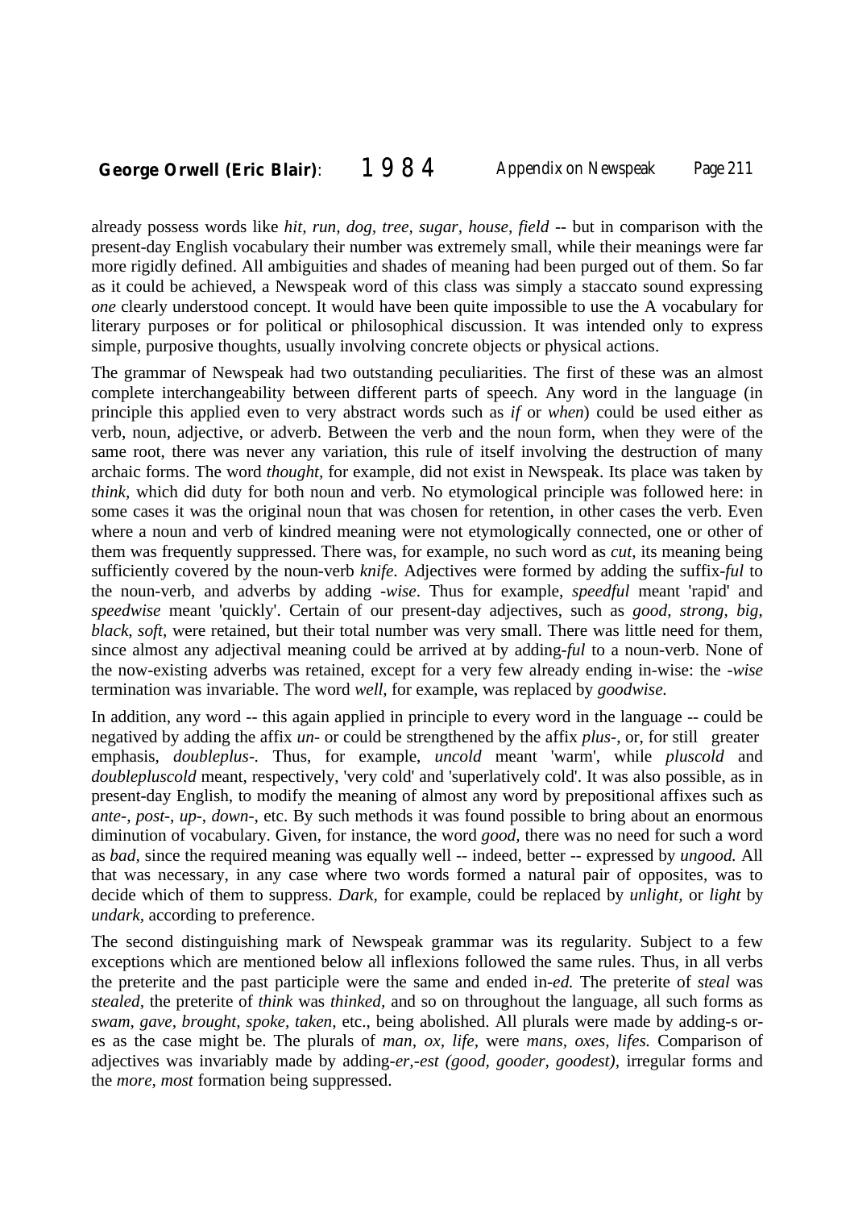already possess words like *hit, run, dog, tree, sugar, house, field* -- but in comparison with the present-day English vocabulary their number was extremely small, while their meanings were far more rigidly defined. All ambiguities and shades of meaning had been purged out of them. So far as it could be achieved, a Newspeak word of this class was simply a staccato sound expressing *one* clearly understood concept. It would have been quite impossible to use the A vocabulary for literary purposes or for political or philosophical discussion. It was intended only to express simple, purposive thoughts, usually involving concrete objects or physical actions.

The grammar of Newspeak had two outstanding peculiarities. The first of these was an almost complete interchangeability between different parts of speech. Any word in the language (in principle this applied even to very abstract words such as *if* or *when*) could be used either as verb, noun, adjective, or adverb. Between the verb and the noun form, when they were of the same root, there was never any variation, this rule of itself involving the destruction of many archaic forms. The word *thought,* for example, did not exist in Newspeak. Its place was taken by *think,* which did duty for both noun and verb. No etymological principle was followed here: in some cases it was the original noun that was chosen for retention, in other cases the verb. Even where a noun and verb of kindred meaning were not etymologically connected, one or other of them was frequently suppressed. There was, for example, no such word as *cut,* its meaning being sufficiently covered by the noun-verb *knife.* Adjectives were formed by adding the suffix-*ful* to the noun-verb, and adverbs by adding *-wise*. Thus for example, *speedful* meant 'rapid' and *speedwise* meant 'quickly'. Certain of our present-day adjectives, such as *good, strong, big, black, soft,* were retained, but their total number was very small. There was little need for them, since almost any adjectival meaning could be arrived at by adding-*ful* to a noun-verb. None of the now-existing adverbs was retained, except for a very few already ending in-wise: the *-wise* termination was invariable. The word *well,* for example, was replaced by *goodwise.*

In addition, any word -- this again applied in principle to every word in the language -- could be negatived by adding the affix *un-* or could be strengthened by the affix *plus-*, or, for still greater emphasis, *doubleplus-.* Thus, for example, *uncold* meant 'warm', while *pluscold* and *doublepluscold* meant, respectively, 'very cold' and 'superlatively cold'. It was also possible, as in present-day English, to modify the meaning of almost any word by prepositional affixes such as *ante-*, *post-*, *up-*, *down-*, etc. By such methods it was found possible to bring about an enormous diminution of vocabulary. Given, for instance, the word *good,* there was no need for such a word as *bad,* since the required meaning was equally well -- indeed, better -- expressed by *ungood.* All that was necessary, in any case where two words formed a natural pair of opposites, was to decide which of them to suppress. *Dark,* for example, could be replaced by *unlight,* or *light* by *undark,* according to preference.

The second distinguishing mark of Newspeak grammar was its regularity. Subject to a few exceptions which are mentioned below all inflexions followed the same rules. Thus, in all verbs the preterite and the past participle were the same and ended in-*ed.* The preterite of *steal* was *stealed,* the preterite of *think* was *thinked,* and so on throughout the language, all such forms as *swam, gave, brought, spoke, taken,* etc., being abolished. All plurals were made by adding-s or-es as the case might be. The plurals of *man, ox, life,* were *mans, oxes, lifes.* Comparison of adjectives was invariably made by adding-*er,-est (good, gooder, goodest),* irregular forms and the *more, most* formation being suppressed.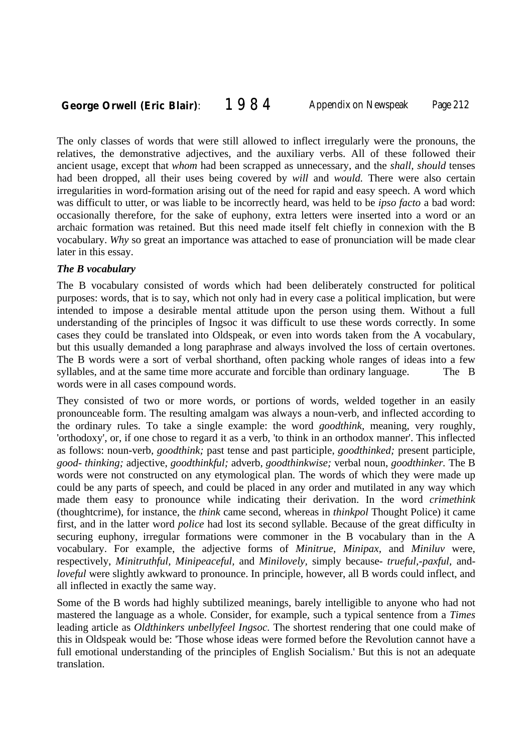The only classes of words that were still allowed to inflect irregularly were the pronouns, the relatives, the demonstrative adjectives, and the auxiliary verbs. All of these followed their ancient usage, except that *whom* had been scrapped as unnecessary, and the *shall, should* tenses had been dropped, all their uses being covered by *will* and *would.* There were also certain irregularities in word-formation arising out of the need for rapid and easy speech. A word which was difficult to utter, or was liable to be incorrectly heard, was held to be *ipso facto* a bad word: occasionally therefore, for the sake of euphony, extra letters were inserted into a word or an archaic formation was retained. But this need made itself felt chiefly in connexion with the B vocabulary. *Why* so great an importance was attached to ease of pronunciation will be made clear later in this essay.

***The B vocabulary***

The B vocabulary consisted of words which had been deliberately constructed for political purposes: words, that is to say, which not only had in every case a political implication, but were intended to impose a desirable mental attitude upon the person using them. Without a full understanding of the principles of Ingsoc it was difficult to use these words correctly. In some cases they couId be translated into Oldspeak, or even into words taken from the A vocabulary, but this usually demanded a long paraphrase and always involved the loss of certain overtones. The B words were a sort of verbal shorthand, often packing whole ranges of ideas into a few syllables, and at the same time more accurate and forcible than ordinary language. The B words were in all cases compound words.

They consisted of two or more words, or portions of words, welded together in an easily pronounceable form. The resulting amalgam was always a noun-verb, and inflected according to the ordinary rules. To take a single example: the word *goodthink*, meaning, very roughly, 'orthodoxy', or, if one chose to regard it as a verb, 'to think in an orthodox manner'. This inflected as follows: noun-verb, *goodthink;* past tense and past participle, *goodthinked;* present participle, *good- thinking;* adjective, *goodthinkful;* adverb, *goodthinkwise;* verbal noun, *goodthinker.* The B words were not constructed on any etymological plan. The words of which they were made up could be any parts of speech, and could be placed in any order and mutilated in any way which made them easy to pronounce while indicating their derivation. In the word *crimethink* (thoughtcrime), for instance, the *think* came second, whereas in *thinkpol* Thought Police) it came first, and in the latter word *police* had lost its second syllable. Because of the great difficuIty in securing euphony, irregular formations were commoner in the B vocabulary than in the A vocabulary. For example, the adjective forms of *Minitrue*, *Minipax*, and *Miniluv* were, respectively, *Minitruthful, Minipeaceful,* and *Minilovely,* simply because- *trueful,-paxful,* and-*loveful* were slightly awkward to pronounce. In principle, however, all B words could inflect, and all inflected in exactly the same way.

Some of the B words had highly subtilized meanings, barely intelligible to anyone who had not mastered the language as a whole. Consider, for example, such a typical sentence from a *Times* leading article as *Oldthinkers unbellyfeel Ingsoc.* The shortest rendering that one could make of this in Oldspeak would be: 'Those whose ideas were formed before the Revolution cannot have a full emotional understanding of the principles of English Socialism.' But this is not an adequate translation.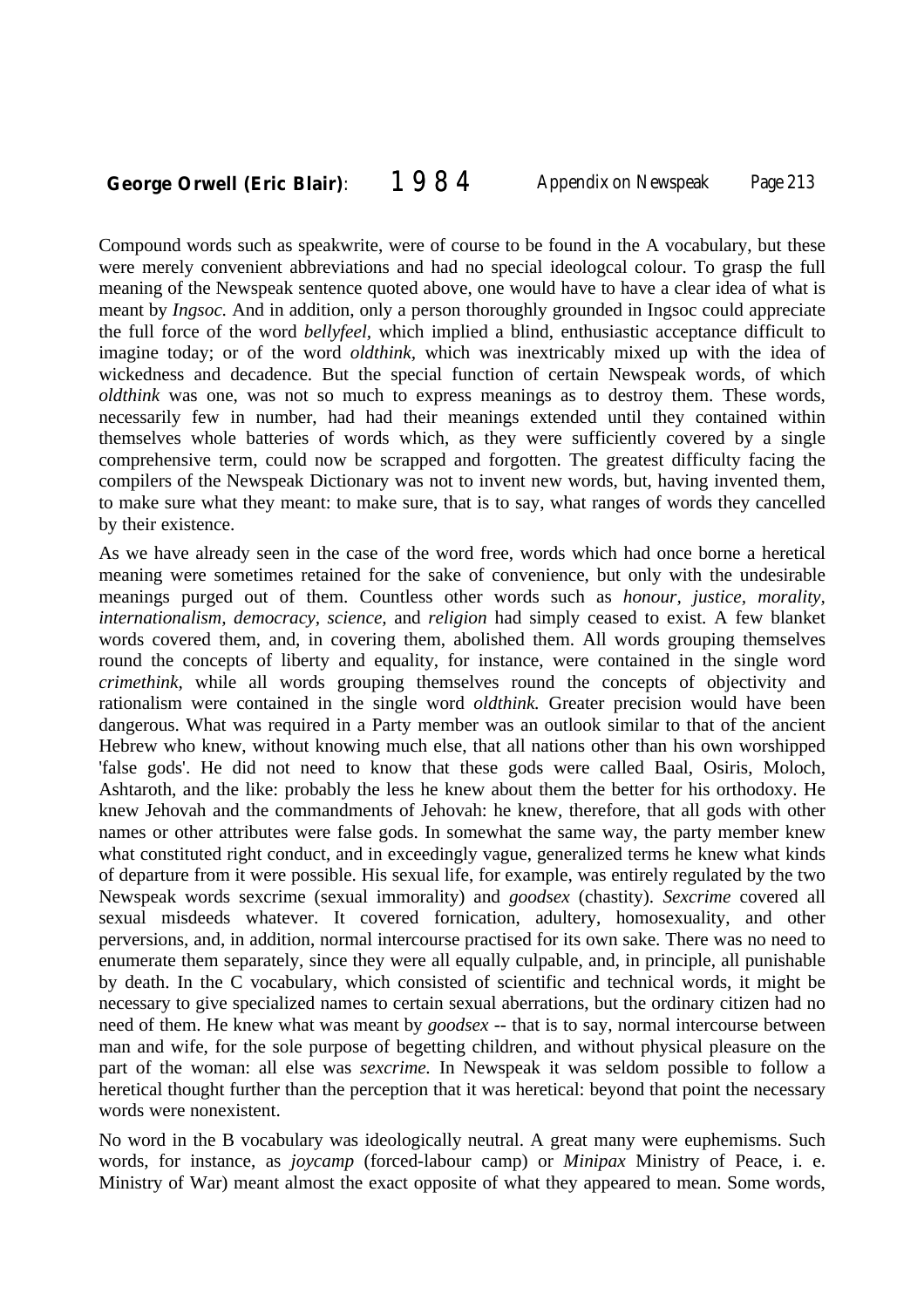Compound words such as speakwrite, were of course to be found in the A vocabulary, but these were merely convenient abbreviations and had no special ideologcal colour. To grasp the full meaning of the Newspeak sentence quoted above, one would have to have a clear idea of what is meant by *Ingsoc.* And in addition, only a person thoroughly grounded in Ingsoc could appreciate the full force of the word *bellyfeel,* which implied a blind, enthusiastic acceptance difficult to imagine today; or of the word *oldthink,* which was inextricably mixed up with the idea of wickedness and decadence. But the special function of certain Newspeak words, of which *oldthink* was one, was not so much to express meanings as to destroy them. These words, necessarily few in number, had had their meanings extended until they contained within themselves whole batteries of words which, as they were sufficiently covered by a single comprehensive term, could now be scrapped and forgotten. The greatest difficulty facing the compilers of the Newspeak Dictionary was not to invent new words, but, having invented them, to make sure what they meant: to make sure, that is to say, what ranges of words they cancelled by their existence.

As we have already seen in the case of the word free, words which had once borne a heretical meaning were sometimes retained for the sake of convenience, but only with the undesirable meanings purged out of them. Countless other words such as *honour, justice, morality, internationalism, democracy, science,* and *religion* had simply ceased to exist. A few blanket words covered them, and, in covering them, abolished them. All words grouping themselves round the concepts of liberty and equality, for instance, were contained in the single word *crimethink,* while all words grouping themselves round the concepts of objectivity and rationalism were contained in the single word *oldthink.* Greater precision would have been dangerous. What was required in a Party member was an outlook similar to that of the ancient Hebrew who knew, without knowing much else, that all nations other than his own worshipped 'false gods'. He did not need to know that these gods were called Baal, Osiris, Moloch, Ashtaroth, and the like: probably the less he knew about them the better for his orthodoxy. He knew Jehovah and the commandments of Jehovah: he knew, therefore, that all gods with other names or other attributes were false gods. In somewhat the same way, the party member knew what constituted right conduct, and in exceedingly vague, generalized terms he knew what kinds of departure from it were possible. His sexual life, for example, was entirely regulated by the two Newspeak words sexcrime (sexual immorality) and *goodsex* (chastity). *Sexcrime* covered all sexual misdeeds whatever. It covered fornication, adultery, homosexuality, and other perversions, and, in addition, normal intercourse practised for its own sake. There was no need to enumerate them separately, since they were all equally culpable, and, in principle, all punishable by death. In the C vocabulary, which consisted of scientific and technical words, it might be necessary to give specialized names to certain sexual aberrations, but the ordinary citizen had no need of them. He knew what was meant by *goodsex* -- that is to say, normal intercourse between man and wife, for the sole purpose of begetting children, and without physical pleasure on the part of the woman: all else was *sexcrime.* In Newspeak it was seldom possible to follow a heretical thought further than the perception that it was heretical: beyond that point the necessary words were nonexistent.

No word in the B vocabulary was ideologically neutral. A great many were euphemisms. Such words, for instance, as *joycamp* (forced-labour camp) or *Minipax* Ministry of Peace, i. e. Ministry of War) meant almost the exact opposite of what they appeared to mean. Some words,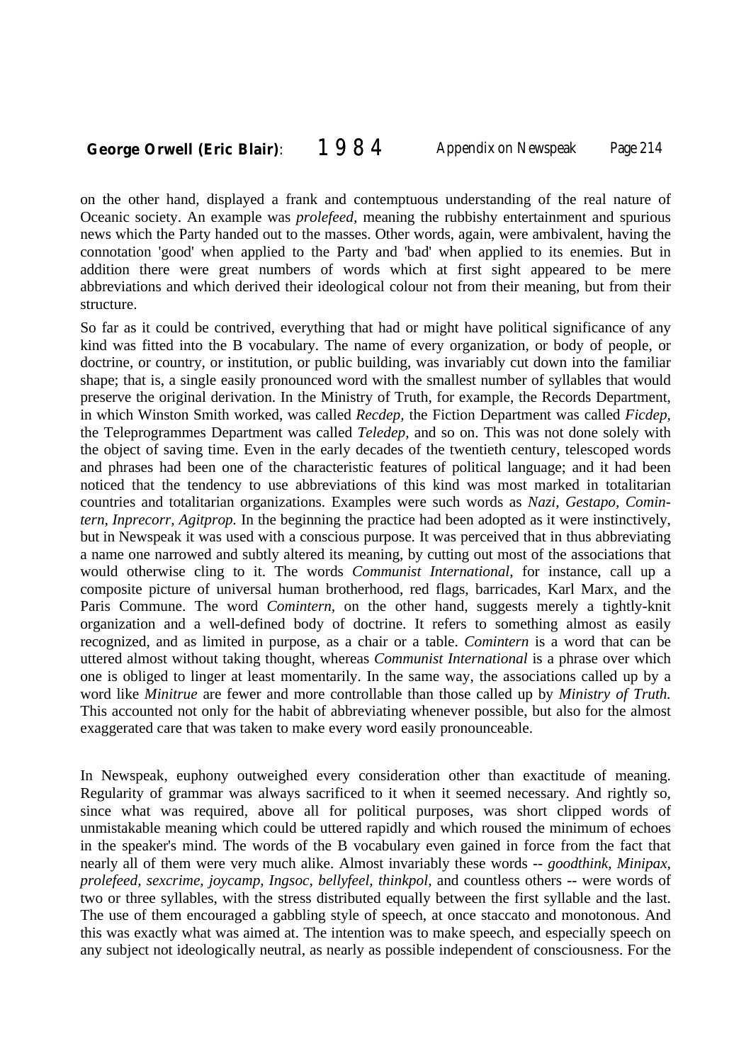on the other hand, displayed a frank and contemptuous understanding of the real nature of Oceanic society. An example was *prolefeed,* meaning the rubbishy entertainment and spurious news which the Party handed out to the masses. Other words, again, were ambivalent, having the connotation 'good' when applied to the Party and 'bad' when applied to its enemies. But in addition there were great numbers of words which at first sight appeared to be mere abbreviations and which derived their ideological colour not from their meaning, but from their structure.

So far as it could be contrived, everything that had or might have political significance of any kind was fitted into the B vocabulary. The name of every organization, or body of people, or doctrine, or country, or institution, or public building, was invariably cut down into the familiar shape; that is, a single easily pronounced word with the smallest number of syllables that would preserve the original derivation. In the Ministry of Truth, for example, the Records Department, in which Winston Smith worked, was called *Recdep,* the Fiction Department was called *Ficdep,* the Teleprogrammes Department was called *Teledep,* and so on. This was not done solely with the object of saving time. Even in the early decades of the twentieth century, telescoped words and phrases had been one of the characteristic features of political language; and it had been noticed that the tendency to use abbreviations of this kind was most marked in totalitarian countries and totalitarian organizations. Examples were such words as *Nazi, Gestapo, Comintern, Inprecorr, Agitprop.* In the beginning the practice had been adopted as it were instinctively, but in Newspeak it was used with a conscious purpose. It was perceived that in thus abbreviating a name one narrowed and subtly altered its meaning, by cutting out most of the associations that would otherwise cling to it. The words *Communist International,* for instance, call up a composite picture of universal human brotherhood, red flags, barricades, Karl Marx, and the Paris Commune. The word *Comintern,* on the other hand, suggests merely a tightly-knit organization and a well-defined body of doctrine. It refers to something almost as easily recognized, and as limited in purpose, as a chair or a table. *Comintern* is a word that can be uttered almost without taking thought, whereas *Communist International* is a phrase over which one is obliged to linger at least momentarily. In the same way, the associations called up by a word like *Minitrue* are fewer and more controllable than those called up by *Ministry of Truth.* This accounted not only for the habit of abbreviating whenever possible, but also for the almost exaggerated care that was taken to make every word easily pronounceable.

In Newspeak, euphony outweighed every consideration other than exactitude of meaning. Regularity of grammar was always sacrificed to it when it seemed necessary. And rightly so, since what was required, above all for political purposes, was short clipped words of unmistakable meaning which could be uttered rapidly and which roused the minimum of echoes in the speaker's mind. The words of the B vocabulary even gained in force from the fact that nearly all of them were very much alike. Almost invariably these words -- *goodthink, Minipax, prolefeed, sexcrime, joycamp, Ingsoc, bellyfeel, thinkpol,* and countless others -- were words of two or three syllables, with the stress distributed equally between the first syllable and the last. The use of them encouraged a gabbling style of speech, at once staccato and monotonous. And this was exactly what was aimed at. The intention was to make speech, and especially speech on any subject not ideologically neutral, as nearly as possible independent of consciousness. For the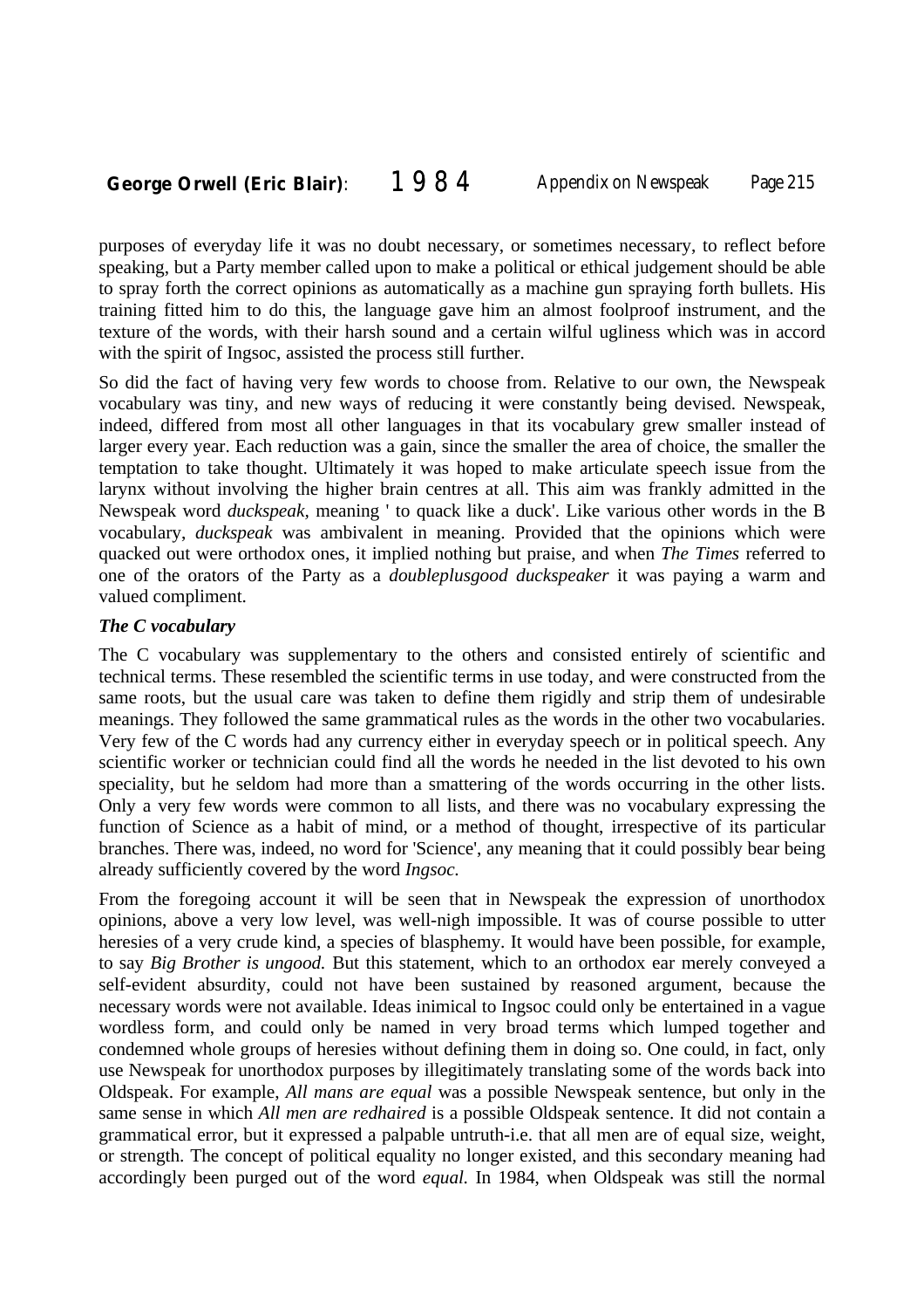purposes of everyday life it was no doubt necessary, or sometimes necessary, to reflect before speaking, but a Party member called upon to make a political or ethical judgement should be able to spray forth the correct opinions as automatically as a machine gun spraying forth bullets. His training fitted him to do this, the language gave him an almost foolproof instrument, and the texture of the words, with their harsh sound and a certain wilful ugliness which was in accord with the spirit of Ingsoc, assisted the process still further.

So did the fact of having very few words to choose from. Relative to our own, the Newspeak vocabulary was tiny, and new ways of reducing it were constantly being devised. Newspeak, indeed, differed from most all other languages in that its vocabulary grew smaller instead of larger every year. Each reduction was a gain, since the smaller the area of choice, the smaller the temptation to take thought. Ultimately it was hoped to make articulate speech issue from the larynx without involving the higher brain centres at all. This aim was frankly admitted in the Newspeak word *duckspeak*, meaning ' to quack like a duck'. Like various other words in the B vocabulary, *duckspeak* was ambivalent in meaning. Provided that the opinions which were quacked out were orthodox ones, it implied nothing but praise, and when *The Times* referred to one of the orators of the Party as a *doubleplusgood duckspeaker* it was paying a warm and valued compliment.

***The C vocabulary***

The C vocabulary was supplementary to the others and consisted entirely of scientific and technical terms. These resembled the scientific terms in use today, and were constructed from the same roots, but the usual care was taken to define them rigidly and strip them of undesirable meanings. They followed the same grammatical rules as the words in the other two vocabularies. Very few of the C words had any currency either in everyday speech or in political speech. Any scientific worker or technician could find all the words he needed in the list devoted to his own speciality, but he seldom had more than a smattering of the words occurring in the other lists. Only a very few words were common to all lists, and there was no vocabulary expressing the function of Science as a habit of mind, or a method of thought, irrespective of its particular branches. There was, indeed, no word for 'Science', any meaning that it could possibly bear being already sufficiently covered by the word *Ingsoc.*

From the foregoing account it will be seen that in Newspeak the expression of unorthodox opinions, above a very low level, was well-nigh impossible. It was of course possible to utter heresies of a very crude kind, a species of blasphemy. It would have been possible, for example, to say *Big Brother is ungood.* But this statement, which to an orthodox ear merely conveyed a self-evident absurdity, could not have been sustained by reasoned argument, because the necessary words were not available. Ideas inimical to Ingsoc could only be entertained in a vague wordless form, and could only be named in very broad terms which lumped together and condemned whole groups of heresies without defining them in doing so. One could, in fact, only use Newspeak for unorthodox purposes by illegitimately translating some of the words back into Oldspeak. For example, *All mans are equal* was a possible Newspeak sentence, but only in the same sense in which *All men are redhaired* is a possible Oldspeak sentence. It did not contain a grammatical error, but it expressed a palpable untruth-i.e. that all men are of equal size, weight, or strength. The concept of political equality no longer existed, and this secondary meaning had accordingly been purged out of the word *equal.* In 1984, when Oldspeak was still the normal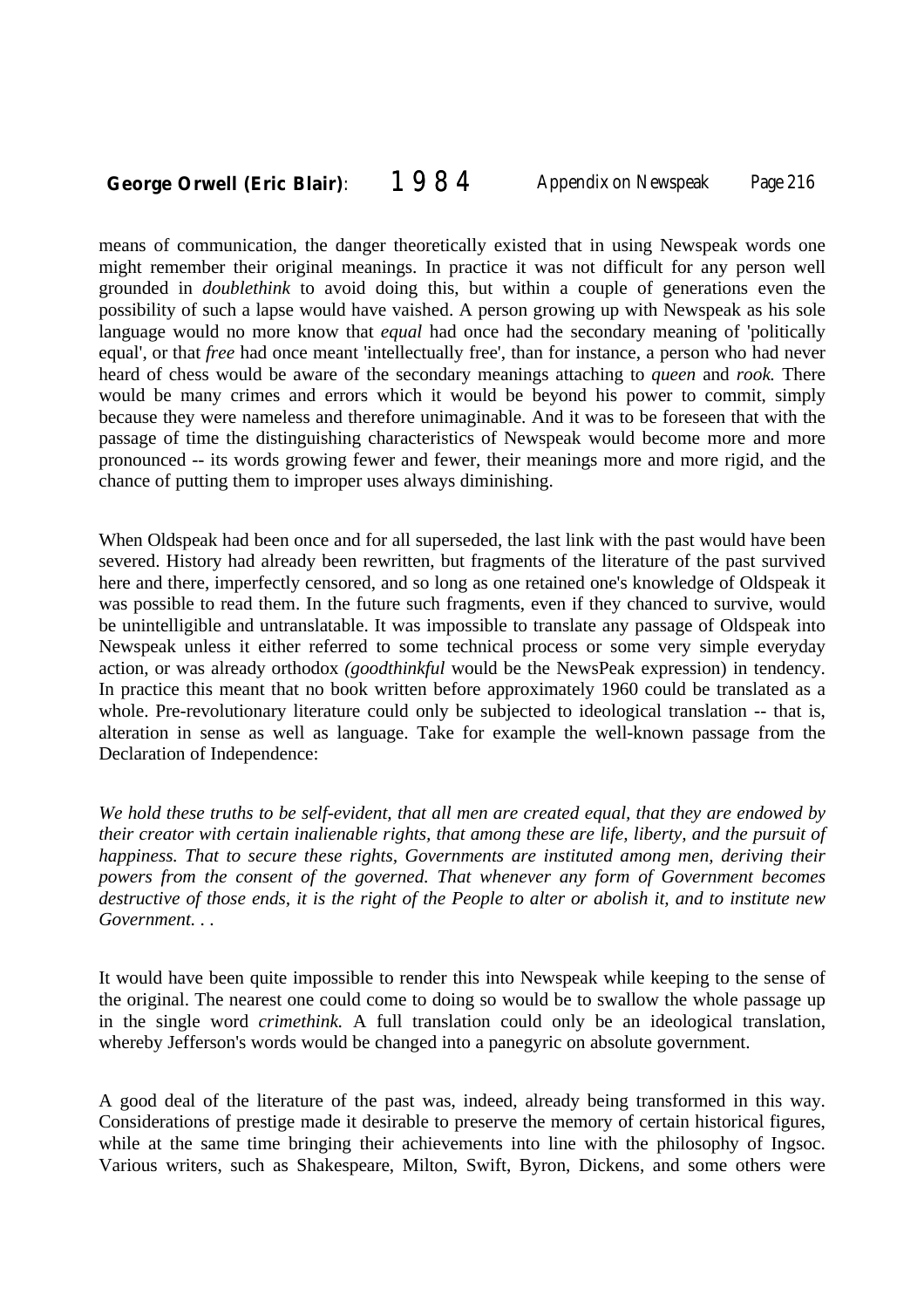means of communication, the danger theoretically existed that in using Newspeak words one might remember their original meanings. In practice it was not difficult for any person well grounded in *doublethink* to avoid doing this, but within a couple of generations even the possibility of such a lapse would have vaished. A person growing up with Newspeak as his sole language would no more know that *equal* had once had the secondary meaning of 'politically equal', or that *free* had once meant 'intellectually free', than for instance, a person who had never heard of chess would be aware of the secondary meanings attaching to *queen* and *rook.* There would be many crimes and errors which it would be beyond his power to commit, simply because they were nameless and therefore unimaginable. And it was to be foreseen that with the passage of time the distinguishing characteristics of Newspeak would become more and more pronounced -- its words growing fewer and fewer, their meanings more and more rigid, and the chance of putting them to improper uses always diminishing.

When Oldspeak had been once and for all superseded, the last link with the past would have been severed. History had already been rewritten, but fragments of the literature of the past survived here and there, imperfectly censored, and so long as one retained one's knowledge of Oldspeak it was possible to read them. In the future such fragments, even if they chanced to survive, would be unintelligible and untranslatable. It was impossible to translate any passage of Oldspeak into Newspeak unless it either referred to some technical process or some very simple everyday action, or was already orthodox *(goodthinkful* would be the NewsPeak expression) in tendency. In practice this meant that no book written before approximately 1960 could be translated as a whole. Pre-revolutionary literature could only be subjected to ideological translation -- that is, alteration in sense as well as language. Take for example the well-known passage from the Declaration of Independence:

*We hold these truths to be self-evident, that all men are created equal, that they are endowed by their creator with certain inalienable rights, that among these are life, liberty, and the pursuit of happiness. That to secure these rights, Governments are instituted among men, deriving their powers from the consent of the governed. That whenever any form of Government becomes destructive of those ends, it is the right of the People to alter or abolish it, and to institute new Government. . .*

It would have been quite impossible to render this into Newspeak while keeping to the sense of the original. The nearest one could come to doing so would be to swallow the whole passage up in the single word *crimethink.* A full translation could only be an ideological translation, whereby Jefferson's words would be changed into a panegyric on absolute government.

A good deal of the literature of the past was, indeed, already being transformed in this way. Considerations of prestige made it desirable to preserve the memory of certain historical figures, while at the same time bringing their achievements into line with the philosophy of Ingsoc. Various writers, such as Shakespeare, Milton, Swift, Byron, Dickens, and some others were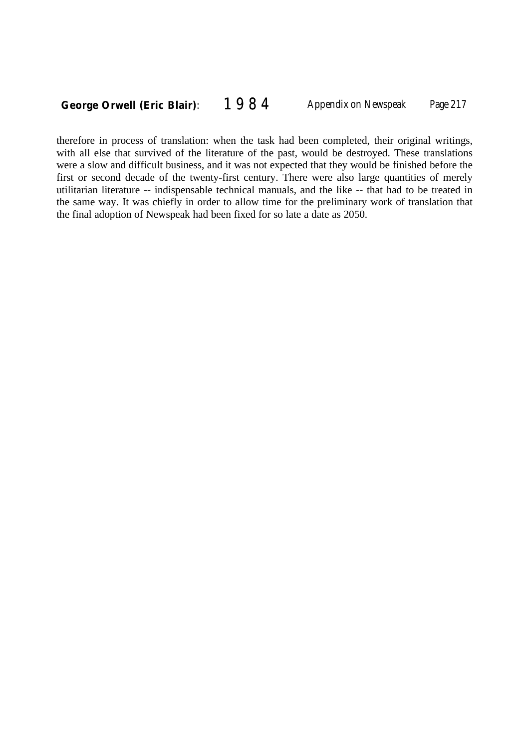therefore in process of translation: when the task had been completed, their original writings, with all else that survived of the literature of the past, would be destroyed. These translations were a slow and difficult business, and it was not expected that they would be finished before the first or second decade of the twenty-first century. There were also large quantities of merely utilitarian literature -- indispensable technical manuals, and the like -- that had to be treated in the same way. It was chiefly in order to allow time for the preliminary work of translation that the final adoption of Newspeak had been fixed for so late a date as 2050.